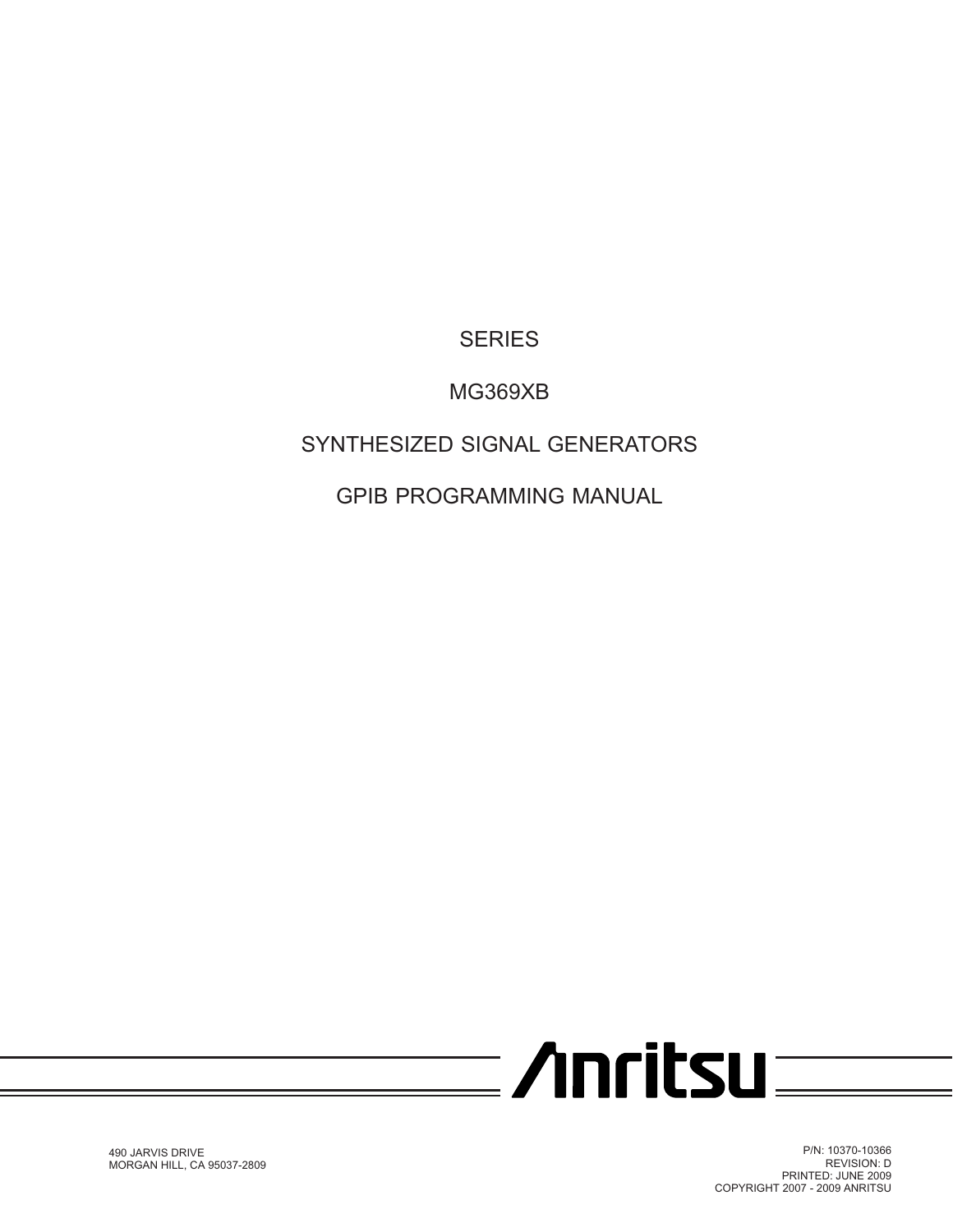# SERIES

# MG369XB

# SYNTHESIZED SIGNAL GENERATORS

# GPIB PROGRAMMING MANUAL

Anritsu

490 JARVIS DRIVE
MORGAN HILL, CA 95037-2809

P/N: 10370-10366
REVISION: D
PRINTED: JUNE 2009
COPYRIGHT 2007 - 2009 ANRITSU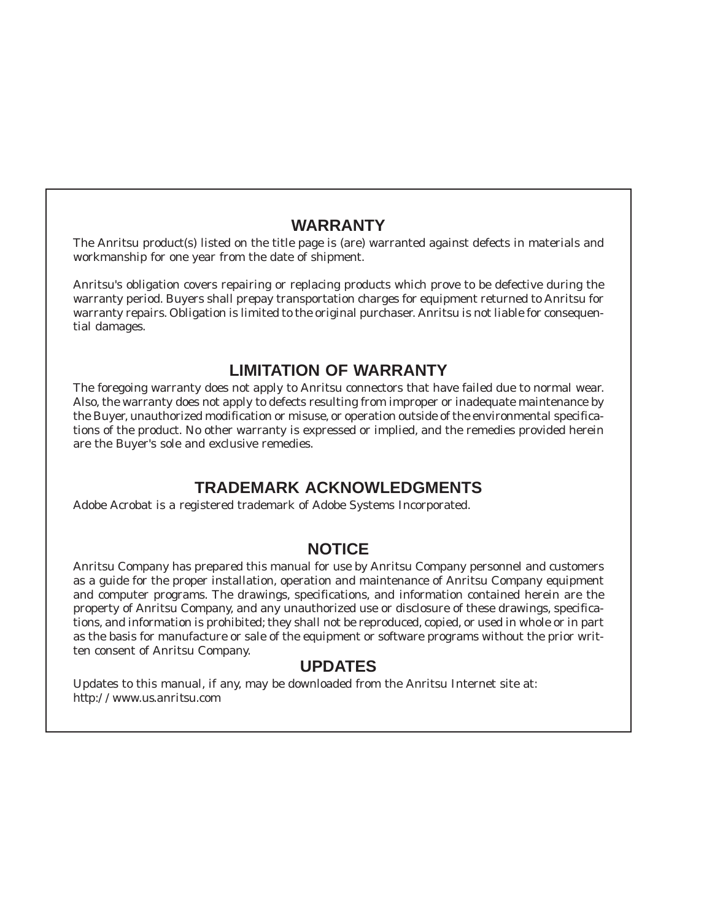## WARRANTY

The Anritsu product(s) listed on the title page is (are) warranted against defects in materials and workmanship for one year from the date of shipment.

Anritsu's obligation covers repairing or replacing products which prove to be defective during the warranty period. Buyers shall prepay transportation charges for equipment returned to Anritsu for warranty repairs. Obligation is limited to the original purchaser. Anritsu is not liable for consequential damages.

## LIMITATION OF WARRANTY

The foregoing warranty does not apply to Anritsu connectors that have failed due to normal wear. Also, the warranty does not apply to defects resulting from improper or inadequate maintenance by the Buyer, unauthorized modification or misuse, or operation outside of the environmental specifications of the product. No other warranty is expressed or implied, and the remedies provided herein are the Buyer's sole and exclusive remedies.

## TRADEMARK ACKNOWLEDGMENTS

Adobe Acrobat is a registered trademark of Adobe Systems Incorporated.

## NOTICE

Anritsu Company has prepared this manual for use by Anritsu Company personnel and customers as a guide for the proper installation, operation and maintenance of Anritsu Company equipment and computer programs. The drawings, specifications, and information contained herein are the property of Anritsu Company, and any unauthorized use or disclosure of these drawings, specifications, and information is prohibited; they shall not be reproduced, copied, or used in whole or in part as the basis for manufacture or sale of the equipment or software programs without the prior written consent of Anritsu Company.

## UPDATES

Updates to this manual, if any, may be downloaded from the Anritsu Internet site at:
http://www.us.anritsu.com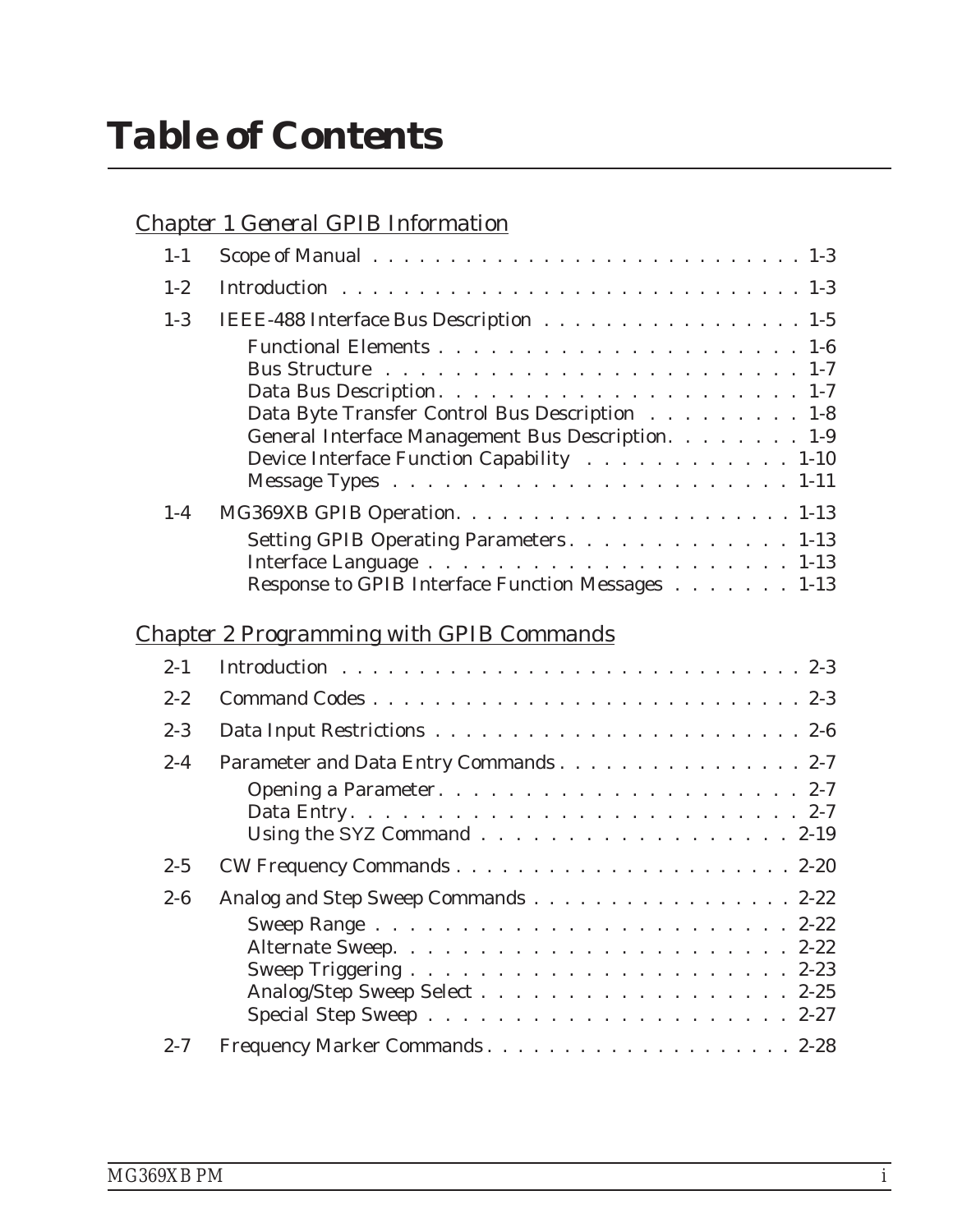# Table of Contents

## Chapter 1 General GPIB Information

1-1 Scope of Manual . . . . . . . . . . . . . . . . . . . . . . . . . . . . 1-3

1-2 Introduction . . . . . . . . . . . . . . . . . . . . . . . . . . . . . . 1-3

1-3 IEEE-488 Interface Bus Description . . . . . . . . . . . . . . . . . . 1-5

- Functional Elements . . . . . . . . . . . . . . . . . . . . . . 1-6
- Bus Structure . . . . . . . . . . . . . . . . . . . . . . . . . 1-7
- Data Bus Description. . . . . . . . . . . . . . . . . . . . . . 1-7
- Data Byte Transfer Control Bus Description . . . . . . . . . . 1-8
- General Interface Management Bus Description. . . . . . . . . 1-9
- Device Interface Function Capability . . . . . . . . . . . . . 1-10
- Message Types . . . . . . . . . . . . . . . . . . . . . . . . . 1-11

1-4 MG369XB GPIB Operation. . . . . . . . . . . . . . . . . . . . . . . 1-13

- Setting GPIB Operating Parameters. . . . . . . . . . . . . . 1-13
- Interface Language . . . . . . . . . . . . . . . . . . . . . . 1-13
- Response to GPIB Interface Function Messages . . . . . . . . 1-13

## Chapter 2 Programming with GPIB Commands

2-1 Introduction . . . . . . . . . . . . . . . . . . . . . . . . . . . . . . 2-3

2-2 Command Codes . . . . . . . . . . . . . . . . . . . . . . . . . . . . 2-3

2-3 Data Input Restrictions . . . . . . . . . . . . . . . . . . . . . . . . 2-6

2-4 Parameter and Data Entry Commands . . . . . . . . . . . . . . . . 2-7

- Opening a Parameter. . . . . . . . . . . . . . . . . . . . . . 2-7
- Data Entry. . . . . . . . . . . . . . . . . . . . . . . . . . . 2-7
- Using the SYZ Command . . . . . . . . . . . . . . . . . . . 2-19

2-5 CW Frequency Commands . . . . . . . . . . . . . . . . . . . . . . 2-20

2-6 Analog and Step Sweep Commands . . . . . . . . . . . . . . . . . 2-22

- Sweep Range . . . . . . . . . . . . . . . . . . . . . . . . . 2-22
- Alternate Sweep. . . . . . . . . . . . . . . . . . . . . . . . 2-22
- Sweep Triggering . . . . . . . . . . . . . . . . . . . . . . . 2-23
- Analog/Step Sweep Select . . . . . . . . . . . . . . . . . . . 2-25
- Special Step Sweep . . . . . . . . . . . . . . . . . . . . . . 2-27

2-7 Frequency Marker Commands . . . . . . . . . . . . . . . . . . . . 2-28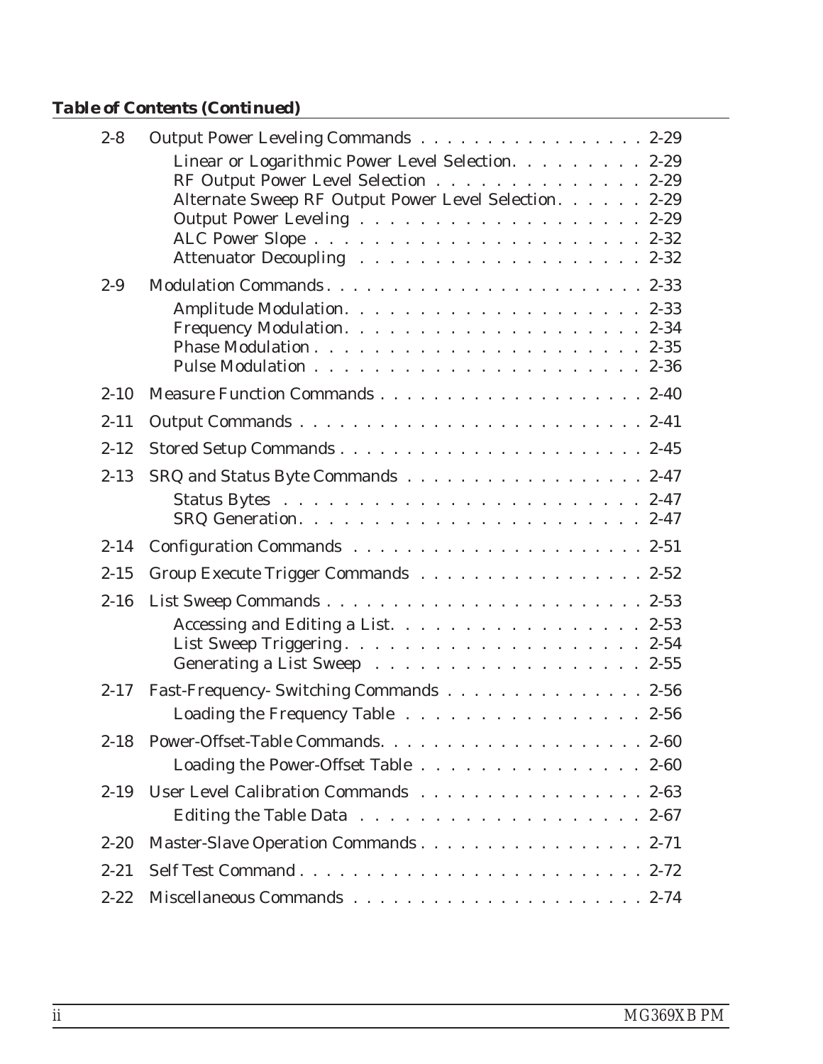***Table of Contents (Continued)***

| | | |
|---|---|---|
| 2-8 | Output Power Leveling Commands | 2-29 |
| | Linear or Logarithmic Power Level Selection | 2-29 |
| | RF Output Power Level Selection | 2-29 |
| | Alternate Sweep RF Output Power Level Selection | 2-29 |
| | Output Power Leveling | 2-29 |
| | ALC Power Slope | 2-32 |
| | Attenuator Decoupling | 2-32 |
| 2-9 | Modulation Commands | 2-33 |
| | Amplitude Modulation | 2-33 |
| | Frequency Modulation | 2-34 |
| | Phase Modulation | 2-35 |
| | Pulse Modulation | 2-36 |
| 2-10 | Measure Function Commands | 2-40 |
| 2-11 | Output Commands | 2-41 |
| 2-12 | Stored Setup Commands | 2-45 |
| 2-13 | SRQ and Status Byte Commands | 2-47 |
| | Status Bytes | 2-47 |
| | SRQ Generation | 2-47 |
| 2-14 | Configuration Commands | 2-51 |
| 2-15 | Group Execute Trigger Commands | 2-52 |
| 2-16 | List Sweep Commands | 2-53 |
| | Accessing and Editing a List | 2-53 |
| | List Sweep Triggering | 2-54 |
| | Generating a List Sweep | 2-55 |
| 2-17 | Fast-Frequency- Switching Commands | 2-56 |
| | Loading the Frequency Table | 2-56 |
| 2-18 | Power-Offset-Table Commands | 2-60 |
| | Loading the Power-Offset Table | 2-60 |
| 2-19 | User Level Calibration Commands | 2-63 |
| | Editing the Table Data | 2-67 |
| 2-20 | Master-Slave Operation Commands | 2-71 |
| 2-21 | Self Test Command | 2-72 |
| 2-22 | Miscellaneous Commands | 2-74 |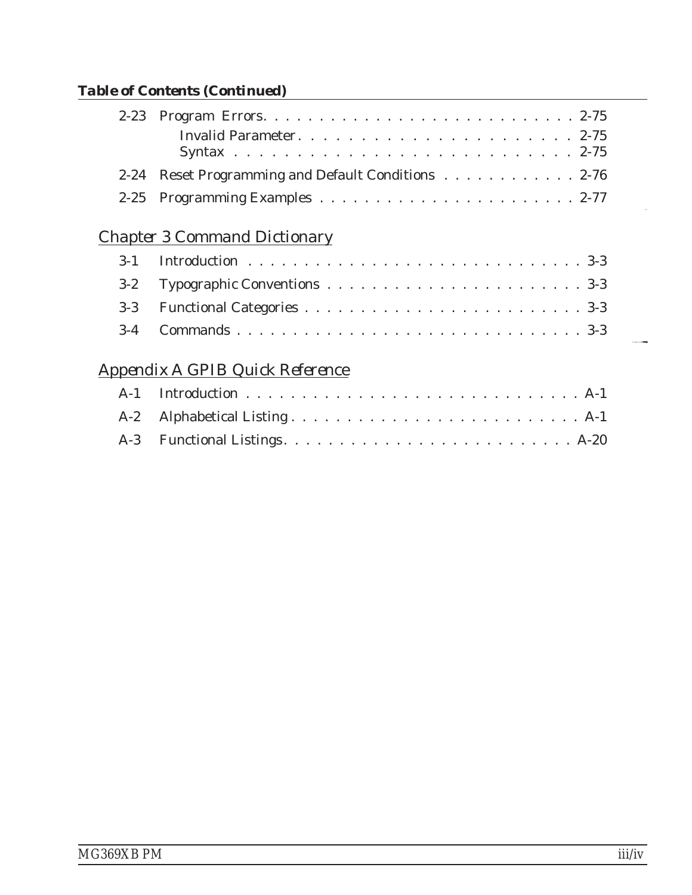***Table of Contents (Continued)***

2-23 Program Errors. . . . . . . . . . . . . . . . . . . . . . . . . . . . 2-75
  Invalid Parameter. . . . . . . . . . . . . . . . . . . . . . . . 2-75
  Syntax . . . . . . . . . . . . . . . . . . . . . . . . . . . 2-75

2-24 Reset Programming and Default Conditions . . . . . . . . . . . . 2-76

2-25 Programming Examples . . . . . . . . . . . . . . . . . . . . . . . 2-77

## *Chapter 3 Command Dictionary*

3-1 Introduction . . . . . . . . . . . . . . . . . . . . . . . . . . . . . 3-3

3-2 Typographic Conventions . . . . . . . . . . . . . . . . . . . . . . . 3-3

3-3 Functional Categories . . . . . . . . . . . . . . . . . . . . . . . . 3-3

3-4 Commands . . . . . . . . . . . . . . . . . . . . . . . . . . . . . . . 3-3

## *Appendix A GPIB Quick Reference*

A-1 Introduction . . . . . . . . . . . . . . . . . . . . . . . . . . . . . A-1

A-2 Alphabetical Listing . . . . . . . . . . . . . . . . . . . . . . . . . A-1

A-3 Functional Listings. . . . . . . . . . . . . . . . . . . . . . . . . . A-20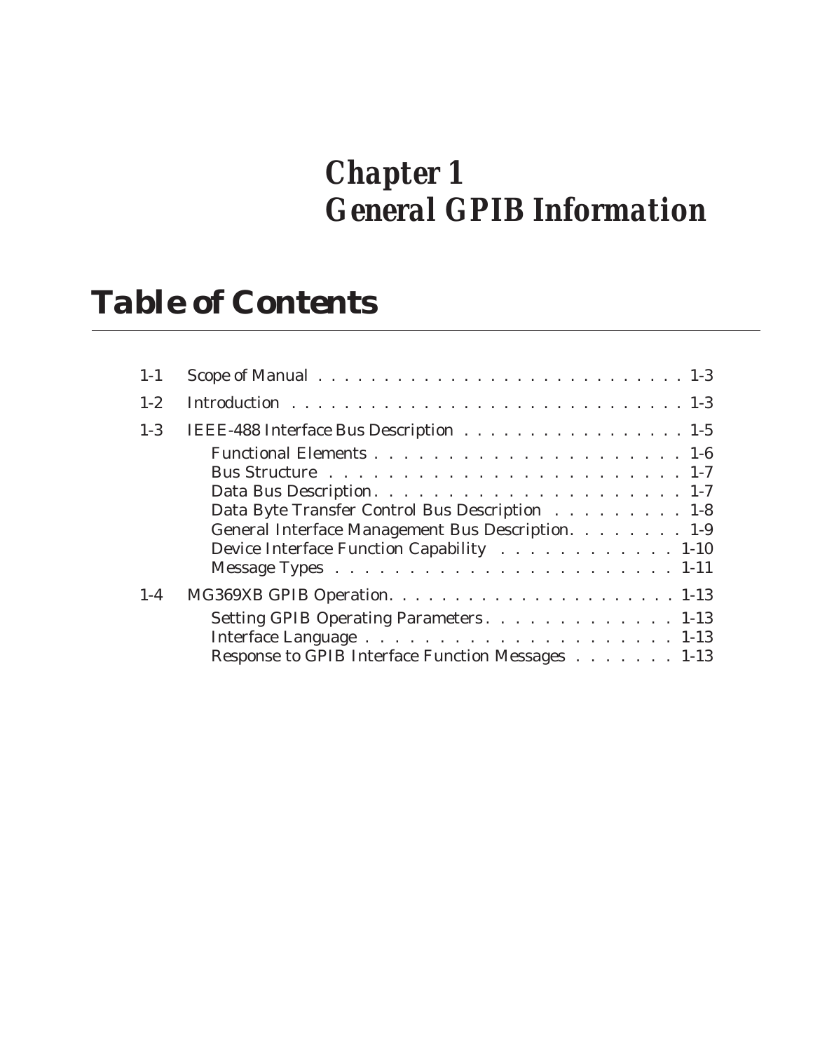# *Chapter 1*
# *General GPIB Information*

## Table of Contents

1-1 Scope of Manual . . . . . . . . . . . . . . . . . . . . . . . . . . . . . 1-3

1-2 Introduction . . . . . . . . . . . . . . . . . . . . . . . . . . . . . . . 1-3

1-3 IEEE-488 Interface Bus Description . . . . . . . . . . . . . . . . . . 1-5

- Functional Elements . . . . . . . . . . . . . . . . . . . . . . . 1-6
- Bus Structure . . . . . . . . . . . . . . . . . . . . . . . . . 1-7
- Data Bus Description. . . . . . . . . . . . . . . . . . . . . . . 1-7
- Data Byte Transfer Control Bus Description . . . . . . . . . . 1-8
- General Interface Management Bus Description. . . . . . . . . 1-9
- Device Interface Function Capability . . . . . . . . . . . . . 1-10
- Message Types . . . . . . . . . . . . . . . . . . . . . . . . . 1-11

1-4 MG369XB GPIB Operation. . . . . . . . . . . . . . . . . . . . . . . 1-13

- Setting GPIB Operating Parameters. . . . . . . . . . . . . . 1-13
- Interface Language . . . . . . . . . . . . . . . . . . . . . . . 1-13
- Response to GPIB Interface Function Messages . . . . . . . . 1-13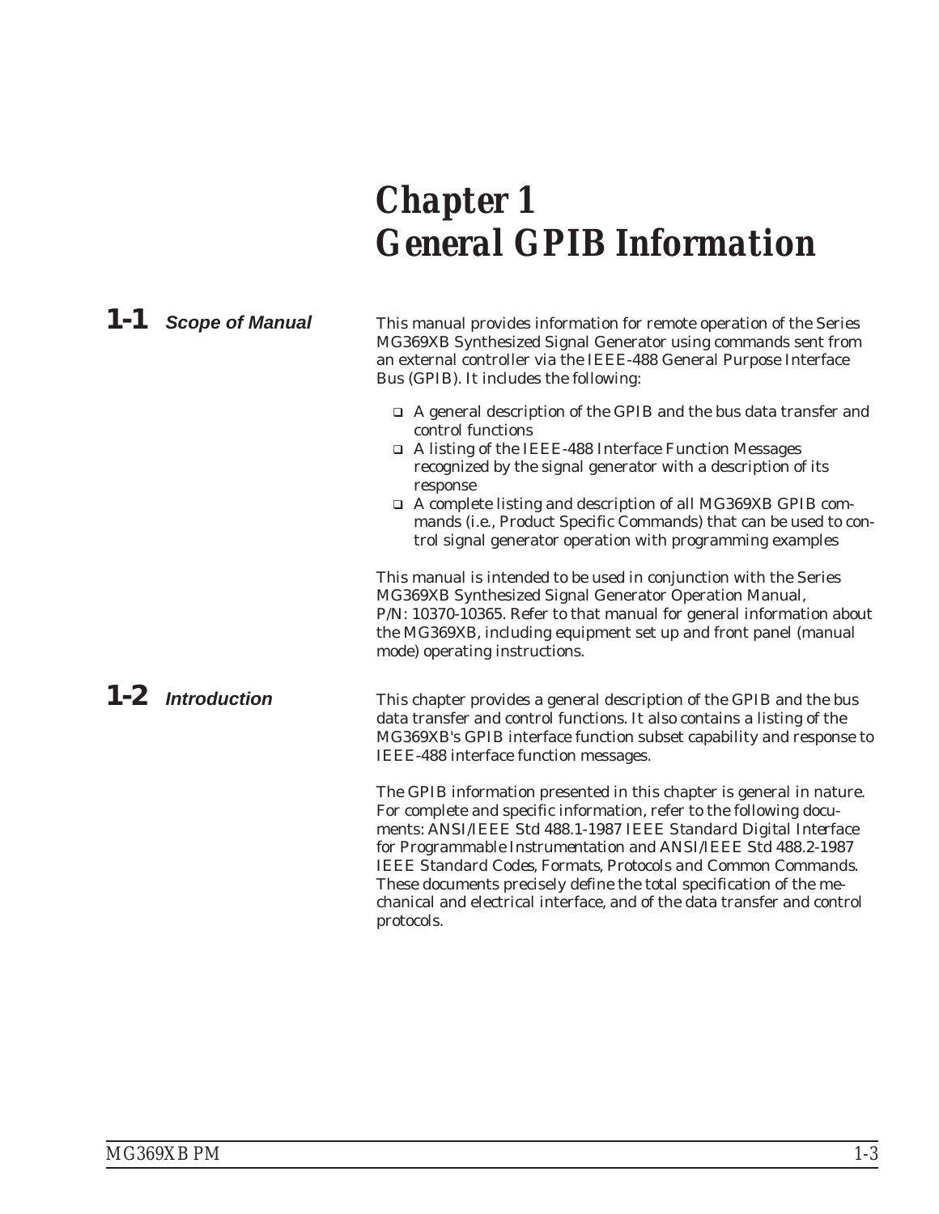# Chapter 1 General GPIB Information

## 1-1 Scope of Manual

This manual provides information for remote operation of the Series MG369XB Synthesized Signal Generator using commands sent from an external controller via the IEEE-488 General Purpose Interface Bus (GPIB). It includes the following:

- A general description of the GPIB and the bus data transfer and control functions
- A listing of the IEEE-488 Interface Function Messages recognized by the signal generator with a description of its response
- A complete listing and description of all MG369XB GPIB commands (i.e., Product Specific Commands) that can be used to control signal generator operation with programming examples

This manual is intended to be used in conjunction with the Series MG369XB Synthesized Signal Generator Operation Manual, P/N: 10370-10365. Refer to that manual for general information about the MG369XB, including equipment set up and front panel (manual mode) operating instructions.

## 1-2 Introduction

This chapter provides a general description of the GPIB and the bus data transfer and control functions. It also contains a listing of the MG369XB's GPIB interface function subset capability and response to IEEE-488 interface function messages.

The GPIB information presented in this chapter is general in nature. For complete and specific information, refer to the following documents: ANSI/IEEE Std 488.1-1987 *IEEE Standard Digital Interface for Programmable Instrumentation* and ANSI/IEEE Std 488.2-1987 *IEEE Standard Codes, Formats, Protocols and Common Commands.* These documents precisely define the total specification of the mechanical and electrical interface, and of the data transfer and control protocols.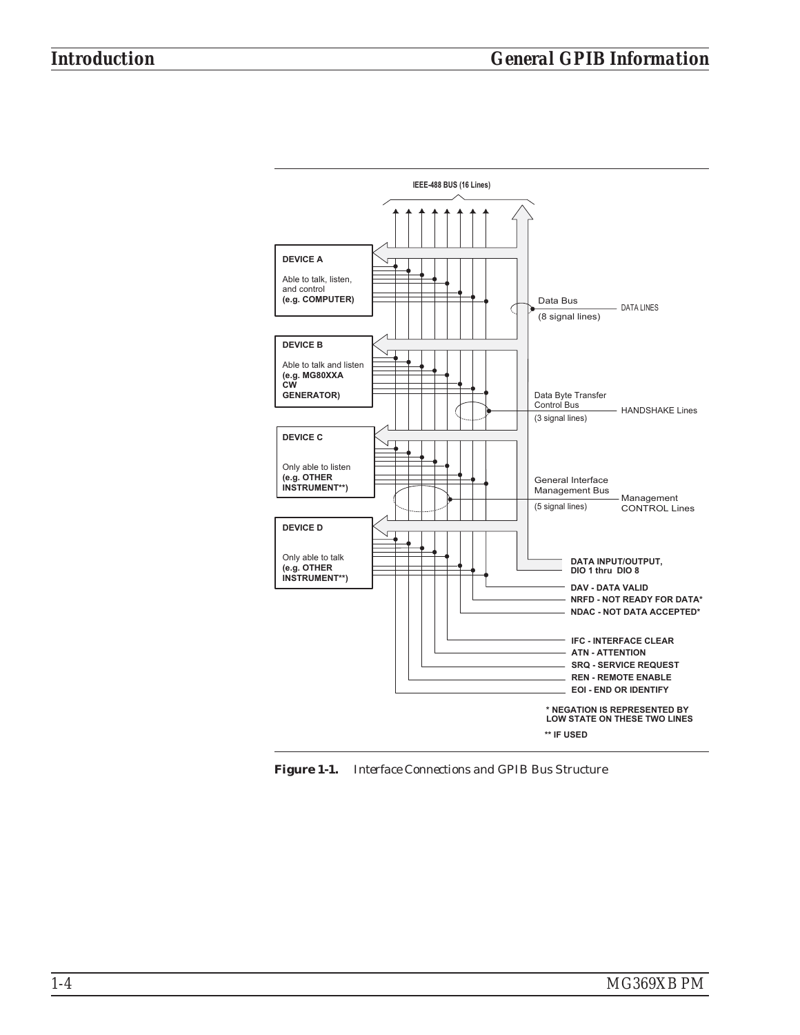IEEE-488 BUS (16 Lines)

**DEVICE A**

Able to talk, listen, and control
**(e.g. COMPUTER)**

**DEVICE B**

Able to talk and listen
**(e.g. MG80XXA CW GENERATOR)**

**DEVICE C**

Only able to listen
**(e.g. OTHER INSTRUMENT**)**

**DEVICE D**

Only able to talk
**(e.g. OTHER INSTRUMENT**)**

Data Bus (8 signal lines) — DATA LINES

Data Byte Transfer Control Bus (3 signal lines) — HANDSHAKE Lines

General Interface Management Bus (5 signal lines) — Management CONTROL Lines

**DATA INPUT/OUTPUT, DIO 1 thru DIO 8**

**DAV - DATA VALID**

**NRFD - NOT READY FOR DATA***

**NDAC - NOT DATA ACCEPTED***

**IFC - INTERFACE CLEAR**

**ATN - ATTENTION**

**SRQ - SERVICE REQUEST**

**REN - REMOTE ENABLE**

**EOI - END OR IDENTIFY**

**\* NEGATION IS REPRESENTED BY LOW STATE ON THESE TWO LINES**

**\*\* IF USED**

**Figure 1-1.** *Interface Connections and GPIB Bus Structure*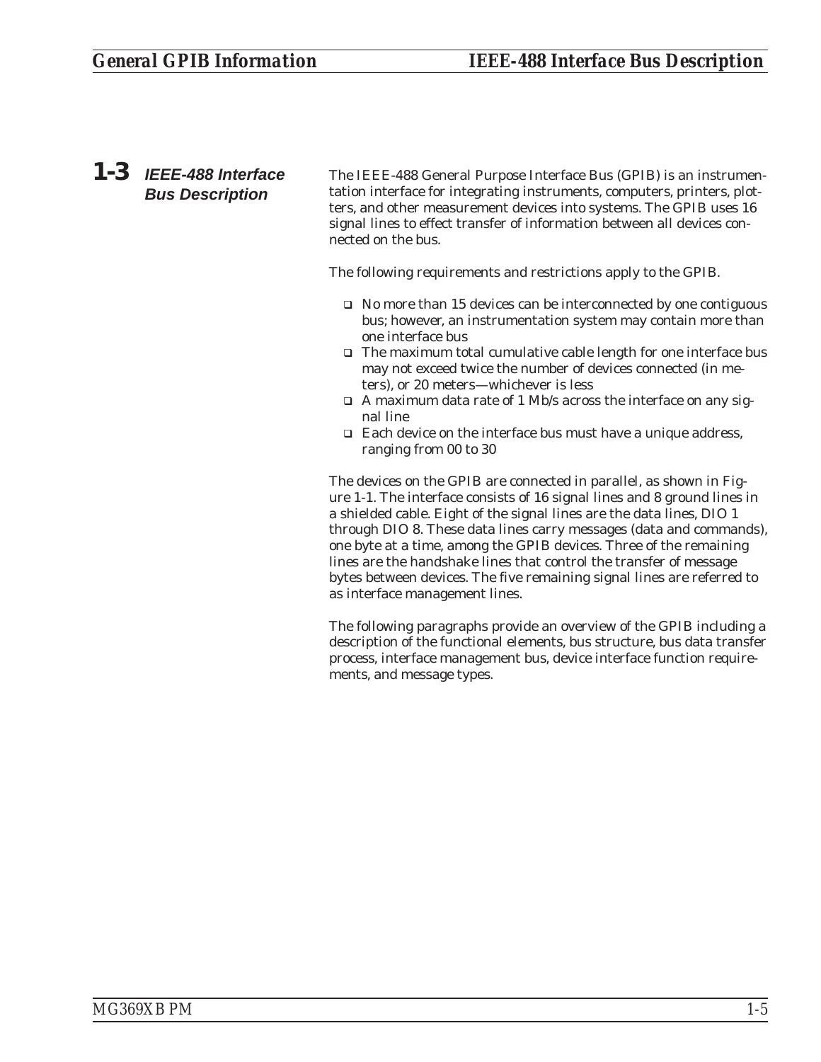## 1-3 IEEE-488 Interface Bus Description

The IEEE-488 General Purpose Interface Bus (GPIB) is an instrumentation interface for integrating instruments, computers, printers, plotters, and other measurement devices into systems. The GPIB uses 16 signal lines to effect transfer of information between all devices connected on the bus.

The following requirements and restrictions apply to the GPIB.

- No more than 15 devices can be interconnected by one contiguous bus; however, an instrumentation system may contain more than one interface bus
- The maximum total cumulative cable length for one interface bus may not exceed twice the number of devices connected (in meters), or 20 meters—whichever is less
- A maximum data rate of 1 Mb/s across the interface on any signal line
- Each device on the interface bus must have a unique address, ranging from 00 to 30

The devices on the GPIB are connected in parallel, as shown in Figure 1-1. The interface consists of 16 signal lines and 8 ground lines in a shielded cable. Eight of the signal lines are the data lines, DIO 1 through DIO 8. These data lines carry messages (data and commands), one byte at a time, among the GPIB devices. Three of the remaining lines are the handshake lines that control the transfer of message bytes between devices. The five remaining signal lines are referred to as interface management lines.

The following paragraphs provide an overview of the GPIB including a description of the functional elements, bus structure, bus data transfer process, interface management bus, device interface function requirements, and message types.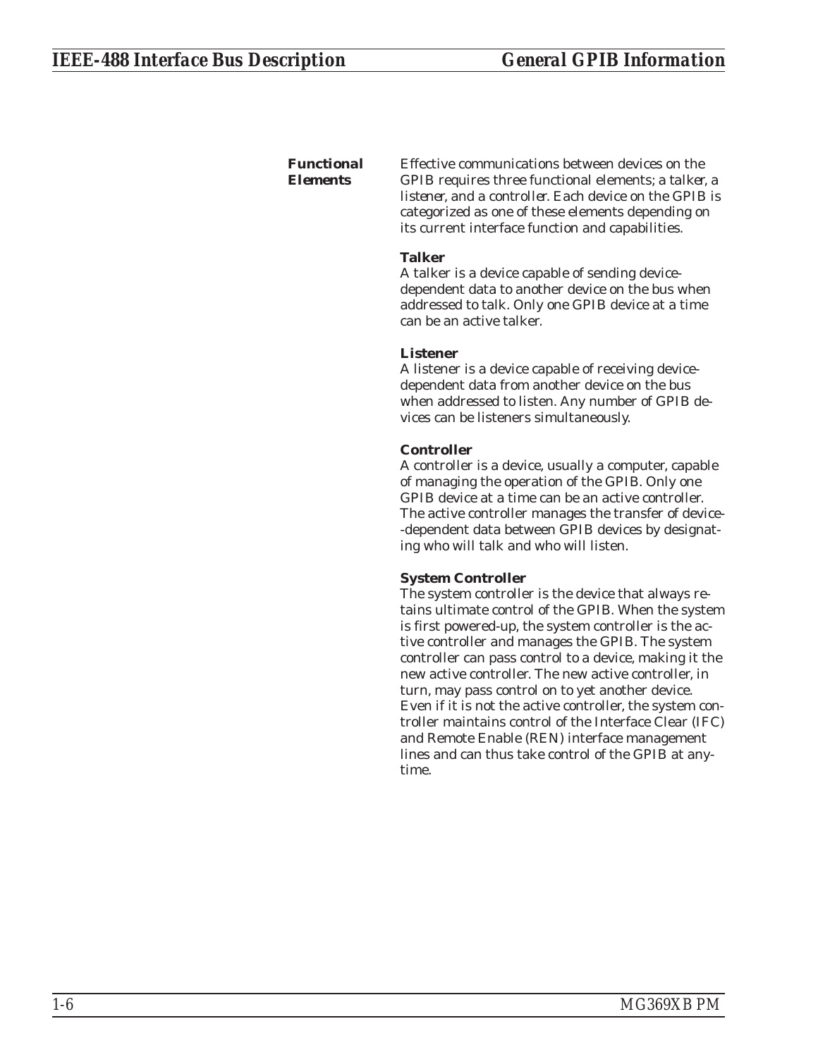## Functional Elements

Effective communications between devices on the GPIB requires three functional elements; a talker, a listener, and a controller. Each device on the GPIB is categorized as one of these elements depending on its current interface function and capabilities.

**Talker**
A talker is a device capable of sending device-dependent data to another device on the bus when addressed to talk. Only one GPIB device at a time can be an active talker.

**Listener**
A listener is a device capable of receiving device-dependent data from another device on the bus when addressed to listen. Any number of GPIB devices can be listeners simultaneously.

**Controller**
A controller is a device, usually a computer, capable of managing the operation of the GPIB. Only one GPIB device at a time can be an active controller. The active controller manages the transfer of device--dependent data between GPIB devices by designating who will talk and who will listen.

**System Controller**
The system controller is the device that always retains ultimate control of the GPIB. When the system is first powered-up, the system controller is the active controller and manages the GPIB. The system controller can pass control to a device, making it the new active controller. The new active controller, in turn, may pass control on to yet another device. Even if it is not the active controller, the system controller maintains control of the Interface Clear (IFC) and Remote Enable (REN) interface management lines and can thus take control of the GPIB at anytime.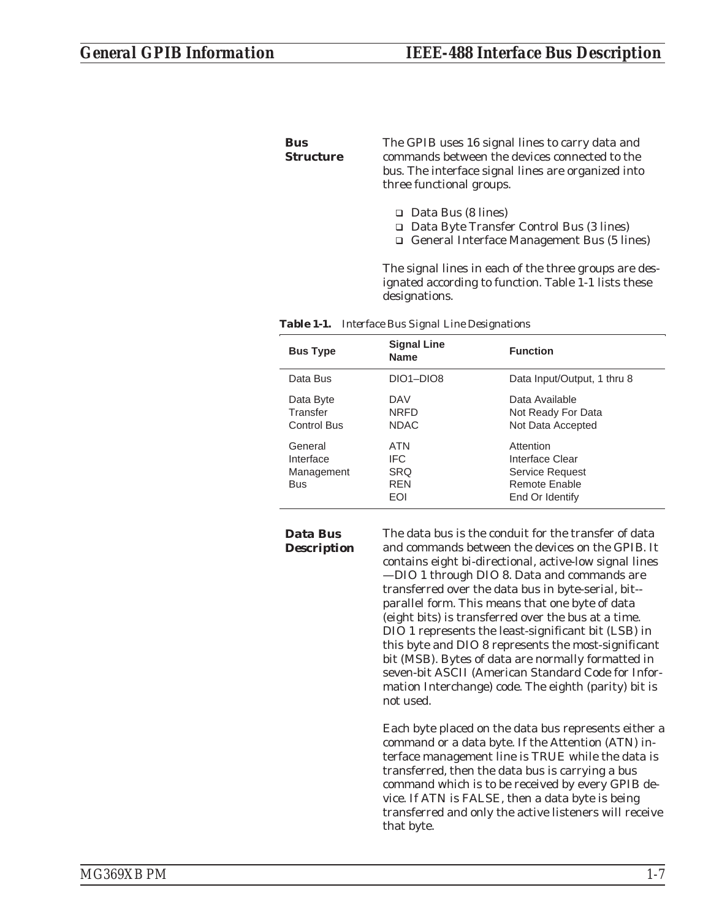## Bus Structure

The GPIB uses 16 signal lines to carry data and commands between the devices connected to the bus. The interface signal lines are organized into three functional groups.

- Data Bus (8 lines)
- Data Byte Transfer Control Bus (3 lines)
- General Interface Management Bus (5 lines)

The signal lines in each of the three groups are designated according to function. Table 1-1 lists these designations.

**Table 1-1.** *Interface Bus Signal Line Designations*

| Bus Type | Signal Line Name | Function |
|---|---|---|
| Data Bus | DIO1–DIO8 | Data Input/Output, 1 thru 8 |
| Data Byte Transfer Control Bus | DAV<br>NRFD<br>NDAC | Data Available<br>Not Ready For Data<br>Not Data Accepted |
| General Interface Management Bus | ATN<br>IFC<br>SRQ<br>REN<br>EOI | Attention<br>Interface Clear<br>Service Request<br>Remote Enable<br>End Or Identify |

## Data Bus Description

The data bus is the conduit for the transfer of data and commands between the devices on the GPIB. It contains eight bi-directional, active-low signal lines —DIO 1 through DIO 8. Data and commands are transferred over the data bus in byte-serial, bit--parallel form. This means that one byte of data (eight bits) is transferred over the bus at a time. DIO 1 represents the least-significant bit (LSB) in this byte and DIO 8 represents the most-significant bit (MSB). Bytes of data are normally formatted in seven-bit ASCII (American Standard Code for Information Interchange) code. The eighth (parity) bit is not used.

Each byte placed on the data bus represents either a command or a data byte. If the Attention (ATN) interface management line is TRUE while the data is transferred, then the data bus is carrying a bus command which is to be received by every GPIB device. If ATN is FALSE, then a data byte is being transferred and only the active listeners will receive that byte.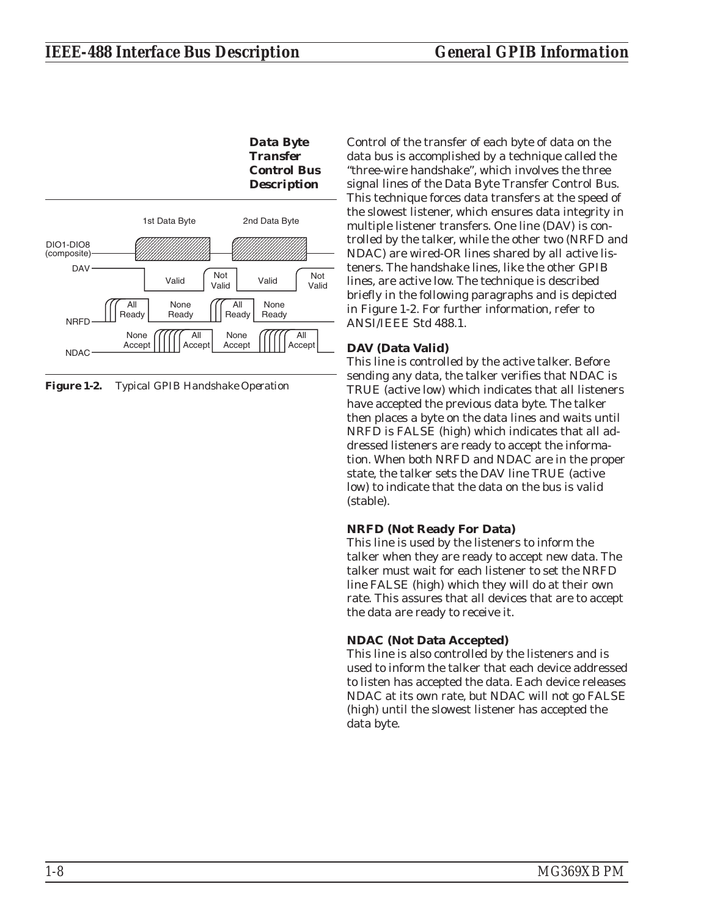### Data Byte Transfer Control Bus Description

Figure 1-2. Typical GPIB Handshake Operation

Control of the transfer of each byte of data on the data bus is accomplished by a technique called the "three-wire handshake", which involves the three signal lines of the Data Byte Transfer Control Bus. This technique forces data transfers at the speed of the slowest listener, which ensures data integrity in multiple listener transfers. One line (DAV) is controlled by the talker, while the other two (NRFD and NDAC) are wired-OR lines shared by all active listeners. The handshake lines, like the other GPIB lines, are active low. The technique is described briefly in the following paragraphs and is depicted in Figure 1-2. For further information, refer to ANSI/IEEE Std 488.1.

**DAV (Data Valid)**

This line is controlled by the active talker. Before sending any data, the talker verifies that NDAC is TRUE (active low) which indicates that all listeners have accepted the previous data byte. The talker then places a byte on the data lines and waits until NRFD is FALSE (high) which indicates that all addressed listeners are ready to accept the information. When both NRFD and NDAC are in the proper state, the talker sets the DAV line TRUE (active low) to indicate that the data on the bus is valid (stable).

**NRFD (Not Ready For Data)**

This line is used by the listeners to inform the talker when they are ready to accept new data. The talker must wait for each listener to set the NRFD line FALSE (high) which they will do at their own rate. This assures that all devices that are to accept the data are ready to receive it.

**NDAC (Not Data Accepted)**

This line is also controlled by the listeners and is used to inform the talker that each device addressed to listen has accepted the data. Each device releases NDAC at its own rate, but NDAC will not go FALSE (high) until the slowest listener has accepted the data byte.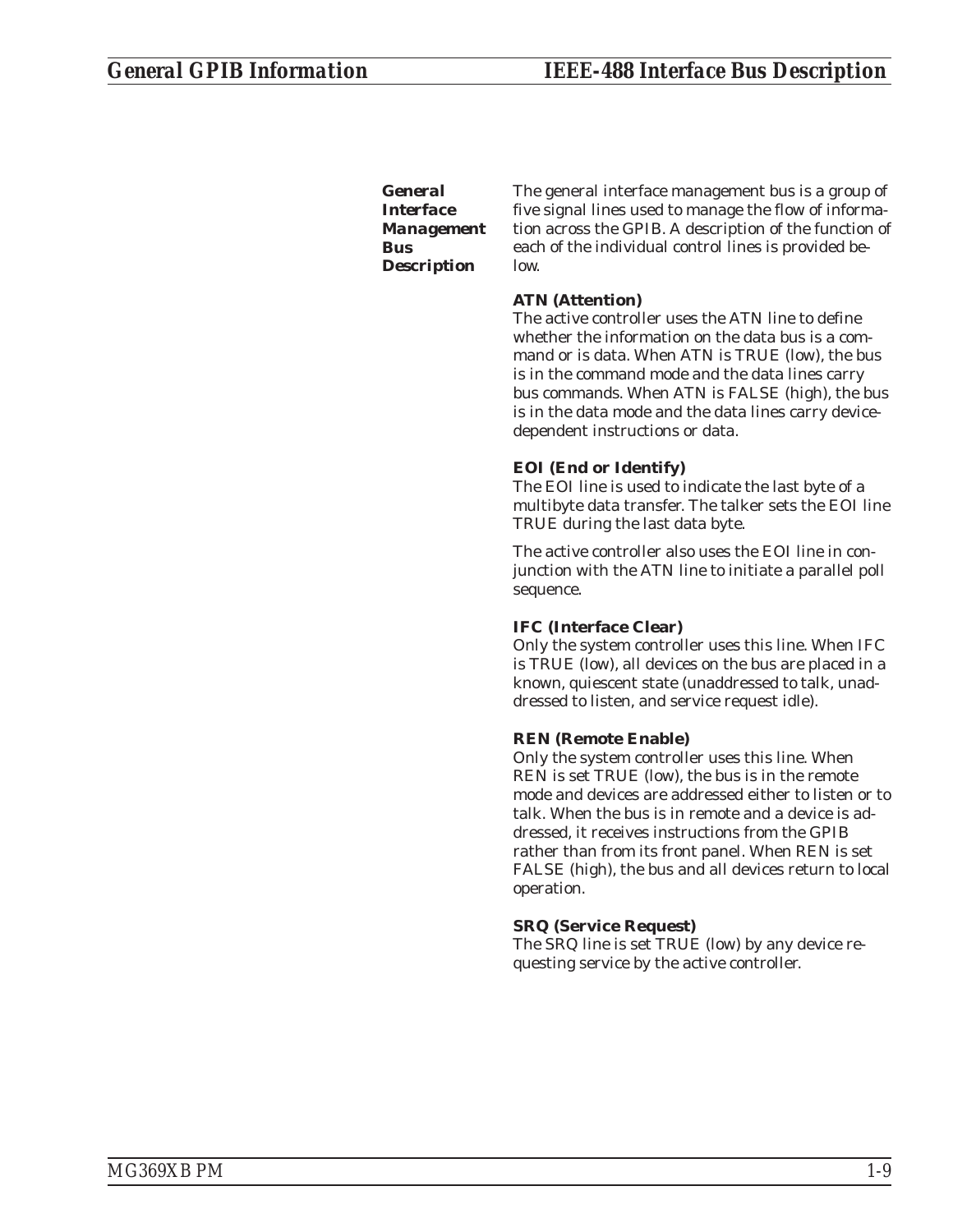## General Interface Management Bus Description

The general interface management bus is a group of five signal lines used to manage the flow of information across the GPIB. A description of the function of each of the individual control lines is provided below.

**ATN (Attention)**
The active controller uses the ATN line to define whether the information on the data bus is a command or is data. When ATN is TRUE (low), the bus is in the command mode and the data lines carry bus commands. When ATN is FALSE (high), the bus is in the data mode and the data lines carry device-dependent instructions or data.

**EOI (End or Identify)**
The EOI line is used to indicate the last byte of a multibyte data transfer. The talker sets the EOI line TRUE during the last data byte.

The active controller also uses the EOI line in conjunction with the ATN line to initiate a parallel poll sequence.

**IFC (Interface Clear)**
Only the system controller uses this line. When IFC is TRUE (low), all devices on the bus are placed in a known, quiescent state (unaddressed to talk, unaddressed to listen, and service request idle).

**REN (Remote Enable)**
Only the system controller uses this line. When REN is set TRUE (low), the bus is in the remote mode and devices are addressed either to listen or to talk. When the bus is in remote and a device is addressed, it receives instructions from the GPIB rather than from its front panel. When REN is set FALSE (high), the bus and all devices return to local operation.

**SRQ (Service Request)**
The SRQ line is set TRUE (low) by any device requesting service by the active controller.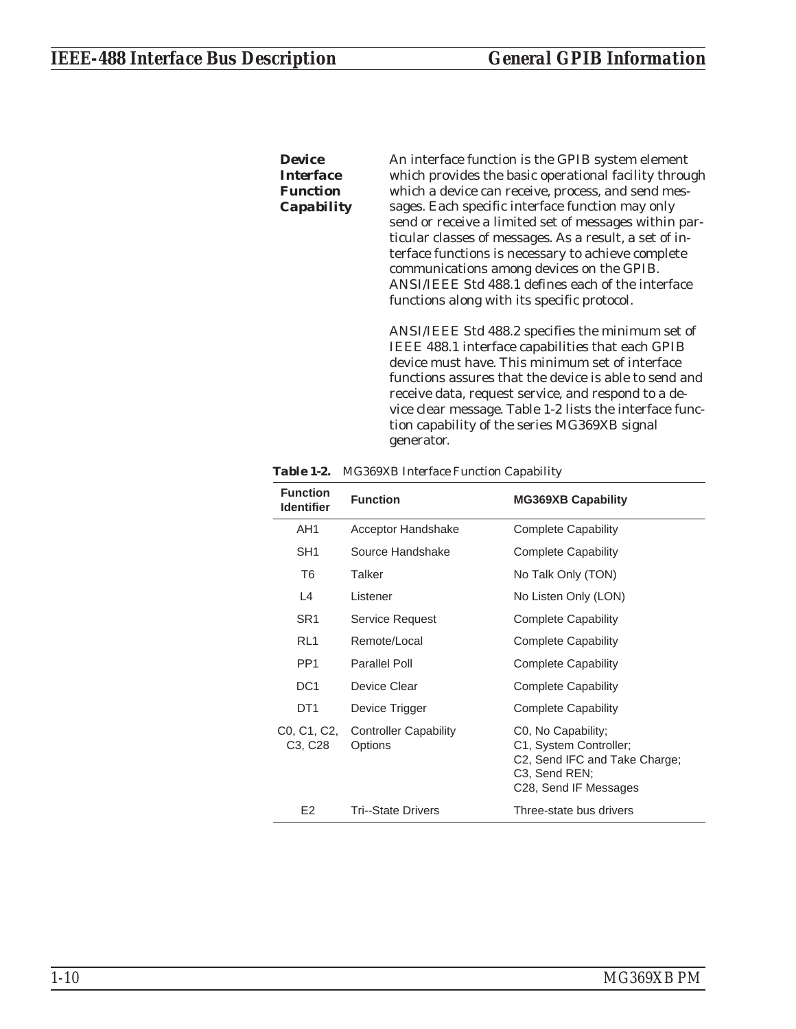### Device Interface Function Capability

An interface function is the GPIB system element which provides the basic operational facility through which a device can receive, process, and send messages. Each specific interface function may only send or receive a limited set of messages within particular classes of messages. As a result, a set of interface functions is necessary to achieve complete communications among devices on the GPIB. ANSI/IEEE Std 488.1 defines each of the interface functions along with its specific protocol.

ANSI/IEEE Std 488.2 specifies the minimum set of IEEE 488.1 interface capabilities that each GPIB device must have. This minimum set of interface functions assures that the device is able to send and receive data, request service, and respond to a device clear message. Table 1-2 lists the interface function capability of the series MG369XB signal generator.

**Table 1-2.** *MG369XB Interface Function Capability*

| Function Identifier | Function | MG369XB Capability |
|---|---|---|
| AH1 | Acceptor Handshake | Complete Capability |
| SH1 | Source Handshake | Complete Capability |
| T6 | Talker | No Talk Only (TON) |
| L4 | Listener | No Listen Only (LON) |
| SR1 | Service Request | Complete Capability |
| RL1 | Remote/Local | Complete Capability |
| PP1 | Parallel Poll | Complete Capability |
| DC1 | Device Clear | Complete Capability |
| DT1 | Device Trigger | Complete Capability |
| C0, C1, C2, C3, C28 | Controller Capability Options | C0, No Capability; C1, System Controller; C2, Send IFC and Take Charge; C3, Send REN; C28, Send IF Messages |
| E2 | Tri--State Drivers | Three-state bus drivers |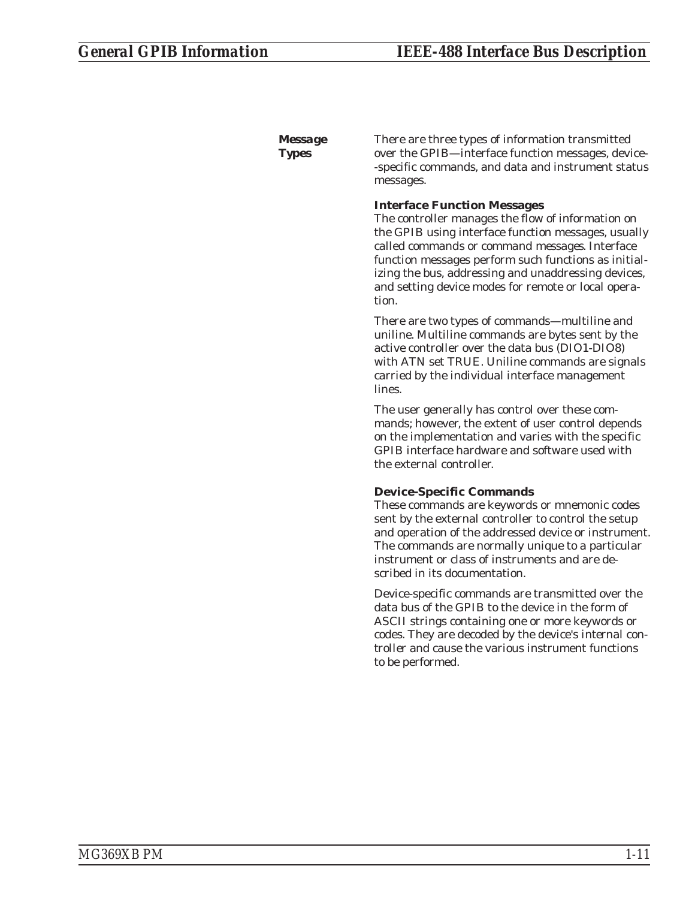## Message Types

There are three types of information transmitted over the GPIB—interface function messages, device--specific commands, and data and instrument status messages.

### Interface Function Messages

The controller manages the flow of information on the GPIB using interface function messages, usually called *commands* or *command messages*. Interface function messages perform such functions as initializing the bus, addressing and unaddressing devices, and setting device modes for remote or local operation.

There are two types of commands—multiline and uniline. Multiline commands are bytes sent by the active controller over the data bus (DIO1-DIO8) with ATN set TRUE. Uniline commands are signals carried by the individual interface management lines.

The user generally has control over these commands; however, the extent of user control depends on the implementation and varies with the specific GPIB interface hardware and software used with the external controller.

### Device-Specific Commands

These commands are keywords or mnemonic codes sent by the external controller to control the setup and operation of the addressed device or instrument. The commands are normally unique to a particular instrument or class of instruments and are described in its documentation.

Device-specific commands are transmitted over the data bus of the GPIB to the device in the form of ASCII strings containing one or more keywords or codes. They are decoded by the device's internal controller and cause the various instrument functions to be performed.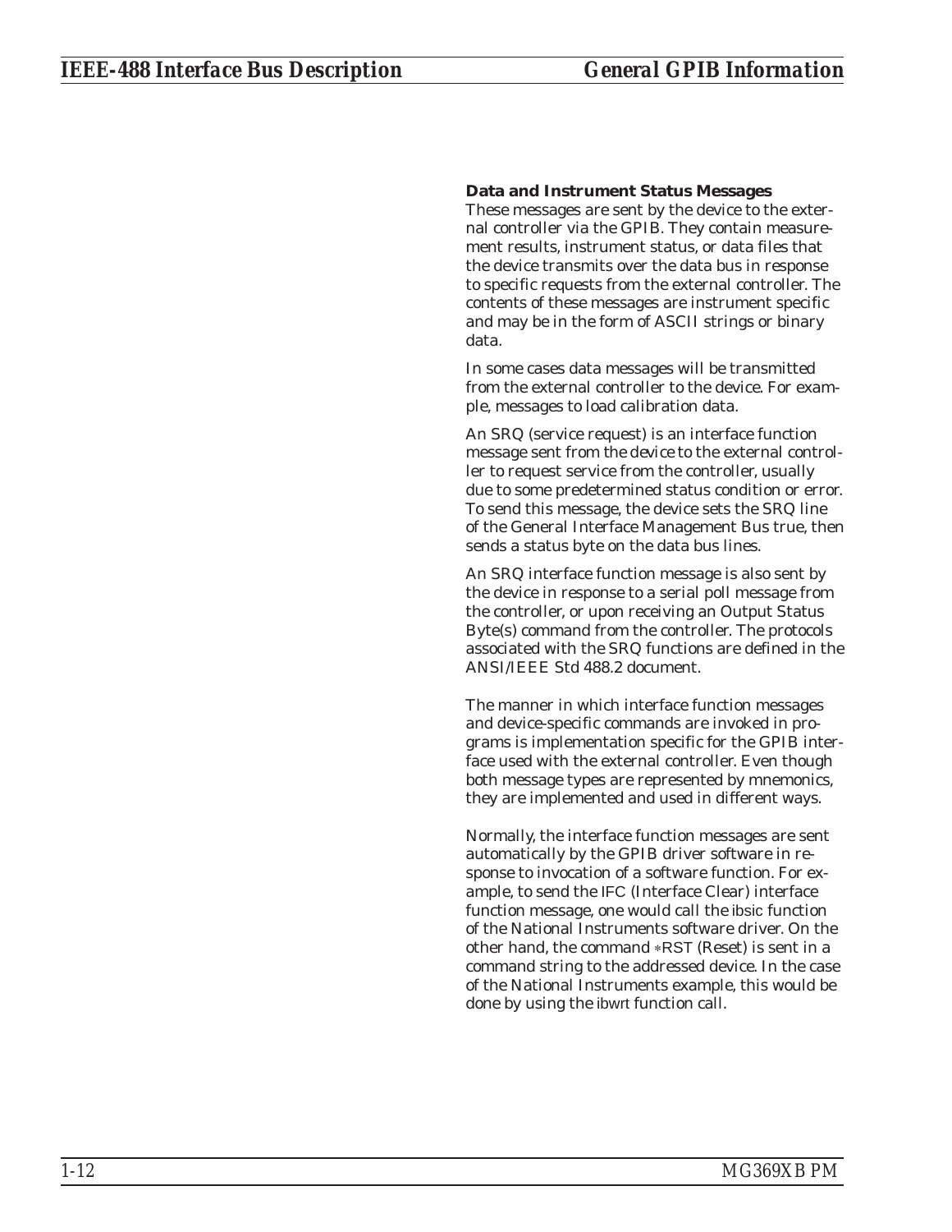### Data and Instrument Status Messages

These messages are sent by the device to the external controller via the GPIB. They contain measurement results, instrument status, or data files that the device transmits over the data bus in response to specific requests from the external controller. The contents of these messages are instrument specific and may be in the form of ASCII strings or binary data.

In some cases data messages will be transmitted from the external controller to the device. For example, messages to load calibration data.

An SRQ (service request) is an interface function message sent from the device to the external controller to request service from the controller, usually due to some predetermined status condition or error. To send this message, the device sets the SRQ line of the General Interface Management Bus true, then sends a status byte on the data bus lines.

An SRQ interface function message is also sent by the device in response to a serial poll message from the controller, or upon receiving an Output Status Byte(s) command from the controller. The protocols associated with the SRQ functions are defined in the ANSI/IEEE Std 488.2 document.

The manner in which interface function messages and device-specific commands are invoked in programs is implementation specific for the GPIB interface used with the external controller. Even though both message types are represented by mnemonics, they are implemented and used in different ways.

Normally, the interface function messages are sent automatically by the GPIB driver software in response to invocation of a software function. For example, to send the IFC (Interface Clear) interface function message, one would call the ibsic function of the National Instruments software driver. On the other hand, the command *RST (Reset) is sent in a command string to the addressed device. In the case of the National Instruments example, this would be done by using the ibwrt function call.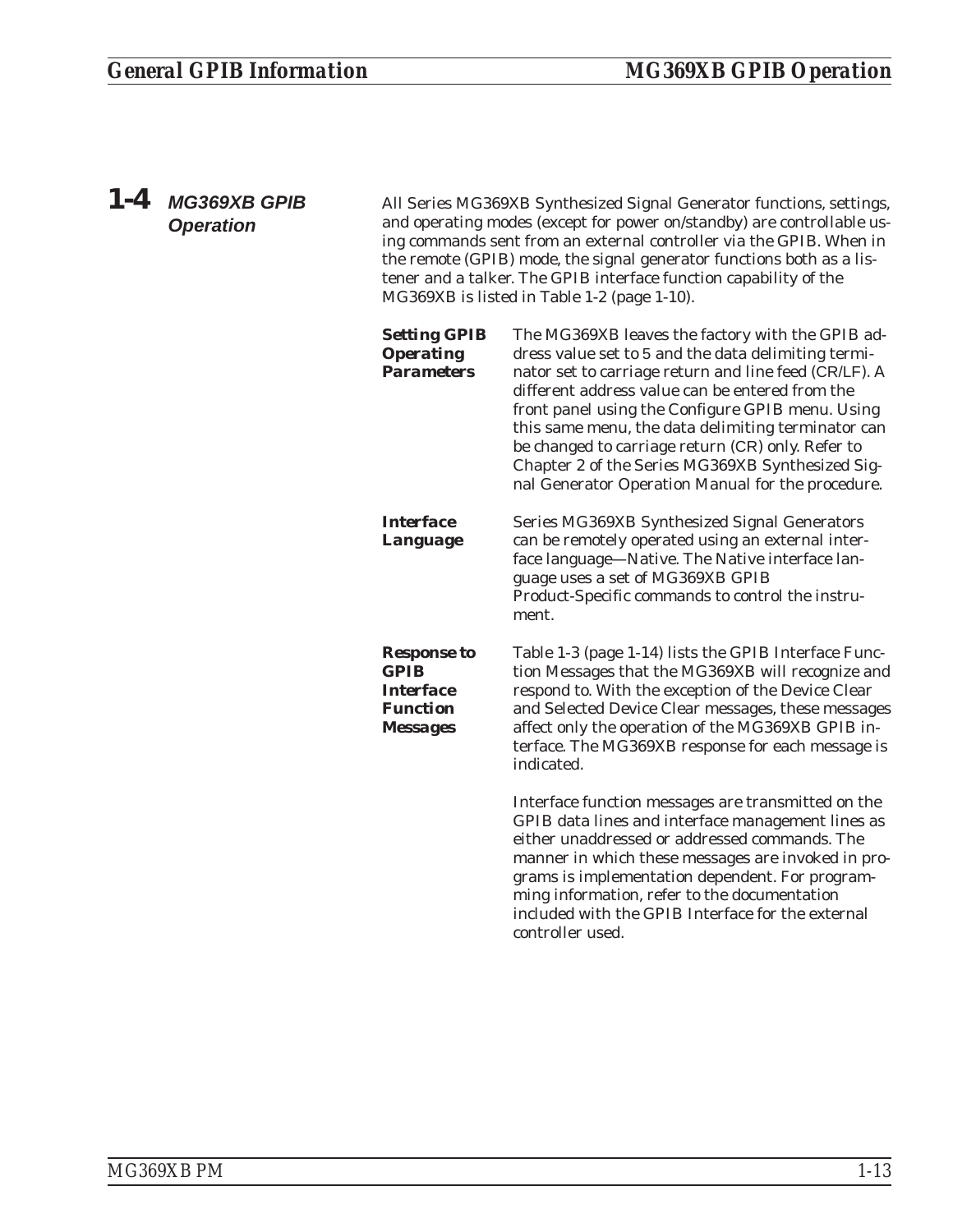## 1-4 *MG369XB GPIB Operation*

All Series MG369XB Synthesized Signal Generator functions, settings, and operating modes (except for power on/standby) are controllable using commands sent from an external controller via the GPIB. When in the remote (GPIB) mode, the signal generator functions both as a listener and a talker. The GPIB interface function capability of the MG369XB is listed in Table 1-2 (page 1-10).

### *Setting GPIB Operating Parameters*

The MG369XB leaves the factory with the GPIB address value set to 5 and the data delimiting terminator set to carriage return and line feed (CR/LF). A different address value can be entered from the front panel using the Configure GPIB menu. Using this same menu, the data delimiting terminator can be changed to carriage return (CR) only. Refer to Chapter 2 of the Series MG369XB Synthesized Signal Generator Operation Manual for the procedure.

### *Interface Language*

Series MG369XB Synthesized Signal Generators can be remotely operated using an external interface language—Native. The Native interface language uses a set of MG369XB GPIB Product-Specific commands to control the instrument.

### *Response to GPIB Interface Function Messages*

Table 1-3 (page 1-14) lists the GPIB Interface Function Messages that the MG369XB will recognize and respond to. With the exception of the Device Clear and Selected Device Clear messages, these messages affect only the operation of the MG369XB GPIB interface. The MG369XB response for each message is indicated.

Interface function messages are transmitted on the GPIB data lines and interface management lines as either unaddressed or addressed commands. The manner in which these messages are invoked in programs is implementation dependent. For programming information, refer to the documentation included with the GPIB Interface for the external controller used.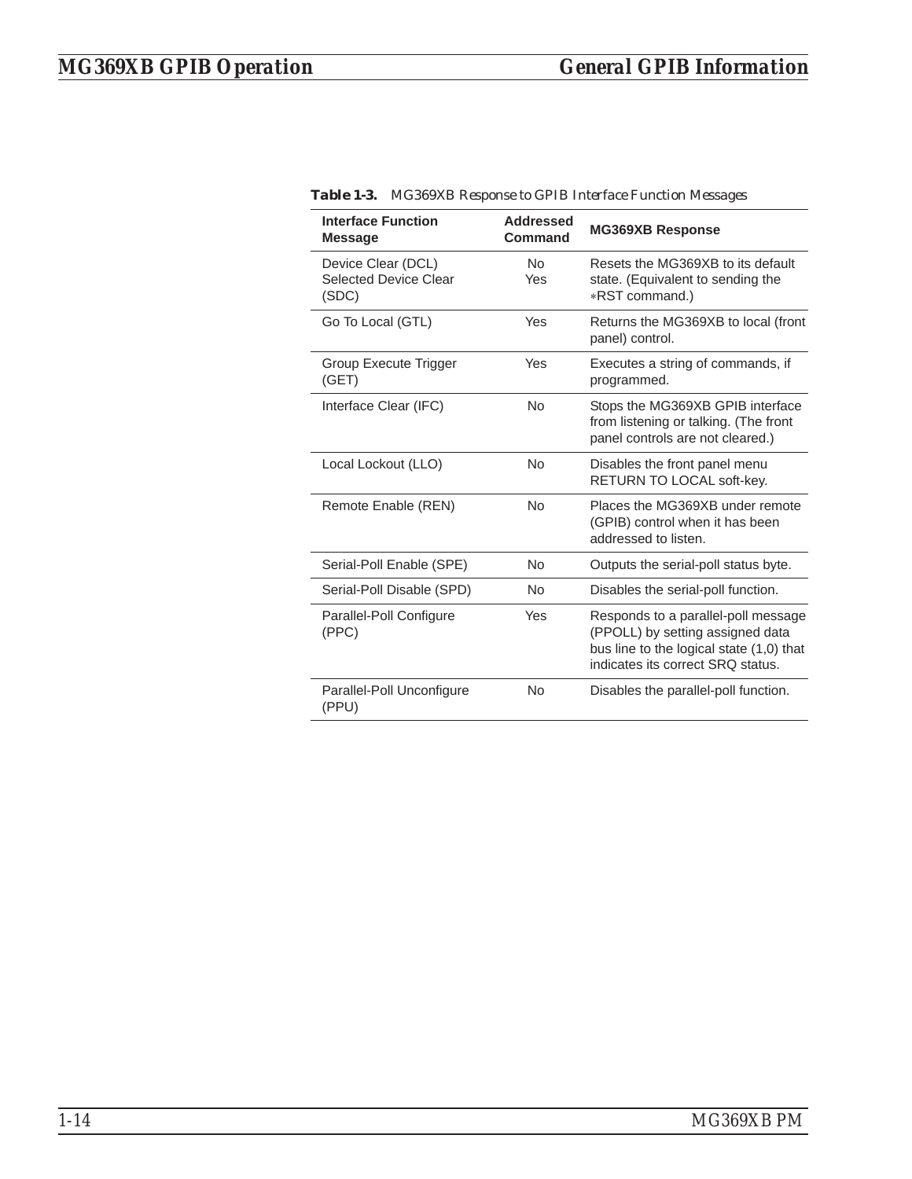**Table 1-3.** *MG369XB Response to GPIB Interface Function Messages*

| Interface Function Message | Addressed Command | MG369XB Response |
|---|---|---|
| Device Clear (DCL)<br>Selected Device Clear (SDC) | No<br>Yes | Resets the MG369XB to its default state. (Equivalent to sending the ∗RST command.) |
| Go To Local (GTL) | Yes | Returns the MG369XB to local (front panel) control. |
| Group Execute Trigger (GET) | Yes | Executes a string of commands, if programmed. |
| Interface Clear (IFC) | No | Stops the MG369XB GPIB interface from listening or talking. (The front panel controls are not cleared.) |
| Local Lockout (LLO) | No | Disables the front panel menu RETURN TO LOCAL soft-key. |
| Remote Enable (REN) | No | Places the MG369XB under remote (GPIB) control when it has been addressed to listen. |
| Serial-Poll Enable (SPE) | No | Outputs the serial-poll status byte. |
| Serial-Poll Disable (SPD) | No | Disables the serial-poll function. |
| Parallel-Poll Configure (PPC) | Yes | Responds to a parallel-poll message (PPOLL) by setting assigned data bus line to the logical state (1,0) that indicates its correct SRQ status. |
| Parallel-Poll Unconfigure (PPU) | No | Disables the parallel-poll function. |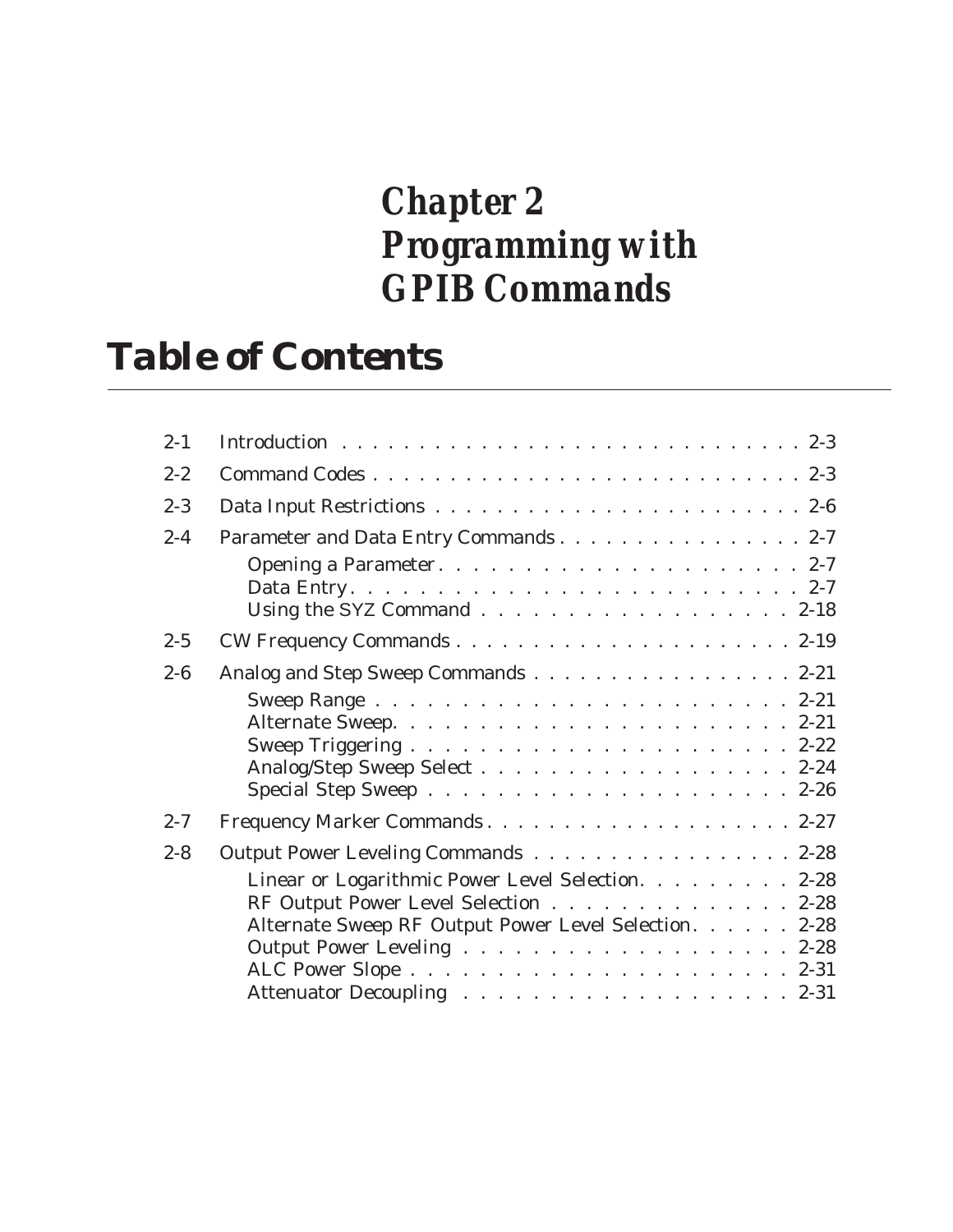# *Chapter 2 Programming with GPIB Commands*

## Table of Contents

| | | |
|---|---|---|
| 2-1 | Introduction | 2-3 |
| 2-2 | Command Codes | 2-3 |
| 2-3 | Data Input Restrictions | 2-6 |
| 2-4 | Parameter and Data Entry Commands | 2-7 |
| | Opening a Parameter | 2-7 |
| | Data Entry | 2-7 |
| | Using the SYZ Command | 2-18 |
| 2-5 | CW Frequency Commands | 2-19 |
| 2-6 | Analog and Step Sweep Commands | 2-21 |
| | Sweep Range | 2-21 |
| | Alternate Sweep | 2-21 |
| | Sweep Triggering | 2-22 |
| | Analog/Step Sweep Select | 2-24 |
| | Special Step Sweep | 2-26 |
| 2-7 | Frequency Marker Commands | 2-27 |
| 2-8 | Output Power Leveling Commands | 2-28 |
| | Linear or Logarithmic Power Level Selection | 2-28 |
| | RF Output Power Level Selection | 2-28 |
| | Alternate Sweep RF Output Power Level Selection | 2-28 |
| | Output Power Leveling | 2-28 |
| | ALC Power Slope | 2-31 |
| | Attenuator Decoupling | 2-31 |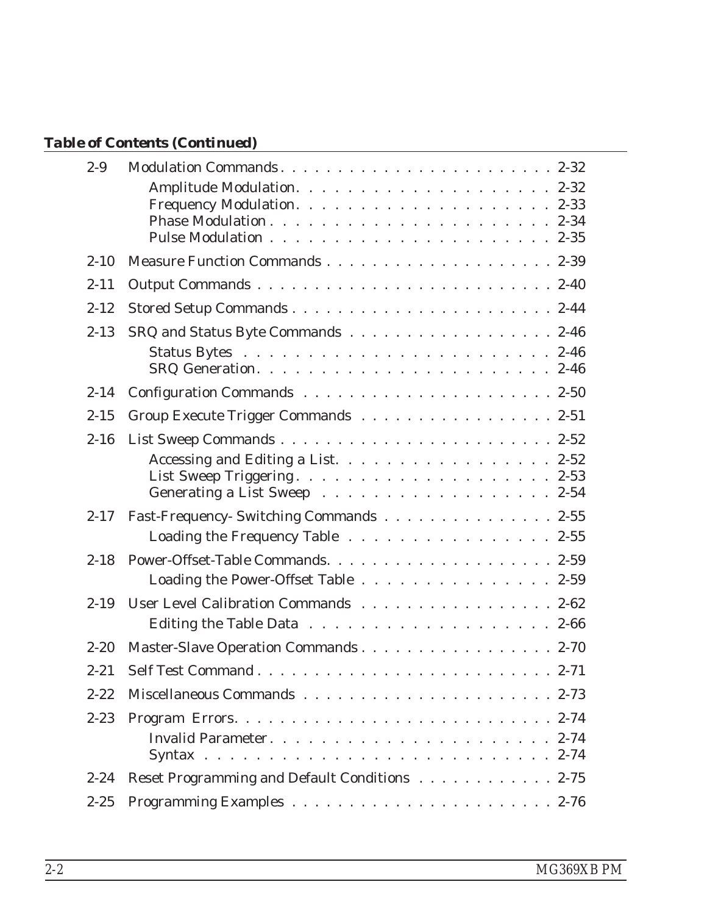**Table of Contents (Continued)**

2-9 Modulation Commands . . . . . . . . . . . . . . . . . . . . . . . . 2-32

- Amplitude Modulation. . . . . . . . . . . . . . . . . . . . . 2-32
- Frequency Modulation. . . . . . . . . . . . . . . . . . . . . 2-33
- Phase Modulation . . . . . . . . . . . . . . . . . . . . . . . 2-34
- Pulse Modulation . . . . . . . . . . . . . . . . . . . . . . . 2-35

2-10 Measure Function Commands . . . . . . . . . . . . . . . . . . . . 2-39

2-11 Output Commands . . . . . . . . . . . . . . . . . . . . . . . . . 2-40

2-12 Stored Setup Commands . . . . . . . . . . . . . . . . . . . . . . 2-44

2-13 SRQ and Status Byte Commands . . . . . . . . . . . . . . . . . . 2-46

- Status Bytes . . . . . . . . . . . . . . . . . . . . . . . . . 2-46
- SRQ Generation. . . . . . . . . . . . . . . . . . . . . . . . 2-46

2-14 Configuration Commands . . . . . . . . . . . . . . . . . . . . . 2-50

2-15 Group Execute Trigger Commands . . . . . . . . . . . . . . . . . 2-51

2-16 List Sweep Commands . . . . . . . . . . . . . . . . . . . . . . . 2-52

- Accessing and Editing a List. . . . . . . . . . . . . . . . . 2-52
- List Sweep Triggering. . . . . . . . . . . . . . . . . . . . . 2-53
- Generating a List Sweep . . . . . . . . . . . . . . . . . . . 2-54

2-17 Fast-Frequency- Switching Commands . . . . . . . . . . . . . . . 2-55

- Loading the Frequency Table . . . . . . . . . . . . . . . . . 2-55

2-18 Power-Offset-Table Commands. . . . . . . . . . . . . . . . . . . 2-59

- Loading the Power-Offset Table . . . . . . . . . . . . . . . . 2-59

2-19 User Level Calibration Commands . . . . . . . . . . . . . . . . . 2-62

- Editing the Table Data . . . . . . . . . . . . . . . . . . . . 2-66

2-20 Master-Slave Operation Commands . . . . . . . . . . . . . . . . . 2-70

2-21 Self Test Command . . . . . . . . . . . . . . . . . . . . . . . . 2-71

2-22 Miscellaneous Commands . . . . . . . . . . . . . . . . . . . . . 2-73

2-23 Program Errors. . . . . . . . . . . . . . . . . . . . . . . . . . 2-74

- Invalid Parameter. . . . . . . . . . . . . . . . . . . . . . . 2-74
- Syntax . . . . . . . . . . . . . . . . . . . . . . . . . . . . 2-74

2-24 Reset Programming and Default Conditions . . . . . . . . . . . . 2-75

2-25 Programming Examples . . . . . . . . . . . . . . . . . . . . . . 2-76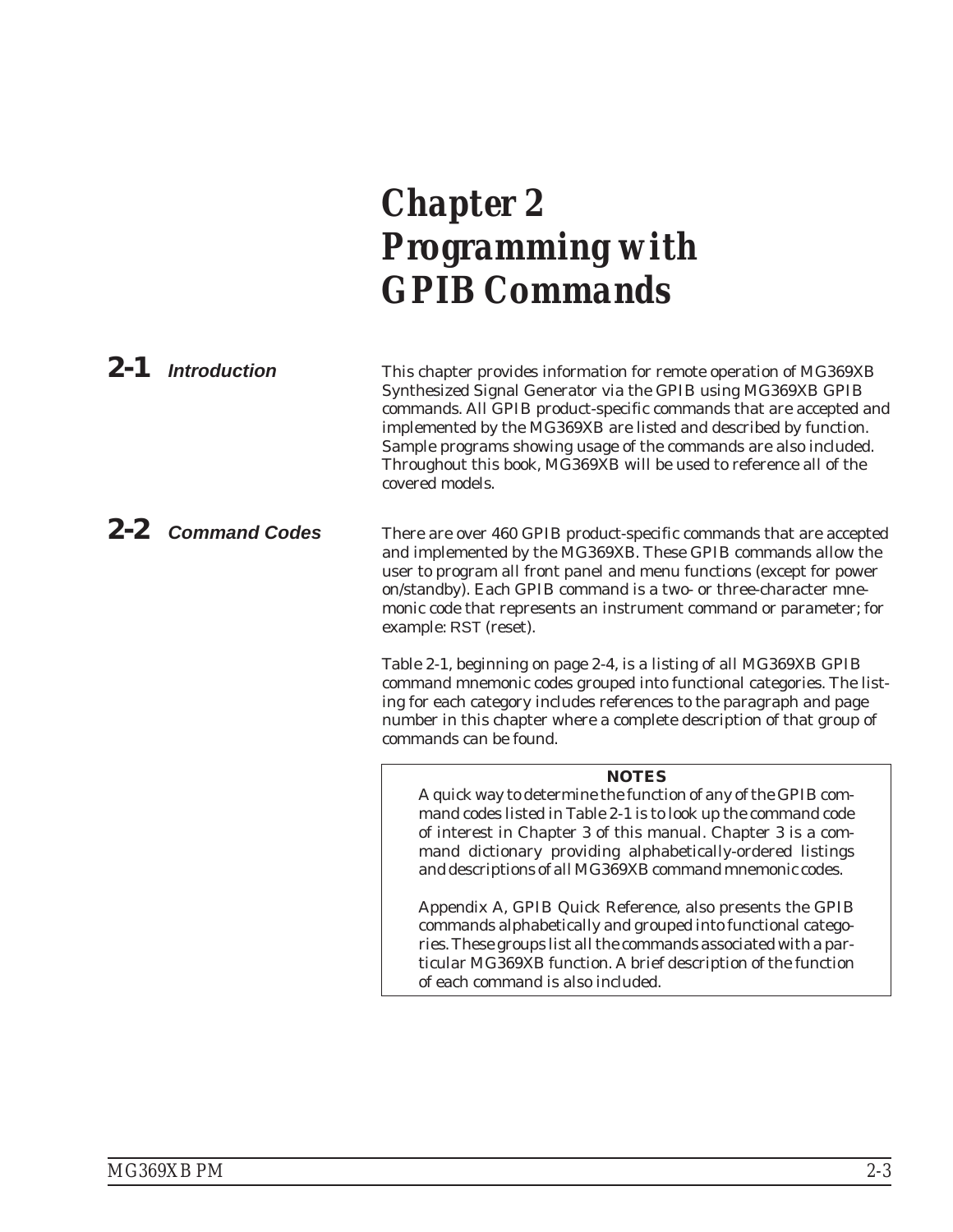# Chapter 2 Programming with GPIB Commands

## 2-1 Introduction

This chapter provides information for remote operation of MG369XB Synthesized Signal Generator via the GPIB using MG369XB GPIB commands. All GPIB product-specific commands that are accepted and implemented by the MG369XB are listed and described by function. Sample programs showing usage of the commands are also included. Throughout this book, MG369XB will be used to reference all of the covered models.

## 2-2 Command Codes

There are over 460 GPIB product-specific commands that are accepted and implemented by the MG369XB. These GPIB commands allow the user to program all front panel and menu functions (except for power on/standby). Each GPIB command is a two- or three-character mnemonic code that represents an instrument command or parameter; for example: RST (reset).

Table 2-1, beginning on page 2-4, is a listing of all MG369XB GPIB command mnemonic codes grouped into functional categories. The listing for each category includes references to the paragraph and page number in this chapter where a complete description of that group of commands can be found.

> **NOTES**
>
> A quick way to determine the function of any of the GPIB command codes listed in Table 2-1 is to look up the command code of interest in Chapter 3 of this manual. Chapter 3 is a command dictionary providing alphabetically-ordered listings and descriptions of all MG369XB command mnemonic codes.
>
> Appendix A, GPIB Quick Reference, also presents the GPIB commands alphabetically and grouped into functional categories. These groups list all the commands associated with a particular MG369XB function. A brief description of the function of each command is also included.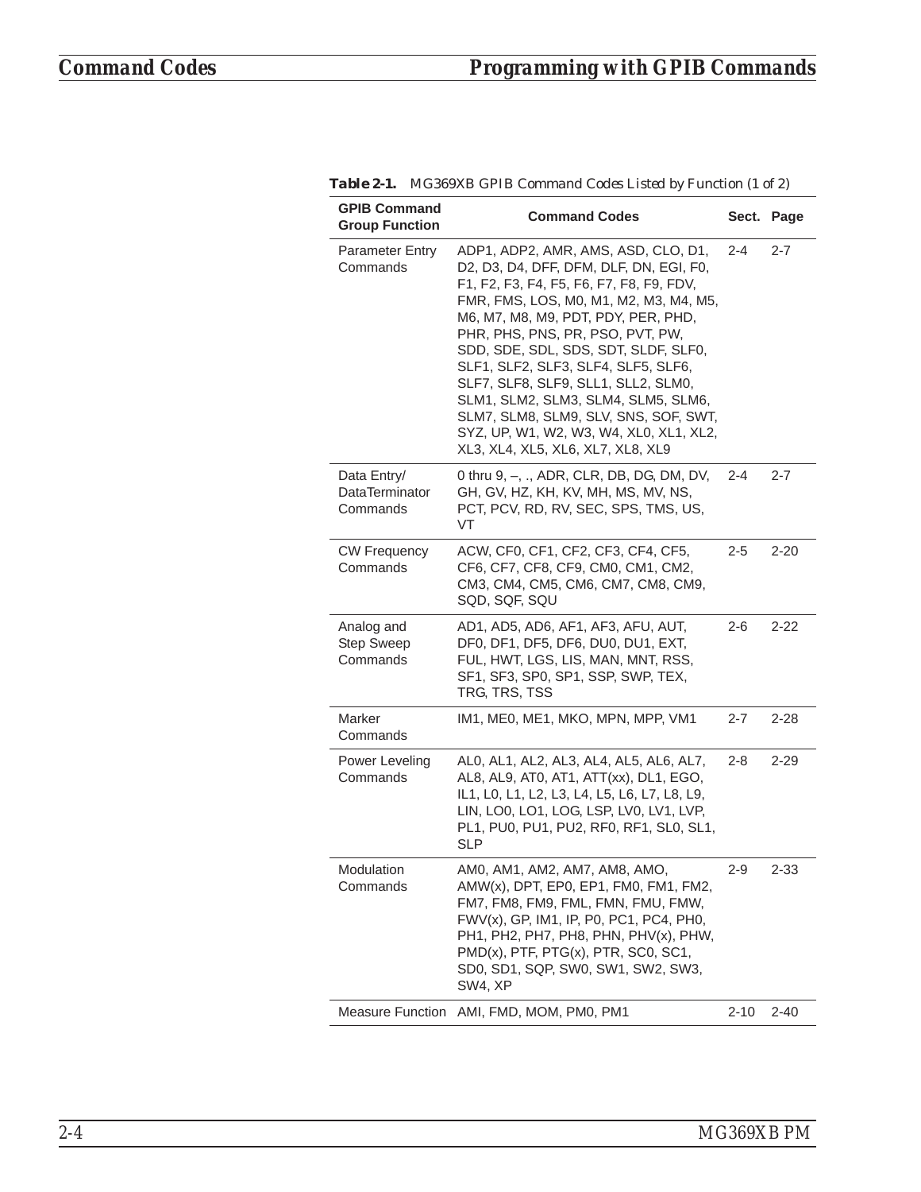**Table 2-1.** *MG369XB GPIB Command Codes Listed by Function (1 of 2)*

| GPIB Command Group Function | Command Codes | Sect. | Page |
|---|---|---|---|
| Parameter Entry Commands | ADP1, ADP2, AMR, AMS, ASD, CLO, D1, D2, D3, D4, DFF, DFM, DLF, DN, EGI, F0, F1, F2, F3, F4, F5, F6, F7, F8, F9, FDV, FMR, FMS, LOS, M0, M1, M2, M3, M4, M5, M6, M7, M8, M9, PDT, PDY, PER, PHD, PHR, PHS, PNS, PR, PSO, PVT, PW, SDD, SDE, SDL, SDS, SDT, SLDF, SLF0, SLF1, SLF2, SLF3, SLF4, SLF5, SLF6, SLF7, SLF8, SLF9, SLL1, SLL2, SLM0, SLM1, SLM2, SLM3, SLM4, SLM5, SLM6, SLM7, SLM8, SLM9, SLV, SNS, SOF, SWT, SYZ, UP, W1, W2, W3, W4, XL0, XL1, XL2, XL3, XL4, XL5, XL6, XL7, XL8, XL9 | 2-4 | 2-7 |
| Data Entry/ DataTerminator Commands | 0 thru 9, –, ., ADR, CLR, DB, DG, DM, DV, GH, GV, HZ, KH, KV, MH, MS, MV, NS, PCT, PCV, RD, RV, SEC, SPS, TMS, US, VT | 2-4 | 2-7 |
| CW Frequency Commands | ACW, CF0, CF1, CF2, CF3, CF4, CF5, CF6, CF7, CF8, CF9, CM0, CM1, CM2, CM3, CM4, CM5, CM6, CM7, CM8, CM9, SQD, SQF, SQU | 2-5 | 2-20 |
| Analog and Step Sweep Commands | AD1, AD5, AD6, AF1, AF3, AFU, AUT, DF0, DF1, DF5, DF6, DU0, DU1, EXT, FUL, HWT, LGS, LIS, MAN, MNT, RSS, SF1, SF3, SP0, SP1, SSP, SWP, TEX, TRG, TRS, TSS | 2-6 | 2-22 |
| Marker Commands | IM1, ME0, ME1, MKO, MPN, MPP, VM1 | 2-7 | 2-28 |
| Power Leveling Commands | AL0, AL1, AL2, AL3, AL4, AL5, AL6, AL7, AL8, AL9, AT0, AT1, ATT(xx), DL1, EGO, IL1, L0, L1, L2, L3, L4, L5, L6, L7, L8, L9, LIN, LO0, LO1, LOG, LSP, LV0, LV1, LVP, PL1, PU0, PU1, PU2, RF0, RF1, SL0, SL1, SLP | 2-8 | 2-29 |
| Modulation Commands | AM0, AM1, AM2, AM7, AM8, AMO, AMW(x), DPT, EP0, EP1, FM0, FM1, FM2, FM7, FM8, FM9, FML, FMN, FMU, FMW, FWV(x), GP, IM1, IP, P0, PC1, PC4, PH0, PH1, PH2, PH7, PH8, PHN, PHV(x), PHW, PMD(x), PTF, PTG(x), PTR, SC0, SC1, SD0, SD1, SQP, SW0, SW1, SW2, SW3, SW4, XP | 2-9 | 2-33 |
| Measure Function | AMI, FMD, MOM, PM0, PM1 | 2-10 | 2-40 |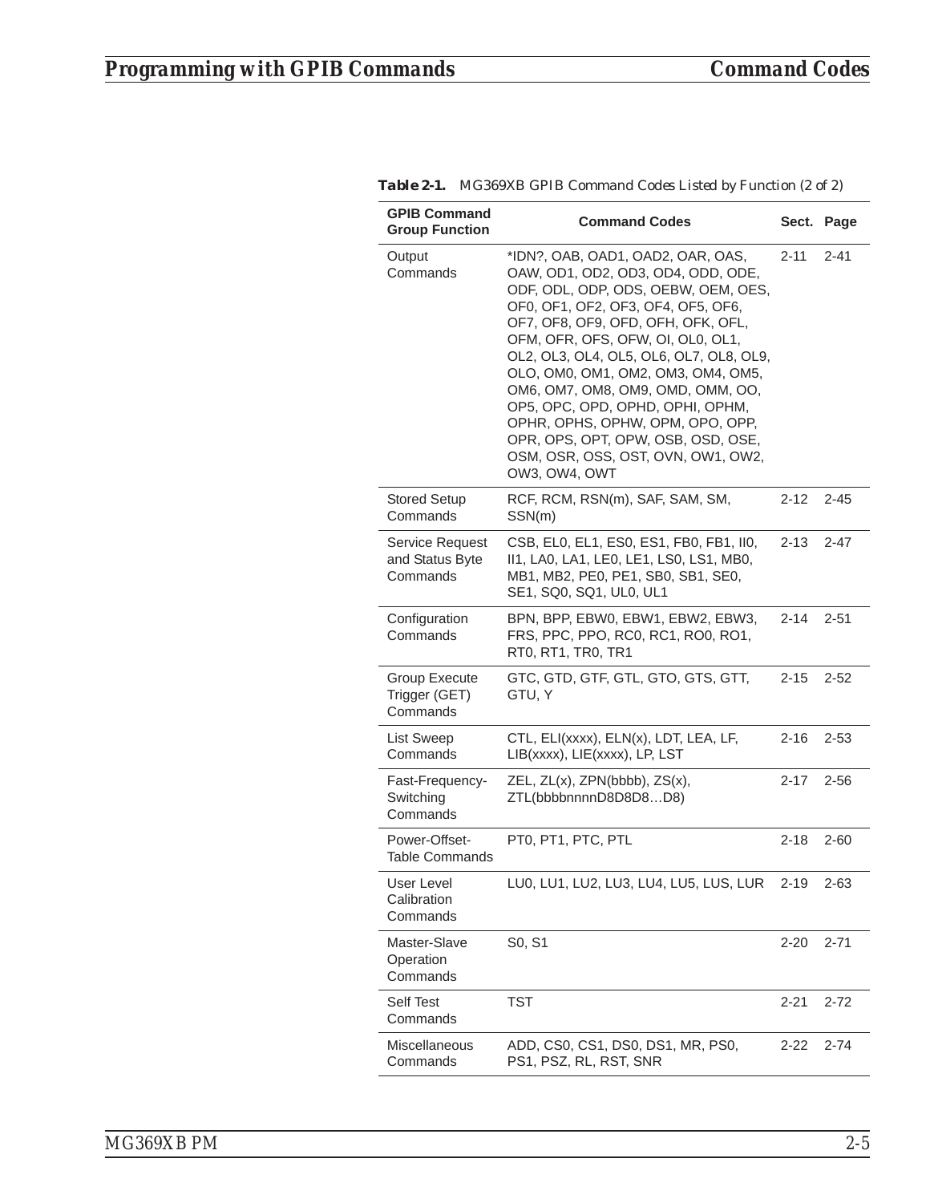**Table 2-1.** *MG369XB GPIB Command Codes Listed by Function (2 of 2)*

| GPIB Command Group Function | Command Codes | Sect. | Page |
|---|---|---|---|
| Output Commands | *IDN?, OAB, OAD1, OAD2, OAR, OAS, OAW, OD1, OD2, OD3, OD4, ODD, ODE, ODF, ODL, ODP, ODS, OEBW, OEM, OES, OF0, OF1, OF2, OF3, OF4, OF5, OF6, OF7, OF8, OF9, OFD, OFH, OFK, OFL, OFM, OFR, OFS, OFW, OI, OL0, OL1, OL2, OL3, OL4, OL5, OL6, OL7, OL8, OL9, OLO, OM0, OM1, OM2, OM3, OM4, OM5, OM6, OM7, OM8, OM9, OMD, OMM, OO, OP5, OPC, OPD, OPHD, OPHI, OPHM, OPHR, OPHS, OPHW, OPM, OPO, OPP, OPR, OPS, OPT, OPW, OSB, OSD, OSE, OSM, OSR, OSS, OST, OVN, OW1, OW2, OW3, OW4, OWT | 2-11 | 2-41 |
| Stored Setup Commands | RCF, RCM, RSN(m), SAF, SAM, SM, SSN(m) | 2-12 | 2-45 |
| Service Request and Status Byte Commands | CSB, EL0, EL1, ES0, ES1, FB0, FB1, II0, II1, LA0, LA1, LE0, LE1, LS0, LS1, MB0, MB1, MB2, PE0, PE1, SB0, SB1, SE0, SE1, SQ0, SQ1, UL0, UL1 | 2-13 | 2-47 |
| Configuration Commands | BPN, BPP, EBW0, EBW1, EBW2, EBW3, FRS, PPC, PPO, RC0, RC1, RO0, RO1, RT0, RT1, TR0, TR1 | 2-14 | 2-51 |
| Group Execute Trigger (GET) Commands | GTC, GTD, GTF, GTL, GTO, GTS, GTT, GTU, Y | 2-15 | 2-52 |
| List Sweep Commands | CTL, ELI(xxxx), ELN(x), LDT, LEA, LF, LIB(xxxx), LIE(xxxx), LP, LST | 2-16 | 2-53 |
| Fast-Frequency-Switching Commands | ZEL, ZL(x), ZPN(bbbb), ZS(x), ZTL(bbbbnnnnD8D8D8…D8) | 2-17 | 2-56 |
| Power-Offset-Table Commands | PT0, PT1, PTC, PTL | 2-18 | 2-60 |
| User Level Calibration Commands | LU0, LU1, LU2, LU3, LU4, LU5, LUS, LUR | 2-19 | 2-63 |
| Master-Slave Operation Commands | S0, S1 | 2-20 | 2-71 |
| Self Test Commands | TST | 2-21 | 2-72 |
| Miscellaneous Commands | ADD, CS0, CS1, DS0, DS1, MR, PS0, PS1, PSZ, RL, RST, SNR | 2-22 | 2-74 |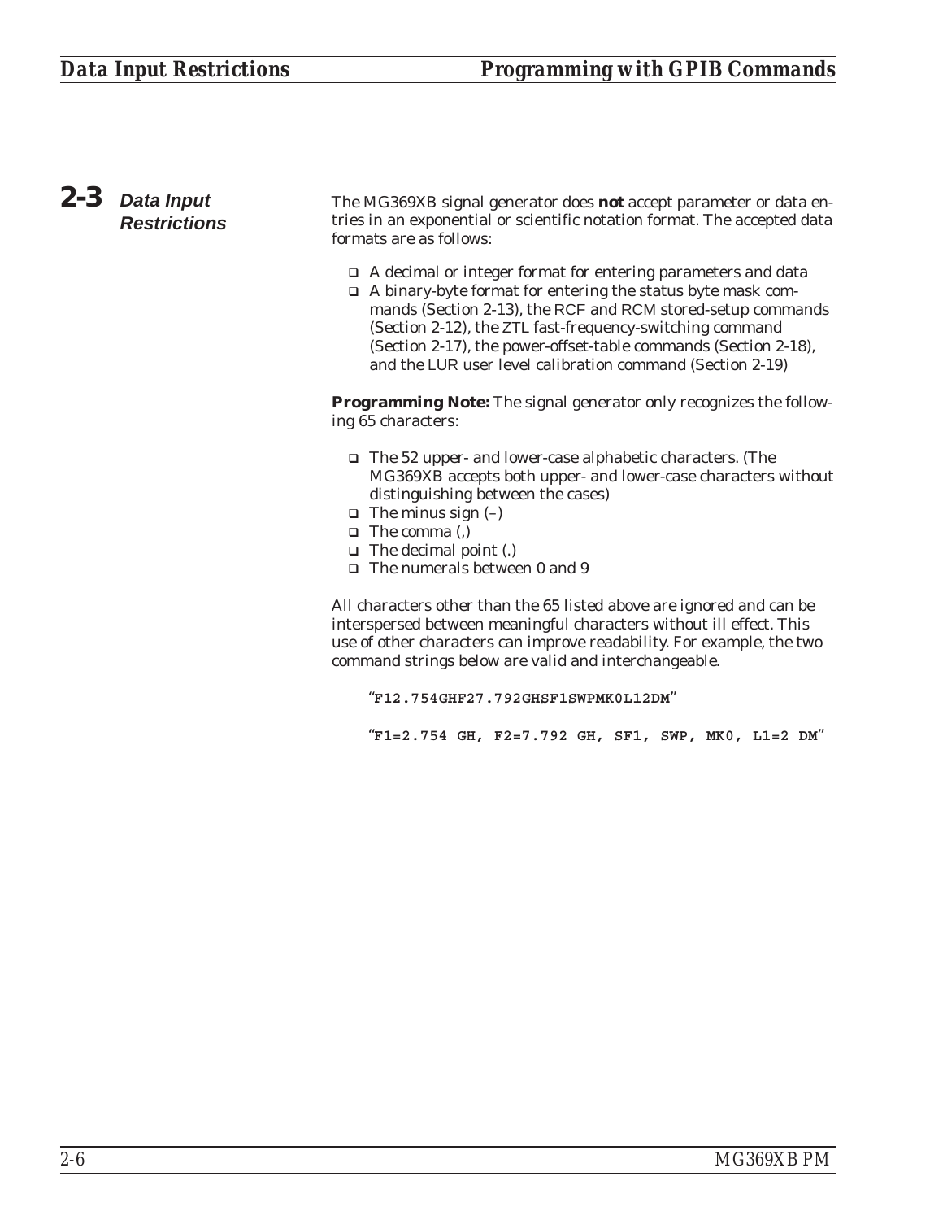## 2-3 Data Input Restrictions

The MG369XB signal generator does **not** accept parameter or data entries in an exponential or scientific notation format. The accepted data formats are as follows:

- A decimal or integer format for entering parameters and data
- A binary-byte format for entering the status byte mask commands (Section 2-13), the RCF and RCM stored-setup commands (Section 2-12), the ZTL fast-frequency-switching command (Section 2-17), the power-offset-table commands (Section 2-18), and the LUR user level calibration command (Section 2-19)

**Programming Note:** The signal generator only recognizes the following 65 characters:

- The 52 upper- and lower-case alphabetic characters. (The MG369XB accepts both upper- and lower-case characters without distinguishing between the cases)
- The minus sign (–)
- The comma (,)
- The decimal point (.)
- The numerals between 0 and 9

All characters other than the 65 listed above are ignored and can be interspersed between meaningful characters without ill effect. This use of other characters can improve readability. For example, the two command strings below are valid and interchangeable.

```
"F12.754GHF27.792GHSF1SWPMK0L12DM"

"F1=2.754 GH, F2=7.792 GH, SF1, SWP, MK0, L1=2 DM"
```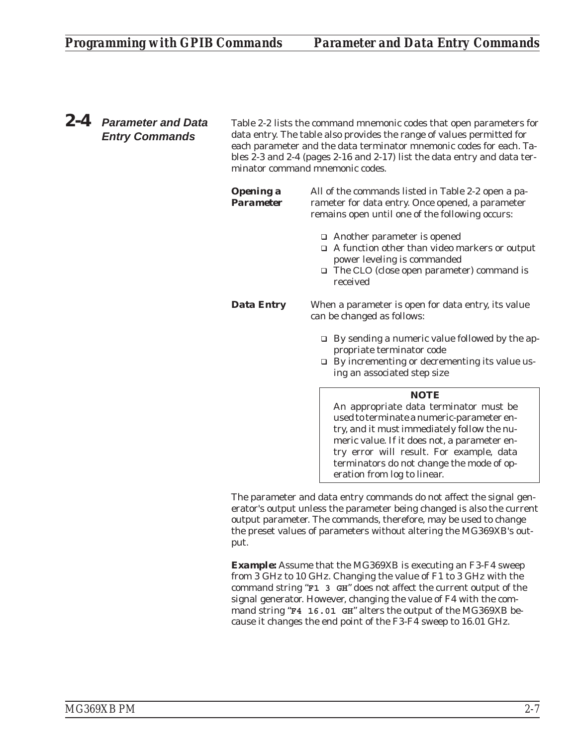## 2-4 Parameter and Data Entry Commands

Table 2-2 lists the command mnemonic codes that open parameters for data entry. The table also provides the range of values permitted for each parameter and the data terminator mnemonic codes for each. Tables 2-3 and 2-4 (pages 2-16 and 2-17) list the data entry and data terminator command mnemonic codes.

### Opening a Parameter

All of the commands listed in Table 2-2 open a parameter for data entry. Once opened, a parameter remains open until one of the following occurs:

- Another parameter is opened
- A function other than video markers or output power leveling is commanded
- The CLO (close open parameter) command is received

### Data Entry

When a parameter is open for data entry, its value can be changed as follows:

- By sending a numeric value followed by the appropriate terminator code
- By incrementing or decrementing its value using an associated step size

> **NOTE**
>
> An appropriate data terminator must be used to terminate a numeric-parameter entry, and it must immediately follow the numeric value. If it does not, a parameter entry error will result. For example, data terminators do not change the mode of operation from log to linear.

The parameter and data entry commands do not affect the signal generator's output unless the parameter being changed is also the current output parameter. The commands, therefore, may be used to change the preset values of parameters without altering the MG369XB's output.

**Example:** Assume that the MG369XB is executing an F3-F4 sweep from 3 GHz to 10 GHz. Changing the value of F1 to 3 GHz with the command string "**F1 3 GH**" does not affect the current output of the signal generator. However, changing the value of F4 with the command string "**F4 16.01 GH**" alters the output of the MG369XB because it changes the end point of the F3-F4 sweep to 16.01 GHz.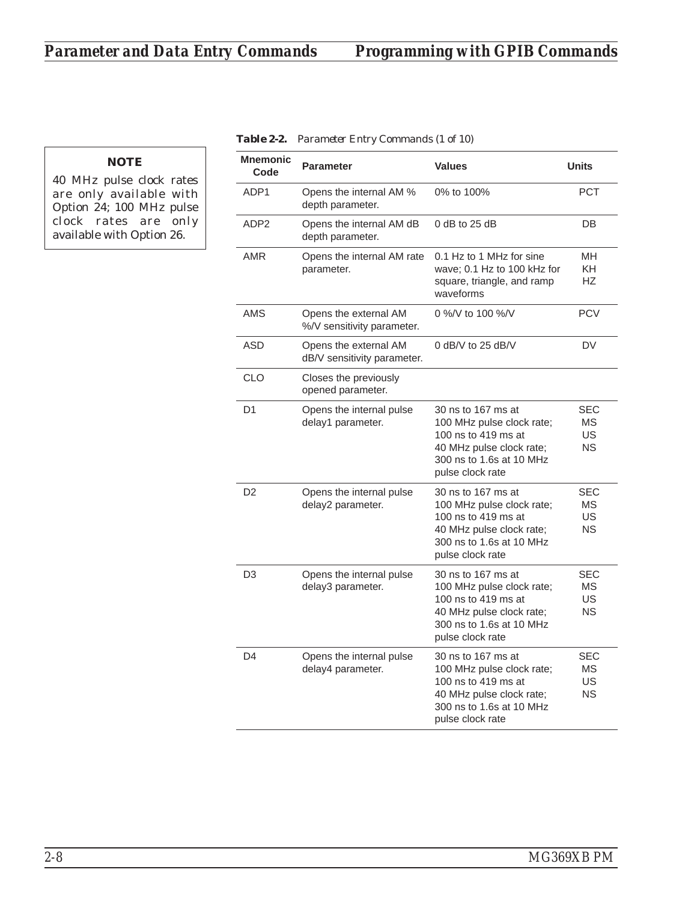> **NOTE**
>
> 40 MHz pulse clock rates are only available with Option 24; 100 MHz pulse clock rates are only available with Option 26.

**Table 2-2.** *Parameter Entry Commands (1 of 10)*

| Mnemonic Code | Parameter | Values | Units |
|---|---|---|---|
| ADP1 | Opens the internal AM % depth parameter. | 0% to 100% | PCT |
| ADP2 | Opens the internal AM dB depth parameter. | 0 dB to 25 dB | DB |
| AMR | Opens the internal AM rate parameter. | 0.1 Hz to 1 MHz for sine wave; 0.1 Hz to 100 kHz for square, triangle, and ramp waveforms | MH<br>KH<br>HZ |
| AMS | Opens the external AM %/V sensitivity parameter. | 0 %/V to 100 %/V | PCV |
| ASD | Opens the external AM dB/V sensitivity parameter. | 0 dB/V to 25 dB/V | DV |
| CLO | Closes the previously opened parameter. | | |
| D1 | Opens the internal pulse delay1 parameter. | 30 ns to 167 ms at 100 MHz pulse clock rate; 100 ns to 419 ms at 40 MHz pulse clock rate; 300 ns to 1.6s at 10 MHz pulse clock rate | SEC<br>MS<br>US<br>NS |
| D2 | Opens the internal pulse delay2 parameter. | 30 ns to 167 ms at 100 MHz pulse clock rate; 100 ns to 419 ms at 40 MHz pulse clock rate; 300 ns to 1.6s at 10 MHz pulse clock rate | SEC<br>MS<br>US<br>NS |
| D3 | Opens the internal pulse delay3 parameter. | 30 ns to 167 ms at 100 MHz pulse clock rate; 100 ns to 419 ms at 40 MHz pulse clock rate; 300 ns to 1.6s at 10 MHz pulse clock rate | SEC<br>MS<br>US<br>NS |
| D4 | Opens the internal pulse delay4 parameter. | 30 ns to 167 ms at 100 MHz pulse clock rate; 100 ns to 419 ms at 40 MHz pulse clock rate; 300 ns to 1.6s at 10 MHz pulse clock rate | SEC<br>MS<br>US<br>NS |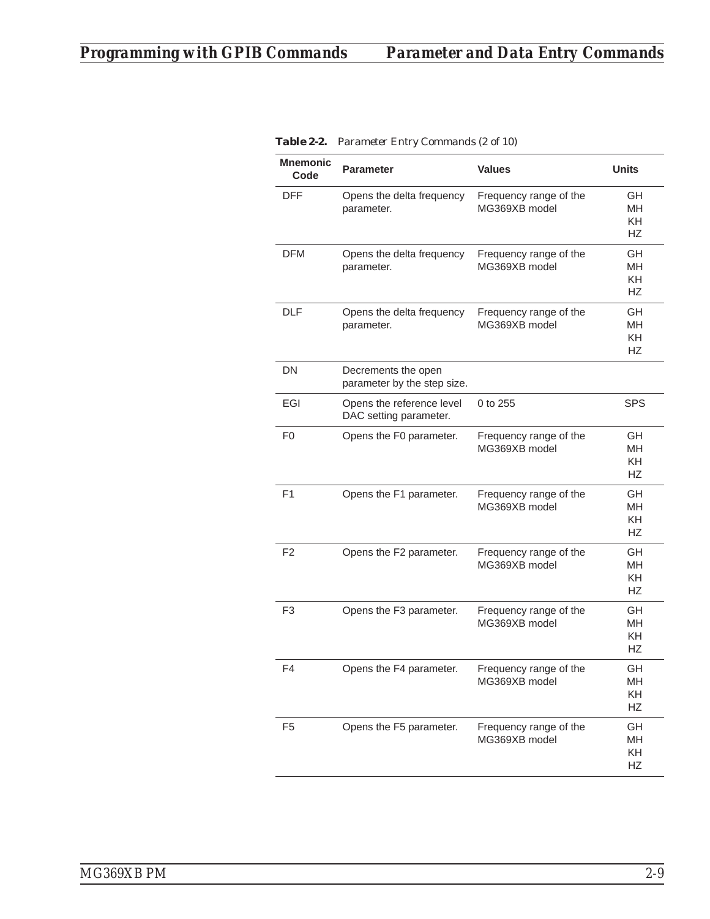**Table 2-2.** *Parameter Entry Commands (2 of 10)*

| Mnemonic Code | Parameter | Values | Units |
|---|---|---|---|
| DFF | Opens the delta frequency parameter. | Frequency range of the MG369XB model | GH MH KH HZ |
| DFM | Opens the delta frequency parameter. | Frequency range of the MG369XB model | GH MH KH HZ |
| DLF | Opens the delta frequency parameter. | Frequency range of the MG369XB model | GH MH KH HZ |
| DN | Decrements the open parameter by the step size. | | |
| EGI | Opens the reference level DAC setting parameter. | 0 to 255 | SPS |
| F0 | Opens the F0 parameter. | Frequency range of the MG369XB model | GH MH KH HZ |
| F1 | Opens the F1 parameter. | Frequency range of the MG369XB model | GH MH KH HZ |
| F2 | Opens the F2 parameter. | Frequency range of the MG369XB model | GH MH KH HZ |
| F3 | Opens the F3 parameter. | Frequency range of the MG369XB model | GH MH KH HZ |
| F4 | Opens the F4 parameter. | Frequency range of the MG369XB model | GH MH KH HZ |
| F5 | Opens the F5 parameter. | Frequency range of the MG369XB model | GH MH KH HZ |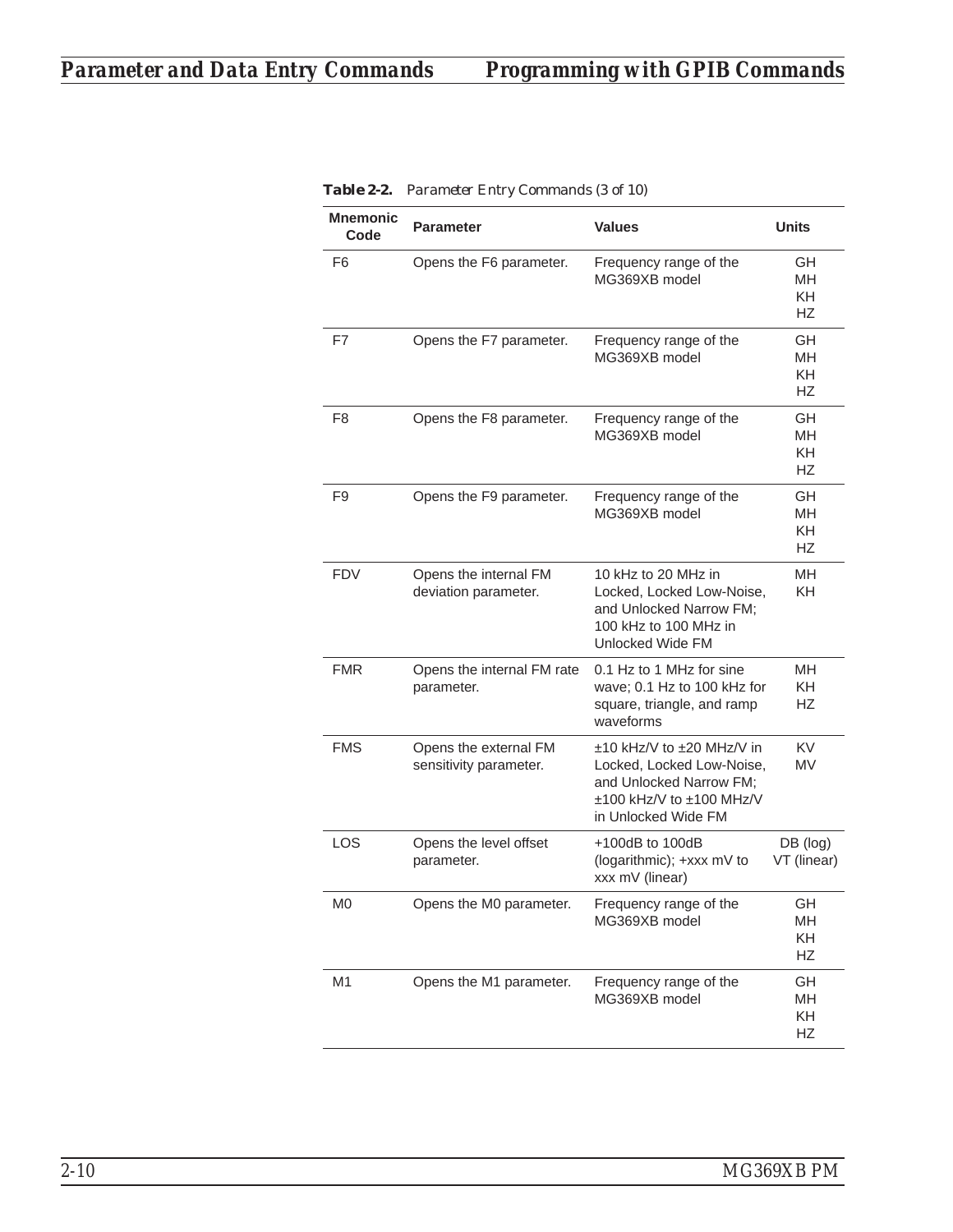**Table 2-2.** *Parameter Entry Commands (3 of 10)*

| Mnemonic Code | Parameter | Values | Units |
|---|---|---|---|
| F6 | Opens the F6 parameter. | Frequency range of the MG369XB model | GH<br>MH<br>KH<br>HZ |
| F7 | Opens the F7 parameter. | Frequency range of the MG369XB model | GH<br>MH<br>KH<br>HZ |
| F8 | Opens the F8 parameter. | Frequency range of the MG369XB model | GH<br>MH<br>KH<br>HZ |
| F9 | Opens the F9 parameter. | Frequency range of the MG369XB model | GH<br>MH<br>KH<br>HZ |
| FDV | Opens the internal FM deviation parameter. | 10 kHz to 20 MHz in Locked, Locked Low-Noise, and Unlocked Narrow FM; 100 kHz to 100 MHz in Unlocked Wide FM | MH<br>KH |
| FMR | Opens the internal FM rate parameter. | 0.1 Hz to 1 MHz for sine wave; 0.1 Hz to 100 kHz for square, triangle, and ramp waveforms | MH<br>KH<br>HZ |
| FMS | Opens the external FM sensitivity parameter. | ±10 kHz/V to ±20 MHz/V in Locked, Locked Low-Noise, and Unlocked Narrow FM; ±100 kHz/V to ±100 MHz/V in Unlocked Wide FM | KV<br>MV |
| LOS | Opens the level offset parameter. | +100dB to 100dB (logarithmic); +xxx mV to xxx mV (linear) | DB (log)<br>VT (linear) |
| M0 | Opens the M0 parameter. | Frequency range of the MG369XB model | GH<br>MH<br>KH<br>HZ |
| M1 | Opens the M1 parameter. | Frequency range of the MG369XB model | GH<br>MH<br>KH<br>HZ |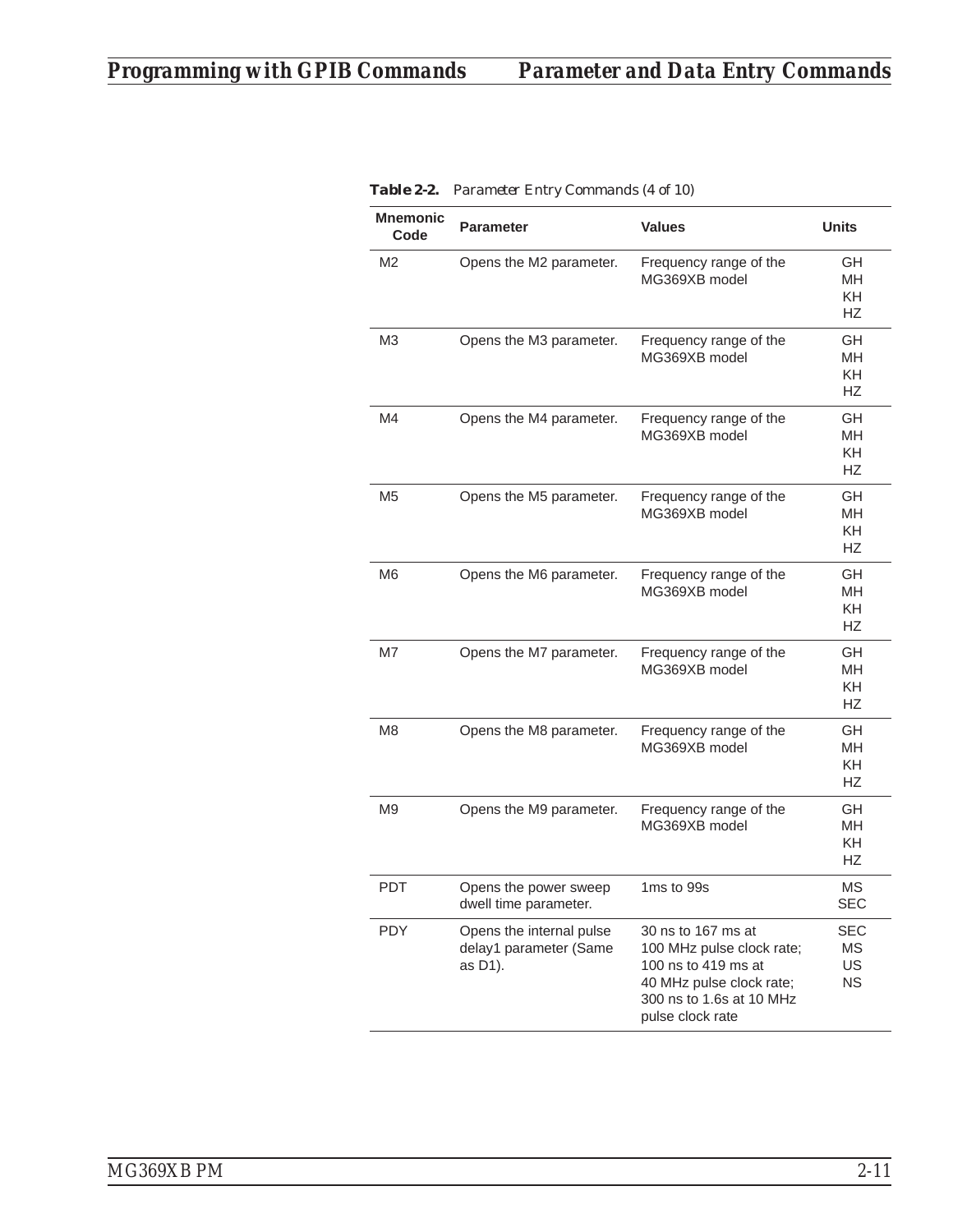**Table 2-2.** *Parameter Entry Commands (4 of 10)*

| Mnemonic Code | Parameter | Values | Units |
|---|---|---|---|
| M2 | Opens the M2 parameter. | Frequency range of the MG369XB model | GH<br>MH<br>KH<br>HZ |
| M3 | Opens the M3 parameter. | Frequency range of the MG369XB model | GH<br>MH<br>KH<br>HZ |
| M4 | Opens the M4 parameter. | Frequency range of the MG369XB model | GH<br>MH<br>KH<br>HZ |
| M5 | Opens the M5 parameter. | Frequency range of the MG369XB model | GH<br>MH<br>KH<br>HZ |
| M6 | Opens the M6 parameter. | Frequency range of the MG369XB model | GH<br>MH<br>KH<br>HZ |
| M7 | Opens the M7 parameter. | Frequency range of the MG369XB model | GH<br>MH<br>KH<br>HZ |
| M8 | Opens the M8 parameter. | Frequency range of the MG369XB model | GH<br>MH<br>KH<br>HZ |
| M9 | Opens the M9 parameter. | Frequency range of the MG369XB model | GH<br>MH<br>KH<br>HZ |
| PDT | Opens the power sweep dwell time parameter. | 1ms to 99s | MS<br>SEC |
| PDY | Opens the internal pulse delay1 parameter (Same as D1). | 30 ns to 167 ms at 100 MHz pulse clock rate; 100 ns to 419 ms at 40 MHz pulse clock rate; 300 ns to 1.6s at 10 MHz pulse clock rate | SEC<br>MS<br>US<br>NS |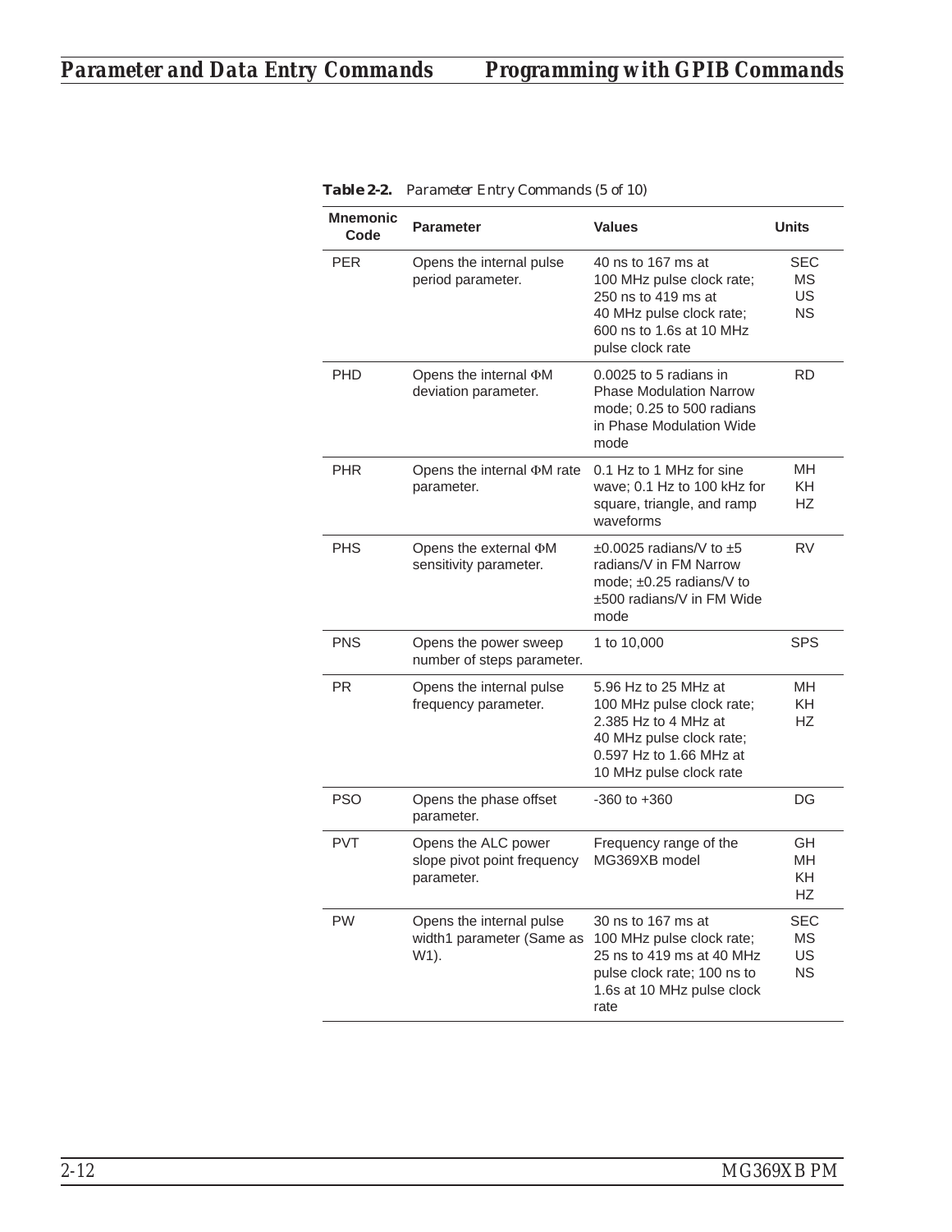**Table 2-2.** *Parameter Entry Commands (5 of 10)*

| Mnemonic Code | Parameter | Values | Units |
|---|---|---|---|
| PER | Opens the internal pulse period parameter. | 40 ns to 167 ms at 100 MHz pulse clock rate; 250 ns to 419 ms at 40 MHz pulse clock rate; 600 ns to 1.6s at 10 MHz pulse clock rate | SEC MS US NS |
| PHD | Opens the internal ΦM deviation parameter. | 0.0025 to 5 radians in Phase Modulation Narrow mode; 0.25 to 500 radians in Phase Modulation Wide mode | RD |
| PHR | Opens the internal ΦM rate parameter. | 0.1 Hz to 1 MHz for sine wave; 0.1 Hz to 100 kHz for square, triangle, and ramp waveforms | MH KH HZ |
| PHS | Opens the external ΦM sensitivity parameter. | ±0.0025 radians/V to ±5 radians/V in FM Narrow mode; ±0.25 radians/V to ±500 radians/V in FM Wide mode | RV |
| PNS | Opens the power sweep number of steps parameter. | 1 to 10,000 | SPS |
| PR | Opens the internal pulse frequency parameter. | 5.96 Hz to 25 MHz at 100 MHz pulse clock rate; 2.385 Hz to 4 MHz at 40 MHz pulse clock rate; 0.597 Hz to 1.66 MHz at 10 MHz pulse clock rate | MH KH HZ |
| PSO | Opens the phase offset parameter. | -360 to +360 | DG |
| PVT | Opens the ALC power slope pivot point frequency parameter. | Frequency range of the MG369XB model | GH MH KH HZ |
| PW | Opens the internal pulse width1 parameter (Same as W1). | 30 ns to 167 ms at 100 MHz pulse clock rate; 25 ns to 419 ms at 40 MHz pulse clock rate; 100 ns to 1.6s at 10 MHz pulse clock rate | SEC MS US NS |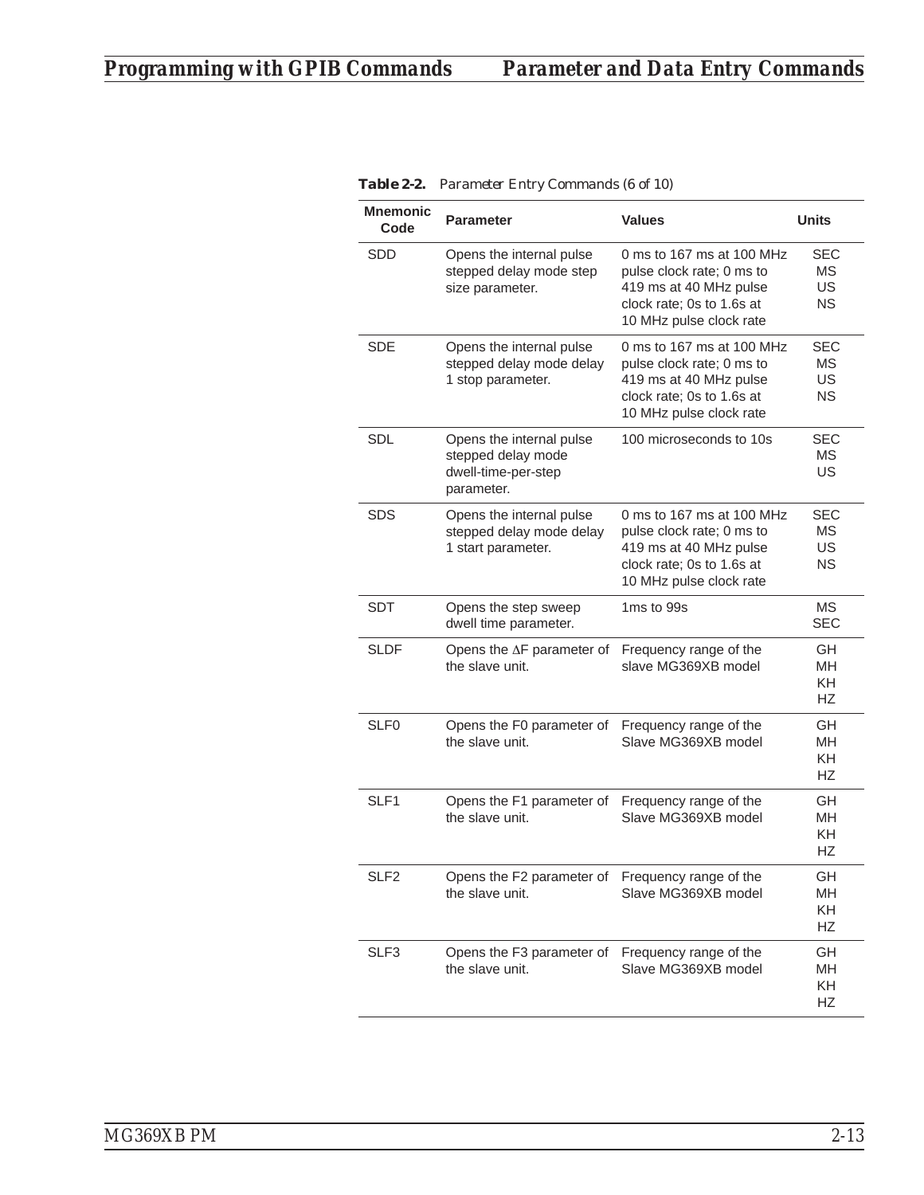**Table 2-2.** *Parameter Entry Commands (6 of 10)*

| Mnemonic Code | Parameter | Values | Units |
|---|---|---|---|
| SDD | Opens the internal pulse stepped delay mode step size parameter. | 0 ms to 167 ms at 100 MHz pulse clock rate; 0 ms to 419 ms at 40 MHz pulse clock rate; 0s to 1.6s at 10 MHz pulse clock rate | SEC MS US NS |
| SDE | Opens the internal pulse stepped delay mode delay 1 stop parameter. | 0 ms to 167 ms at 100 MHz pulse clock rate; 0 ms to 419 ms at 40 MHz pulse clock rate; 0s to 1.6s at 10 MHz pulse clock rate | SEC MS US NS |
| SDL | Opens the internal pulse stepped delay mode dwell-time-per-step parameter. | 100 microseconds to 10s | SEC MS US |
| SDS | Opens the internal pulse stepped delay mode delay 1 start parameter. | 0 ms to 167 ms at 100 MHz pulse clock rate; 0 ms to 419 ms at 40 MHz pulse clock rate; 0s to 1.6s at 10 MHz pulse clock rate | SEC MS US NS |
| SDT | Opens the step sweep dwell time parameter. | 1ms to 99s | MS SEC |
| SLDF | Opens the ΔF parameter of the slave unit. | Frequency range of the slave MG369XB model | GH MH KH HZ |
| SLF0 | Opens the F0 parameter of the slave unit. | Frequency range of the Slave MG369XB model | GH MH KH HZ |
| SLF1 | Opens the F1 parameter of the slave unit. | Frequency range of the Slave MG369XB model | GH MH KH HZ |
| SLF2 | Opens the F2 parameter of the slave unit. | Frequency range of the Slave MG369XB model | GH MH KH HZ |
| SLF3 | Opens the F3 parameter of the slave unit. | Frequency range of the Slave MG369XB model | GH MH KH HZ |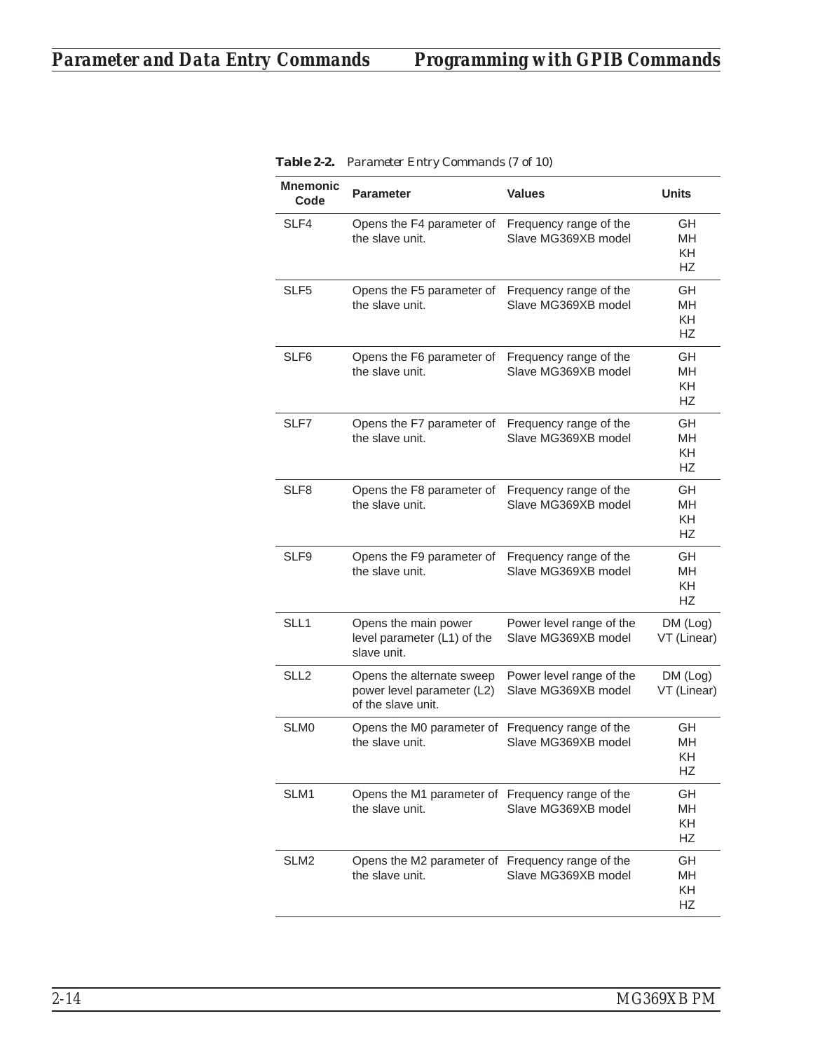**Table 2-2.** *Parameter Entry Commands (7 of 10)*

| Mnemonic Code | Parameter | Values | Units |
|---|---|---|---|
| SLF4 | Opens the F4 parameter of the slave unit. | Frequency range of the Slave MG369XB model | GH<br>MH<br>KH<br>HZ |
| SLF5 | Opens the F5 parameter of the slave unit. | Frequency range of the Slave MG369XB model | GH<br>MH<br>KH<br>HZ |
| SLF6 | Opens the F6 parameter of the slave unit. | Frequency range of the Slave MG369XB model | GH<br>MH<br>KH<br>HZ |
| SLF7 | Opens the F7 parameter of the slave unit. | Frequency range of the Slave MG369XB model | GH<br>MH<br>KH<br>HZ |
| SLF8 | Opens the F8 parameter of the slave unit. | Frequency range of the Slave MG369XB model | GH<br>MH<br>KH<br>HZ |
| SLF9 | Opens the F9 parameter of the slave unit. | Frequency range of the Slave MG369XB model | GH<br>MH<br>KH<br>HZ |
| SLL1 | Opens the main power level parameter (L1) of the slave unit. | Power level range of the Slave MG369XB model | DM (Log)<br>VT (Linear) |
| SLL2 | Opens the alternate sweep power level parameter (L2) of the slave unit. | Power level range of the Slave MG369XB model | DM (Log)<br>VT (Linear) |
| SLM0 | Opens the M0 parameter of the slave unit. | Frequency range of the Slave MG369XB model | GH<br>MH<br>KH<br>HZ |
| SLM1 | Opens the M1 parameter of the slave unit. | Frequency range of the Slave MG369XB model | GH<br>MH<br>KH<br>HZ |
| SLM2 | Opens the M2 parameter of the slave unit. | Frequency range of the Slave MG369XB model | GH<br>MH<br>KH<br>HZ |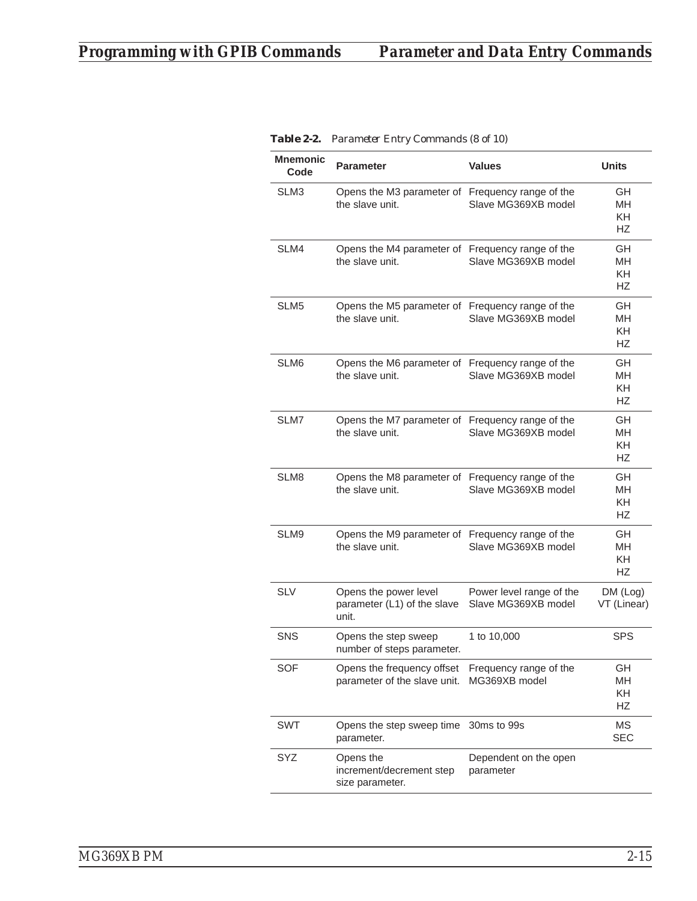**Table 2-2.** *Parameter Entry Commands (8 of 10)*

| Mnemonic Code | Parameter | Values | Units |
|---|---|---|---|
| SLM3 | Opens the M3 parameter of the slave unit. | Frequency range of the Slave MG369XB model | GH<br>MH<br>KH<br>HZ |
| SLM4 | Opens the M4 parameter of the slave unit. | Frequency range of the Slave MG369XB model | GH<br>MH<br>KH<br>HZ |
| SLM5 | Opens the M5 parameter of the slave unit. | Frequency range of the Slave MG369XB model | GH<br>MH<br>KH<br>HZ |
| SLM6 | Opens the M6 parameter of the slave unit. | Frequency range of the Slave MG369XB model | GH<br>MH<br>KH<br>HZ |
| SLM7 | Opens the M7 parameter of the slave unit. | Frequency range of the Slave MG369XB model | GH<br>MH<br>KH<br>HZ |
| SLM8 | Opens the M8 parameter of the slave unit. | Frequency range of the Slave MG369XB model | GH<br>MH<br>KH<br>HZ |
| SLM9 | Opens the M9 parameter of the slave unit. | Frequency range of the Slave MG369XB model | GH<br>MH<br>KH<br>HZ |
| SLV | Opens the power level parameter (L1) of the slave unit. | Power level range of the Slave MG369XB model | DM (Log)<br>VT (Linear) |
| SNS | Opens the step sweep number of steps parameter. | 1 to 10,000 | SPS |
| SOF | Opens the frequency offset parameter of the slave unit. | Frequency range of the MG369XB model | GH<br>MH<br>KH<br>HZ |
| SWT | Opens the step sweep time parameter. | 30ms to 99s | MS<br>SEC |
| SYZ | Opens the increment/decrement step size parameter. | Dependent on the open parameter | |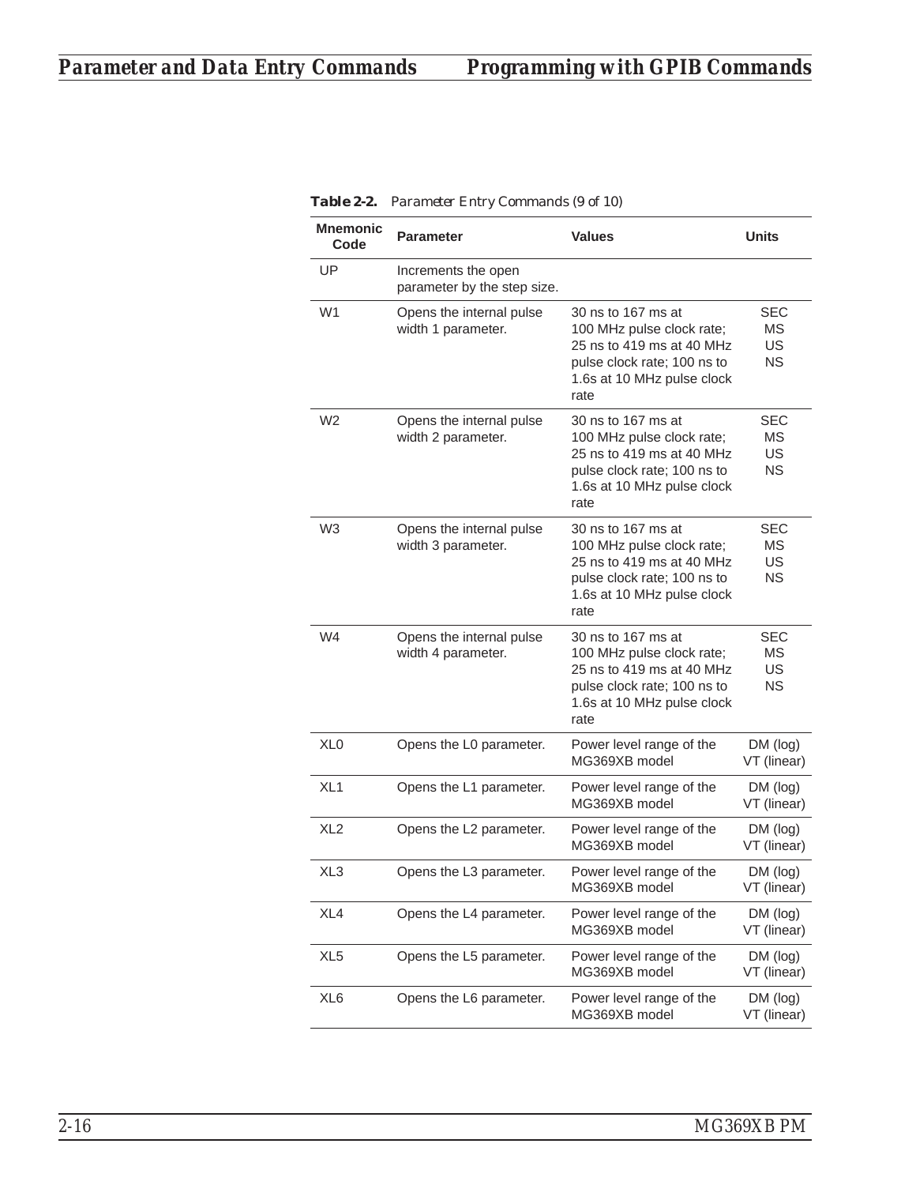**Table 2-2.** *Parameter Entry Commands (9 of 10)*

| Mnemonic Code | Parameter | Values | Units |
|---|---|---|---|
| UP | Increments the open parameter by the step size. | | |
| W1 | Opens the internal pulse width 1 parameter. | 30 ns to 167 ms at 100 MHz pulse clock rate; 25 ns to 419 ms at 40 MHz pulse clock rate; 100 ns to 1.6s at 10 MHz pulse clock rate | SEC MS US NS |
| W2 | Opens the internal pulse width 2 parameter. | 30 ns to 167 ms at 100 MHz pulse clock rate; 25 ns to 419 ms at 40 MHz pulse clock rate; 100 ns to 1.6s at 10 MHz pulse clock rate | SEC MS US NS |
| W3 | Opens the internal pulse width 3 parameter. | 30 ns to 167 ms at 100 MHz pulse clock rate; 25 ns to 419 ms at 40 MHz pulse clock rate; 100 ns to 1.6s at 10 MHz pulse clock rate | SEC MS US NS |
| W4 | Opens the internal pulse width 4 parameter. | 30 ns to 167 ms at 100 MHz pulse clock rate; 25 ns to 419 ms at 40 MHz pulse clock rate; 100 ns to 1.6s at 10 MHz pulse clock rate | SEC MS US NS |
| XL0 | Opens the L0 parameter. | Power level range of the MG369XB model | DM (log) VT (linear) |
| XL1 | Opens the L1 parameter. | Power level range of the MG369XB model | DM (log) VT (linear) |
| XL2 | Opens the L2 parameter. | Power level range of the MG369XB model | DM (log) VT (linear) |
| XL3 | Opens the L3 parameter. | Power level range of the MG369XB model | DM (log) VT (linear) |
| XL4 | Opens the L4 parameter. | Power level range of the MG369XB model | DM (log) VT (linear) |
| XL5 | Opens the L5 parameter. | Power level range of the MG369XB model | DM (log) VT (linear) |
| XL6 | Opens the L6 parameter. | Power level range of the MG369XB model | DM (log) VT (linear) |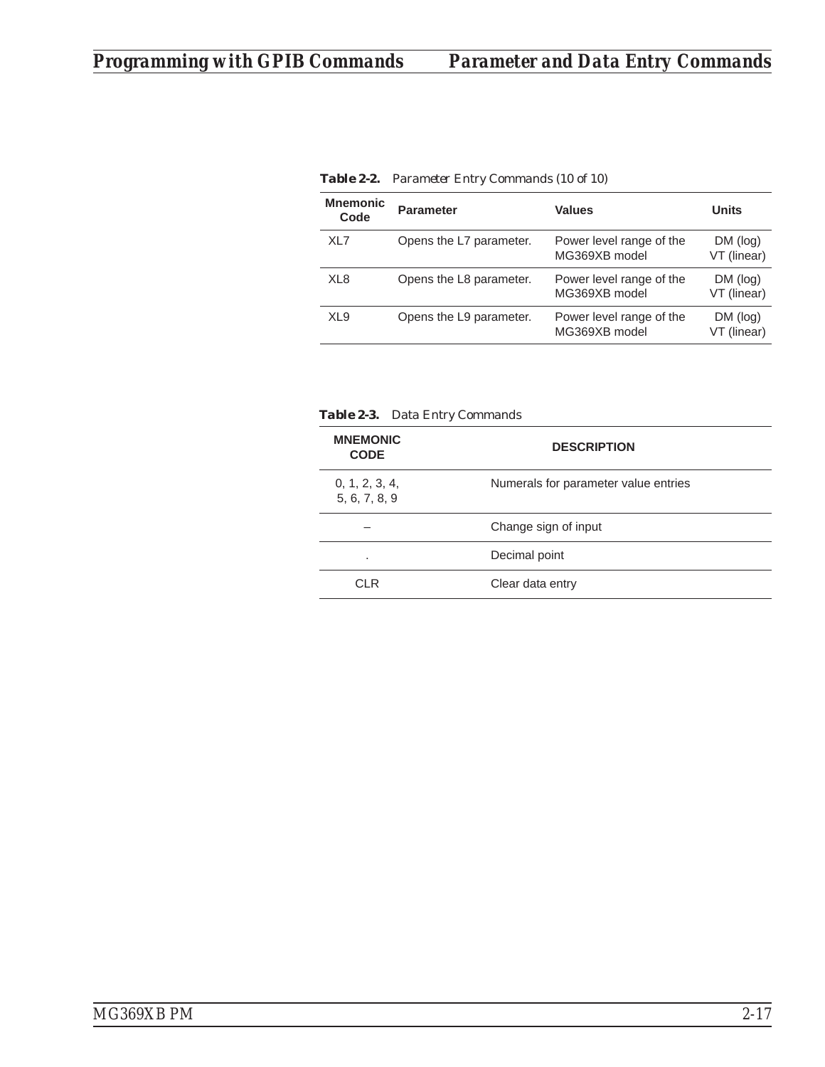**Table 2-2.** *Parameter Entry Commands (10 of 10)*

| Mnemonic Code | Parameter | Values | Units |
|---|---|---|---|
| XL7 | Opens the L7 parameter. | Power level range of the MG369XB model | DM (log) VT (linear) |
| XL8 | Opens the L8 parameter. | Power level range of the MG369XB model | DM (log) VT (linear) |
| XL9 | Opens the L9 parameter. | Power level range of the MG369XB model | DM (log) VT (linear) |

**Table 2-3.** Data Entry Commands

| MNEMONIC CODE | DESCRIPTION |
|---|---|
| 0, 1, 2, 3, 4, 5, 6, 7, 8, 9 | Numerals for parameter value entries |
| – | Change sign of input |
| . | Decimal point |
| CLR | Clear data entry |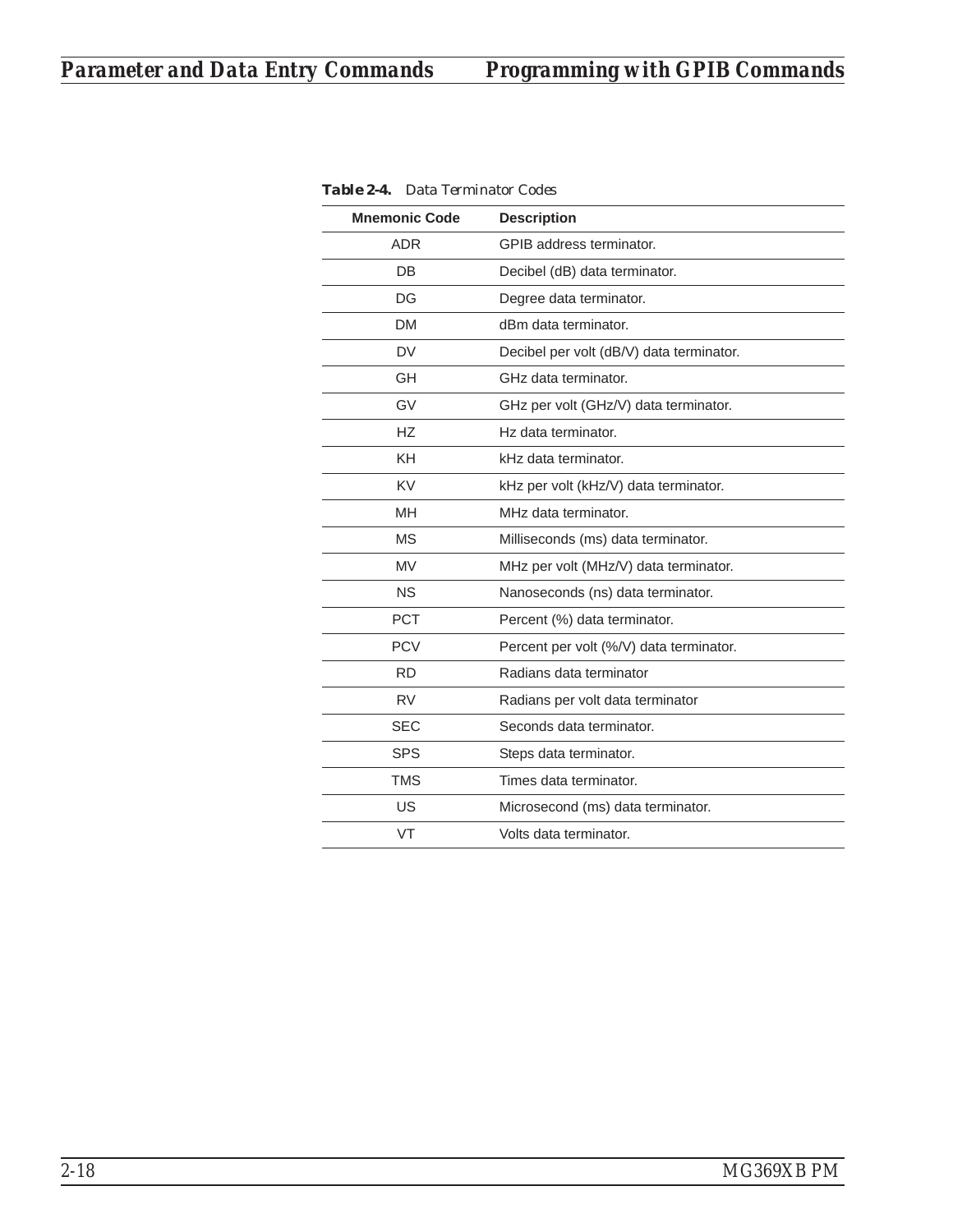**Table 2-4.** *Data Terminator Codes*

| Mnemonic Code | Description |
|---|---|
| ADR | GPIB address terminator. |
| DB | Decibel (dB) data terminator. |
| DG | Degree data terminator. |
| DM | dBm data terminator. |
| DV | Decibel per volt (dB/V) data terminator. |
| GH | GHz data terminator. |
| GV | GHz per volt (GHz/V) data terminator. |
| HZ | Hz data terminator. |
| KH | kHz data terminator. |
| KV | kHz per volt (kHz/V) data terminator. |
| MH | MHz data terminator. |
| MS | Milliseconds (ms) data terminator. |
| MV | MHz per volt (MHz/V) data terminator. |
| NS | Nanoseconds (ns) data terminator. |
| PCT | Percent (%) data terminator. |
| PCV | Percent per volt (%/V) data terminator. |
| RD | Radians data terminator |
| RV | Radians per volt data terminator |
| SEC | Seconds data terminator. |
| SPS | Steps data terminator. |
| TMS | Times data terminator. |
| US | Microsecond (ms) data terminator. |
| VT | Volts data terminator. |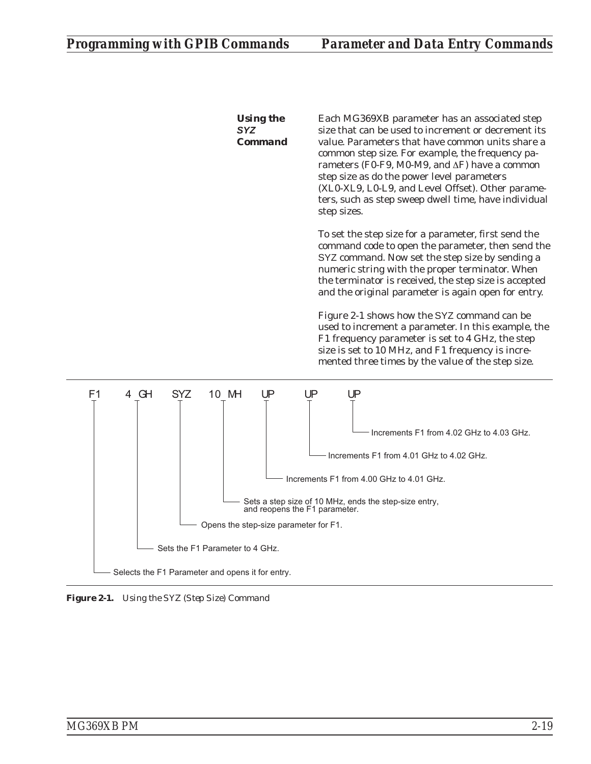### Using the *SYZ* Command

Each MG369XB parameter has an associated step size that can be used to increment or decrement its value. Parameters that have common units share a common step size. For example, the frequency parameters (F0-F9, M0-M9, and ΔF) have a common step size as do the power level parameters (XL0-XL9, L0-L9, and Level Offset). Other parameters, such as step sweep dwell time, have individual step sizes.

To set the step size for a parameter, first send the command code to open the parameter, then send the SYZ command. Now set the step size by sending a numeric string with the proper terminator. When the terminator is received, the step size is accepted and the original parameter is again open for entry.

Figure 2-1 shows how the SYZ command can be used to increment a parameter. In this example, the F1 frequency parameter is set to 4 GHz, the step size is set to 10 MHz, and F1 frequency is incremented three times by the value of the step size.

```
F1    4 GH    SYZ    10 MH    UP    UP    UP
```

- F1 — Selects the F1 Parameter and opens it for entry.
- 4 GH — Sets the F1 Parameter to 4 GHz.
- SYZ — Opens the step-size parameter for F1.
- 10 MH — Sets a step size of 10 MHz, ends the step-size entry, and reopens the F1 parameter.
- UP — Increments F1 from 4.00 GHz to 4.01 GHz.
- UP — Increments F1 from 4.01 GHz to 4.02 GHz.
- UP — Increments F1 from 4.02 GHz to 4.03 GHz.

**Figure 2-1.** Using the SYZ (Step Size) Command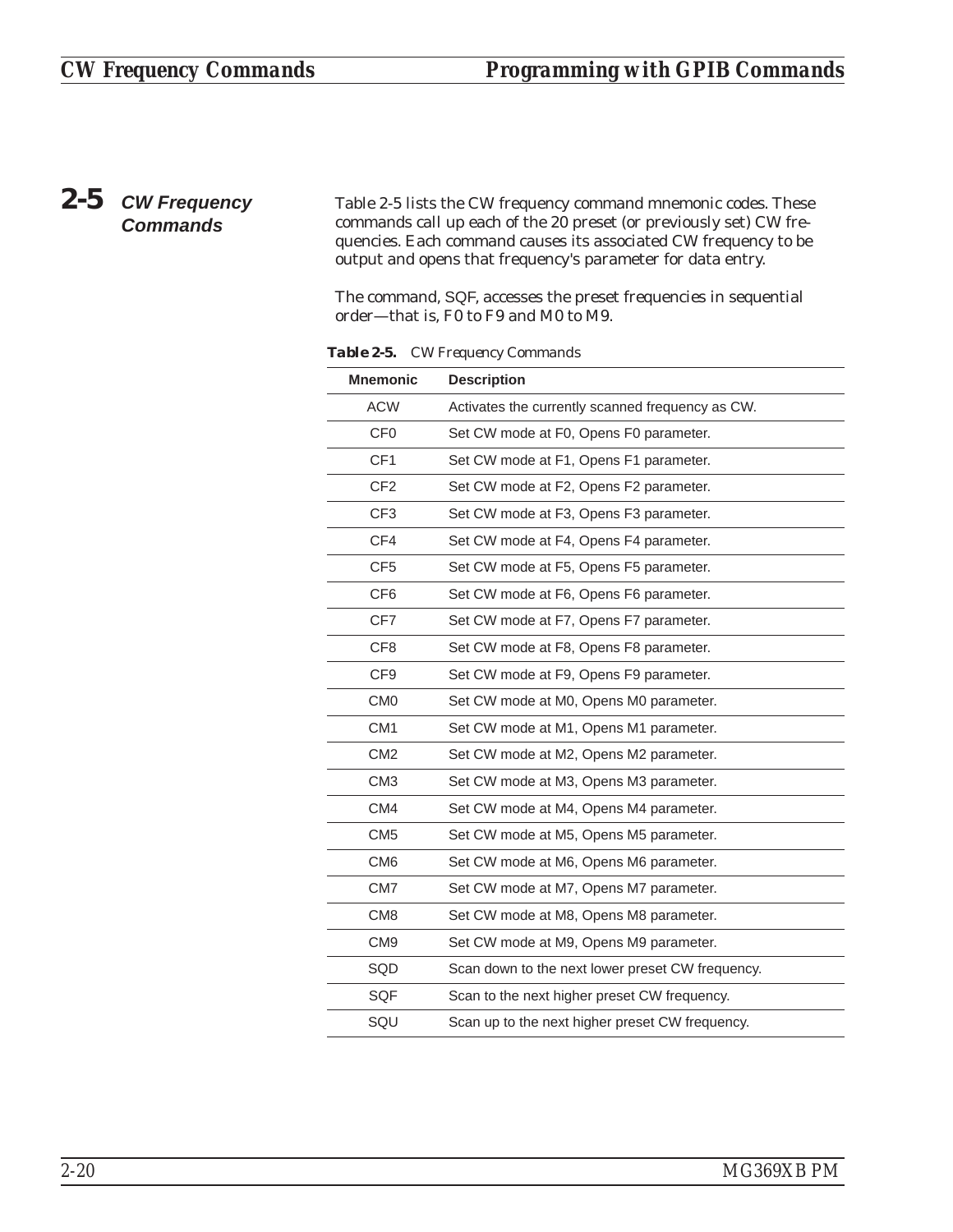## 2-5 CW Frequency Commands

Table 2-5 lists the CW frequency command mnemonic codes. These commands call up each of the 20 preset (or previously set) CW frequencies. Each command causes its associated CW frequency to be output and opens that frequency's parameter for data entry.

The command, SQF, accesses the preset frequencies in sequential order—that is, F0 to F9 and M0 to M9.

**Table 2-5.** *CW Frequency Commands*

| Mnemonic | Description |
|---|---|
| ACW | Activates the currently scanned frequency as CW. |
| CF0 | Set CW mode at F0, Opens F0 parameter. |
| CF1 | Set CW mode at F1, Opens F1 parameter. |
| CF2 | Set CW mode at F2, Opens F2 parameter. |
| CF3 | Set CW mode at F3, Opens F3 parameter. |
| CF4 | Set CW mode at F4, Opens F4 parameter. |
| CF5 | Set CW mode at F5, Opens F5 parameter. |
| CF6 | Set CW mode at F6, Opens F6 parameter. |
| CF7 | Set CW mode at F7, Opens F7 parameter. |
| CF8 | Set CW mode at F8, Opens F8 parameter. |
| CF9 | Set CW mode at F9, Opens F9 parameter. |
| CM0 | Set CW mode at M0, Opens M0 parameter. |
| CM1 | Set CW mode at M1, Opens M1 parameter. |
| CM2 | Set CW mode at M2, Opens M2 parameter. |
| CM3 | Set CW mode at M3, Opens M3 parameter. |
| CM4 | Set CW mode at M4, Opens M4 parameter. |
| CM5 | Set CW mode at M5, Opens M5 parameter. |
| CM6 | Set CW mode at M6, Opens M6 parameter. |
| CM7 | Set CW mode at M7, Opens M7 parameter. |
| CM8 | Set CW mode at M8, Opens M8 parameter. |
| CM9 | Set CW mode at M9, Opens M9 parameter. |
| SQD | Scan down to the next lower preset CW frequency. |
| SQF | Scan to the next higher preset CW frequency. |
| SQU | Scan up to the next higher preset CW frequency. |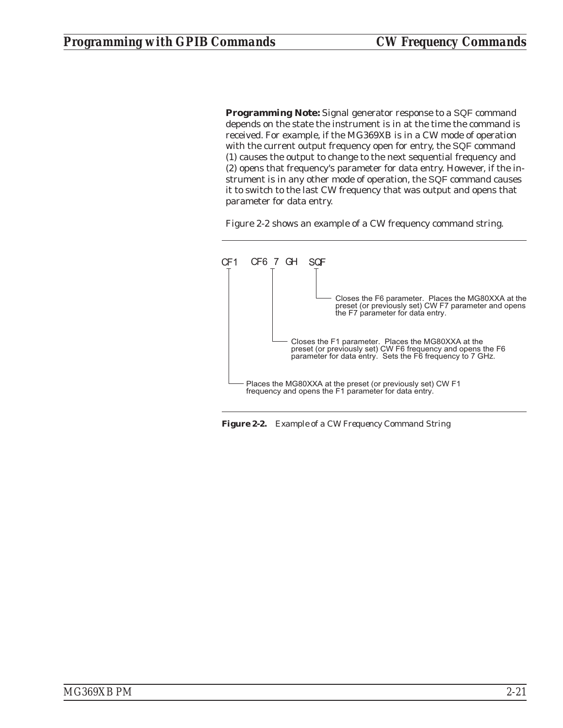**Programming Note:** Signal generator response to a SQF command depends on the state the instrument is in at the time the command is received. For example, if the MG369XB is in a CW mode of operation with the current output frequency open for entry, the SQF command (1) causes the output to change to the next sequential frequency and (2) opens that frequency's parameter for data entry. However, if the instrument is in any other mode of operation, the SQF command causes it to switch to the last CW frequency that was output and opens that parameter for data entry.

Figure 2-2 shows an example of a CW frequency command string.

```
CF1   CF6 7 GH   SQF
```

- **SQF** — Closes the F6 parameter. Places the MG80XXA at the preset (or previously set) CW F7 parameter and opens the F7 parameter for data entry.
- **CF6 7 GH** — Closes the F1 parameter. Places the MG80XXA at the preset (or previously set) CW F6 frequency and opens the F6 parameter for data entry. Sets the F6 frequency to 7 GHz.
- **CF1** — Places the MG80XXA at the preset (or previously set) CW F1 frequency and opens the F1 parameter for data entry.

***Figure 2-2.*** *Example of a CW Frequency Command String*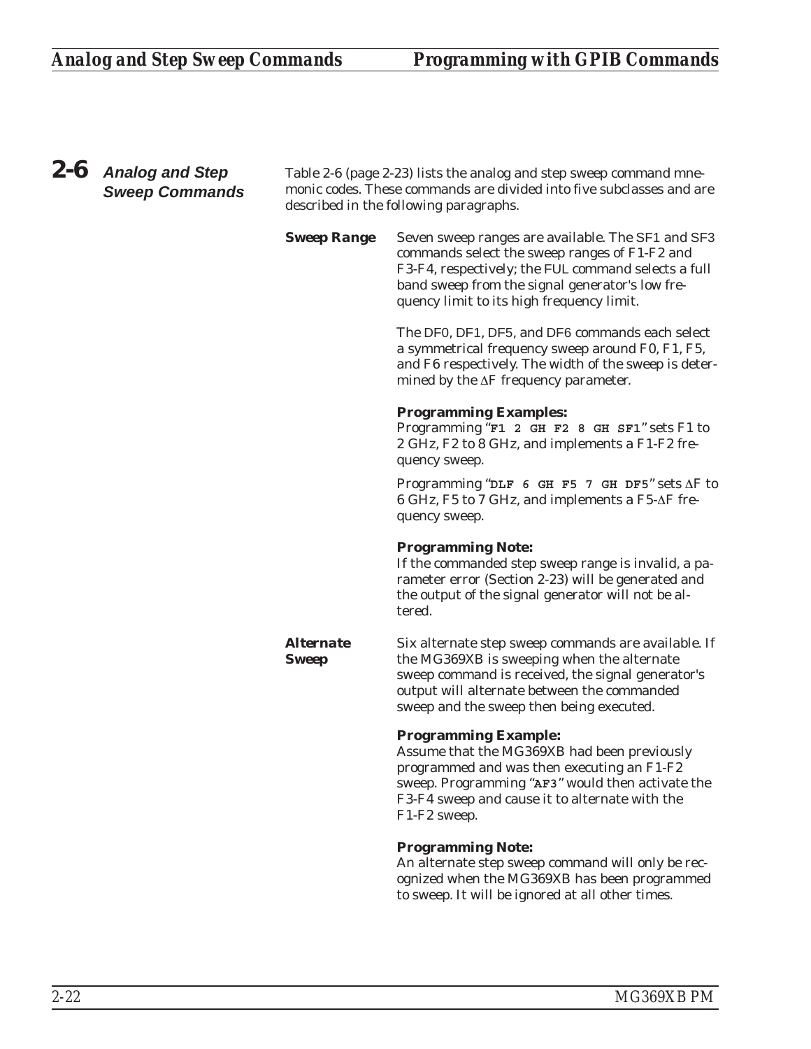## 2-6 Analog and Step Sweep Commands

Table 2-6 (page 2-23) lists the analog and step sweep command mnemonic codes. These commands are divided into five subclasses and are described in the following paragraphs.

### Sweep Range

Seven sweep ranges are available. The SF1 and SF3 commands select the sweep ranges of F1-F2 and F3-F4, respectively; the FUL command selects a full band sweep from the signal generator's low frequency limit to its high frequency limit.

The DF0, DF1, DF5, and DF6 commands each select a symmetrical frequency sweep around F0, F1, F5, and F6 respectively. The width of the sweep is determined by the ΔF frequency parameter.

**Programming Examples:**
Programming "**`F1 2 GH F2 8 GH SF1`**" sets F1 to 2 GHz, F2 to 8 GHz, and implements a F1-F2 frequency sweep.

Programming "**`DLF 6 GH F5 7 GH DF5`**" sets ΔF to 6 GHz, F5 to 7 GHz, and implements a F5-ΔF frequency sweep.

**Programming Note:**
If the commanded step sweep range is invalid, a parameter error (Section 2-23) will be generated and the output of the signal generator will not be altered.

### Alternate Sweep

Six alternate step sweep commands are available. If the MG369XB is sweeping when the alternate sweep command is received, the signal generator's output will alternate between the commanded sweep and the sweep then being executed.

**Programming Example:**
Assume that the MG369XB had been previously programmed and was then executing an F1-F2 sweep. Programming "**`AF3`**" would then activate the F3-F4 sweep and cause it to alternate with the F1-F2 sweep.

**Programming Note:**
An alternate step sweep command will only be recognized when the MG369XB has been programmed to sweep. It will be ignored at all other times.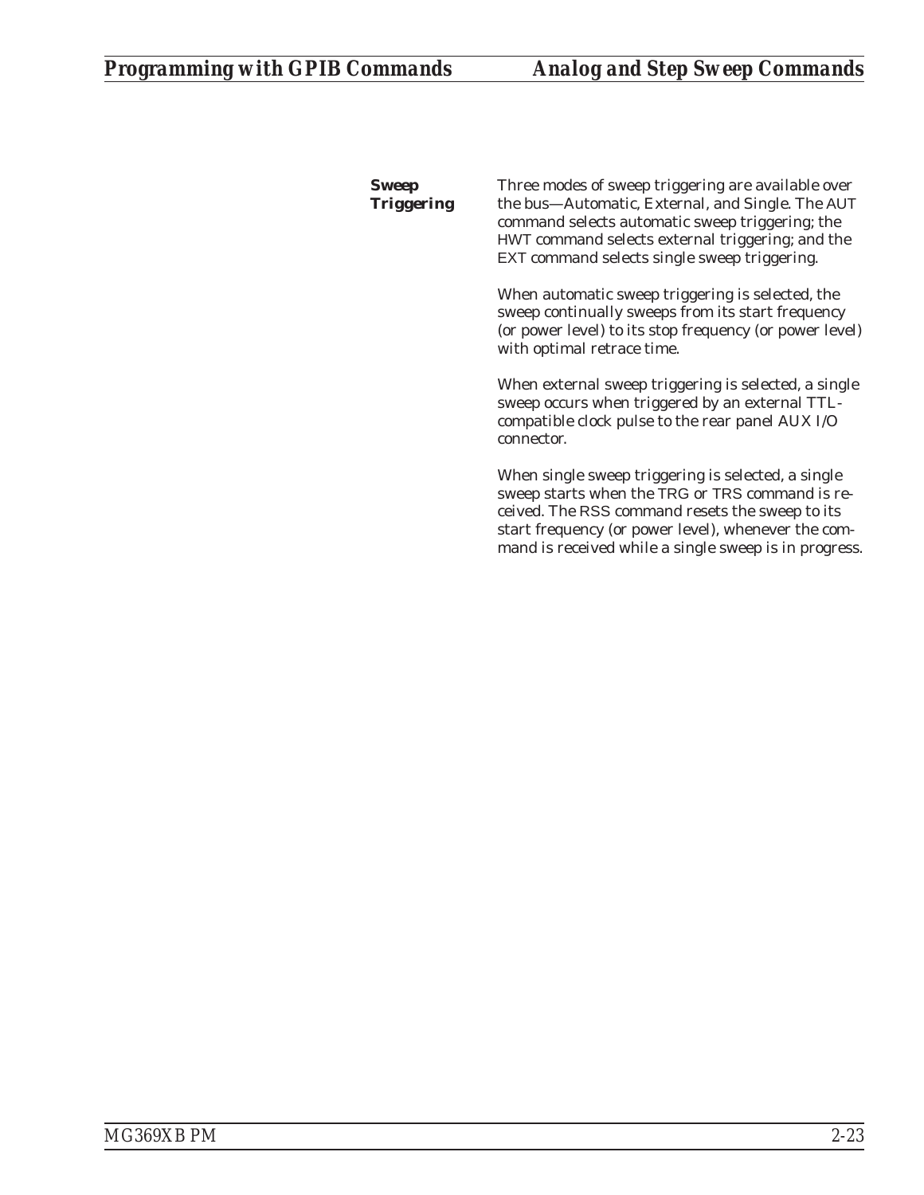### Sweep Triggering

Three modes of sweep triggering are available over the bus—Automatic, External, and Single. The AUT command selects automatic sweep triggering; the HWT command selects external triggering; and the EXT command selects single sweep triggering.

When automatic sweep triggering is selected, the sweep continually sweeps from its start frequency (or power level) to its stop frequency (or power level) with optimal retrace time.

When external sweep triggering is selected, a single sweep occurs when triggered by an external TTL-compatible clock pulse to the rear panel AUX I/O connector.

When single sweep triggering is selected, a single sweep starts when the TRG or TRS command is received. The RSS command resets the sweep to its start frequency (or power level), whenever the command is received while a single sweep is in progress.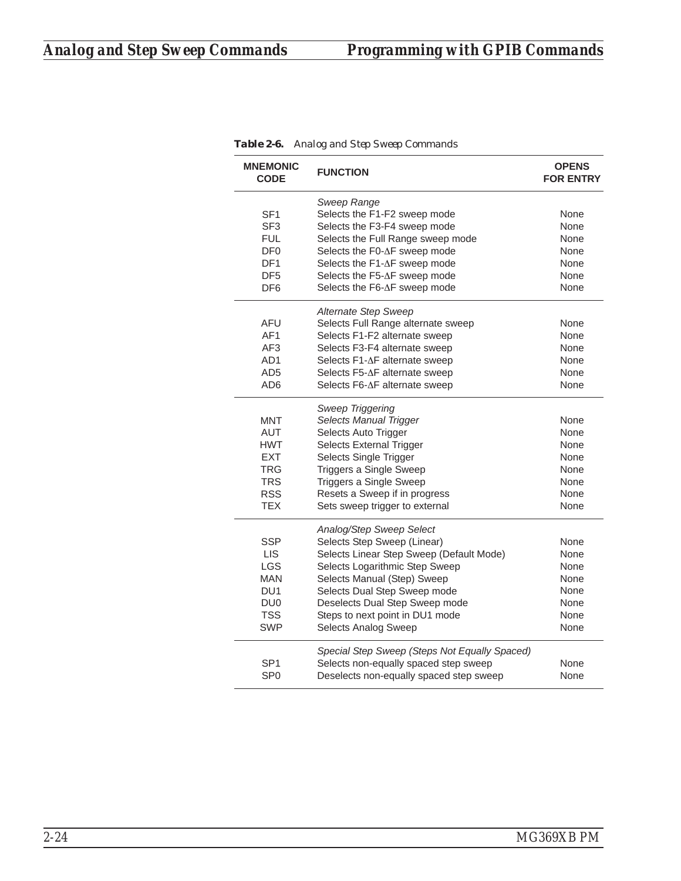**Table 2-6.** *Analog and Step Sweep Commands*

| MNEMONIC CODE | FUNCTION | OPENS FOR ENTRY |
|---|---|---|
| | *Sweep Range* | |
| SF1 | Selects the F1-F2 sweep mode | None |
| SF3 | Selects the F3-F4 sweep mode | None |
| FUL | Selects the Full Range sweep mode | None |
| DF0 | Selects the F0-ΔF sweep mode | None |
| DF1 | Selects the F1-ΔF sweep mode | None |
| DF5 | Selects the F5-ΔF sweep mode | None |
| DF6 | Selects the F6-ΔF sweep mode | None |
| | *Alternate Step Sweep* | |
| AFU | Selects Full Range alternate sweep | None |
| AF1 | Selects F1-F2 alternate sweep | None |
| AF3 | Selects F3-F4 alternate sweep | None |
| AD1 | Selects F1-ΔF alternate sweep | None |
| AD5 | Selects F5-ΔF alternate sweep | None |
| AD6 | Selects F6-ΔF alternate sweep | None |
| | *Sweep Triggering* | |
| MNT | *Selects Manual Trigger* | None |
| AUT | Selects Auto Trigger | None |
| HWT | Selects External Trigger | None |
| EXT | Selects Single Trigger | None |
| TRG | Triggers a Single Sweep | None |
| TRS | Triggers a Single Sweep | None |
| RSS | Resets a Sweep if in progress | None |
| TEX | Sets sweep trigger to external | None |
| | *Analog/Step Sweep Select* | |
| SSP | Selects Step Sweep (Linear) | None |
| LIS | Selects Linear Step Sweep (Default Mode) | None |
| LGS | Selects Logarithmic Step Sweep | None |
| MAN | Selects Manual (Step) Sweep | None |
| DU1 | Selects Dual Step Sweep mode | None |
| DU0 | Deselects Dual Step Sweep mode | None |
| TSS | Steps to next point in DU1 mode | None |
| SWP | Selects Analog Sweep | None |
| | *Special Step Sweep (Steps Not Equally Spaced)* | |
| SP1 | Selects non-equally spaced step sweep | None |
| SP0 | Deselects non-equally spaced step sweep | None |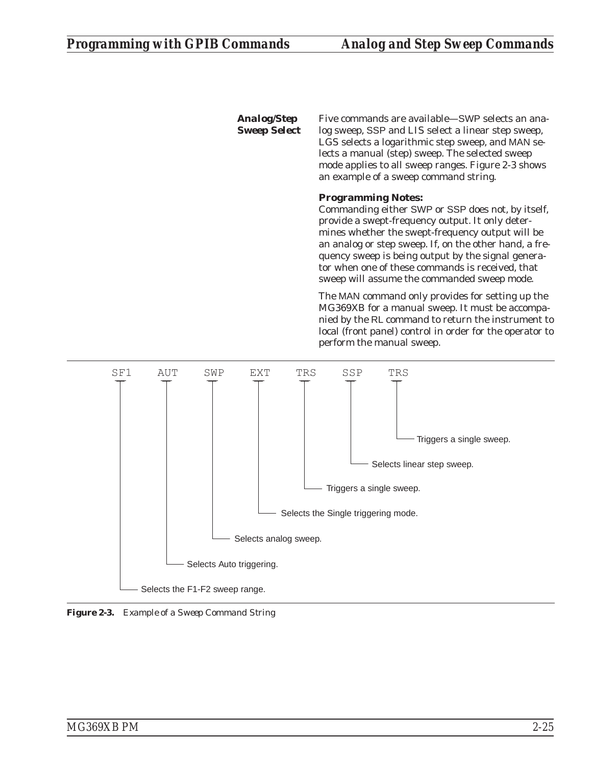### Analog/Step Sweep Select

Five commands are available—SWP selects an analog sweep, SSP and LIS select a linear step sweep, LGS selects a logarithmic step sweep, and MAN selects a manual (step) sweep. The selected sweep mode applies to all sweep ranges. Figure 2-3 shows an example of a sweep command string.

**Programming Notes:**

Commanding either SWP or SSP does not, by itself, provide a swept-frequency output. It only determines whether the swept-frequency output will be an analog or step sweep. If, on the other hand, a frequency sweep is being output by the signal generator when one of these commands is received, that sweep will assume the commanded sweep mode.

The MAN command only provides for setting up the MG369XB for a manual sweep. It must be accompanied by the RL command to return the instrument to local (front panel) control in order for the operator to perform the manual sweep.

```
SF1   AUT   SWP   EXT   TRS   SSP   TRS
```

- SF1 — Selects the F1-F2 sweep range.
- AUT — Selects Auto triggering.
- SWP — Selects analog sweep.
- EXT — Selects the Single triggering mode.
- TRS — Triggers a single sweep.
- SSP — Selects linear step sweep.
- TRS — Triggers a single sweep.

**Figure 2-3.** *Example of a Sweep Command String*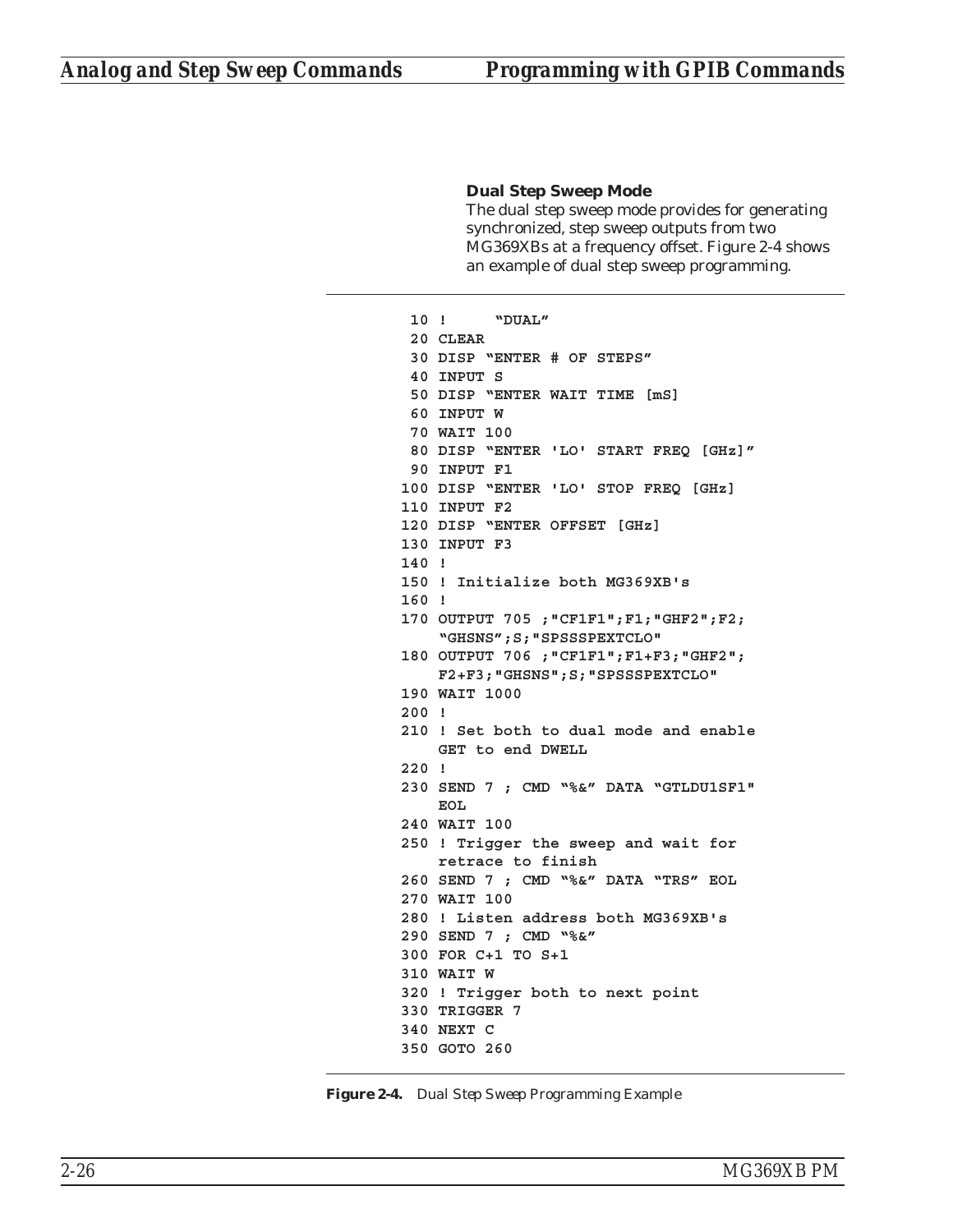### Dual Step Sweep Mode

The dual step sweep mode provides for generating synchronized, step sweep outputs from two MG369XBs at a frequency offset. Figure 2-4 shows an example of dual step sweep programming.

```
 10 !     "DUAL"
 20 CLEAR
 30 DISP "ENTER # OF STEPS"
 40 INPUT S
 50 DISP "ENTER WAIT TIME [mS]
 60 INPUT W
 70 WAIT 100
 80 DISP "ENTER 'LO' START FREQ [GHz]"
 90 INPUT F1
100 DISP "ENTER 'LO' STOP FREQ [GHz]
110 INPUT F2
120 DISP "ENTER OFFSET [GHz]
130 INPUT F3
140 !
150 ! Initialize both MG369XB's
160 !
170 OUTPUT 705 ;"CF1F1";F1;"GHF2";F2;
    "GHSNS";S;"SPSSSPEXTCLO"
180 OUTPUT 706 ;"CF1F1";F1+F3;"GHF2";
    F2+F3;"GHSNS";S;"SPSSSPEXTCLO"
190 WAIT 1000
200 !
210 ! Set both to dual mode and enable
    GET to end DWELL
220 !
230 SEND 7 ; CMD "%&" DATA "GTLDU1SF1"
    EOL
240 WAIT 100
250 ! Trigger the sweep and wait for
    retrace to finish
260 SEND 7 ; CMD "%&" DATA "TRS" EOL
270 WAIT 100
280 ! Listen address both MG369XB's
290 SEND 7 ; CMD "%&"
300 FOR C+1 TO S+1
310 WAIT W
320 ! Trigger both to next point
330 TRIGGER 7
340 NEXT C
350 GOTO 260
```

**Figure 2-4.** *Dual Step Sweep Programming Example*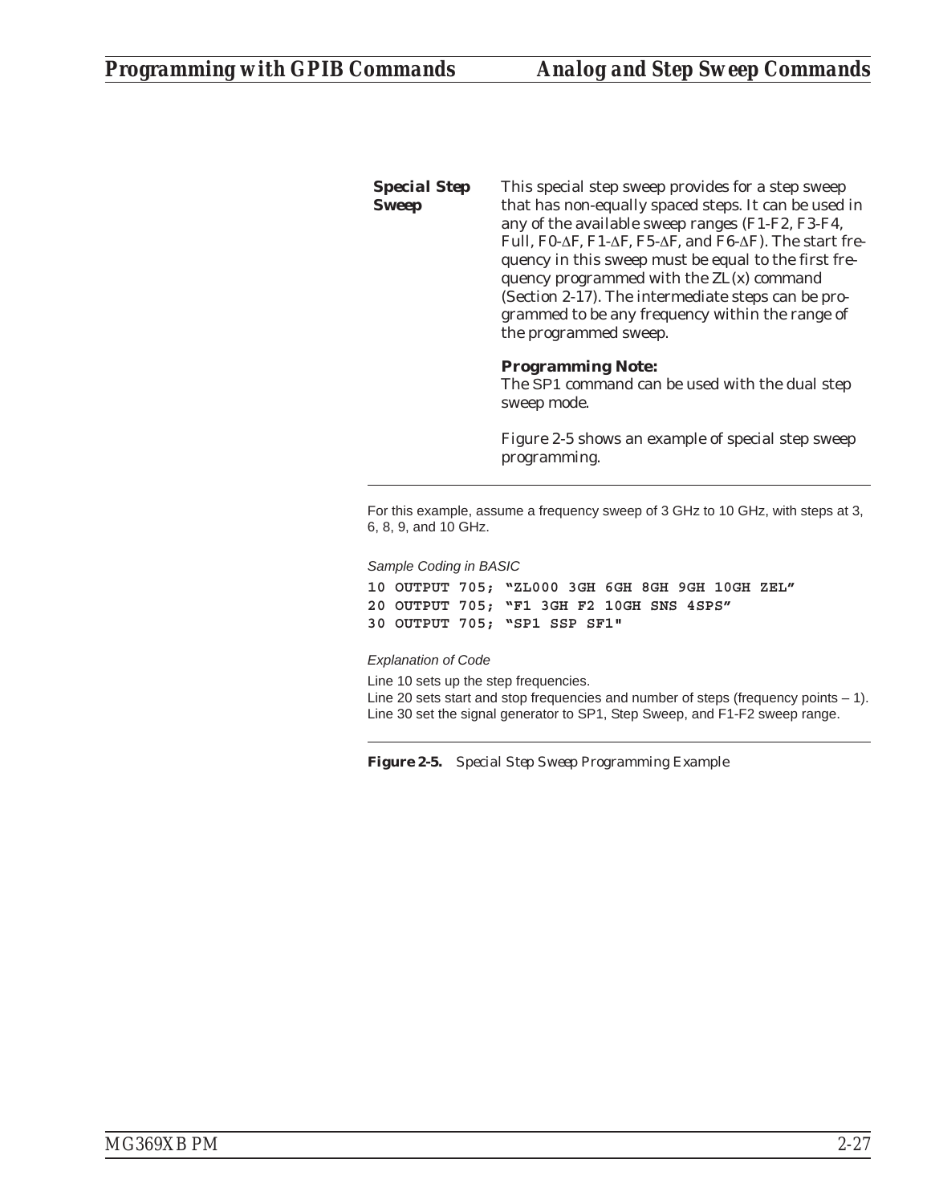### Special Step Sweep

This special step sweep provides for a step sweep that has non-equally spaced steps. It can be used in any of the available sweep ranges (F1-F2, F3-F4, Full, F0-ΔF, F1-ΔF, F5-ΔF, and F6-ΔF). The start frequency in this sweep must be equal to the first frequency programmed with the ZL(x) command (Section 2-17). The intermediate steps can be programmed to be any frequency within the range of the programmed sweep.

**Programming Note:**
The SP1 command can be used with the dual step sweep mode.

Figure 2-5 shows an example of special step sweep programming.

---

For this example, assume a frequency sweep of 3 GHz to 10 GHz, with steps at 3, 6, 8, 9, and 10 GHz.

*Sample Coding in BASIC*

```
10 OUTPUT 705; "ZL000 3GH 6GH 8GH 9GH 10GH ZEL"
20 OUTPUT 705; "F1 3GH F2 10GH SNS 4SPS"
30 OUTPUT 705; "SP1 SSP SF1"
```

*Explanation of Code*

Line 10 sets up the step frequencies.
Line 20 sets start and stop frequencies and number of steps (frequency points – 1).
Line 30 set the signal generator to SP1, Step Sweep, and F1-F2 sweep range.

---

**Figure 2-5.** *Special Step Sweep Programming Example*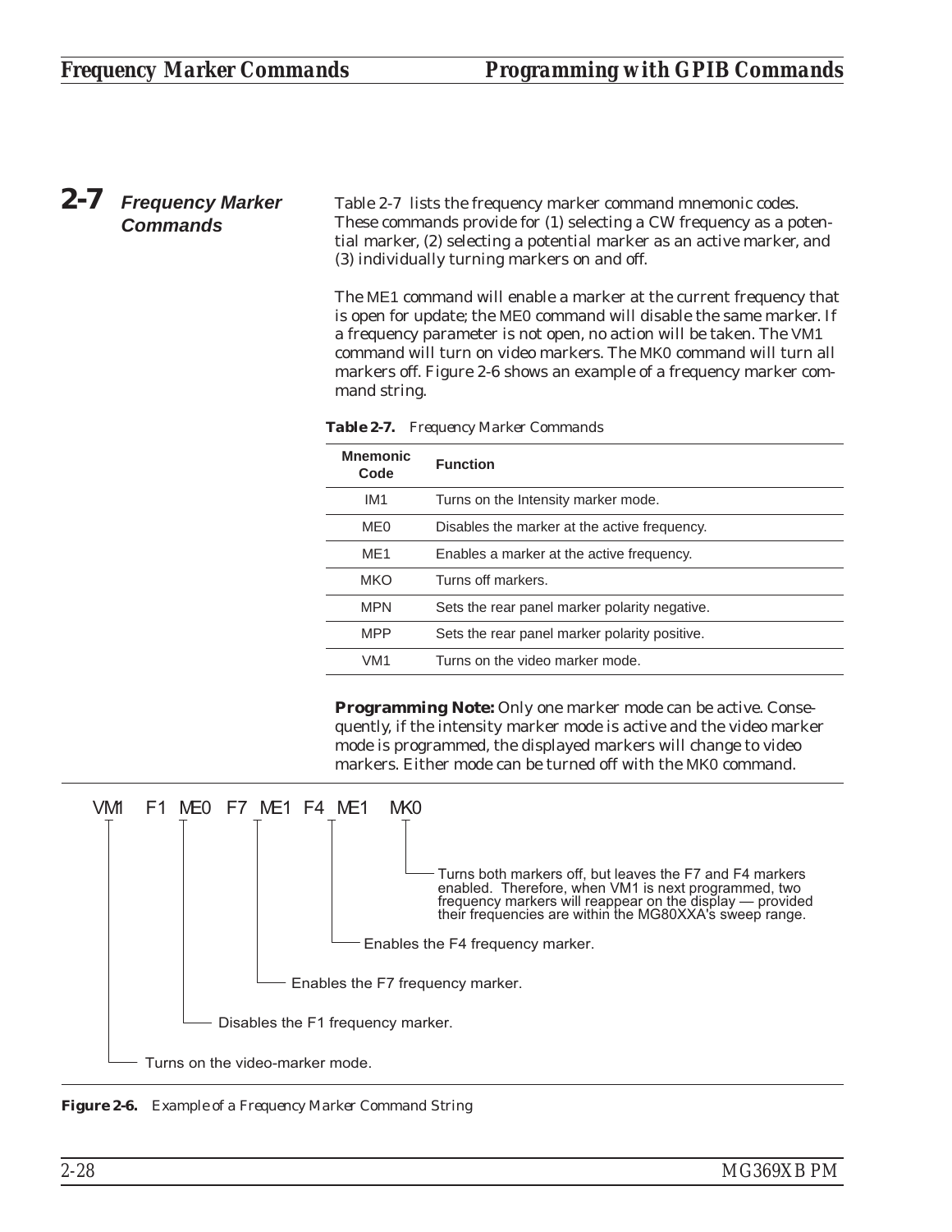## 2-7 Frequency Marker Commands

Table 2-7 lists the frequency marker command mnemonic codes. These commands provide for (1) selecting a CW frequency as a potential marker, (2) selecting a potential marker as an active marker, and (3) individually turning markers on and off.

The ME1 command will enable a marker at the current frequency that is open for update; the ME0 command will disable the same marker. If a frequency parameter is not open, no action will be taken. The VM1 command will turn on video markers. The MK0 command will turn all markers off. Figure 2-6 shows an example of a frequency marker command string.

***Table 2-7.*** *Frequency Marker Commands*

| Mnemonic Code | Function |
|---|---|
| IM1 | Turns on the Intensity marker mode. |
| ME0 | Disables the marker at the active frequency. |
| ME1 | Enables a marker at the active frequency. |
| MKO | Turns off markers. |
| MPN | Sets the rear panel marker polarity negative. |
| MPP | Sets the rear panel marker polarity positive. |
| VM1 | Turns on the video marker mode. |

**Programming Note:** Only one marker mode can be active. Consequently, if the intensity marker mode is active and the video marker mode is programmed, the displayed markers will change to video markers. Either mode can be turned off with the MK0 command.

```
VM1  F1 ME0  F7  ME1  F4  ME1   MK0
```

- VM1 — Turns on the video-marker mode.
- F1 ME0 — Disables the F1 frequency marker.
- F7 ME1 — Enables the F7 frequency marker.
- F4 ME1 — Enables the F4 frequency marker.
- MK0 — Turns both markers off, but leaves the F7 and F4 markers enabled. Therefore, when VM1 is next programmed, two frequency markers will reappear on the display — provided their frequencies are within the MG80XXA's sweep range.

***Figure 2-6.*** *Example of a Frequency Marker Command String*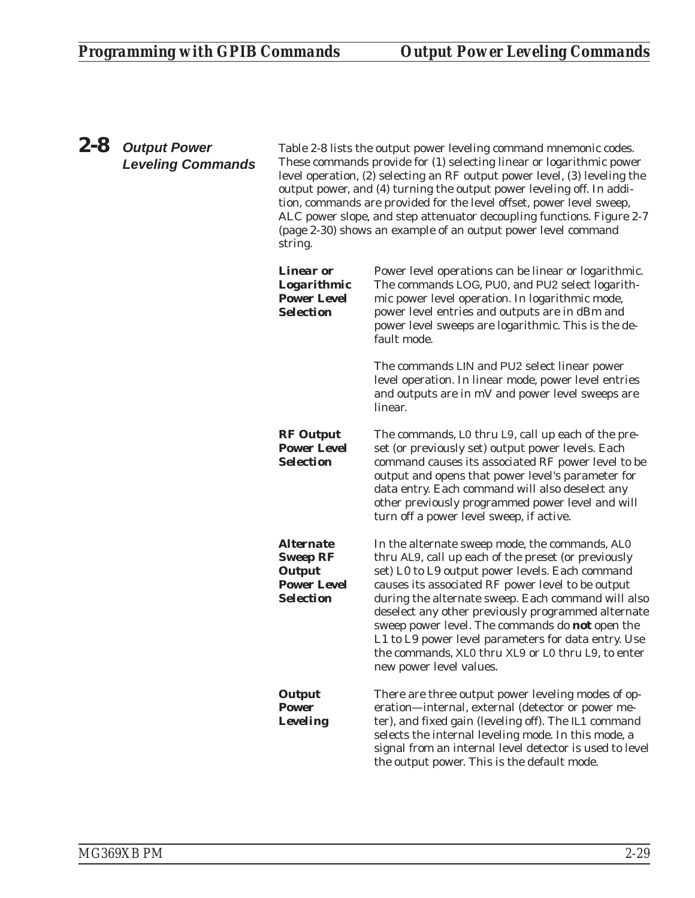## 2-8 Output Power Leveling Commands

Table 2-8 lists the output power leveling command mnemonic codes. These commands provide for (1) selecting linear or logarithmic power level operation, (2) selecting an RF output power level, (3) leveling the output power, and (4) turning the output power leveling off. In addition, commands are provided for the level offset, power level sweep, ALC power slope, and step attenuator decoupling functions. Figure 2-7 (page 2-30) shows an example of an output power level command string.

***Linear or Logarithmic Power Level Selection***

Power level operations can be linear or logarithmic. The commands LOG, PU0, and PU2 select logarithmic power level operation. In logarithmic mode, power level entries and outputs are in dBm and power level sweeps are logarithmic. This is the default mode.

The commands LIN and PU2 select linear power level operation. In linear mode, power level entries and outputs are in mV and power level sweeps are linear.

***RF Output Power Level Selection***

The commands, L0 thru L9, call up each of the preset (or previously set) output power levels. Each command causes its associated RF power level to be output and opens that power level's parameter for data entry. Each command will also deselect any other previously programmed power level and will turn off a power level sweep, if active.

***Alternate Sweep RF Output Power Level Selection***

In the alternate sweep mode, the commands, AL0 thru AL9, call up each of the preset (or previously set) L0 to L9 output power levels. Each command causes its associated RF power level to be output during the alternate sweep. Each command will also deselect any other previously programmed alternate sweep power level. The commands do **not** open the L1 to L9 power level parameters for data entry. Use the commands, XL0 thru XL9 or L0 thru L9, to enter new power level values.

***Output Power Leveling***

There are three output power leveling modes of operation—internal, external (detector or power meter), and fixed gain (leveling off). The IL1 command selects the internal leveling mode. In this mode, a signal from an internal level detector is used to level the output power. This is the default mode.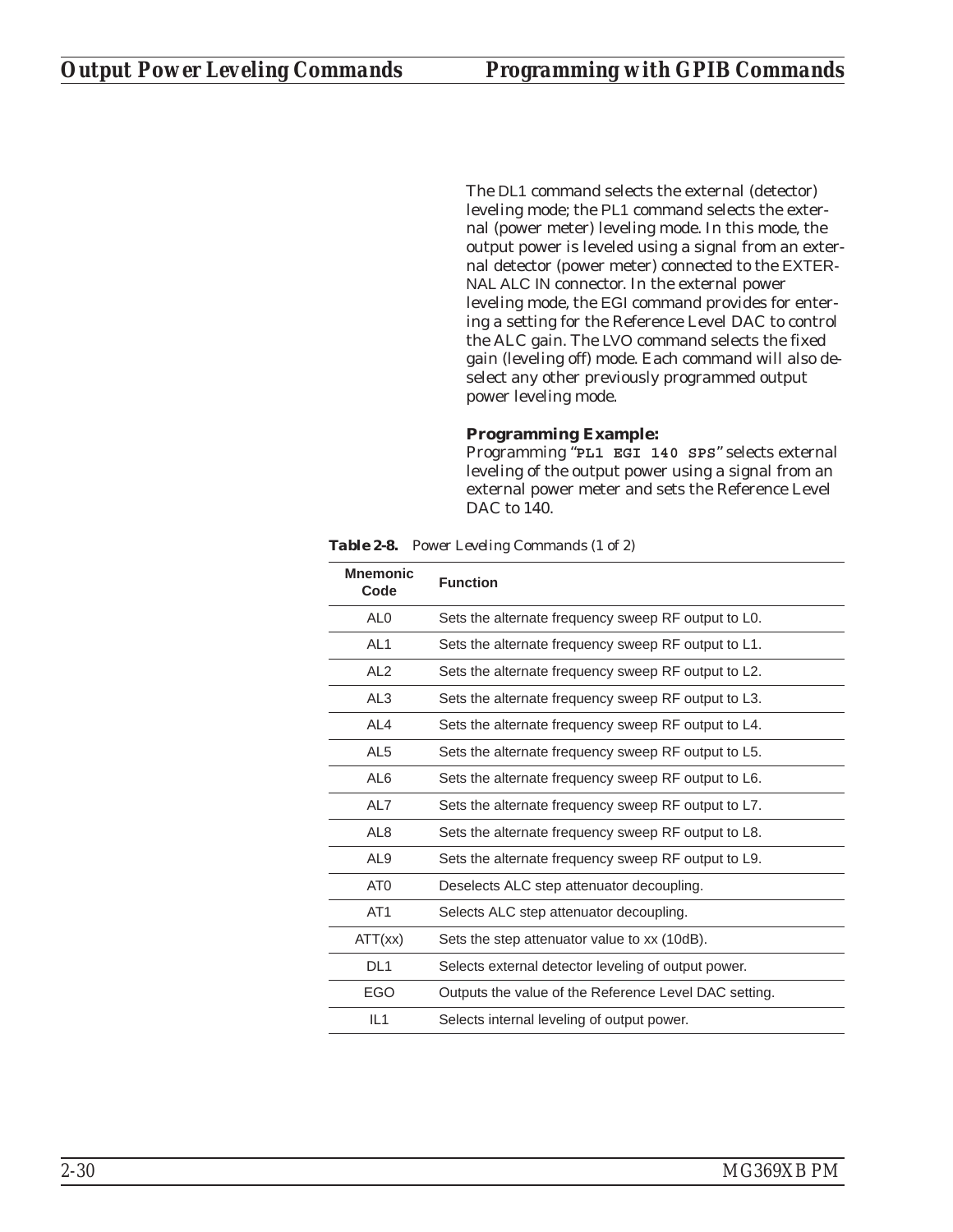The DL1 command selects the external (detector) leveling mode; the PL1 command selects the external (power meter) leveling mode. In this mode, the output power is leveled using a signal from an external detector (power meter) connected to the EXTERNAL ALC IN connector. In the external power leveling mode, the EGI command provides for entering a setting for the Reference Level DAC to control the ALC gain. The LVO command selects the fixed gain (leveling off) mode. Each command will also deselect any other previously programmed output power leveling mode.

**Programming Example:**
Programming "**PL1 EGI 140 SPS**" selects external leveling of the output power using a signal from an external power meter and sets the Reference Level DAC to 140.

***Table 2-8.*** *Power Leveling Commands (1 of 2)*

| Mnemonic Code | Function |
|---|---|
| AL0 | Sets the alternate frequency sweep RF output to L0. |
| AL1 | Sets the alternate frequency sweep RF output to L1. |
| AL2 | Sets the alternate frequency sweep RF output to L2. |
| AL3 | Sets the alternate frequency sweep RF output to L3. |
| AL4 | Sets the alternate frequency sweep RF output to L4. |
| AL5 | Sets the alternate frequency sweep RF output to L5. |
| AL6 | Sets the alternate frequency sweep RF output to L6. |
| AL7 | Sets the alternate frequency sweep RF output to L7. |
| AL8 | Sets the alternate frequency sweep RF output to L8. |
| AL9 | Sets the alternate frequency sweep RF output to L9. |
| AT0 | Deselects ALC step attenuator decoupling. |
| AT1 | Selects ALC step attenuator decoupling. |
| ATT(xx) | Sets the step attenuator value to xx (10dB). |
| DL1 | Selects external detector leveling of output power. |
| EGO | Outputs the value of the Reference Level DAC setting. |
| IL1 | Selects internal leveling of output power. |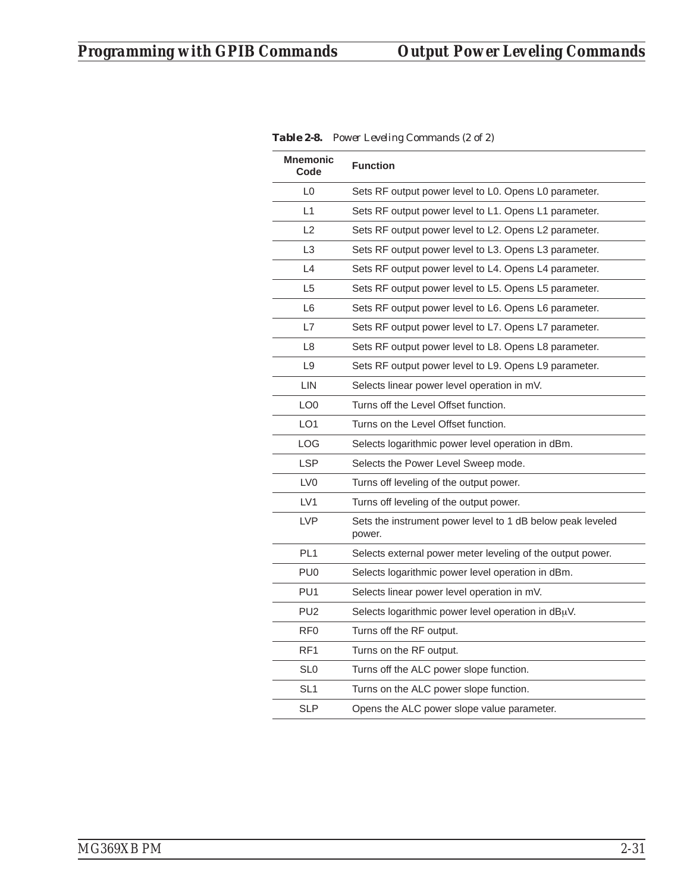**Table 2-8.** *Power Leveling Commands (2 of 2)*

| Mnemonic Code | Function |
|---|---|
| L0 | Sets RF output power level to L0. Opens L0 parameter. |
| L1 | Sets RF output power level to L1. Opens L1 parameter. |
| L2 | Sets RF output power level to L2. Opens L2 parameter. |
| L3 | Sets RF output power level to L3. Opens L3 parameter. |
| L4 | Sets RF output power level to L4. Opens L4 parameter. |
| L5 | Sets RF output power level to L5. Opens L5 parameter. |
| L6 | Sets RF output power level to L6. Opens L6 parameter. |
| L7 | Sets RF output power level to L7. Opens L7 parameter. |
| L8 | Sets RF output power level to L8. Opens L8 parameter. |
| L9 | Sets RF output power level to L9. Opens L9 parameter. |
| LIN | Selects linear power level operation in mV. |
| LO0 | Turns off the Level Offset function. |
| LO1 | Turns on the Level Offset function. |
| LOG | Selects logarithmic power level operation in dBm. |
| LSP | Selects the Power Level Sweep mode. |
| LV0 | Turns off leveling of the output power. |
| LV1 | Turns off leveling of the output power. |
| LVP | Sets the instrument power level to 1 dB below peak leveled power. |
| PL1 | Selects external power meter leveling of the output power. |
| PU0 | Selects logarithmic power level operation in dBm. |
| PU1 | Selects linear power level operation in mV. |
| PU2 | Selects logarithmic power level operation in dBμV. |
| RF0 | Turns off the RF output. |
| RF1 | Turns on the RF output. |
| SL0 | Turns off the ALC power slope function. |
| SL1 | Turns on the ALC power slope function. |
| SLP | Opens the ALC power slope value parameter. |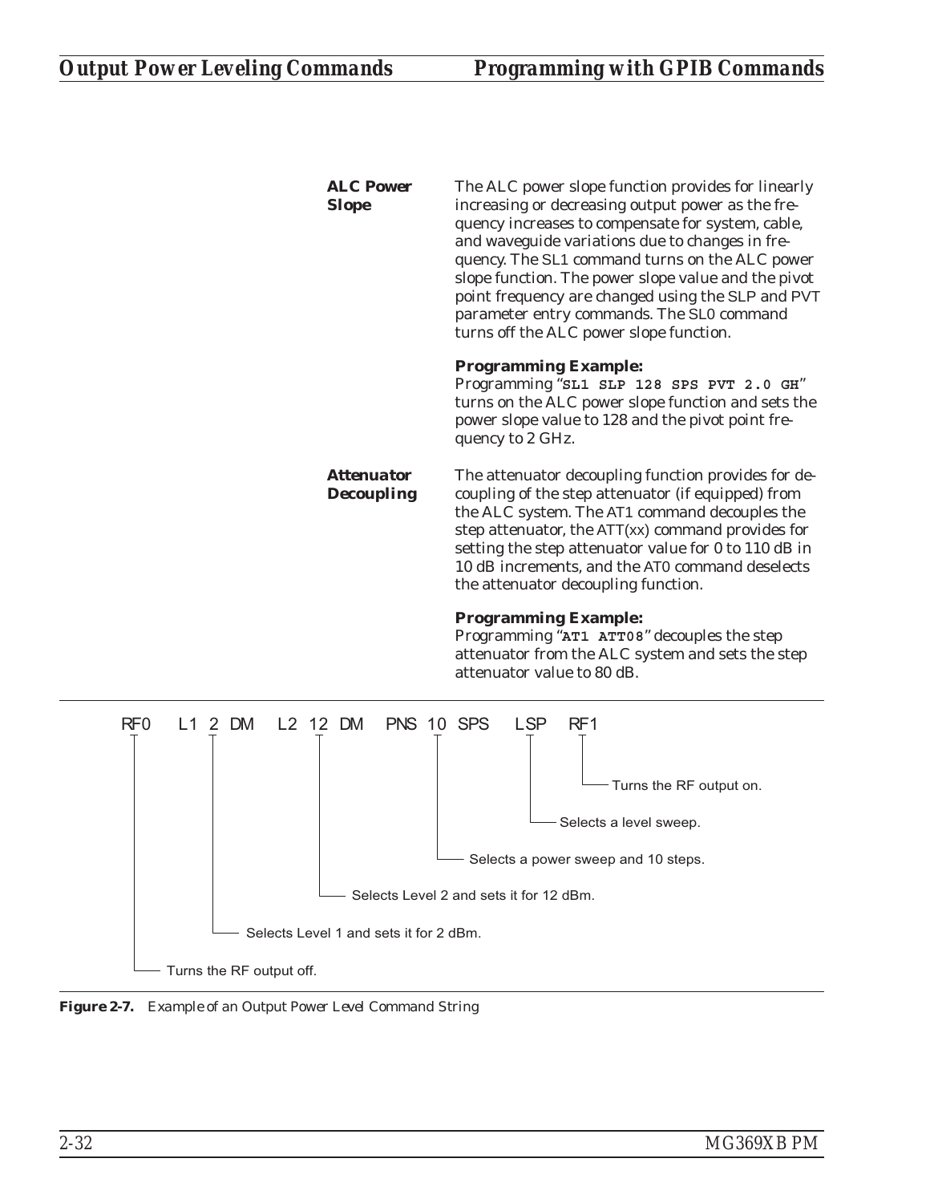### ALC Power Slope

The ALC power slope function provides for linearly increasing or decreasing output power as the frequency increases to compensate for system, cable, and waveguide variations due to changes in frequency. The SL1 command turns on the ALC power slope function. The power slope value and the pivot point frequency are changed using the SLP and PVT parameter entry commands. The SL0 command turns off the ALC power slope function.

**Programming Example:**
Programming "**`SL1 SLP 128 SPS PVT 2.0 GH`**" turns on the ALC power slope function and sets the power slope value to 128 and the pivot point frequency to 2 GHz.

### Attenuator Decoupling

The attenuator decoupling function provides for decoupling of the step attenuator (if equipped) from the ALC system. The AT1 command decouples the step attenuator, the ATT(xx) command provides for setting the step attenuator value for 0 to 110 dB in 10 dB increments, and the AT0 command deselects the attenuator decoupling function.

**Programming Example:**
Programming "**`AT1 ATT08`**" decouples the step attenuator from the ALC system and sets the step attenuator value to 80 dB.

```
RF0   L1 2 DM   L2 12 DM   PNS 10 SPS   LSP   RF1
```

- RF1 — Turns the RF output on.
- LSP — Selects a level sweep.
- PNS 10 SPS — Selects a power sweep and 10 steps.
- L2 12 DM — Selects Level 2 and sets it for 12 dBm.
- L1 2 DM — Selects Level 1 and sets it for 2 dBm.
- RF0 — Turns the RF output off.

**Figure 2-7.** *Example of an Output Power Level Command String*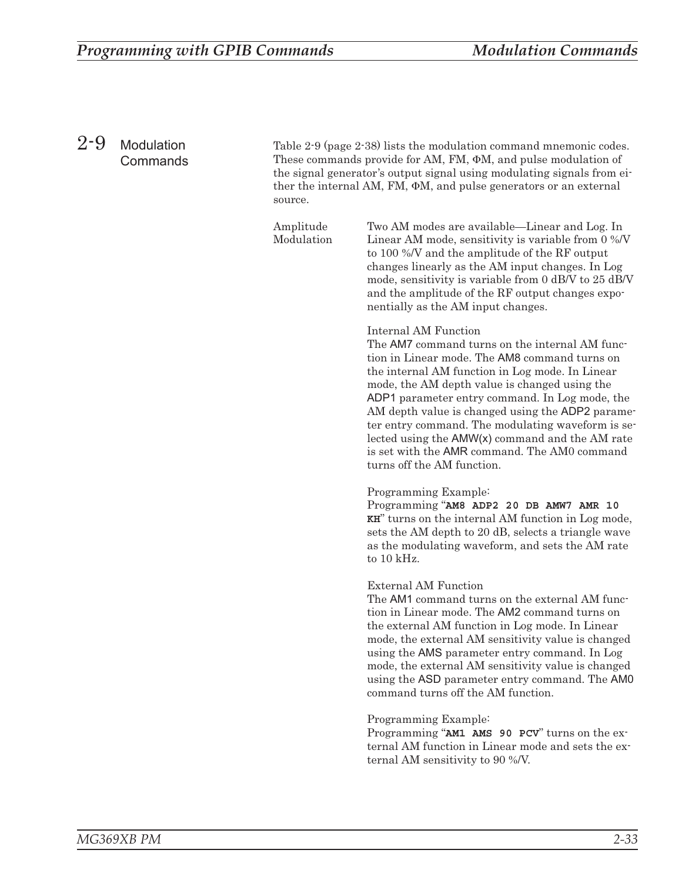## 2-9 Modulation Commands

Table 2-9 (page 2-38) lists the modulation command mnemonic codes. These commands provide for AM, FM, ΦM, and pulse modulation of the signal generator's output signal using modulating signals from either the internal AM, FM, ΦM, and pulse generators or an external source.

### Amplitude Modulation

Two AM modes are available—Linear and Log. In Linear AM mode, sensitivity is variable from 0 %/V to 100 %/V and the amplitude of the RF output changes linearly as the AM input changes. In Log mode, sensitivity is variable from 0 dB/V to 25 dB/V and the amplitude of the RF output changes exponentially as the AM input changes.

Internal AM Function

The AM7 command turns on the internal AM function in Linear mode. The AM8 command turns on the internal AM function in Log mode. In Linear mode, the AM depth value is changed using the ADP1 parameter entry command. In Log mode, the AM depth value is changed using the ADP2 parameter entry command. The modulating waveform is selected using the AMW(x) command and the AM rate is set with the AMR command. The AM0 command turns off the AM function.

Programming Example:
Programming "**AM8 ADP2 20 DB AMW7 AMR 10 KH**" turns on the internal AM function in Log mode, sets the AM depth to 20 dB, selects a triangle wave as the modulating waveform, and sets the AM rate to 10 kHz.

External AM Function

The AM1 command turns on the external AM function in Linear mode. The AM2 command turns on the external AM function in Log mode. In Linear mode, the external AM sensitivity value is changed using the AMS parameter entry command. In Log mode, the external AM sensitivity value is changed using the ASD parameter entry command. The AM0 command turns off the AM function.

Programming Example:
Programming "**AM1 AMS 90 PCV**" turns on the external AM function in Linear mode and sets the external AM sensitivity to 90 %/V.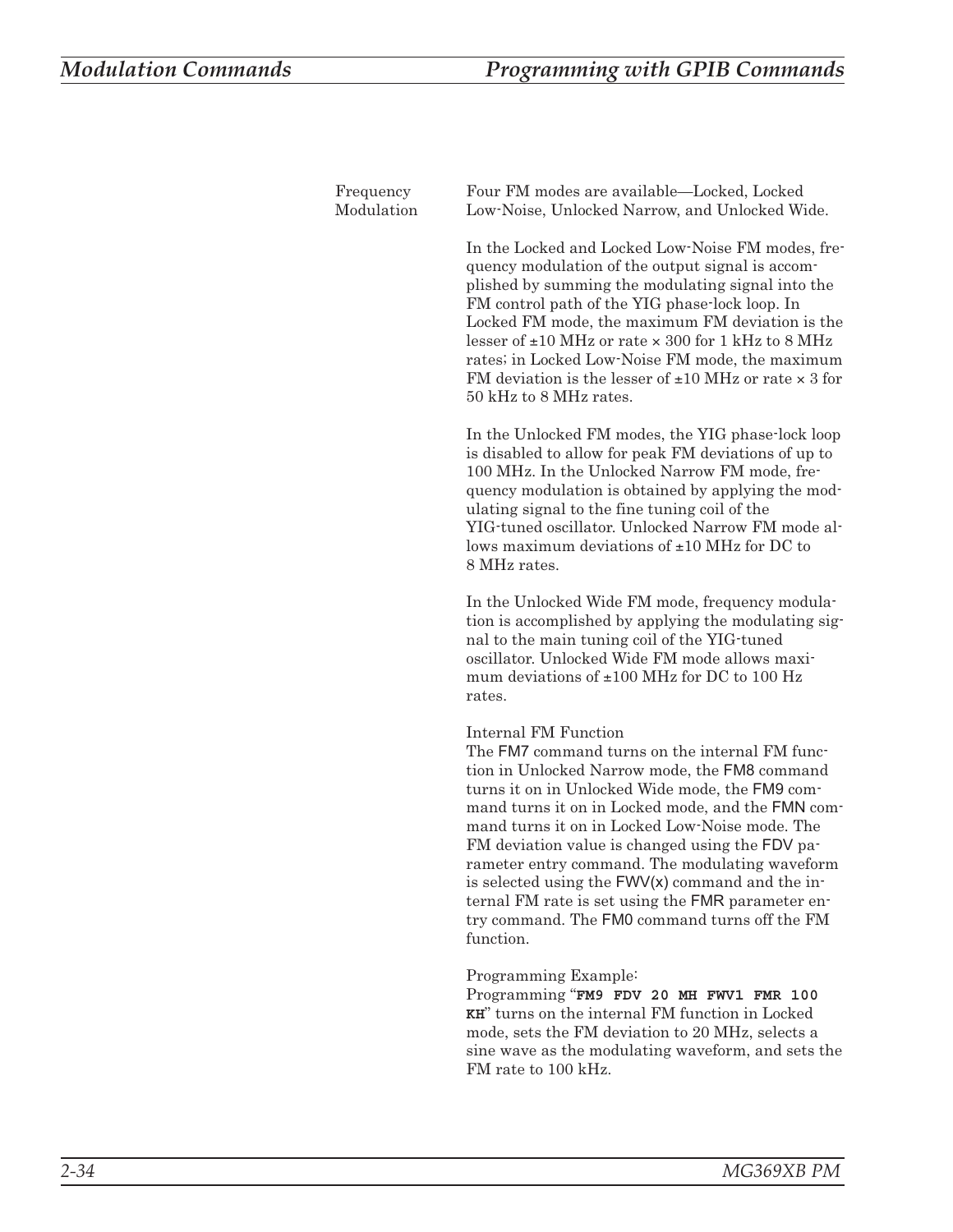### Frequency Modulation

Four FM modes are available—Locked, Locked Low-Noise, Unlocked Narrow, and Unlocked Wide.

In the Locked and Locked Low-Noise FM modes, frequency modulation of the output signal is accomplished by summing the modulating signal into the FM control path of the YIG phase-lock loop. In Locked FM mode, the maximum FM deviation is the lesser of ±10 MHz or rate × 300 for 1 kHz to 8 MHz rates; in Locked Low-Noise FM mode, the maximum FM deviation is the lesser of ±10 MHz or rate × 3 for 50 kHz to 8 MHz rates.

In the Unlocked FM modes, the YIG phase-lock loop is disabled to allow for peak FM deviations of up to 100 MHz. In the Unlocked Narrow FM mode, frequency modulation is obtained by applying the modulating signal to the fine tuning coil of the YIG-tuned oscillator. Unlocked Narrow FM mode allows maximum deviations of ±10 MHz for DC to 8 MHz rates.

In the Unlocked Wide FM mode, frequency modulation is accomplished by applying the modulating signal to the main tuning coil of the YIG-tuned oscillator. Unlocked Wide FM mode allows maximum deviations of ±100 MHz for DC to 100 Hz rates.

Internal FM Function
The FM7 command turns on the internal FM function in Unlocked Narrow mode, the FM8 command turns it on in Unlocked Wide mode, the FM9 command turns it on in Locked mode, and the FMN command turns it on in Locked Low-Noise mode. The FM deviation value is changed using the FDV parameter entry command. The modulating waveform is selected using the FWV(x) command and the internal FM rate is set using the FMR parameter entry command. The FM0 command turns off the FM function.

Programming Example:
Programming "**`FM9 FDV 20 MH FWV1 FMR 100 KH`**" turns on the internal FM function in Locked mode, sets the FM deviation to 20 MHz, selects a sine wave as the modulating waveform, and sets the FM rate to 100 kHz.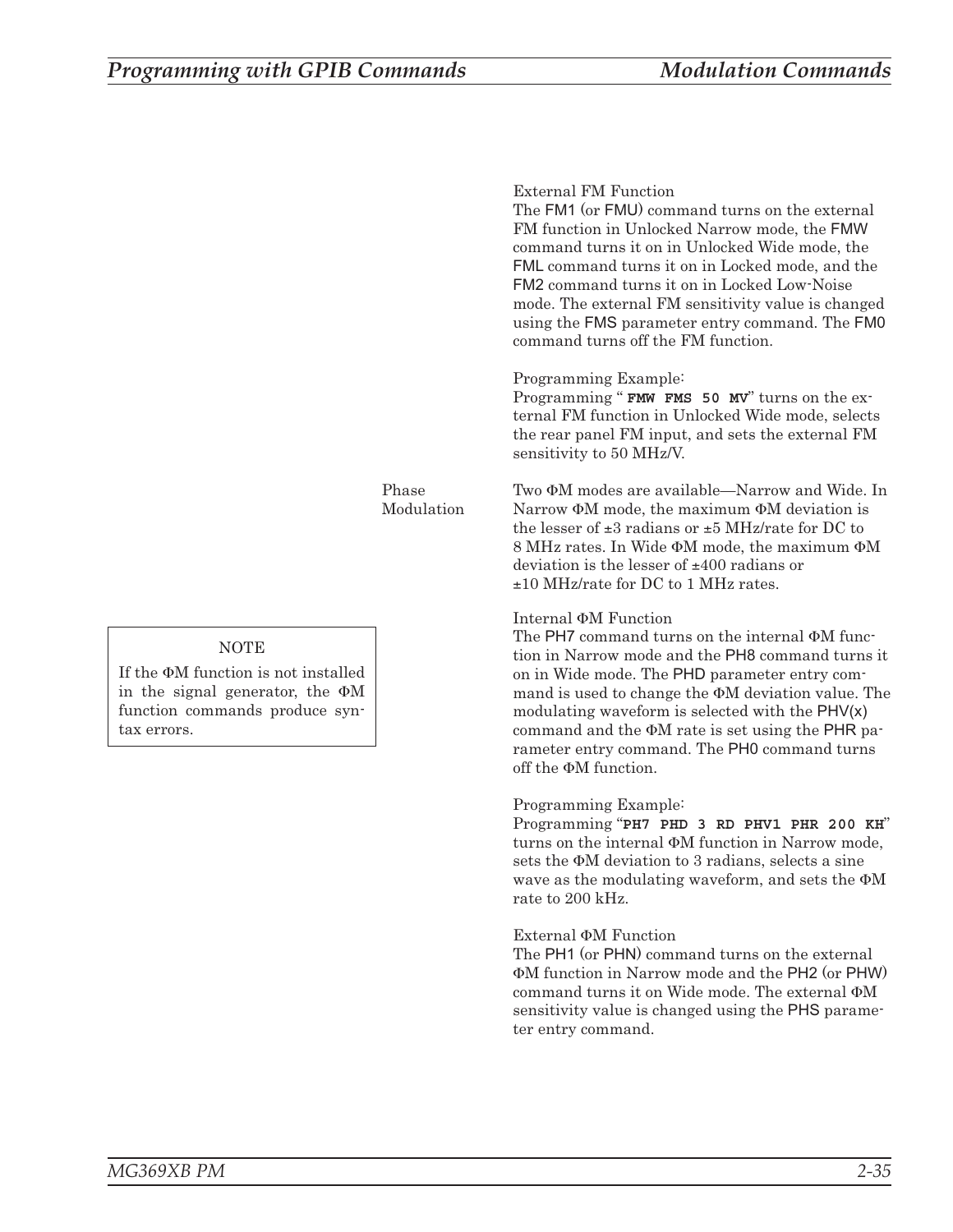External FM Function

The FM1 (or FMU) command turns on the external FM function in Unlocked Narrow mode, the FMW command turns it on in Unlocked Wide mode, the FML command turns it on in Locked mode, and the FM2 command turns it on in Locked Low-Noise mode. The external FM sensitivity value is changed using the FMS parameter entry command. The FM0 command turns off the FM function.

Programming Example:
Programming "**`FMW FMS 50 MV`**" turns on the external FM function in Unlocked Wide mode, selects the rear panel FM input, and sets the external FM sensitivity to 50 MHz/V.

### Phase Modulation

Two ΦM modes are available—Narrow and Wide. In Narrow ΦM mode, the maximum ΦM deviation is the lesser of ±3 radians or ±5 MHz/rate for DC to 8 MHz rates. In Wide ΦM mode, the maximum ΦM deviation is the lesser of ±400 radians or ±10 MHz/rate for DC to 1 MHz rates.

> NOTE
>
> If the ΦM function is not installed in the signal generator, the ΦM function commands produce syntax errors.

Internal ΦM Function

The PH7 command turns on the internal ΦM function in Narrow mode and the PH8 command turns it on in Wide mode. The PHD parameter entry command is used to change the ΦM deviation value. The modulating waveform is selected with the PHV(x) command and the ΦM rate is set using the PHR parameter entry command. The PH0 command turns off the ΦM function.

Programming Example:
Programming "**`PH7 PHD 3 RD PHV1 PHR 200 KH`**" turns on the internal ΦM function in Narrow mode, sets the ΦM deviation to 3 radians, selects a sine wave as the modulating waveform, and sets the ΦM rate to 200 kHz.

External ΦM Function

The PH1 (or PHN) command turns on the external ΦM function in Narrow mode and the PH2 (or PHW) command turns it on Wide mode. The external ΦM sensitivity value is changed using the PHS parameter entry command.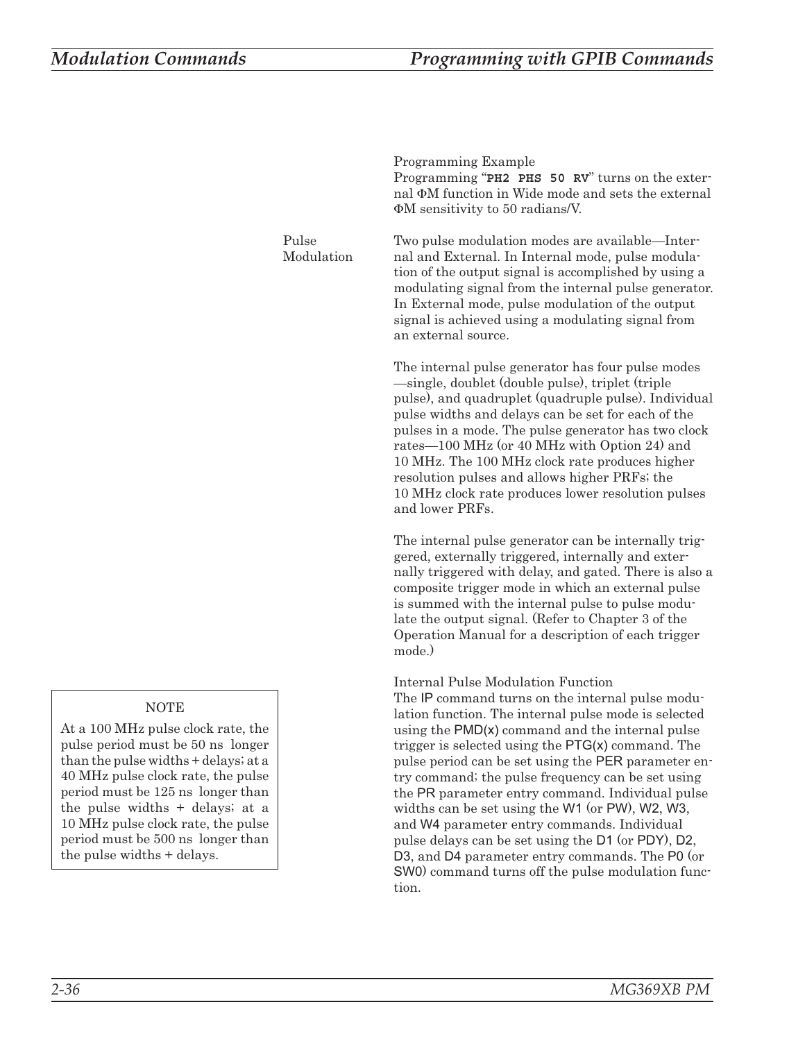Programming Example

Programming "**PH2 PHS 50 RV**" turns on the external ΦM function in Wide mode and sets the external ΦM sensitivity to 50 radians/V.

## Pulse Modulation

Two pulse modulation modes are available—Internal and External. In Internal mode, pulse modulation of the output signal is accomplished by using a modulating signal from the internal pulse generator. In External mode, pulse modulation of the output signal is achieved using a modulating signal from an external source.

The internal pulse generator has four pulse modes —single, doublet (double pulse), triplet (triple pulse), and quadruplet (quadruple pulse). Individual pulse widths and delays can be set for each of the pulses in a mode. The pulse generator has two clock rates—100 MHz (or 40 MHz with Option 24) and 10 MHz. The 100 MHz clock rate produces higher resolution pulses and allows higher PRFs; the 10 MHz clock rate produces lower resolution pulses and lower PRFs.

The internal pulse generator can be internally triggered, externally triggered, internally and externally triggered with delay, and gated. There is also a composite trigger mode in which an external pulse is summed with the internal pulse to pulse modulate the output signal. (Refer to Chapter 3 of the Operation Manual for a description of each trigger mode.)

> NOTE
>
> At a 100 MHz pulse clock rate, the pulse period must be 50 ns longer than the pulse widths + delays; at a 40 MHz pulse clock rate, the pulse period must be 125 ns longer than the pulse widths + delays; at a 10 MHz pulse clock rate, the pulse period must be 500 ns longer than the pulse widths + delays.

Internal Pulse Modulation Function

The IP command turns on the internal pulse modulation function. The internal pulse mode is selected using the PMD(x) command and the internal pulse trigger is selected using the PTG(x) command. The pulse period can be set using the PER parameter entry command; the pulse frequency can be set using the PR parameter entry command. Individual pulse widths can be set using the W1 (or PW), W2, W3, and W4 parameter entry commands. Individual pulse delays can be set using the D1 (or PDY), D2, D3, and D4 parameter entry commands. The P0 (or SW0) command turns off the pulse modulation function.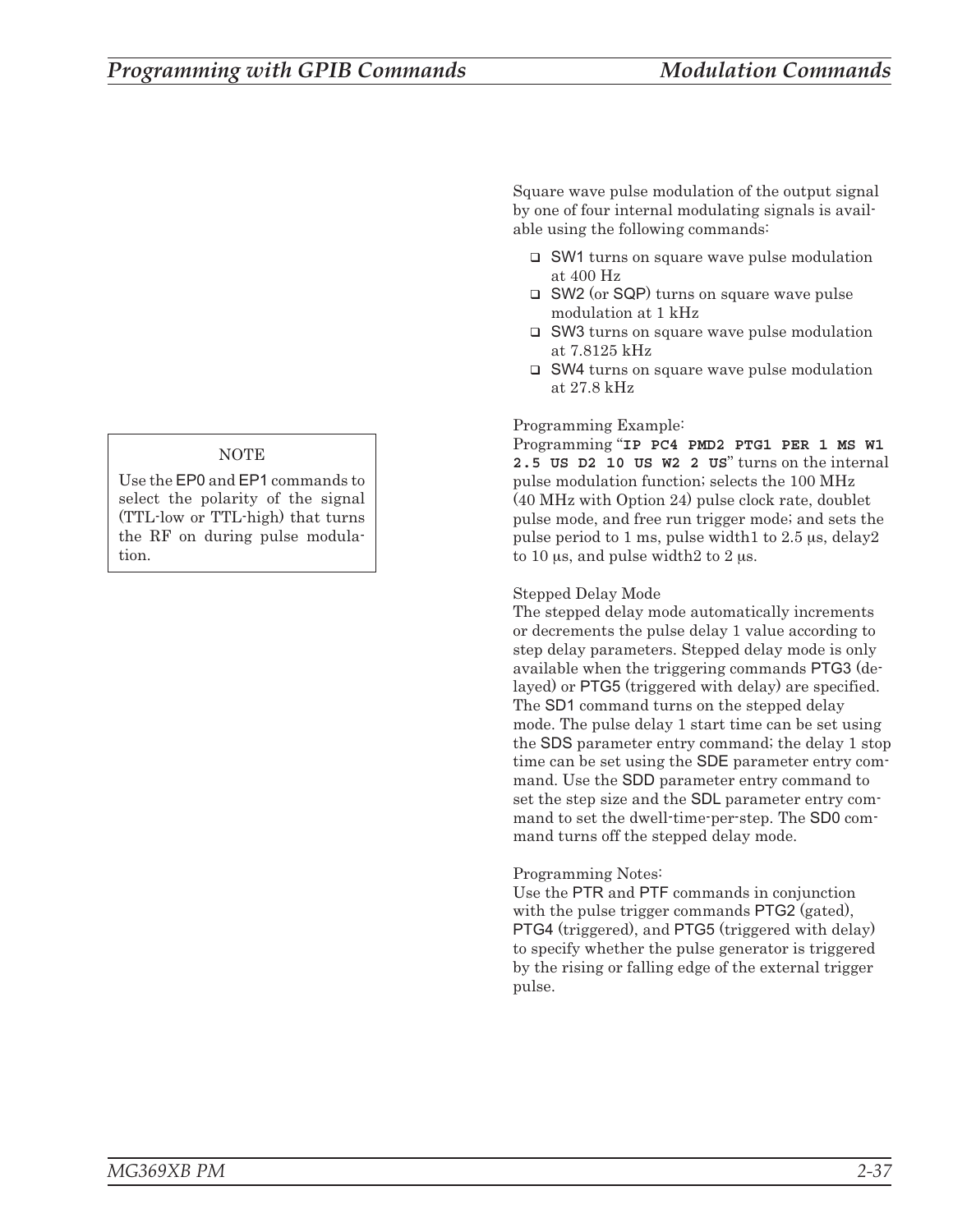> **NOTE**
>
> Use the EP0 and EP1 commands to select the polarity of the signal (TTL-low or TTL-high) that turns the RF on during pulse modulation.

Square wave pulse modulation of the output signal by one of four internal modulating signals is available using the following commands:

- SW1 turns on square wave pulse modulation at 400 Hz
- SW2 (or SQP) turns on square wave pulse modulation at 1 kHz
- SW3 turns on square wave pulse modulation at 7.8125 kHz
- SW4 turns on square wave pulse modulation at 27.8 kHz

Programming Example:
Programming "**IP PC4 PMD2 PTG1 PER 1 MS W1 2.5 US D2 10 US W2 2 US**" turns on the internal pulse modulation function; selects the 100 MHz (40 MHz with Option 24) pulse clock rate, doublet pulse mode, and free run trigger mode; and sets the pulse period to 1 ms, pulse width1 to 2.5 μs, delay2 to 10 μs, and pulse width2 to 2 μs.

Stepped Delay Mode
The stepped delay mode automatically increments or decrements the pulse delay 1 value according to step delay parameters. Stepped delay mode is only available when the triggering commands PTG3 (delayed) or PTG5 (triggered with delay) are specified. The SD1 command turns on the stepped delay mode. The pulse delay 1 start time can be set using the SDS parameter entry command; the delay 1 stop time can be set using the SDE parameter entry command. Use the SDD parameter entry command to set the step size and the SDL parameter entry command to set the dwell-time-per-step. The SD0 command turns off the stepped delay mode.

Programming Notes:
Use the PTR and PTF commands in conjunction with the pulse trigger commands PTG2 (gated), PTG4 (triggered), and PTG5 (triggered with delay) to specify whether the pulse generator is triggered by the rising or falling edge of the external trigger pulse.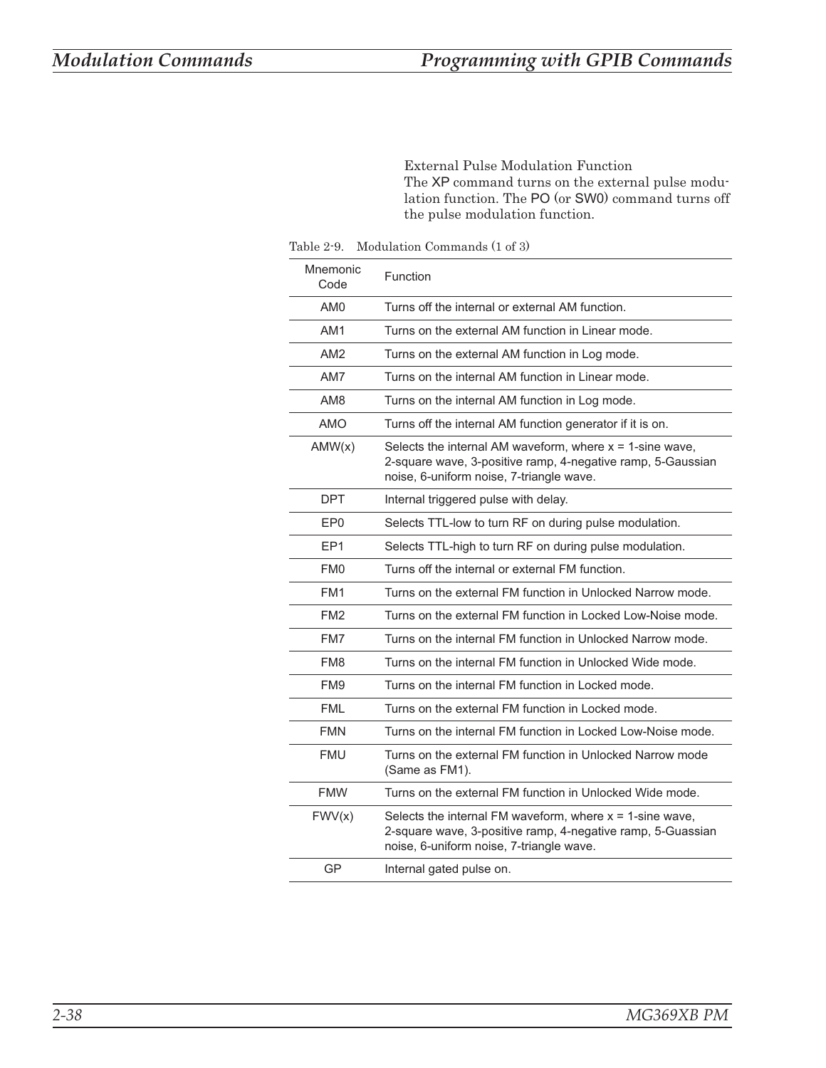External Pulse Modulation Function
The XP command turns on the external pulse modulation function. The PO (or SW0) command turns off the pulse modulation function.

Table 2-9. Modulation Commands (1 of 3)

| Mnemonic Code | Function |
|---|---|
| AM0 | Turns off the internal or external AM function. |
| AM1 | Turns on the external AM function in Linear mode. |
| AM2 | Turns on the external AM function in Log mode. |
| AM7 | Turns on the internal AM function in Linear mode. |
| AM8 | Turns on the internal AM function in Log mode. |
| AMO | Turns off the internal AM function generator if it is on. |
| AMW(x) | Selects the internal AM waveform, where x = 1-sine wave, 2-square wave, 3-positive ramp, 4-negative ramp, 5-Gaussian noise, 6-uniform noise, 7-triangle wave. |
| DPT | Internal triggered pulse with delay. |
| EP0 | Selects TTL-low to turn RF on during pulse modulation. |
| EP1 | Selects TTL-high to turn RF on during pulse modulation. |
| FM0 | Turns off the internal or external FM function. |
| FM1 | Turns on the external FM function in Unlocked Narrow mode. |
| FM2 | Turns on the external FM function in Locked Low-Noise mode. |
| FM7 | Turns on the internal FM function in Unlocked Narrow mode. |
| FM8 | Turns on the internal FM function in Unlocked Wide mode. |
| FM9 | Turns on the internal FM function in Locked mode. |
| FML | Turns on the external FM function in Locked mode. |
| FMN | Turns on the internal FM function in Locked Low-Noise mode. |
| FMU | Turns on the external FM function in Unlocked Narrow mode (Same as FM1). |
| FMW | Turns on the external FM function in Unlocked Wide mode. |
| FWV(x) | Selects the internal FM waveform, where x = 1-sine wave, 2-square wave, 3-positive ramp, 4-negative ramp, 5-Guassian noise, 6-uniform noise, 7-triangle wave. |
| GP | Internal gated pulse on. |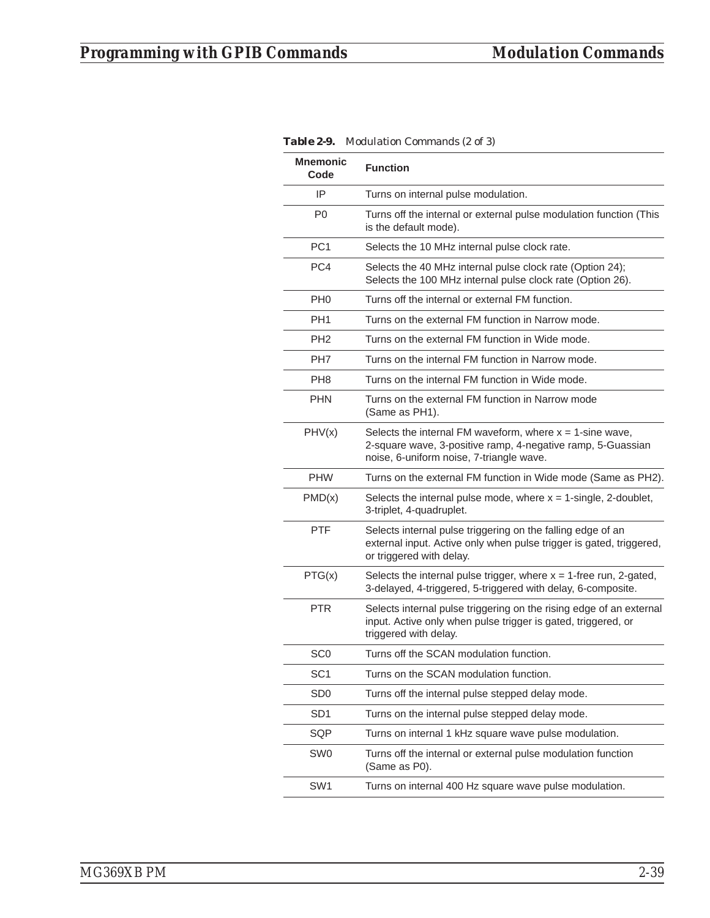**Table 2-9.** *Modulation Commands (2 of 3)*

| Mnemonic Code | Function |
|---|---|
| IP | Turns on internal pulse modulation. |
| P0 | Turns off the internal or external pulse modulation function (This is the default mode). |
| PC1 | Selects the 10 MHz internal pulse clock rate. |
| PC4 | Selects the 40 MHz internal pulse clock rate (Option 24); Selects the 100 MHz internal pulse clock rate (Option 26). |
| PH0 | Turns off the internal or external FM function. |
| PH1 | Turns on the external FM function in Narrow mode. |
| PH2 | Turns on the external FM function in Wide mode. |
| PH7 | Turns on the internal FM function in Narrow mode. |
| PH8 | Turns on the internal FM function in Wide mode. |
| PHN | Turns on the external FM function in Narrow mode (Same as PH1). |
| PHV(x) | Selects the internal FM waveform, where x = 1-sine wave, 2-square wave, 3-positive ramp, 4-negative ramp, 5-Guassian noise, 6-uniform noise, 7-triangle wave. |
| PHW | Turns on the external FM function in Wide mode (Same as PH2). |
| PMD(x) | Selects the internal pulse mode, where x = 1-single, 2-doublet, 3-triplet, 4-quadruplet. |
| PTF | Selects internal pulse triggering on the falling edge of an external input. Active only when pulse trigger is gated, triggered, or triggered with delay. |
| PTG(x) | Selects the internal pulse trigger, where x = 1-free run, 2-gated, 3-delayed, 4-triggered, 5-triggered with delay, 6-composite. |
| PTR | Selects internal pulse triggering on the rising edge of an external input. Active only when pulse trigger is gated, triggered, or triggered with delay. |
| SC0 | Turns off the SCAN modulation function. |
| SC1 | Turns on the SCAN modulation function. |
| SD0 | Turns off the internal pulse stepped delay mode. |
| SD1 | Turns on the internal pulse stepped delay mode. |
| SQP | Turns on internal 1 kHz square wave pulse modulation. |
| SW0 | Turns off the internal or external pulse modulation function (Same as P0). |
| SW1 | Turns on internal 400 Hz square wave pulse modulation. |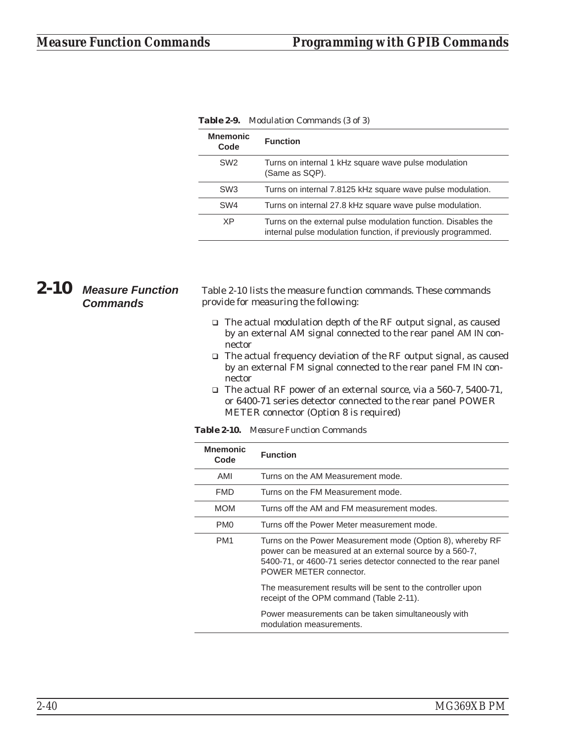**Table 2-9.** Modulation Commands (3 of 3)

| Mnemonic Code | Function |
|---|---|
| SW2 | Turns on internal 1 kHz square wave pulse modulation (Same as SQP). |
| SW3 | Turns on internal 7.8125 kHz square wave pulse modulation. |
| SW4 | Turns on internal 27.8 kHz square wave pulse modulation. |
| XP | Turns on the external pulse modulation function. Disables the internal pulse modulation function, if previously programmed. |

## 2-10 Measure Function Commands

Table 2-10 lists the measure function commands. These commands provide for measuring the following:

- The actual modulation depth of the RF output signal, as caused by an external AM signal connected to the rear panel AM IN connector
- The actual frequency deviation of the RF output signal, as caused by an external FM signal connected to the rear panel FM IN connector
- The actual RF power of an external source, via a 560-7, 5400-71, or 6400-71 series detector connected to the rear panel POWER METER connector (Option 8 is required)

**Table 2-10.** Measure Function Commands

| Mnemonic Code | Function |
|---|---|
| AMI | Turns on the AM Measurement mode. |
| FMD | Turns on the FM Measurement mode. |
| MOM | Turns off the AM and FM measurement modes. |
| PM0 | Turns off the Power Meter measurement mode. |
| PM1 | Turns on the Power Measurement mode (Option 8), whereby RF power can be measured at an external source by a 560-7, 5400-71, or 4600-71 series detector connected to the rear panel POWER METER connector.<br><br>The measurement results will be sent to the controller upon receipt of the OPM command (Table 2-11).<br><br>Power measurements can be taken simultaneously with modulation measurements. |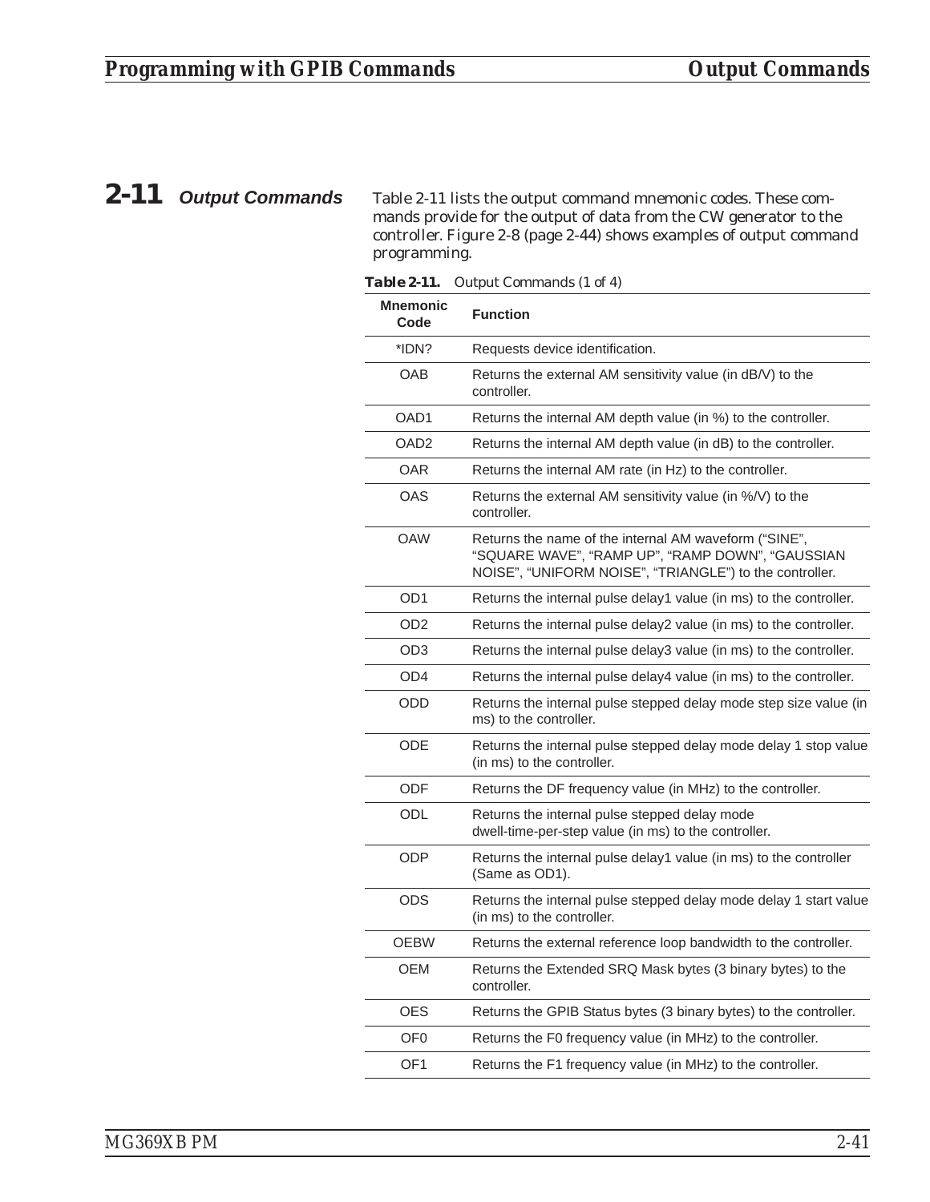## 2-11 Output Commands

Table 2-11 lists the output command mnemonic codes. These commands provide for the output of data from the CW generator to the controller. Figure 2-8 (page 2-44) shows examples of output command programming.

**Table 2-11.** Output Commands (1 of 4)

| Mnemonic Code | Function |
|---|---|
| *IDN? | Requests device identification. |
| OAB | Returns the external AM sensitivity value (in dB/V) to the controller. |
| OAD1 | Returns the internal AM depth value (in %) to the controller. |
| OAD2 | Returns the internal AM depth value (in dB) to the controller. |
| OAR | Returns the internal AM rate (in Hz) to the controller. |
| OAS | Returns the external AM sensitivity value (in %/V) to the controller. |
| OAW | Returns the name of the internal AM waveform ("SINE", "SQUARE WAVE", "RAMP UP", "RAMP DOWN", "GAUSSIAN NOISE", "UNIFORM NOISE", "TRIANGLE") to the controller. |
| OD1 | Returns the internal pulse delay1 value (in ms) to the controller. |
| OD2 | Returns the internal pulse delay2 value (in ms) to the controller. |
| OD3 | Returns the internal pulse delay3 value (in ms) to the controller. |
| OD4 | Returns the internal pulse delay4 value (in ms) to the controller. |
| ODD | Returns the internal pulse stepped delay mode step size value (in ms) to the controller. |
| ODE | Returns the internal pulse stepped delay mode delay 1 stop value (in ms) to the controller. |
| ODF | Returns the DF frequency value (in MHz) to the controller. |
| ODL | Returns the internal pulse stepped delay mode dwell-time-per-step value (in ms) to the controller. |
| ODP | Returns the internal pulse delay1 value (in ms) to the controller (Same as OD1). |
| ODS | Returns the internal pulse stepped delay mode delay 1 start value (in ms) to the controller. |
| OEBW | Returns the external reference loop bandwidth to the controller. |
| OEM | Returns the Extended SRQ Mask bytes (3 binary bytes) to the controller. |
| OES | Returns the GPIB Status bytes (3 binary bytes) to the controller. |
| OF0 | Returns the F0 frequency value (in MHz) to the controller. |
| OF1 | Returns the F1 frequency value (in MHz) to the controller. |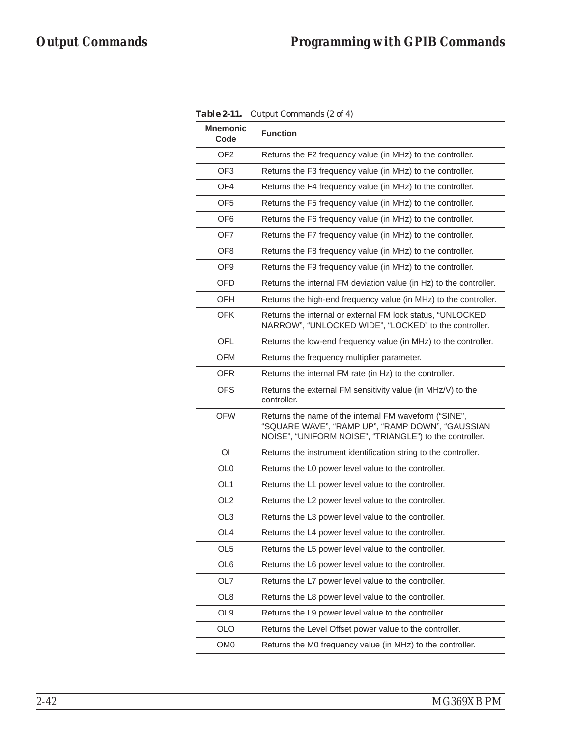**Table 2-11.** Output Commands (2 of 4)

| Mnemonic Code | Function |
|---|---|
| OF2 | Returns the F2 frequency value (in MHz) to the controller. |
| OF3 | Returns the F3 frequency value (in MHz) to the controller. |
| OF4 | Returns the F4 frequency value (in MHz) to the controller. |
| OF5 | Returns the F5 frequency value (in MHz) to the controller. |
| OF6 | Returns the F6 frequency value (in MHz) to the controller. |
| OF7 | Returns the F7 frequency value (in MHz) to the controller. |
| OF8 | Returns the F8 frequency value (in MHz) to the controller. |
| OF9 | Returns the F9 frequency value (in MHz) to the controller. |
| OFD | Returns the internal FM deviation value (in Hz) to the controller. |
| OFH | Returns the high-end frequency value (in MHz) to the controller. |
| OFK | Returns the internal or external FM lock status, “UNLOCKED NARROW”, “UNLOCKED WIDE”, “LOCKED” to the controller. |
| OFL | Returns the low-end frequency value (in MHz) to the controller. |
| OFM | Returns the frequency multiplier parameter. |
| OFR | Returns the internal FM rate (in Hz) to the controller. |
| OFS | Returns the external FM sensitivity value (in MHz/V) to the controller. |
| OFW | Returns the name of the internal FM waveform (“SINE”, “SQUARE WAVE”, “RAMP UP”, “RAMP DOWN”, “GAUSSIAN NOISE”, “UNIFORM NOISE”, “TRIANGLE”) to the controller. |
| OI | Returns the instrument identification string to the controller. |
| OL0 | Returns the L0 power level value to the controller. |
| OL1 | Returns the L1 power level value to the controller. |
| OL2 | Returns the L2 power level value to the controller. |
| OL3 | Returns the L3 power level value to the controller. |
| OL4 | Returns the L4 power level value to the controller. |
| OL5 | Returns the L5 power level value to the controller. |
| OL6 | Returns the L6 power level value to the controller. |
| OL7 | Returns the L7 power level value to the controller. |
| OL8 | Returns the L8 power level value to the controller. |
| OL9 | Returns the L9 power level value to the controller. |
| OLO | Returns the Level Offset power value to the controller. |
| OM0 | Returns the M0 frequency value (in MHz) to the controller. |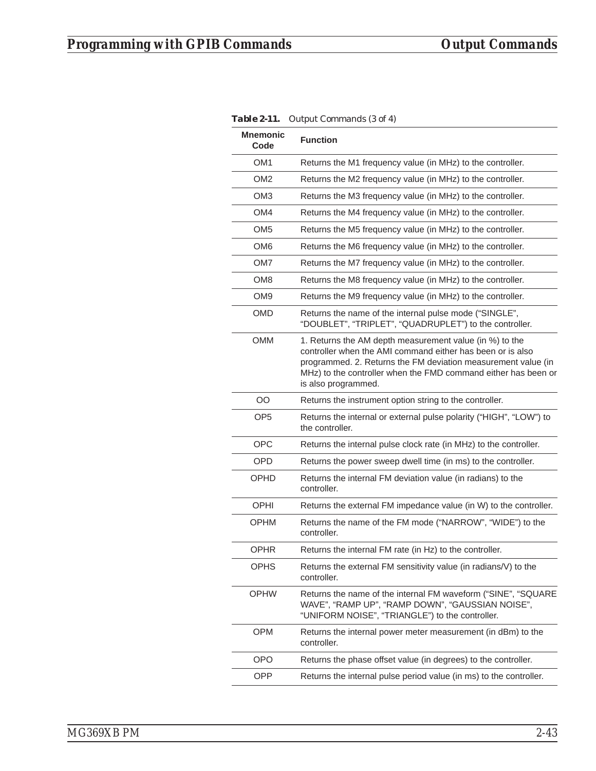**Table 2-11.** Output Commands (3 of 4)

| Mnemonic Code | Function |
|---|---|
| OM1 | Returns the M1 frequency value (in MHz) to the controller. |
| OM2 | Returns the M2 frequency value (in MHz) to the controller. |
| OM3 | Returns the M3 frequency value (in MHz) to the controller. |
| OM4 | Returns the M4 frequency value (in MHz) to the controller. |
| OM5 | Returns the M5 frequency value (in MHz) to the controller. |
| OM6 | Returns the M6 frequency value (in MHz) to the controller. |
| OM7 | Returns the M7 frequency value (in MHz) to the controller. |
| OM8 | Returns the M8 frequency value (in MHz) to the controller. |
| OM9 | Returns the M9 frequency value (in MHz) to the controller. |
| OMD | Returns the name of the internal pulse mode (“SINGLE”, “DOUBLET”, “TRIPLET”, “QUADRUPLET”) to the controller. |
| OMM | 1. Returns the AM depth measurement value (in %) to the controller when the AMI command either has been or is also programmed. 2. Returns the FM deviation measurement value (in MHz) to the controller when the FMD command either has been or is also programmed. |
| OO | Returns the instrument option string to the controller. |
| OP5 | Returns the internal or external pulse polarity (“HIGH”, “LOW”) to the controller. |
| OPC | Returns the internal pulse clock rate (in MHz) to the controller. |
| OPD | Returns the power sweep dwell time (in ms) to the controller. |
| OPHD | Returns the internal FM deviation value (in radians) to the controller. |
| OPHI | Returns the external FM impedance value (in W) to the controller. |
| OPHM | Returns the name of the FM mode (“NARROW”, “WIDE”) to the controller. |
| OPHR | Returns the internal FM rate (in Hz) to the controller. |
| OPHS | Returns the external FM sensitivity value (in radians/V) to the controller. |
| OPHW | Returns the name of the internal FM waveform (“SINE”, “SQUARE WAVE”, “RAMP UP”, “RAMP DOWN”, “GAUSSIAN NOISE”, “UNIFORM NOISE”, “TRIANGLE”) to the controller. |
| OPM | Returns the internal power meter measurement (in dBm) to the controller. |
| OPO | Returns the phase offset value (in degrees) to the controller. |
| OPP | Returns the internal pulse period value (in ms) to the controller. |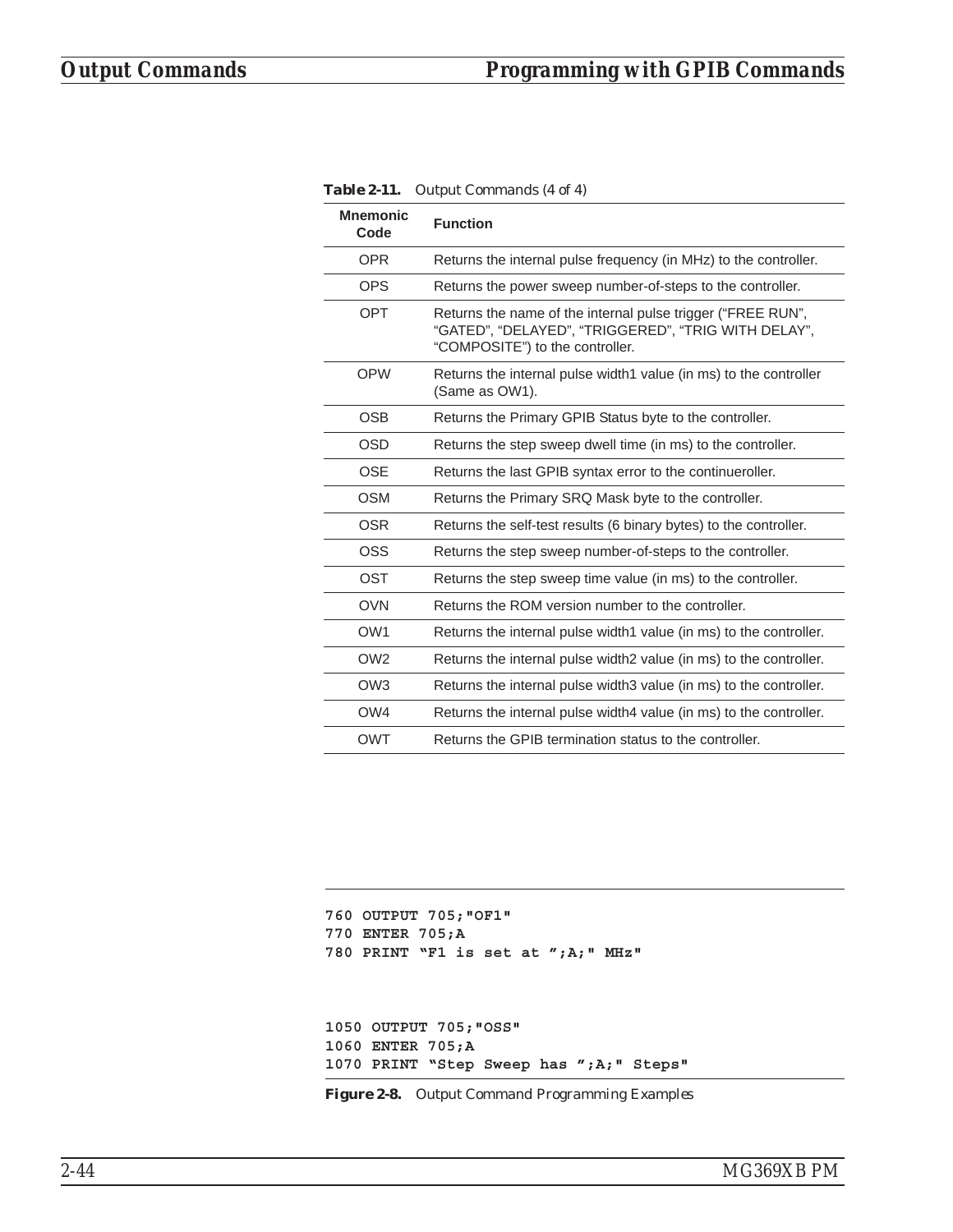**Table 2-11.** Output Commands (4 of 4)

| Mnemonic Code | Function |
|---|---|
| OPR | Returns the internal pulse frequency (in MHz) to the controller. |
| OPS | Returns the power sweep number-of-steps to the controller. |
| OPT | Returns the name of the internal pulse trigger (“FREE RUN”, “GATED”, “DELAYED”, “TRIGGERED”, “TRIG WITH DELAY”, “COMPOSITE”) to the controller. |
| OPW | Returns the internal pulse width1 value (in ms) to the controller (Same as OW1). |
| OSB | Returns the Primary GPIB Status byte to the controller. |
| OSD | Returns the step sweep dwell time (in ms) to the controller. |
| OSE | Returns the last GPIB syntax error to the continueroller. |
| OSM | Returns the Primary SRQ Mask byte to the controller. |
| OSR | Returns the self-test results (6 binary bytes) to the controller. |
| OSS | Returns the step sweep number-of-steps to the controller. |
| OST | Returns the step sweep time value (in ms) to the controller. |
| OVN | Returns the ROM version number to the controller. |
| OW1 | Returns the internal pulse width1 value (in ms) to the controller. |
| OW2 | Returns the internal pulse width2 value (in ms) to the controller. |
| OW3 | Returns the internal pulse width3 value (in ms) to the controller. |
| OW4 | Returns the internal pulse width4 value (in ms) to the controller. |
| OWT | Returns the GPIB termination status to the controller. |

```
760 OUTPUT 705;"OF1"
770 ENTER 705;A
780 PRINT "F1 is set at ";A;" MHz"


1050 OUTPUT 705;"OSS"
1060 ENTER 705;A
1070 PRINT "Step Sweep has ";A;" Steps"
```

**Figure 2-8.** Output Command Programming Examples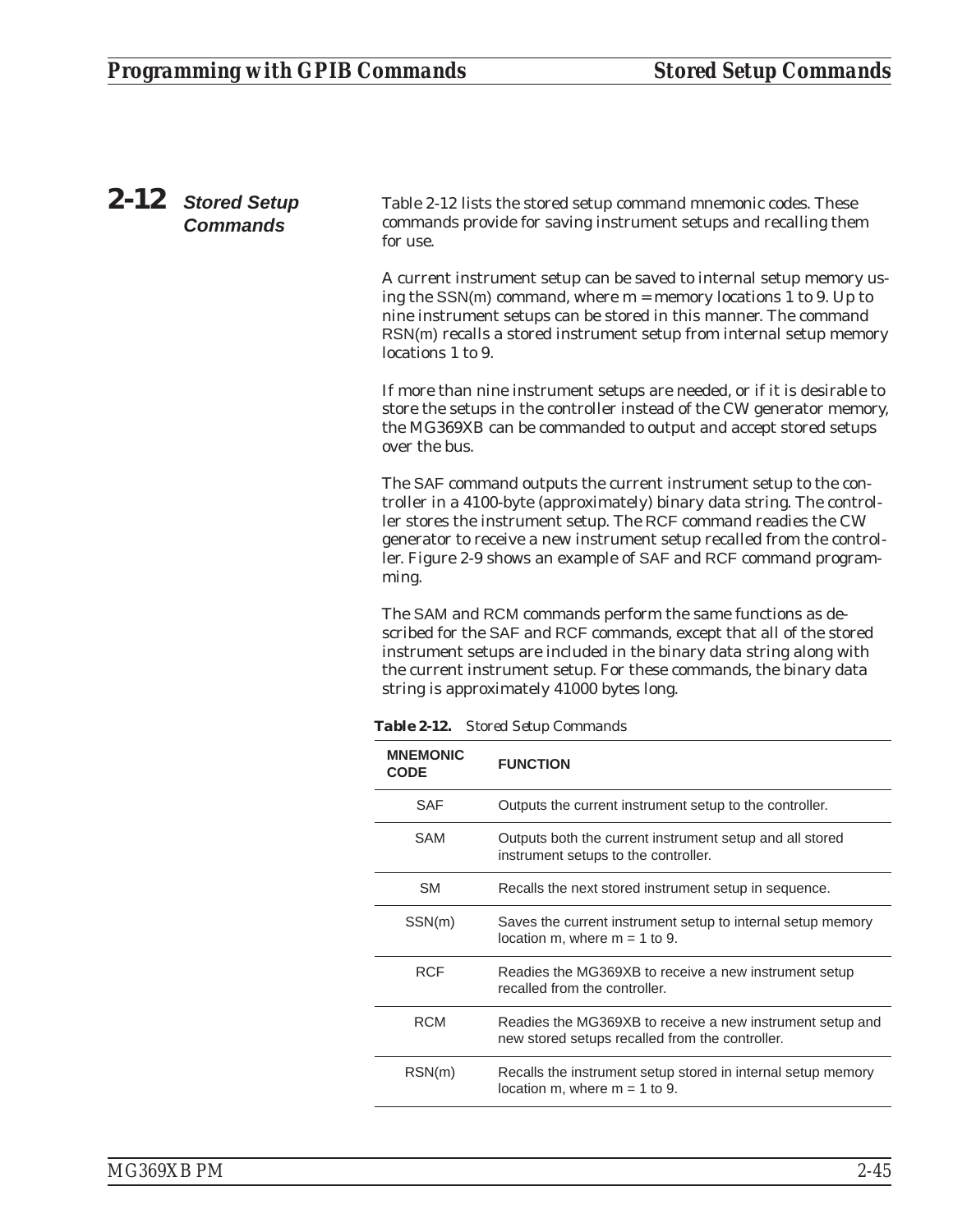## 2-12 Stored Setup Commands

Table 2-12 lists the stored setup command mnemonic codes. These commands provide for saving instrument setups and recalling them for use.

A current instrument setup can be saved to internal setup memory using the SSN(m) command, where m = memory locations 1 to 9. Up to nine instrument setups can be stored in this manner. The command RSN(m) recalls a stored instrument setup from internal setup memory locations 1 to 9.

If more than nine instrument setups are needed, or if it is desirable to store the setups in the controller instead of the CW generator memory, the MG369XB can be commanded to output and accept stored setups over the bus.

The SAF command outputs the current instrument setup to the controller in a 4100-byte (approximately) binary data string. The controller stores the instrument setup. The RCF command readies the CW generator to receive a new instrument setup recalled from the controller. Figure 2-9 shows an example of SAF and RCF command programming.

The SAM and RCM commands perform the same functions as described for the SAF and RCF commands, except that all of the stored instrument setups are included in the binary data string along with the current instrument setup. For these commands, the binary data string is approximately 41000 bytes long.

***Table 2-12.*** *Stored Setup Commands*

| MNEMONIC CODE | FUNCTION |
|---|---|
| SAF | Outputs the current instrument setup to the controller. |
| SAM | Outputs both the current instrument setup and all stored instrument setups to the controller. |
| SM | Recalls the next stored instrument setup in sequence. |
| SSN(m) | Saves the current instrument setup to internal setup memory location m, where m = 1 to 9. |
| RCF | Readies the MG369XB to receive a new instrument setup recalled from the controller. |
| RCM | Readies the MG369XB to receive a new instrument setup and new stored setups recalled from the controller. |
| RSN(m) | Recalls the instrument setup stored in internal setup memory location m, where m = 1 to 9. |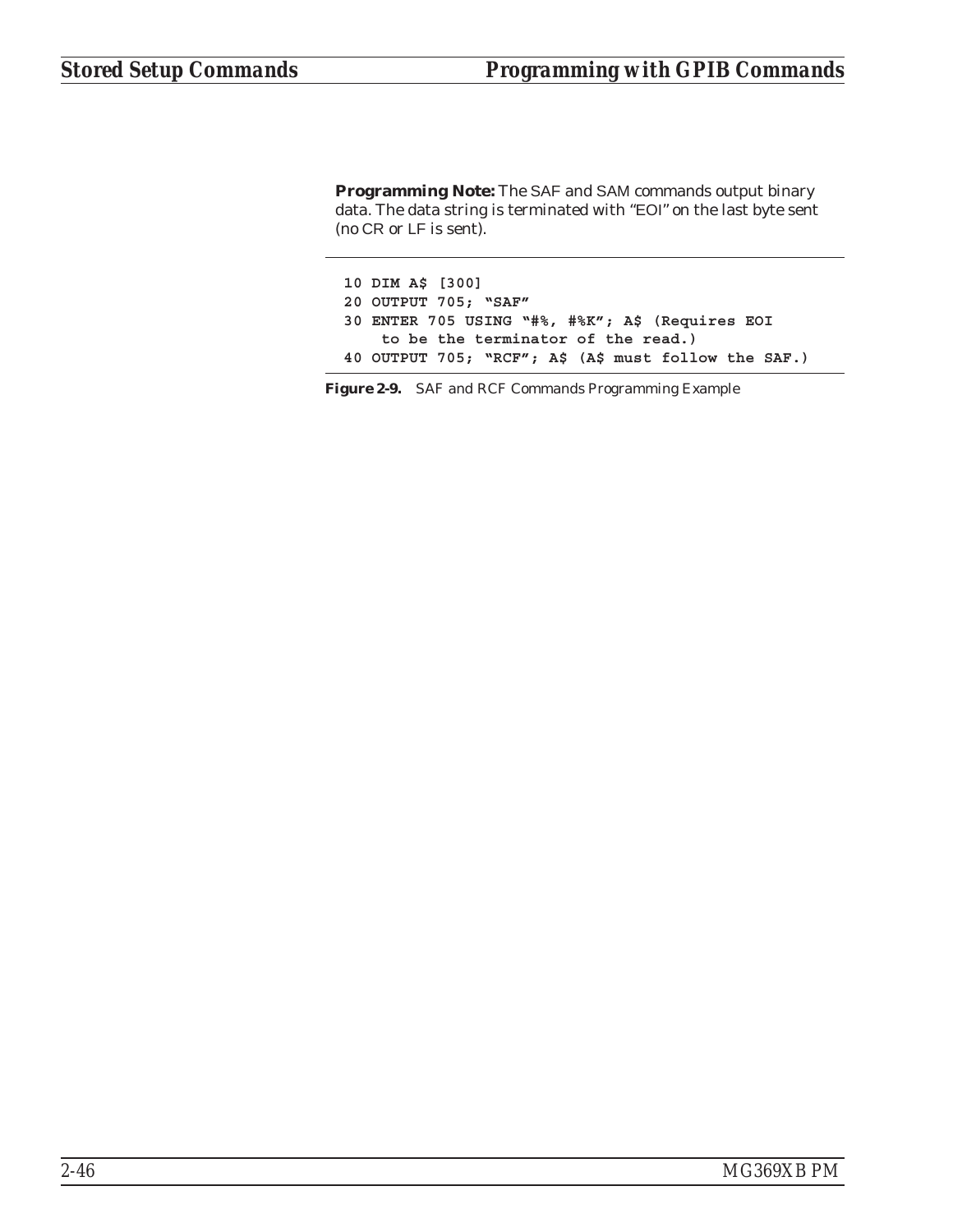**Programming Note:** The SAF and SAM commands output binary data. The data string is terminated with "EOI" on the last byte sent (no CR or LF is sent).

```
10 DIM A$ [300]
20 OUTPUT 705; "SAF"
30 ENTER 705 USING "#%, #%K"; A$ (Requires EOI
    to be the terminator of the read.)
40 OUTPUT 705; "RCF"; A$ (A$ must follow the SAF.)
```

**Figure 2-9.** SAF and RCF Commands Programming Example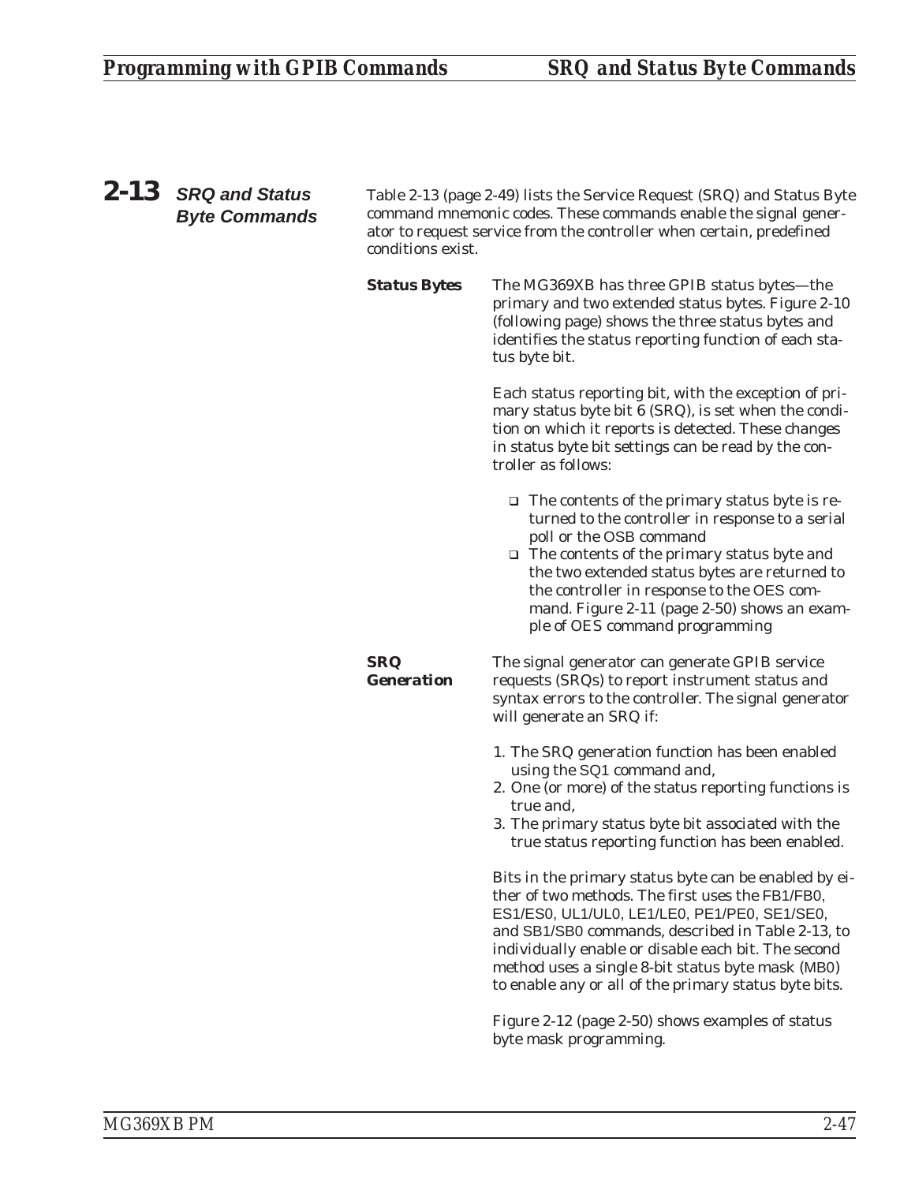## 2-13 SRQ and Status Byte Commands

Table 2-13 (page 2-49) lists the Service Request (SRQ) and Status Byte command mnemonic codes. These commands enable the signal generator to request service from the controller when certain, predefined conditions exist.

### Status Bytes

The MG369XB has three GPIB status bytes—the primary and two extended status bytes. Figure 2-10 (following page) shows the three status bytes and identifies the status reporting function of each status byte bit.

Each status reporting bit, with the exception of primary status byte bit 6 (SRQ), is set when the condition on which it reports is detected. These changes in status byte bit settings can be read by the controller as follows:

- The contents of the primary status byte is returned to the controller in response to a serial poll or the OSB command
- The contents of the primary status byte and the two extended status bytes are returned to the controller in response to the OES command. Figure 2-11 (page 2-50) shows an example of OES command programming

### SRQ Generation

The signal generator can generate GPIB service requests (SRQs) to report instrument status and syntax errors to the controller. The signal generator will generate an SRQ if:

1. The SRQ generation function has been enabled using the SQ1 command and,
2. One (or more) of the status reporting functions is true and,
3. The primary status byte bit associated with the true status reporting function has been enabled.

Bits in the primary status byte can be enabled by either of two methods. The first uses the FB1/FB0, ES1/ES0, UL1/UL0, LE1/LE0, PE1/PE0, SE1/SE0, and SB1/SB0 commands, described in Table 2-13, to individually enable or disable each bit. The second method uses a single 8-bit status byte mask (MB0) to enable any or all of the primary status byte bits.

Figure 2-12 (page 2-50) shows examples of status byte mask programming.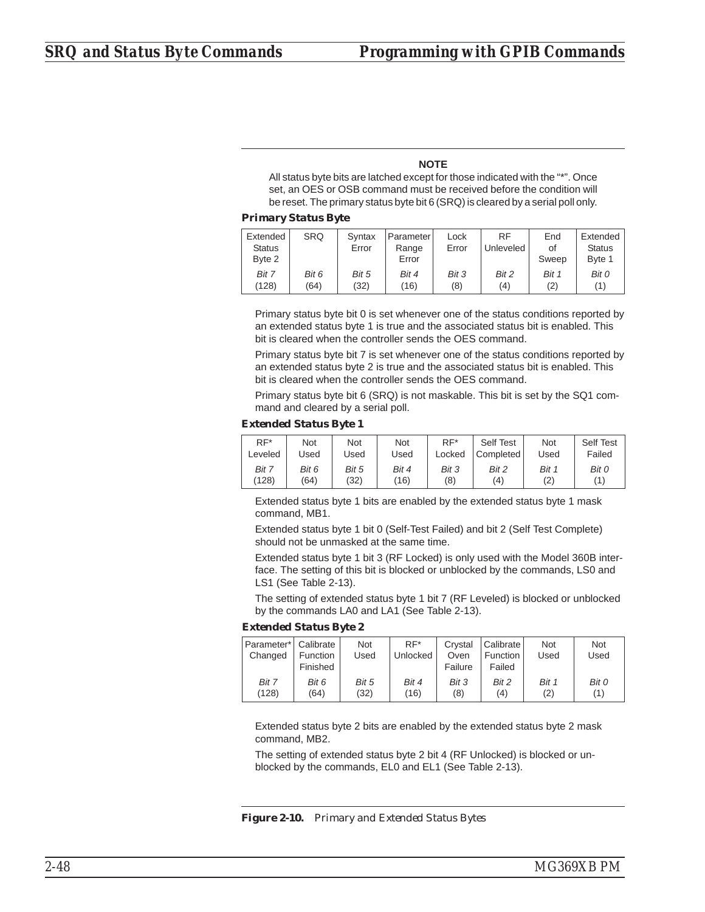**NOTE**

All status byte bits are latched except for those indicated with the "*". Once set, an OES or OSB command must be received before the condition will be reset. The primary status byte bit 6 (SRQ) is cleared by a serial poll only.

**Primary Status Byte**

| Extended Status Byte 2 | SRQ | Syntax Error | Parameter Range Error | Lock Error | RF Unleveled | End of Sweep | Extended Status Byte 1 |
|---|---|---|---|---|---|---|---|
| *Bit 7* (128) | *Bit 6* (64) | *Bit 5* (32) | *Bit 4* (16) | *Bit 3* (8) | *Bit 2* (4) | *Bit 1* (2) | *Bit 0* (1) |

Primary status byte bit 0 is set whenever one of the status conditions reported by an extended status byte 1 is true and the associated status bit is enabled. This bit is cleared when the controller sends the OES command.

Primary status byte bit 7 is set whenever one of the status conditions reported by an extended status byte 2 is true and the associated status bit is enabled. This bit is cleared when the controller sends the OES command.

Primary status byte bit 6 (SRQ) is not maskable. This bit is set by the SQ1 command and cleared by a serial poll.

**Extended Status Byte 1**

| RF* Leveled | Not Used | Not Used | Not Used | RF* Locked | Self Test Completed | Not Used | Self Test Failed |
|---|---|---|---|---|---|---|---|
| *Bit 7* (128) | *Bit 6* (64) | *Bit 5* (32) | *Bit 4* (16) | *Bit 3* (8) | *Bit 2* (4) | *Bit 1* (2) | *Bit 0* (1) |

Extended status byte 1 bits are enabled by the extended status byte 1 mask command, MB1.

Extended status byte 1 bit 0 (Self-Test Failed) and bit 2 (Self Test Complete) should not be unmasked at the same time.

Extended status byte 1 bit 3 (RF Locked) is only used with the Model 360B interface. The setting of this bit is blocked or unblocked by the commands, LS0 and LS1 (See Table 2-13).

The setting of extended status byte 1 bit 7 (RF Leveled) is blocked or unblocked by the commands LA0 and LA1 (See Table 2-13).

**Extended Status Byte 2**

| Parameter* Changed | Calibrate Function Finished | Not Used | RF* Unlocked | Crystal Oven Failure | Calibrate Function Failed | Not Used | Not Used |
|---|---|---|---|---|---|---|---|
| *Bit 7* (128) | *Bit 6* (64) | *Bit 5* (32) | *Bit 4* (16) | *Bit 3* (8) | *Bit 2* (4) | *Bit 1* (2) | *Bit 0* (1) |

Extended status byte 2 bits are enabled by the extended status byte 2 mask command, MB2.

The setting of extended status byte 2 bit 4 (RF Unlocked) is blocked or unblocked by the commands, EL0 and EL1 (See Table 2-13).

**Figure 2-10.** *Primary and Extended Status Bytes*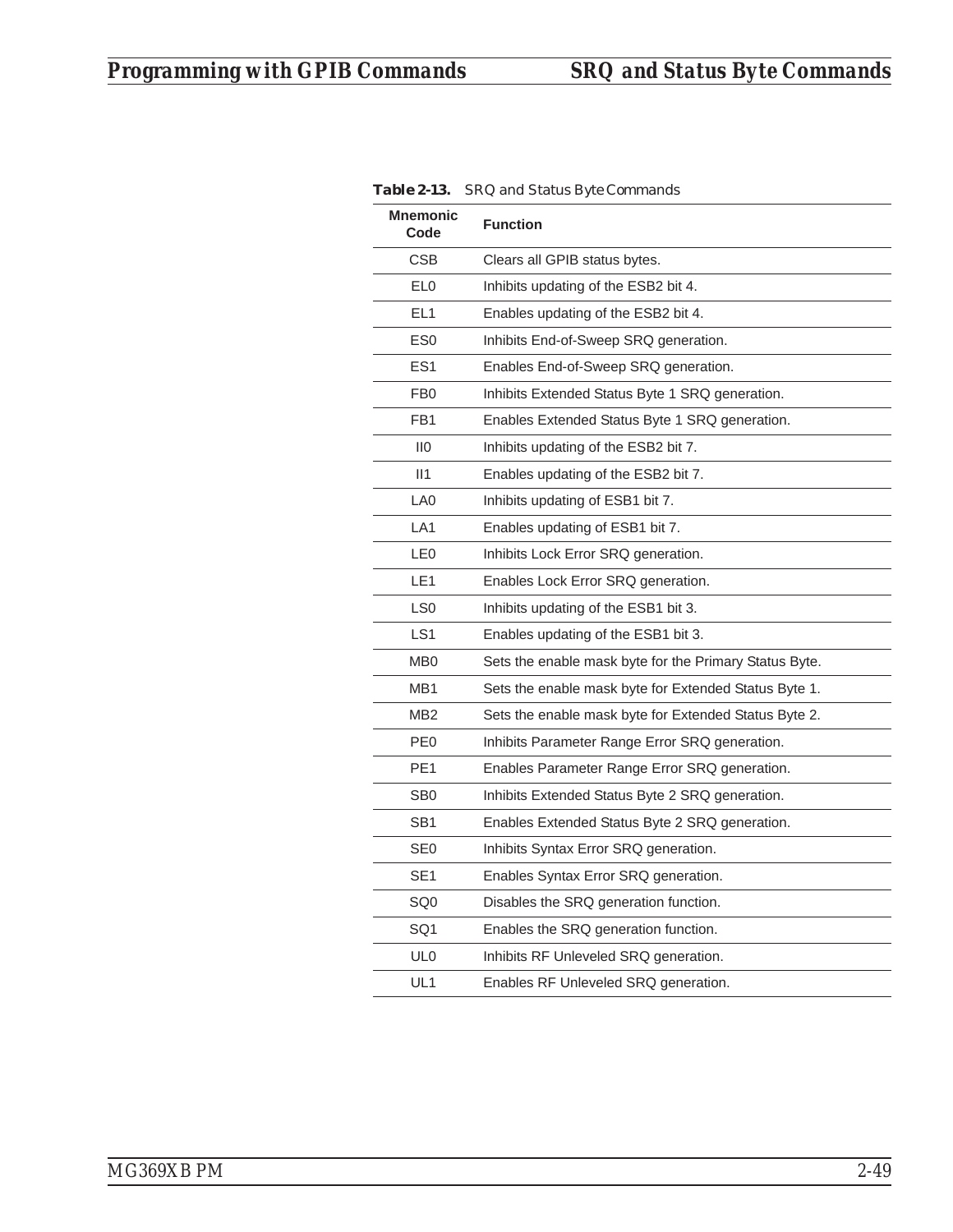**Table 2-13.** SRQ and Status Byte Commands

| Mnemonic Code | Function |
|---|---|
| CSB | Clears all GPIB status bytes. |
| EL0 | Inhibits updating of the ESB2 bit 4. |
| EL1 | Enables updating of the ESB2 bit 4. |
| ES0 | Inhibits End-of-Sweep SRQ generation. |
| ES1 | Enables End-of-Sweep SRQ generation. |
| FB0 | Inhibits Extended Status Byte 1 SRQ generation. |
| FB1 | Enables Extended Status Byte 1 SRQ generation. |
| II0 | Inhibits updating of the ESB2 bit 7. |
| II1 | Enables updating of the ESB2 bit 7. |
| LA0 | Inhibits updating of ESB1 bit 7. |
| LA1 | Enables updating of ESB1 bit 7. |
| LE0 | Inhibits Lock Error SRQ generation. |
| LE1 | Enables Lock Error SRQ generation. |
| LS0 | Inhibits updating of the ESB1 bit 3. |
| LS1 | Enables updating of the ESB1 bit 3. |
| MB0 | Sets the enable mask byte for the Primary Status Byte. |
| MB1 | Sets the enable mask byte for Extended Status Byte 1. |
| MB2 | Sets the enable mask byte for Extended Status Byte 2. |
| PE0 | Inhibits Parameter Range Error SRQ generation. |
| PE1 | Enables Parameter Range Error SRQ generation. |
| SB0 | Inhibits Extended Status Byte 2 SRQ generation. |
| SB1 | Enables Extended Status Byte 2 SRQ generation. |
| SE0 | Inhibits Syntax Error SRQ generation. |
| SE1 | Enables Syntax Error SRQ generation. |
| SQ0 | Disables the SRQ generation function. |
| SQ1 | Enables the SRQ generation function. |
| UL0 | Inhibits RF Unleveled SRQ generation. |
| UL1 | Enables RF Unleveled SRQ generation. |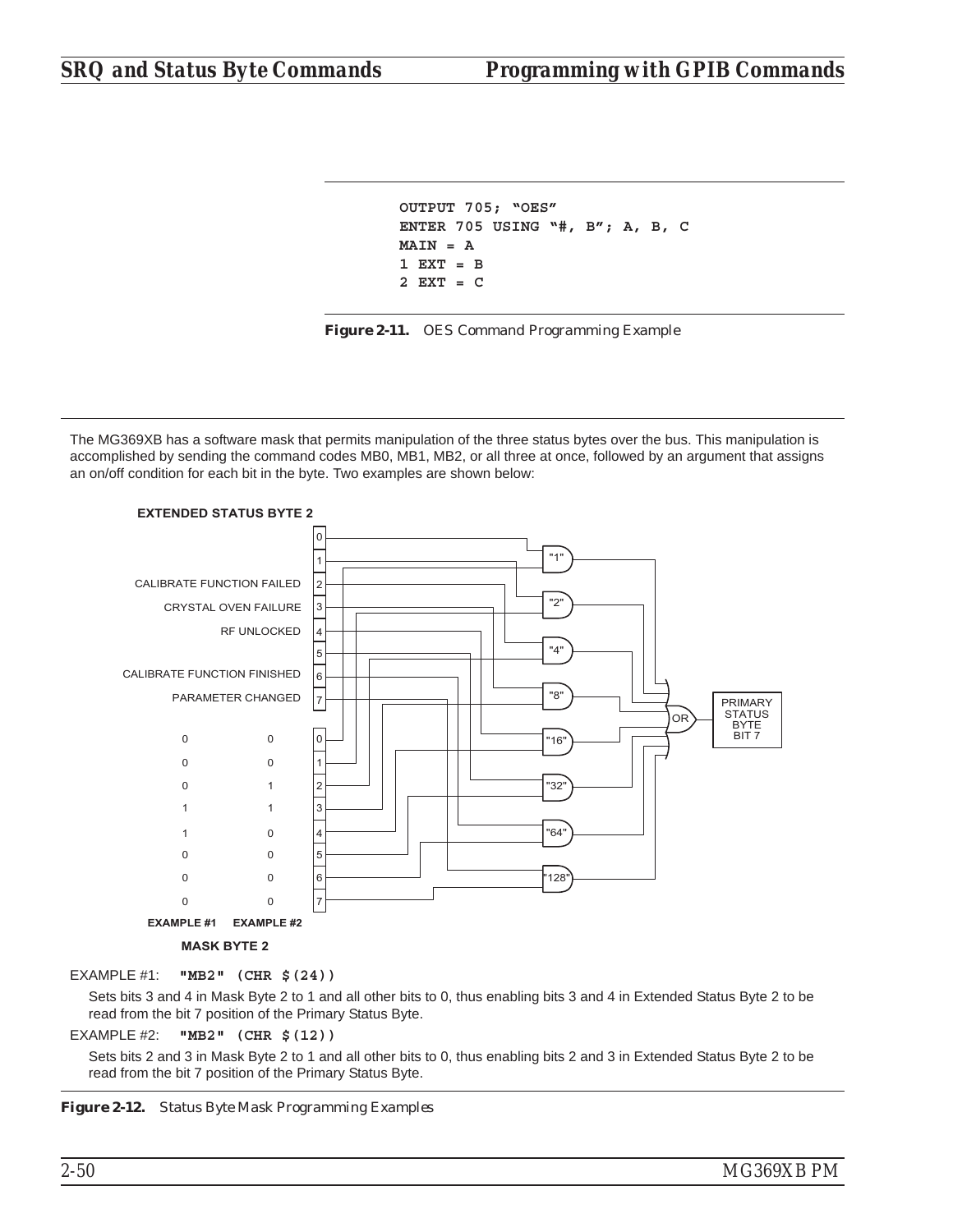```
OUTPUT 705; "OES"
ENTER 705 USING "#, B"; A, B, C
MAIN = A
1 EXT = B
2 EXT = C
```

***Figure 2-11.*** *OES Command Programming Example*

The MG369XB has a software mask that permits manipulation of the three status bytes over the bus. This manipulation is accomplished by sending the command codes MB0, MB1, MB2, or all three at once, followed by an argument that assigns an on/off condition for each bit in the byte. Two examples are shown below:

**EXTENDED STATUS BYTE 2**

| Bit | Function |
|---|---|
| 0 | |
| 1 | |
| 2 | CALIBRATE FUNCTION FAILED |
| 3 | CRYSTAL OVEN FAILURE |
| 4 | RF UNLOCKED |
| 5 | |
| 6 | CALIBRATE FUNCTION FINISHED |
| 7 | PARAMETER CHANGED |

**MASK BYTE 2**

| EXAMPLE #1 | EXAMPLE #2 | Bit |
|---|---|---|
| 0 | 0 | 0 |
| 0 | 0 | 1 |
| 0 | 1 | 2 |
| 1 | 1 | 3 |
| 1 | 0 | 4 |
| 0 | 0 | 5 |
| 0 | 0 | 6 |
| 0 | 0 | 7 |

Each Extended Status Byte 2 bit is ANDed with the corresponding Mask Byte 2 bit ("1", "2", "4", "8", "16", "32", "64", "128"); the outputs are ORed to form PRIMARY STATUS BYTE BIT 7.

EXAMPLE #1: **"MB2" (CHR $(24))**

Sets bits 3 and 4 in Mask Byte 2 to 1 and all other bits to 0, thus enabling bits 3 and 4 in Extended Status Byte 2 to be read from the bit 7 position of the Primary Status Byte.

EXAMPLE #2: **"MB2" (CHR $(12))**

Sets bits 2 and 3 in Mask Byte 2 to 1 and all other bits to 0, thus enabling bits 2 and 3 in Extended Status Byte 2 to be read from the bit 7 position of the Primary Status Byte.

***Figure 2-12.*** *Status Byte Mask Programming Examples*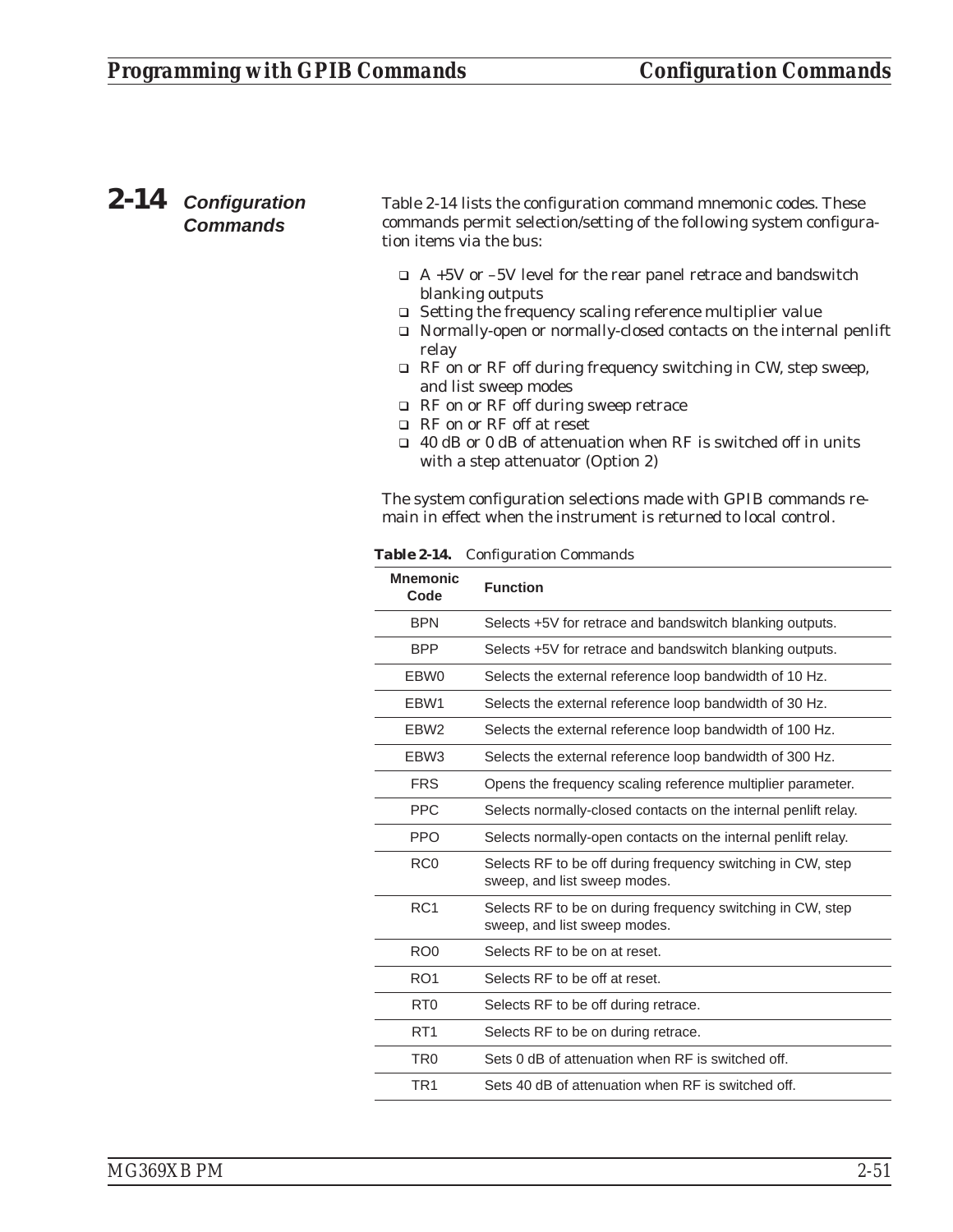## 2-14 Configuration Commands

Table 2-14 lists the configuration command mnemonic codes. These commands permit selection/setting of the following system configuration items via the bus:

- A +5V or –5V level for the rear panel retrace and bandswitch blanking outputs
- Setting the frequency scaling reference multiplier value
- Normally-open or normally-closed contacts on the internal penlift relay
- RF on or RF off during frequency switching in CW, step sweep, and list sweep modes
- RF on or RF off during sweep retrace
- RF on or RF off at reset
- 40 dB or 0 dB of attenuation when RF is switched off in units with a step attenuator (Option 2)

The system configuration selections made with GPIB commands remain in effect when the instrument is returned to local control.

**Table 2-14.** *Configuration Commands*

| Mnemonic Code | Function |
|---|---|
| BPN | Selects +5V for retrace and bandswitch blanking outputs. |
| BPP | Selects +5V for retrace and bandswitch blanking outputs. |
| EBW0 | Selects the external reference loop bandwidth of 10 Hz. |
| EBW1 | Selects the external reference loop bandwidth of 30 Hz. |
| EBW2 | Selects the external reference loop bandwidth of 100 Hz. |
| EBW3 | Selects the external reference loop bandwidth of 300 Hz. |
| FRS | Opens the frequency scaling reference multiplier parameter. |
| PPC | Selects normally-closed contacts on the internal penlift relay. |
| PPO | Selects normally-open contacts on the internal penlift relay. |
| RC0 | Selects RF to be off during frequency switching in CW, step sweep, and list sweep modes. |
| RC1 | Selects RF to be on during frequency switching in CW, step sweep, and list sweep modes. |
| RO0 | Selects RF to be on at reset. |
| RO1 | Selects RF to be off at reset. |
| RT0 | Selects RF to be off during retrace. |
| RT1 | Selects RF to be on during retrace. |
| TR0 | Sets 0 dB of attenuation when RF is switched off. |
| TR1 | Sets 40 dB of attenuation when RF is switched off. |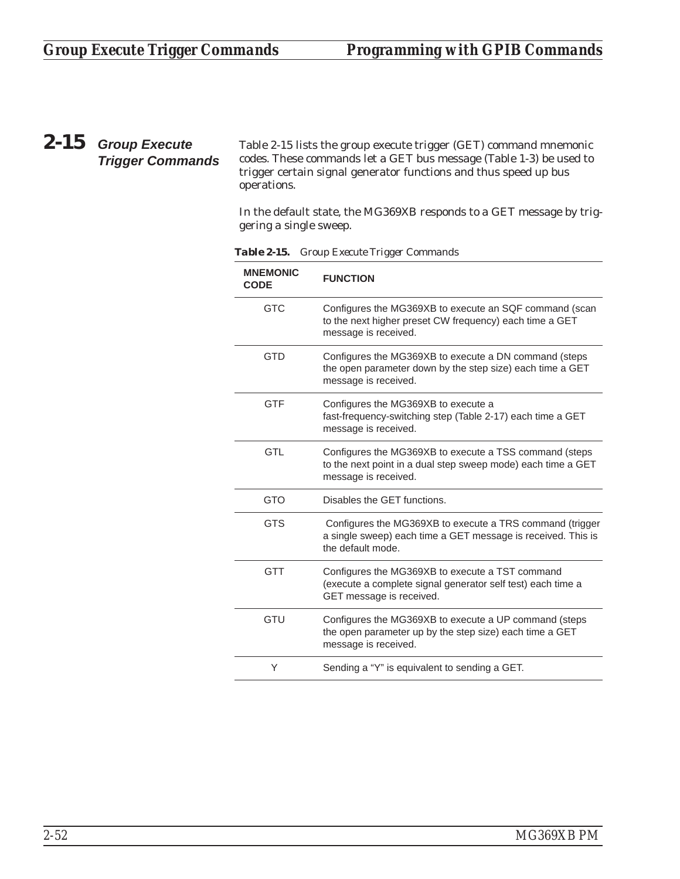## 2-15 Group Execute Trigger Commands

Table 2-15 lists the group execute trigger (GET) command mnemonic codes. These commands let a GET bus message (Table 1-3) be used to trigger certain signal generator functions and thus speed up bus operations.

In the default state, the MG369XB responds to a GET message by triggering a single sweep.

***Table 2-15.*** *Group Execute Trigger Commands*

| MNEMONIC CODE | FUNCTION |
|---|---|
| GTC | Configures the MG369XB to execute an SQF command (scan to the next higher preset CW frequency) each time a GET message is received. |
| GTD | Configures the MG369XB to execute a DN command (steps the open parameter down by the step size) each time a GET message is received. |
| GTF | Configures the MG369XB to execute a fast-frequency-switching step (Table 2-17) each time a GET message is received. |
| GTL | Configures the MG369XB to execute a TSS command (steps to the next point in a dual step sweep mode) each time a GET message is received. |
| GTO | Disables the GET functions. |
| GTS | Configures the MG369XB to execute a TRS command (trigger a single sweep) each time a GET message is received. This is the default mode. |
| GTT | Configures the MG369XB to execute a TST command (execute a complete signal generator self test) each time a GET message is received. |
| GTU | Configures the MG369XB to execute a UP command (steps the open parameter up by the step size) each time a GET message is received. |
| Y | Sending a "Y" is equivalent to sending a GET. |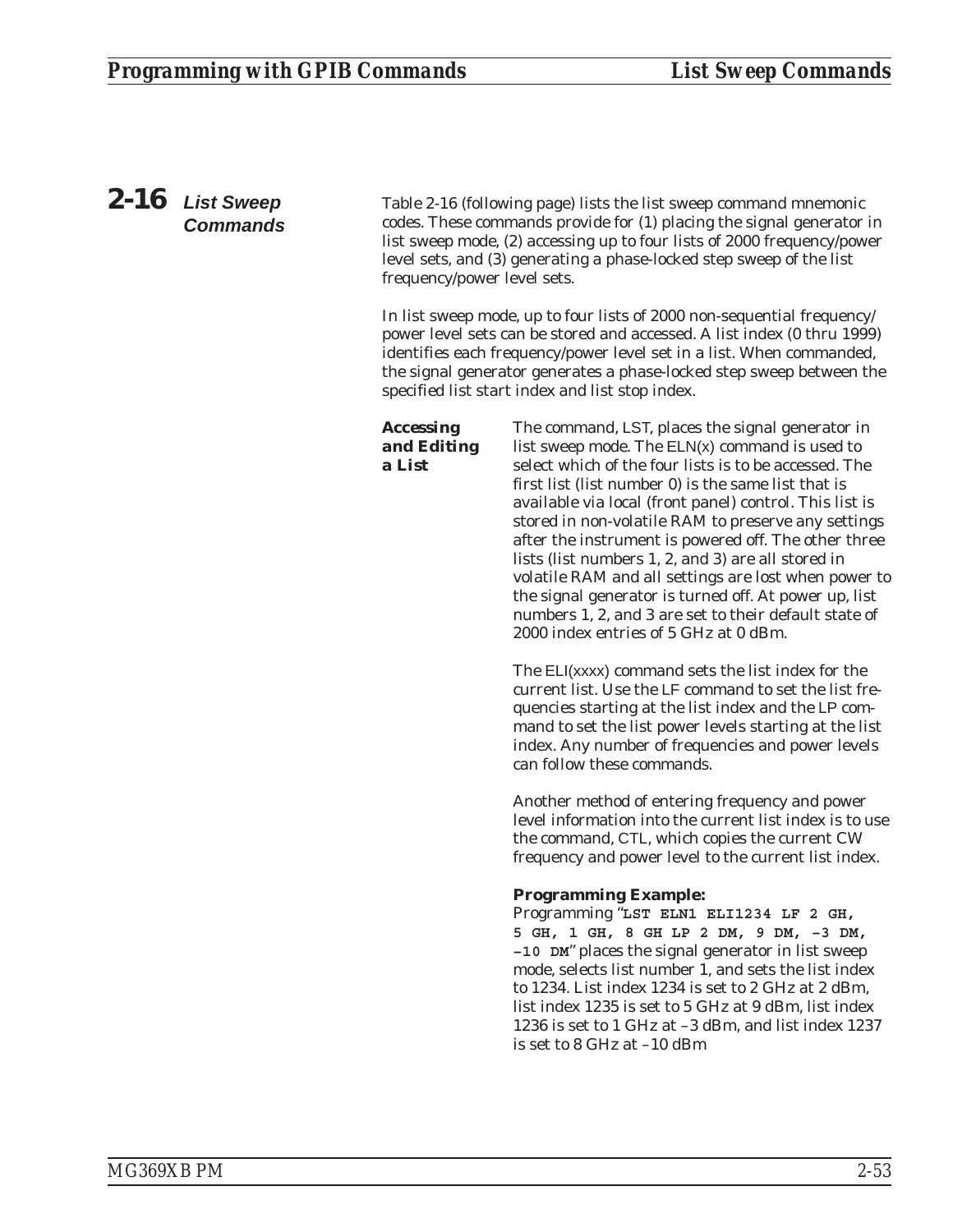## 2-16 List Sweep Commands

Table 2-16 (following page) lists the list sweep command mnemonic codes. These commands provide for (1) placing the signal generator in list sweep mode, (2) accessing up to four lists of 2000 frequency/power level sets, and (3) generating a phase-locked step sweep of the list frequency/power level sets.

In list sweep mode, up to four lists of 2000 non-sequential frequency/power level sets can be stored and accessed. A list index (0 thru 1999) identifies each frequency/power level set in a list. When commanded, the signal generator generates a phase-locked step sweep between the specified list start index and list stop index.

### Accessing and Editing a List

The command, LST, places the signal generator in list sweep mode. The ELN(x) command is used to select which of the four lists is to be accessed. The first list (list number 0) is the same list that is available via local (front panel) control. This list is stored in non-volatile RAM to preserve any settings after the instrument is powered off. The other three lists (list numbers 1, 2, and 3) are all stored in volatile RAM and all settings are lost when power to the signal generator is turned off. At power up, list numbers 1, 2, and 3 are set to their default state of 2000 index entries of 5 GHz at 0 dBm.

The ELI(xxxx) command sets the list index for the current list. Use the LF command to set the list frequencies starting at the list index and the LP command to set the list power levels starting at the list index. Any number of frequencies and power levels can follow these commands.

Another method of entering frequency and power level information into the current list index is to use the command, CTL, which copies the current CW frequency and power level to the current list index.

**Programming Example:**
Programming "**LST ELN1 ELI1234 LF 2 GH, 5 GH, 1 GH, 8 GH LP 2 DM, 9 DM, –3 DM, –10 DM**" places the signal generator in list sweep mode, selects list number 1, and sets the list index to 1234. List index 1234 is set to 2 GHz at 2 dBm, list index 1235 is set to 5 GHz at 9 dBm, list index 1236 is set to 1 GHz at –3 dBm, and list index 1237 is set to 8 GHz at –10 dBm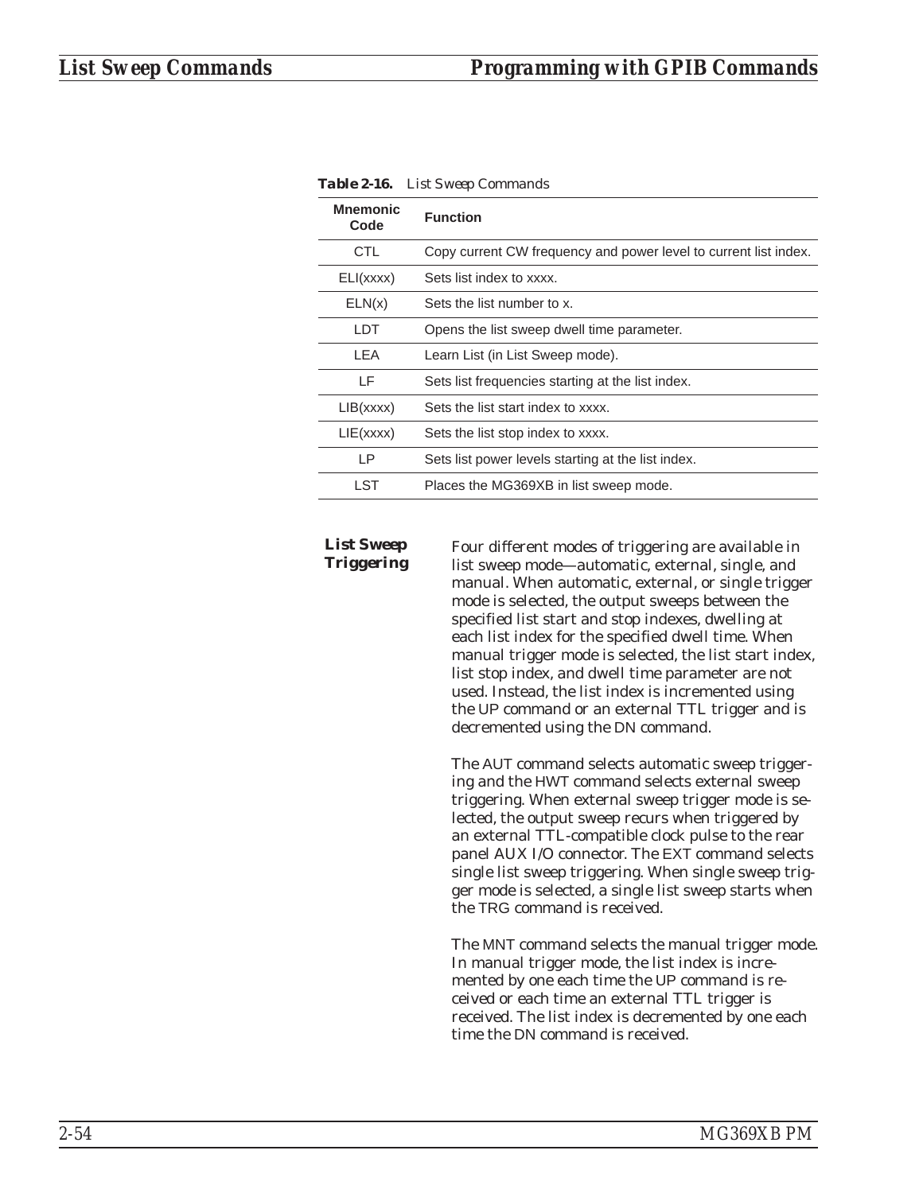**Table 2-16.** *List Sweep Commands*

| Mnemonic Code | Function |
|---|---|
| CTL | Copy current CW frequency and power level to current list index. |
| ELI(xxxx) | Sets list index to xxxx. |
| ELN(x) | Sets the list number to x. |
| LDT | Opens the list sweep dwell time parameter. |
| LEA | Learn List (in List Sweep mode). |
| LF | Sets list frequencies starting at the list index. |
| LIB(xxxx) | Sets the list start index to xxxx. |
| LIE(xxxx) | Sets the list stop index to xxxx. |
| LP | Sets list power levels starting at the list index. |
| LST | Places the MG369XB in list sweep mode. |

### List Sweep Triggering

Four different modes of triggering are available in list sweep mode—automatic, external, single, and manual. When automatic, external, or single trigger mode is selected, the output sweeps between the specified list start and stop indexes, dwelling at each list index for the specified dwell time. When manual trigger mode is selected, the list start index, list stop index, and dwell time parameter are not used. Instead, the list index is incremented using the UP command or an external TTL trigger and is decremented using the DN command.

The AUT command selects automatic sweep triggering and the HWT command selects external sweep triggering. When external sweep trigger mode is selected, the output sweep recurs when triggered by an external TTL-compatible clock pulse to the rear panel AUX I/O connector. The EXT command selects single list sweep triggering. When single sweep trigger mode is selected, a single list sweep starts when the TRG command is received.

The MNT command selects the manual trigger mode. In manual trigger mode, the list index is incremented by one each time the UP command is received or each time an external TTL trigger is received. The list index is decremented by one each time the DN command is received.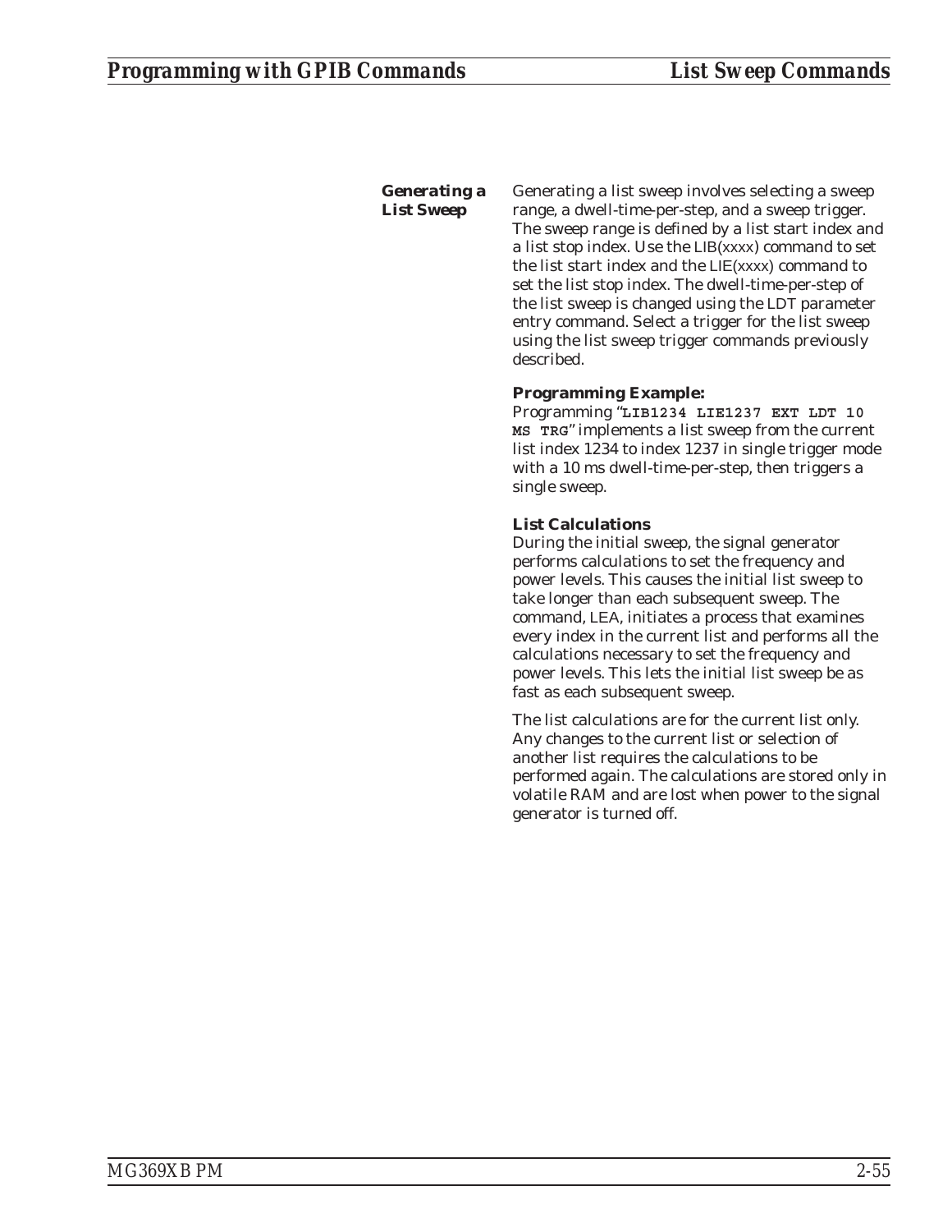### Generating a List Sweep

Generating a list sweep involves selecting a sweep range, a dwell-time-per-step, and a sweep trigger. The sweep range is defined by a list start index and a list stop index. Use the LIB(xxxx) command to set the list start index and the LIE(xxxx) command to set the list stop index. The dwell-time-per-step of the list sweep is changed using the LDT parameter entry command. Select a trigger for the list sweep using the list sweep trigger commands previously described.

**Programming Example:**
Programming "**`LIB1234 LIE1237 EXT LDT 10 MS TRG`**" implements a list sweep from the current list index 1234 to index 1237 in single trigger mode with a 10 ms dwell-time-per-step, then triggers a single sweep.

**List Calculations**
During the initial sweep, the signal generator performs calculations to set the frequency and power levels. This causes the initial list sweep to take longer than each subsequent sweep. The command, LEA, initiates a process that examines every index in the current list and performs all the calculations necessary to set the frequency and power levels. This lets the initial list sweep be as fast as each subsequent sweep.

The list calculations are for the current list only. Any changes to the current list or selection of another list requires the calculations to be performed again. The calculations are stored only in volatile RAM and are lost when power to the signal generator is turned off.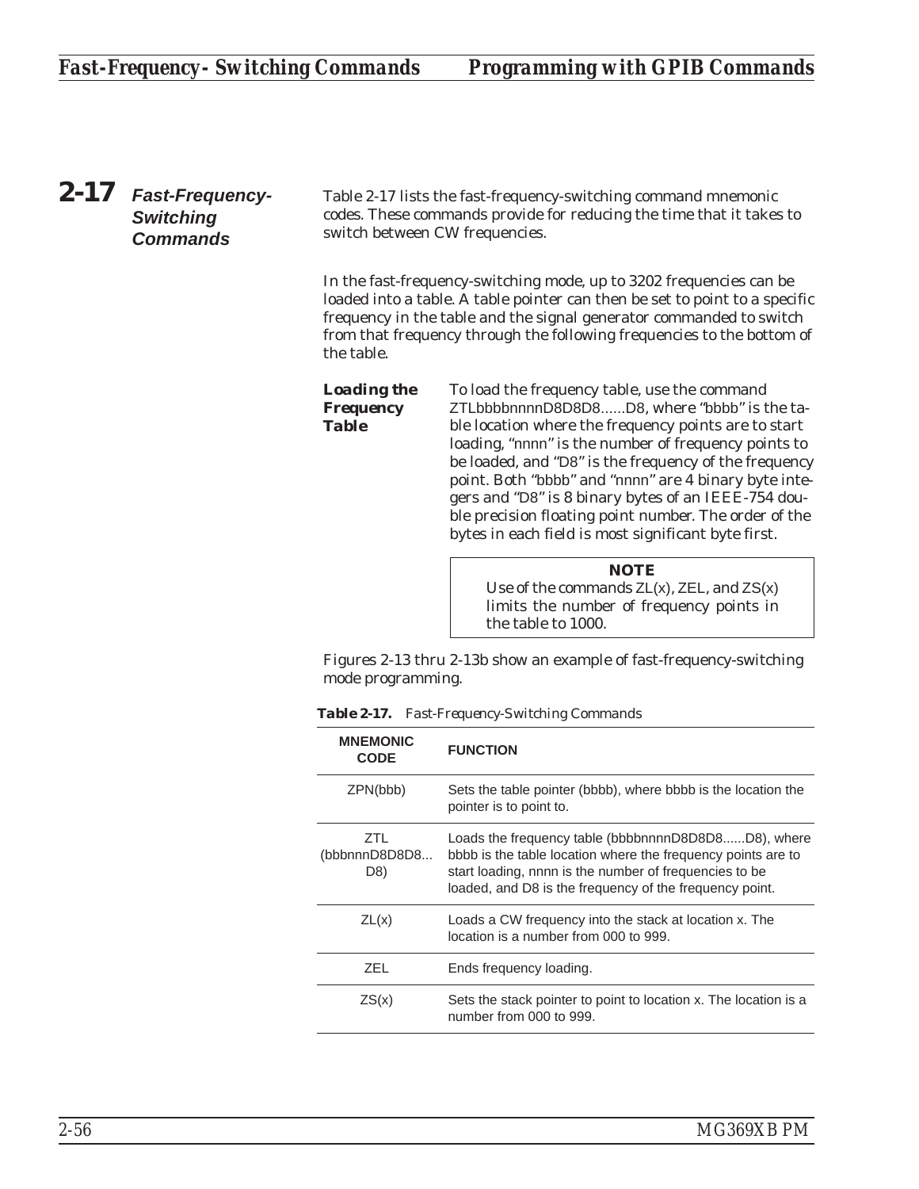## 2-17 Fast-Frequency-Switching Commands

Table 2-17 lists the fast-frequency-switching command mnemonic codes. These commands provide for reducing the time that it takes to switch between CW frequencies.

In the fast-frequency-switching mode, up to 3202 frequencies can be loaded into a table. A table pointer can then be set to point to a specific frequency in the table and the signal generator commanded to switch from that frequency through the following frequencies to the bottom of the table.

### Loading the Frequency Table

To load the frequency table, use the command ZTLbbbbnnnnD8D8D8......D8, where "bbbb" is the table location where the frequency points are to start loading, "nnnn" is the number of frequency points to be loaded, and "D8" is the frequency of the frequency point. Both "bbbb" and "nnnn" are 4 binary byte integers and "D8" is 8 binary bytes of an IEEE-754 double precision floating point number. The order of the bytes in each field is most significant byte first.

> **NOTE**
> Use of the commands ZL(x), ZEL, and ZS(x) limits the number of frequency points in the table to 1000.

Figures 2-13 thru 2-13b show an example of fast-frequency-switching mode programming.

**Table 2-17.** *Fast-Frequency-Switching Commands*

| MNEMONIC CODE | FUNCTION |
|---|---|
| ZPN(bbb) | Sets the table pointer (bbbb), where bbbb is the location the pointer is to point to. |
| ZTL (bbbnnnD8D8D8... D8) | Loads the frequency table (bbbbnnnnD8D8D8......D8), where bbbb is the table location where the frequency points are to start loading, nnnn is the number of frequencies to be loaded, and D8 is the frequency of the frequency point. |
| ZL(x) | Loads a CW frequency into the stack at location x. The location is a number from 000 to 999. |
| ZEL | Ends frequency loading. |
| ZS(x) | Sets the stack pointer to point to location x. The location is a number from 000 to 999. |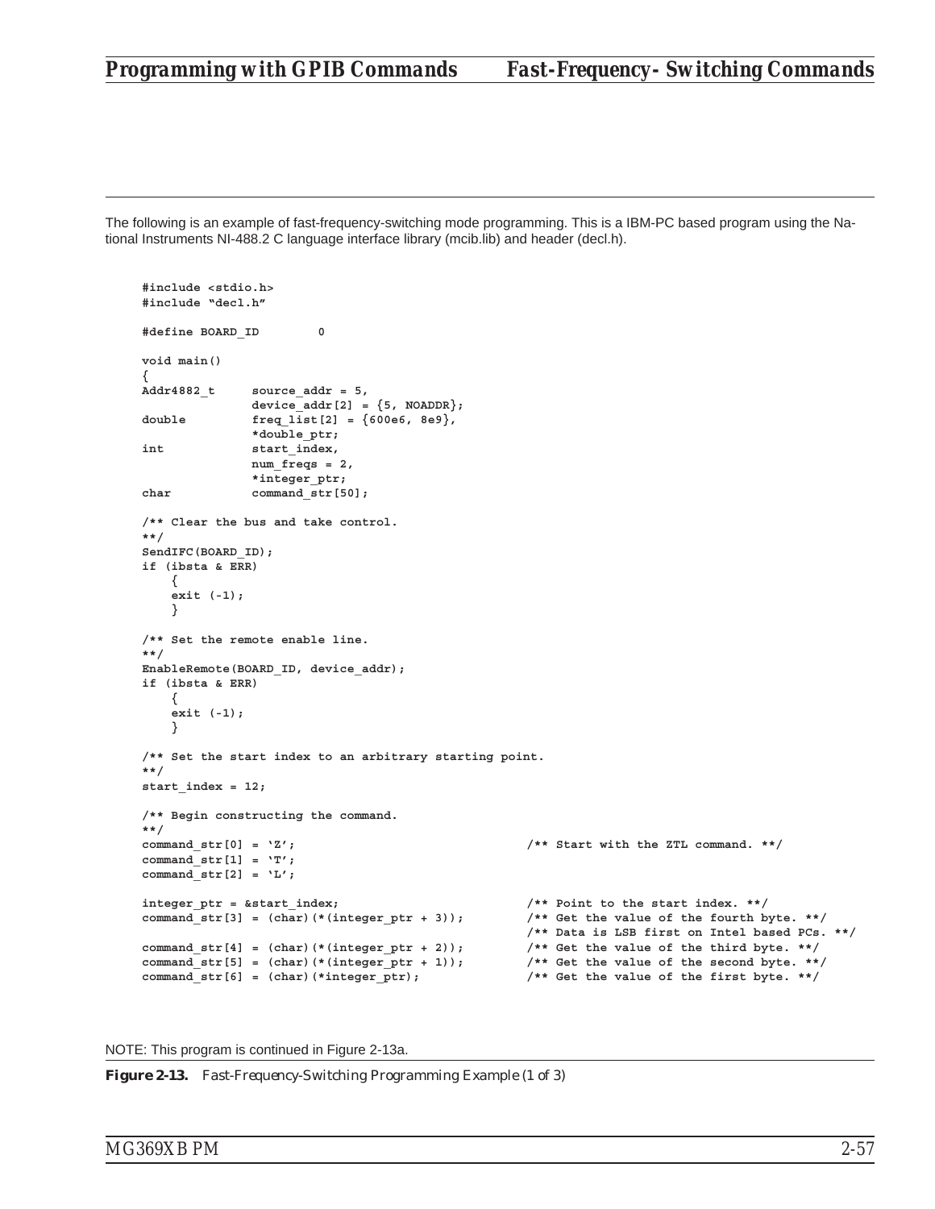The following is an example of fast-frequency-switching mode programming. This is a IBM-PC based program using the National Instruments NI-488.2 C language interface library (mcib.lib) and header (decl.h).

```
#include <stdio.h>
#include "decl.h"

#define BOARD_ID        0

void main()
{
Addr4882_t      source_addr = 5,
                device_addr[2] = {5, NOADDR};
double          freq_list[2] = {600e6, 8e9},
                *double_ptr;
int             start_index,
                num_freqs = 2,
                *integer_ptr;
char            command_str[50];

/** Clear the bus and take control.
**/
SendIFC(BOARD_ID);
if (ibsta & ERR)
    {
    exit (-1);
    }

/** Set the remote enable line.
**/
EnableRemote(BOARD_ID, device_addr);
if (ibsta & ERR)
    {
    exit (-1);
    }

/** Set the start index to an arbitrary starting point.
**/
start_index = 12;

/** Begin constructing the command.
**/
command_str[0] = 'Z';                               /** Start with the ZTL command. **/
command_str[1] = 'T';
command_str[2] = 'L';

integer_ptr = &start_index;                         /** Point to the start index. **/
command_str[3] = (char)(*(integer_ptr + 3));        /** Get the value of the fourth byte. **/
                                                    /** Data is LSB first on Intel based PCs. **/
command_str[4] = (char)(*(integer_ptr + 2));        /** Get the value of the third byte. **/
command_str[5] = (char)(*(integer_ptr + 1));        /** Get the value of the second byte. **/
command_str[6] = (char)(*integer_ptr);              /** Get the value of the first byte. **/
```

NOTE: This program is continued in Figure 2-13a.

***Figure 2-13.*** *Fast-Frequency-Switching Programming Example (1 of 3)*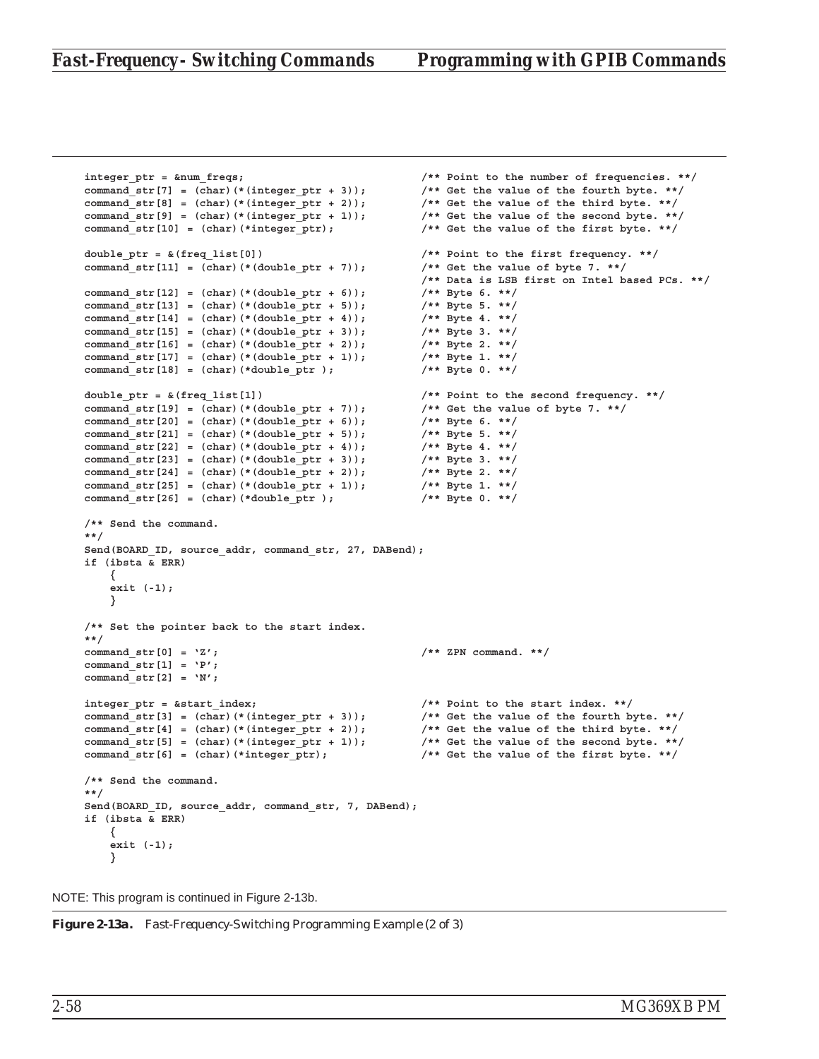```
    integer_ptr = &num_freqs;                          /** Point to the number of frequencies. **/
    command_str[7] = (char)(*(integer_ptr + 3));       /** Get the value of the fourth byte. **/
    command_str[8] = (char)(*(integer_ptr + 2));       /** Get the value of the third byte. **/
    command_str[9] = (char)(*(integer_ptr + 1));       /** Get the value of the second byte. **/
    command_str[10] = (char)(*integer_ptr);            /** Get the value of the first byte. **/

    double_ptr = &(freq_list[0])                       /** Point to the first frequency. **/
    command_str[11] = (char)(*(double_ptr + 7));       /** Get the value of byte 7. **/
                                                       /** Data is LSB first on Intel based PCs. **/
    command_str[12] = (char)(*(double_ptr + 6));       /** Byte 6. **/
    command_str[13] = (char)(*(double_ptr + 5));       /** Byte 5. **/
    command_str[14] = (char)(*(double_ptr + 4));       /** Byte 4. **/
    command_str[15] = (char)(*(double_ptr + 3));       /** Byte 3. **/
    command_str[16] = (char)(*(double_ptr + 2));       /** Byte 2. **/
    command_str[17] = (char)(*(double_ptr + 1));       /** Byte 1. **/
    command_str[18] = (char)(*double_ptr );            /** Byte 0. **/

    double_ptr = &(freq_list[1])                       /** Point to the second frequency. **/
    command_str[19] = (char)(*(double_ptr + 7));       /** Get the value of byte 7. **/
    command_str[20] = (char)(*(double_ptr + 6));       /** Byte 6. **/
    command_str[21] = (char)(*(double_ptr + 5));       /** Byte 5. **/
    command_str[22] = (char)(*(double_ptr + 4));       /** Byte 4. **/
    command_str[23] = (char)(*(double_ptr + 3));       /** Byte 3. **/
    command_str[24] = (char)(*(double_ptr + 2));       /** Byte 2. **/
    command_str[25] = (char)(*(double_ptr + 1));       /** Byte 1. **/
    command_str[26] = (char)(*double_ptr );            /** Byte 0. **/

    /** Send the command.
    **/
    Send(BOARD_ID, source_addr, command_str, 27, DABend);
    if (ibsta & ERR)
        {
        exit (-1);
        }

    /** Set the pointer back to the start index.
    **/
    command_str[0] = 'Z';                              /** ZPN command. **/
    command_str[1] = 'P';
    command_str[2] = 'N';

    integer_ptr = &start_index;                        /** Point to the start index. **/
    command_str[3] = (char)(*(integer_ptr + 3));       /** Get the value of the fourth byte. **/
    command_str[4] = (char)(*(integer_ptr + 2));       /** Get the value of the third byte. **/
    command_str[5] = (char)(*(integer_ptr + 1));       /** Get the value of the second byte. **/
    command_str[6] = (char)(*integer_ptr);             /** Get the value of the first byte. **/

    /** Send the command.
    **/
    Send(BOARD_ID, source_addr, command_str, 7, DABend);
    if (ibsta & ERR)
        {
        exit (-1);
        }
```

NOTE: This program is continued in Figure 2-13b.

***Figure 2-13a.*** *Fast-Frequency-Switching Programming Example (2 of 3)*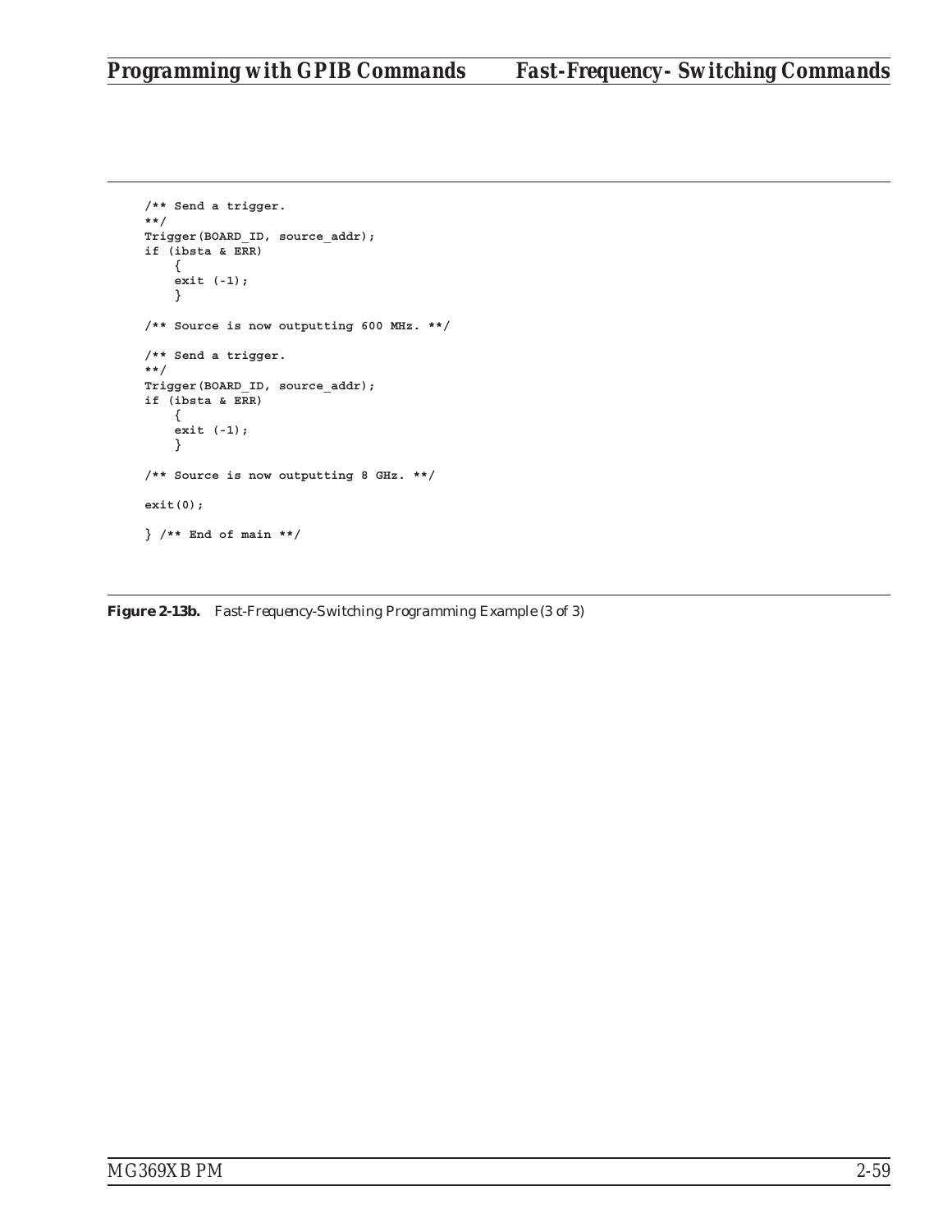```
/** Send a trigger.
**/
Trigger(BOARD_ID, source_addr);
if (ibsta & ERR)
    {
    exit (-1);
    }

/** Source is now outputting 600 MHz. **/

/** Send a trigger.
**/
Trigger(BOARD_ID, source_addr);
if (ibsta & ERR)
    {
    exit (-1);
    }

/** Source is now outputting 8 GHz. **/

exit(0);

} /** End of main **/
```

**Figure 2-13b.** *Fast-Frequency-Switching Programming Example (3 of 3)*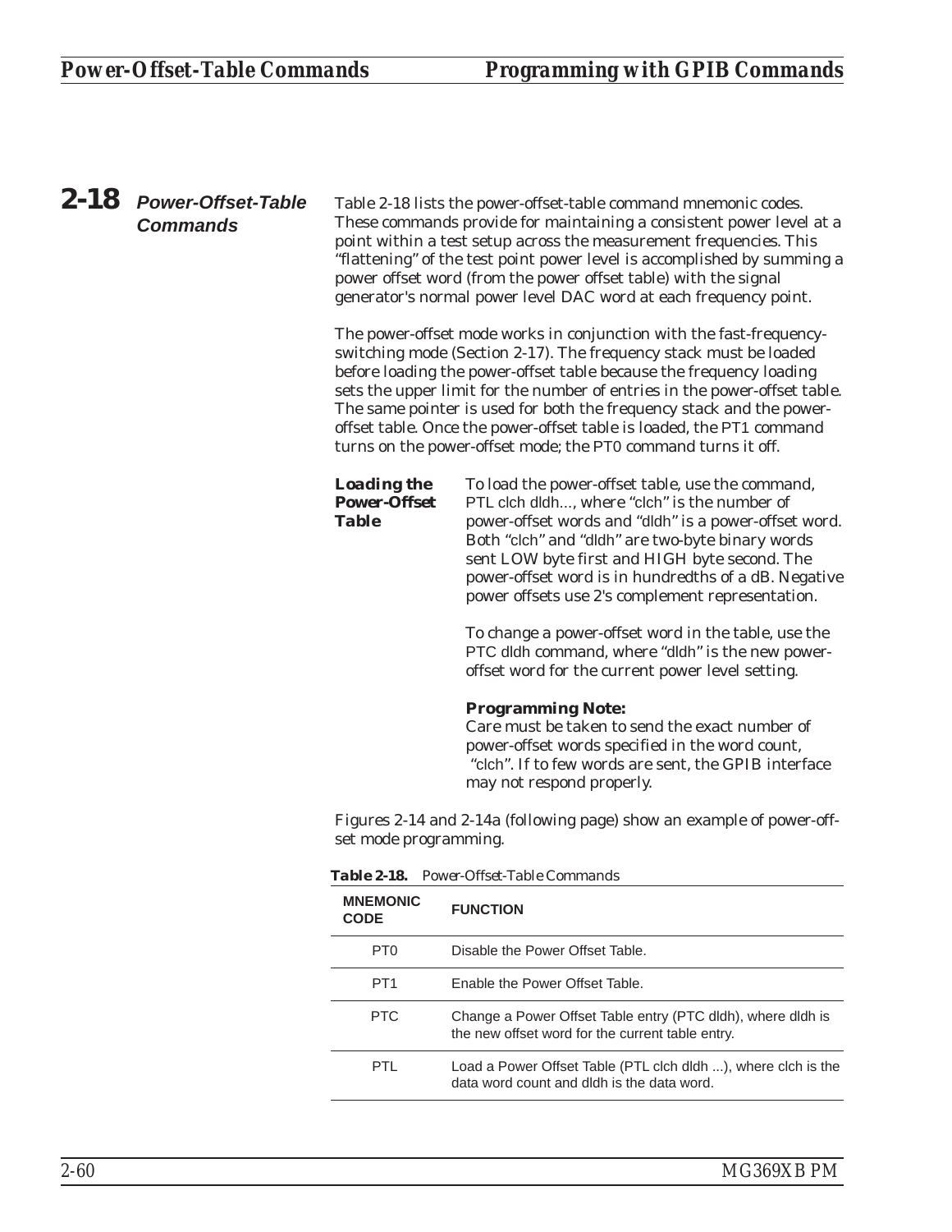## 2-18 Power-Offset-Table Commands

Table 2-18 lists the power-offset-table command mnemonic codes. These commands provide for maintaining a consistent power level at a point within a test setup across the measurement frequencies. This "flattening" of the test point power level is accomplished by summing a power offset word (from the power offset table) with the signal generator's normal power level DAC word at each frequency point.

The power-offset mode works in conjunction with the fast-frequency-switching mode (Section 2-17). The frequency stack must be loaded before loading the power-offset table because the frequency loading sets the upper limit for the number of entries in the power-offset table. The same pointer is used for both the frequency stack and the power-offset table. Once the power-offset table is loaded, the PT1 command turns on the power-offset mode; the PT0 command turns it off.

### Loading the Power-Offset Table

To load the power-offset table, use the command, PTL clch dldh..., where "clch" is the number of power-offset words and "dldh" is a power-offset word. Both "clch" and "dldh" are two-byte binary words sent LOW byte first and HIGH byte second. The power-offset word is in hundredths of a dB. Negative power offsets use 2's complement representation.

To change a power-offset word in the table, use the PTC dldh command, where "dldh" is the new power-offset word for the current power level setting.

**Programming Note:**
Care must be taken to send the exact number of power-offset words specified in the word count, "clch". If to few words are sent, the GPIB interface may not respond properly.

Figures 2-14 and 2-14a (following page) show an example of power-offset mode programming.

**Table 2-18.** *Power-Offset-Table Commands*

| MNEMONIC CODE | FUNCTION |
|---|---|
| PT0 | Disable the Power Offset Table. |
| PT1 | Enable the Power Offset Table. |
| PTC | Change a Power Offset Table entry (PTC dldh), where dldh is the new offset word for the current table entry. |
| PTL | Load a Power Offset Table (PTL clch dldh ...), where clch is the data word count and dldh is the data word. |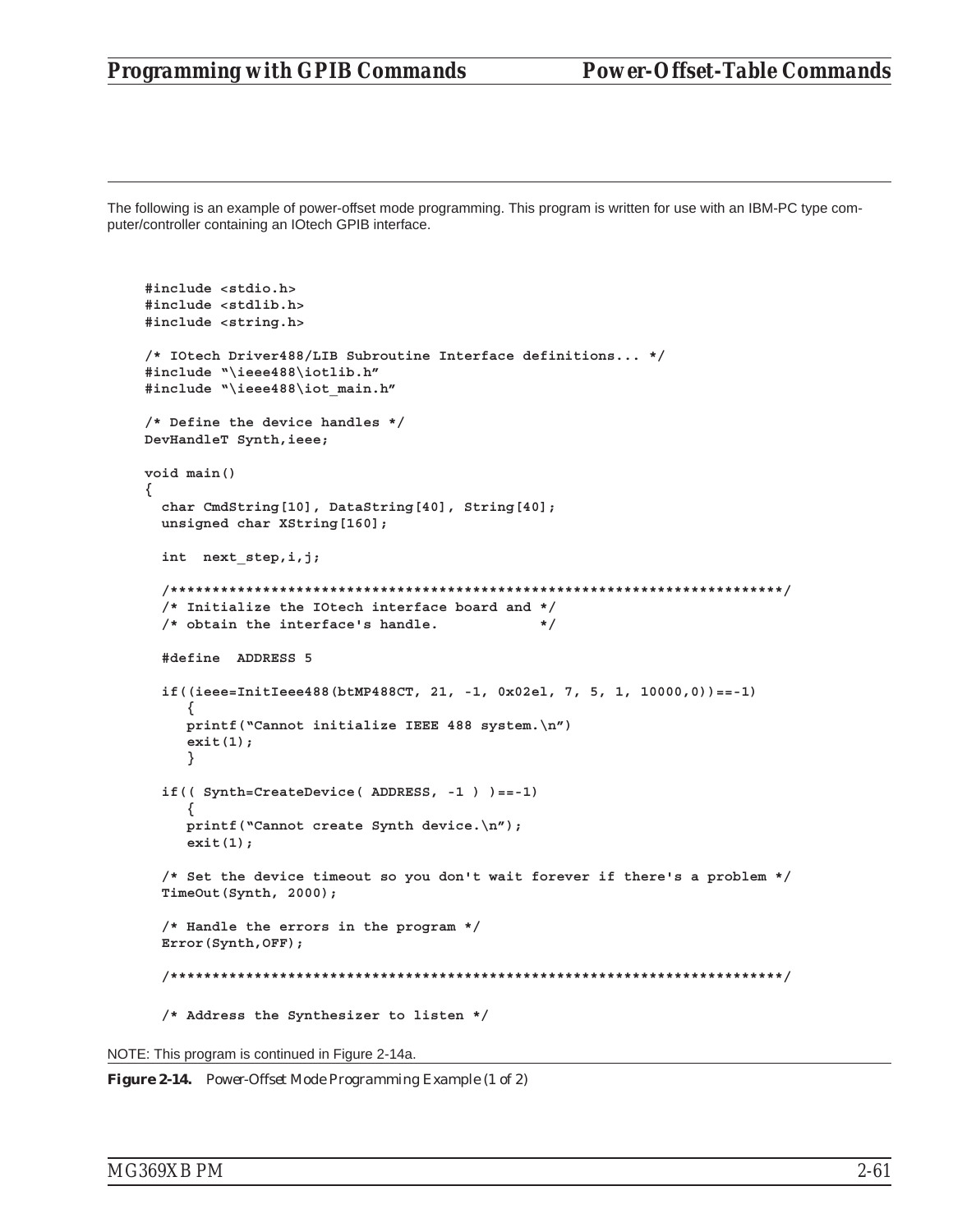The following is an example of power-offset mode programming. This program is written for use with an IBM-PC type computer/controller containing an IOtech GPIB interface.

```
#include <stdio.h>
#include <stdlib.h>
#include <string.h>

/* IOtech Driver488/LIB Subroutine Interface definitions... */
#include "\ieee488\iotlib.h"
#include "\ieee488\iot_main.h"

/* Define the device handles */
DevHandleT Synth,ieee;

void main()
{
  char CmdString[10], DataString[40], String[40];
  unsigned char XString[160];

  int  next_step,i,j;

  /************************************************************************/
  /* Initialize the IOtech interface board and */
  /* obtain the interface's handle.            */

  #define  ADDRESS 5

  if((ieee=InitIeee488(btMP488CT, 21, -1, 0x02el, 7, 5, 1, 10000,0))==-1)
     {
     printf("Cannot initialize IEEE 488 system.\n")
     exit(1);
     }

  if(( Synth=CreateDevice( ADDRESS, -1 ) )==-1)
     {
     printf("Cannot create Synth device.\n");
     exit(1);

  /* Set the device timeout so you don't wait forever if there's a problem */
  TimeOut(Synth, 2000);

  /* Handle the errors in the program */
  Error(Synth,OFF);

  /************************************************************************/

  /* Address the Synthesizer to listen */
```

NOTE: This program is continued in Figure 2-14a.

**Figure 2-14.** *Power-Offset Mode Programming Example (1 of 2)*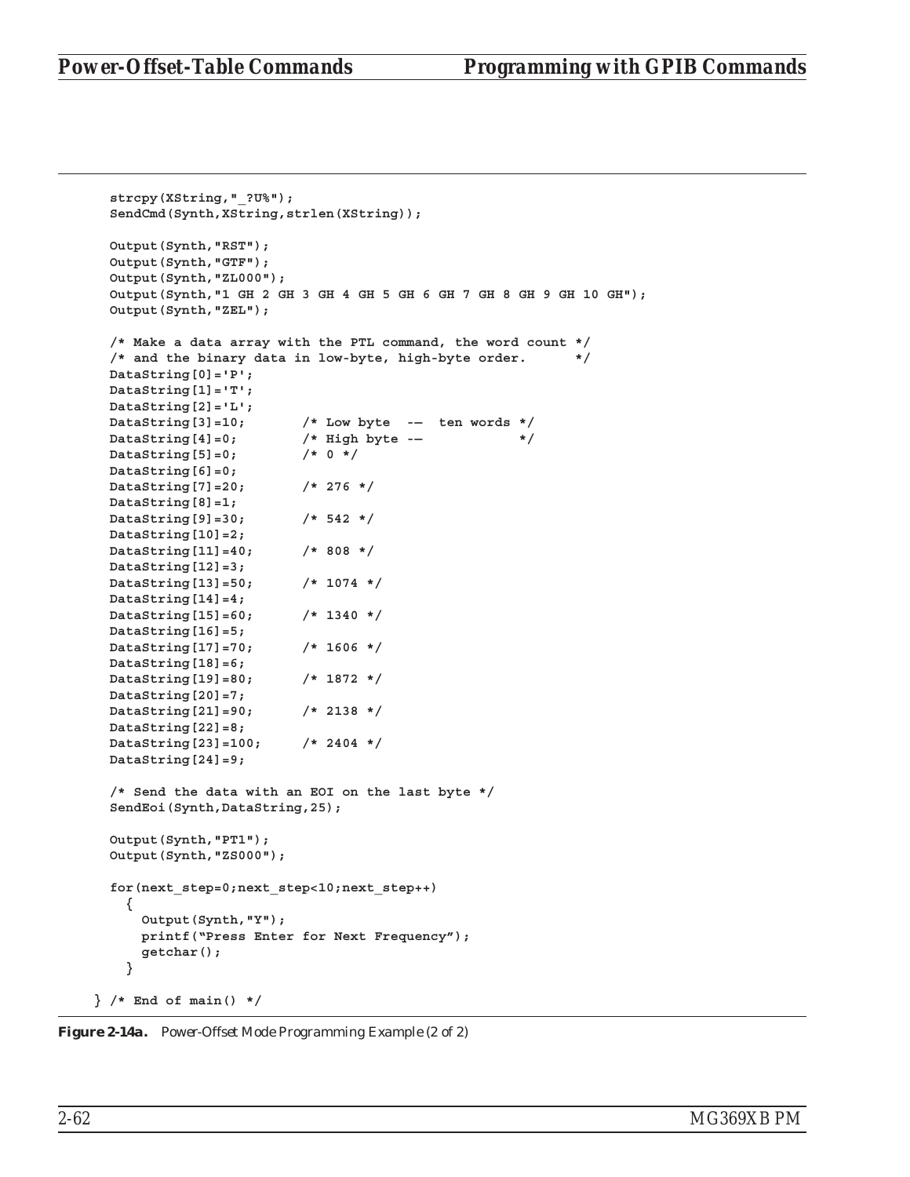```
    strcpy(XString,"_?U%");
    SendCmd(Synth,XString,strlen(XString));

    Output(Synth,"RST");
    Output(Synth,"GTF");
    Output(Synth,"ZL000");
    Output(Synth,"1 GH 2 GH 3 GH 4 GH 5 GH 6 GH 7 GH 8 GH 9 GH 10 GH");
    Output(Synth,"ZEL");

    /* Make a data array with the PTL command, the word count */
    /* and the binary data in low-byte, high-byte order.      */
    DataString[0]='P';
    DataString[1]='T';
    DataString[2]='L';
    DataString[3]=10;       /* Low byte  --  ten words */
    DataString[4]=0;        /* High byte --            */
    DataString[5]=0;        /* 0 */
    DataString[6]=0;
    DataString[7]=20;       /* 276 */
    DataString[8]=1;
    DataString[9]=30;       /* 542 */
    DataString[10]=2;
    DataString[11]=40;      /* 808 */
    DataString[12]=3;
    DataString[13]=50;      /* 1074 */
    DataString[14]=4;
    DataString[15]=60;      /* 1340 */
    DataString[16]=5;
    DataString[17]=70;      /* 1606 */
    DataString[18]=6;
    DataString[19]=80;      /* 1872 */
    DataString[20]=7;
    DataString[21]=90;      /* 2138 */
    DataString[22]=8;
    DataString[23]=100;     /* 2404 */
    DataString[24]=9;

    /* Send the data with an EOI on the last byte */
    SendEoi(Synth,DataString,25);

    Output(Synth,"PT1");
    Output(Synth,"ZS000");

    for(next_step=0;next_step<10;next_step++)
      {
        Output(Synth,"Y");
        printf("Press Enter for Next Frequency");
        getchar();
      }

  } /* End of main() */
```

**Figure 2-14a.** *Power-Offset Mode Programming Example (2 of 2)*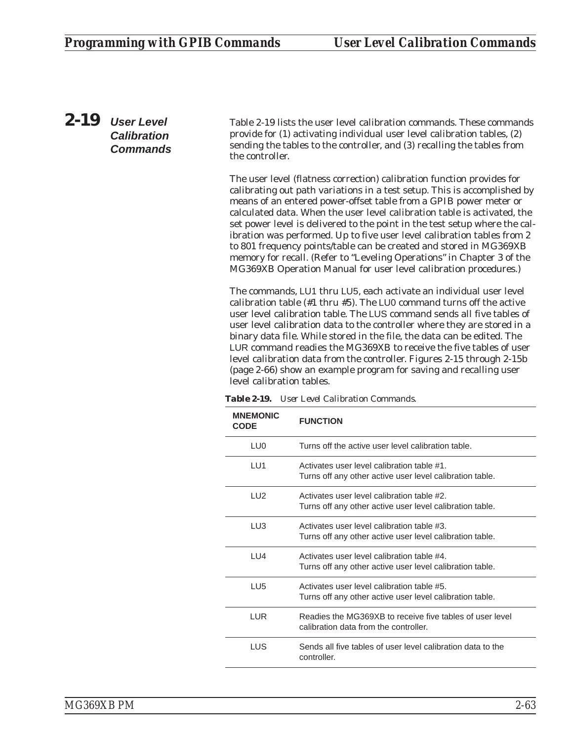## 2-19 User Level Calibration Commands

Table 2-19 lists the user level calibration commands. These commands provide for (1) activating individual user level calibration tables, (2) sending the tables to the controller, and (3) recalling the tables from the controller.

The user level (flatness correction) calibration function provides for calibrating out path variations in a test setup. This is accomplished by means of an entered power-offset table from a GPIB power meter or calculated data. When the user level calibration table is activated, the set power level is delivered to the point in the test setup where the calibration was performed. Up to five user level calibration tables from 2 to 801 frequency points/table can be created and stored in MG369XB memory for recall. (Refer to "Leveling Operations" in Chapter 3 of the MG369XB Operation Manual for user level calibration procedures.)

The commands, LU1 thru LU5, each activate an individual user level calibration table (#1 thru #5). The LU0 command turns off the active user level calibration table. The LUS command sends all five tables of user level calibration data to the controller where they are stored in a binary data file. While stored in the file, the data can be edited. The LUR command readies the MG369XB to receive the five tables of user level calibration data from the controller. Figures 2-15 through 2-15b (page 2-66) show an example program for saving and recalling user level calibration tables.

**Table 2-19.** *User Level Calibration Commands.*

| MNEMONIC CODE | FUNCTION |
|---|---|
| LU0 | Turns off the active user level calibration table. |
| LU1 | Activates user level calibration table #1. Turns off any other active user level calibration table. |
| LU2 | Activates user level calibration table #2. Turns off any other active user level calibration table. |
| LU3 | Activates user level calibration table #3. Turns off any other active user level calibration table. |
| LU4 | Activates user level calibration table #4. Turns off any other active user level calibration table. |
| LU5 | Activates user level calibration table #5. Turns off any other active user level calibration table. |
| LUR | Readies the MG369XB to receive five tables of user level calibration data from the controller. |
| LUS | Sends all five tables of user level calibration data to the controller. |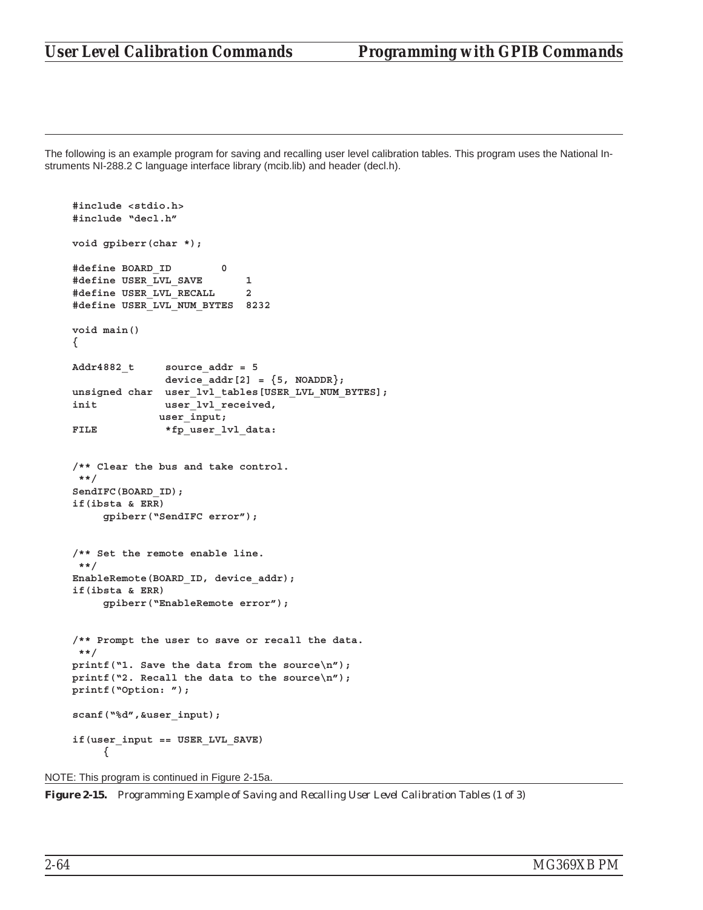The following is an example program for saving and recalling user level calibration tables. This program uses the National Instruments NI-288.2 C language interface library (mcib.lib) and header (decl.h).

```
#include <stdio.h>
#include "decl.h"

void gpiberr(char *);

#define BOARD_ID        0
#define USER_LVL_SAVE       1
#define USER_LVL_RECALL     2
#define USER_LVL_NUM_BYTES  8232

void main()
{

Addr4882_t     source_addr = 5
               device_addr[2] = {5, NOADDR};
unsigned char  user_lvl_tables[USER_LVL_NUM_BYTES];
init           user_lvl_received,
              user_input;
FILE           *fp_user_lvl_data:


/** Clear the bus and take control.
 **/
SendIFC(BOARD_ID);
if(ibsta & ERR)
     gpiberr("SendIFC error");


/** Set the remote enable line.
 **/
EnableRemote(BOARD_ID, device_addr);
if(ibsta & ERR)
     gpiberr("EnableRemote error");


/** Prompt the user to save or recall the data.
 **/
printf("1. Save the data from the source\n");
printf("2. Recall the data to the source\n");
printf("Option: ");

scanf("%d",&user_input);

if(user_input == USER_LVL_SAVE)
     {
```

NOTE: This program is continued in Figure 2-15a.

***Figure 2-15.*** *Programming Example of Saving and Recalling User Level Calibration Tables (1 of 3)*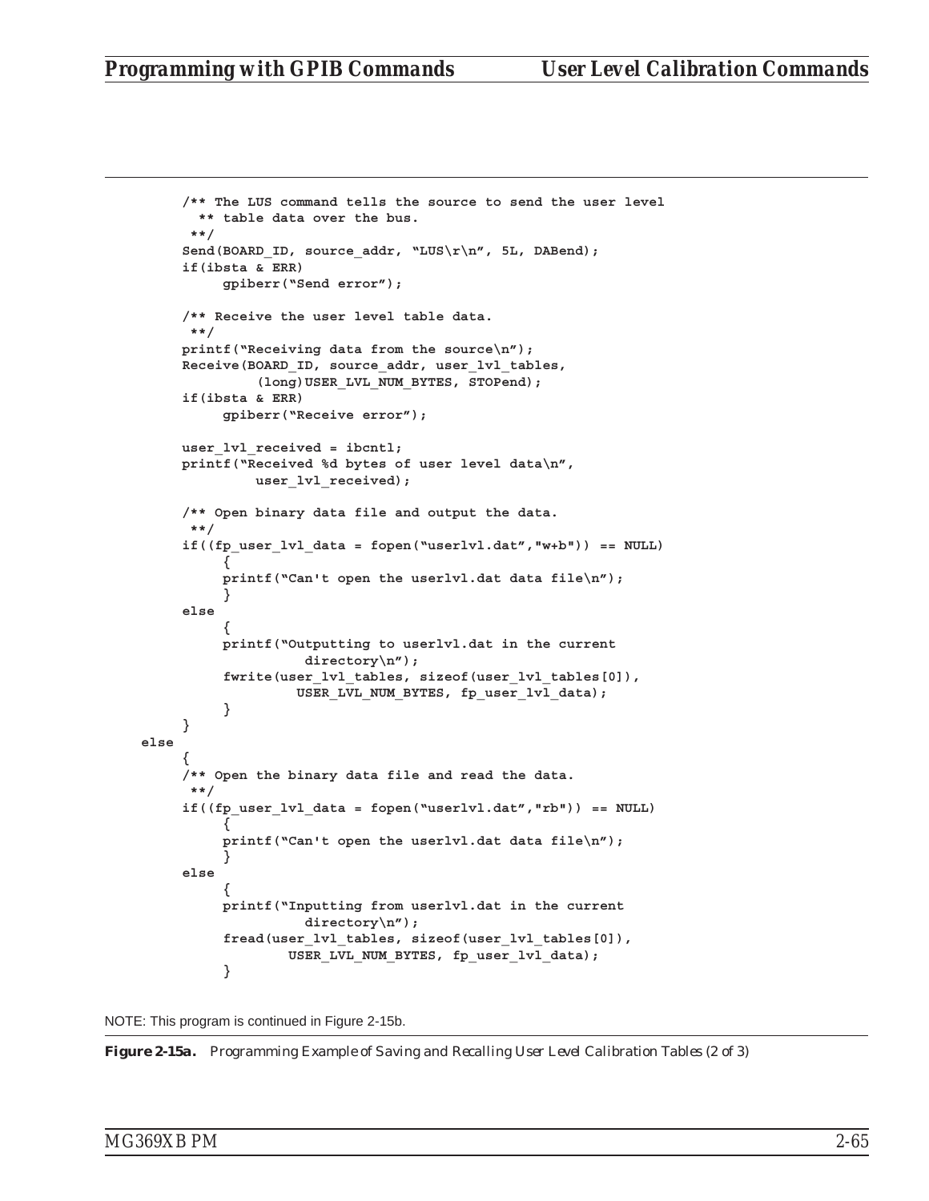```
        /** The LUS command tells the source to send the user level
          ** table data over the bus.
         **/
        Send(BOARD_ID, source_addr, "LUS\r\n", 5L, DABend);
        if(ibsta & ERR)
             gpiberr("Send error");

        /** Receive the user level table data.
         **/
        printf("Receiving data from the source\n");
        Receive(BOARD_ID, source_addr, user_lvl_tables,
                (long)USER_LVL_NUM_BYTES, STOPend);
        if(ibsta & ERR)
             gpiberr("Receive error");

        user_lvl_received = ibcntl;
        printf("Received %d bytes of user level data\n",
                 user_lvl_received);

        /** Open binary data file and output the data.
         **/
        if((fp_user_lvl_data = fopen("userlvl.dat","w+b")) == NULL)
             {
             printf("Can't open the userlvl.dat data file\n");
             }
        else
             {
             printf("Outputting to userlvl.dat in the current
                       directory\n");
             fwrite(user_lvl_tables, sizeof(user_lvl_tables[0]),
                      USER_LVL_NUM_BYTES, fp_user_lvl_data);
             }
        }
    else
        {
        /** Open the binary data file and read the data.
         **/
        if((fp_user_lvl_data = fopen("userlvl.dat","rb")) == NULL)
             {
             printf("Can't open the userlvl.dat data file\n");
             }
        else
             {
             printf("Inputting from userlvl.dat in the current
                       directory\n");
             fread(user_lvl_tables, sizeof(user_lvl_tables[0]),
                     USER_LVL_NUM_BYTES, fp_user_lvl_data);
             }
```

NOTE: This program is continued in Figure 2-15b.

***Figure 2-15a.*** *Programming Example of Saving and Recalling User Level Calibration Tables (2 of 3)*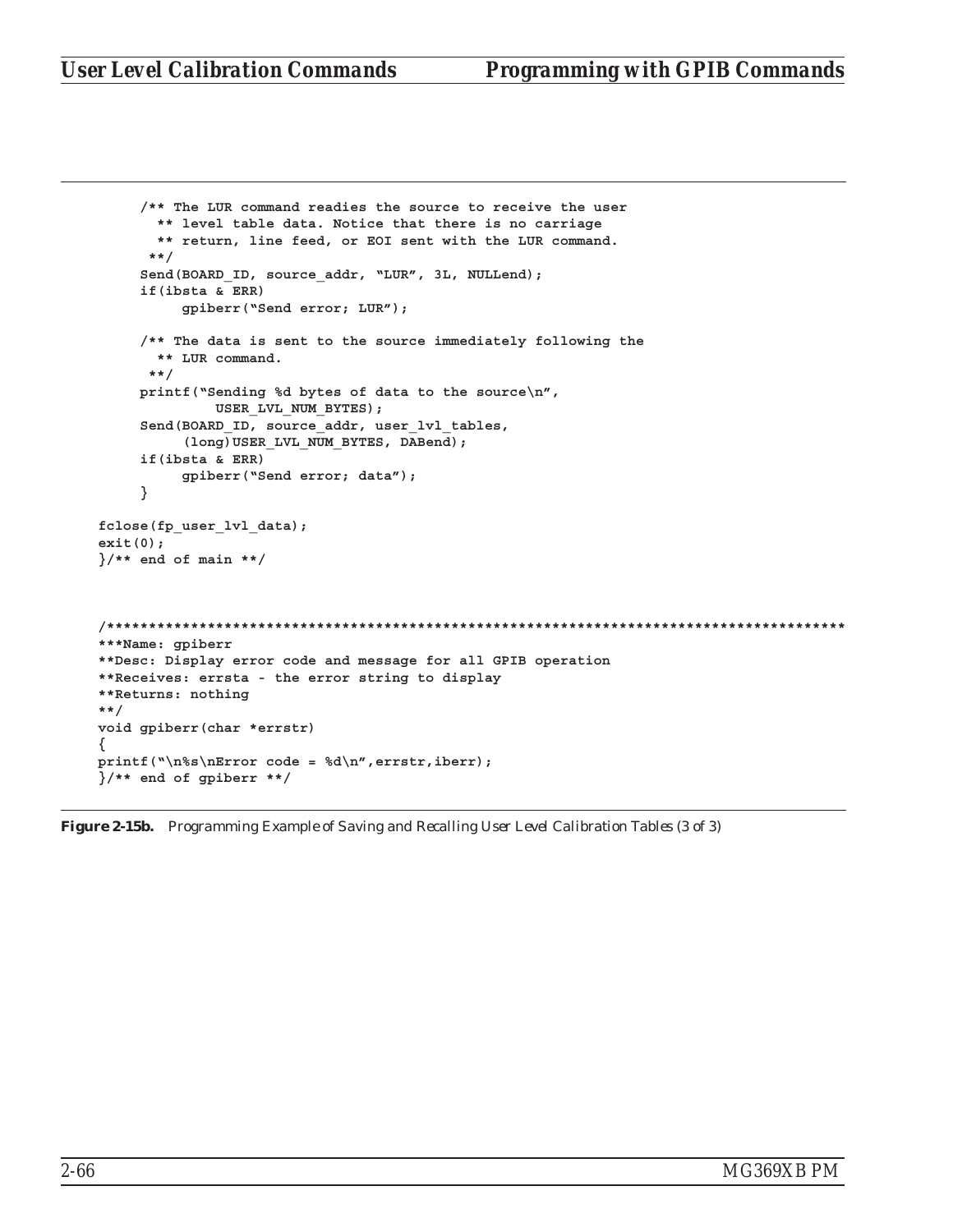```
        /** The LUR command readies the source to receive the user
          ** level table data. Notice that there is no carriage
          ** return, line feed, or EOI sent with the LUR command.
         **/
        Send(BOARD_ID, source_addr, "LUR", 3L, NULLend);
        if(ibsta & ERR)
             gpiberr("Send error; LUR");

        /** The data is sent to the source immediately following the
          ** LUR command.
         **/
        printf("Sending %d bytes of data to the source\n",
                  USER_LVL_NUM_BYTES);
        Send(BOARD_ID, source_addr, user_lvl_tables,
             (long)USER_LVL_NUM_BYTES, DABend);
        if(ibsta & ERR)
             gpiberr("Send error; data");
        }

    fclose(fp_user_lvl_data);
    exit(0);
    }/** end of main **/



    /*******************************************************************************************
    ***Name: gpiberr
    **Desc: Display error code and message for all GPIB operation
    **Receives: errsta - the error string to display
    **Returns: nothing
    **/
    void gpiberr(char *errstr)
    {
    printf("\n%s\nError code = %d\n",errstr,iberr);
    }/** end of gpiberr **/
```

**Figure 2-15b.** *Programming Example of Saving and Recalling User Level Calibration Tables (3 of 3)*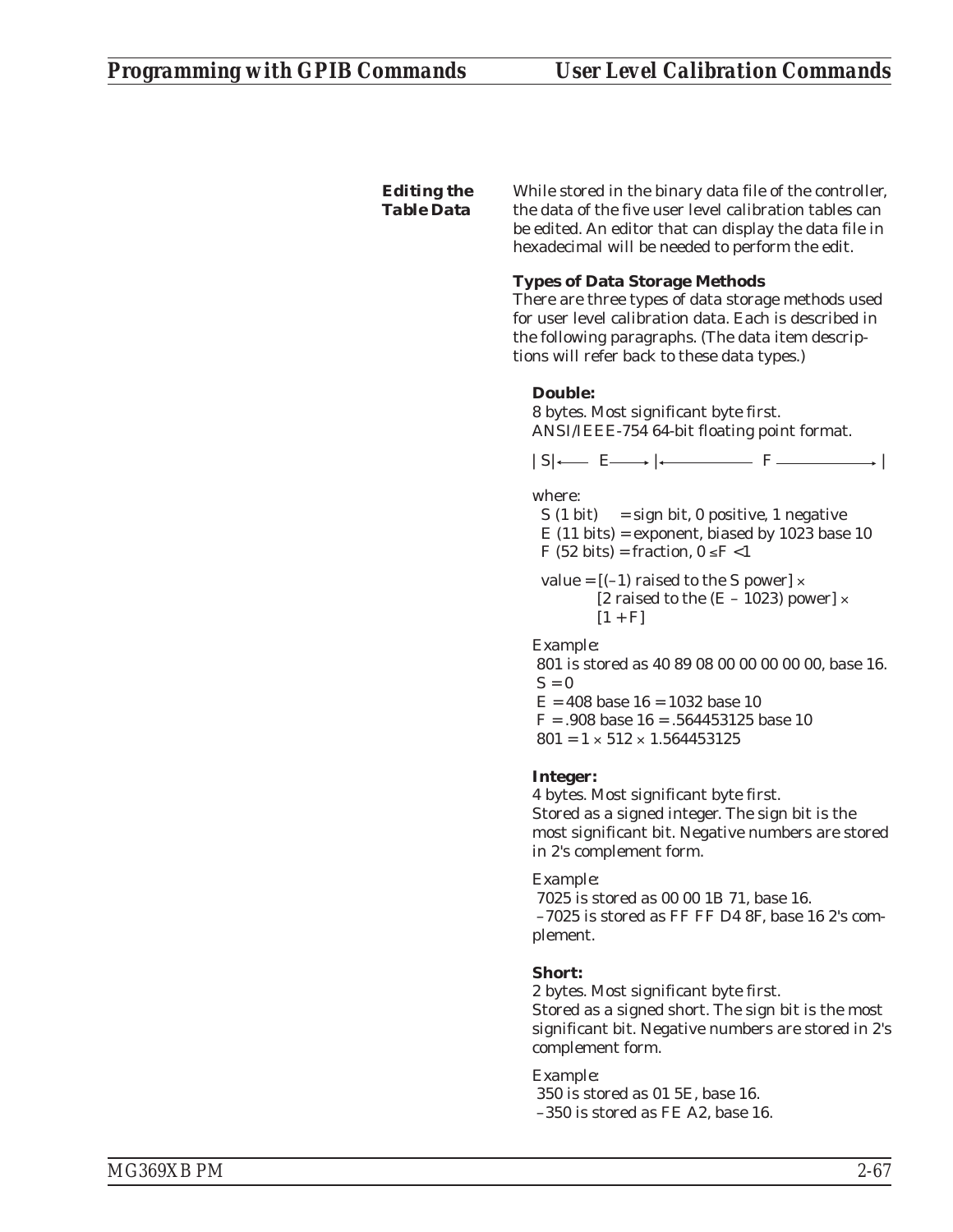## Editing the Table Data

While stored in the binary data file of the controller, the data of the five user level calibration tables can be edited. An editor that can display the data file in hexadecimal will be needed to perform the edit.

### Types of Data Storage Methods

There are three types of data storage methods used for user level calibration data. Each is described in the following paragraphs. (The data item descriptions will refer back to these data types.)

**Double:**

8 bytes. Most significant byte first.
ANSI/IEEE-754 64-bit floating point format.

| S |← E → |← F → |

where:

- S (1 bit) = sign bit, 0 positive, 1 negative
- E (11 bits) = exponent, biased by 1023 base 10
- F (52 bits) = fraction, $0 \le F < 1$

value = [(–1) raised to the S power] ×
[2 raised to the (E – 1023) power] ×
[1 + F]

Example:

801 is stored as 40 89 08 00 00 00 00 00, base 16.
S = 0
E = 408 base 16 = 1032 base 10
F = .908 base 16 = .564453125 base 10
801 = 1 × 512 × 1.564453125

**Integer:**

4 bytes. Most significant byte first.
Stored as a signed integer. The sign bit is the most significant bit. Negative numbers are stored in 2's complement form.

Example:

7025 is stored as 00 00 1B 71, base 16.
–7025 is stored as FF FF D4 8F, base 16 2's complement.

**Short:**

2 bytes. Most significant byte first.
Stored as a signed short. The sign bit is the most significant bit. Negative numbers are stored in 2's complement form.

Example:

350 is stored as 01 5E, base 16.
–350 is stored as FE A2, base 16.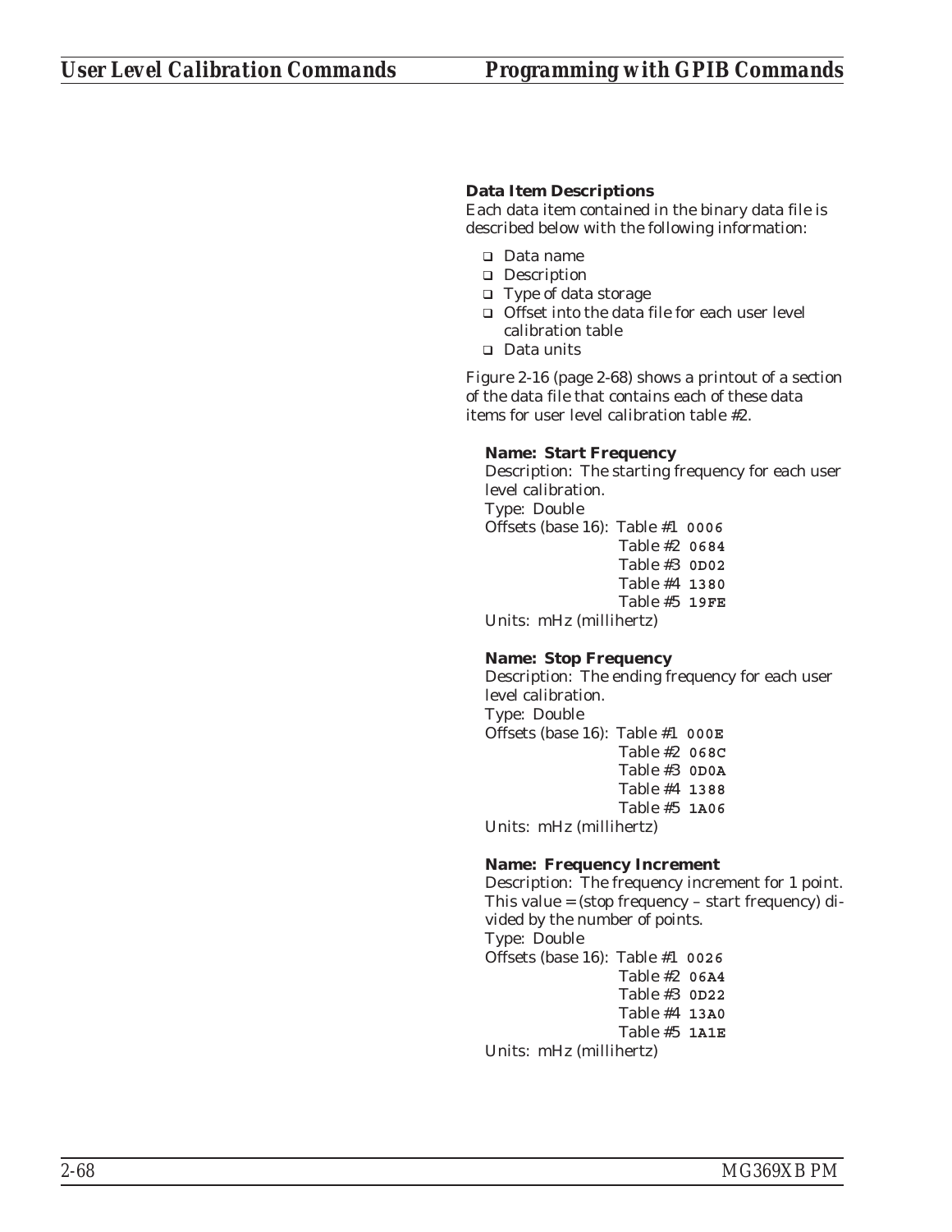### Data Item Descriptions

Each data item contained in the binary data file is described below with the following information:

- Data name
- Description
- Type of data storage
- Offset into the data file for each user level calibration table
- Data units

Figure 2-16 (page 2-68) shows a printout of a section of the data file that contains each of these data items for user level calibration table #2.

**Name: Start Frequency**

Description: The starting frequency for each user level calibration.

Type: Double

Offsets (base 16): Table #1 **0006**
Table #2 **0684**
Table #3 **0D02**
Table #4 **1380**
Table #5 **19FE**

Units: mHz (millihertz)

**Name: Stop Frequency**

Description: The ending frequency for each user level calibration.

Type: Double

Offsets (base 16): Table #1 **000E**
Table #2 **068C**
Table #3 **0D0A**
Table #4 **1388**
Table #5 **1A06**

Units: mHz (millihertz)

**Name: Frequency Increment**

Description: The frequency increment for 1 point. This value = (stop frequency – start frequency) divided by the number of points.

Type: Double

Offsets (base 16): Table #1 **0026**
Table #2 **06A4**
Table #3 **0D22**
Table #4 **13A0**
Table #5 **1A1E**

Units: mHz (millihertz)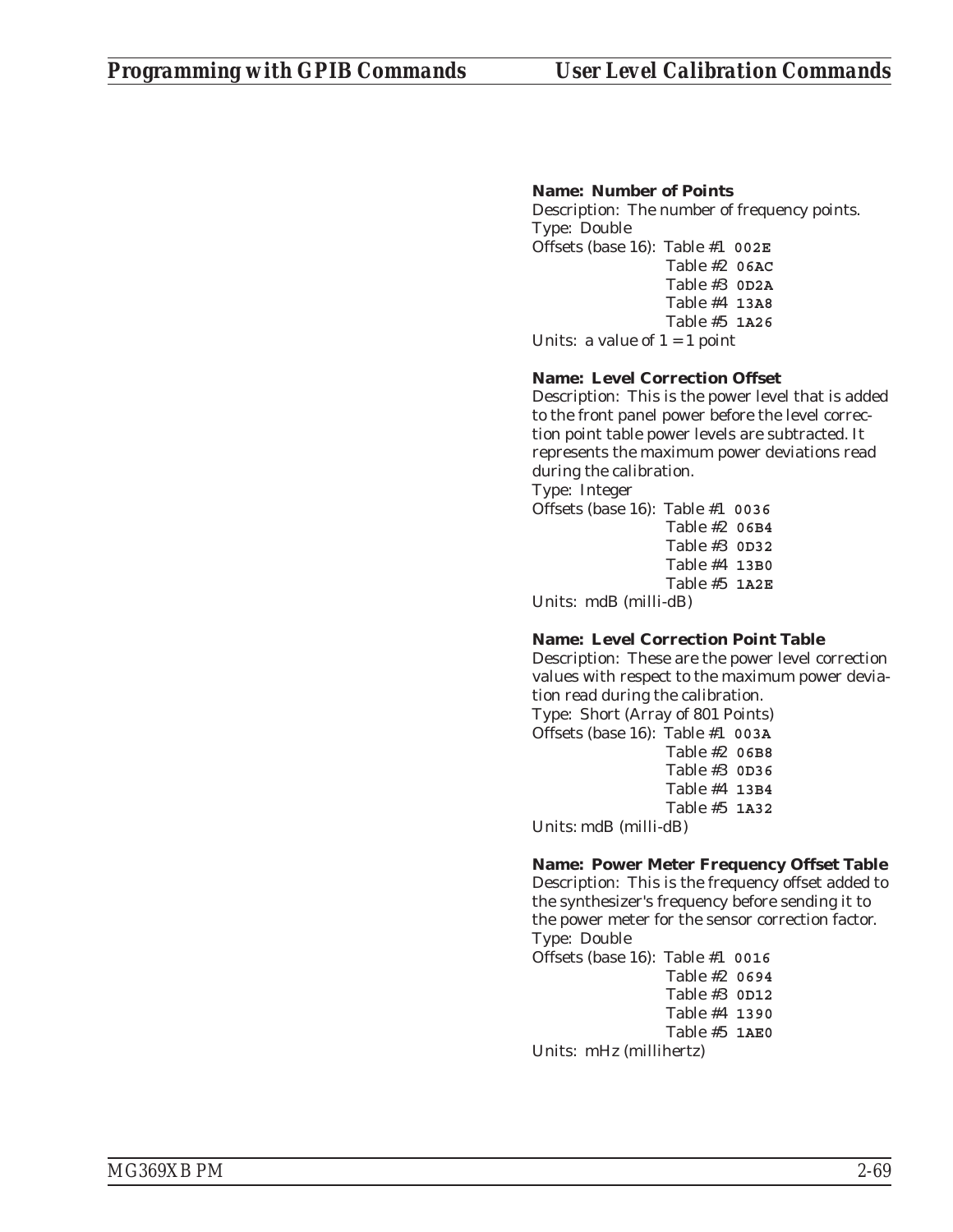**Name: Number of Points**
Description: The number of frequency points.
Type: Double
Offsets (base 16): Table #1 **002E**
Table #2 **06AC**
Table #3 **0D2A**
Table #4 **13A8**
Table #5 **1A26**
Units: a value of 1 = 1 point

**Name: Level Correction Offset**
Description: This is the power level that is added to the front panel power before the level correction point table power levels are subtracted. It represents the maximum power deviations read during the calibration.
Type: Integer
Offsets (base 16): Table #1 **0036**
Table #2 **06B4**
Table #3 **0D32**
Table #4 **13B0**
Table #5 **1A2E**
Units: mdB (milli-dB)

**Name: Level Correction Point Table**
Description: These are the power level correction values with respect to the maximum power deviation read during the calibration.
Type: Short (Array of 801 Points)
Offsets (base 16): Table #1 **003A**
Table #2 **06B8**
Table #3 **0D36**
Table #4 **13B4**
Table #5 **1A32**
Units: mdB (milli-dB)

**Name: Power Meter Frequency Offset Table**
Description: This is the frequency offset added to the synthesizer's frequency before sending it to the power meter for the sensor correction factor.
Type: Double
Offsets (base 16): Table #1 **0016**
Table #2 **0694**
Table #3 **0D12**
Table #4 **1390**
Table #5 **1AE0**
Units: mHz (millihertz)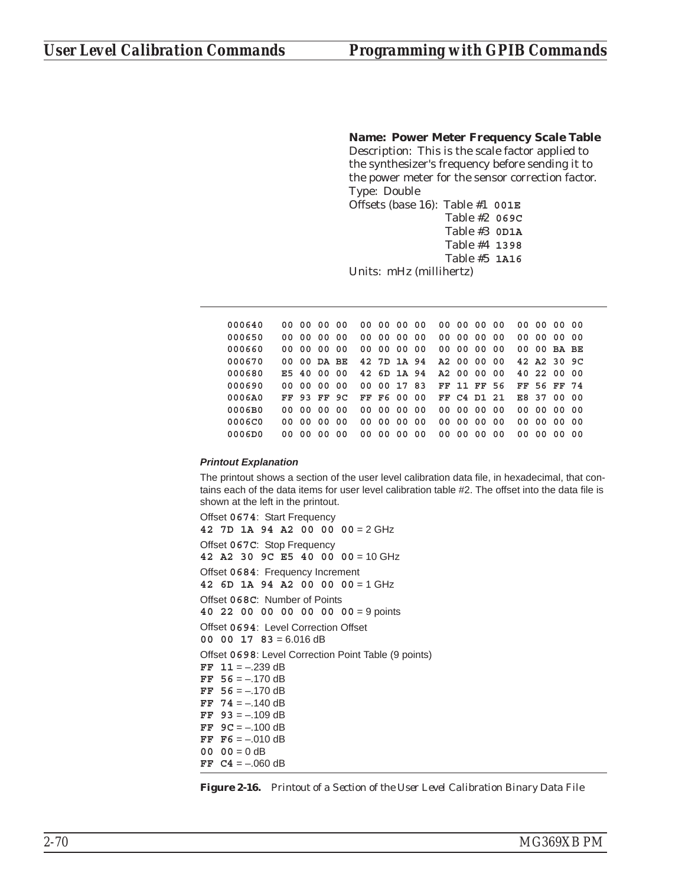**Name: Power Meter Frequency Scale Table**

Description: This is the scale factor applied to the synthesizer's frequency before sending it to the power meter for the sensor correction factor.

Type: Double

Offsets (base 16): Table #1 **001E**
Table #2 **069C**
Table #3 **0D1A**
Table #4 **1398**
Table #5 **1A16**

Units: mHz (millihertz)

```
000640   00 00 00 00  00 00 00 00  00 00 00 00  00 00 00 00
000650   00 00 00 00  00 00 00 00  00 00 00 00  00 00 00 00
000660   00 00 00 00  00 00 00 00  00 00 00 00  00 00 BA BE
000670   00 00 DA BE  42 7D 1A 94  A2 00 00 00  42 A2 30 9C
000680   E5 40 00 00  42 6D 1A 94  A2 00 00 00  40 22 00 00
000690   00 00 00 00  00 00 17 83  FF 11 FF 56  FF 56 FF 74
0006A0   FF 93 FF 9C  FF F6 00 00  FF C4 D1 21  E8 37 00 00
0006B0   00 00 00 00  00 00 00 00  00 00 00 00  00 00 00 00
0006C0   00 00 00 00  00 00 00 00  00 00 00 00  00 00 00 00
0006D0   00 00 00 00  00 00 00 00  00 00 00 00  00 00 00 00
```

***Printout Explanation***

The printout shows a section of the user level calibration data file, in hexadecimal, that contains each of the data items for user level calibration table #2. The offset into the data file is shown at the left in the printout.

Offset **0674**: Start Frequency
**42 7D 1A 94 A2 00 00 00** = 2 GHz

Offset **067C**: Stop Frequency
**42 A2 30 9C E5 40 00 00** = 10 GHz

Offset **0684**: Frequency Increment
**42 6D 1A 94 A2 00 00 00** = 1 GHz

Offset **068C**: Number of Points
**40 22 00 00 00 00 00 00** = 9 points

Offset **0694**: Level Correction Offset
**00 00 17 83** = 6.016 dB

Offset **0698**: Level Correction Point Table (9 points)
**FF 11** = –.239 dB
**FF 56** = –.170 dB
**FF 56** = –.170 dB
**FF 74** = –.140 dB
**FF 93** = –.109 dB
**FF 9C** = –.100 dB
**FF F6** = –.010 dB
**00 00** = 0 dB
**FF C4** = –.060 dB

**Figure 2-16.** *Printout of a Section of the User Level Calibration Binary Data File*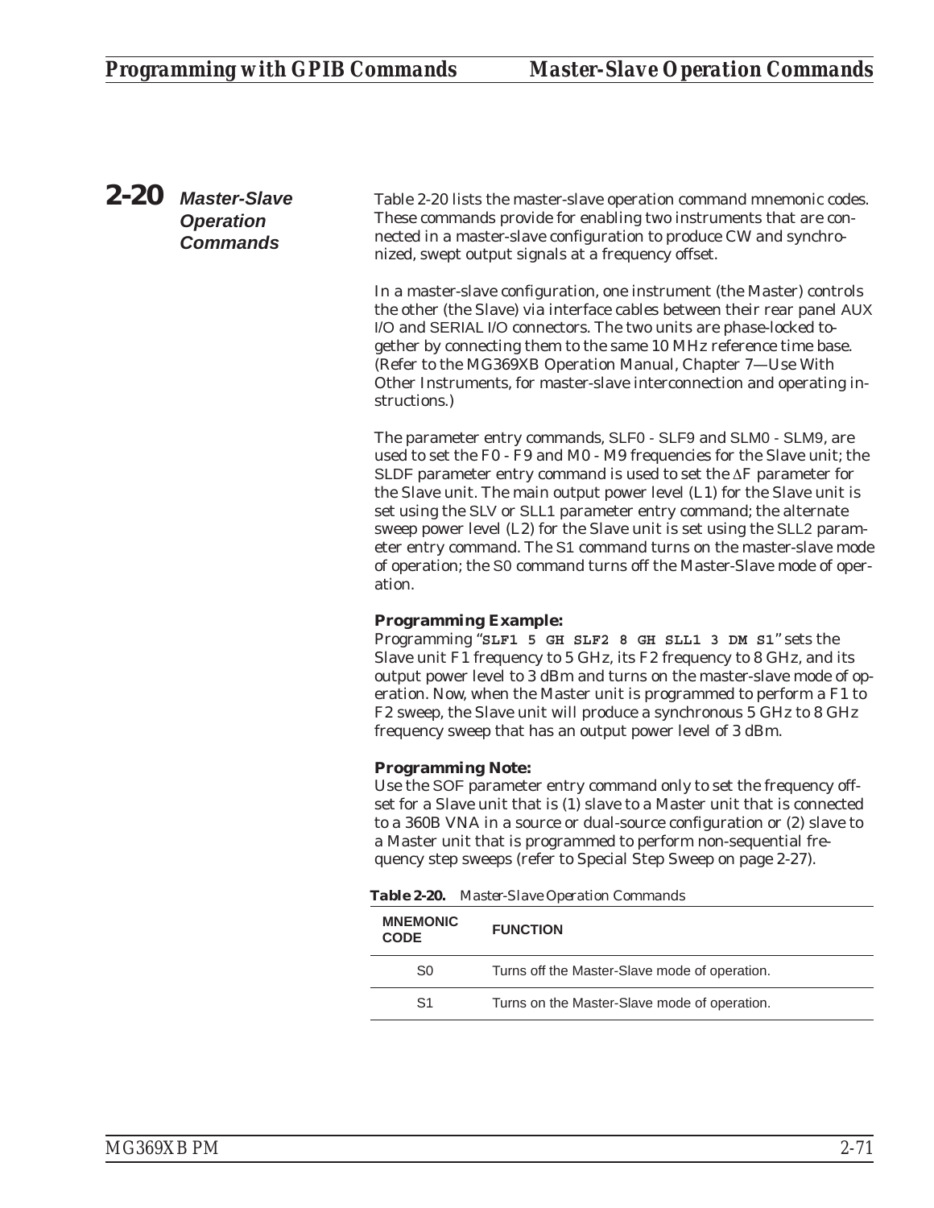## 2-20 Master-Slave Operation Commands

Table 2-20 lists the master-slave operation command mnemonic codes. These commands provide for enabling two instruments that are connected in a master-slave configuration to produce CW and synchronized, swept output signals at a frequency offset.

In a master-slave configuration, one instrument (the Master) controls the other (the Slave) via interface cables between their rear panel AUX I/O and SERIAL I/O connectors. The two units are phase-locked together by connecting them to the same 10 MHz reference time base. (Refer to the MG369XB Operation Manual, Chapter 7—Use With Other Instruments, for master-slave interconnection and operating instructions.)

The parameter entry commands, SLF0 - SLF9 and SLM0 - SLM9, are used to set the F0 - F9 and M0 - M9 frequencies for the Slave unit; the SLDF parameter entry command is used to set the ΔF parameter for the Slave unit. The main output power level (L1) for the Slave unit is set using the SLV or SLL1 parameter entry command; the alternate sweep power level (L2) for the Slave unit is set using the SLL2 parameter entry command. The S1 command turns on the master-slave mode of operation; the S0 command turns off the Master-Slave mode of operation.

**Programming Example:**
Programming "**SLF1 5 GH SLF2 8 GH SLL1 3 DM S1**" sets the Slave unit F1 frequency to 5 GHz, its F2 frequency to 8 GHz, and its output power level to 3 dBm and turns on the master-slave mode of operation. Now, when the Master unit is programmed to perform a F1 to F2 sweep, the Slave unit will produce a synchronous 5 GHz to 8 GHz frequency sweep that has an output power level of 3 dBm.

**Programming Note:**
Use the SOF parameter entry command only to set the frequency offset for a Slave unit that is (1) slave to a Master unit that is connected to a 360B VNA in a source or dual-source configuration or (2) slave to a Master unit that is programmed to perform non-sequential frequency step sweeps (refer to Special Step Sweep on page 2-27).

***Table 2-20.*** *Master-Slave Operation Commands*

| MNEMONIC CODE | FUNCTION |
|---|---|
| S0 | Turns off the Master-Slave mode of operation. |
| S1 | Turns on the Master-Slave mode of operation. |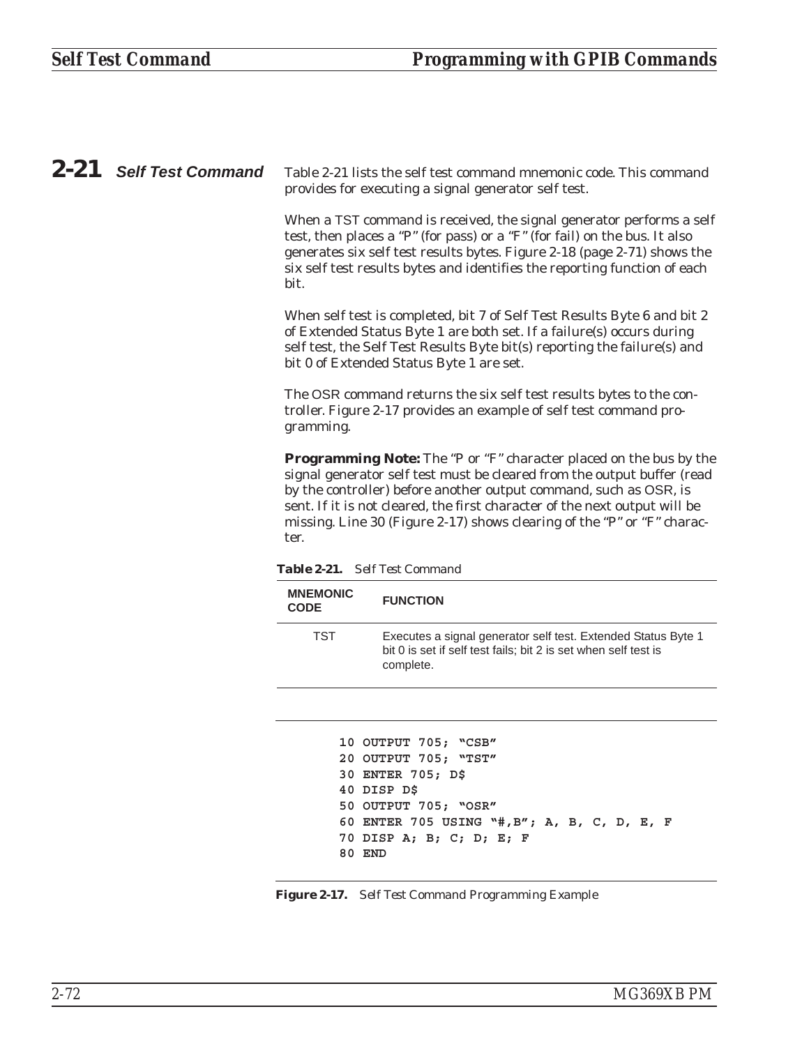## 2-21 Self Test Command

Table 2-21 lists the self test command mnemonic code. This command provides for executing a signal generator self test.

When a TST command is received, the signal generator performs a self test, then places a "P" (for pass) or a "F" (for fail) on the bus. It also generates six self test results bytes. Figure 2-18 (page 2-71) shows the six self test results bytes and identifies the reporting function of each bit.

When self test is completed, bit 7 of Self Test Results Byte 6 and bit 2 of Extended Status Byte 1 are both set. If a failure(s) occurs during self test, the Self Test Results Byte bit(s) reporting the failure(s) and bit 0 of Extended Status Byte 1 are set.

The OSR command returns the six self test results bytes to the controller. Figure 2-17 provides an example of self test command programming.

**Programming Note:** The "P or "F" character placed on the bus by the signal generator self test must be cleared from the output buffer (read by the controller) before another output command, such as OSR, is sent. If it is not cleared, the first character of the next output will be missing. Line 30 (Figure 2-17) shows clearing of the "P" or "F" character.

***Table 2-21.*** *Self Test Command*

| MNEMONIC CODE | FUNCTION |
|---|---|
| TST | Executes a signal generator self test. Extended Status Byte 1 bit 0 is set if self test fails; bit 2 is set when self test is complete. |

```
10 OUTPUT 705; "CSB"
20 OUTPUT 705; "TST"
30 ENTER 705; D$
40 DISP D$
50 OUTPUT 705; "OSR"
60 ENTER 705 USING "#,B"; A, B, C, D, E, F
70 DISP A; B; C; D; E; F
80 END
```

***Figure 2-17.*** *Self Test Command Programming Example*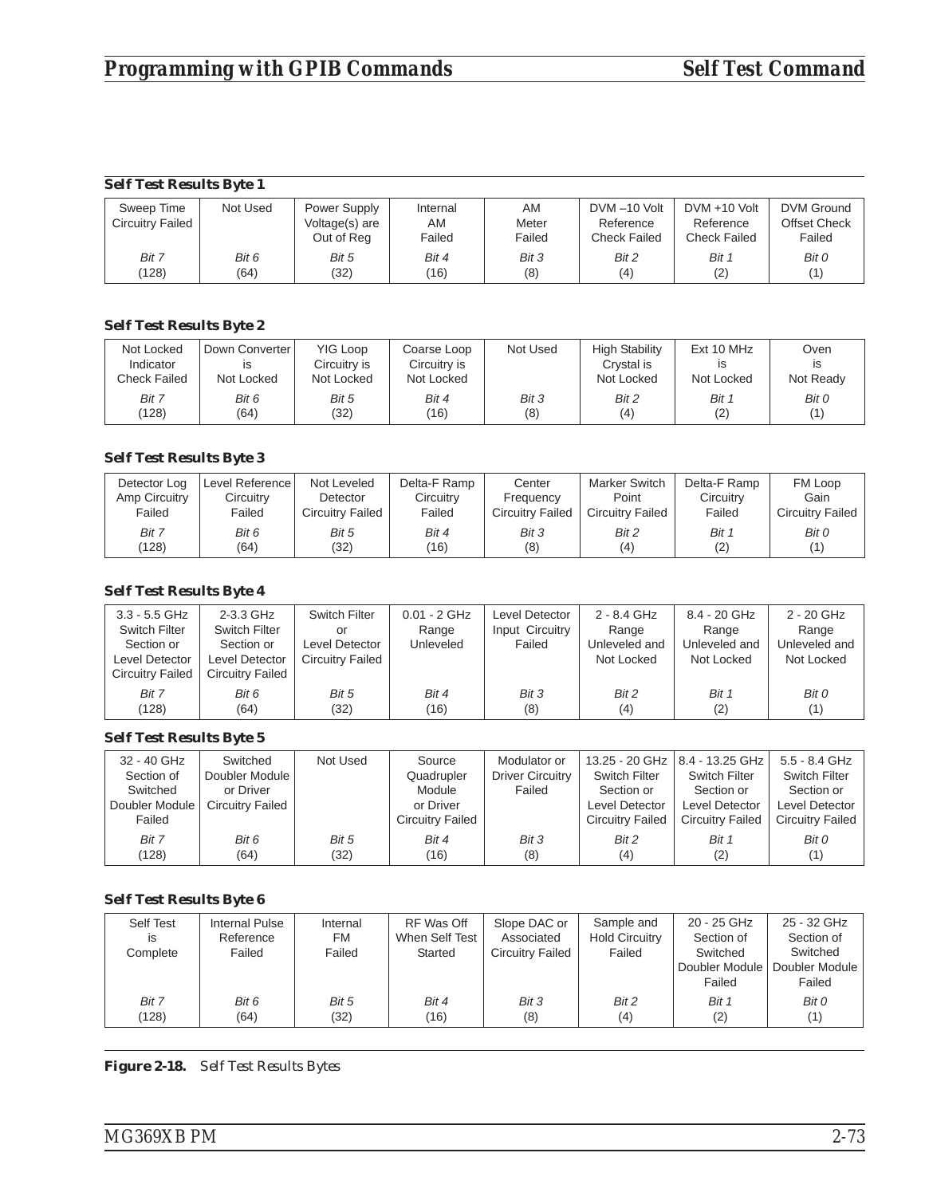**Self Test Results Byte 1**

| Sweep Time Circuitry Failed | Not Used | Power Supply Voltage(s) are Out of Reg | Internal AM Failed | AM Meter Failed | DVM –10 Volt Reference Check Failed | DVM +10 Volt Reference Check Failed | DVM Ground Offset Check Failed |
|---|---|---|---|---|---|---|---|
| *Bit 7* (128) | *Bit 6* (64) | *Bit 5* (32) | *Bit 4* (16) | *Bit 3* (8) | *Bit 2* (4) | *Bit 1* (2) | *Bit 0* (1) |

**Self Test Results Byte 2**

| Not Locked Indicator Check Failed | Down Converter is Not Locked | YIG Loop Circuitry is Not Locked | Coarse Loop Circuitry is Not Locked | Not Used | High Stability Crystal is Not Locked | Ext 10 MHz is Not Locked | Oven is Not Ready |
|---|---|---|---|---|---|---|---|
| *Bit 7* (128) | *Bit 6* (64) | *Bit 5* (32) | *Bit 4* (16) | *Bit 3* (8) | *Bit 2* (4) | *Bit 1* (2) | *Bit 0* (1) |

**Self Test Results Byte 3**

| Detector Log Amp Circuitry Failed | Level Reference Circuitry Failed | Not Leveled Detector Circuitry Failed | Delta-F Ramp Circuitry Failed | Center Frequency Circuitry Failed | Marker Switch Point Circuitry Failed | Delta-F Ramp Circuitry Failed | FM Loop Gain Circuitry Failed |
|---|---|---|---|---|---|---|---|
| *Bit 7* (128) | *Bit 6* (64) | *Bit 5* (32) | *Bit 4* (16) | *Bit 3* (8) | *Bit 2* (4) | *Bit 1* (2) | *Bit 0* (1) |

**Self Test Results Byte 4**

| 3.3 - 5.5 GHz Switch Filter Section or Level Detector Circuitry Failed | 2-3.3 GHz Switch Filter Section or Level Detector Circuitry Failed | Switch Filter or Level Detector Circuitry Failed | 0.01 - 2 GHz Range Unleveled | Level Detector Input Circuitry Failed | 2 - 8.4 GHz Range Unleveled and Not Locked | 8.4 - 20 GHz Range Unleveled and Not Locked | 2 - 20 GHz Range Unleveled and Not Locked |
|---|---|---|---|---|---|---|---|
| *Bit 7* (128) | *Bit 6* (64) | *Bit 5* (32) | *Bit 4* (16) | *Bit 3* (8) | *Bit 2* (4) | *Bit 1* (2) | *Bit 0* (1) |

**Self Test Results Byte 5**

| 32 - 40 GHz Section of Switched Doubler Module Failed | Switched Doubler Module or Driver Circuitry Failed | Not Used | Source Quadrupler Module or Driver Circuitry Failed | Modulator or Driver Circuitry Failed | 13.25 - 20 GHz Switch Filter Section or Level Detector Circuitry Failed | 8.4 - 13.25 GHz Switch Filter Section or Level Detector Circuitry Failed | 5.5 - 8.4 GHz Switch Filter Section or Level Detector Circuitry Failed |
|---|---|---|---|---|---|---|---|
| *Bit 7* (128) | *Bit 6* (64) | *Bit 5* (32) | *Bit 4* (16) | *Bit 3* (8) | *Bit 2* (4) | *Bit 1* (2) | *Bit 0* (1) |

**Self Test Results Byte 6**

| Self Test is Complete | Internal Pulse Reference Failed | Internal FM Failed | RF Was Off When Self Test Started | Slope DAC or Associated Circuitry Failed | Sample and Hold Circuitry Failed | 20 - 25 GHz Section of Switched Doubler Module Failed | 25 - 32 GHz Section of Switched Doubler Module Failed |
|---|---|---|---|---|---|---|---|
| *Bit 7* (128) | *Bit 6* (64) | *Bit 5* (32) | *Bit 4* (16) | *Bit 3* (8) | *Bit 2* (4) | *Bit 1* (2) | *Bit 0* (1) |

**Figure 2-18.** *Self Test Results Bytes*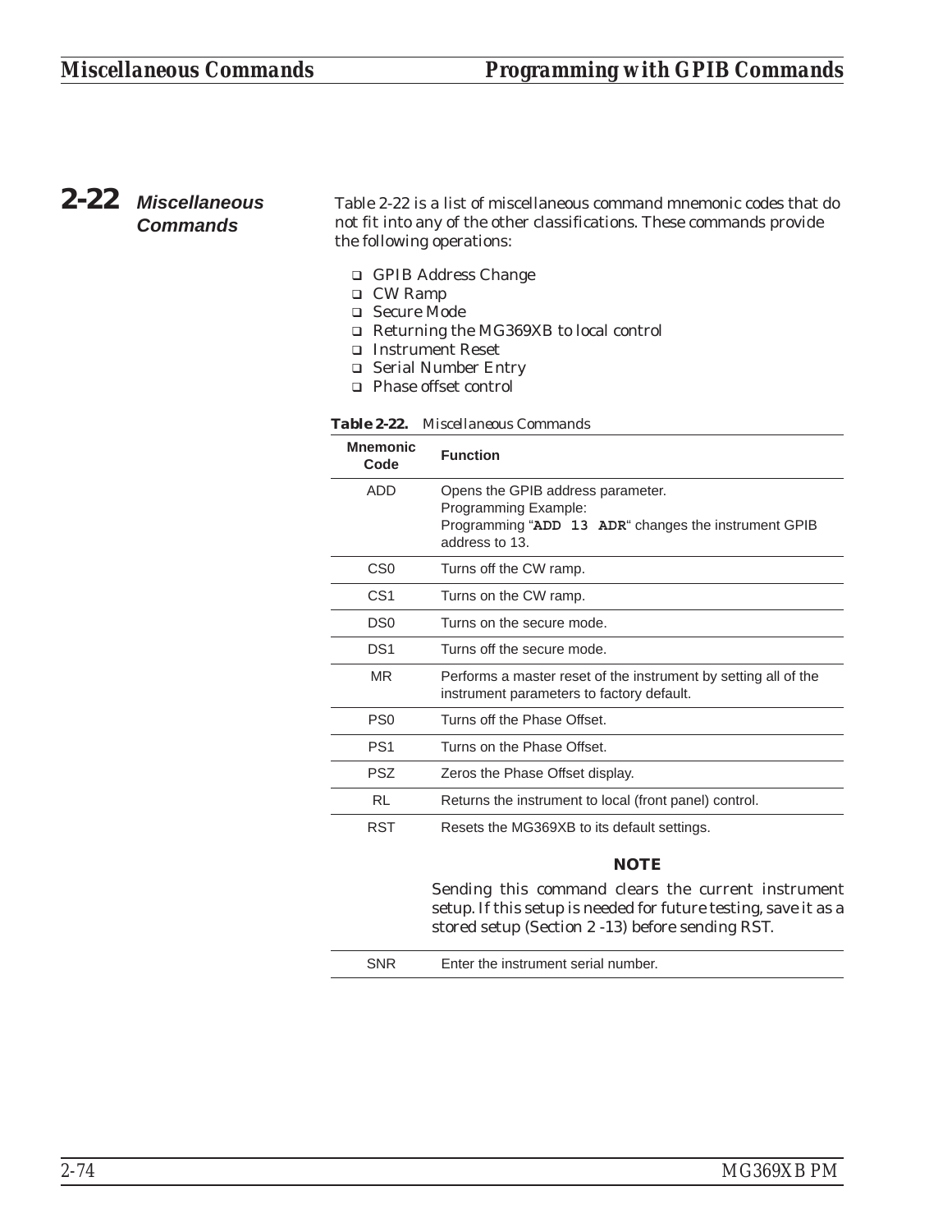## 2-22 Miscellaneous Commands

Table 2-22 is a list of miscellaneous command mnemonic codes that do not fit into any of the other classifications. These commands provide the following operations:

- GPIB Address Change
- CW Ramp
- Secure Mode
- Returning the MG369XB to local control
- Instrument Reset
- Serial Number Entry
- Phase offset control

**Table 2-22.** *Miscellaneous Commands*

| Mnemonic Code | Function |
|---|---|
| ADD | Opens the GPIB address parameter.<br>Programming Example:<br>Programming "**ADD 13 ADR**" changes the instrument GPIB address to 13. |
| CS0 | Turns off the CW ramp. |
| CS1 | Turns on the CW ramp. |
| DS0 | Turns on the secure mode. |
| DS1 | Turns off the secure mode. |
| MR | Performs a master reset of the instrument by setting all of the instrument parameters to factory default. |
| PS0 | Turns off the Phase Offset. |
| PS1 | Turns on the Phase Offset. |
| PSZ | Zeros the Phase Offset display. |
| RL | Returns the instrument to local (front panel) control. |
| RST | Resets the MG369XB to its default settings.<br><br>**NOTE**<br>Sending this command clears the current instrument setup. If this setup is needed for future testing, save it as a stored setup (Section 2 -13) before sending RST. |
| SNR | Enter the instrument serial number. |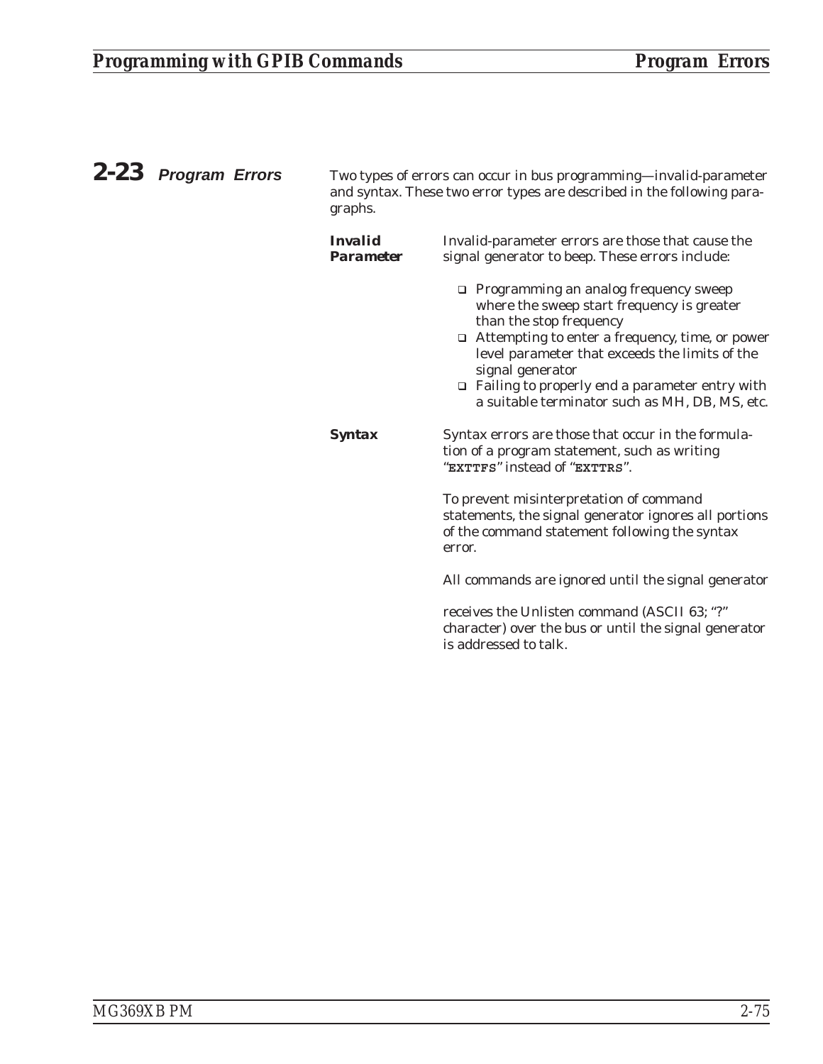## 2-23 Program Errors

Two types of errors can occur in bus programming—invalid-parameter and syntax. These two error types are described in the following paragraphs.

**Invalid Parameter**

Invalid-parameter errors are those that cause the signal generator to beep. These errors include:

- Programming an analog frequency sweep where the sweep start frequency is greater than the stop frequency
- Attempting to enter a frequency, time, or power level parameter that exceeds the limits of the signal generator
- Failing to properly end a parameter entry with a suitable terminator such as MH, DB, MS, etc.

**Syntax**

Syntax errors are those that occur in the formulation of a program statement, such as writing "**EXTTFS**" instead of "**EXTTRS**".

To prevent misinterpretation of command statements, the signal generator ignores all portions of the command statement following the syntax error.

All commands are ignored until the signal generator

receives the Unlisten command (ASCII 63; "?" character) over the bus or until the signal generator is addressed to talk.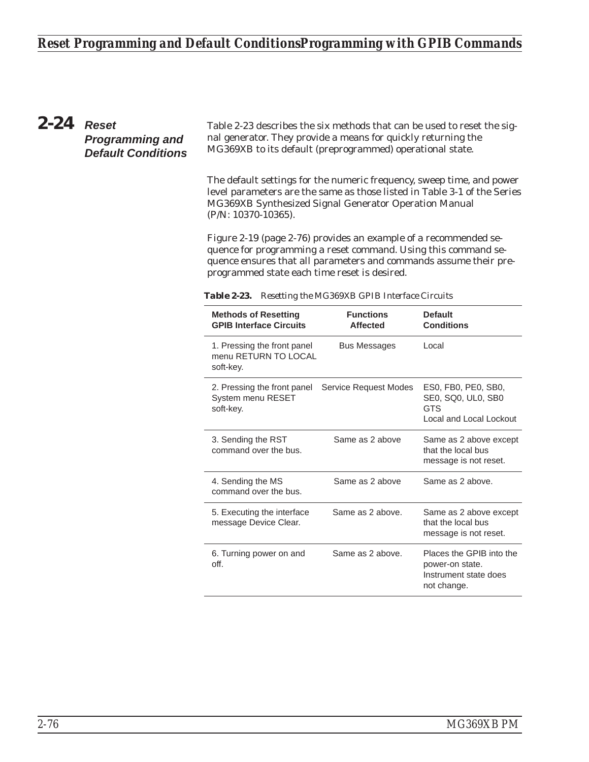## 2-24 Reset Programming and Default Conditions

Table 2-23 describes the six methods that can be used to reset the signal generator. They provide a means for quickly returning the MG369XB to its default (preprogrammed) operational state.

The default settings for the numeric frequency, sweep time, and power level parameters are the same as those listed in Table 3-1 of the Series MG369XB Synthesized Signal Generator Operation Manual (P/N: 10370-10365).

Figure 2-19 (page 2-76) provides an example of a recommended sequence for programming a reset command. Using this command sequence ensures that all parameters and commands assume their preprogrammed state each time reset is desired.

**Table 2-23.** *Resetting the MG369XB GPIB Interface Circuits*

| Methods of Resetting GPIB Interface Circuits | Functions Affected | Default Conditions |
|---|---|---|
| 1. Pressing the front panel menu RETURN TO LOCAL soft-key. | Bus Messages | Local |
| 2. Pressing the front panel System menu RESET soft-key. | Service Request Modes | ES0, FB0, PE0, SB0, SE0, SQ0, UL0, SB0 GTS Local and Local Lockout |
| 3. Sending the RST command over the bus. | Same as 2 above | Same as 2 above except that the local bus message is not reset. |
| 4. Sending the MS command over the bus. | Same as 2 above | Same as 2 above. |
| 5. Executing the interface message Device Clear. | Same as 2 above. | Same as 2 above except that the local bus message is not reset. |
| 6. Turning power on and off. | Same as 2 above. | Places the GPIB into the power-on state. Instrument state does not change. |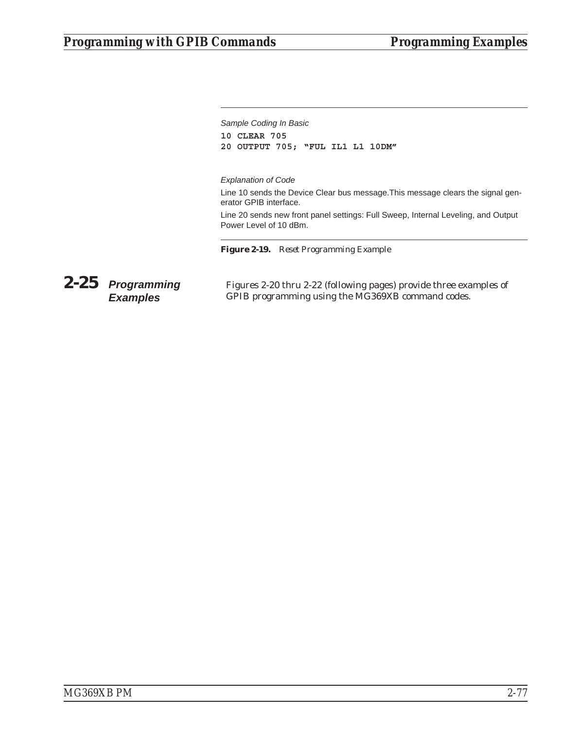*Sample Coding In Basic*

```
10 CLEAR 705
20 OUTPUT 705; "FUL IL1 L1 10DM"
```

*Explanation of Code*

Line 10 sends the Device Clear bus message.This message clears the signal generator GPIB interface.

Line 20 sends new front panel settings: Full Sweep, Internal Leveling, and Output Power Level of 10 dBm.

**Figure 2-19.** *Reset Programming Example*

## 2-25 Programming Examples

Figures 2-20 thru 2-22 (following pages) provide three examples of GPIB programming using the MG369XB command codes.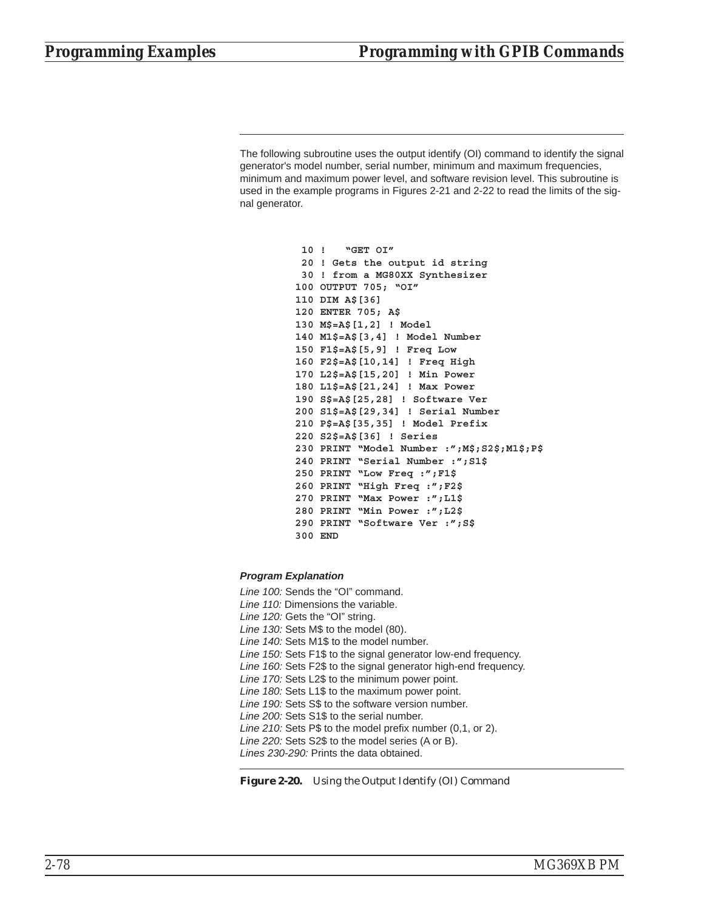The following subroutine uses the output identify (OI) command to identify the signal generator's model number, serial number, minimum and maximum frequencies, minimum and maximum power level, and software revision level. This subroutine is used in the example programs in Figures 2-21 and 2-22 to read the limits of the signal generator.

```
 10 !   "GET OI"
 20 ! Gets the output id string
 30 ! from a MG80XX Synthesizer
100 OUTPUT 705; "OI"
110 DIM A$[36]
120 ENTER 705; A$
130 M$=A$[1,2] ! Model
140 M1$=A$[3,4] ! Model Number
150 F1$=A$[5,9] ! Freq Low
160 F2$=A$[10,14] ! Freq High
170 L2$=A$[15,20] ! Min Power
180 L1$=A$[21,24] ! Max Power
190 S$=A$[25,28] ! Software Ver
200 S1$=A$[29,34] ! Serial Number
210 P$=A$[35,35] ! Model Prefix
220 S2$=A$[36] ! Series
230 PRINT "Model Number :";M$;S2$;M1$;P$
240 PRINT "Serial Number :";S1$
250 PRINT "Low Freq :";F1$
260 PRINT "High Freq :";F2$
270 PRINT "Max Power :";L1$
280 PRINT "Min Power :";L2$
290 PRINT "Software Ver :";S$
300 END
```

***Program Explanation***

*Line 100:* Sends the "OI" command.
*Line 110:* Dimensions the variable.
*Line 120:* Gets the "OI" string.
*Line 130:* Sets M$ to the model (80).
*Line 140:* Sets M1$ to the model number.
*Line 150:* Sets F1$ to the signal generator low-end frequency.
*Line 160:* Sets F2$ to the signal generator high-end frequency.
*Line 170:* Sets L2$ to the minimum power point.
*Line 180:* Sets L1$ to the maximum power point.
*Line 190:* Sets S$ to the software version number.
*Line 200:* Sets S1$ to the serial number.
*Line 210:* Sets P$ to the model prefix number (0,1, or 2).
*Line 220:* Sets S2$ to the model series (A or B).
*Lines 230-290:* Prints the data obtained.

**Figure 2-20.** *Using the Output Identify (OI) Command*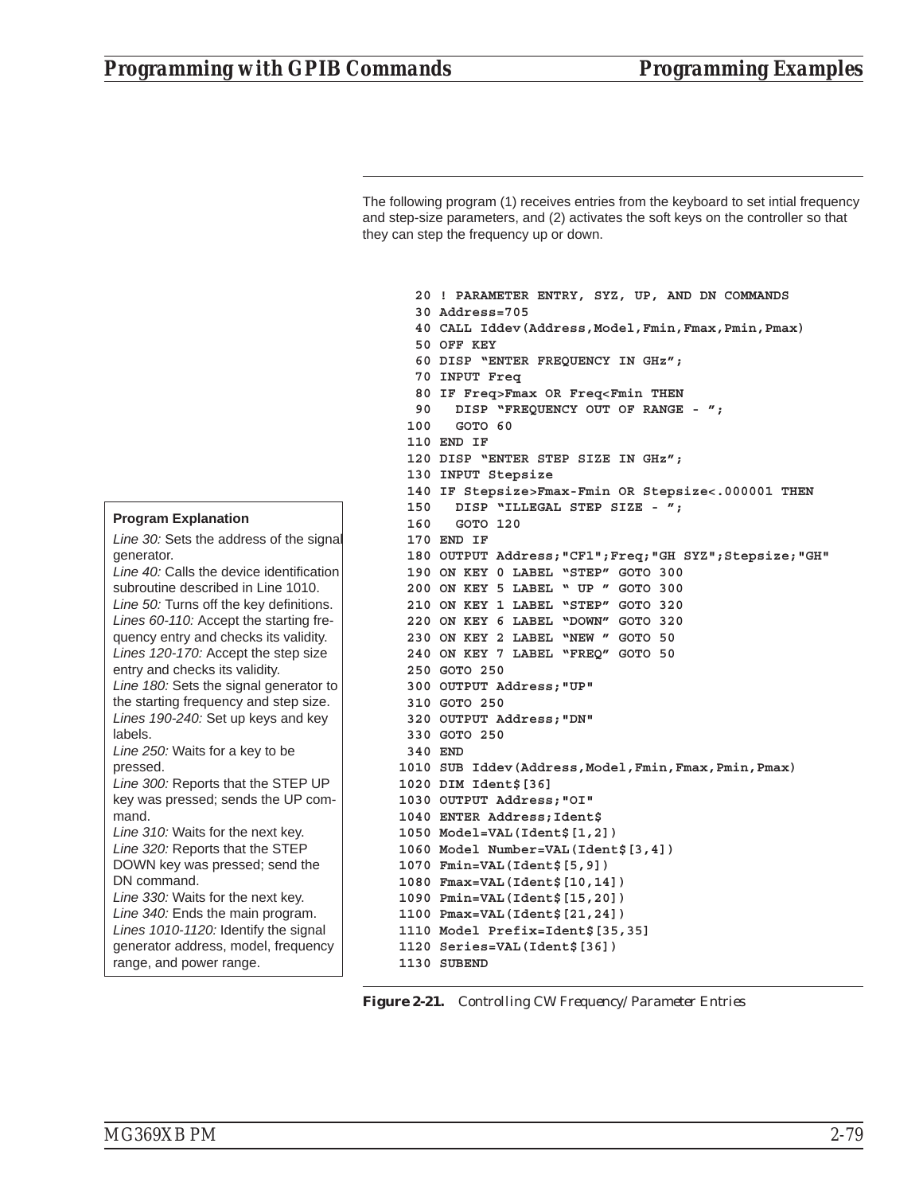The following program (1) receives entries from the keyboard to set intial frequency and step-size parameters, and (2) activates the soft keys on the controller so that they can step the frequency up or down.

```
  20 ! PARAMETER ENTRY, SYZ, UP, AND DN COMMANDS
  30 Address=705
  40 CALL Iddev(Address,Model,Fmin,Fmax,Pmin,Pmax)
  50 OFF KEY
  60 DISP "ENTER FREQUENCY IN GHz";
  70 INPUT Freq
  80 IF Freq>Fmax OR Freq<Fmin THEN
  90   DISP "FREQUENCY OUT OF RANGE - ";
 100   GOTO 60
 110 END IF
 120 DISP "ENTER STEP SIZE IN GHz";
 130 INPUT Stepsize
 140 IF Stepsize>Fmax-Fmin OR Stepsize<.000001 THEN
 150   DISP "ILLEGAL STEP SIZE - ";
 160   GOTO 120
 170 END IF
 180 OUTPUT Address;"CF1";Freq;"GH SYZ";Stepsize;"GH"
 190 ON KEY 0 LABEL "STEP" GOTO 300
 200 ON KEY 5 LABEL " UP " GOTO 300
 210 ON KEY 1 LABEL "STEP" GOTO 320
 220 ON KEY 6 LABEL "DOWN" GOTO 320
 230 ON KEY 2 LABEL "NEW " GOTO 50
 240 ON KEY 7 LABEL "FREQ" GOTO 50
 250 GOTO 250
 300 OUTPUT Address;"UP"
 310 GOTO 250
 320 OUTPUT Address;"DN"
 330 GOTO 250
 340 END
1010 SUB Iddev(Address,Model,Fmin,Fmax,Pmin,Pmax)
1020 DIM Ident$[36]
1030 OUTPUT Address;"OI"
1040 ENTER Address;Ident$
1050 Model=VAL(Ident$[1,2])
1060 Model Number=VAL(Ident$[3,4])
1070 Fmin=VAL(Ident$[5,9])
1080 Fmax=VAL(Ident$[10,14])
1090 Pmin=VAL(Ident$[15,20])
1100 Pmax=VAL(Ident$[21,24])
1110 Model Prefix=Ident$[35,35]
1120 Series=VAL(Ident$[36])
1130 SUBEND
```

**Program Explanation**

*Line 30:* Sets the address of the signal generator.
*Line 40:* Calls the device identification subroutine described in Line 1010.
*Line 50:* Turns off the key definitions.
*Lines 60-110:* Accept the starting frequency entry and checks its validity.
*Lines 120-170:* Accept the step size entry and checks its validity.
*Line 180:* Sets the signal generator to the starting frequency and step size.
*Lines 190-240:* Set up keys and key labels.
*Line 250:* Waits for a key to be pressed.
*Line 300:* Reports that the STEP UP key was pressed; sends the UP command.
*Line 310:* Waits for the next key.
*Line 320:* Reports that the STEP DOWN key was pressed; send the DN command.
*Line 330:* Waits for the next key.
*Line 340:* Ends the main program.
*Lines 1010-1120:* Identify the signal generator address, model, frequency range, and power range.

**Figure 2-21.** *Controlling CW Frequency/Parameter Entries*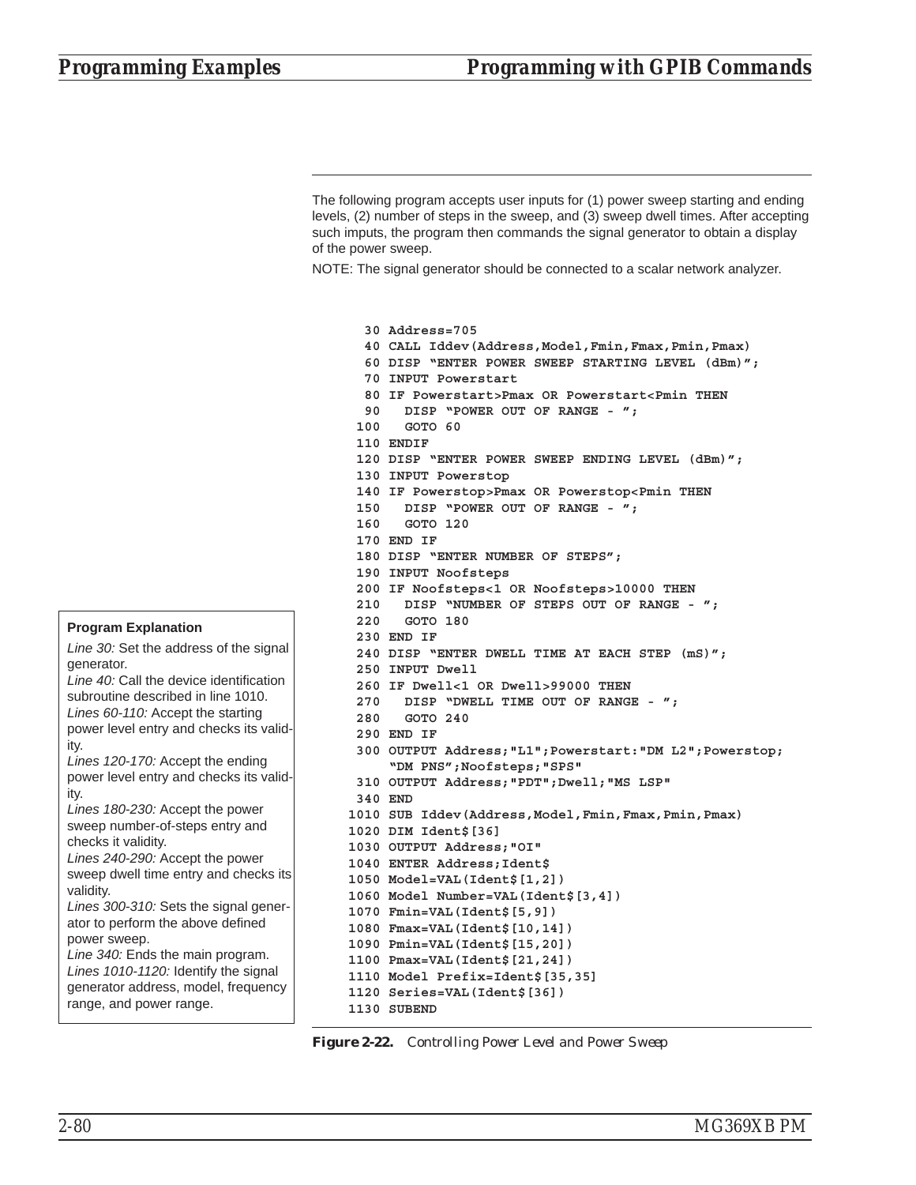The following program accepts user inputs for (1) power sweep starting and ending levels, (2) number of steps in the sweep, and (3) sweep dwell times. After accepting such imputs, the program then commands the signal generator to obtain a display of the power sweep.

NOTE: The signal generator should be connected to a scalar network analyzer.

```
  30 Address=705
  40 CALL Iddev(Address,Model,Fmin,Fmax,Pmin,Pmax)
  60 DISP "ENTER POWER SWEEP STARTING LEVEL (dBm)";
  70 INPUT Powerstart
  80 IF Powerstart>Pmax OR Powerstart<Pmin THEN
  90   DISP "POWER OUT OF RANGE - ";
 100   GOTO 60
 110 ENDIF
 120 DISP "ENTER POWER SWEEP ENDING LEVEL (dBm)";
 130 INPUT Powerstop
 140 IF Powerstop>Pmax OR Powerstop<Pmin THEN
 150   DISP "POWER OUT OF RANGE - ";
 160   GOTO 120
 170 END IF
 180 DISP "ENTER NUMBER OF STEPS";
 190 INPUT Noofsteps
 200 IF Noofsteps<1 OR Noofsteps>10000 THEN
 210   DISP "NUMBER OF STEPS OUT OF RANGE - ";
 220   GOTO 180
 230 END IF
 240 DISP "ENTER DWELL TIME AT EACH STEP (mS)";
 250 INPUT Dwell
 260 IF Dwell<1 OR Dwell>99000 THEN
 270   DISP "DWELL TIME OUT OF RANGE - ";
 280   GOTO 240
 290 END IF
 300 OUTPUT Address;"L1";Powerstart:"DM L2";Powerstop;
     "DM PNS";Noofsteps;"SPS"
 310 OUTPUT Address;"PDT";Dwell;"MS LSP"
 340 END
1010 SUB Iddev(Address,Model,Fmin,Fmax,Pmin,Pmax)
1020 DIM Ident$[36]
1030 OUTPUT Address;"OI"
1040 ENTER Address;Ident$
1050 Model=VAL(Ident$[1,2])
1060 Model Number=VAL(Ident$[3,4])
1070 Fmin=VAL(Ident$[5,9])
1080 Fmax=VAL(Ident$[10,14])
1090 Pmin=VAL(Ident$[15,20])
1100 Pmax=VAL(Ident$[21,24])
1110 Model Prefix=Ident$[35,35]
1120 Series=VAL(Ident$[36])
1130 SUBEND
```

**Program Explanation**

*Line 30:* Set the address of the signal generator.
*Line 40:* Call the device identification subroutine described in line 1010.
*Lines 60-110:* Accept the starting power level entry and checks its validity.
*Lines 120-170:* Accept the ending power level entry and checks its validity.
*Lines 180-230:* Accept the power sweep number-of-steps entry and checks it validity.
*Lines 240-290:* Accept the power sweep dwell time entry and checks its validity.
*Lines 300-310:* Sets the signal generator to perform the above defined power sweep.
*Line 340:* Ends the main program.
*Lines 1010-1120:* Identify the signal generator address, model, frequency range, and power range.

**Figure 2-22.** *Controlling Power Level and Power Sweep*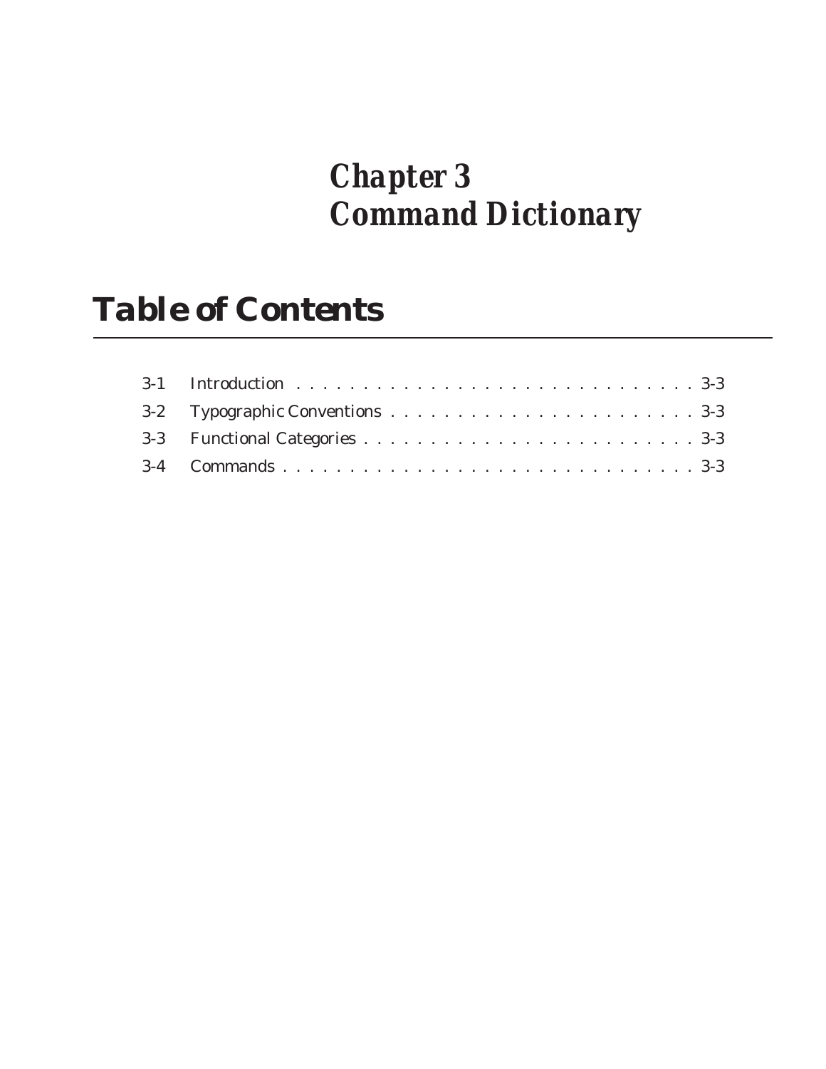# Chapter 3
# Command Dictionary

## Table of Contents

| | | |
|---|---|---|
| 3-1 | Introduction | 3-3 |
| 3-2 | Typographic Conventions | 3-3 |
| 3-3 | Functional Categories | 3-3 |
| 3-4 | Commands | 3-3 |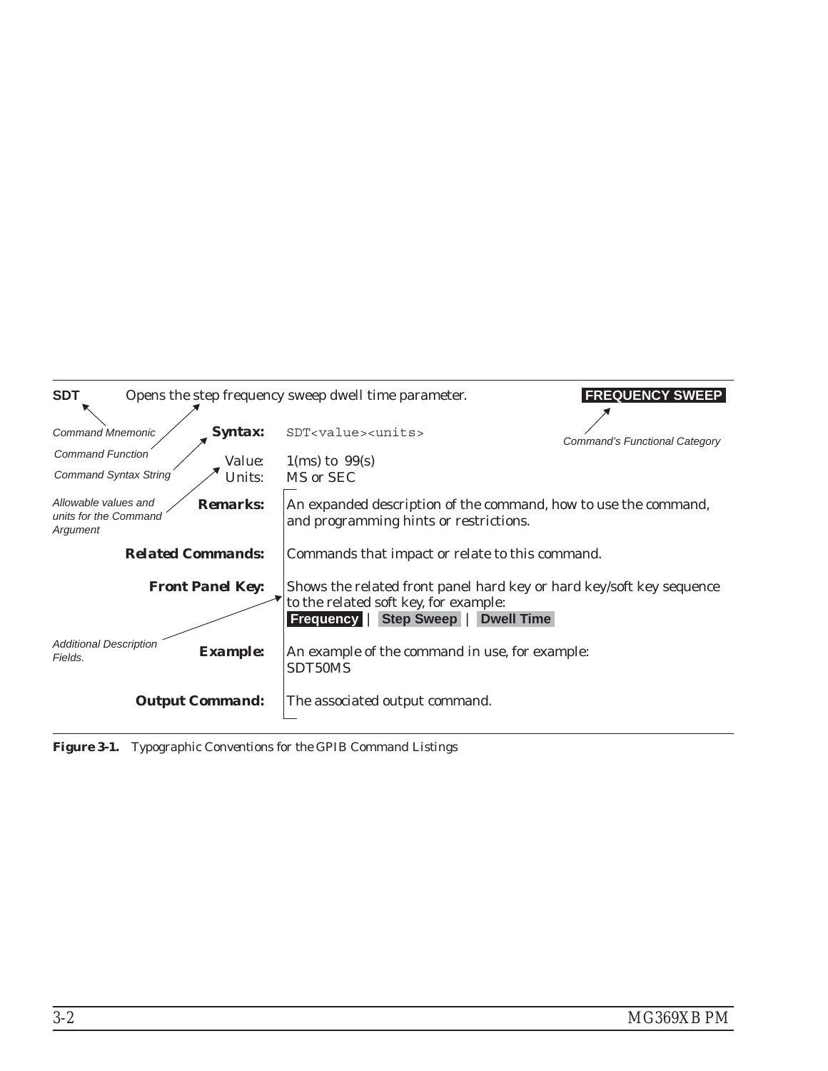**SDT** Opens the step frequency sweep dwell time parameter. **FREQUENCY SWEEP**

*Command Mnemonic*

*Command Function*

*Command Syntax String*

*Allowable values and units for the Command Argument*

*Command's Functional Category*

*Additional Description Fields.*

| | |
|---|---|
| **Syntax:** | `SDT<value><units>` |
| Value: | 1(ms) to 99(s) |
| Units: | MS or SEC |
| **Remarks:** | An expanded description of the command, how to use the command, and programming hints or restrictions. |
| **Related Commands:** | Commands that impact or relate to this command. |
| **Front Panel Key:** | Shows the related front panel hard key or hard key/soft key sequence to the related soft key, for example: **Frequency** \| **Step Sweep** \| **Dwell Time** |
| **Example:** | An example of the command in use, for example: SDT50MS |
| **Output Command:** | The associated output command. |

**Figure 3-1.** Typographic Conventions for the GPIB Command Listings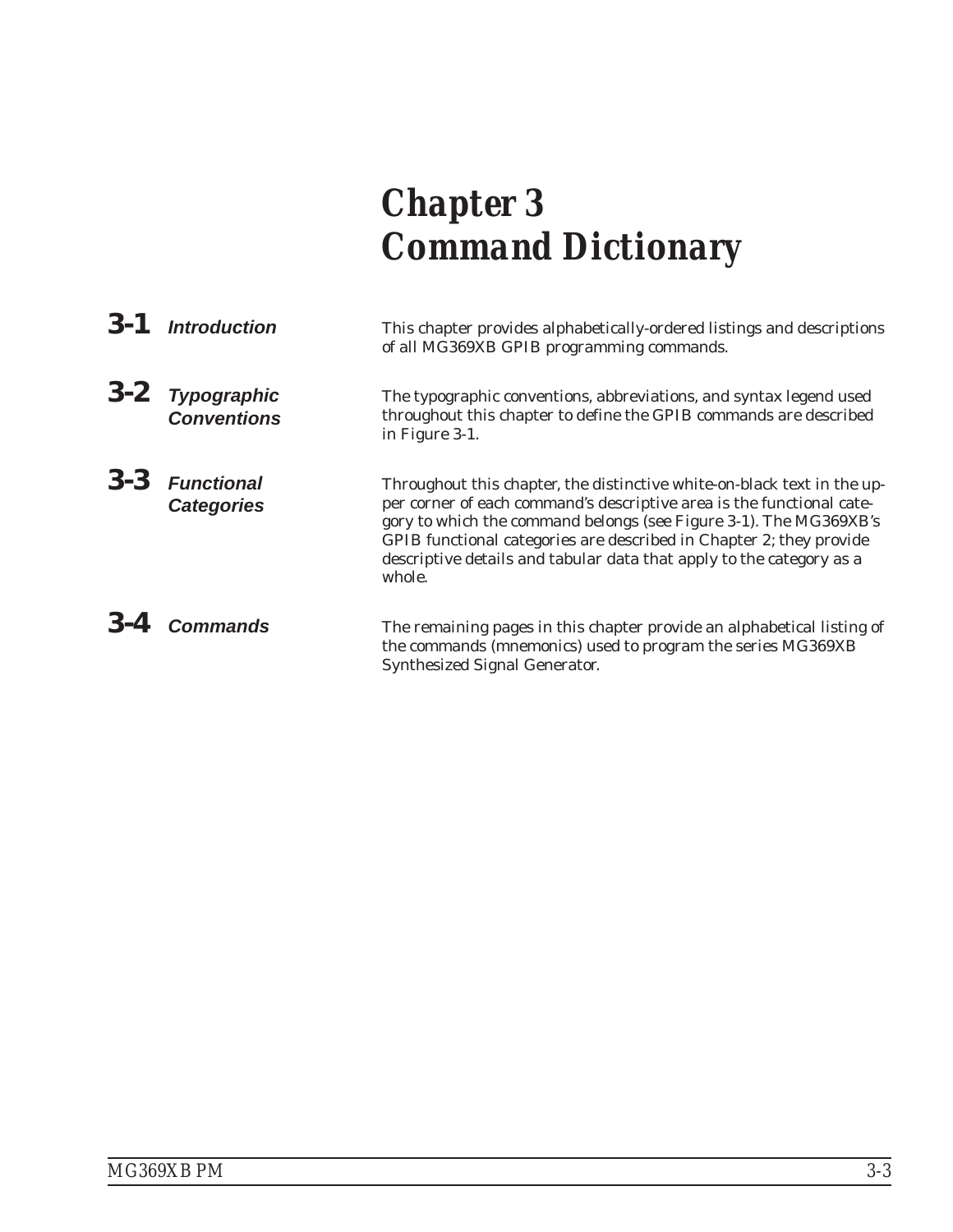# Chapter 3
# Command Dictionary

## 3-1 *Introduction*

This chapter provides alphabetically-ordered listings and descriptions of all MG369XB GPIB programming commands.

## 3-2 *Typographic Conventions*

The typographic conventions, abbreviations, and syntax legend used throughout this chapter to define the GPIB commands are described in Figure 3-1.

## 3-3 *Functional Categories*

Throughout this chapter, the distinctive white-on-black text in the upper corner of each command's descriptive area is the functional category to which the command belongs (see Figure 3-1). The MG369XB's GPIB functional categories are described in Chapter 2; they provide descriptive details and tabular data that apply to the category as a whole.

## 3-4 *Commands*

The remaining pages in this chapter provide an alphabetical listing of the commands (mnemonics) used to program the series MG369XB Synthesized Signal Generator.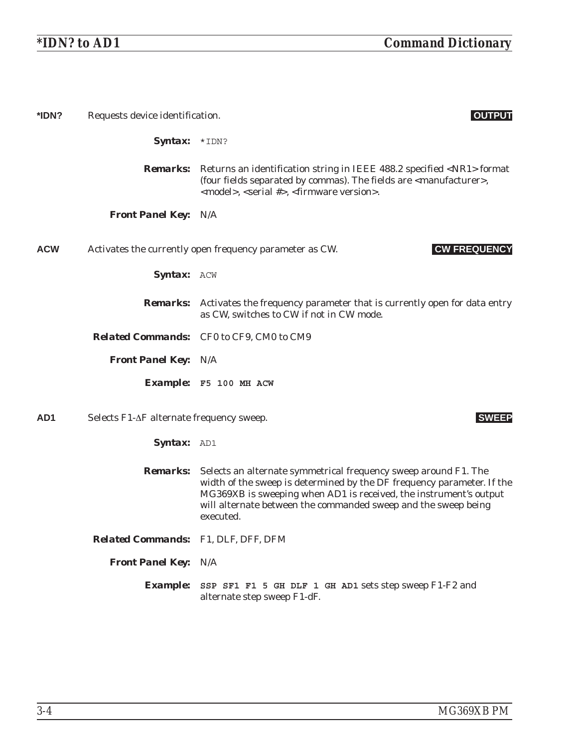**\*IDN?** Requests device identification. **OUTPUT**

***Syntax:*** `*IDN?`

***Remarks:*** Returns an identification string in IEEE 488.2 specified <NR1> format (four fields separated by commas). The fields are <manufacturer>, <model>, <serial #>, <firmware version>.

***Front Panel Key:*** N/A

**ACW** Activates the currently open frequency parameter as CW. **CW FREQUENCY**

***Syntax:*** `ACW`

***Remarks:*** Activates the frequency parameter that is currently open for data entry as CW, switches to CW if not in CW mode.

***Related Commands:*** CF0 to CF9, CM0 to CM9

***Front Panel Key:*** N/A

***Example:*** **`F5 100 MH ACW`**

**AD1** Selects F1-ΔF alternate frequency sweep. **SWEEP**

***Syntax:*** `AD1`

***Remarks:*** Selects an alternate symmetrical frequency sweep around F1. The width of the sweep is determined by the DF frequency parameter. If the MG369XB is sweeping when AD1 is received, the instrument's output will alternate between the commanded sweep and the sweep being executed.

***Related Commands:*** F1, DLF, DFF, DFM

***Front Panel Key:*** N/A

***Example:*** **`SSP SF1 F1 5 GH DLF 1 GH AD1`** sets step sweep F1-F2 and alternate step sweep F1-dF.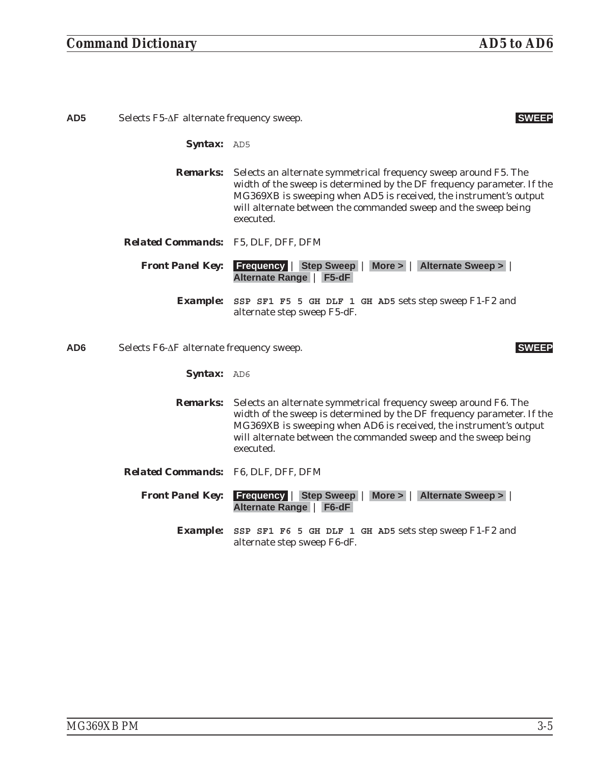**AD5** Selects F5-ΔF alternate frequency sweep. **SWEEP**

***Syntax:*** `AD5`

***Remarks:*** Selects an alternate symmetrical frequency sweep around F5. The width of the sweep is determined by the DF frequency parameter. If the MG369XB is sweeping when AD5 is received, the instrument's output will alternate between the commanded sweep and the sweep being executed.

***Related Commands:*** F5, DLF, DFF, DFM

***Front Panel Key:*** **Frequency** | **Step Sweep** | **More >** | **Alternate Sweep >** | **Alternate Range** | **F5-dF**

***Example:*** **`SSP SF1 F5 5 GH DLF 1 GH AD5`** sets step sweep F1-F2 and alternate step sweep F5-dF.

**AD6** Selects F6-ΔF alternate frequency sweep. **SWEEP**

***Syntax:*** `AD6`

***Remarks:*** Selects an alternate symmetrical frequency sweep around F6. The width of the sweep is determined by the DF frequency parameter. If the MG369XB is sweeping when AD6 is received, the instrument's output will alternate between the commanded sweep and the sweep being executed.

***Related Commands:*** F6, DLF, DFF, DFM

***Front Panel Key:*** **Frequency** | **Step Sweep** | **More >** | **Alternate Sweep >** | **Alternate Range** | **F6-dF**

***Example:*** **`SSP SF1 F6 5 GH DLF 1 GH AD5`** sets step sweep F1-F2 and alternate step sweep F6-dF.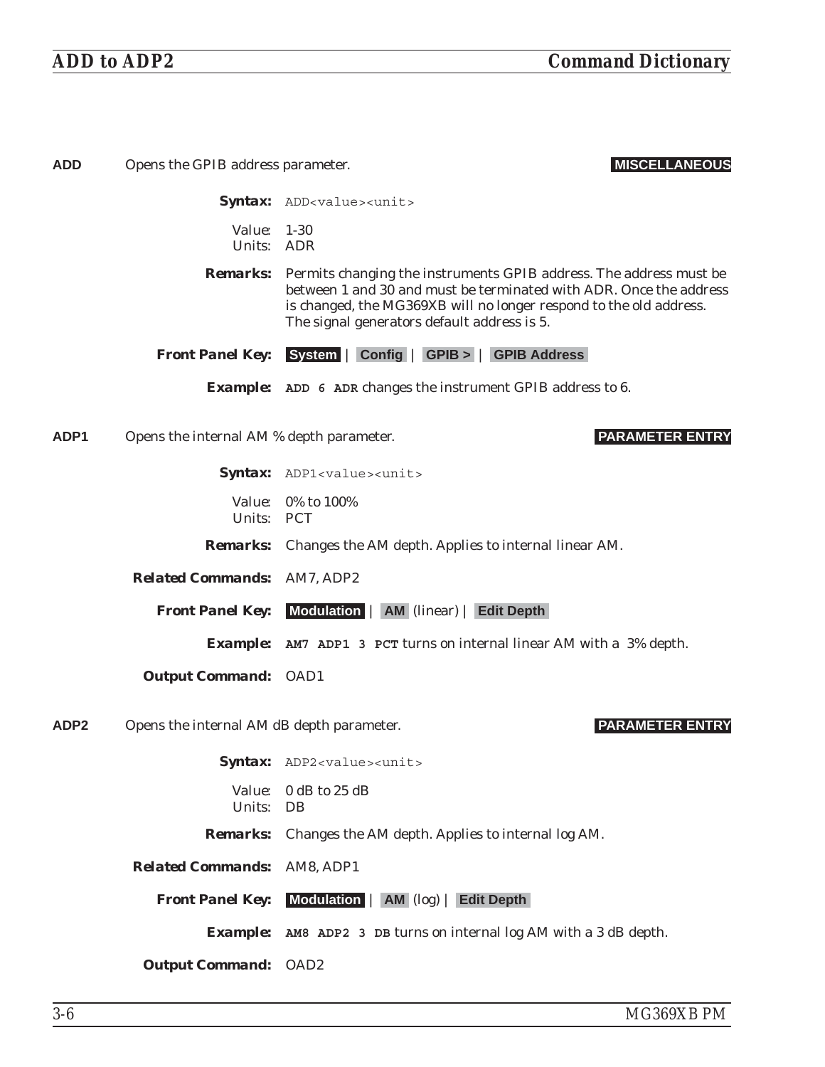**ADD** Opens the GPIB address parameter. **MISCELLANEOUS**

**Syntax:** `ADD<value><unit>`

Value: 1-30
Units: ADR

**Remarks:** Permits changing the instruments GPIB address. The address must be between 1 and 30 and must be terminated with ADR. Once the address is changed, the MG369XB will no longer respond to the old address. The signal generators default address is 5.

**Front Panel Key:** **System** | **Config** | **GPIB >** | **GPIB Address**

**Example:** **ADD 6 ADR** changes the instrument GPIB address to 6.

**ADP1** Opens the internal AM % depth parameter. **PARAMETER ENTRY**

**Syntax:** `ADP1<value><unit>`

Value: 0% to 100%
Units: PCT

**Remarks:** Changes the AM depth. Applies to internal linear AM.

**Related Commands:** AM7, ADP2

**Front Panel Key:** **Modulation** | **AM** (linear) | **Edit Depth**

**Example:** **AM7 ADP1 3 PCT** turns on internal linear AM with a 3% depth.

**Output Command:** OAD1

**ADP2** Opens the internal AM dB depth parameter. **PARAMETER ENTRY**

**Syntax:** `ADP2<value><unit>`

Value: 0 dB to 25 dB
Units: DB

**Remarks:** Changes the AM depth. Applies to internal log AM.

**Related Commands:** AM8, ADP1

**Front Panel Key:** **Modulation** | **AM** (log) | **Edit Depth**

**Example:** **AM8 ADP2 3 DB** turns on internal log AM with a 3 dB depth.

**Output Command:** OAD2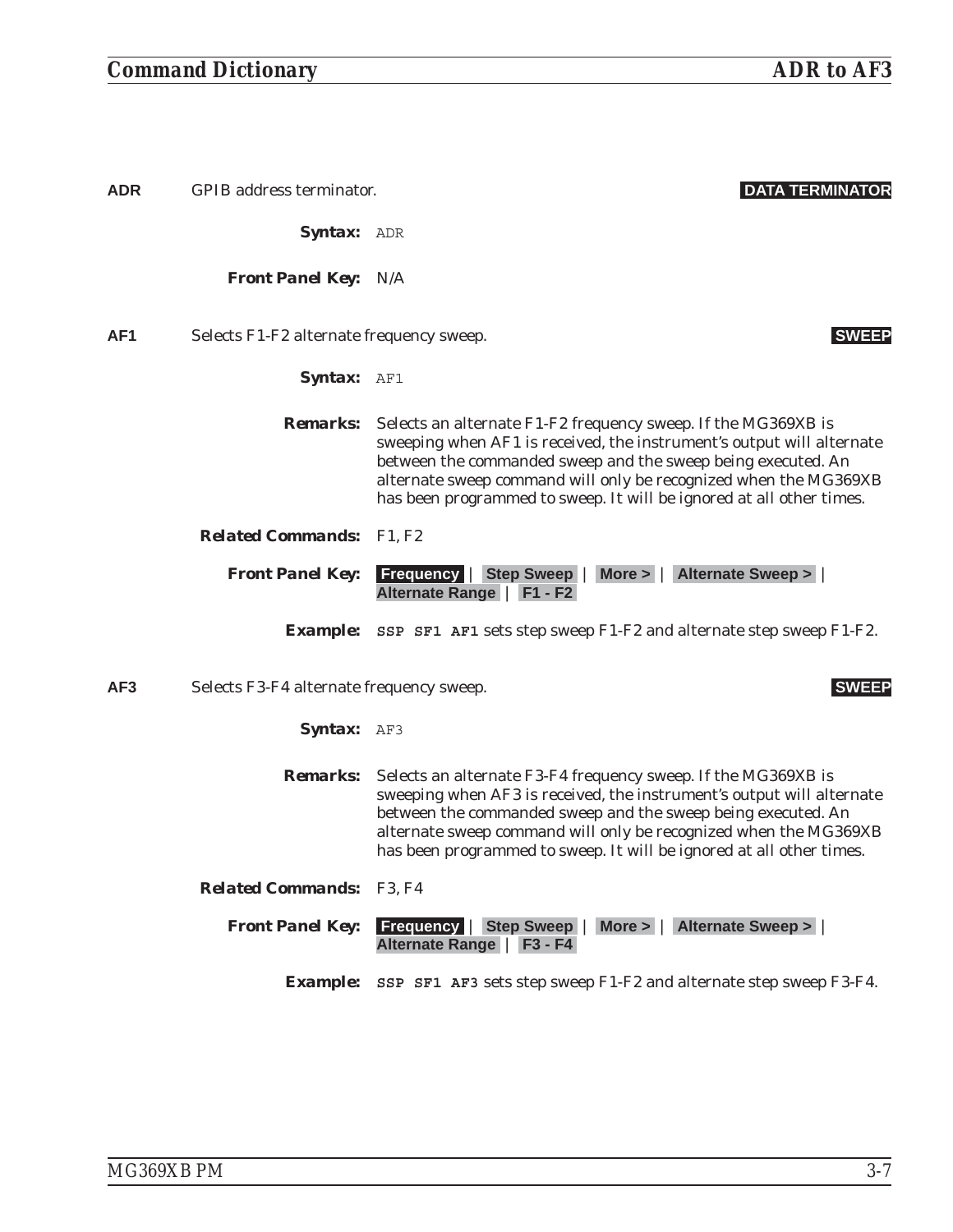**ADR** GPIB address terminator. **DATA TERMINATOR**

***Syntax:*** `ADR`

***Front Panel Key:*** N/A

**AF1** Selects F1-F2 alternate frequency sweep. **SWEEP**

***Syntax:*** `AF1`

***Remarks:*** Selects an alternate F1-F2 frequency sweep. If the MG369XB is sweeping when AF1 is received, the instrument's output will alternate between the commanded sweep and the sweep being executed. An alternate sweep command will only be recognized when the MG369XB has been programmed to sweep. It will be ignored at all other times.

***Related Commands:*** F1, F2

***Front Panel Key:*** **Frequency** | **Step Sweep** | **More >** | **Alternate Sweep >** | **Alternate Range** | **F1 - F2**

***Example:*** **`SSP SF1 AF1`** sets step sweep F1-F2 and alternate step sweep F1-F2.

**AF3** Selects F3-F4 alternate frequency sweep. **SWEEP**

***Syntax:*** `AF3`

***Remarks:*** Selects an alternate F3-F4 frequency sweep. If the MG369XB is sweeping when AF3 is received, the instrument's output will alternate between the commanded sweep and the sweep being executed. An alternate sweep command will only be recognized when the MG369XB has been programmed to sweep. It will be ignored at all other times.

***Related Commands:*** F3, F4

***Front Panel Key:*** **Frequency** | **Step Sweep** | **More >** | **Alternate Sweep >** | **Alternate Range** | **F3 - F4**

***Example:*** **`SSP SF1 AF3`** sets step sweep F1-F2 and alternate step sweep F3-F4.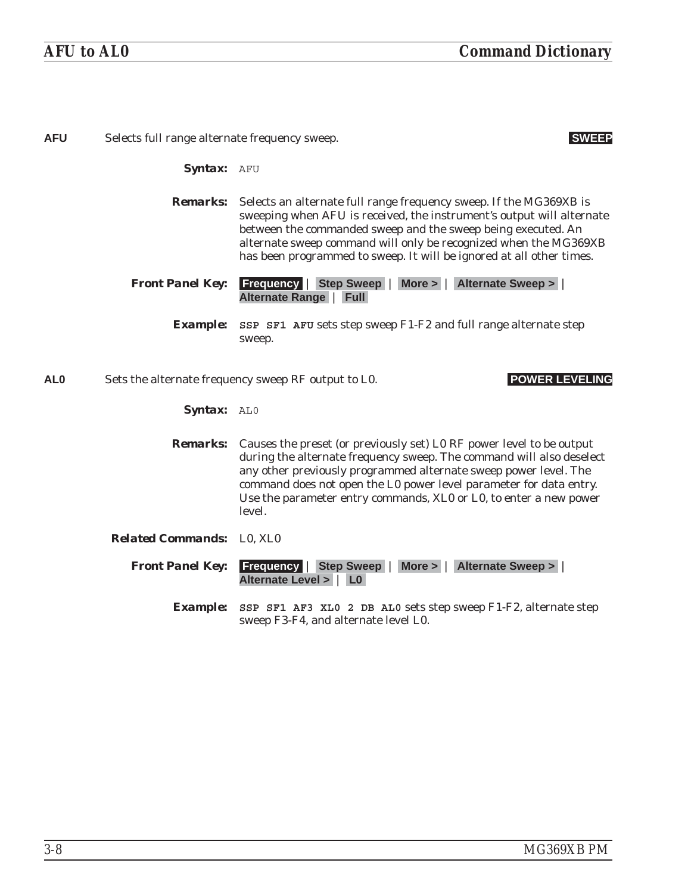**AFU** Selects full range alternate frequency sweep. **SWEEP**

***Syntax:*** AFU

***Remarks:*** Selects an alternate full range frequency sweep. If the MG369XB is sweeping when AFU is received, the instrument's output will alternate between the commanded sweep and the sweep being executed. An alternate sweep command will only be recognized when the MG369XB has been programmed to sweep. It will be ignored at all other times.

***Front Panel Key:*** **Frequency** | **Step Sweep** | **More >** | **Alternate Sweep >** | **Alternate Range** | **Full**

***Example:*** **SSP SF1 AFU** sets step sweep F1-F2 and full range alternate step sweep.

**AL0** Sets the alternate frequency sweep RF output to L0. **POWER LEVELING**

***Syntax:*** AL0

***Remarks:*** Causes the preset (or previously set) L0 RF power level to be output during the alternate frequency sweep. The command will also deselect any other previously programmed alternate sweep power level. The command does not open the L0 power level parameter for data entry. Use the parameter entry commands, XL0 or L0, to enter a new power level.

***Related Commands:*** L0, XL0

***Front Panel Key:*** **Frequency** | **Step Sweep** | **More >** | **Alternate Sweep >** | **Alternate Level >** | **L0**

***Example:*** **SSP SF1 AF3 XL0 2 DB AL0** sets step sweep F1-F2, alternate step sweep F3-F4, and alternate level L0.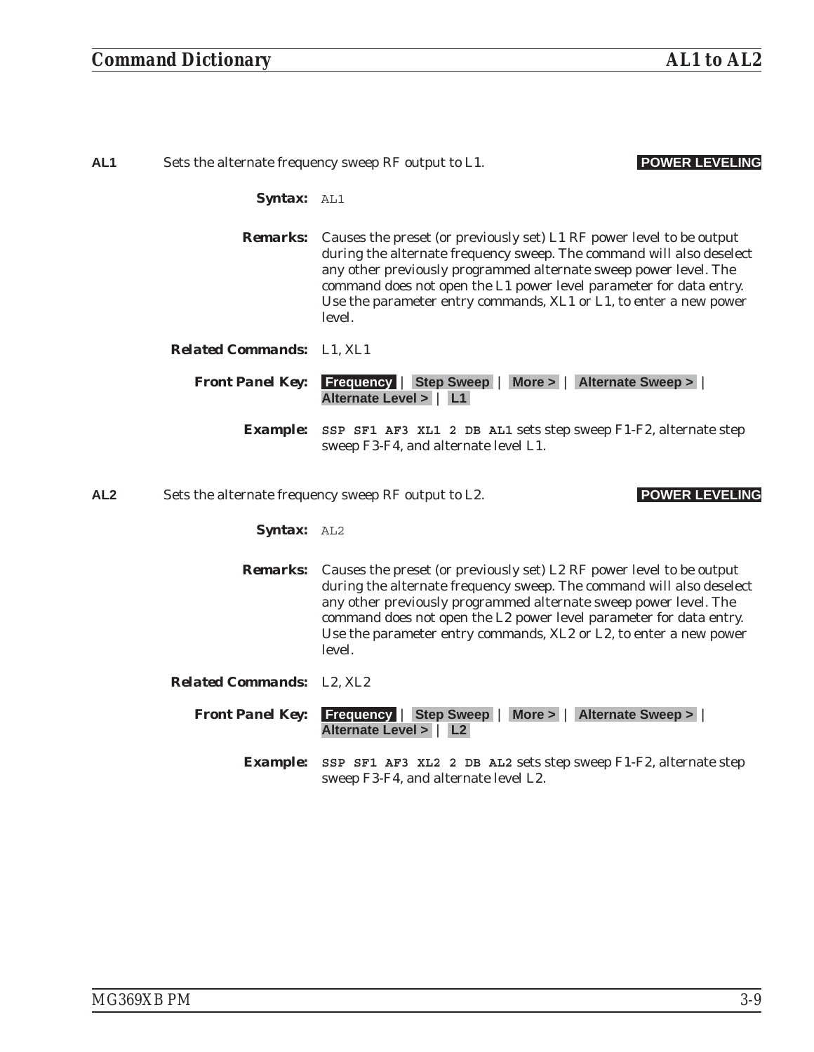**AL1** Sets the alternate frequency sweep RF output to L1. **POWER LEVELING**

***Syntax:*** AL1

***Remarks:*** Causes the preset (or previously set) L1 RF power level to be output during the alternate frequency sweep. The command will also deselect any other previously programmed alternate sweep power level. The command does not open the L1 power level parameter for data entry. Use the parameter entry commands, XL1 or L1, to enter a new power level.

***Related Commands:*** L1, XL1

***Front Panel Key:*** **Frequency** | **Step Sweep** | **More >** | **Alternate Sweep >** | **Alternate Level >** | **L1**

***Example:*** `SSP SF1 AF3 XL1 2 DB AL1` sets step sweep F1-F2, alternate step sweep F3-F4, and alternate level L1.

**AL2** Sets the alternate frequency sweep RF output to L2. **POWER LEVELING**

***Syntax:*** AL2

***Remarks:*** Causes the preset (or previously set) L2 RF power level to be output during the alternate frequency sweep. The command will also deselect any other previously programmed alternate sweep power level. The command does not open the L2 power level parameter for data entry. Use the parameter entry commands, XL2 or L2, to enter a new power level.

***Related Commands:*** L2, XL2

***Front Panel Key:*** **Frequency** | **Step Sweep** | **More >** | **Alternate Sweep >** | **Alternate Level >** | **L2**

***Example:*** `SSP SF1 AF3 XL2 2 DB AL2` sets step sweep F1-F2, alternate step sweep F3-F4, and alternate level L2.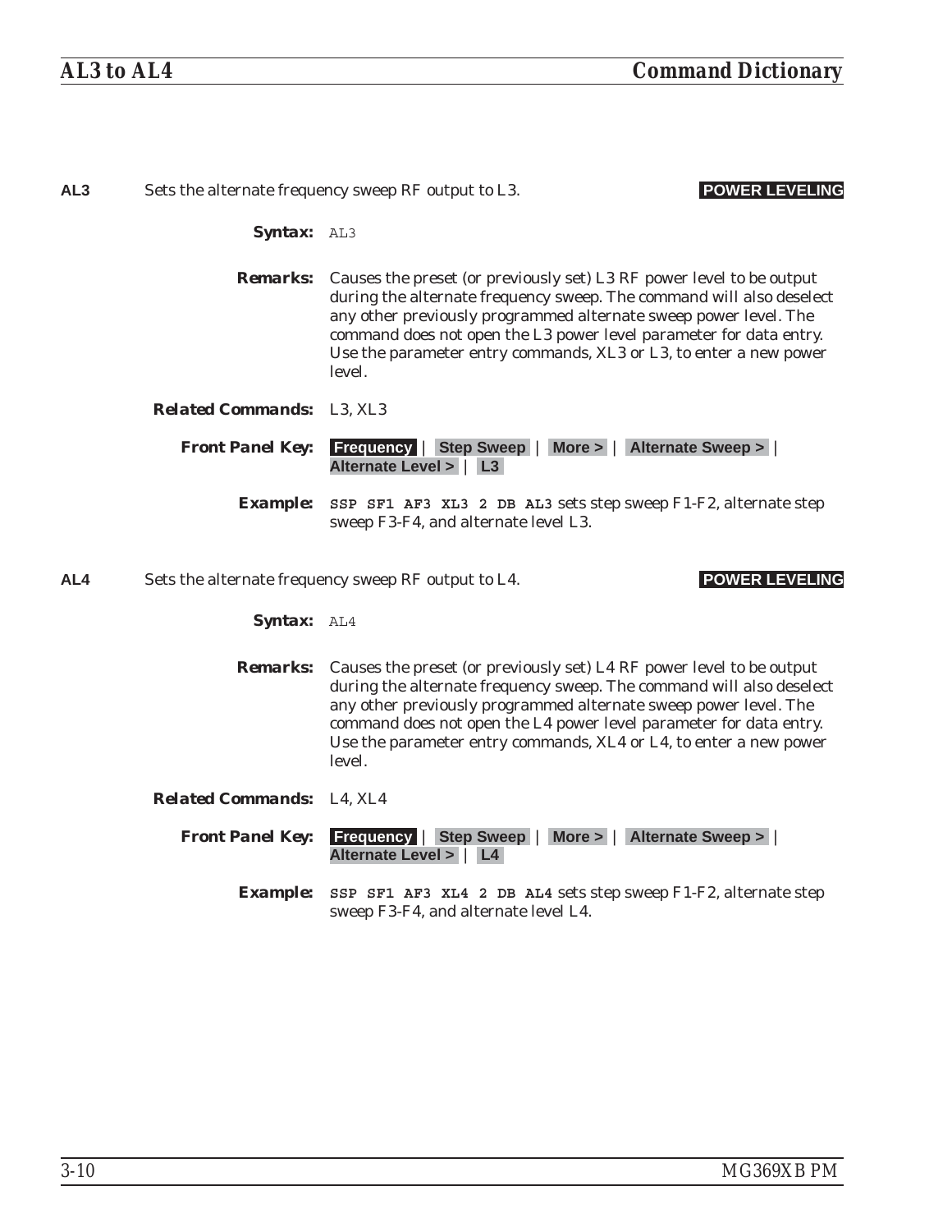**AL3** Sets the alternate frequency sweep RF output to L3. **POWER LEVELING**

***Syntax:*** AL3

***Remarks:*** Causes the preset (or previously set) L3 RF power level to be output during the alternate frequency sweep. The command will also deselect any other previously programmed alternate sweep power level. The command does not open the L3 power level parameter for data entry. Use the parameter entry commands, XL3 or L3, to enter a new power level.

***Related Commands:*** L3, XL3

***Front Panel Key:*** **Frequency** | **Step Sweep** | **More >** | **Alternate Sweep >** | **Alternate Level >** | **L3**

***Example:*** **SSP SF1 AF3 XL3 2 DB AL3** sets step sweep F1-F2, alternate step sweep F3-F4, and alternate level L3.

**AL4** Sets the alternate frequency sweep RF output to L4. **POWER LEVELING**

***Syntax:*** AL4

***Remarks:*** Causes the preset (or previously set) L4 RF power level to be output during the alternate frequency sweep. The command will also deselect any other previously programmed alternate sweep power level. The command does not open the L4 power level parameter for data entry. Use the parameter entry commands, XL4 or L4, to enter a new power level.

***Related Commands:*** L4, XL4

***Front Panel Key:*** **Frequency** | **Step Sweep** | **More >** | **Alternate Sweep >** | **Alternate Level >** | **L4**

***Example:*** **SSP SF1 AF3 XL4 2 DB AL4** sets step sweep F1-F2, alternate step sweep F3-F4, and alternate level L4.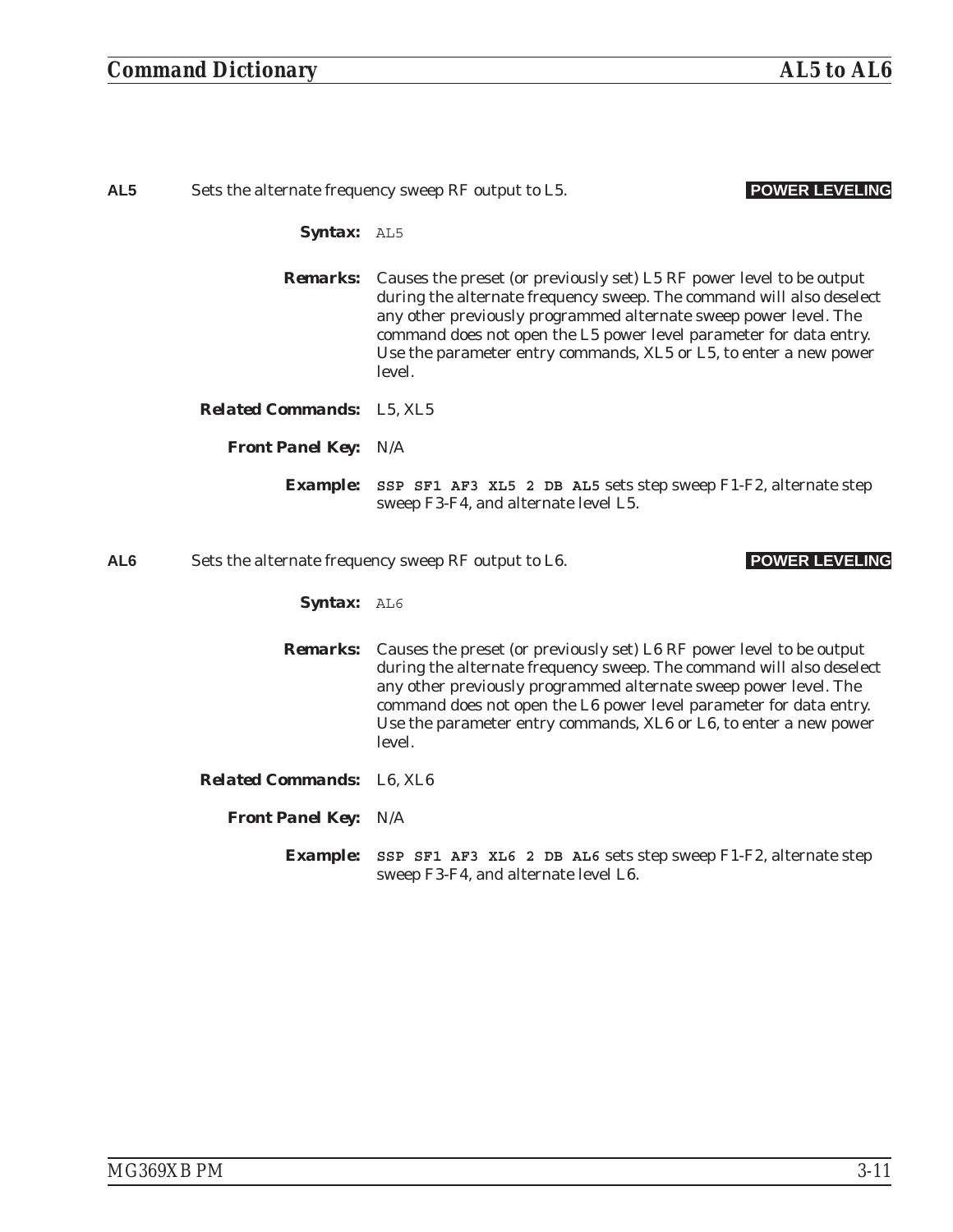**AL5** Sets the alternate frequency sweep RF output to L5. **POWER LEVELING**

***Syntax:*** `AL5`

***Remarks:*** Causes the preset (or previously set) L5 RF power level to be output during the alternate frequency sweep. The command will also deselect any other previously programmed alternate sweep power level. The command does not open the L5 power level parameter for data entry. Use the parameter entry commands, XL5 or L5, to enter a new power level.

***Related Commands:*** L5, XL5

***Front Panel Key:*** N/A

***Example:*** **`SSP SF1 AF3 XL5 2 DB AL5`** sets step sweep F1-F2, alternate step sweep F3-F4, and alternate level L5.

**AL6** Sets the alternate frequency sweep RF output to L6. **POWER LEVELING**

***Syntax:*** `AL6`

***Remarks:*** Causes the preset (or previously set) L6 RF power level to be output during the alternate frequency sweep. The command will also deselect any other previously programmed alternate sweep power level. The command does not open the L6 power level parameter for data entry. Use the parameter entry commands, XL6 or L6, to enter a new power level.

***Related Commands:*** L6, XL6

***Front Panel Key:*** N/A

***Example:*** **`SSP SF1 AF3 XL6 2 DB AL6`** sets step sweep F1-F2, alternate step sweep F3-F4, and alternate level L6.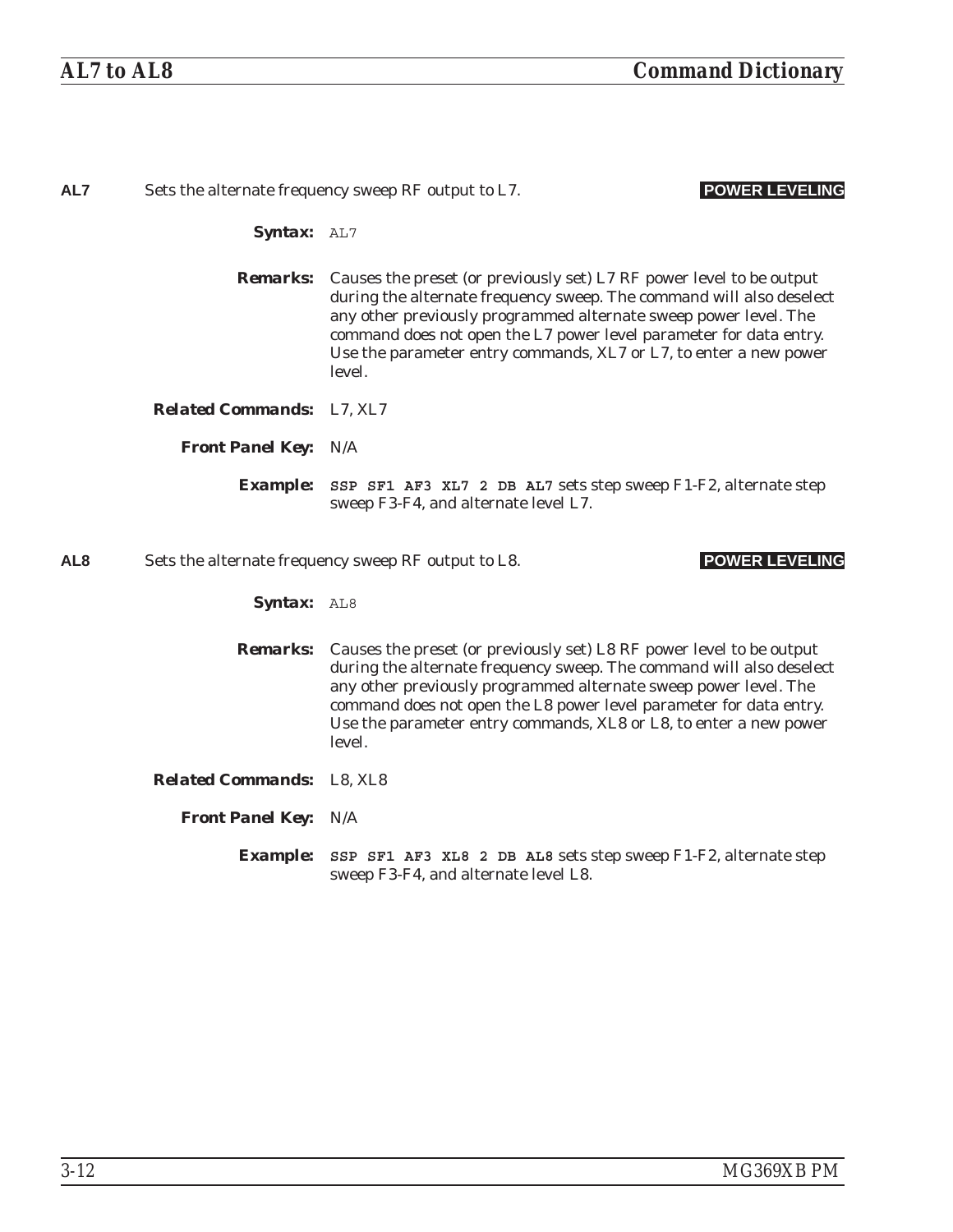**AL7** Sets the alternate frequency sweep RF output to L7. **POWER LEVELING**

***Syntax:*** `AL7`

***Remarks:*** Causes the preset (or previously set) L7 RF power level to be output during the alternate frequency sweep. The command will also deselect any other previously programmed alternate sweep power level. The command does not open the L7 power level parameter for data entry. Use the parameter entry commands, XL7 or L7, to enter a new power level.

***Related Commands:*** L7, XL7

***Front Panel Key:*** N/A

***Example:*** **`SSP SF1 AF3 XL7 2 DB AL7`** sets step sweep F1-F2, alternate step sweep F3-F4, and alternate level L7.

**AL8** Sets the alternate frequency sweep RF output to L8. **POWER LEVELING**

***Syntax:*** `AL8`

***Remarks:*** Causes the preset (or previously set) L8 RF power level to be output during the alternate frequency sweep. The command will also deselect any other previously programmed alternate sweep power level. The command does not open the L8 power level parameter for data entry. Use the parameter entry commands, XL8 or L8, to enter a new power level.

***Related Commands:*** L8, XL8

***Front Panel Key:*** N/A

***Example:*** **`SSP SF1 AF3 XL8 2 DB AL8`** sets step sweep F1-F2, alternate step sweep F3-F4, and alternate level L8.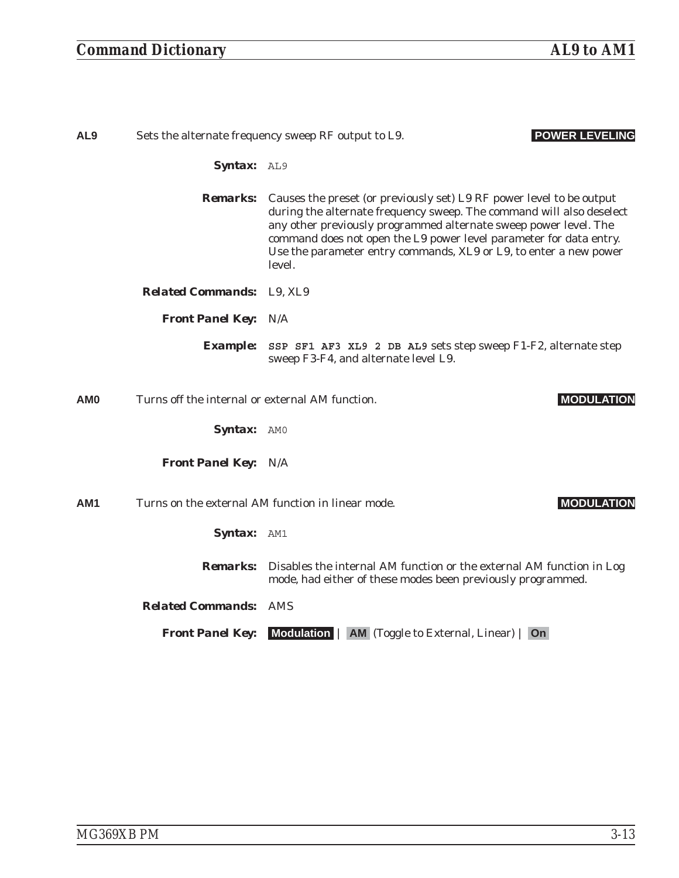**AL9** Sets the alternate frequency sweep RF output to L9. **POWER LEVELING**

***Syntax:*** `AL9`

***Remarks:*** Causes the preset (or previously set) L9 RF power level to be output during the alternate frequency sweep. The command will also deselect any other previously programmed alternate sweep power level. The command does not open the L9 power level parameter for data entry. Use the parameter entry commands, XL9 or L9, to enter a new power level.

***Related Commands:*** L9, XL9

***Front Panel Key:*** N/A

***Example:*** **`SSP SF1 AF3 XL9 2 DB AL9`** sets step sweep F1-F2, alternate step sweep F3-F4, and alternate level L9.

**AM0** Turns off the internal or external AM function. **MODULATION**

***Syntax:*** `AM0`

***Front Panel Key:*** N/A

**AM1** Turns on the external AM function in linear mode. **MODULATION**

***Syntax:*** `AM1`

***Remarks:*** Disables the internal AM function or the external AM function in Log mode, had either of these modes been previously programmed.

***Related Commands:*** AMS

***Front Panel Key:*** **Modulation** | **AM** (Toggle to External, Linear) | **On**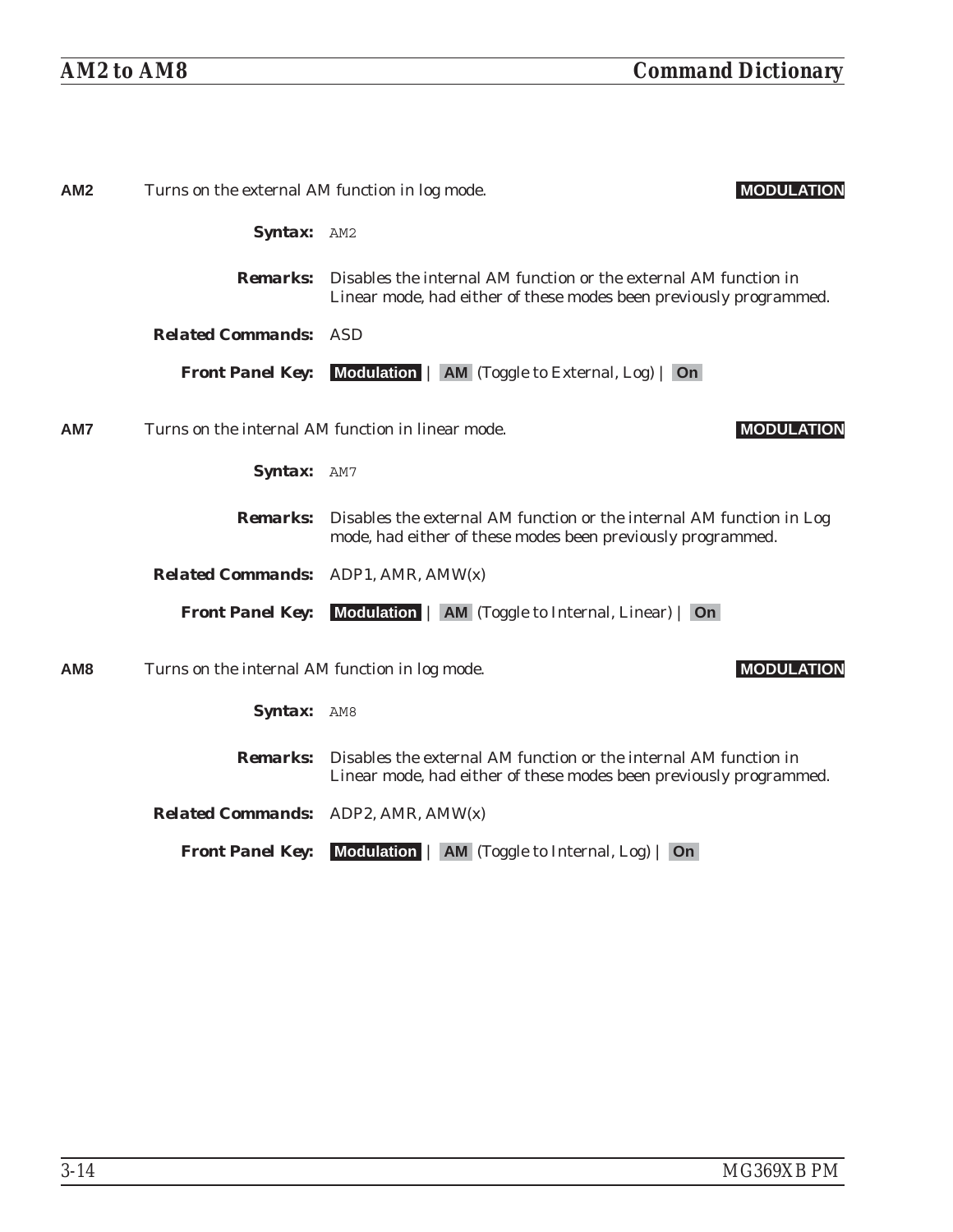**AM2** Turns on the external AM function in log mode. **MODULATION**

***Syntax:*** `AM2`

***Remarks:*** Disables the internal AM function or the external AM function in Linear mode, had either of these modes been previously programmed.

***Related Commands:*** ASD

***Front Panel Key:*** **Modulation** | **AM** (Toggle to External, Log) | **On**

**AM7** Turns on the internal AM function in linear mode. **MODULATION**

***Syntax:*** `AM7`

***Remarks:*** Disables the external AM function or the internal AM function in Log mode, had either of these modes been previously programmed.

***Related Commands:*** ADP1, AMR, AMW(x)

***Front Panel Key:*** **Modulation** | **AM** (Toggle to Internal, Linear) | **On**

**AM8** Turns on the internal AM function in log mode. **MODULATION**

***Syntax:*** `AM8`

***Remarks:*** Disables the external AM function or the internal AM function in Linear mode, had either of these modes been previously programmed.

***Related Commands:*** ADP2, AMR, AMW(x)

***Front Panel Key:*** **Modulation** | **AM** (Toggle to Internal, Log) | **On**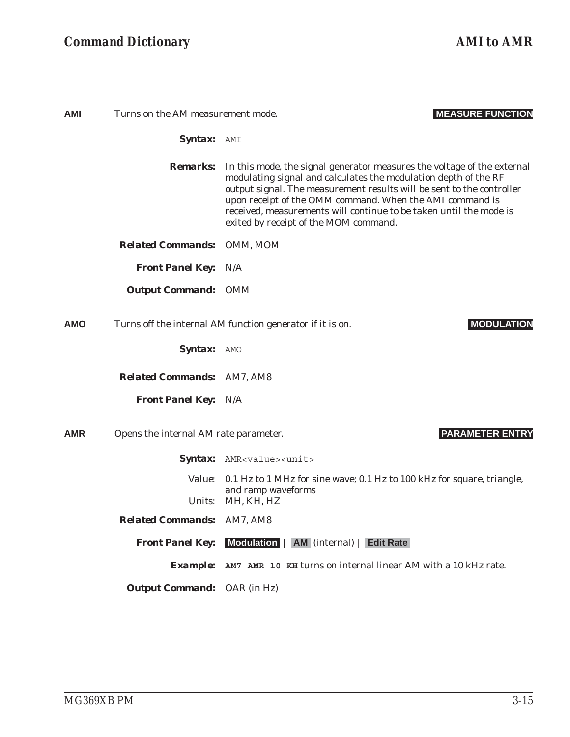**AMI** Turns on the AM measurement mode. **MEASURE FUNCTION**

***Syntax:*** `AMI`

***Remarks:*** In this mode, the signal generator measures the voltage of the external modulating signal and calculates the modulation depth of the RF output signal. The measurement results will be sent to the controller upon receipt of the OMM command. When the AMI command is received, measurements will continue to be taken until the mode is exited by receipt of the MOM command.

***Related Commands:*** OMM, MOM

***Front Panel Key:*** N/A

***Output Command:*** OMM

**AMO** Turns off the internal AM function generator if it is on. **MODULATION**

***Syntax:*** `AMO`

***Related Commands:*** AM7, AM8

***Front Panel Key:*** N/A

**AMR** Opens the internal AM rate parameter. **PARAMETER ENTRY**

***Syntax:*** `AMR<value><unit>`

Value: 0.1 Hz to 1 MHz for sine wave; 0.1 Hz to 100 kHz for square, triangle, and ramp waveforms
Units: MH, KH, HZ

***Related Commands:*** AM7, AM8

***Front Panel Key:*** **Modulation** | **AM** (internal) | **Edit Rate**

***Example:*** **`AM7 AMR 10 KH`** turns on internal linear AM with a 10 kHz rate.

***Output Command:*** OAR (in Hz)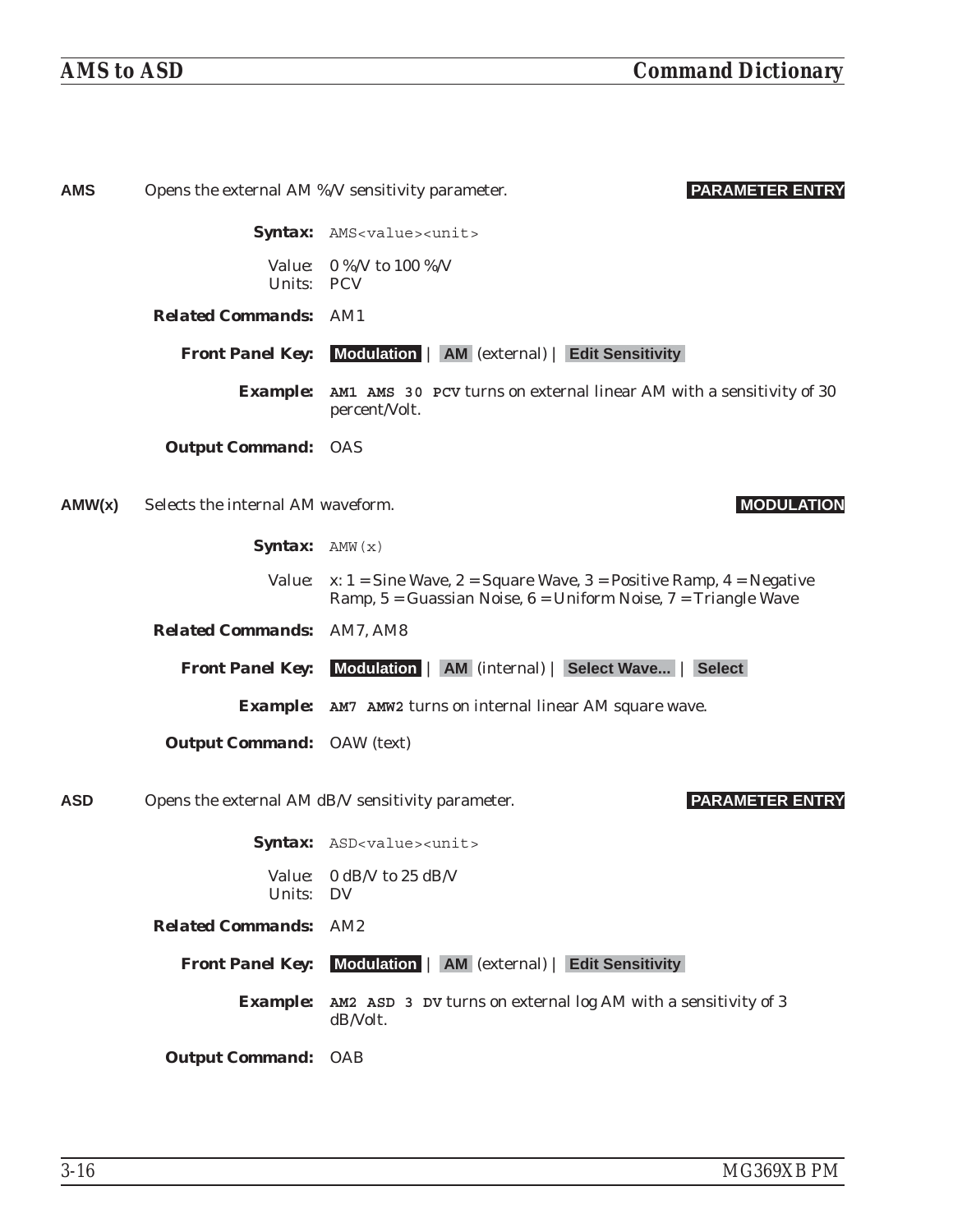**AMS** Opens the external AM %/V sensitivity parameter. **PARAMETER ENTRY**

**Syntax:** `AMS<value><unit>`

Value: 0 %/V to 100 %/V
Units: PCV

**Related Commands:** AM1

**Front Panel Key:** **Modulation** | **AM** (external) | **Edit Sensitivity**

**Example:** **`AM1 AMS 30 PCV`** turns on external linear AM with a sensitivity of 30 percent/Volt.

**Output Command:** OAS

---

**AMW(x)** Selects the internal AM waveform. **MODULATION**

**Syntax:** `AMW(x)`

Value: x: 1 = Sine Wave, 2 = Square Wave, 3 = Positive Ramp, 4 = Negative Ramp, 5 = Guassian Noise, 6 = Uniform Noise, 7 = Triangle Wave

**Related Commands:** AM7, AM8

**Front Panel Key:** **Modulation** | **AM** (internal) | **Select Wave...** | **Select**

**Example:** **`AM7 AMW2`** turns on internal linear AM square wave.

**Output Command:** OAW (text)

---

**ASD** Opens the external AM dB/V sensitivity parameter. **PARAMETER ENTRY**

**Syntax:** `ASD<value><unit>`

Value: 0 dB/V to 25 dB/V
Units: DV

**Related Commands:** AM2

**Front Panel Key:** **Modulation** | **AM** (external) | **Edit Sensitivity**

**Example:** **`AM2 ASD 3 DV`** turns on external log AM with a sensitivity of 3 dB/Volt.

**Output Command:** OAB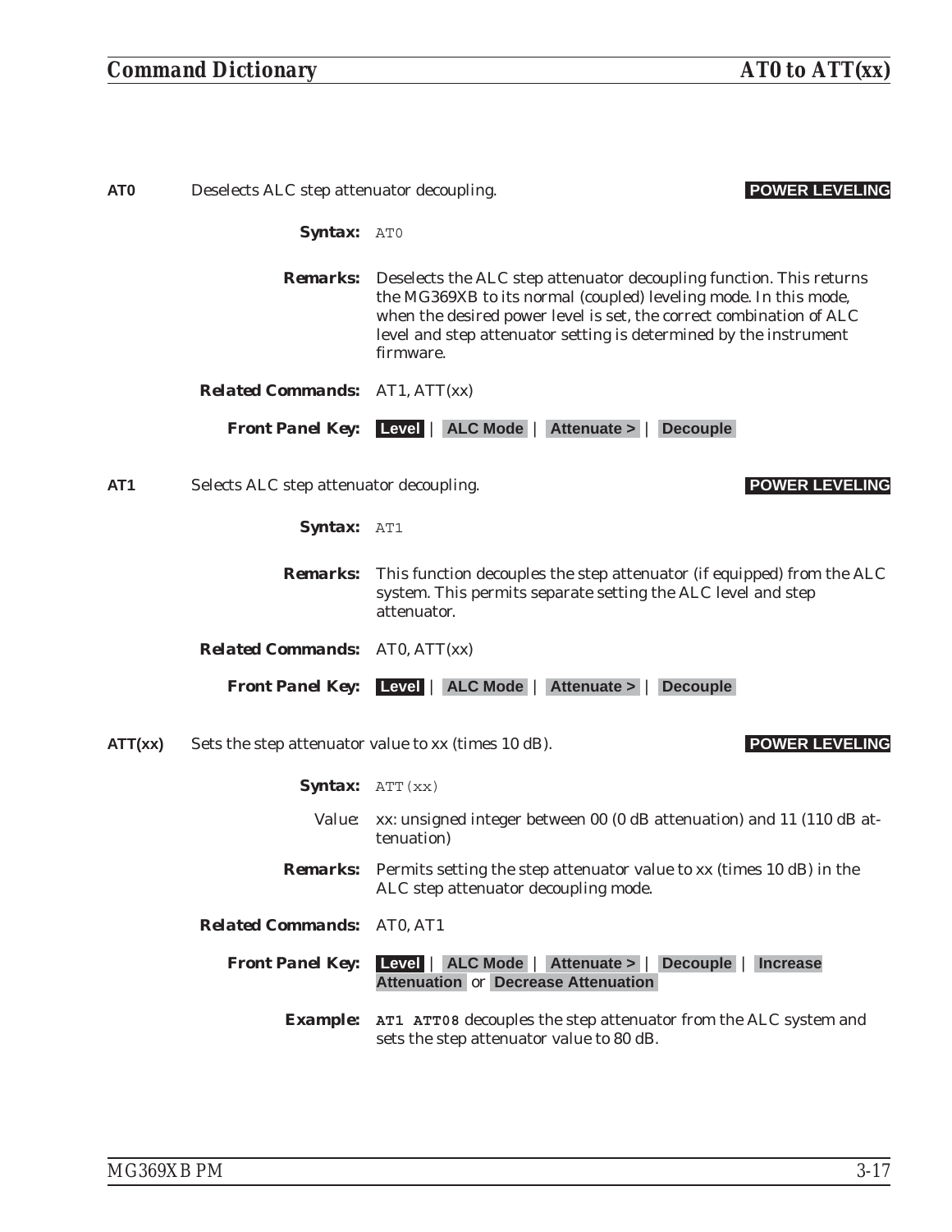**AT0** Deselects ALC step attenuator decoupling. **POWER LEVELING**

***Syntax:*** `AT0`

***Remarks:*** Deselects the ALC step attenuator decoupling function. This returns the MG369XB to its normal (coupled) leveling mode. In this mode, when the desired power level is set, the correct combination of ALC level and step attenuator setting is determined by the instrument firmware.

***Related Commands:*** AT1, ATT(xx)

***Front Panel Key:*** **Level** | **ALC Mode** | **Attenuate >** | **Decouple**

**AT1** Selects ALC step attenuator decoupling. **POWER LEVELING**

***Syntax:*** `AT1`

***Remarks:*** This function decouples the step attenuator (if equipped) from the ALC system. This permits separate setting the ALC level and step attenuator.

***Related Commands:*** AT0, ATT(xx)

***Front Panel Key:*** **Level** | **ALC Mode** | **Attenuate >** | **Decouple**

**ATT(xx)** Sets the step attenuator value to xx (times 10 dB). **POWER LEVELING**

***Syntax:*** `ATT(xx)`

Value: xx: unsigned integer between 00 (0 dB attenuation) and 11 (110 dB attenuation)

***Remarks:*** Permits setting the step attenuator value to xx (times 10 dB) in the ALC step attenuator decoupling mode.

***Related Commands:*** AT0, AT1

***Front Panel Key:*** **Level** | **ALC Mode** | **Attenuate >** | **Decouple** | **Increase Attenuation** or **Decrease Attenuation**

***Example:*** **`AT1 ATT08`** decouples the step attenuator from the ALC system and sets the step attenuator value to 80 dB.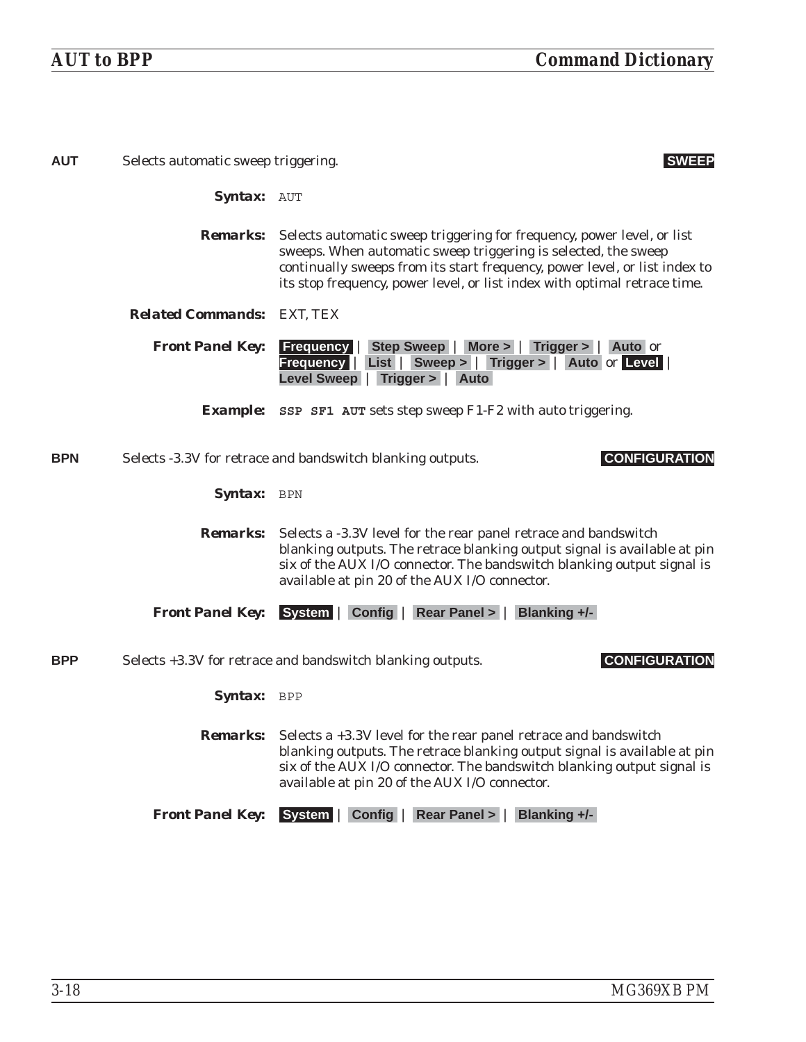**AUT** Selects automatic sweep triggering. **SWEEP**

***Syntax:*** AUT

***Remarks:*** Selects automatic sweep triggering for frequency, power level, or list sweeps. When automatic sweep triggering is selected, the sweep continually sweeps from its start frequency, power level, or list index to its stop frequency, power level, or list index with optimal retrace time.

***Related Commands:*** EXT, TEX

***Front Panel Key:*** **Frequency** | **Step Sweep** | **More >** | **Trigger >** | **Auto** or **Frequency** | **List** | **Sweep >** | **Trigger >** | **Auto** or **Level** | **Level Sweep** | **Trigger >** | **Auto**

***Example:*** **SSP SF1 AUT** sets step sweep F1-F2 with auto triggering.

**BPN** Selects -3.3V for retrace and bandswitch blanking outputs. **CONFIGURATION**

***Syntax:*** BPN

***Remarks:*** Selects a -3.3V level for the rear panel retrace and bandswitch blanking outputs. The retrace blanking output signal is available at pin six of the AUX I/O connector. The bandswitch blanking output signal is available at pin 20 of the AUX I/O connector.

***Front Panel Key:*** **System** | **Config** | **Rear Panel >** | **Blanking +/-**

**BPP** Selects +3.3V for retrace and bandswitch blanking outputs. **CONFIGURATION**

***Syntax:*** BPP

***Remarks:*** Selects a +3.3V level for the rear panel retrace and bandswitch blanking outputs. The retrace blanking output signal is available at pin six of the AUX I/O connector. The bandswitch blanking output signal is available at pin 20 of the AUX I/O connector.

***Front Panel Key:*** **System** | **Config** | **Rear Panel >** | **Blanking +/-**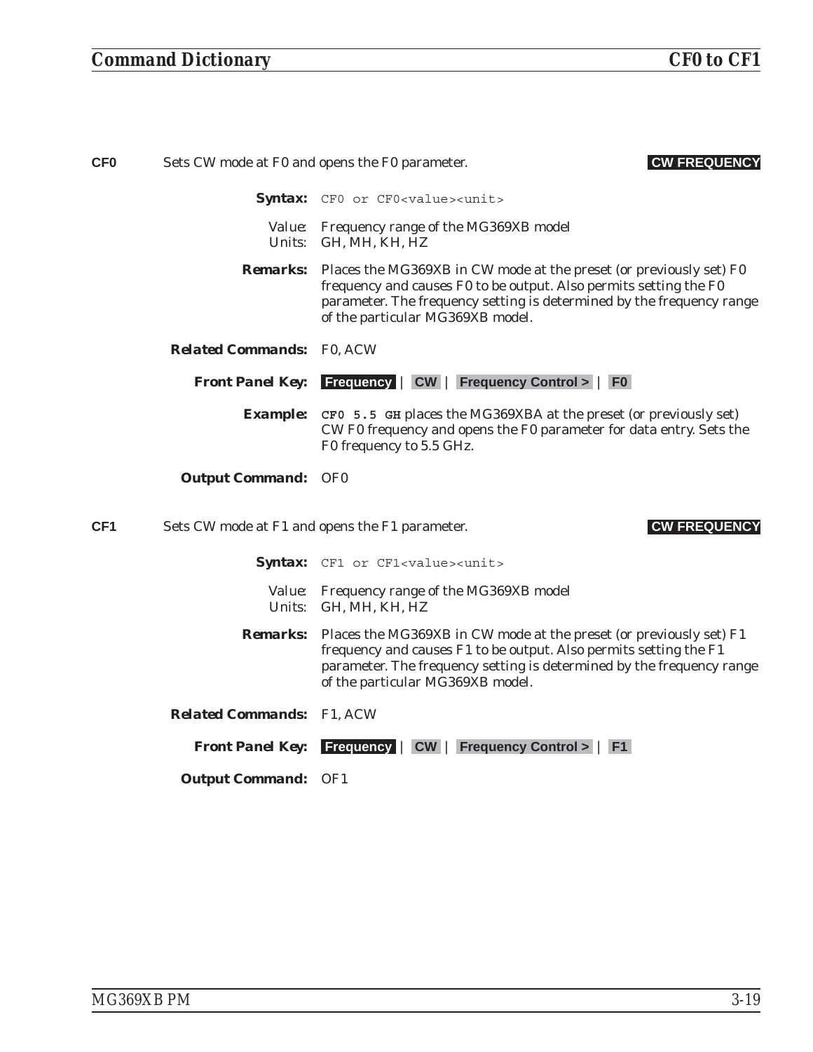**CF0** Sets CW mode at F0 and opens the F0 parameter. **CW FREQUENCY**

**Syntax:** `CF0 or CF0<value><unit>`

Value: Frequency range of the MG369XB model
Units: GH, MH, KH, HZ

**Remarks:** Places the MG369XB in CW mode at the preset (or previously set) F0 frequency and causes F0 to be output. Also permits setting the F0 parameter. The frequency setting is determined by the frequency range of the particular MG369XB model.

**Related Commands:** F0, ACW

**Front Panel Key:** **Frequency** | **CW** | **Frequency Control >** | **F0**

**Example:** **`CF0 5.5 GH`** places the MG369XBA at the preset (or previously set) CW F0 frequency and opens the F0 parameter for data entry. Sets the F0 frequency to 5.5 GHz.

**Output Command:** OF0

**CF1** Sets CW mode at F1 and opens the F1 parameter. **CW FREQUENCY**

**Syntax:** `CF1 or CF1<value><unit>`

Value: Frequency range of the MG369XB model
Units: GH, MH, KH, HZ

**Remarks:** Places the MG369XB in CW mode at the preset (or previously set) F1 frequency and causes F1 to be output. Also permits setting the F1 parameter. The frequency setting is determined by the frequency range of the particular MG369XB model.

**Related Commands:** F1, ACW

**Front Panel Key:** **Frequency** | **CW** | **Frequency Control >** | **F1**

**Output Command:** OF1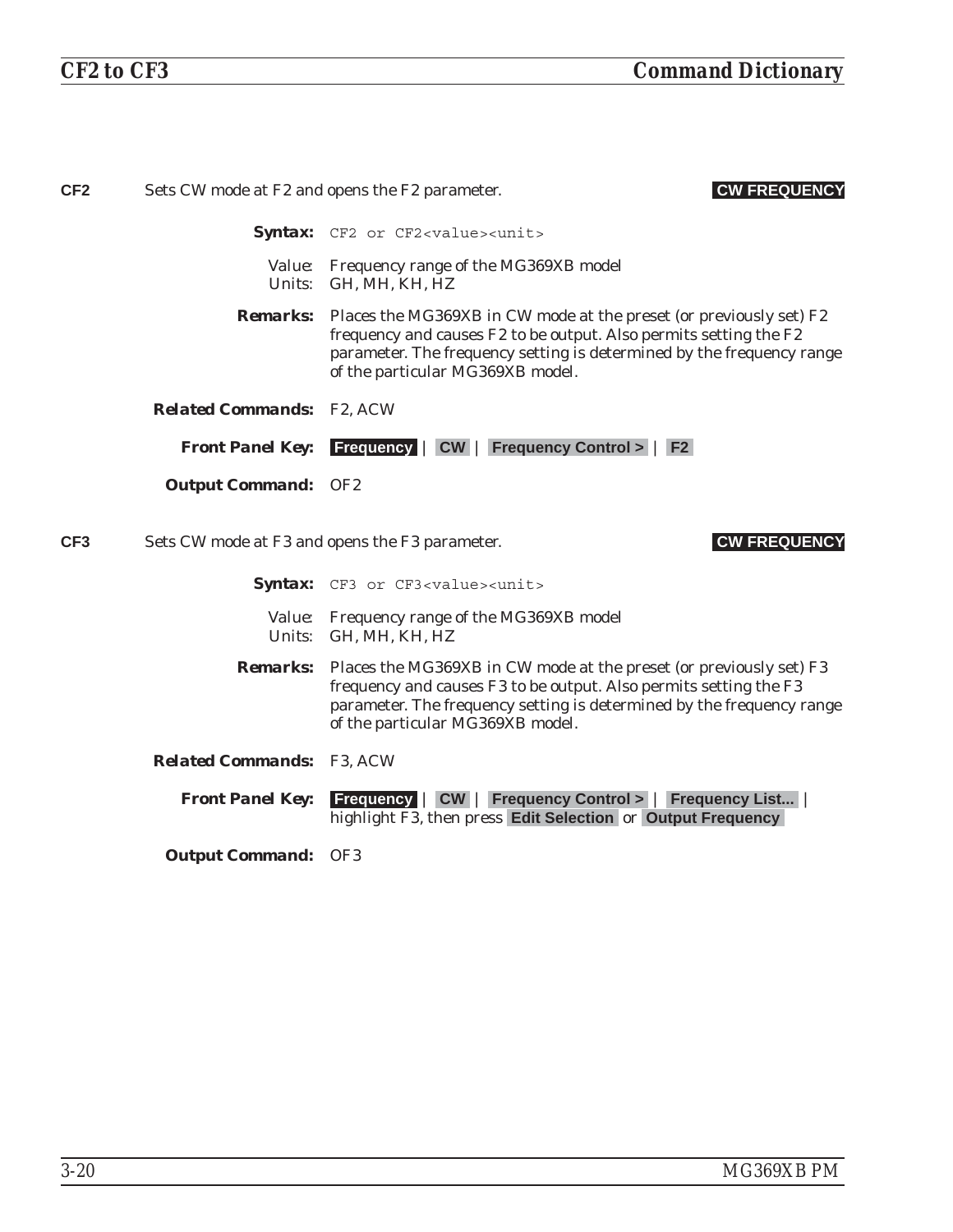**CF2** Sets CW mode at F2 and opens the F2 parameter. **CW FREQUENCY**

**Syntax:** `CF2 or CF2<value><unit>`

Value: Frequency range of the MG369XB model
Units: GH, MH, KH, HZ

**Remarks:** Places the MG369XB in CW mode at the preset (or previously set) F2 frequency and causes F2 to be output. Also permits setting the F2 parameter. The frequency setting is determined by the frequency range of the particular MG369XB model.

**Related Commands:** F2, ACW

**Front Panel Key:** **Frequency** | **CW** | **Frequency Control >** | **F2**

**Output Command:** OF2

**CF3** Sets CW mode at F3 and opens the F3 parameter. **CW FREQUENCY**

**Syntax:** `CF3 or CF3<value><unit>`

Value: Frequency range of the MG369XB model
Units: GH, MH, KH, HZ

**Remarks:** Places the MG369XB in CW mode at the preset (or previously set) F3 frequency and causes F3 to be output. Also permits setting the F3 parameter. The frequency setting is determined by the frequency range of the particular MG369XB model.

**Related Commands:** F3, ACW

**Front Panel Key:** **Frequency** | **CW** | **Frequency Control >** | **Frequency List...** | highlight F3, then press **Edit Selection** or **Output Frequency**

**Output Command:** OF3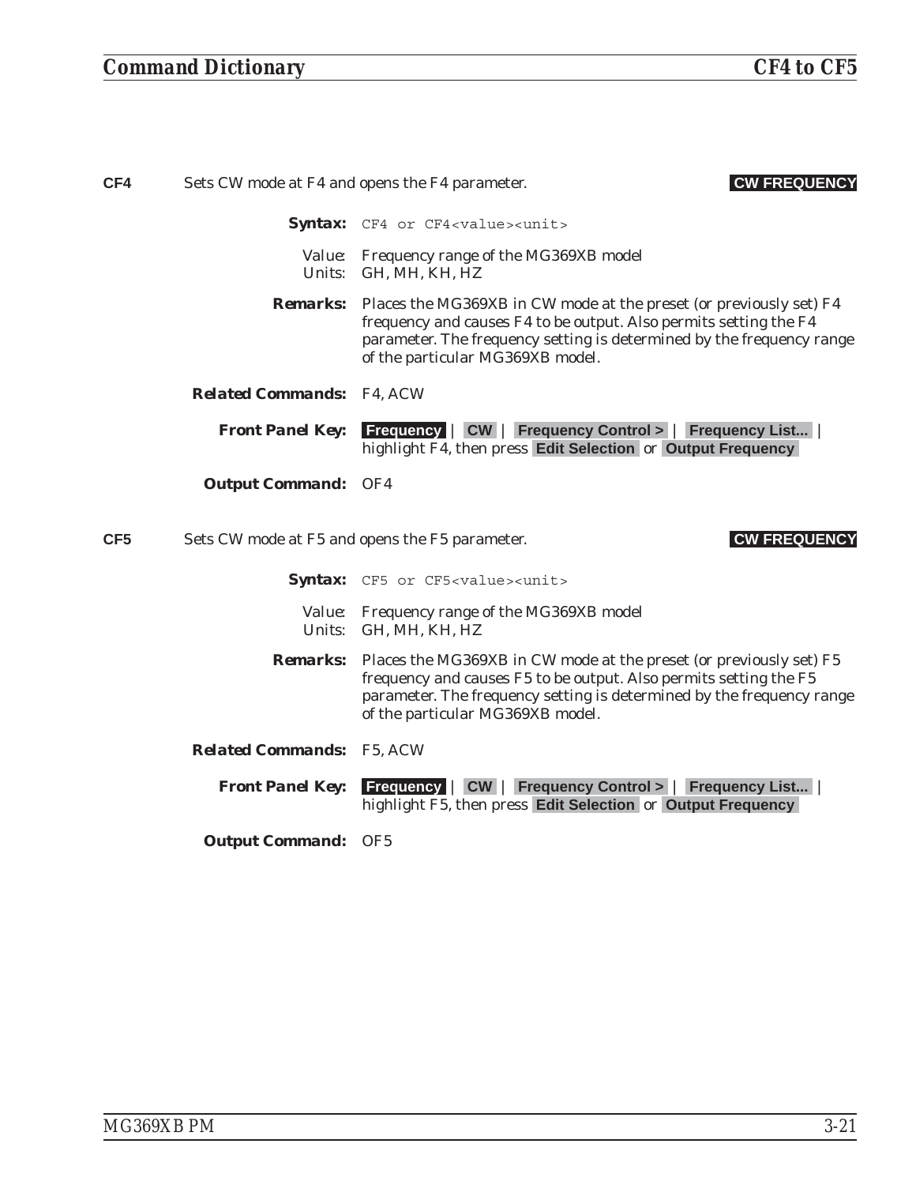**CF4** Sets CW mode at F4 and opens the F4 parameter. **CW FREQUENCY**

***Syntax:*** `CF4 or CF4<value><unit>`

Value: Frequency range of the MG369XB model
Units: GH, MH, KH, HZ

***Remarks:*** Places the MG369XB in CW mode at the preset (or previously set) F4 frequency and causes F4 to be output. Also permits setting the F4 parameter. The frequency setting is determined by the frequency range of the particular MG369XB model.

***Related Commands:*** F4, ACW

***Front Panel Key:*** **Frequency** | **CW** | **Frequency Control >** | **Frequency List...** | highlight F4, then press **Edit Selection** or **Output Frequency**

***Output Command:*** OF4

**CF5** Sets CW mode at F5 and opens the F5 parameter. **CW FREQUENCY**

***Syntax:*** `CF5 or CF5<value><unit>`

Value: Frequency range of the MG369XB model
Units: GH, MH, KH, HZ

***Remarks:*** Places the MG369XB in CW mode at the preset (or previously set) F5 frequency and causes F5 to be output. Also permits setting the F5 parameter. The frequency setting is determined by the frequency range of the particular MG369XB model.

***Related Commands:*** F5, ACW

***Front Panel Key:*** **Frequency** | **CW** | **Frequency Control >** | **Frequency List...** | highlight F5, then press **Edit Selection** or **Output Frequency**

***Output Command:*** OF5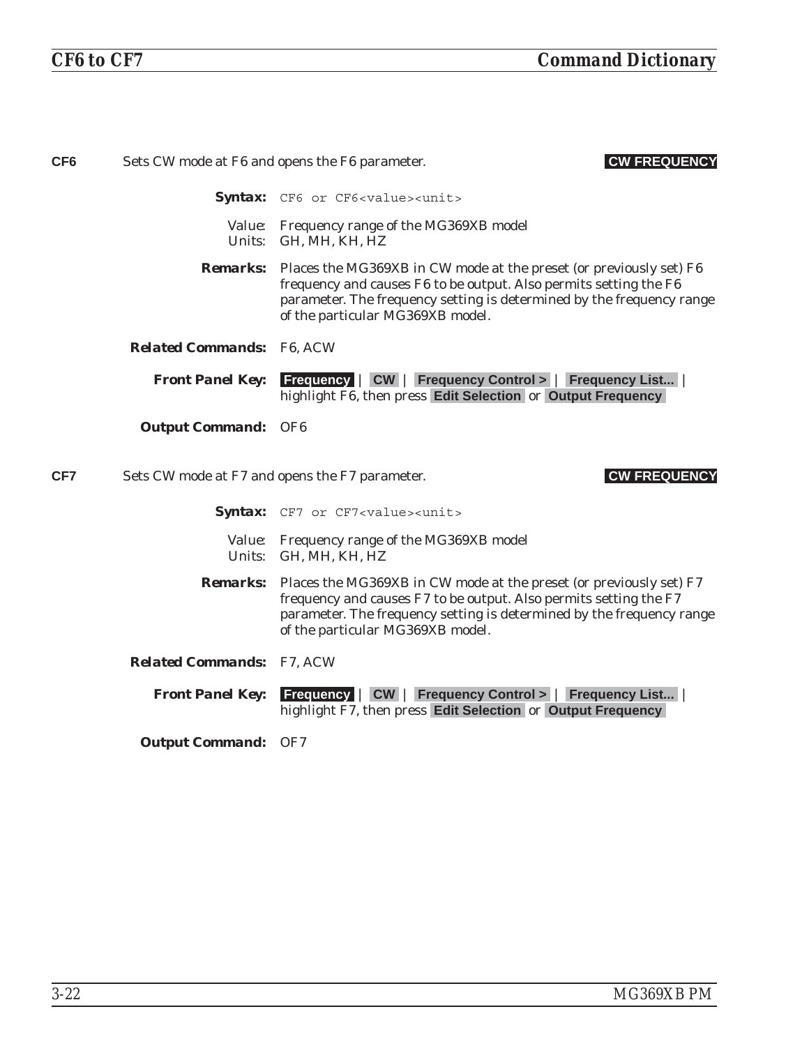**CF6** Sets CW mode at F6 and opens the F6 parameter. **CW FREQUENCY**

**Syntax:** `CF6 or CF6<value><unit>`

Value: Frequency range of the MG369XB model
Units: GH, MH, KH, HZ

**Remarks:** Places the MG369XB in CW mode at the preset (or previously set) F6 frequency and causes F6 to be output. Also permits setting the F6 parameter. The frequency setting is determined by the frequency range of the particular MG369XB model.

**Related Commands:** F6, ACW

**Front Panel Key:** **Frequency** | **CW** | **Frequency Control >** | **Frequency List...** | highlight F6, then press **Edit Selection** or **Output Frequency**

**Output Command:** OF6

**CF7** Sets CW mode at F7 and opens the F7 parameter. **CW FREQUENCY**

**Syntax:** `CF7 or CF7<value><unit>`

Value: Frequency range of the MG369XB model
Units: GH, MH, KH, HZ

**Remarks:** Places the MG369XB in CW mode at the preset (or previously set) F7 frequency and causes F7 to be output. Also permits setting the F7 parameter. The frequency setting is determined by the frequency range of the particular MG369XB model.

**Related Commands:** F7, ACW

**Front Panel Key:** **Frequency** | **CW** | **Frequency Control >** | **Frequency List...** | highlight F7, then press **Edit Selection** or **Output Frequency**

**Output Command:** OF7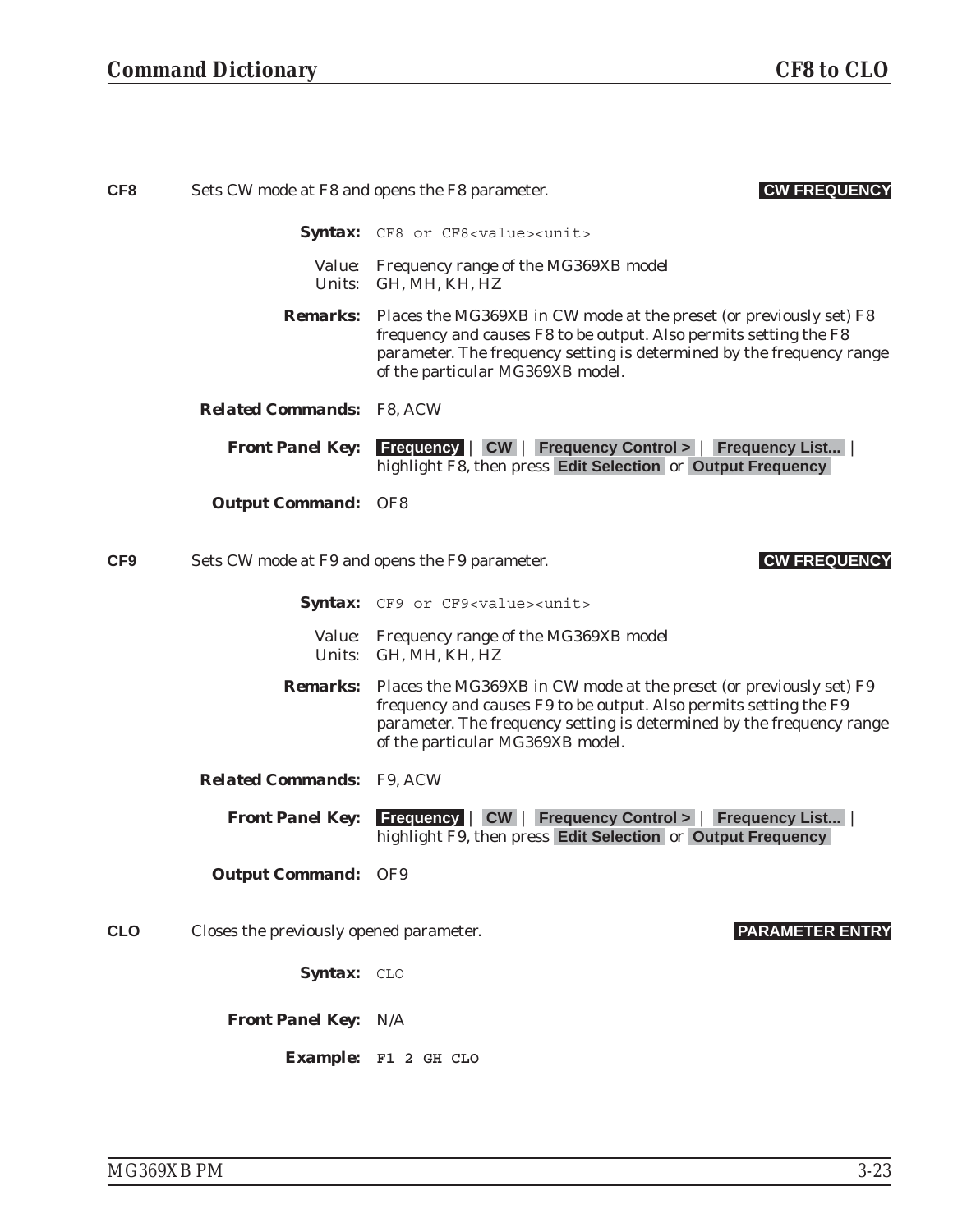**CF8** Sets CW mode at F8 and opens the F8 parameter. **CW FREQUENCY**

**Syntax:** `CF8 or CF8<value><unit>`

Value: Frequency range of the MG369XB model
Units: GH, MH, KH, HZ

**Remarks:** Places the MG369XB in CW mode at the preset (or previously set) F8 frequency and causes F8 to be output. Also permits setting the F8 parameter. The frequency setting is determined by the frequency range of the particular MG369XB model.

**Related Commands:** F8, ACW

**Front Panel Key:** **Frequency** | **CW** | **Frequency Control >** | **Frequency List...** | highlight F8, then press **Edit Selection** or **Output Frequency**

**Output Command:** OF8

**CF9** Sets CW mode at F9 and opens the F9 parameter. **CW FREQUENCY**

**Syntax:** `CF9 or CF9<value><unit>`

Value: Frequency range of the MG369XB model
Units: GH, MH, KH, HZ

**Remarks:** Places the MG369XB in CW mode at the preset (or previously set) F9 frequency and causes F9 to be output. Also permits setting the F9 parameter. The frequency setting is determined by the frequency range of the particular MG369XB model.

**Related Commands:** F9, ACW

**Front Panel Key:** **Frequency** | **CW** | **Frequency Control >** | **Frequency List...** | highlight F9, then press **Edit Selection** or **Output Frequency**

**Output Command:** OF9

**CLO** Closes the previously opened parameter. **PARAMETER ENTRY**

**Syntax:** `CLO`

**Front Panel Key:** N/A

**Example:** `F1 2 GH CLO`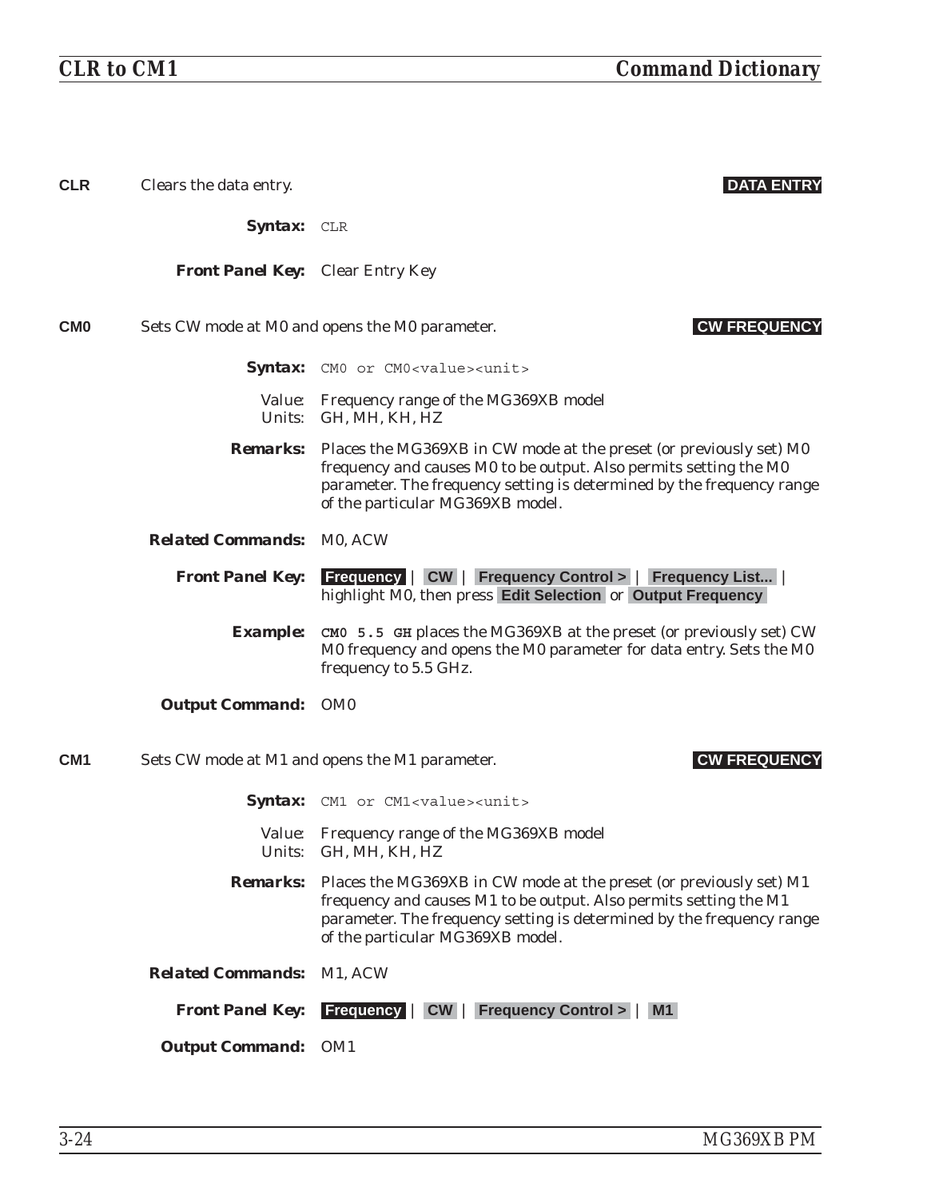**CLR** Clears the data entry. **DATA ENTRY**

**Syntax:** `CLR`

**Front Panel Key:** Clear Entry Key

**CM0** Sets CW mode at M0 and opens the M0 parameter. **CW FREQUENCY**

**Syntax:** `CM0 or CM0<value><unit>`

Value: Frequency range of the MG369XB model
Units: GH, MH, KH, HZ

**Remarks:** Places the MG369XB in CW mode at the preset (or previously set) M0 frequency and causes M0 to be output. Also permits setting the M0 parameter. The frequency setting is determined by the frequency range of the particular MG369XB model.

**Related Commands:** M0, ACW

**Front Panel Key:** **Frequency** | **CW** | **Frequency Control >** | **Frequency List...** | highlight M0, then press **Edit Selection** or **Output Frequency**

**Example:** `CM0 5.5 GH` places the MG369XB at the preset (or previously set) CW M0 frequency and opens the M0 parameter for data entry. Sets the M0 frequency to 5.5 GHz.

**Output Command:** OM0

**CM1** Sets CW mode at M1 and opens the M1 parameter. **CW FREQUENCY**

**Syntax:** `CM1 or CM1<value><unit>`

Value: Frequency range of the MG369XB model
Units: GH, MH, KH, HZ

**Remarks:** Places the MG369XB in CW mode at the preset (or previously set) M1 frequency and causes M1 to be output. Also permits setting the M1 parameter. The frequency setting is determined by the frequency range of the particular MG369XB model.

**Related Commands:** M1, ACW

**Front Panel Key:** **Frequency** | **CW** | **Frequency Control >** | **M1**

**Output Command:** OM1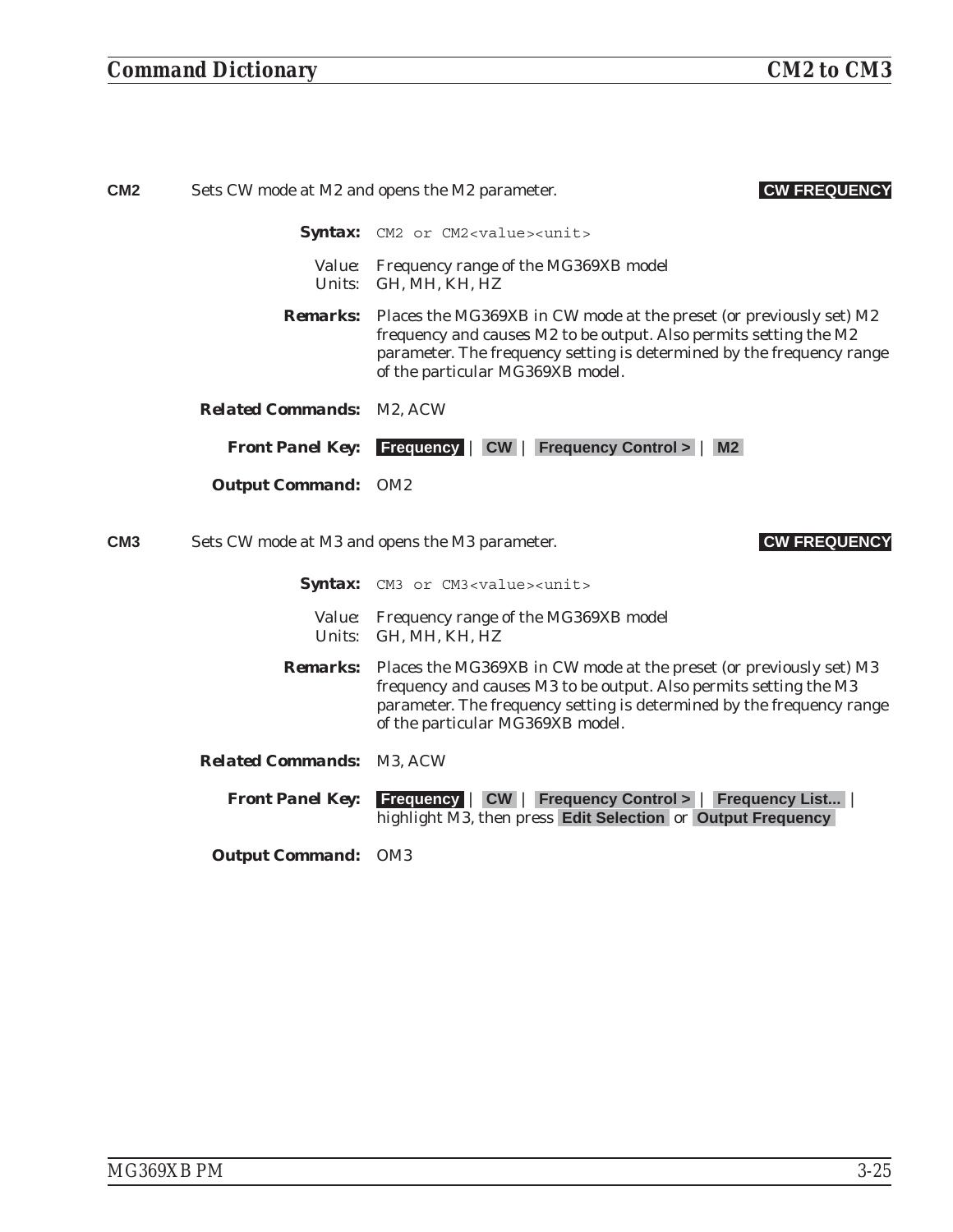**CM2** Sets CW mode at M2 and opens the M2 parameter. **CW FREQUENCY**

**Syntax:** `CM2 or CM2<value><unit>`

Value: Frequency range of the MG369XB model
Units: GH, MH, KH, HZ

**Remarks:** Places the MG369XB in CW mode at the preset (or previously set) M2 frequency and causes M2 to be output. Also permits setting the M2 parameter. The frequency setting is determined by the frequency range of the particular MG369XB model.

**Related Commands:** M2, ACW

**Front Panel Key:** **Frequency** | **CW** | **Frequency Control >** | **M2**

**Output Command:** OM2

**CM3** Sets CW mode at M3 and opens the M3 parameter. **CW FREQUENCY**

**Syntax:** `CM3 or CM3<value><unit>`

Value: Frequency range of the MG369XB model
Units: GH, MH, KH, HZ

**Remarks:** Places the MG369XB in CW mode at the preset (or previously set) M3 frequency and causes M3 to be output. Also permits setting the M3 parameter. The frequency setting is determined by the frequency range of the particular MG369XB model.

**Related Commands:** M3, ACW

**Front Panel Key:** **Frequency** | **CW** | **Frequency Control >** | **Frequency List...** | highlight M3, then press **Edit Selection** or **Output Frequency**

**Output Command:** OM3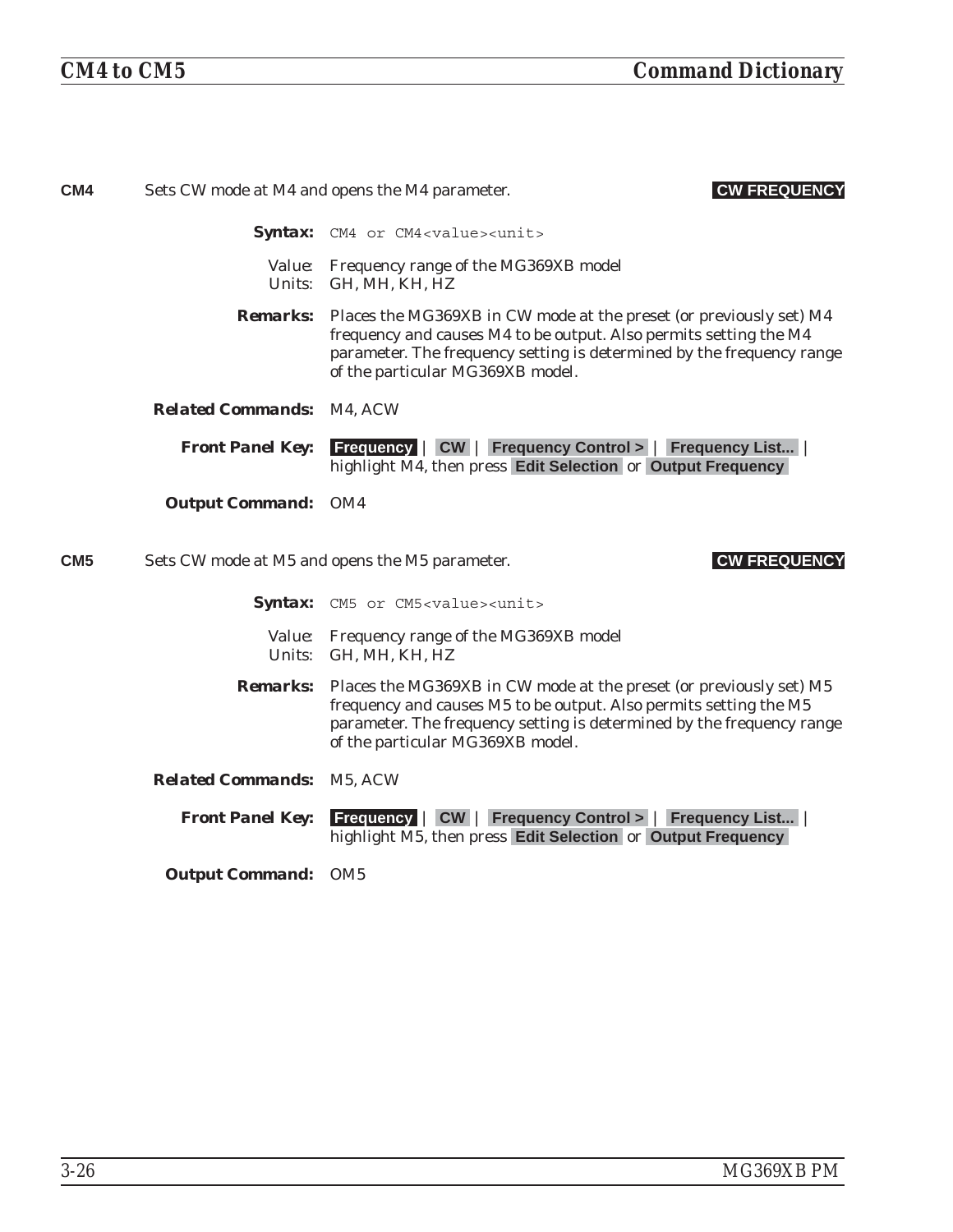**CM4** Sets CW mode at M4 and opens the M4 parameter. **CW FREQUENCY**

***Syntax:*** `CM4 or CM4<value><unit>`

Value: Frequency range of the MG369XB model
Units: GH, MH, KH, HZ

***Remarks:*** Places the MG369XB in CW mode at the preset (or previously set) M4 frequency and causes M4 to be output. Also permits setting the M4 parameter. The frequency setting is determined by the frequency range of the particular MG369XB model.

***Related Commands:*** M4, ACW

***Front Panel Key:*** **Frequency** | **CW** | **Frequency Control >** | **Frequency List...** | highlight M4, then press **Edit Selection** or **Output Frequency**

***Output Command:*** OM4

**CM5** Sets CW mode at M5 and opens the M5 parameter. **CW FREQUENCY**

***Syntax:*** `CM5 or CM5<value><unit>`

Value: Frequency range of the MG369XB model
Units: GH, MH, KH, HZ

***Remarks:*** Places the MG369XB in CW mode at the preset (or previously set) M5 frequency and causes M5 to be output. Also permits setting the M5 parameter. The frequency setting is determined by the frequency range of the particular MG369XB model.

***Related Commands:*** M5, ACW

***Front Panel Key:*** **Frequency** | **CW** | **Frequency Control >** | **Frequency List...** | highlight M5, then press **Edit Selection** or **Output Frequency**

***Output Command:*** OM5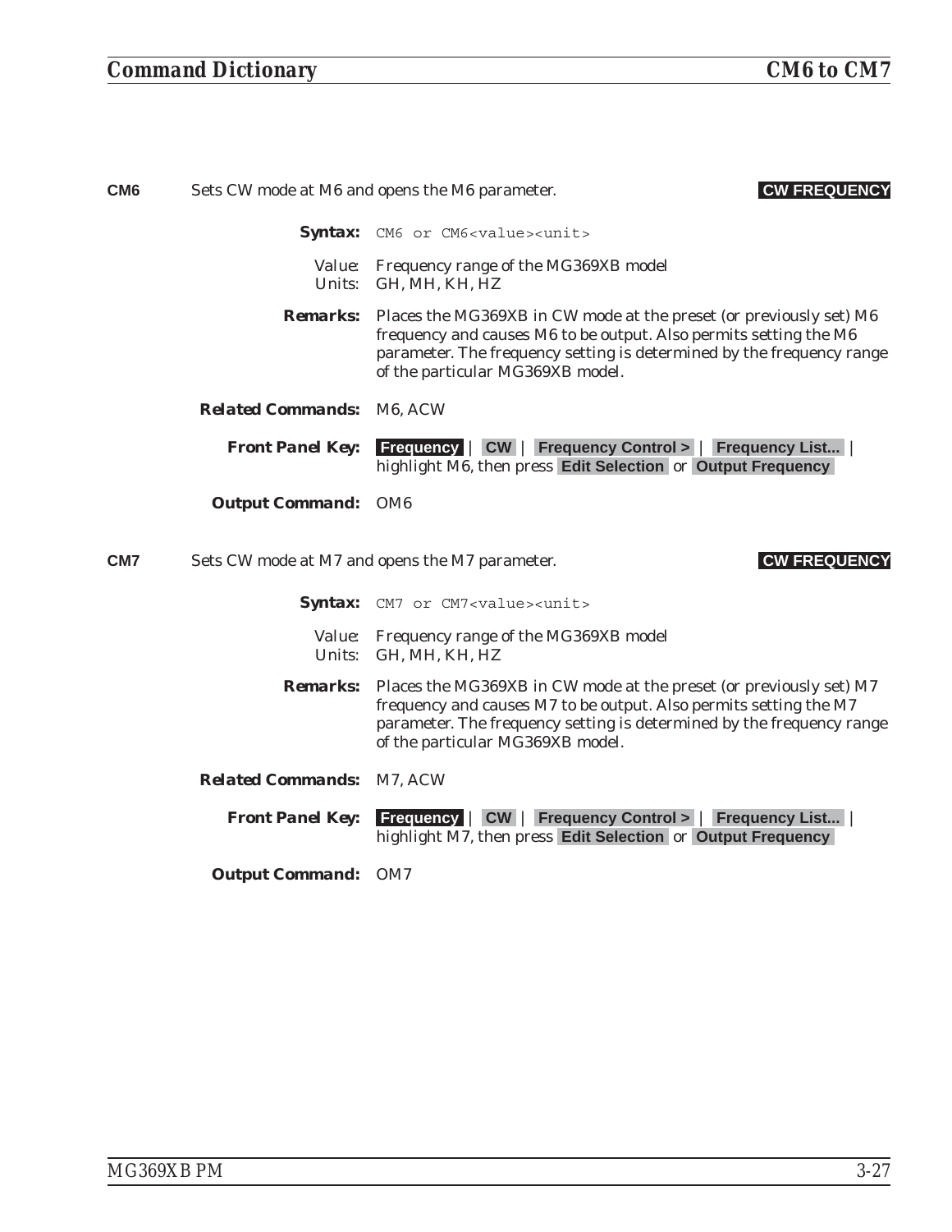**CM6** Sets CW mode at M6 and opens the M6 parameter. **CW FREQUENCY**

**Syntax:** `CM6 or CM6<value><unit>`

Value: Frequency range of the MG369XB model
Units: GH, MH, KH, HZ

**Remarks:** Places the MG369XB in CW mode at the preset (or previously set) M6 frequency and causes M6 to be output. Also permits setting the M6 parameter. The frequency setting is determined by the frequency range of the particular MG369XB model.

**Related Commands:** M6, ACW

**Front Panel Key:** **Frequency** | **CW** | **Frequency Control >** | **Frequency List...** | highlight M6, then press **Edit Selection** or **Output Frequency**

**Output Command:** OM6

**CM7** Sets CW mode at M7 and opens the M7 parameter. **CW FREQUENCY**

**Syntax:** `CM7 or CM7<value><unit>`

Value: Frequency range of the MG369XB model
Units: GH, MH, KH, HZ

**Remarks:** Places the MG369XB in CW mode at the preset (or previously set) M7 frequency and causes M7 to be output. Also permits setting the M7 parameter. The frequency setting is determined by the frequency range of the particular MG369XB model.

**Related Commands:** M7, ACW

**Front Panel Key:** **Frequency** | **CW** | **Frequency Control >** | **Frequency List...** | highlight M7, then press **Edit Selection** or **Output Frequency**

**Output Command:** OM7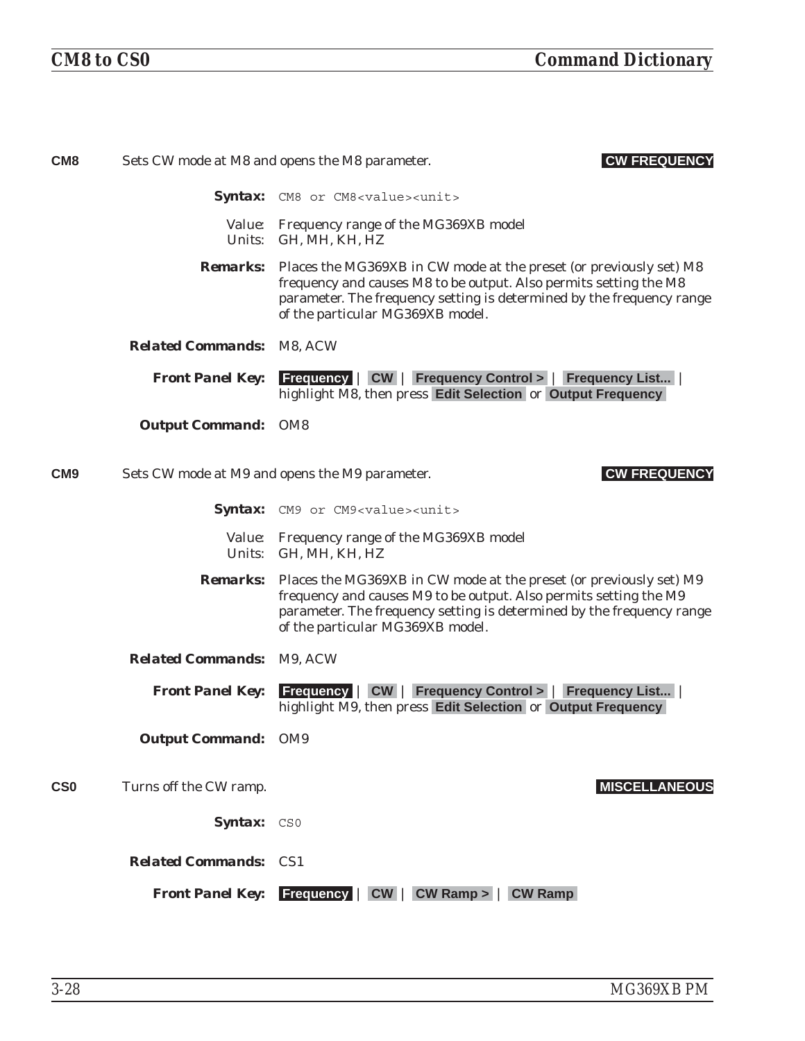**CM8** Sets CW mode at M8 and opens the M8 parameter. **CW FREQUENCY**

**Syntax:** `CM8 or CM8<value><unit>`

Value: Frequency range of the MG369XB model
Units: GH, MH, KH, HZ

**Remarks:** Places the MG369XB in CW mode at the preset (or previously set) M8 frequency and causes M8 to be output. Also permits setting the M8 parameter. The frequency setting is determined by the frequency range of the particular MG369XB model.

**Related Commands:** M8, ACW

**Front Panel Key:** **Frequency** | **CW** | **Frequency Control >** | **Frequency List...** | highlight M8, then press **Edit Selection** or **Output Frequency**

**Output Command:** OM8

**CM9** Sets CW mode at M9 and opens the M9 parameter. **CW FREQUENCY**

**Syntax:** `CM9 or CM9<value><unit>`

Value: Frequency range of the MG369XB model
Units: GH, MH, KH, HZ

**Remarks:** Places the MG369XB in CW mode at the preset (or previously set) M9 frequency and causes M9 to be output. Also permits setting the M9 parameter. The frequency setting is determined by the frequency range of the particular MG369XB model.

**Related Commands:** M9, ACW

**Front Panel Key:** **Frequency** | **CW** | **Frequency Control >** | **Frequency List...** | highlight M9, then press **Edit Selection** or **Output Frequency**

**Output Command:** OM9

**CS0** Turns off the CW ramp. **MISCELLANEOUS**

**Syntax:** `CS0`

**Related Commands:** CS1

**Front Panel Key:** **Frequency** | **CW** | **CW Ramp >** | **CW Ramp**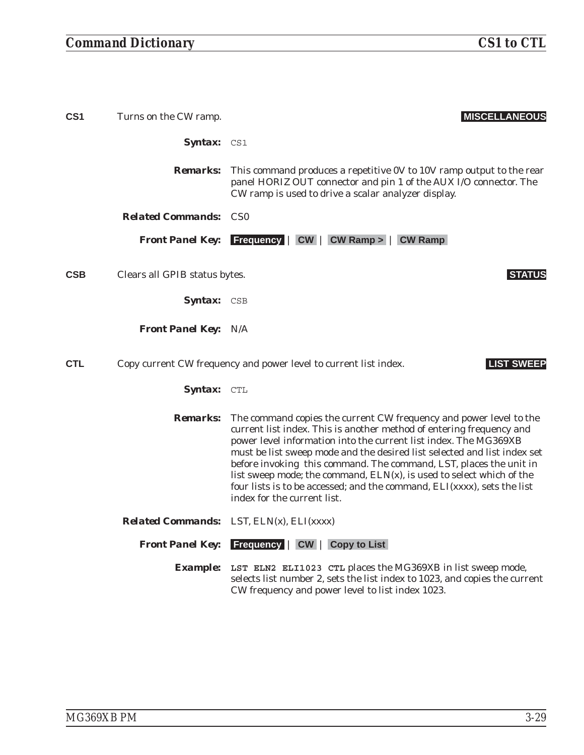**CS1** Turns on the CW ramp. **MISCELLANEOUS**

***Syntax:*** `CS1`

***Remarks:*** This command produces a repetitive 0V to 10V ramp output to the rear panel HORIZ OUT connector and pin 1 of the AUX I/O connector. The CW ramp is used to drive a scalar analyzer display.

***Related Commands:*** CS0

***Front Panel Key:*** **Frequency** | **CW** | **CW Ramp >** | **CW Ramp**

**CSB** Clears all GPIB status bytes. **STATUS**

***Syntax:*** `CSB`

***Front Panel Key:*** N/A

**CTL** Copy current CW frequency and power level to current list index. **LIST SWEEP**

***Syntax:*** `CTL`

***Remarks:*** The command copies the current CW frequency and power level to the current list index. This is another method of entering frequency and power level information into the current list index. The MG369XB must be list sweep mode and the desired list selected and list index set before invoking this command. The command, LST, places the unit in list sweep mode; the command, ELN(x), is used to select which of the four lists is to be accessed; and the command, ELI(xxxx), sets the list index for the current list.

***Related Commands:*** LST, ELN(x), ELI(xxxx)

***Front Panel Key:*** **Frequency** | **CW** | **Copy to List**

***Example:*** **`LST ELN2 ELI1023 CTL`** places the MG369XB in list sweep mode, selects list number 2, sets the list index to 1023, and copies the current CW frequency and power level to list index 1023.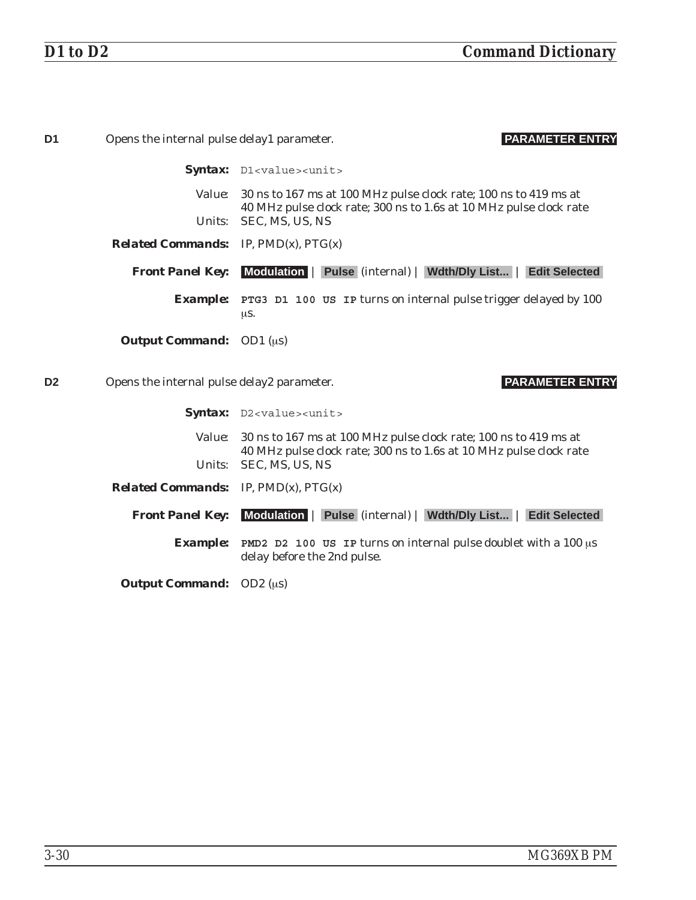**D1** Opens the internal pulse delay1 parameter. **PARAMETER ENTRY**

**Syntax:** `D1<value><unit>`

Value: 30 ns to 167 ms at 100 MHz pulse clock rate; 100 ns to 419 ms at 40 MHz pulse clock rate; 300 ns to 1.6s at 10 MHz pulse clock rate
Units: SEC, MS, US, NS

**Related Commands:** IP, PMD(x), PTG(x)

**Front Panel Key:** **Modulation** | **Pulse** (internal) | **Wdth/Dly List...** | **Edit Selected**

**Example:** **`PTG3 D1 100 US IP`** turns on internal pulse trigger delayed by 100 μs.

**Output Command:** OD1 (μs)

**D2** Opens the internal pulse delay2 parameter. **PARAMETER ENTRY**

**Syntax:** `D2<value><unit>`

Value: 30 ns to 167 ms at 100 MHz pulse clock rate; 100 ns to 419 ms at 40 MHz pulse clock rate; 300 ns to 1.6s at 10 MHz pulse clock rate
Units: SEC, MS, US, NS

**Related Commands:** IP, PMD(x), PTG(x)

**Front Panel Key:** **Modulation** | **Pulse** (internal) | **Wdth/Dly List...** | **Edit Selected**

**Example:** **`PMD2 D2 100 US IP`** turns on internal pulse doublet with a 100 μs delay before the 2nd pulse.

**Output Command:** OD2 (μs)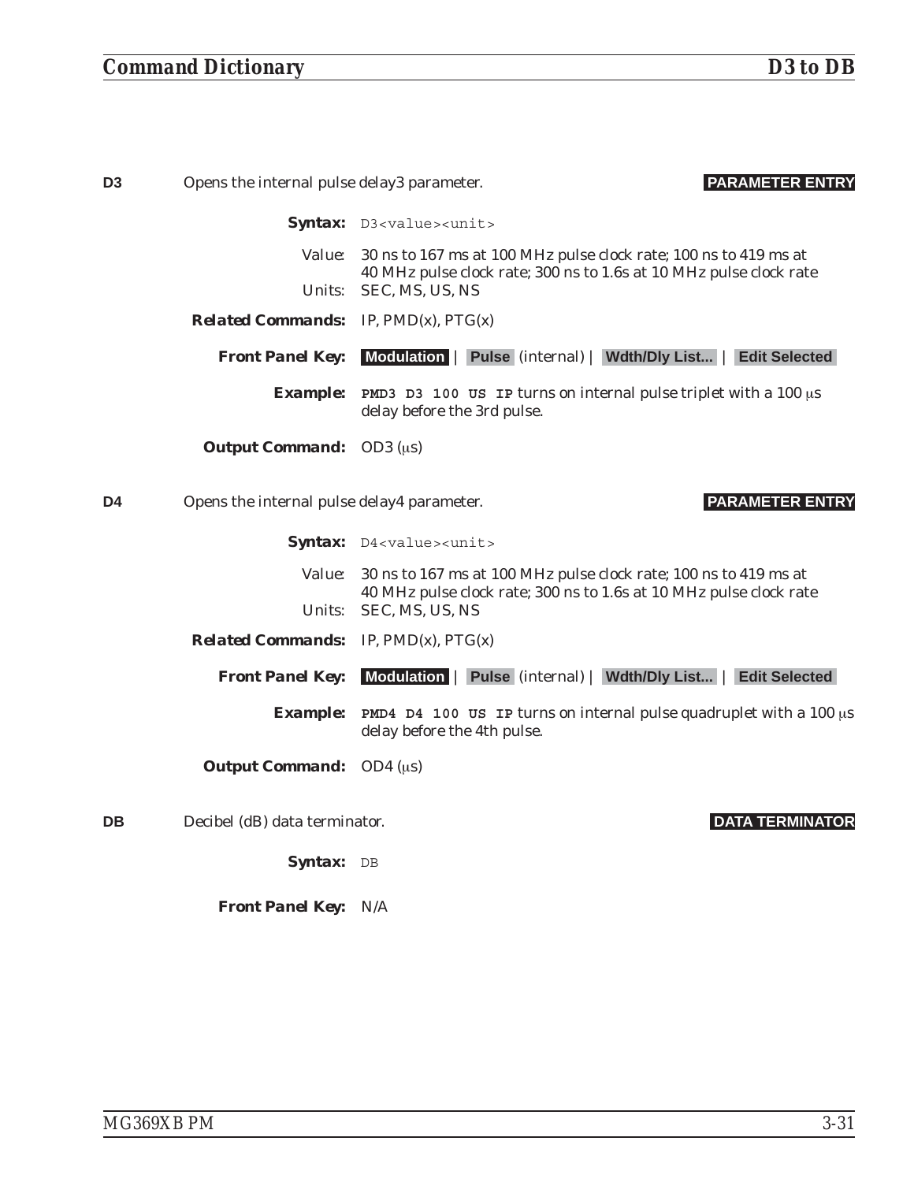**D3** Opens the internal pulse delay3 parameter. **PARAMETER ENTRY**

**Syntax:** `D3<value><unit>`

Value: 30 ns to 167 ms at 100 MHz pulse clock rate; 100 ns to 419 ms at 40 MHz pulse clock rate; 300 ns to 1.6s at 10 MHz pulse clock rate

Units: SEC, MS, US, NS

**Related Commands:** IP, PMD(x), PTG(x)

**Front Panel Key:** **Modulation** | **Pulse** (internal) | **Wdth/Dly List...** | **Edit Selected**

**Example:** `PMD3 D3 100 US IP` turns on internal pulse triplet with a 100 μs delay before the 3rd pulse.

**Output Command:** OD3 (μs)

**D4** Opens the internal pulse delay4 parameter. **PARAMETER ENTRY**

**Syntax:** `D4<value><unit>`

Value: 30 ns to 167 ms at 100 MHz pulse clock rate; 100 ns to 419 ms at 40 MHz pulse clock rate; 300 ns to 1.6s at 10 MHz pulse clock rate

Units: SEC, MS, US, NS

**Related Commands:** IP, PMD(x), PTG(x)

**Front Panel Key:** **Modulation** | **Pulse** (internal) | **Wdth/Dly List...** | **Edit Selected**

**Example:** `PMD4 D4 100 US IP` turns on internal pulse quadruplet with a 100 μs delay before the 4th pulse.

**Output Command:** OD4 (μs)

**DB** Decibel (dB) data terminator. **DATA TERMINATOR**

**Syntax:** `DB`

**Front Panel Key:** N/A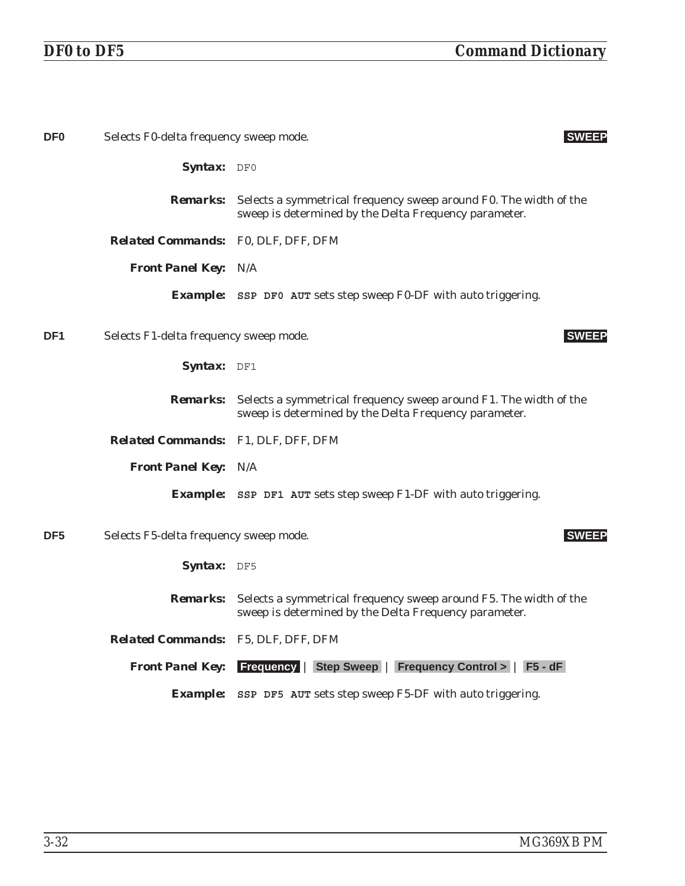**DF0** Selects F0-delta frequency sweep mode. **SWEEP**

**Syntax:** `DF0`

**Remarks:** Selects a symmetrical frequency sweep around F0. The width of the sweep is determined by the Delta Frequency parameter.

**Related Commands:** F0, DLF, DFF, DFM

**Front Panel Key:** N/A

**Example:** **`SSP DF0 AUT`** sets step sweep F0-DF with auto triggering.

**DF1** Selects F1-delta frequency sweep mode. **SWEEP**

**Syntax:** `DF1`

**Remarks:** Selects a symmetrical frequency sweep around F1. The width of the sweep is determined by the Delta Frequency parameter.

**Related Commands:** F1, DLF, DFF, DFM

**Front Panel Key:** N/A

**Example:** **`SSP DF1 AUT`** sets step sweep F1-DF with auto triggering.

**DF5** Selects F5-delta frequency sweep mode. **SWEEP**

**Syntax:** `DF5`

**Remarks:** Selects a symmetrical frequency sweep around F5. The width of the sweep is determined by the Delta Frequency parameter.

**Related Commands:** F5, DLF, DFF, DFM

**Front Panel Key:** **Frequency** | **Step Sweep** | **Frequency Control >** | **F5 - dF**

**Example:** **`SSP DF5 AUT`** sets step sweep F5-DF with auto triggering.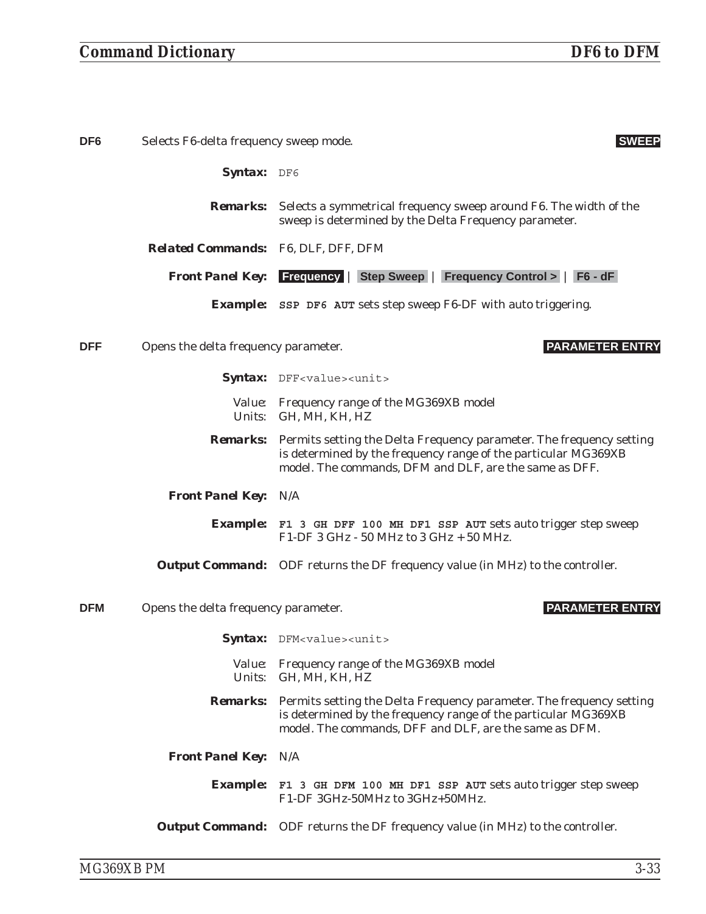**DF6** Selects F6-delta frequency sweep mode. **SWEEP**

**Syntax:** `DF6`

**Remarks:** Selects a symmetrical frequency sweep around F6. The width of the sweep is determined by the Delta Frequency parameter.

**Related Commands:** F6, DLF, DFF, DFM

**Front Panel Key:** **Frequency** | **Step Sweep** | **Frequency Control >** | **F6 - dF**

**Example:** **`SSP DF6 AUT`** sets step sweep F6-DF with auto triggering.

**DFF** Opens the delta frequency parameter. **PARAMETER ENTRY**

**Syntax:** `DFF<value><unit>`

Value: Frequency range of the MG369XB model
Units: GH, MH, KH, HZ

**Remarks:** Permits setting the Delta Frequency parameter. The frequency setting is determined by the frequency range of the particular MG369XB model. The commands, DFM and DLF, are the same as DFF.

**Front Panel Key:** N/A

**Example:** **`F1 3 GH DFF 100 MH DF1 SSP AUT`** sets auto trigger step sweep F1-DF 3 GHz - 50 MHz to 3 GHz + 50 MHz.

**Output Command:** ODF returns the DF frequency value (in MHz) to the controller.

**DFM** Opens the delta frequency parameter. **PARAMETER ENTRY**

**Syntax:** `DFM<value><unit>`

Value: Frequency range of the MG369XB model
Units: GH, MH, KH, HZ

**Remarks:** Permits setting the Delta Frequency parameter. The frequency setting is determined by the frequency range of the particular MG369XB model. The commands, DFF and DLF, are the same as DFM.

**Front Panel Key:** N/A

**Example:** **`F1 3 GH DFM 100 MH DF1 SSP AUT`** sets auto trigger step sweep F1-DF 3GHz-50MHz to 3GHz+50MHz.

**Output Command:** ODF returns the DF frequency value (in MHz) to the controller.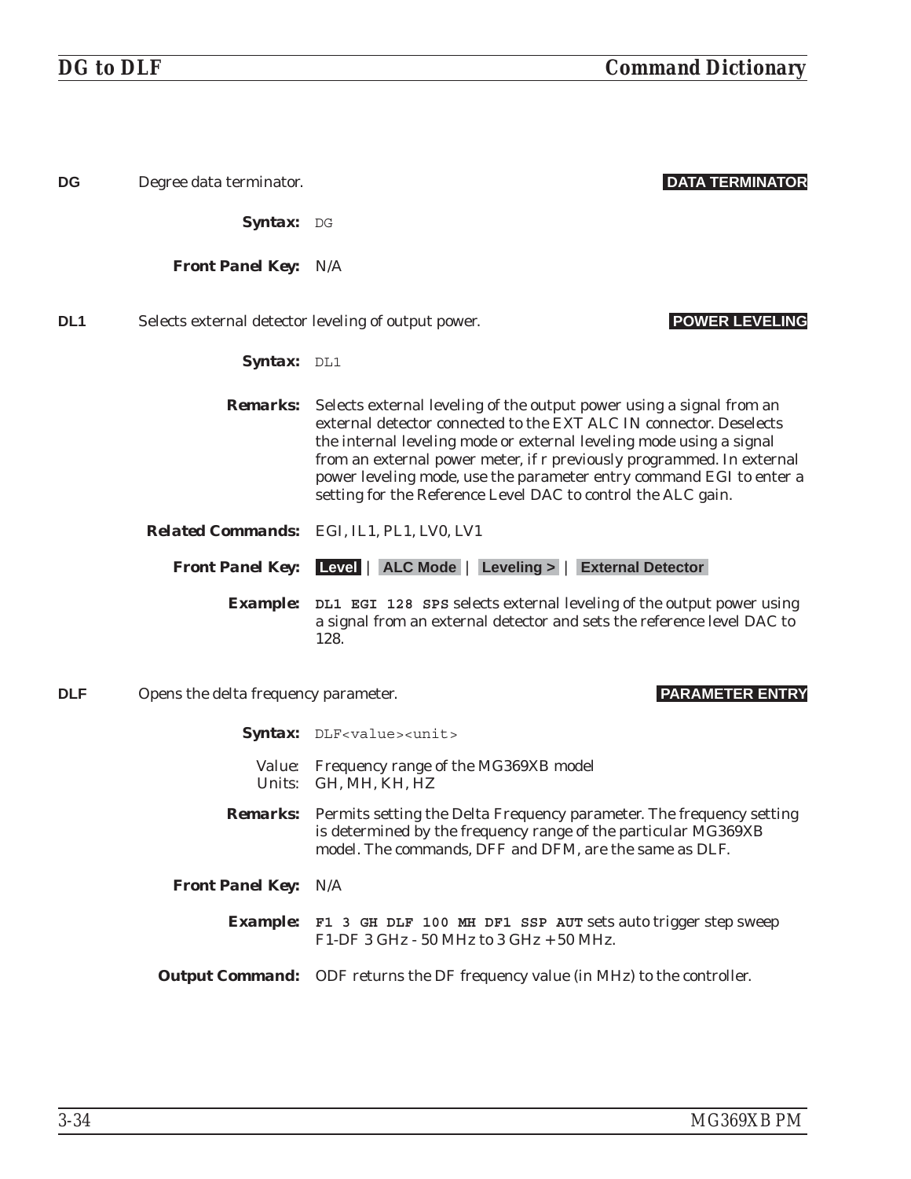**DG** Degree data terminator. **DATA TERMINATOR**

**Syntax:** DG

**Front Panel Key:** N/A

**DL1** Selects external detector leveling of output power. **POWER LEVELING**

**Syntax:** DL1

**Remarks:** Selects external leveling of the output power using a signal from an external detector connected to the EXT ALC IN connector. Deselects the internal leveling mode or external leveling mode using a signal from an external power meter, if r previously programmed. In external power leveling mode, use the parameter entry command EGI to enter a setting for the Reference Level DAC to control the ALC gain.

**Related Commands:** EGI, IL1, PL1, LV0, LV1

**Front Panel Key:** **Level** | **ALC Mode** | **Leveling >** | **External Detector**

**Example:** **DL1 EGI 128 SPS** selects external leveling of the output power using a signal from an external detector and sets the reference level DAC to 128.

**DLF** Opens the delta frequency parameter. **PARAMETER ENTRY**

**Syntax:** DLF<value><unit>

Value: Frequency range of the MG369XB model
Units: GH, MH, KH, HZ

**Remarks:** Permits setting the Delta Frequency parameter. The frequency setting is determined by the frequency range of the particular MG369XB model. The commands, DFF and DFM, are the same as DLF.

**Front Panel Key:** N/A

**Example:** **F1 3 GH DLF 100 MH DF1 SSP AUT** sets auto trigger step sweep F1-DF 3 GHz - 50 MHz to 3 GHz + 50 MHz.

**Output Command:** ODF returns the DF frequency value (in MHz) to the controller.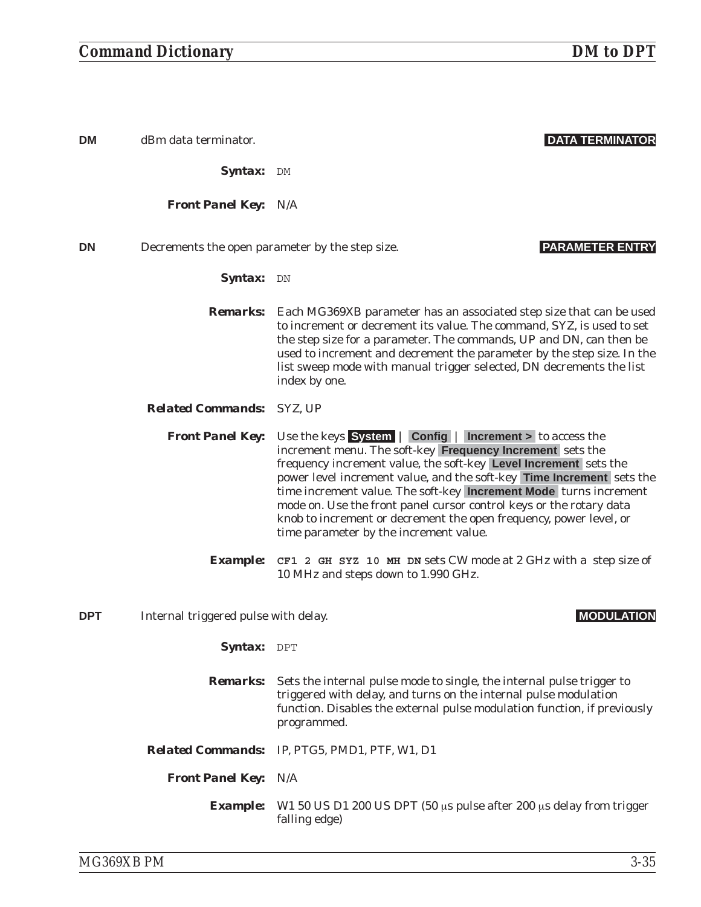**DM** dBm data terminator. **DATA TERMINATOR**

***Syntax:*** `DM`

***Front Panel Key:*** N/A

**DN** Decrements the open parameter by the step size. **PARAMETER ENTRY**

***Syntax:*** `DN`

***Remarks:*** Each MG369XB parameter has an associated step size that can be used to increment or decrement its value. The command, SYZ, is used to set the step size for a parameter. The commands, UP and DN, can then be used to increment and decrement the parameter by the step size. In the list sweep mode with manual trigger selected, DN decrements the list index by one.

***Related Commands:*** SYZ, UP

***Front Panel Key:*** Use the keys **System** | **Config** | **Increment >** to access the increment menu. The soft-key **Frequency Increment** sets the frequency increment value, the soft-key **Level Increment** sets the power level increment value, and the soft-key **Time Increment** sets the time increment value. The soft-key **Increment Mode** turns increment mode on. Use the front panel cursor control keys or the rotary data knob to increment or decrement the open frequency, power level, or time parameter by the increment value.

***Example:*** **`CF1 2 GH SYZ 10 MH DN`** sets CW mode at 2 GHz with a step size of 10 MHz and steps down to 1.990 GHz.

**DPT** Internal triggered pulse with delay. **MODULATION**

***Syntax:*** `DPT`

***Remarks:*** Sets the internal pulse mode to single, the internal pulse trigger to triggered with delay, and turns on the internal pulse modulation function. Disables the external pulse modulation function, if previously programmed.

***Related Commands:*** IP, PTG5, PMD1, PTF, W1, D1

***Front Panel Key:*** N/A

***Example:*** W1 50 US D1 200 US DPT (50 μs pulse after 200 μs delay from trigger falling edge)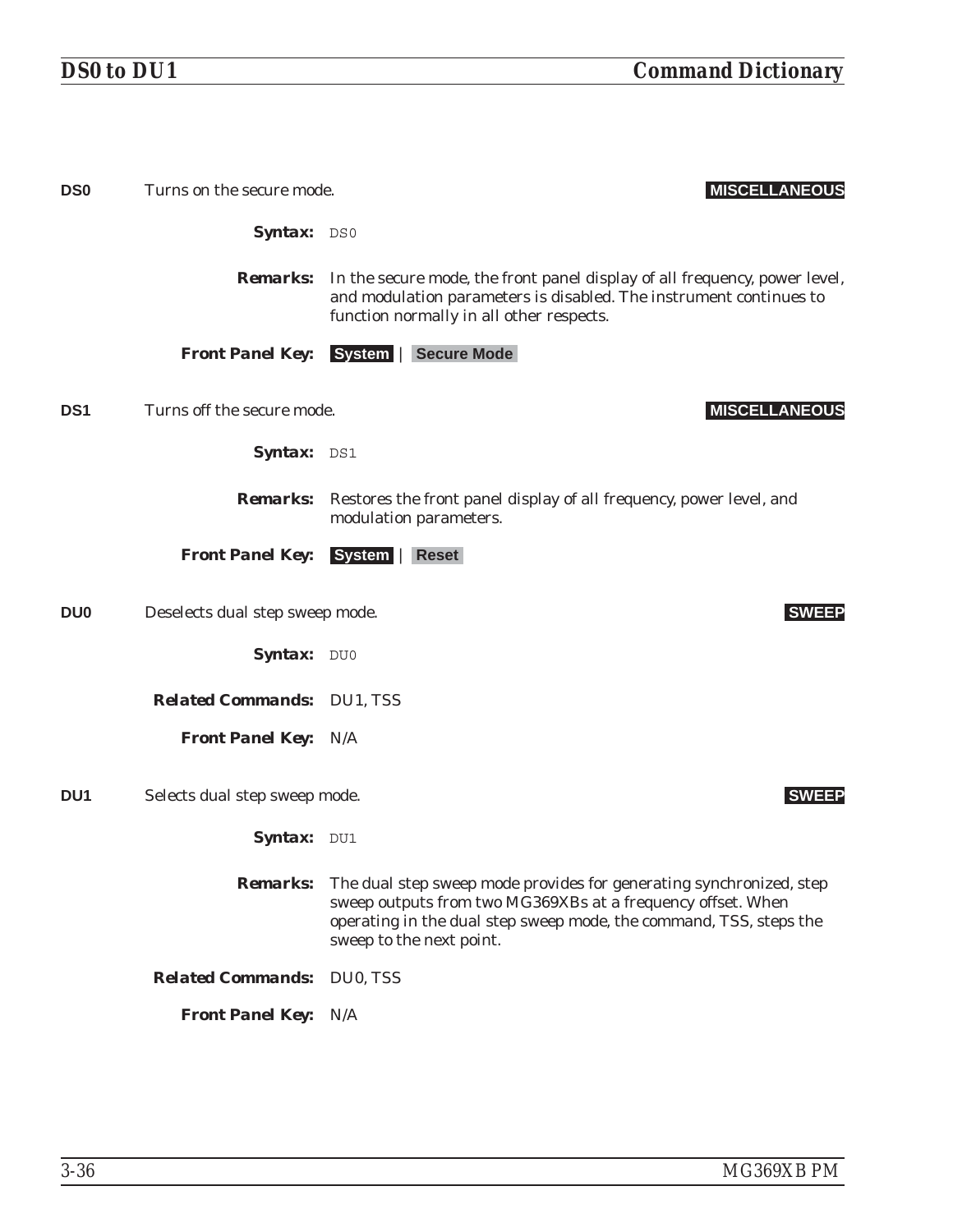**DS0** Turns on the secure mode. **MISCELLANEOUS**

***Syntax:*** `DS0`

***Remarks:*** In the secure mode, the front panel display of all frequency, power level, and modulation parameters is disabled. The instrument continues to function normally in all other respects.

***Front Panel Key:*** **System** | **Secure Mode**

**DS1** Turns off the secure mode. **MISCELLANEOUS**

***Syntax:*** `DS1`

***Remarks:*** Restores the front panel display of all frequency, power level, and modulation parameters.

***Front Panel Key:*** **System** | **Reset**

**DU0** Deselects dual step sweep mode. **SWEEP**

***Syntax:*** `DU0`

***Related Commands:*** DU1, TSS

***Front Panel Key:*** N/A

**DU1** Selects dual step sweep mode. **SWEEP**

***Syntax:*** `DU1`

***Remarks:*** The dual step sweep mode provides for generating synchronized, step sweep outputs from two MG369XBs at a frequency offset. When operating in the dual step sweep mode, the command, TSS, steps the sweep to the next point.

***Related Commands:*** DU0, TSS

***Front Panel Key:*** N/A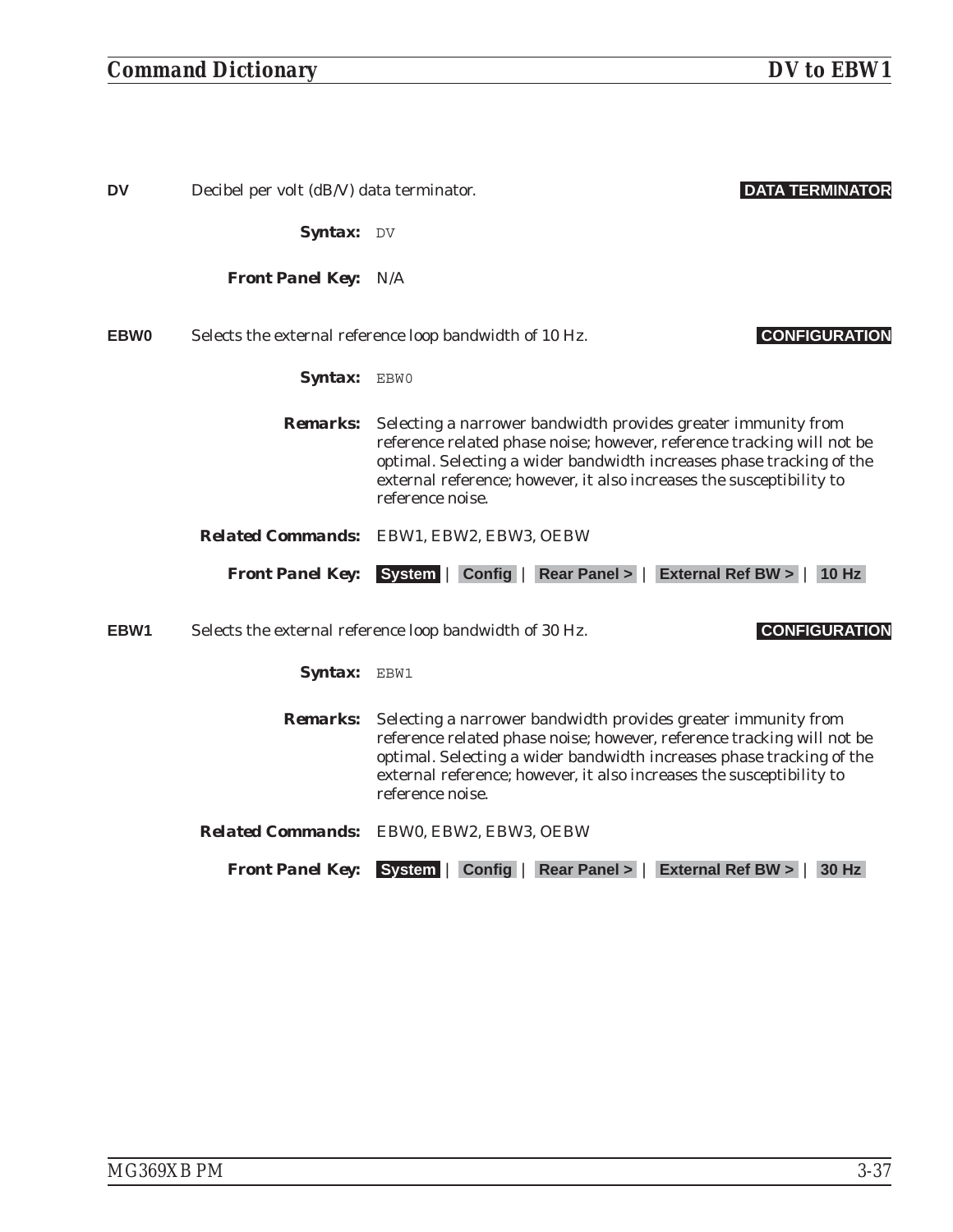**DV** Decibel per volt (dB/V) data terminator. **DATA TERMINATOR**

***Syntax:*** `DV`

***Front Panel Key:*** N/A

**EBW0** Selects the external reference loop bandwidth of 10 Hz. **CONFIGURATION**

***Syntax:*** `EBW0`

***Remarks:*** Selecting a narrower bandwidth provides greater immunity from reference related phase noise; however, reference tracking will not be optimal. Selecting a wider bandwidth increases phase tracking of the external reference; however, it also increases the susceptibility to reference noise.

***Related Commands:*** EBW1, EBW2, EBW3, OEBW

***Front Panel Key:*** **System** | **Config** | **Rear Panel >** | **External Ref BW >** | **10 Hz**

**EBW1** Selects the external reference loop bandwidth of 30 Hz. **CONFIGURATION**

***Syntax:*** `EBW1`

***Remarks:*** Selecting a narrower bandwidth provides greater immunity from reference related phase noise; however, reference tracking will not be optimal. Selecting a wider bandwidth increases phase tracking of the external reference; however, it also increases the susceptibility to reference noise.

***Related Commands:*** EBW0, EBW2, EBW3, OEBW

***Front Panel Key:*** **System** | **Config** | **Rear Panel >** | **External Ref BW >** | **30 Hz**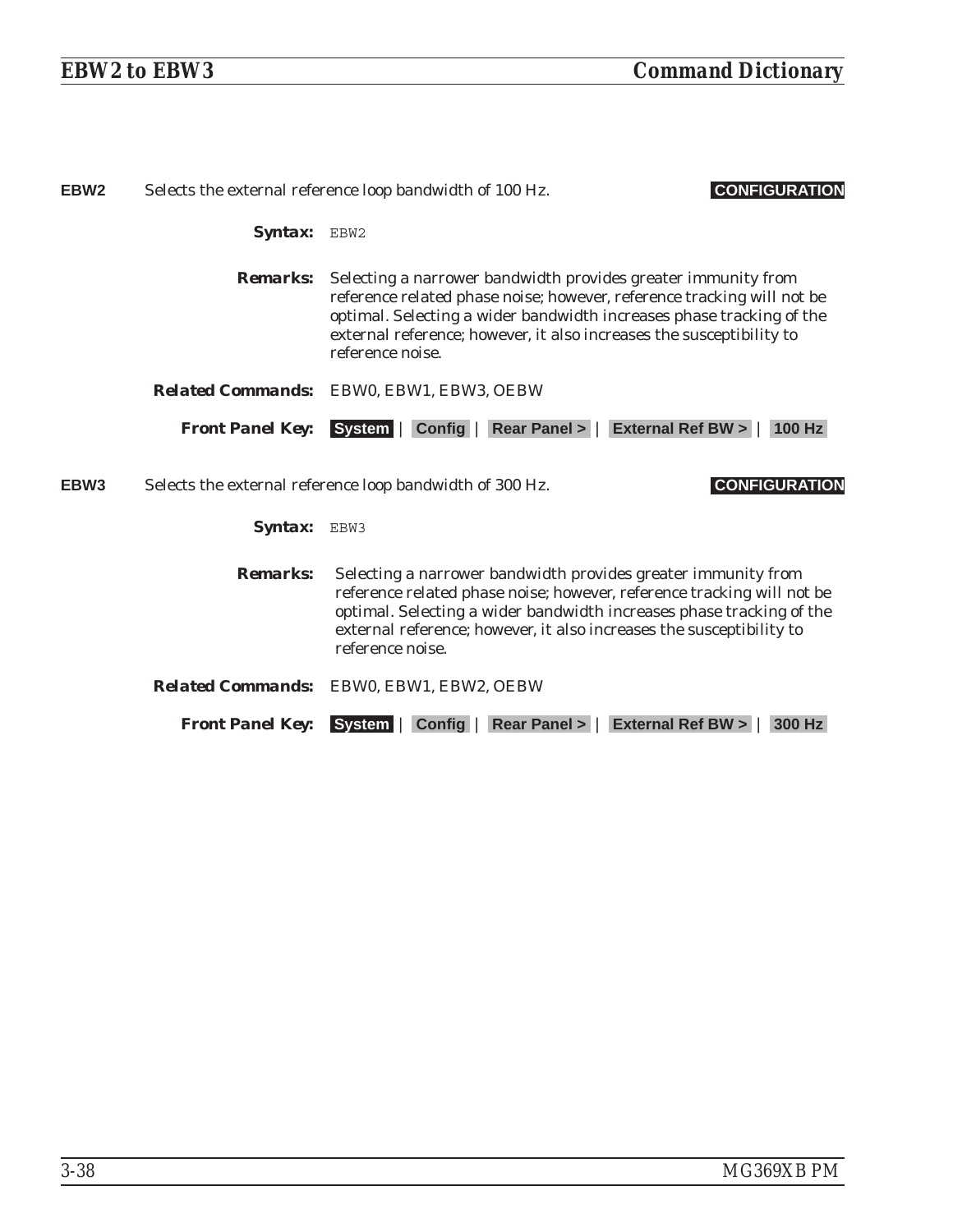**EBW2** Selects the external reference loop bandwidth of 100 Hz. **CONFIGURATION**

***Syntax:*** `EBW2`

***Remarks:*** Selecting a narrower bandwidth provides greater immunity from reference related phase noise; however, reference tracking will not be optimal. Selecting a wider bandwidth increases phase tracking of the external reference; however, it also increases the susceptibility to reference noise.

***Related Commands:*** EBW0, EBW1, EBW3, OEBW

***Front Panel Key:*** **System** | **Config** | **Rear Panel >** | **External Ref BW >** | **100 Hz**

**EBW3** Selects the external reference loop bandwidth of 300 Hz. **CONFIGURATION**

***Syntax:*** `EBW3`

***Remarks:*** Selecting a narrower bandwidth provides greater immunity from reference related phase noise; however, reference tracking will not be optimal. Selecting a wider bandwidth increases phase tracking of the external reference; however, it also increases the susceptibility to reference noise.

***Related Commands:*** EBW0, EBW1, EBW2, OEBW

***Front Panel Key:*** **System** | **Config** | **Rear Panel >** | **External Ref BW >** | **300 Hz**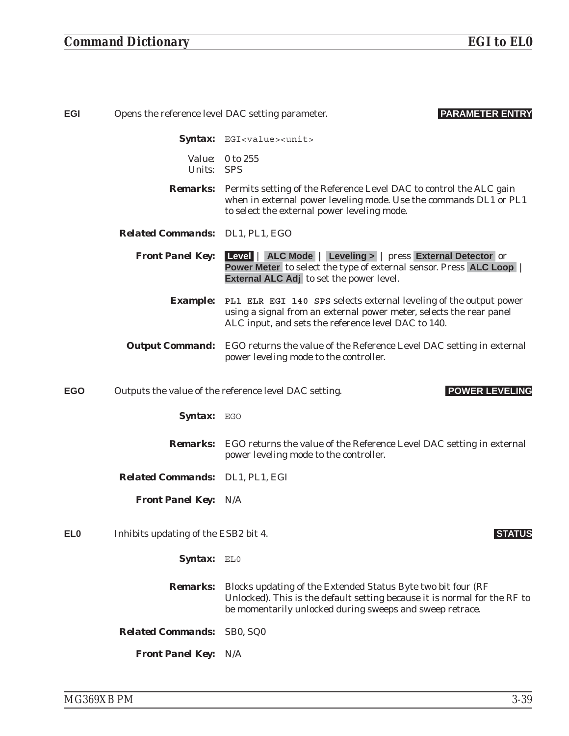**EGI** Opens the reference level DAC setting parameter. **PARAMETER ENTRY**

**Syntax:** `EGI<value><unit>`

Value: 0 to 255
Units: SPS

**Remarks:** Permits setting of the Reference Level DAC to control the ALC gain when in external power leveling mode. Use the commands DL1 or PL1 to select the external power leveling mode.

**Related Commands:** DL1, PL1, EGO

**Front Panel Key:** **Level** | **ALC Mode** | **Leveling >** | press **External Detector** or **Power Meter** to select the type of external sensor. Press **ALC Loop** | **External ALC Adj** to set the power level.

**Example:** **`PL1 ELR EGI 140 SPS`** selects external leveling of the output power using a signal from an external power meter, selects the rear panel ALC input, and sets the reference level DAC to 140.

**Output Command:** EGO returns the value of the Reference Level DAC setting in external power leveling mode to the controller.

**EGO** Outputs the value of the reference level DAC setting. **POWER LEVELING**

**Syntax:** `EGO`

**Remarks:** EGO returns the value of the Reference Level DAC setting in external power leveling mode to the controller.

**Related Commands:** DL1, PL1, EGI

**Front Panel Key:** N/A

**EL0** Inhibits updating of the ESB2 bit 4. **STATUS**

**Syntax:** `EL0`

**Remarks:** Blocks updating of the Extended Status Byte two bit four (RF Unlocked). This is the default setting because it is normal for the RF to be momentarily unlocked during sweeps and sweep retrace.

**Related Commands:** SB0, SQ0

**Front Panel Key:** N/A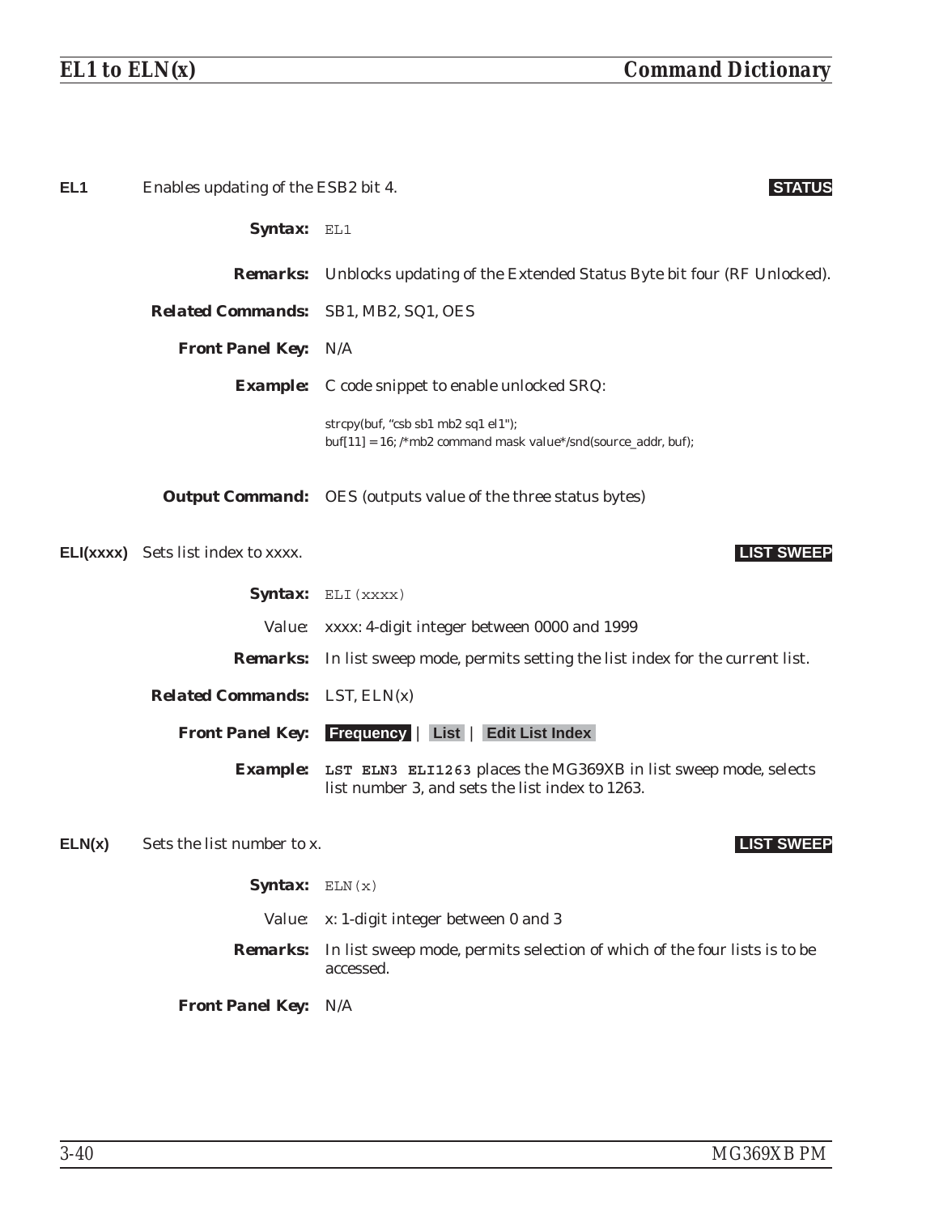**EL1** Enables updating of the ESB2 bit 4. **STATUS**

**Syntax:** `EL1`

**Remarks:** Unblocks updating of the Extended Status Byte bit four (RF Unlocked).

**Related Commands:** SB1, MB2, SQ1, OES

**Front Panel Key:** N/A

**Example:** C code snippet to enable unlocked SRQ:

```
strcpy(buf, "csb sb1 mb2 sq1 el1");
buf[11] = 16; /*mb2 command mask value*/snd(source_addr, buf);
```

**Output Command:** OES (outputs value of the three status bytes)

**ELI(xxxx)** Sets list index to xxxx. **LIST SWEEP**

**Syntax:** `ELI(xxxx)`

Value: xxxx: 4-digit integer between 0000 and 1999

**Remarks:** In list sweep mode, permits setting the list index for the current list.

**Related Commands:** LST, ELN(x)

**Front Panel Key:** **Frequency** | **List** | **Edit List Index**

**Example:** `LST ELN3 ELI1263` places the MG369XB in list sweep mode, selects list number 3, and sets the list index to 1263.

**ELN(x)** Sets the list number to x. **LIST SWEEP**

**Syntax:** `ELN(x)`

Value: x: 1-digit integer between 0 and 3

**Remarks:** In list sweep mode, permits selection of which of the four lists is to be accessed.

**Front Panel Key:** N/A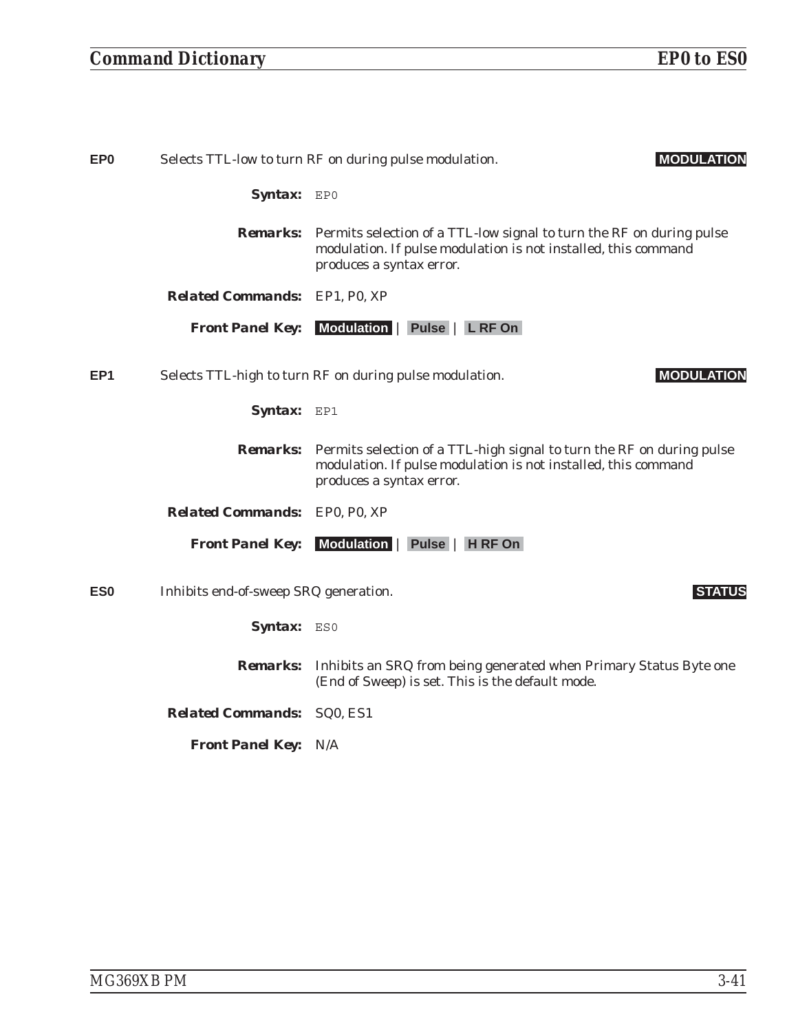**EP0** Selects TTL-low to turn RF on during pulse modulation. **MODULATION**

**Syntax:** `EP0`

**Remarks:** Permits selection of a TTL-low signal to turn the RF on during pulse modulation. If pulse modulation is not installed, this command produces a syntax error.

**Related Commands:** EP1, P0, XP

**Front Panel Key:** **Modulation** | **Pulse** | **L RF On**

**EP1** Selects TTL-high to turn RF on during pulse modulation. **MODULATION**

**Syntax:** `EP1`

**Remarks:** Permits selection of a TTL-high signal to turn the RF on during pulse modulation. If pulse modulation is not installed, this command produces a syntax error.

**Related Commands:** EP0, P0, XP

**Front Panel Key:** **Modulation** | **Pulse** | **H RF On**

**ES0** Inhibits end-of-sweep SRQ generation. **STATUS**

**Syntax:** `ES0`

**Remarks:** Inhibits an SRQ from being generated when Primary Status Byte one (End of Sweep) is set. This is the default mode.

**Related Commands:** SQ0, ES1

**Front Panel Key:** N/A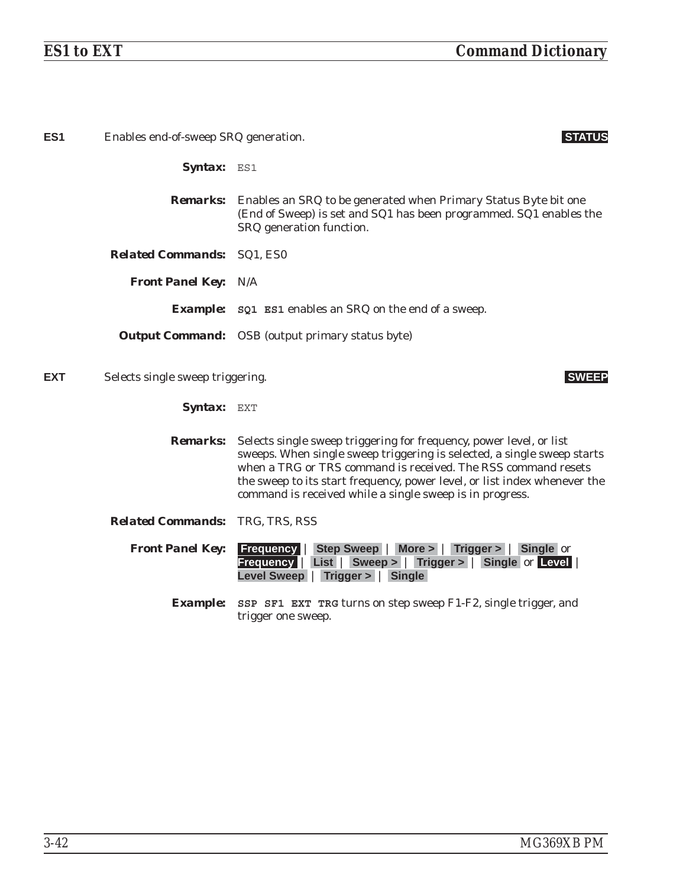**ES1** Enables end-of-sweep SRQ generation. **STATUS**

**Syntax:** ES1

**Remarks:** Enables an SRQ to be generated when Primary Status Byte bit one (End of Sweep) is set and SQ1 has been programmed. SQ1 enables the SRQ generation function.

**Related Commands:** SQ1, ES0

**Front Panel Key:** N/A

**Example:** **SQ1 ES1** enables an SRQ on the end of a sweep.

**Output Command:** OSB (output primary status byte)

**EXT** Selects single sweep triggering. **SWEEP**

**Syntax:** EXT

**Remarks:** Selects single sweep triggering for frequency, power level, or list sweeps. When single sweep triggering is selected, a single sweep starts when a TRG or TRS command is received. The RSS command resets the sweep to its start frequency, power level, or list index whenever the command is received while a single sweep is in progress.

**Related Commands:** TRG, TRS, RSS

**Front Panel Key:** **Frequency** | **Step Sweep** | **More >** | **Trigger >** | **Single** or **Frequency** | **List** | **Sweep >** | **Trigger >** | **Single** or **Level** | **Level Sweep** | **Trigger >** | **Single**

**Example:** **SSP SF1 EXT TRG** turns on step sweep F1-F2, single trigger, and trigger one sweep.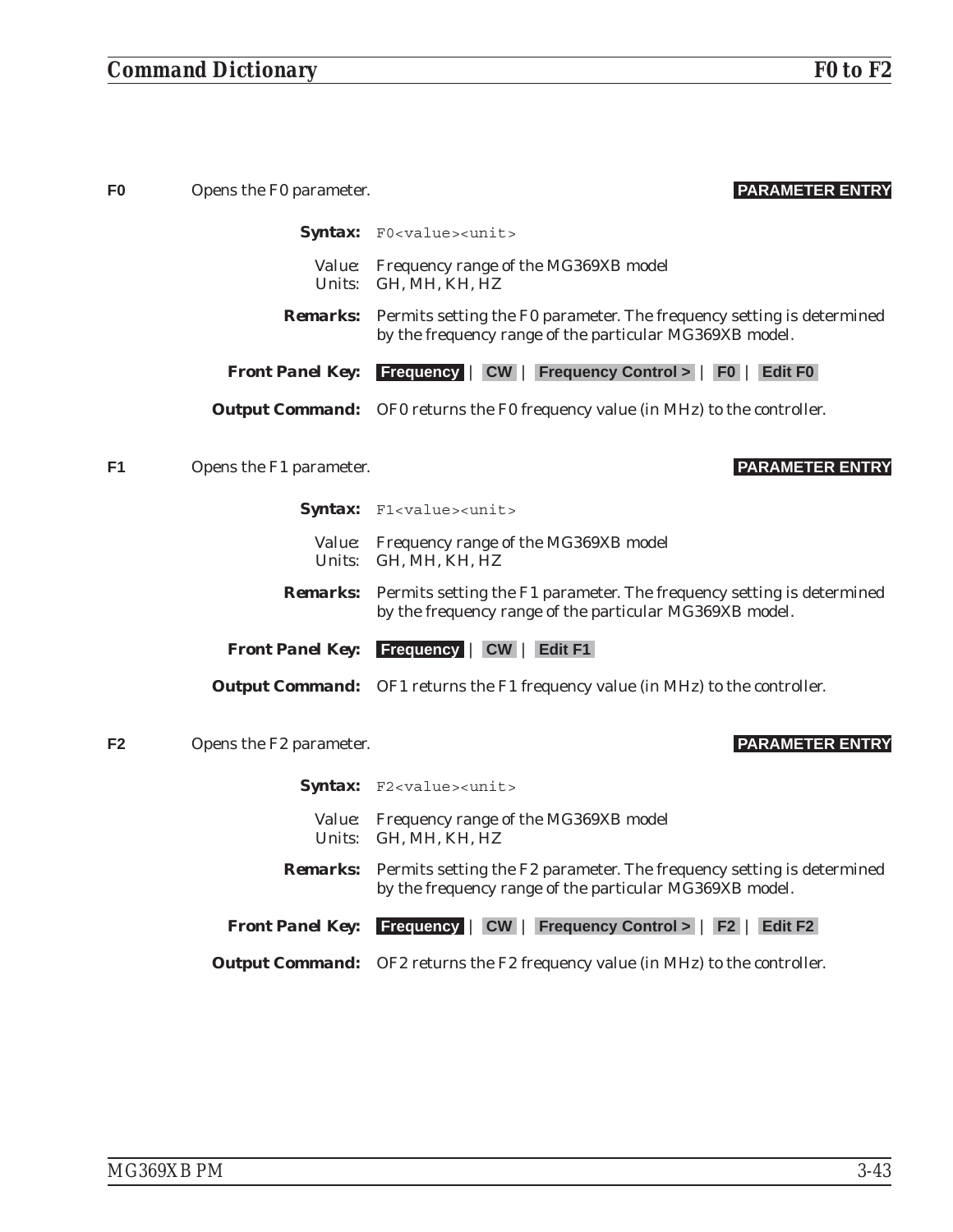**F0** Opens the F0 parameter. **PARAMETER ENTRY**

**Syntax:** `F0<value><unit>`

Value: Frequency range of the MG369XB model
Units: GH, MH, KH, HZ

**Remarks:** Permits setting the F0 parameter. The frequency setting is determined by the frequency range of the particular MG369XB model.

**Front Panel Key:** **Frequency** | **CW** | **Frequency Control >** | **F0** | **Edit F0**

**Output Command:** OF0 returns the F0 frequency value (in MHz) to the controller.

**F1** Opens the F1 parameter. **PARAMETER ENTRY**

**Syntax:** `F1<value><unit>`

Value: Frequency range of the MG369XB model
Units: GH, MH, KH, HZ

**Remarks:** Permits setting the F1 parameter. The frequency setting is determined by the frequency range of the particular MG369XB model.

**Front Panel Key:** **Frequency** | **CW** | **Edit F1**

**Output Command:** OF1 returns the F1 frequency value (in MHz) to the controller.

**F2** Opens the F2 parameter. **PARAMETER ENTRY**

**Syntax:** `F2<value><unit>`

Value: Frequency range of the MG369XB model
Units: GH, MH, KH, HZ

**Remarks:** Permits setting the F2 parameter. The frequency setting is determined by the frequency range of the particular MG369XB model.

**Front Panel Key:** **Frequency** | **CW** | **Frequency Control >** | **F2** | **Edit F2**

**Output Command:** OF2 returns the F2 frequency value (in MHz) to the controller.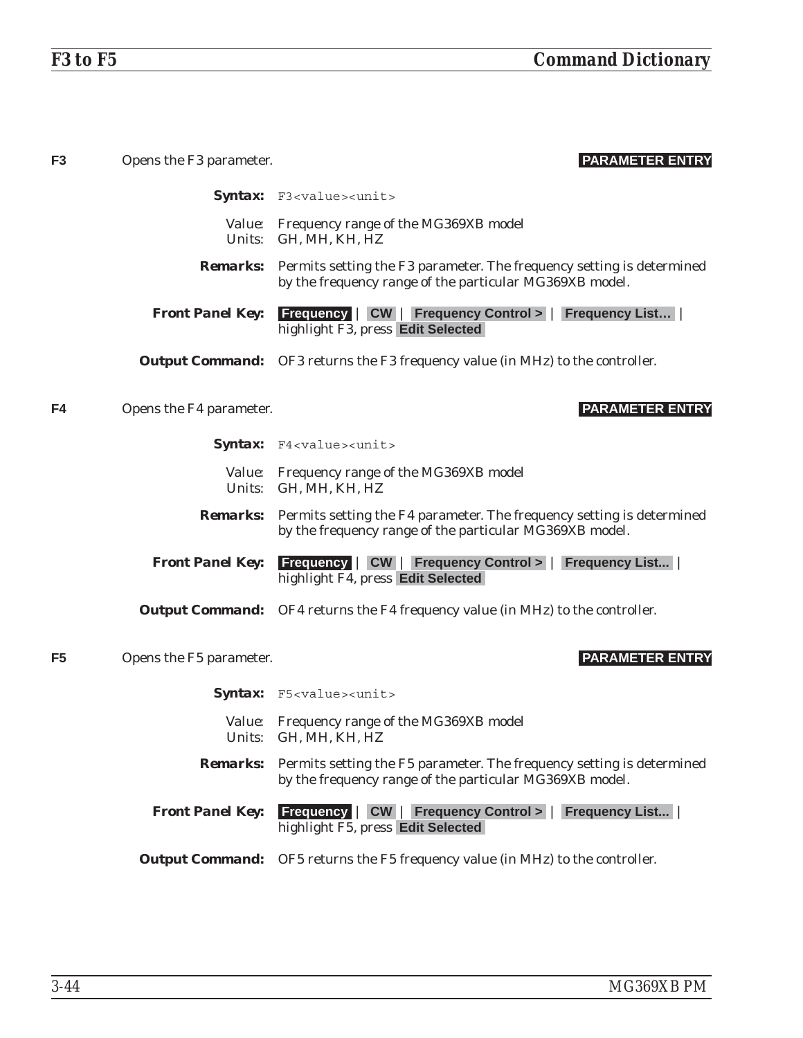**F3** Opens the F3 parameter. **PARAMETER ENTRY**

**Syntax:** `F3<value><unit>`

Value: Frequency range of the MG369XB model
Units: GH, MH, KH, HZ

**Remarks:** Permits setting the F3 parameter. The frequency setting is determined by the frequency range of the particular MG369XB model.

**Front Panel Key:** **Frequency** | **CW** | **Frequency Control >** | **Frequency List…** | highlight F3, press **Edit Selected**

**Output Command:** OF3 returns the F3 frequency value (in MHz) to the controller.

**F4** Opens the F4 parameter. **PARAMETER ENTRY**

**Syntax:** `F4<value><unit>`

Value: Frequency range of the MG369XB model
Units: GH, MH, KH, HZ

**Remarks:** Permits setting the F4 parameter. The frequency setting is determined by the frequency range of the particular MG369XB model.

**Front Panel Key:** **Frequency** | **CW** | **Frequency Control >** | **Frequency List...** | highlight F4, press **Edit Selected**

**Output Command:** OF4 returns the F4 frequency value (in MHz) to the controller.

**F5** Opens the F5 parameter. **PARAMETER ENTRY**

**Syntax:** `F5<value><unit>`

Value: Frequency range of the MG369XB model
Units: GH, MH, KH, HZ

**Remarks:** Permits setting the F5 parameter. The frequency setting is determined by the frequency range of the particular MG369XB model.

**Front Panel Key:** **Frequency** | **CW** | **Frequency Control >** | **Frequency List...** | highlight F5, press **Edit Selected**

**Output Command:** OF5 returns the F5 frequency value (in MHz) to the controller.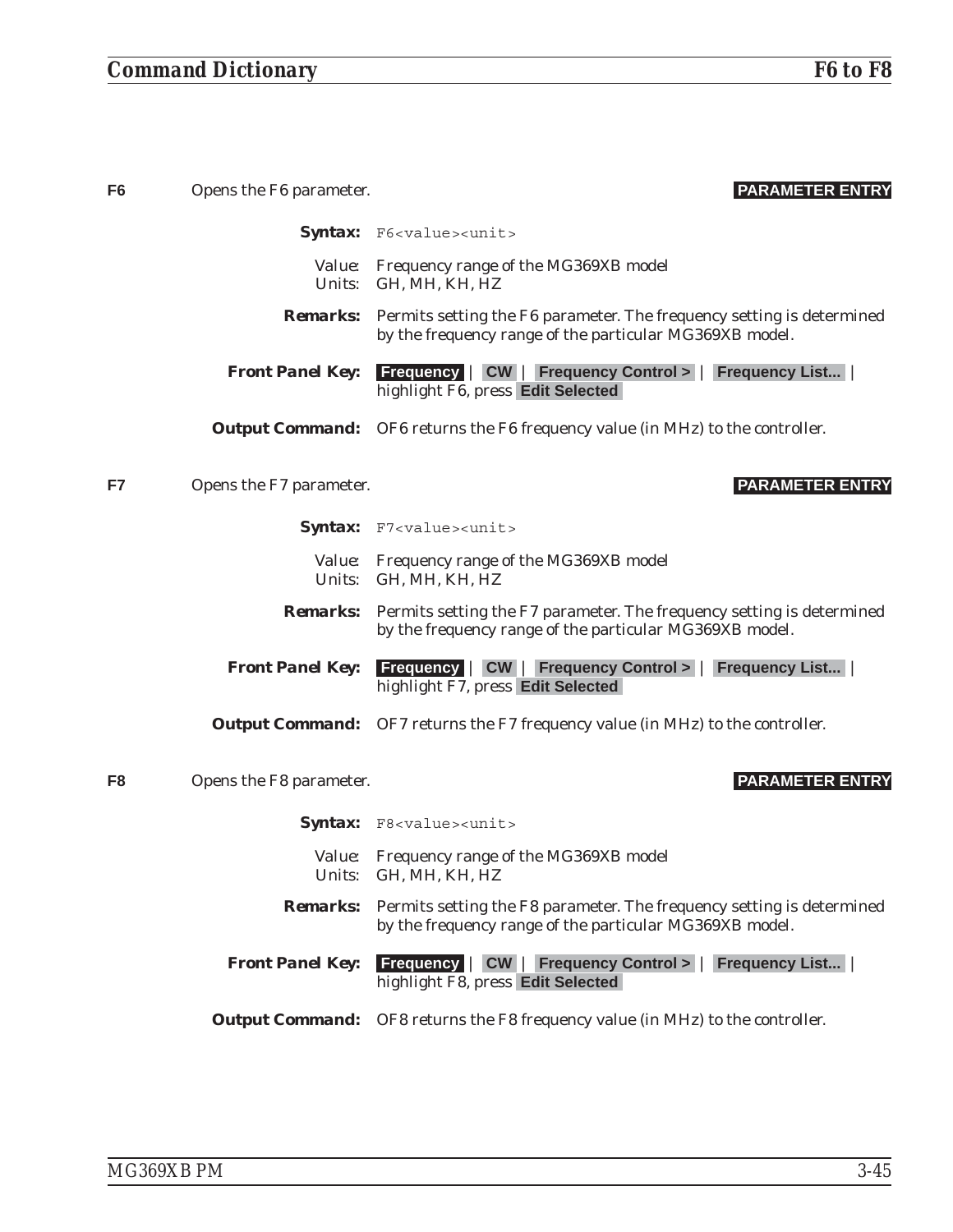**F6** Opens the F6 parameter. **PARAMETER ENTRY**

**Syntax:** `F6<value><unit>`

Value: Frequency range of the MG369XB model
Units: GH, MH, KH, HZ

**Remarks:** Permits setting the F6 parameter. The frequency setting is determined by the frequency range of the particular MG369XB model.

**Front Panel Key:** **Frequency** | **CW** | **Frequency Control >** | **Frequency List...** | highlight F6, press **Edit Selected**

**Output Command:** OF6 returns the F6 frequency value (in MHz) to the controller.

**F7** Opens the F7 parameter. **PARAMETER ENTRY**

**Syntax:** `F7<value><unit>`

Value: Frequency range of the MG369XB model
Units: GH, MH, KH, HZ

**Remarks:** Permits setting the F7 parameter. The frequency setting is determined by the frequency range of the particular MG369XB model.

**Front Panel Key:** **Frequency** | **CW** | **Frequency Control >** | **Frequency List...** | highlight F7, press **Edit Selected**

**Output Command:** OF7 returns the F7 frequency value (in MHz) to the controller.

**F8** Opens the F8 parameter. **PARAMETER ENTRY**

**Syntax:** `F8<value><unit>`

Value: Frequency range of the MG369XB model
Units: GH, MH, KH, HZ

**Remarks:** Permits setting the F8 parameter. The frequency setting is determined by the frequency range of the particular MG369XB model.

**Front Panel Key:** **Frequency** | **CW** | **Frequency Control >** | **Frequency List...** | highlight F8, press **Edit Selected**

**Output Command:** OF8 returns the F8 frequency value (in MHz) to the controller.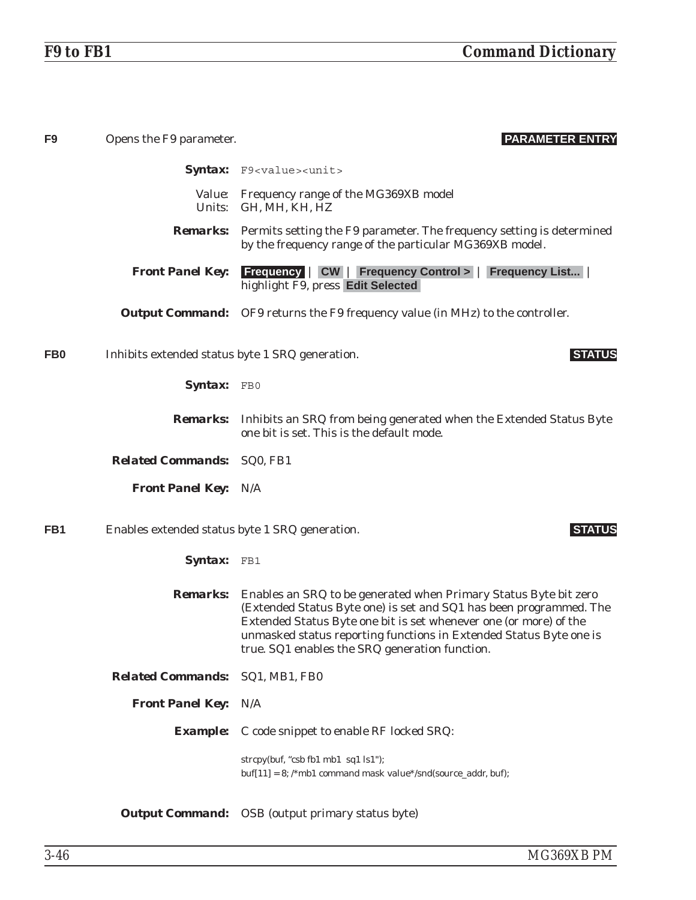**F9** Opens the F9 parameter. **PARAMETER ENTRY**

**Syntax:** `F9<value><unit>`

Value: Frequency range of the MG369XB model
Units: GH, MH, KH, HZ

**Remarks:** Permits setting the F9 parameter. The frequency setting is determined by the frequency range of the particular MG369XB model.

**Front Panel Key:** **Frequency** | **CW** | **Frequency Control >** | **Frequency List...** | highlight F9, press **Edit Selected**

**Output Command:** OF9 returns the F9 frequency value (in MHz) to the controller.

**FB0** Inhibits extended status byte 1 SRQ generation. **STATUS**

**Syntax:** `FB0`

**Remarks:** Inhibits an SRQ from being generated when the Extended Status Byte one bit is set. This is the default mode.

**Related Commands:** SQ0, FB1

**Front Panel Key:** N/A

**FB1** Enables extended status byte 1 SRQ generation. **STATUS**

**Syntax:** `FB1`

**Remarks:** Enables an SRQ to be generated when Primary Status Byte bit zero (Extended Status Byte one) is set and SQ1 has been programmed. The Extended Status Byte one bit is set whenever one (or more) of the unmasked status reporting functions in Extended Status Byte one is true. SQ1 enables the SRQ generation function.

**Related Commands:** SQ1, MB1, FB0

**Front Panel Key:** N/A

**Example:** C code snippet to enable RF locked SRQ:

```
strcpy(buf, "csb fb1 mb1  sq1 ls1");
buf[11] = 8; /*mb1 command mask value*/snd(source_addr, buf);
```

**Output Command:** OSB (output primary status byte)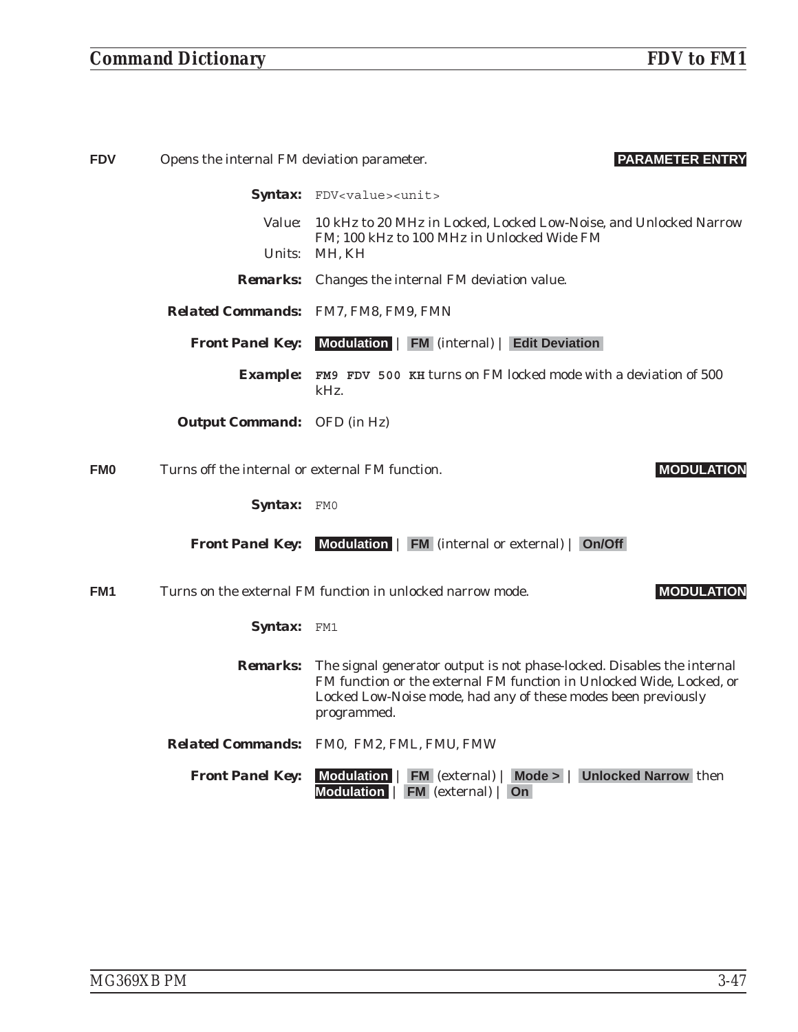**FDV** Opens the internal FM deviation parameter. **PARAMETER ENTRY**

**Syntax:** `FDV<value><unit>`

Value: 10 kHz to 20 MHz in Locked, Locked Low-Noise, and Unlocked Narrow FM; 100 kHz to 100 MHz in Unlocked Wide FM

Units: MH, KH

**Remarks:** Changes the internal FM deviation value.

**Related Commands:** FM7, FM8, FM9, FMN

**Front Panel Key:** **Modulation** | **FM** (internal) | **Edit Deviation**

**Example:** **`FM9 FDV 500 KH`** turns on FM locked mode with a deviation of 500 kHz.

**Output Command:** OFD (in Hz)

---

**FM0** Turns off the internal or external FM function. **MODULATION**

**Syntax:** `FM0`

**Front Panel Key:** **Modulation** | **FM** (internal or external) | **On/Off**

---

**FM1** Turns on the external FM function in unlocked narrow mode. **MODULATION**

**Syntax:** `FM1`

**Remarks:** The signal generator output is not phase-locked. Disables the internal FM function or the external FM function in Unlocked Wide, Locked, or Locked Low-Noise mode, had any of these modes been previously programmed.

**Related Commands:** FM0, FM2, FML, FMU, FMW

**Front Panel Key:** **Modulation** | **FM** (external) | **Mode >** | **Unlocked Narrow** then **Modulation** | **FM** (external) | **On**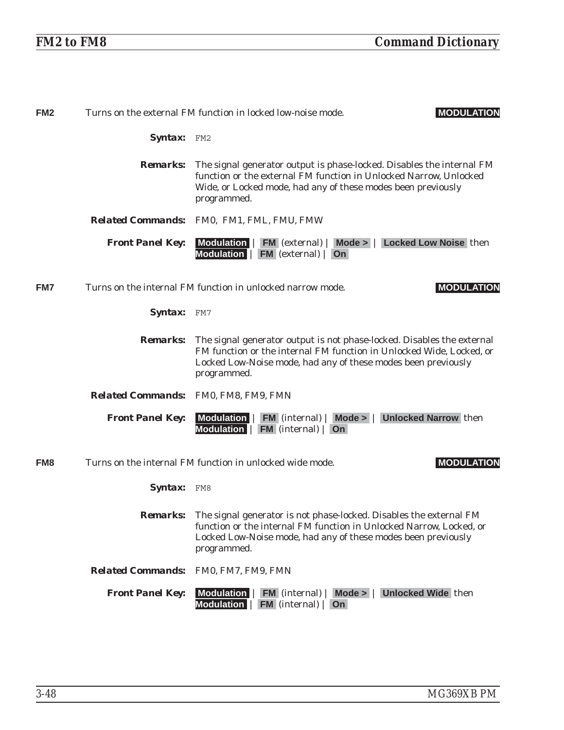**FM2** Turns on the external FM function in locked low-noise mode. **MODULATION**

***Syntax:*** `FM2`

***Remarks:*** The signal generator output is phase-locked. Disables the internal FM function or the external FM function in Unlocked Narrow, Unlocked Wide, or Locked mode, had any of these modes been previously programmed.

***Related Commands:*** FM0, FM1, FML, FMU, FMW

***Front Panel Key:*** **Modulation** | **FM** (external) | **Mode >** | **Locked Low Noise** then **Modulation** | **FM** (external) | **On**

**FM7** Turns on the internal FM function in unlocked narrow mode. **MODULATION**

***Syntax:*** `FM7`

***Remarks:*** The signal generator output is not phase-locked. Disables the external FM function or the internal FM function in Unlocked Wide, Locked, or Locked Low-Noise mode, had any of these modes been previously programmed.

***Related Commands:*** FM0, FM8, FM9, FMN

***Front Panel Key:*** **Modulation** | **FM** (internal) | **Mode >** | **Unlocked Narrow** then **Modulation** | **FM** (internal) | **On**

**FM8** Turns on the internal FM function in unlocked wide mode. **MODULATION**

***Syntax:*** `FM8`

***Remarks:*** The signal generator is not phase-locked. Disables the external FM function or the internal FM function in Unlocked Narrow, Locked, or Locked Low-Noise mode, had any of these modes been previously programmed.

***Related Commands:*** FM0, FM7, FM9, FMN

***Front Panel Key:*** **Modulation** | **FM** (internal) | **Mode >** | **Unlocked Wide** then **Modulation** | **FM** (internal) | **On**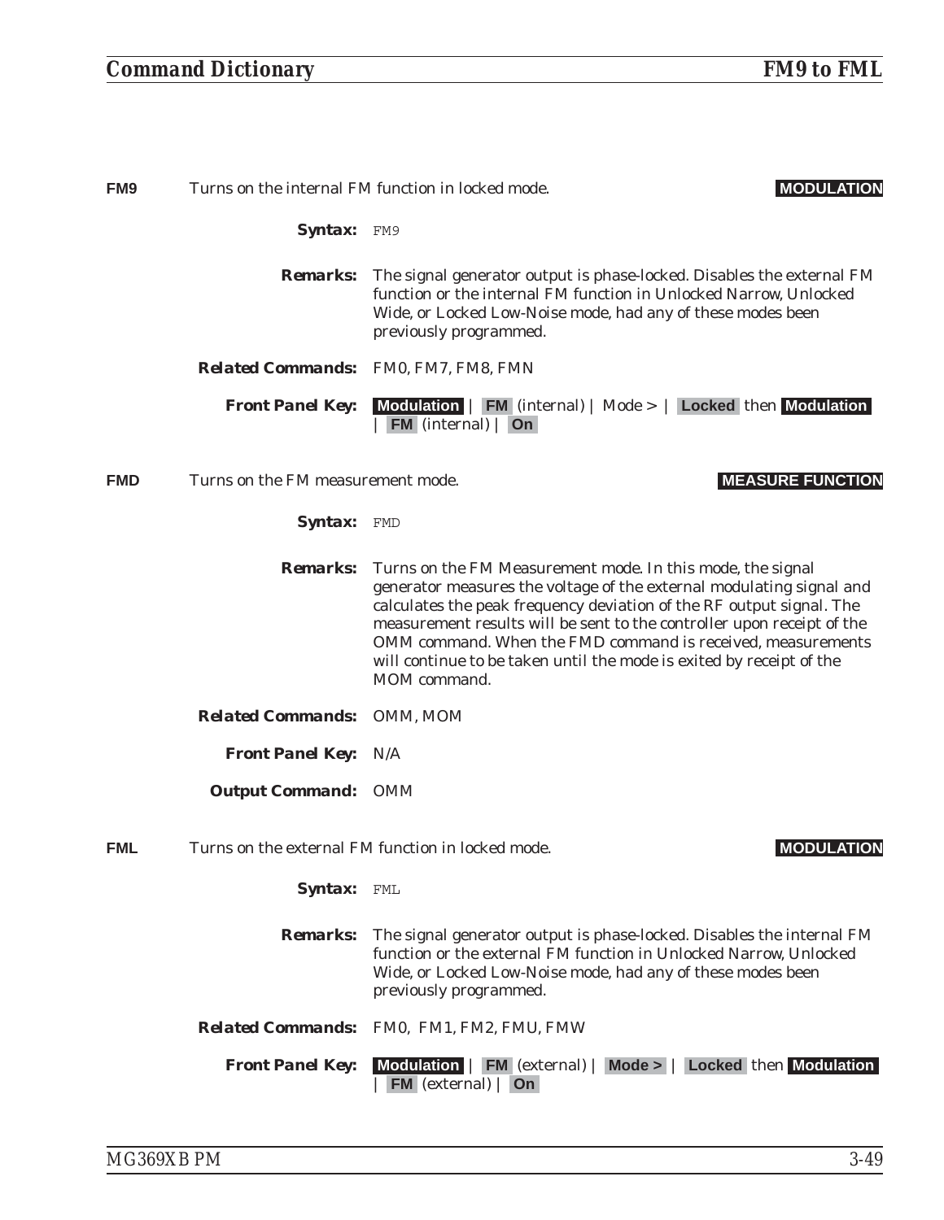**FM9** Turns on the internal FM function in locked mode. **MODULATION**

***Syntax:*** `FM9`

***Remarks:*** The signal generator output is phase-locked. Disables the external FM function or the internal FM function in Unlocked Narrow, Unlocked Wide, or Locked Low-Noise mode, had any of these modes been previously programmed.

***Related Commands:*** FM0, FM7, FM8, FMN

***Front Panel Key:*** **Modulation** | **FM** (internal) | Mode > | **Locked** then **Modulation** | **FM** (internal) | **On**

**FMD** Turns on the FM measurement mode. **MEASURE FUNCTION**

***Syntax:*** `FMD`

***Remarks:*** Turns on the FM Measurement mode. In this mode, the signal generator measures the voltage of the external modulating signal and calculates the peak frequency deviation of the RF output signal. The measurement results will be sent to the controller upon receipt of the OMM command. When the FMD command is received, measurements will continue to be taken until the mode is exited by receipt of the MOM command.

***Related Commands:*** OMM, MOM

***Front Panel Key:*** N/A

***Output Command:*** OMM

**FML** Turns on the external FM function in locked mode. **MODULATION**

***Syntax:*** `FML`

***Remarks:*** The signal generator output is phase-locked. Disables the internal FM function or the external FM function in Unlocked Narrow, Unlocked Wide, or Locked Low-Noise mode, had any of these modes been previously programmed.

***Related Commands:*** FM0, FM1, FM2, FMU, FMW

***Front Panel Key:*** **Modulation** | **FM** (external) | **Mode >** | **Locked** then **Modulation** | **FM** (external) | **On**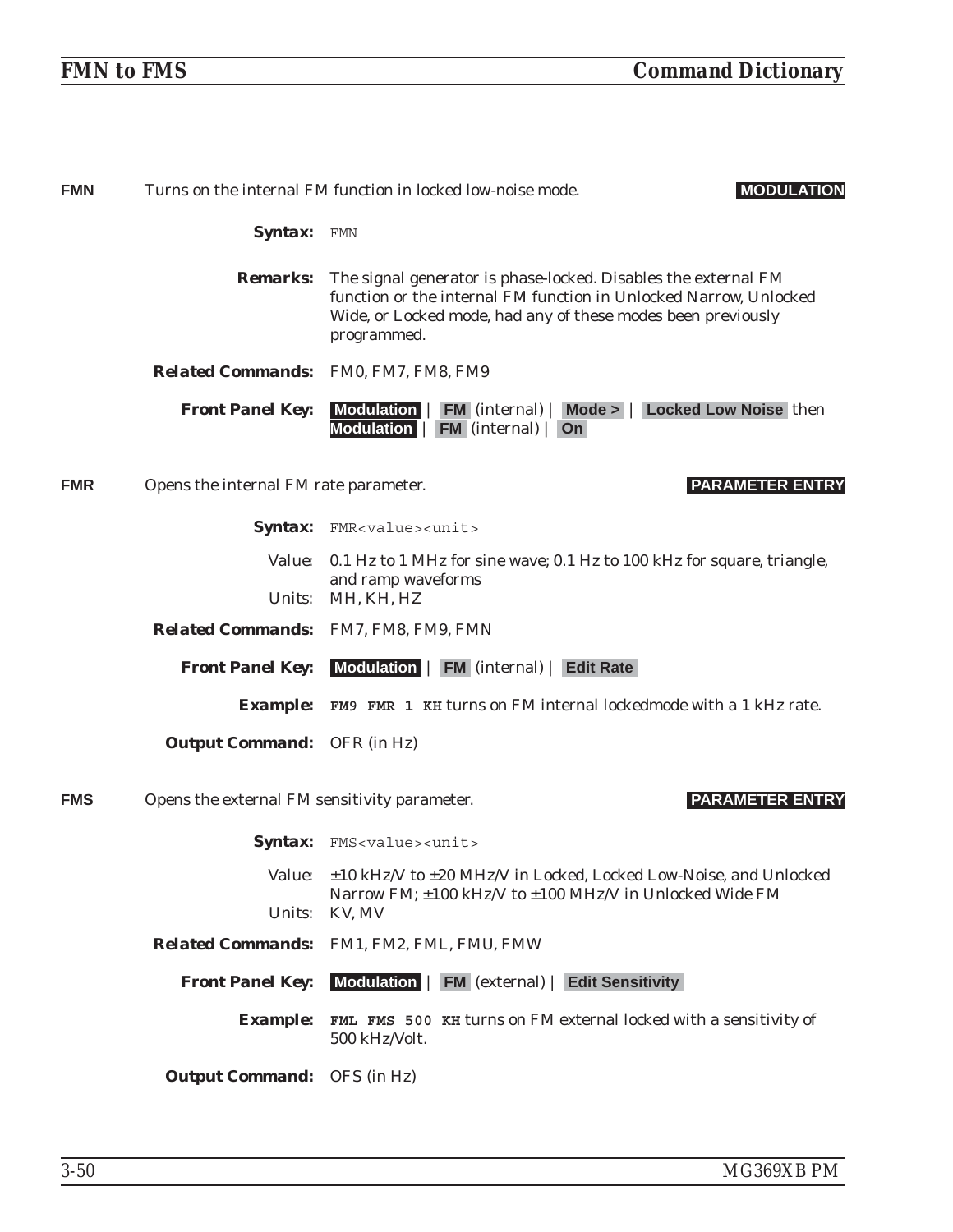**FMN** Turns on the internal FM function in locked low-noise mode. **MODULATION**

**Syntax:** FMN

**Remarks:** The signal generator is phase-locked. Disables the external FM function or the internal FM function in Unlocked Narrow, Unlocked Wide, or Locked mode, had any of these modes been previously programmed.

**Related Commands:** FM0, FM7, FM8, FM9

**Front Panel Key:** **Modulation** | **FM** (internal) | **Mode >** | **Locked Low Noise** then **Modulation** | **FM** (internal) | **On**

**FMR** Opens the internal FM rate parameter. **PARAMETER ENTRY**

**Syntax:** FMR<value><unit>

Value: 0.1 Hz to 1 MHz for sine wave; 0.1 Hz to 100 kHz for square, triangle, and ramp waveforms

Units: MH, KH, HZ

**Related Commands:** FM7, FM8, FM9, FMN

**Front Panel Key:** **Modulation** | **FM** (internal) | **Edit Rate**

**Example:** **FM9 FMR 1 KH** turns on FM internal lockedmode with a 1 kHz rate.

**Output Command:** OFR (in Hz)

**FMS** Opens the external FM sensitivity parameter. **PARAMETER ENTRY**

**Syntax:** FMS<value><unit>

Value: ±10 kHz/V to ±20 MHz/V in Locked, Locked Low-Noise, and Unlocked Narrow FM; ±100 kHz/V to ±100 MHz/V in Unlocked Wide FM

Units: KV, MV

**Related Commands:** FM1, FM2, FML, FMU, FMW

**Front Panel Key:** **Modulation** | **FM** (external) | **Edit Sensitivity**

**Example:** **FML FMS 500 KH** turns on FM external locked with a sensitivity of 500 kHz/Volt.

**Output Command:** OFS (in Hz)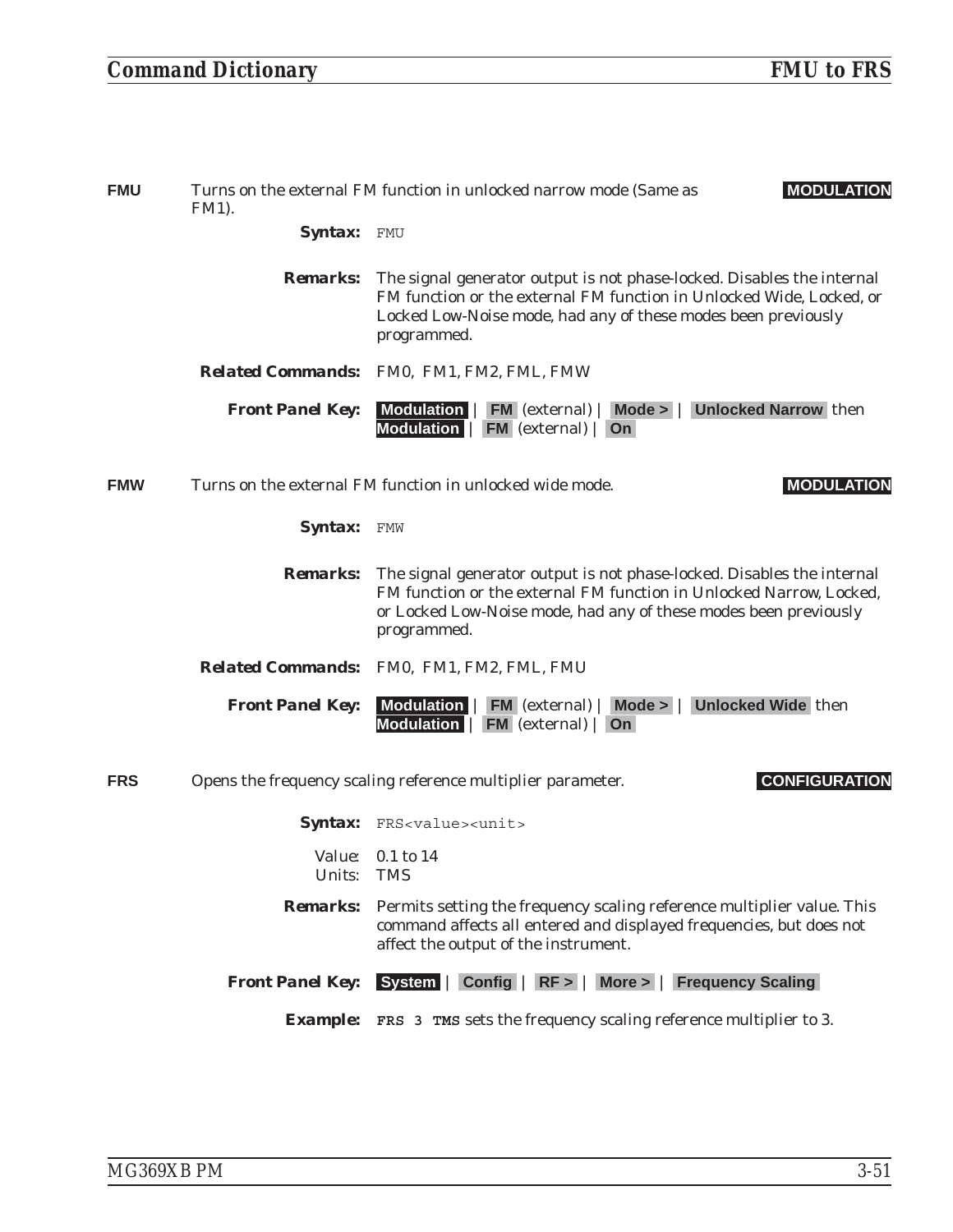**FMU** Turns on the external FM function in unlocked narrow mode (Same as FM1). **MODULATION**

***Syntax:*** `FMU`

***Remarks:*** The signal generator output is not phase-locked. Disables the internal FM function or the external FM function in Unlocked Wide, Locked, or Locked Low-Noise mode, had any of these modes been previously programmed.

***Related Commands:*** FM0, FM1, FM2, FML, FMW

***Front Panel Key:*** **Modulation** | **FM** (external) | **Mode >** | **Unlocked Narrow** then **Modulation** | **FM** (external) | **On**

**FMW** Turns on the external FM function in unlocked wide mode. **MODULATION**

***Syntax:*** `FMW`

***Remarks:*** The signal generator output is not phase-locked. Disables the internal FM function or the external FM function in Unlocked Narrow, Locked, or Locked Low-Noise mode, had any of these modes been previously programmed.

***Related Commands:*** FM0, FM1, FM2, FML, FMU

***Front Panel Key:*** **Modulation** | **FM** (external) | **Mode >** | **Unlocked Wide** then **Modulation** | **FM** (external) | **On**

**FRS** Opens the frequency scaling reference multiplier parameter. **CONFIGURATION**

***Syntax:*** `FRS<value><unit>`

Value: 0.1 to 14
Units: TMS

***Remarks:*** Permits setting the frequency scaling reference multiplier value. This command affects all entered and displayed frequencies, but does not affect the output of the instrument.

***Front Panel Key:*** **System** | **Config** | **RF >** | **More >** | **Frequency Scaling**

***Example:*** **`FRS 3 TMS`** sets the frequency scaling reference multiplier to 3.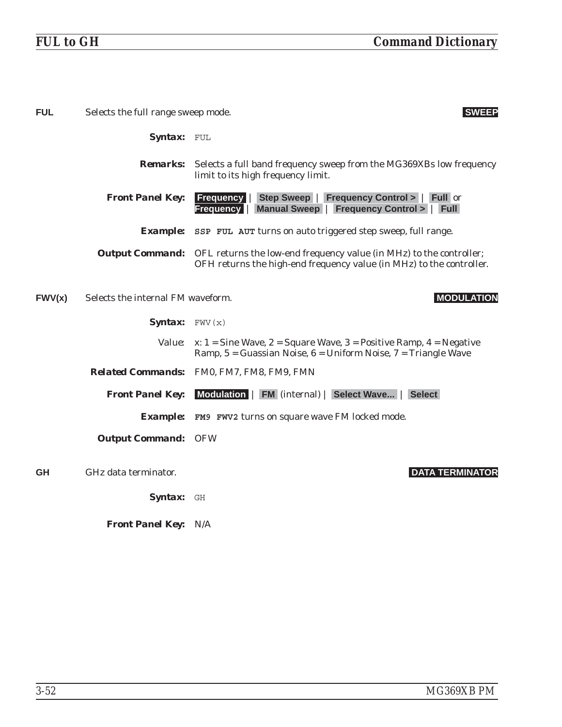**FUL** Selects the full range sweep mode. **SWEEP**

**Syntax:** FUL

**Remarks:** Selects a full band frequency sweep from the MG369XBs low frequency limit to its high frequency limit.

**Front Panel Key:** **Frequency** | **Step Sweep** | **Frequency Control >** | **Full** or **Frequency** | **Manual Sweep** | **Frequency Control >** | **Full**

**Example:** **SSP FUL AUT** turns on auto triggered step sweep, full range.

**Output Command:** OFL returns the low-end frequency value (in MHz) to the controller; OFH returns the high-end frequency value (in MHz) to the controller.

**FWV(x)** Selects the internal FM waveform. **MODULATION**

**Syntax:** FWV(x)

Value: x: 1 = Sine Wave, 2 = Square Wave, 3 = Positive Ramp, 4 = Negative Ramp, 5 = Guassian Noise, 6 = Uniform Noise, 7 = Triangle Wave

**Related Commands:** FM0, FM7, FM8, FM9, FMN

**Front Panel Key:** **Modulation** | **FM** (internal) | **Select Wave...** | **Select**

**Example:** **FM9 FWV2** turns on square wave FM locked mode.

**Output Command:** OFW

**GH** GHz data terminator. **DATA TERMINATOR**

**Syntax:** GH

**Front Panel Key:** N/A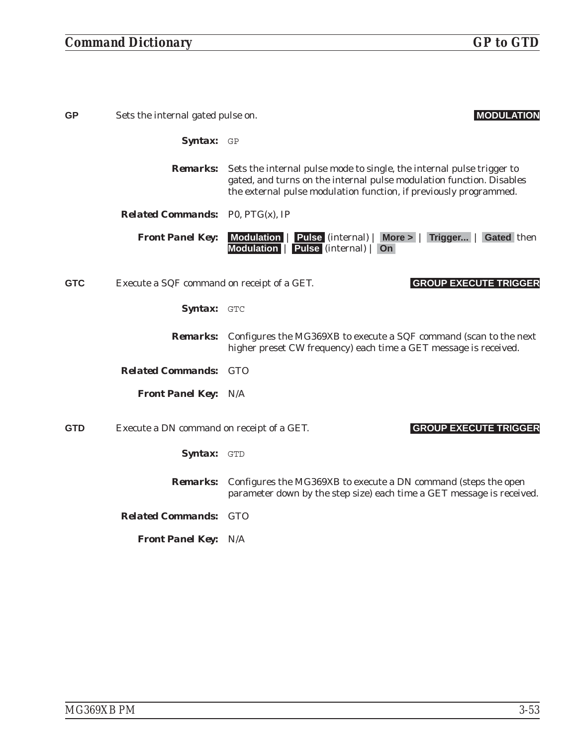**GP** Sets the internal gated pulse on. **MODULATION**

**Syntax:** `GP`

**Remarks:** Sets the internal pulse mode to single, the internal pulse trigger to gated, and turns on the internal pulse modulation function. Disables the external pulse modulation function, if previously programmed.

**Related Commands:** P0, PTG(x), IP

**Front Panel Key:** **Modulation** | **Pulse** (internal) | **More >** | **Trigger...** | **Gated** then **Modulation** | **Pulse** (internal) | **On**

**GTC** Execute a SQF command on receipt of a GET. **GROUP EXECUTE TRIGGER**

**Syntax:** `GTC`

**Remarks:** Configures the MG369XB to execute a SQF command (scan to the next higher preset CW frequency) each time a GET message is received.

**Related Commands:** GTO

**Front Panel Key:** N/A

**GTD** Execute a DN command on receipt of a GET. **GROUP EXECUTE TRIGGER**

**Syntax:** `GTD`

**Remarks:** Configures the MG369XB to execute a DN command (steps the open parameter down by the step size) each time a GET message is received.

**Related Commands:** GTO

**Front Panel Key:** N/A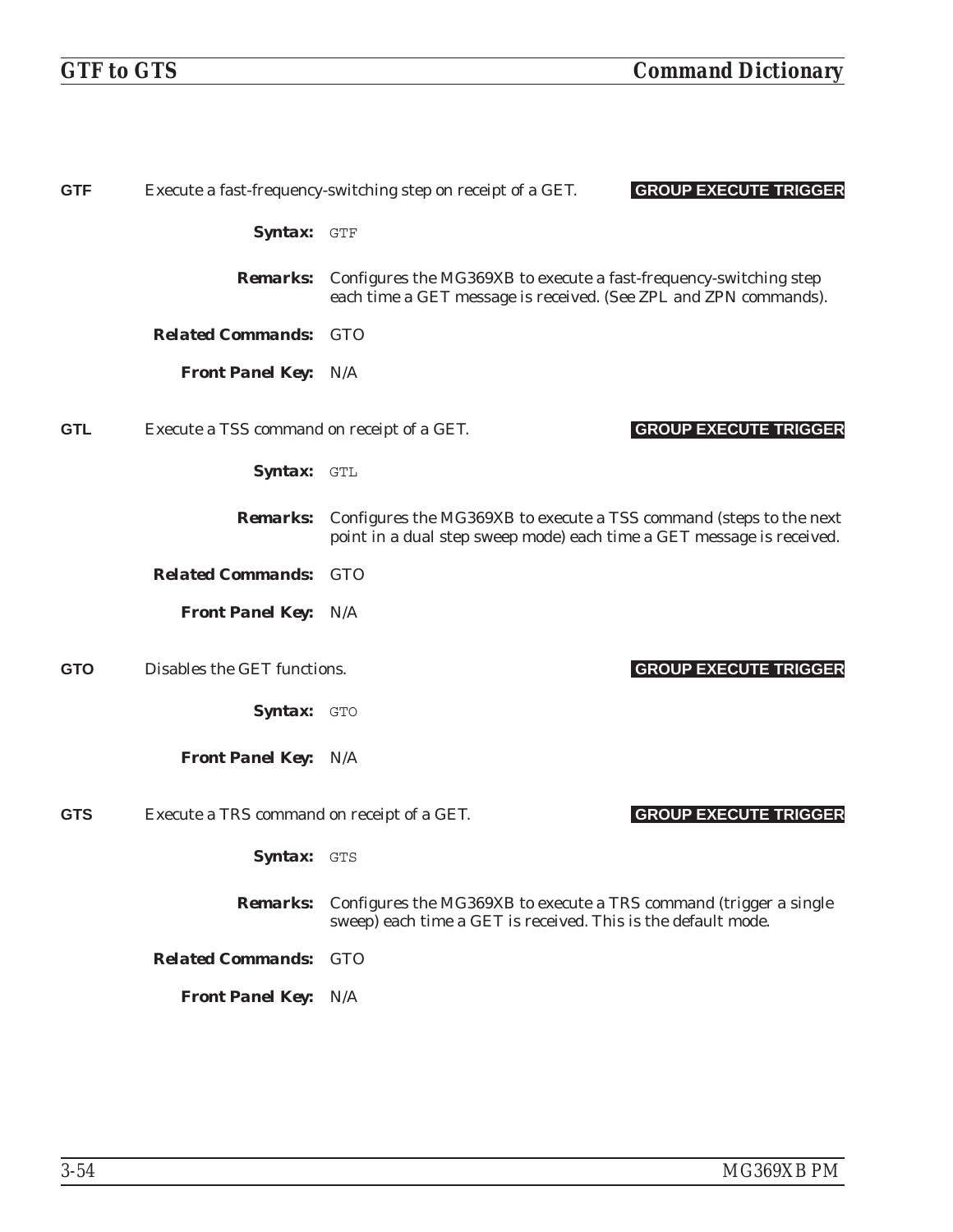**GTF** Execute a fast-frequency-switching step on receipt of a GET. **GROUP EXECUTE TRIGGER**

***Syntax:*** GTF

***Remarks:*** Configures the MG369XB to execute a fast-frequency-switching step each time a GET message is received. (See ZPL and ZPN commands).

***Related Commands:*** GTO

***Front Panel Key:*** N/A

**GTL** Execute a TSS command on receipt of a GET. **GROUP EXECUTE TRIGGER**

***Syntax:*** GTL

***Remarks:*** Configures the MG369XB to execute a TSS command (steps to the next point in a dual step sweep mode) each time a GET message is received.

***Related Commands:*** GTO

***Front Panel Key:*** N/A

**GTO** Disables the GET functions. **GROUP EXECUTE TRIGGER**

***Syntax:*** GTO

***Front Panel Key:*** N/A

**GTS** Execute a TRS command on receipt of a GET. **GROUP EXECUTE TRIGGER**

***Syntax:*** GTS

***Remarks:*** Configures the MG369XB to execute a TRS command (trigger a single sweep) each time a GET is received. This is the default mode.

***Related Commands:*** GTO

***Front Panel Key:*** N/A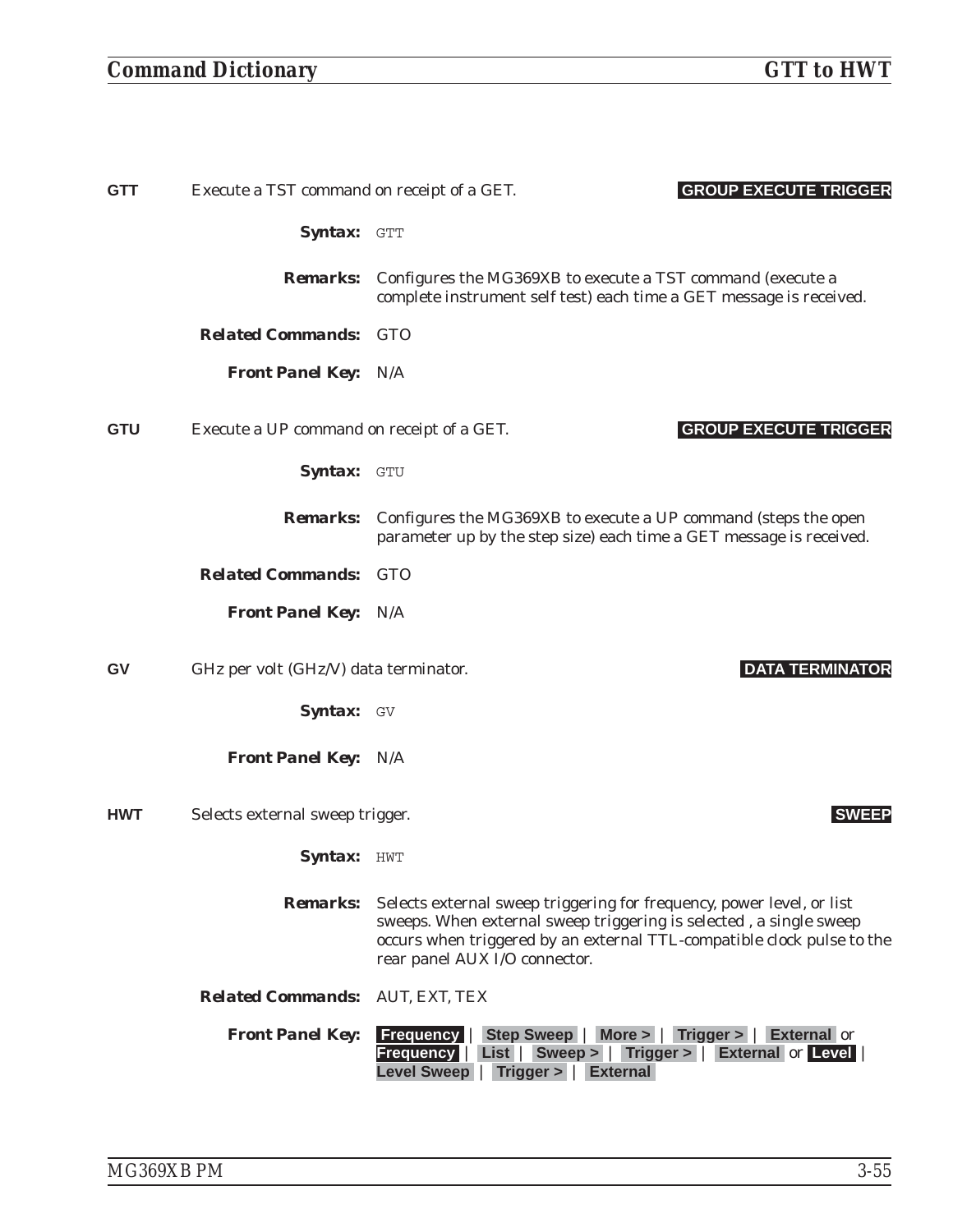**GTT** Execute a TST command on receipt of a GET. **GROUP EXECUTE TRIGGER**

***Syntax:*** `GTT`

***Remarks:*** Configures the MG369XB to execute a TST command (execute a complete instrument self test) each time a GET message is received.

***Related Commands:*** GTO

***Front Panel Key:*** N/A

**GTU** Execute a UP command on receipt of a GET. **GROUP EXECUTE TRIGGER**

***Syntax:*** `GTU`

***Remarks:*** Configures the MG369XB to execute a UP command (steps the open parameter up by the step size) each time a GET message is received.

***Related Commands:*** GTO

***Front Panel Key:*** N/A

**GV** GHz per volt (GHz/V) data terminator. **DATA TERMINATOR**

***Syntax:*** `GV`

***Front Panel Key:*** N/A

**HWT** Selects external sweep trigger. **SWEEP**

***Syntax:*** `HWT`

***Remarks:*** Selects external sweep triggering for frequency, power level, or list sweeps. When external sweep triggering is selected , a single sweep occurs when triggered by an external TTL-compatible clock pulse to the rear panel AUX I/O connector.

***Related Commands:*** AUT, EXT, TEX

***Front Panel Key:*** **Frequency** | **Step Sweep** | **More >** | **Trigger >** | **External** or **Frequency** | **List** | **Sweep >** | **Trigger >** | **External** or **Level** | **Level Sweep** | **Trigger >** | **External**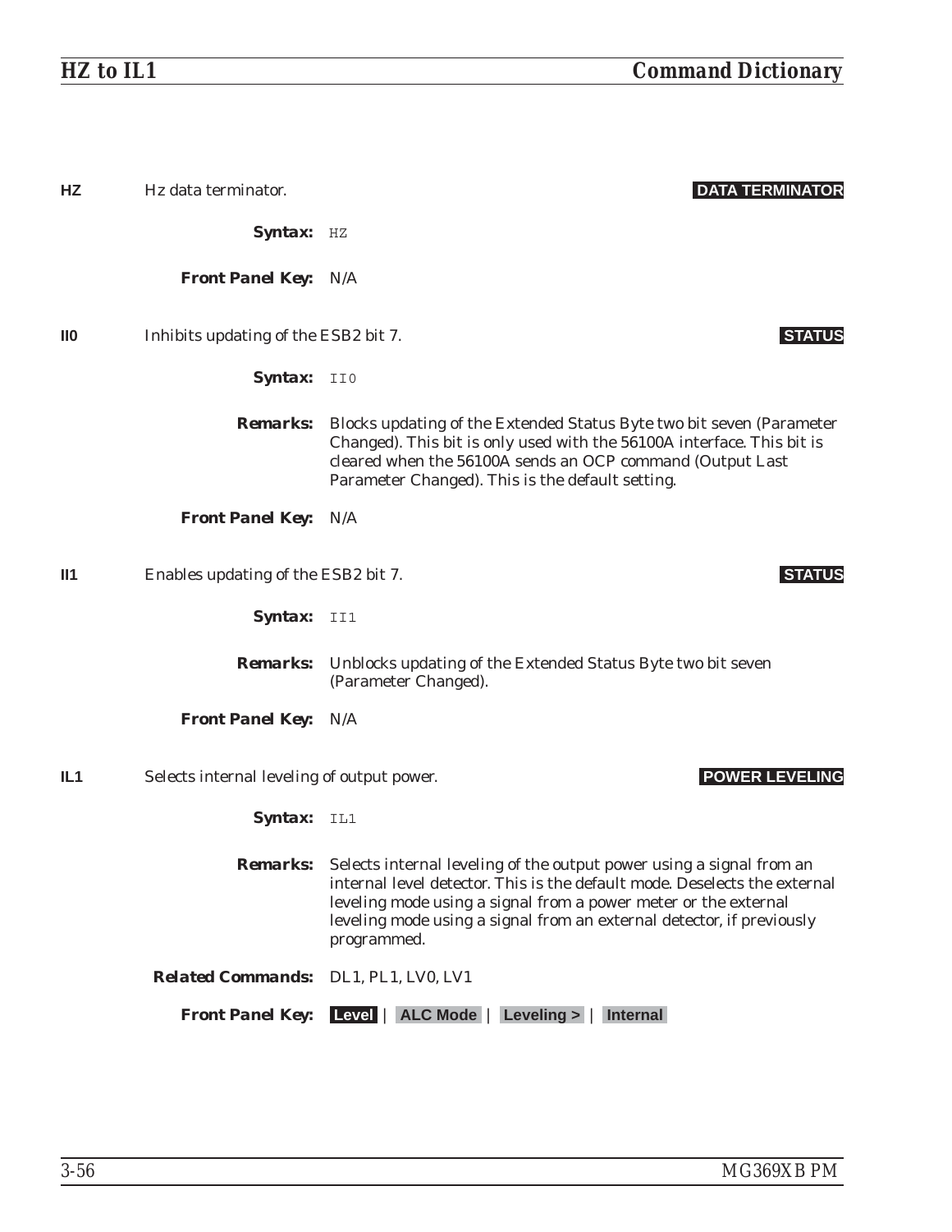**HZ** Hz data terminator. **DATA TERMINATOR**

***Syntax:*** `HZ`

***Front Panel Key:*** N/A

**II0** Inhibits updating of the ESB2 bit 7. **STATUS**

***Syntax:*** `II0`

***Remarks:*** Blocks updating of the Extended Status Byte two bit seven (Parameter Changed). This bit is only used with the 56100A interface. This bit is cleared when the 56100A sends an OCP command (Output Last Parameter Changed). This is the default setting.

***Front Panel Key:*** N/A

**II1** Enables updating of the ESB2 bit 7. **STATUS**

***Syntax:*** `II1`

***Remarks:*** Unblocks updating of the Extended Status Byte two bit seven (Parameter Changed).

***Front Panel Key:*** N/A

**IL1** Selects internal leveling of output power. **POWER LEVELING**

***Syntax:*** `IL1`

***Remarks:*** Selects internal leveling of the output power using a signal from an internal level detector. This is the default mode. Deselects the external leveling mode using a signal from a power meter or the external leveling mode using a signal from an external detector, if previously programmed.

***Related Commands:*** DL1, PL1, LV0, LV1

***Front Panel Key:*** **Level** | **ALC Mode** | **Leveling >** | **Internal**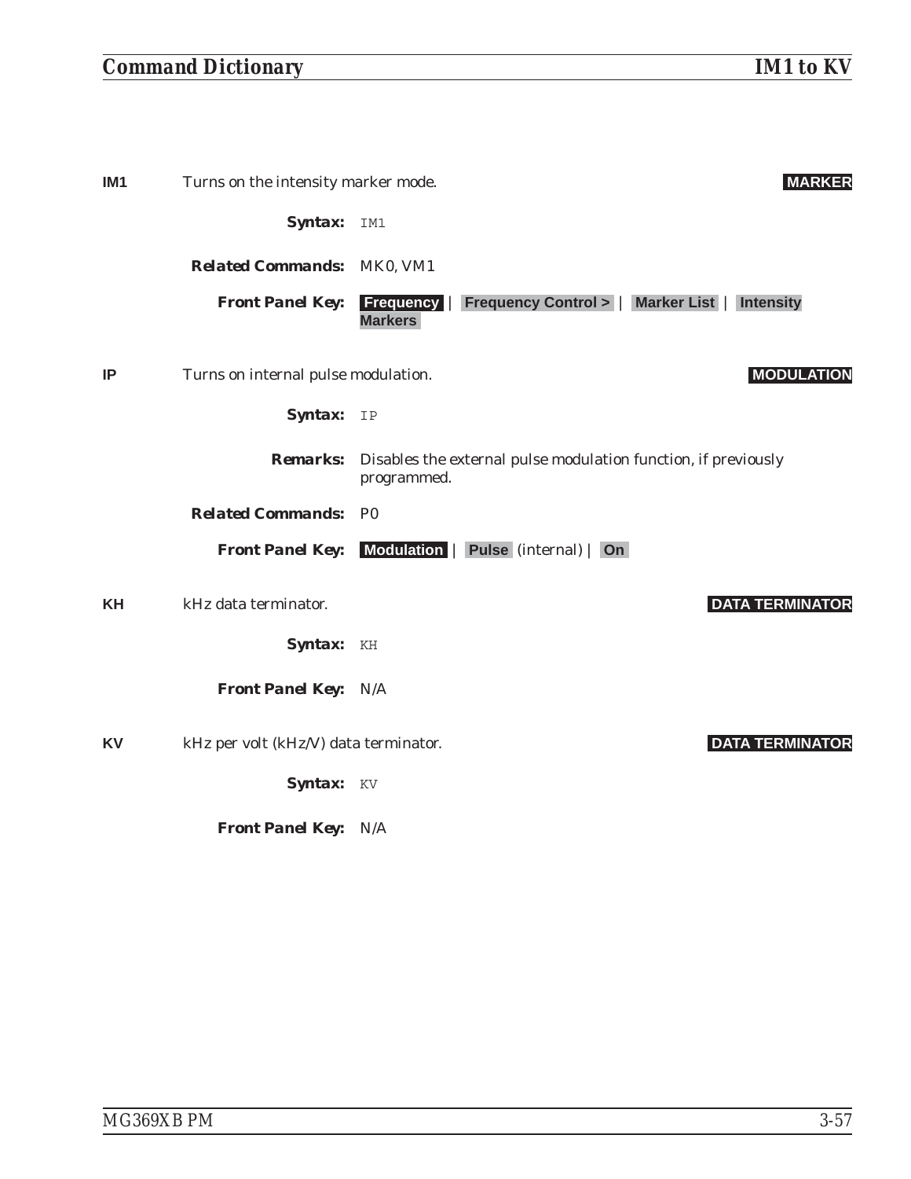**IM1** Turns on the intensity marker mode. **MARKER**

**Syntax:** `IM1`

**Related Commands:** MK0, VM1

**Front Panel Key:** **Frequency** | **Frequency Control >** | **Marker List** | **Intensity Markers**

**IP** Turns on internal pulse modulation. **MODULATION**

**Syntax:** `IP`

**Remarks:** Disables the external pulse modulation function, if previously programmed.

**Related Commands:** P0

**Front Panel Key:** **Modulation** | **Pulse** (internal) | **On**

**KH** kHz data terminator. **DATA TERMINATOR**

**Syntax:** `KH`

**Front Panel Key:** N/A

**KV** kHz per volt (kHz/V) data terminator. **DATA TERMINATOR**

**Syntax:** `KV`

**Front Panel Key:** N/A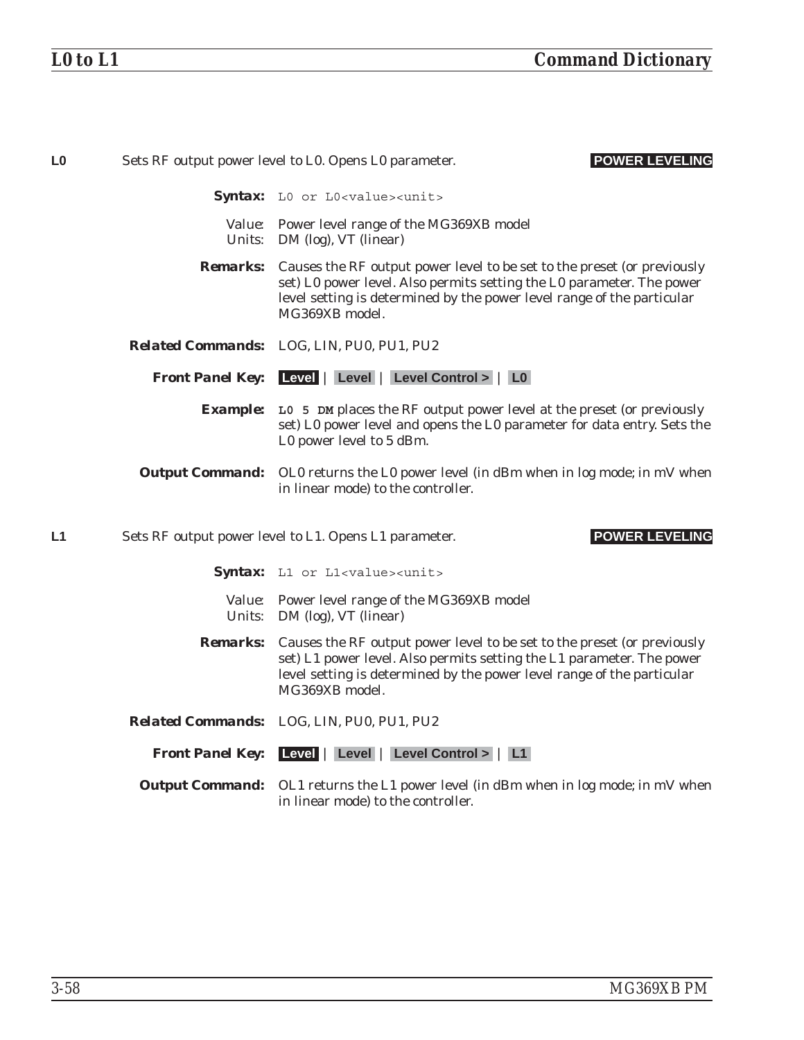**L0** Sets RF output power level to L0. Opens L0 parameter. **POWER LEVELING**

**Syntax:** `L0 or L0<value><unit>`

Value: Power level range of the MG369XB model
Units: DM (log), VT (linear)

**Remarks:** Causes the RF output power level to be set to the preset (or previously set) L0 power level. Also permits setting the L0 parameter. The power level setting is determined by the power level range of the particular MG369XB model.

**Related Commands:** LOG, LIN, PU0, PU1, PU2

**Front Panel Key:** **Level** | **Level** | **Level Control >** | **L0**

**Example:** **`L0 5 DM`** places the RF output power level at the preset (or previously set) L0 power level and opens the L0 parameter for data entry. Sets the L0 power level to 5 dBm.

**Output Command:** OL0 returns the L0 power level (in dBm when in log mode; in mV when in linear mode) to the controller.

**L1** Sets RF output power level to L1. Opens L1 parameter. **POWER LEVELING**

**Syntax:** `L1 or L1<value><unit>`

Value: Power level range of the MG369XB model
Units: DM (log), VT (linear)

**Remarks:** Causes the RF output power level to be set to the preset (or previously set) L1 power level. Also permits setting the L1 parameter. The power level setting is determined by the power level range of the particular MG369XB model.

**Related Commands:** LOG, LIN, PU0, PU1, PU2

**Front Panel Key:** **Level** | **Level** | **Level Control >** | **L1**

**Output Command:** OL1 returns the L1 power level (in dBm when in log mode; in mV when in linear mode) to the controller.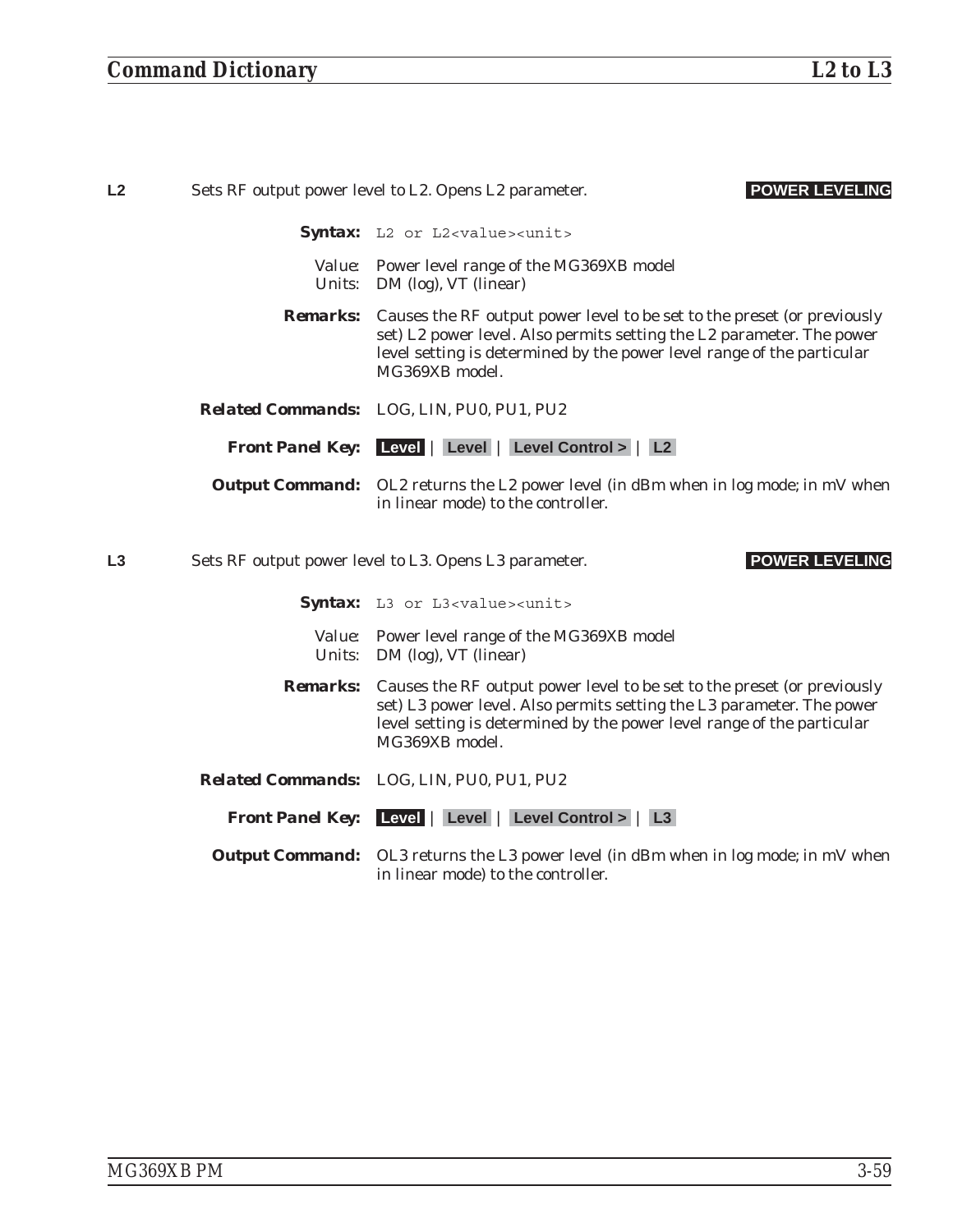**L2** Sets RF output power level to L2. Opens L2 parameter. **POWER LEVELING**

**Syntax:** `L2 or L2<value><unit>`

Value: Power level range of the MG369XB model
Units: DM (log), VT (linear)

**Remarks:** Causes the RF output power level to be set to the preset (or previously set) L2 power level. Also permits setting the L2 parameter. The power level setting is determined by the power level range of the particular MG369XB model.

**Related Commands:** LOG, LIN, PU0, PU1, PU2

**Front Panel Key:** **Level** | **Level** | **Level Control >** | **L2**

**Output Command:** OL2 returns the L2 power level (in dBm when in log mode; in mV when in linear mode) to the controller.

**L3** Sets RF output power level to L3. Opens L3 parameter. **POWER LEVELING**

**Syntax:** `L3 or L3<value><unit>`

Value: Power level range of the MG369XB model
Units: DM (log), VT (linear)

**Remarks:** Causes the RF output power level to be set to the preset (or previously set) L3 power level. Also permits setting the L3 parameter. The power level setting is determined by the power level range of the particular MG369XB model.

**Related Commands:** LOG, LIN, PU0, PU1, PU2

**Front Panel Key:** **Level** | **Level** | **Level Control >** | **L3**

**Output Command:** OL3 returns the L3 power level (in dBm when in log mode; in mV when in linear mode) to the controller.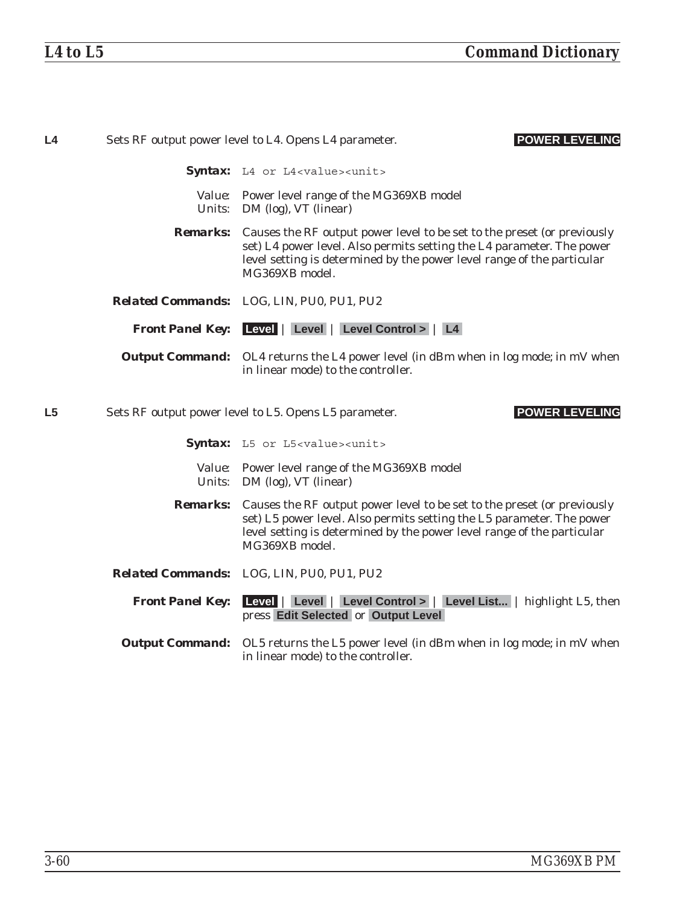**L4** Sets RF output power level to L4. Opens L4 parameter. **POWER LEVELING**

***Syntax:*** `L4 or L4<value><unit>`

Value: Power level range of the MG369XB model
Units: DM (log), VT (linear)

***Remarks:*** Causes the RF output power level to be set to the preset (or previously set) L4 power level. Also permits setting the L4 parameter. The power level setting is determined by the power level range of the particular MG369XB model.

***Related Commands:*** LOG, LIN, PU0, PU1, PU2

***Front Panel Key:*** **Level** | **Level** | **Level Control >** | **L4**

***Output Command:*** OL4 returns the L4 power level (in dBm when in log mode; in mV when in linear mode) to the controller.

**L5** Sets RF output power level to L5. Opens L5 parameter. **POWER LEVELING**

***Syntax:*** `L5 or L5<value><unit>`

Value: Power level range of the MG369XB model
Units: DM (log), VT (linear)

***Remarks:*** Causes the RF output power level to be set to the preset (or previously set) L5 power level. Also permits setting the L5 parameter. The power level setting is determined by the power level range of the particular MG369XB model.

***Related Commands:*** LOG, LIN, PU0, PU1, PU2

***Front Panel Key:*** **Level** | **Level** | **Level Control >** | **Level List...** | highlight L5, then press **Edit Selected** or **Output Level**

***Output Command:*** OL5 returns the L5 power level (in dBm when in log mode; in mV when in linear mode) to the controller.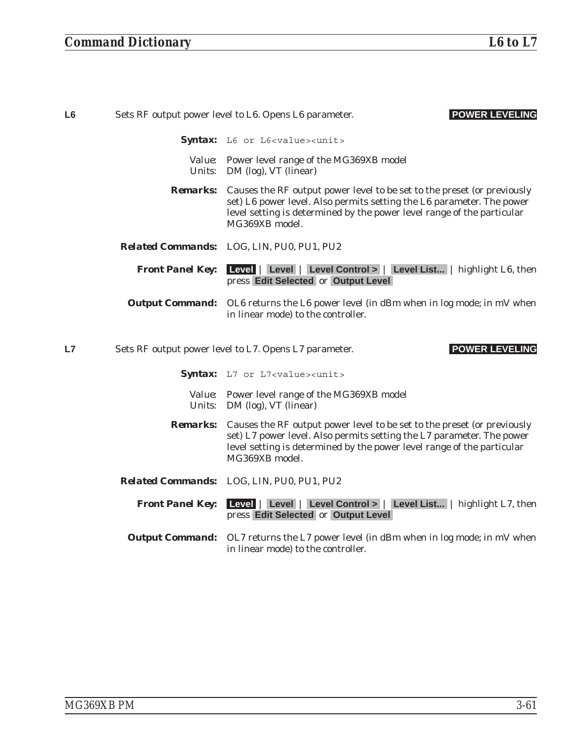**L6** Sets RF output power level to L6. Opens L6 parameter. **POWER LEVELING**

**Syntax:** `L6 or L6<value><unit>`

Value: Power level range of the MG369XB model
Units: DM (log), VT (linear)

**Remarks:** Causes the RF output power level to be set to the preset (or previously set) L6 power level. Also permits setting the L6 parameter. The power level setting is determined by the power level range of the particular MG369XB model.

**Related Commands:** LOG, LIN, PU0, PU1, PU2

**Front Panel Key:** **Level** | **Level** | **Level Control >** | **Level List...** | highlight L6, then press **Edit Selected** or **Output Level**

**Output Command:** OL6 returns the L6 power level (in dBm when in log mode; in mV when in linear mode) to the controller.

**L7** Sets RF output power level to L7. Opens L7 parameter. **POWER LEVELING**

**Syntax:** `L7 or L7<value><unit>`

Value: Power level range of the MG369XB model
Units: DM (log), VT (linear)

**Remarks:** Causes the RF output power level to be set to the preset (or previously set) L7 power level. Also permits setting the L7 parameter. The power level setting is determined by the power level range of the particular MG369XB model.

**Related Commands:** LOG, LIN, PU0, PU1, PU2

**Front Panel Key:** **Level** | **Level** | **Level Control >** | **Level List...** | highlight L7, then press **Edit Selected** or **Output Level**

**Output Command:** OL7 returns the L7 power level (in dBm when in log mode; in mV when in linear mode) to the controller.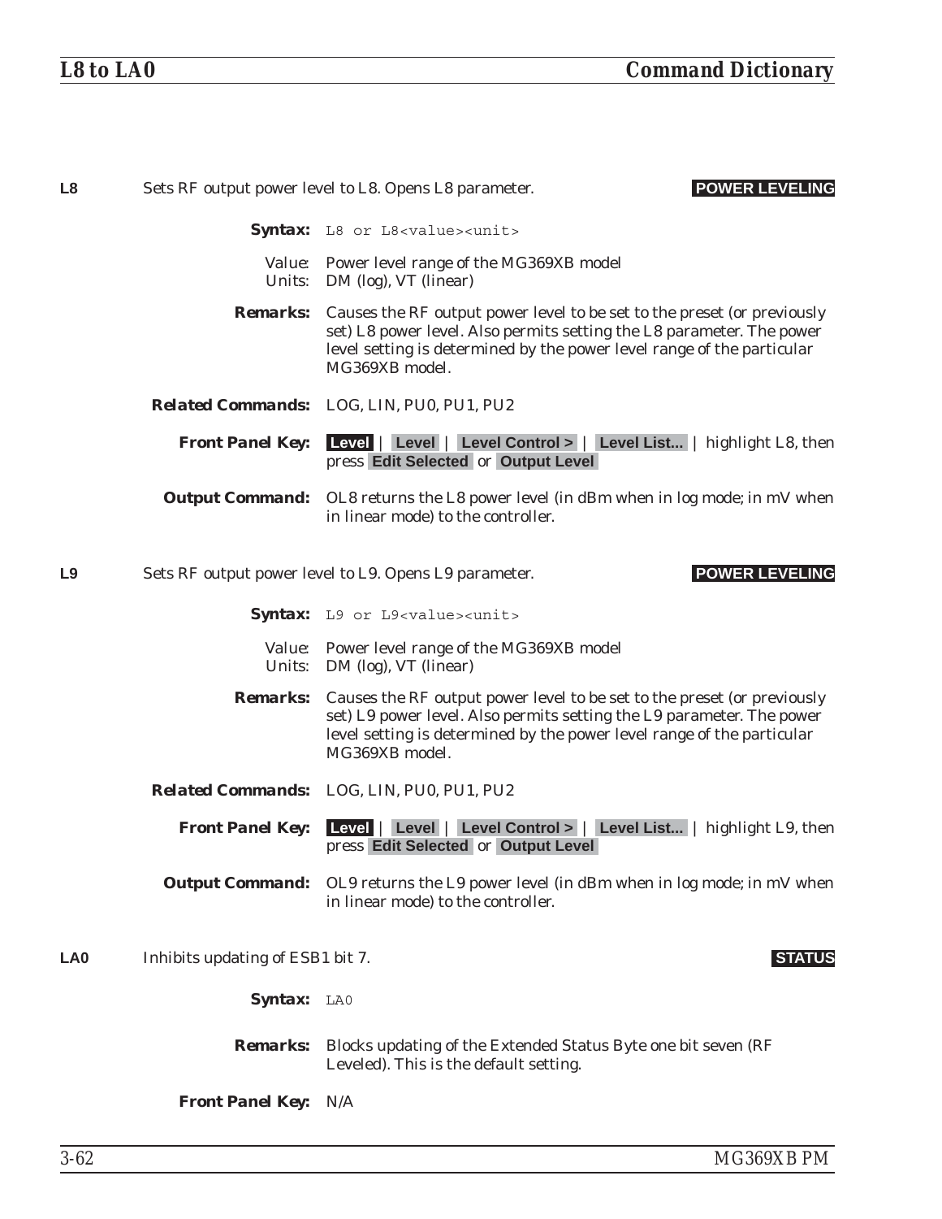**L8** Sets RF output power level to L8. Opens L8 parameter. **POWER LEVELING**

**Syntax:** `L8 or L8<value><unit>`

Value: Power level range of the MG369XB model
Units: DM (log), VT (linear)

**Remarks:** Causes the RF output power level to be set to the preset (or previously set) L8 power level. Also permits setting the L8 parameter. The power level setting is determined by the power level range of the particular MG369XB model.

**Related Commands:** LOG, LIN, PU0, PU1, PU2

**Front Panel Key:** **Level** | **Level** | **Level Control >** | **Level List...** | highlight L8, then press **Edit Selected** or **Output Level**

**Output Command:** OL8 returns the L8 power level (in dBm when in log mode; in mV when in linear mode) to the controller.

**L9** Sets RF output power level to L9. Opens L9 parameter. **POWER LEVELING**

**Syntax:** `L9 or L9<value><unit>`

Value: Power level range of the MG369XB model
Units: DM (log), VT (linear)

**Remarks:** Causes the RF output power level to be set to the preset (or previously set) L9 power level. Also permits setting the L9 parameter. The power level setting is determined by the power level range of the particular MG369XB model.

**Related Commands:** LOG, LIN, PU0, PU1, PU2

**Front Panel Key:** **Level** | **Level** | **Level Control >** | **Level List...** | highlight L9, then press **Edit Selected** or **Output Level**

**Output Command:** OL9 returns the L9 power level (in dBm when in log mode; in mV when in linear mode) to the controller.

**LA0** Inhibits updating of ESB1 bit 7. **STATUS**

**Syntax:** `LA0`

**Remarks:** Blocks updating of the Extended Status Byte one bit seven (RF Leveled). This is the default setting.

**Front Panel Key:** N/A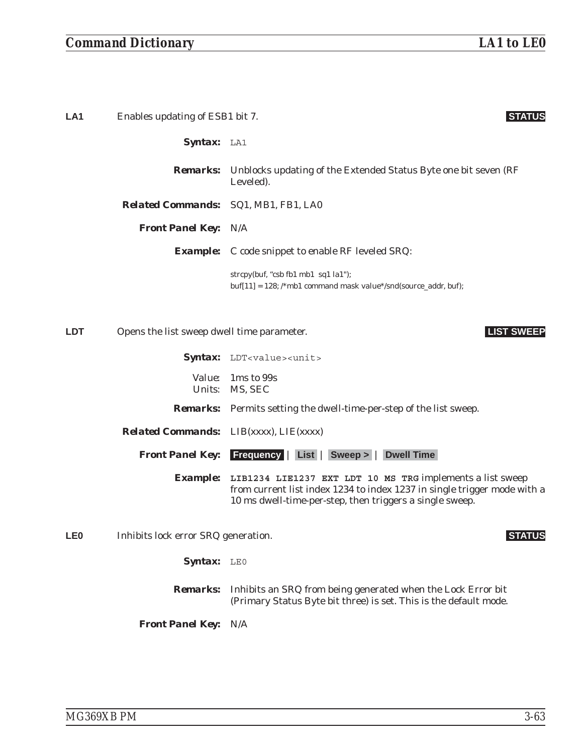**LA1** Enables updating of ESB1 bit 7. **STATUS**

**Syntax:** `LA1`

**Remarks:** Unblocks updating of the Extended Status Byte one bit seven (RF Leveled).

**Related Commands:** SQ1, MB1, FB1, LA0

**Front Panel Key:** N/A

**Example:** C code snippet to enable RF leveled SRQ:

```
strcpy(buf, "csb fb1 mb1  sq1 la1");
buf[11] = 128; /*mb1 command mask value*/snd(source_addr, buf);
```

**LDT** Opens the list sweep dwell time parameter. **LIST SWEEP**

**Syntax:** `LDT<value><unit>`

Value: 1ms to 99s
Units: MS, SEC

**Remarks:** Permits setting the dwell-time-per-step of the list sweep.

**Related Commands:** LIB(xxxx), LIE(xxxx)

**Front Panel Key:** **Frequency** | **List** | **Sweep >** | **Dwell Time**

**Example:** **`LIB1234 LIE1237 EXT LDT 10 MS TRG`** implements a list sweep from current list index 1234 to index 1237 in single trigger mode with a 10 ms dwell-time-per-step, then triggers a single sweep.

**LE0** Inhibits lock error SRQ generation. **STATUS**

**Syntax:** `LE0`

**Remarks:** Inhibits an SRQ from being generated when the Lock Error bit (Primary Status Byte bit three) is set. This is the default mode.

**Front Panel Key:** N/A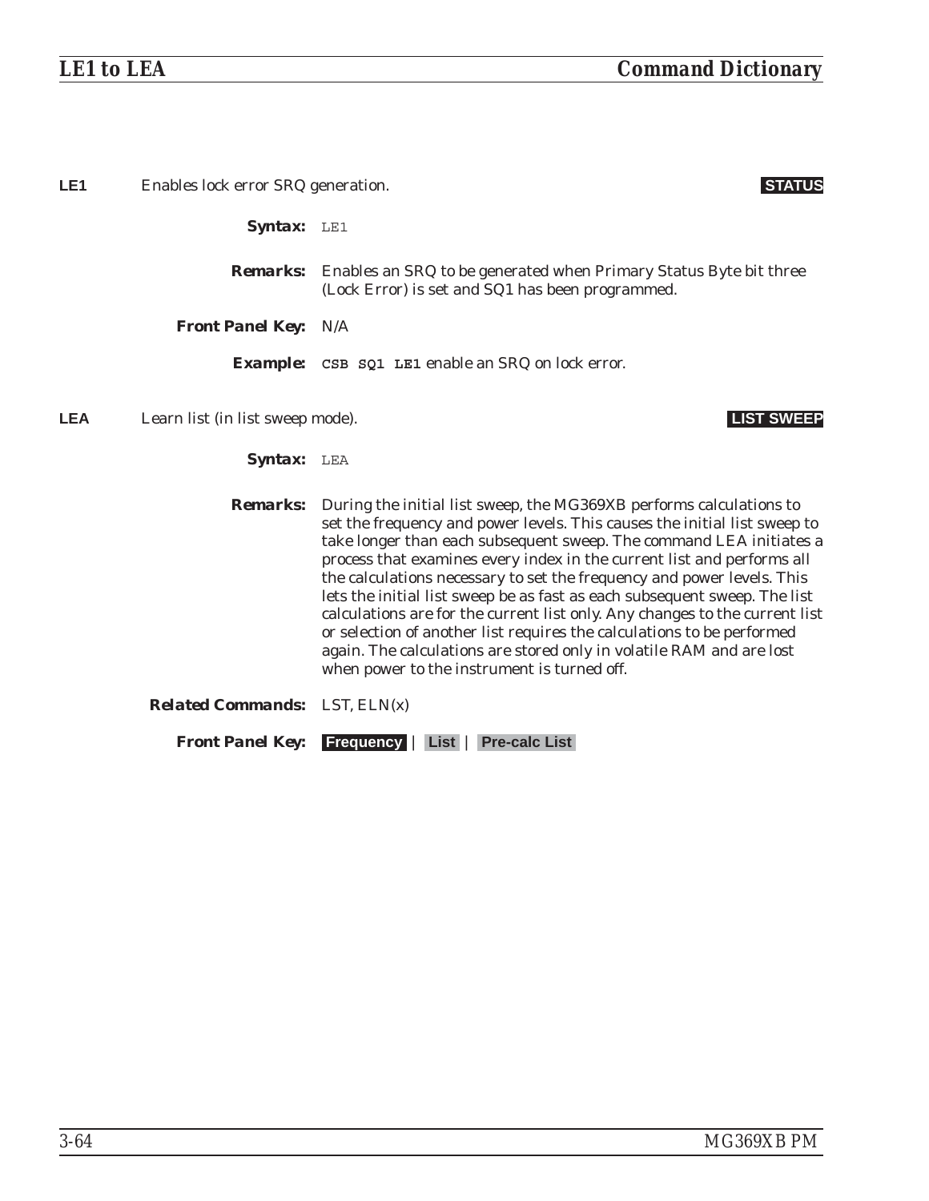**LE1** Enables lock error SRQ generation. **STATUS**

**Syntax:** LE1

**Remarks:** Enables an SRQ to be generated when Primary Status Byte bit three (Lock Error) is set and SQ1 has been programmed.

**Front Panel Key:** N/A

**Example:** **CSB SQ1 LE1** enable an SRQ on lock error.

**LEA** Learn list (in list sweep mode). **LIST SWEEP**

**Syntax:** LEA

**Remarks:** During the initial list sweep, the MG369XB performs calculations to set the frequency and power levels. This causes the initial list sweep to take longer than each subsequent sweep. The command LEA initiates a process that examines every index in the current list and performs all the calculations necessary to set the frequency and power levels. This lets the initial list sweep be as fast as each subsequent sweep. The list calculations are for the current list only. Any changes to the current list or selection of another list requires the calculations to be performed again. The calculations are stored only in volatile RAM and are lost when power to the instrument is turned off.

**Related Commands:** LST, ELN(x)

**Front Panel Key:** **Frequency** | **List** | **Pre-calc List**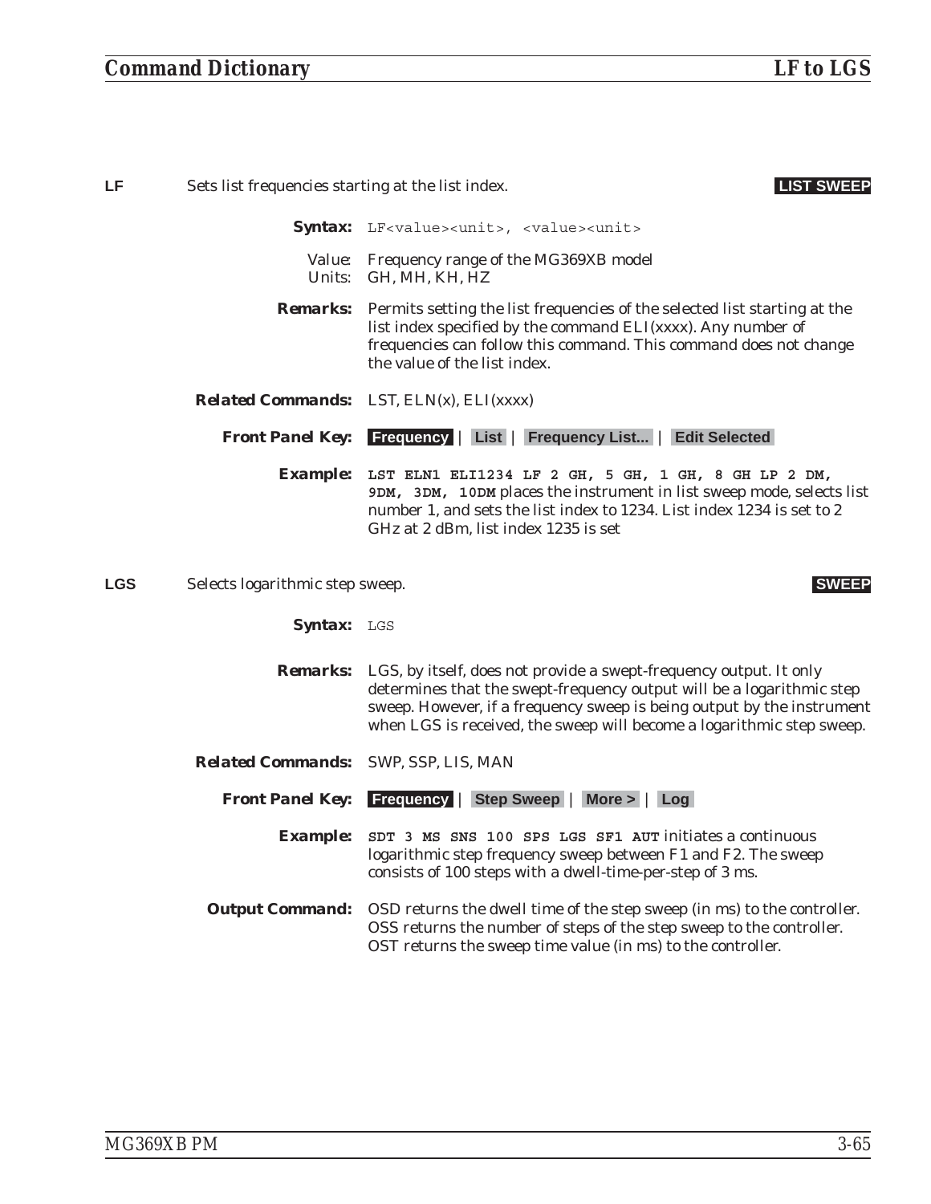**LF** Sets list frequencies starting at the list index. **LIST SWEEP**

**Syntax:** `LF<value><unit>, <value><unit>`

Value: Frequency range of the MG369XB model
Units: GH, MH, KH, HZ

**Remarks:** Permits setting the list frequencies of the selected list starting at the list index specified by the command ELI(xxxx). Any number of frequencies can follow this command. This command does not change the value of the list index.

**Related Commands:** LST, ELN(x), ELI(xxxx)

**Front Panel Key:** **Frequency** | **List** | **Frequency List...** | **Edit Selected**

**Example:** **`LST ELN1 ELI1234 LF 2 GH, 5 GH, 1 GH, 8 GH LP 2 DM, 9DM, 3DM, 10DM`** places the instrument in list sweep mode, selects list number 1, and sets the list index to 1234. List index 1234 is set to 2 GHz at 2 dBm, list index 1235 is set

**LGS** Selects logarithmic step sweep. **SWEEP**

**Syntax:** `LGS`

**Remarks:** LGS, by itself, does not provide a swept-frequency output. It only determines that the swept-frequency output will be a logarithmic step sweep. However, if a frequency sweep is being output by the instrument when LGS is received, the sweep will become a logarithmic step sweep.

**Related Commands:** SWP, SSP, LIS, MAN

**Front Panel Key:** **Frequency** | **Step Sweep** | **More >** | **Log**

**Example:** **`SDT 3 MS SNS 100 SPS LGS SF1 AUT`** initiates a continuous logarithmic step frequency sweep between F1 and F2. The sweep consists of 100 steps with a dwell-time-per-step of 3 ms.

**Output Command:** OSD returns the dwell time of the step sweep (in ms) to the controller. OSS returns the number of steps of the step sweep to the controller. OST returns the sweep time value (in ms) to the controller.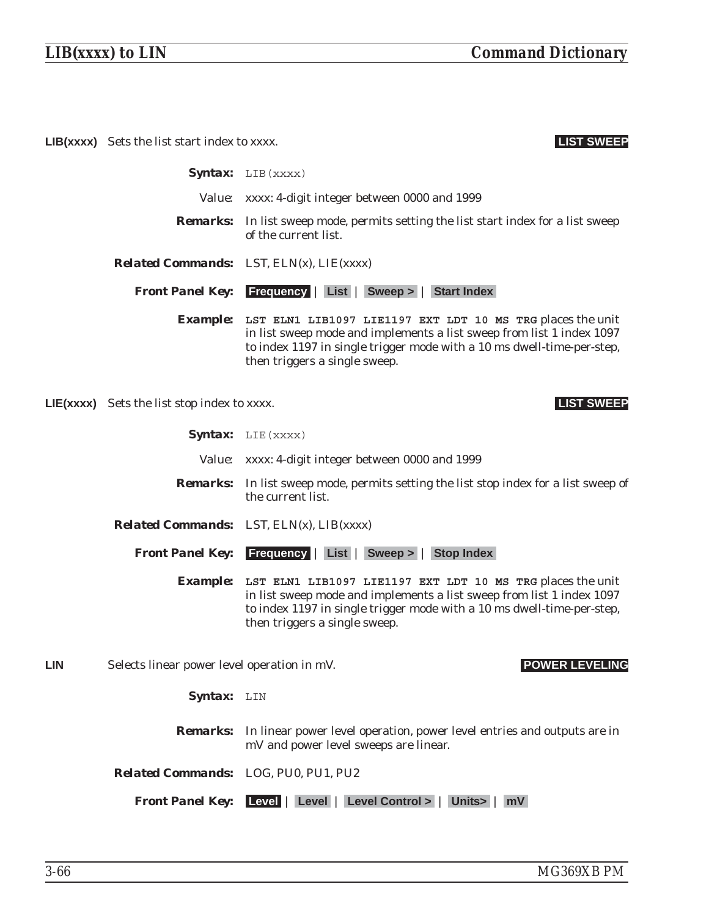**LIB(xxxx)** *Sets the list start index to xxxx.* **LIST SWEEP**

**Syntax:** `LIB(xxxx)`

Value: xxxx: 4-digit integer between 0000 and 1999

**Remarks:** In list sweep mode, permits setting the list start index for a list sweep of the current list.

**Related Commands:** LST, ELN(x), LIE(xxxx)

**Front Panel Key:** **Frequency** | **List** | **Sweep >** | **Start Index**

**Example:** **`LST ELN1 LIB1097 LIE1197 EXT LDT 10 MS TRG`** places the unit in list sweep mode and implements a list sweep from list 1 index 1097 to index 1197 in single trigger mode with a 10 ms dwell-time-per-step, then triggers a single sweep.

**LIE(xxxx)** *Sets the list stop index to xxxx.* **LIST SWEEP**

**Syntax:** `LIE(xxxx)`

Value: xxxx: 4-digit integer between 0000 and 1999

**Remarks:** In list sweep mode, permits setting the list stop index for a list sweep of the current list.

**Related Commands:** LST, ELN(x), LIB(xxxx)

**Front Panel Key:** **Frequency** | **List** | **Sweep >** | **Stop Index**

**Example:** **`LST ELN1 LIB1097 LIE1197 EXT LDT 10 MS TRG`** places the unit in list sweep mode and implements a list sweep from list 1 index 1097 to index 1197 in single trigger mode with a 10 ms dwell-time-per-step, then triggers a single sweep.

**LIN** *Selects linear power level operation in mV.* **POWER LEVELING**

**Syntax:** `LIN`

**Remarks:** In linear power level operation, power level entries and outputs are in mV and power level sweeps are linear.

**Related Commands:** LOG, PU0, PU1, PU2

**Front Panel Key:** **Level** | **Level** | **Level Control >** | **Units>** | **mV**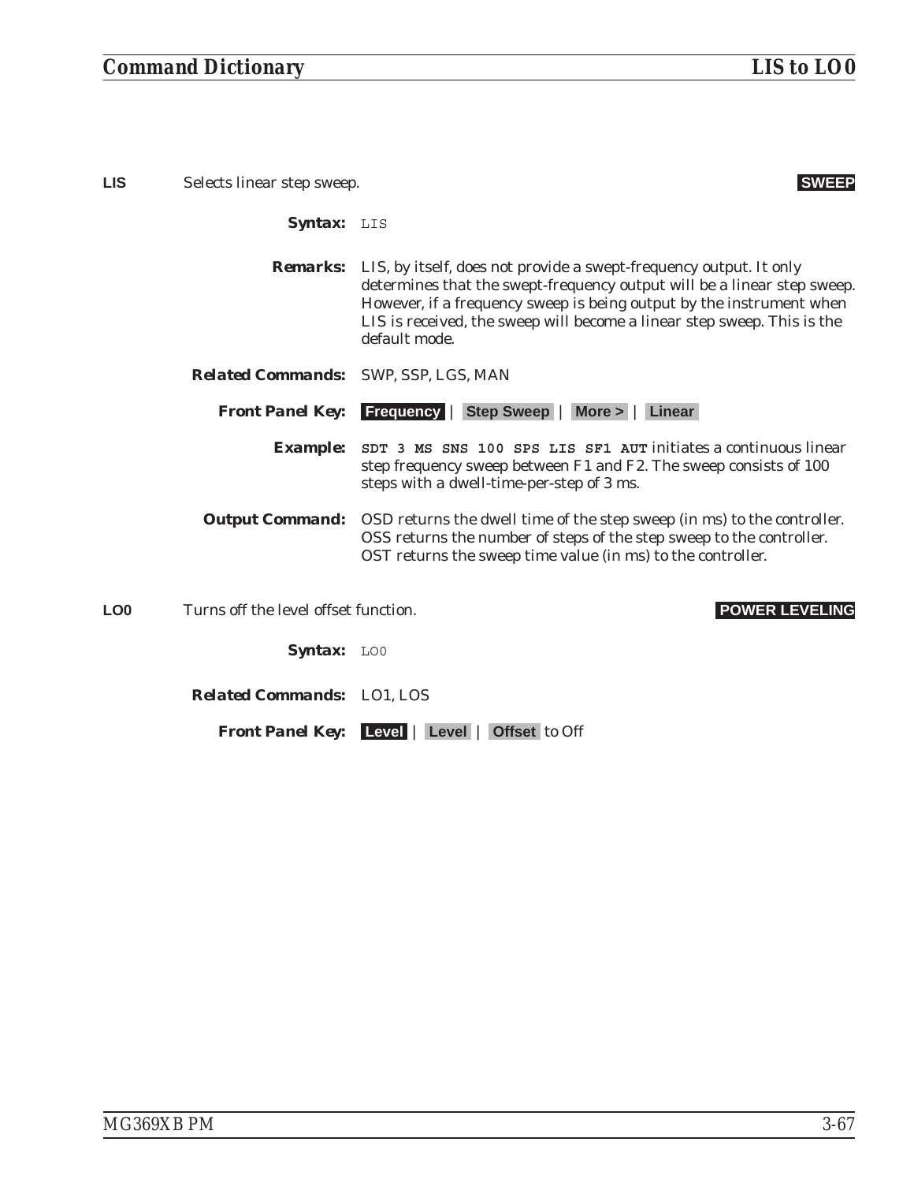**LIS** Selects linear step sweep. **SWEEP**

***Syntax:*** `LIS`

***Remarks:*** LIS, by itself, does not provide a swept-frequency output. It only determines that the swept-frequency output will be a linear step sweep. However, if a frequency sweep is being output by the instrument when LIS is received, the sweep will become a linear step sweep. This is the default mode.

***Related Commands:*** SWP, SSP, LGS, MAN

***Front Panel Key:*** **Frequency** | **Step Sweep** | **More >** | **Linear**

***Example:*** **`SDT 3 MS SNS 100 SPS LIS SF1 AUT`** initiates a continuous linear step frequency sweep between F1 and F2. The sweep consists of 100 steps with a dwell-time-per-step of 3 ms.

***Output Command:*** OSD returns the dwell time of the step sweep (in ms) to the controller. OSS returns the number of steps of the step sweep to the controller. OST returns the sweep time value (in ms) to the controller.

**LO0** Turns off the level offset function. **POWER LEVELING**

***Syntax:*** `LO0`

***Related Commands:*** LO1, LOS

***Front Panel Key:*** **Level** | **Level** | **Offset** to Off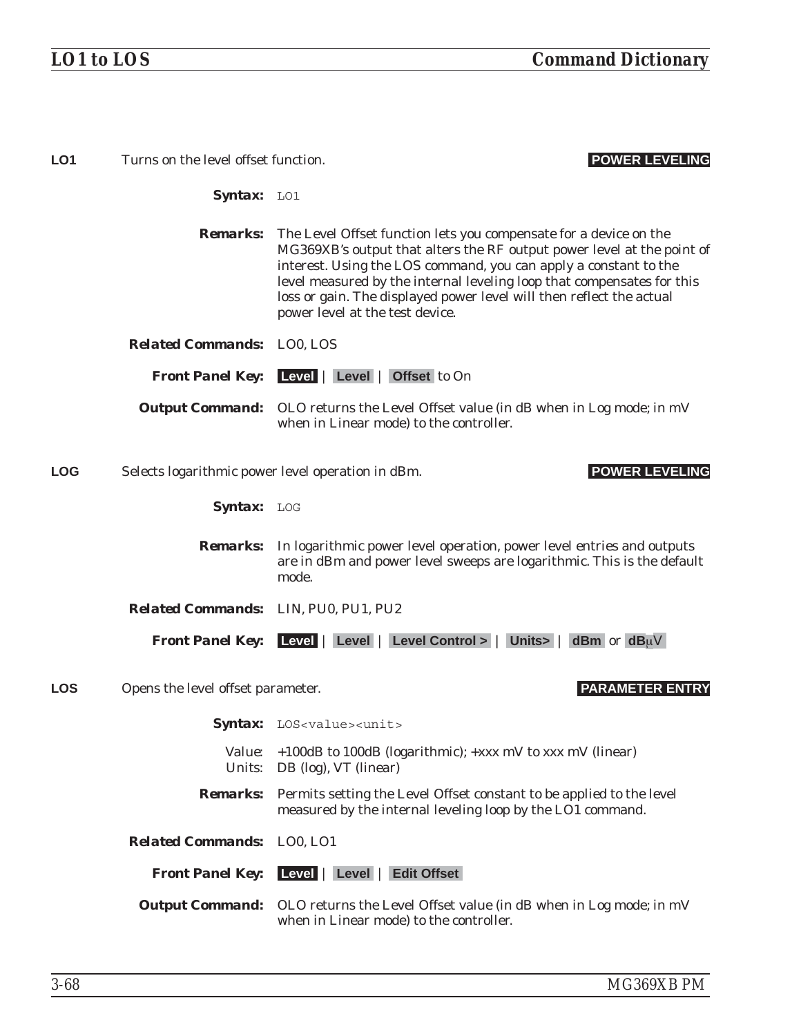## LO1

Turns on the level offset function. **POWER LEVELING**

***Syntax:*** `LO1`

***Remarks:*** The Level Offset function lets you compensate for a device on the MG369XB's output that alters the RF output power level at the point of interest. Using the LOS command, you can apply a constant to the level measured by the internal leveling loop that compensates for this loss or gain. The displayed power level will then reflect the actual power level at the test device.

***Related Commands:*** LO0, LOS

***Front Panel Key:*** **Level** | **Level** | **Offset** to On

***Output Command:*** OLO returns the Level Offset value (in dB when in Log mode; in mV when in Linear mode) to the controller.

## LOG

Selects logarithmic power level operation in dBm. **POWER LEVELING**

***Syntax:*** `LOG`

***Remarks:*** In logarithmic power level operation, power level entries and outputs are in dBm and power level sweeps are logarithmic. This is the default mode.

***Related Commands:*** LIN, PU0, PU1, PU2

***Front Panel Key:*** **Level** | **Level** | **Level Control >** | **Units>** | **dBm** or **dBμV**

## LOS

Opens the level offset parameter. **PARAMETER ENTRY**

***Syntax:*** `LOS<value><unit>`

Value: +100dB to 100dB (logarithmic); +xxx mV to xxx mV (linear)
Units: DB (log), VT (linear)

***Remarks:*** Permits setting the Level Offset constant to be applied to the level measured by the internal leveling loop by the LO1 command.

***Related Commands:*** LO0, LO1

***Front Panel Key:*** **Level** | **Level** | **Edit Offset**

***Output Command:*** OLO returns the Level Offset value (in dB when in Log mode; in mV when in Linear mode) to the controller.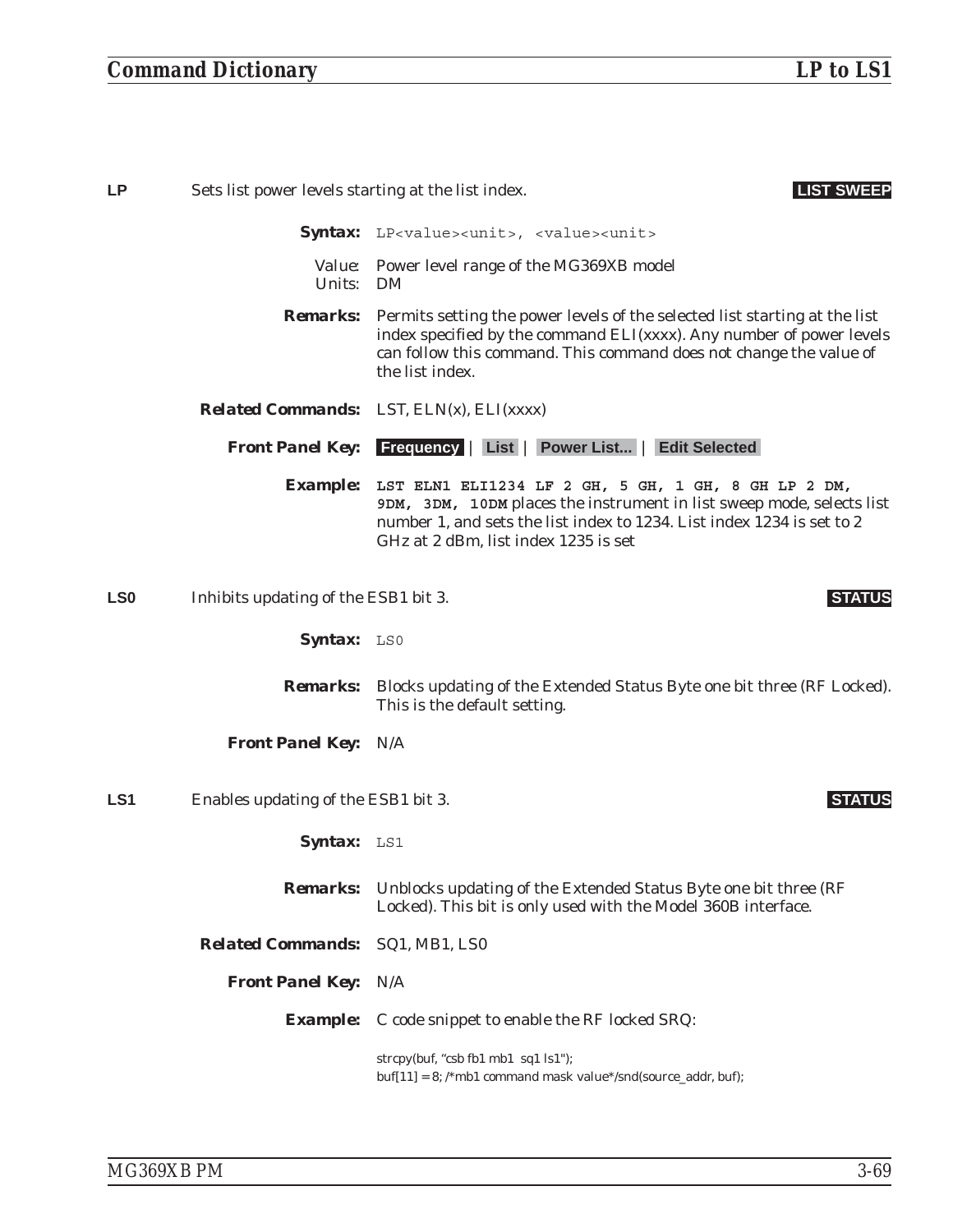**LP** Sets list power levels starting at the list index. **LIST SWEEP**

**Syntax:** `LP<value><unit>, <value><unit>`

Value: Power level range of the MG369XB model
Units: DM

**Remarks:** Permits setting the power levels of the selected list starting at the list index specified by the command ELI(xxxx). Any number of power levels can follow this command. This command does not change the value of the list index.

**Related Commands:** LST, ELN(x), ELI(xxxx)

**Front Panel Key:** **Frequency** | **List** | **Power List...** | **Edit Selected**

**Example:** **LST ELN1 ELI1234 LF 2 GH, 5 GH, 1 GH, 8 GH LP 2 DM, 9DM, 3DM, 10DM** places the instrument in list sweep mode, selects list number 1, and sets the list index to 1234. List index 1234 is set to 2 GHz at 2 dBm, list index 1235 is set

**LS0** Inhibits updating of the ESB1 bit 3. **STATUS**

**Syntax:** `LS0`

**Remarks:** Blocks updating of the Extended Status Byte one bit three (RF Locked). This is the default setting.

**Front Panel Key:** N/A

**LS1** Enables updating of the ESB1 bit 3. **STATUS**

**Syntax:** `LS1`

**Remarks:** Unblocks updating of the Extended Status Byte one bit three (RF Locked). This bit is only used with the Model 360B interface.

**Related Commands:** SQ1, MB1, LS0

**Front Panel Key:** N/A

**Example:** C code snippet to enable the RF locked SRQ:

```
strcpy(buf, "csb fb1 mb1  sq1 ls1");
buf[11] = 8; /*mb1 command mask value*/snd(source_addr, buf);
```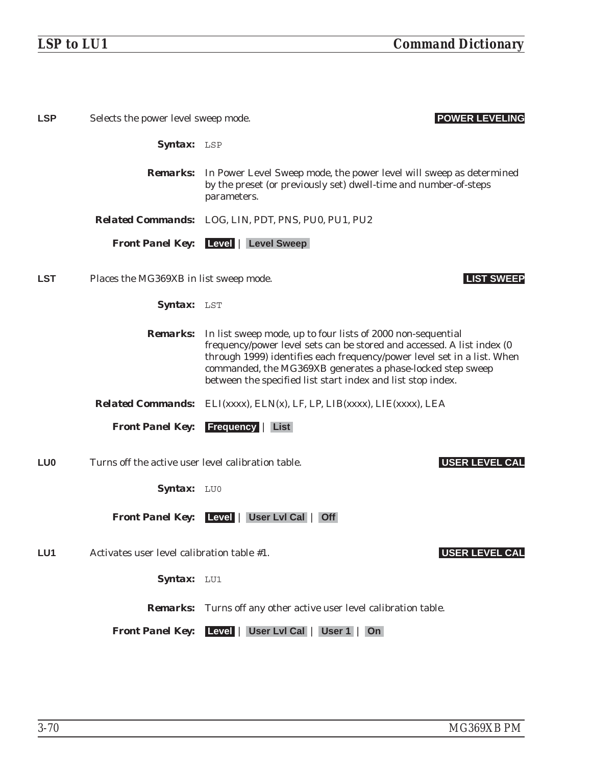**LSP** Selects the power level sweep mode. **POWER LEVELING**

***Syntax:*** `LSP`

***Remarks:*** In Power Level Sweep mode, the power level will sweep as determined by the preset (or previously set) dwell-time and number-of-steps parameters.

***Related Commands:*** LOG, LIN, PDT, PNS, PU0, PU1, PU2

***Front Panel Key:*** **Level** | **Level Sweep**

**LST** Places the MG369XB in list sweep mode. **LIST SWEEP**

***Syntax:*** `LST`

***Remarks:*** In list sweep mode, up to four lists of 2000 non-sequential frequency/power level sets can be stored and accessed. A list index (0 through 1999) identifies each frequency/power level set in a list. When commanded, the MG369XB generates a phase-locked step sweep between the specified list start index and list stop index.

***Related Commands:*** ELI(xxxx), ELN(x), LF, LP, LIB(xxxx), LIE(xxxx), LEA

***Front Panel Key:*** **Frequency** | **List**

**LU0** Turns off the active user level calibration table. **USER LEVEL CAL**

***Syntax:*** `LU0`

***Front Panel Key:*** **Level** | **User Lvl Cal** | **Off**

**LU1** Activates user level calibration table #1. **USER LEVEL CAL**

***Syntax:*** `LU1`

***Remarks:*** Turns off any other active user level calibration table.

***Front Panel Key:*** **Level** | **User Lvl Cal** | **User 1** | **On**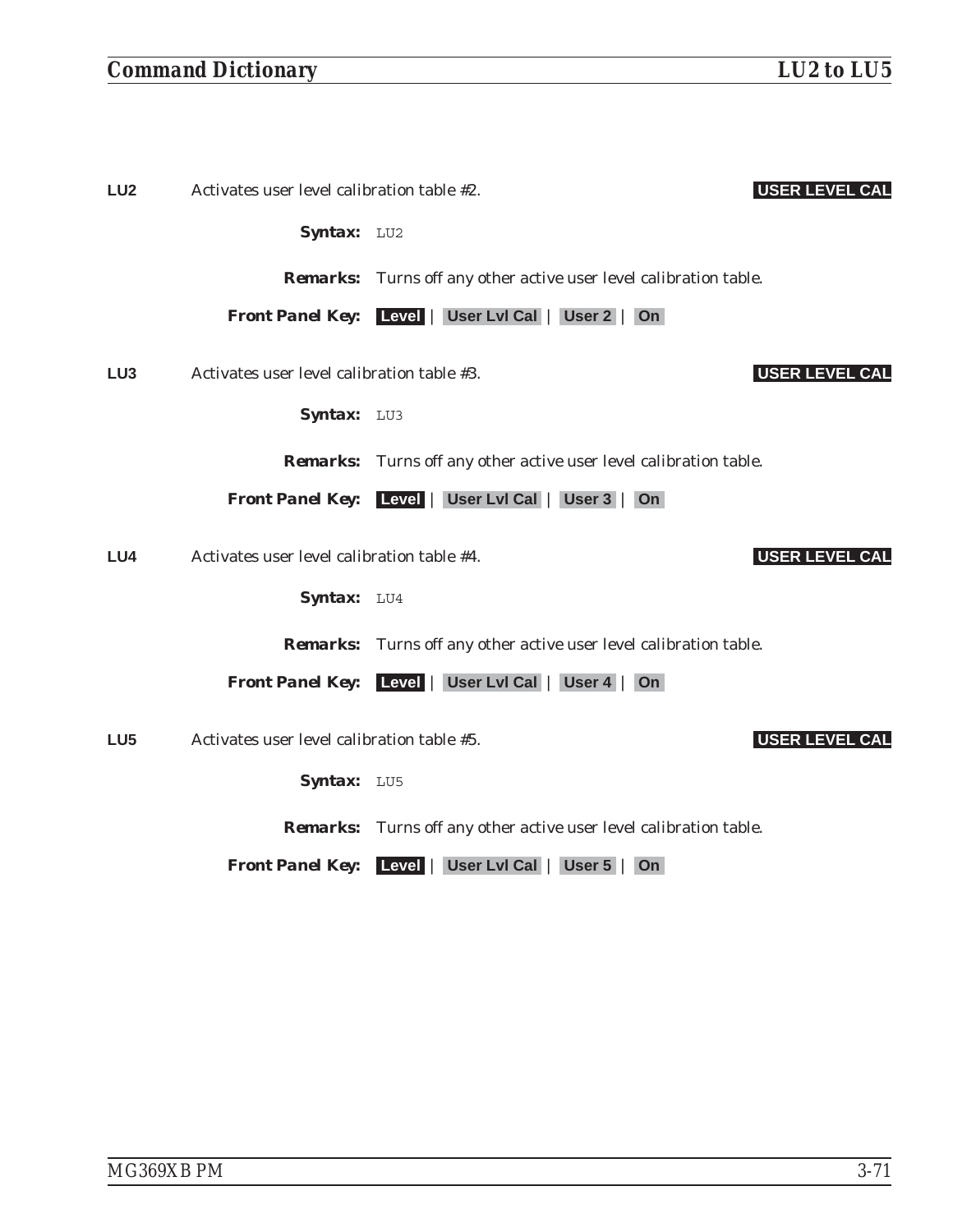**LU2** Activates user level calibration table #2. **USER LEVEL CAL**

***Syntax:*** `LU2`

***Remarks:*** Turns off any other active user level calibration table.

***Front Panel Key:*** **Level** | **User Lvl Cal** | **User 2** | **On**

**LU3** Activates user level calibration table #3. **USER LEVEL CAL**

***Syntax:*** `LU3`

***Remarks:*** Turns off any other active user level calibration table.

***Front Panel Key:*** **Level** | **User Lvl Cal** | **User 3** | **On**

**LU4** Activates user level calibration table #4. **USER LEVEL CAL**

***Syntax:*** `LU4`

***Remarks:*** Turns off any other active user level calibration table.

***Front Panel Key:*** **Level** | **User Lvl Cal** | **User 4** | **On**

**LU5** Activates user level calibration table #5. **USER LEVEL CAL**

***Syntax:*** `LU5`

***Remarks:*** Turns off any other active user level calibration table.

***Front Panel Key:*** **Level** | **User Lvl Cal** | **User 5** | **On**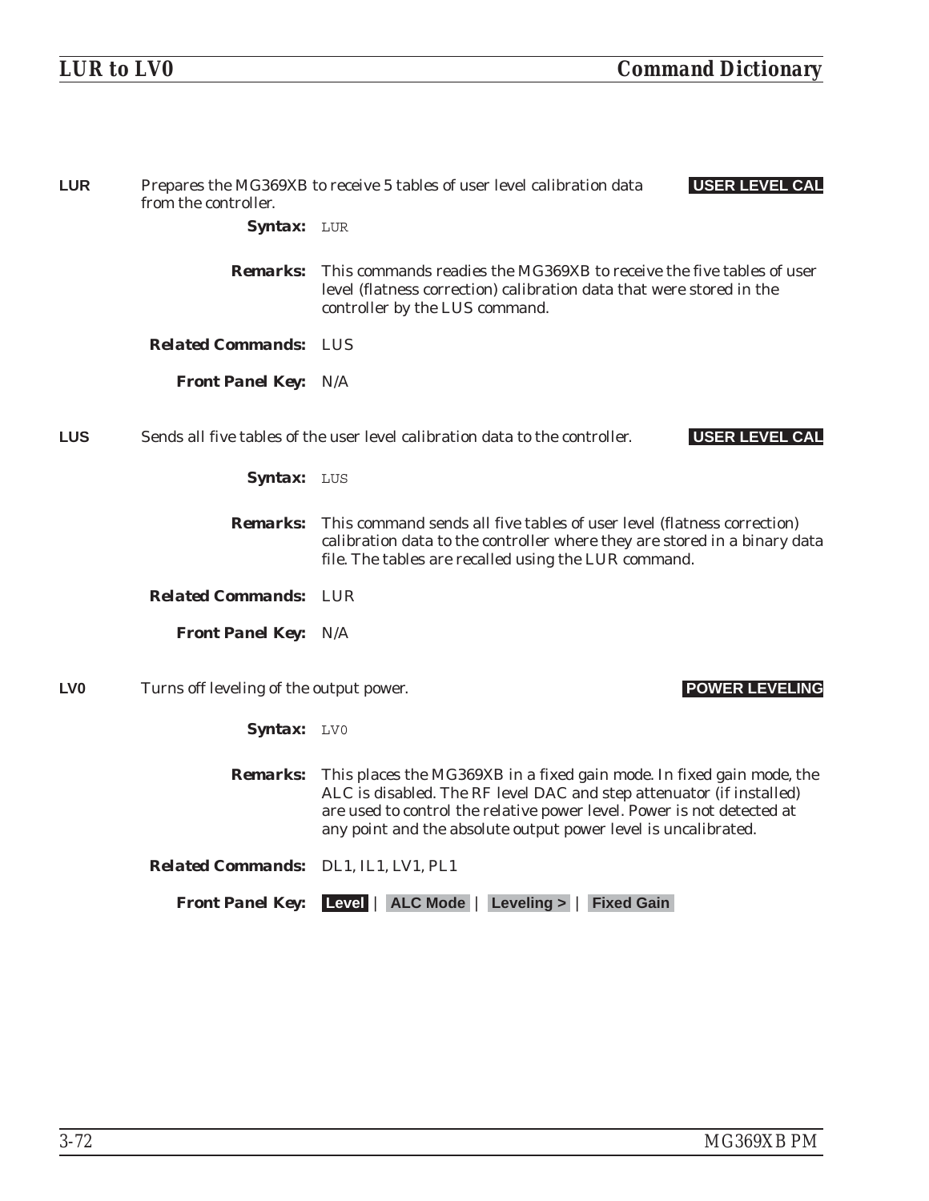**LUR** Prepares the MG369XB to receive 5 tables of user level calibration data from the controller. **USER LEVEL CAL**

***Syntax:*** LUR

***Remarks:*** This commands readies the MG369XB to receive the five tables of user level (flatness correction) calibration data that were stored in the controller by the LUS command.

***Related Commands:*** LUS

***Front Panel Key:*** N/A

**LUS** Sends all five tables of the user level calibration data to the controller. **USER LEVEL CAL**

***Syntax:*** LUS

***Remarks:*** This command sends all five tables of user level (flatness correction) calibration data to the controller where they are stored in a binary data file. The tables are recalled using the LUR command.

***Related Commands:*** LUR

***Front Panel Key:*** N/A

**LV0** Turns off leveling of the output power. **POWER LEVELING**

***Syntax:*** LV0

***Remarks:*** This places the MG369XB in a fixed gain mode. In fixed gain mode, the ALC is disabled. The RF level DAC and step attenuator (if installed) are used to control the relative power level. Power is not detected at any point and the absolute output power level is uncalibrated.

***Related Commands:*** DL1, IL1, LV1, PL1

***Front Panel Key:*** **Level** | **ALC Mode** | **Leveling >** | **Fixed Gain**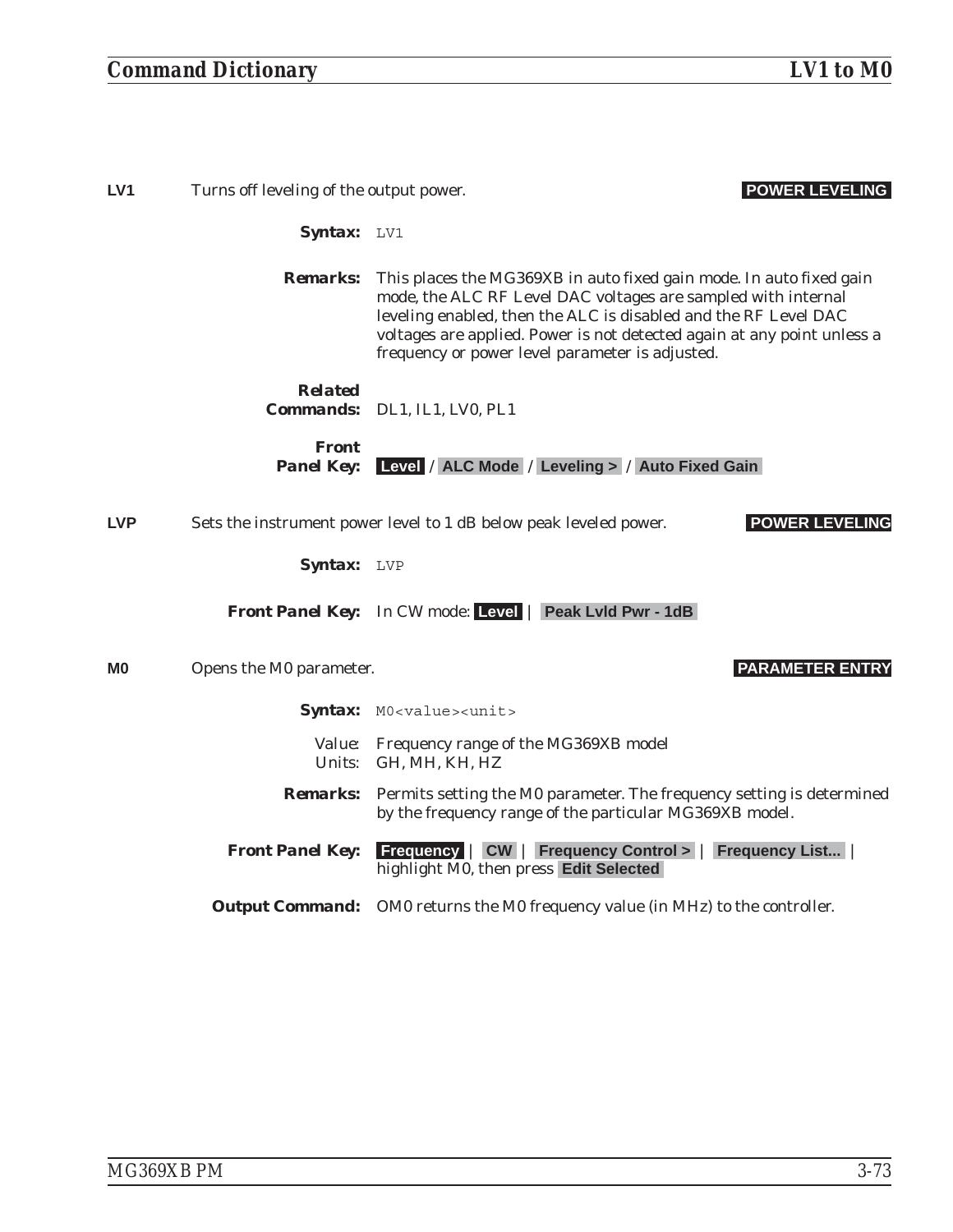**LV1** Turns off leveling of the output power. **POWER LEVELING**

**Syntax:** `LV1`

**Remarks:** This places the MG369XB in auto fixed gain mode. In auto fixed gain mode, the ALC RF Level DAC voltages are sampled with internal leveling enabled, then the ALC is disabled and the RF Level DAC voltages are applied. Power is not detected again at any point unless a frequency or power level parameter is adjusted.

**Related Commands:** DL1, IL1, LV0, PL1

**Front Panel Key:** **Level** / **ALC Mode** / **Leveling >** / **Auto Fixed Gain**

**LVP** Sets the instrument power level to 1 dB below peak leveled power. **POWER LEVELING**

**Syntax:** `LVP`

**Front Panel Key:** In CW mode: **Level** | **Peak Lvld Pwr - 1dB**

**M0** Opens the M0 parameter. **PARAMETER ENTRY**

**Syntax:** `M0<value><unit>`

Value: Frequency range of the MG369XB model
Units: GH, MH, KH, HZ

**Remarks:** Permits setting the M0 parameter. The frequency setting is determined by the frequency range of the particular MG369XB model.

**Front Panel Key:** **Frequency** | **CW** | **Frequency Control >** | **Frequency List...** | highlight M0, then press **Edit Selected**

**Output Command:** OM0 returns the M0 frequency value (in MHz) to the controller.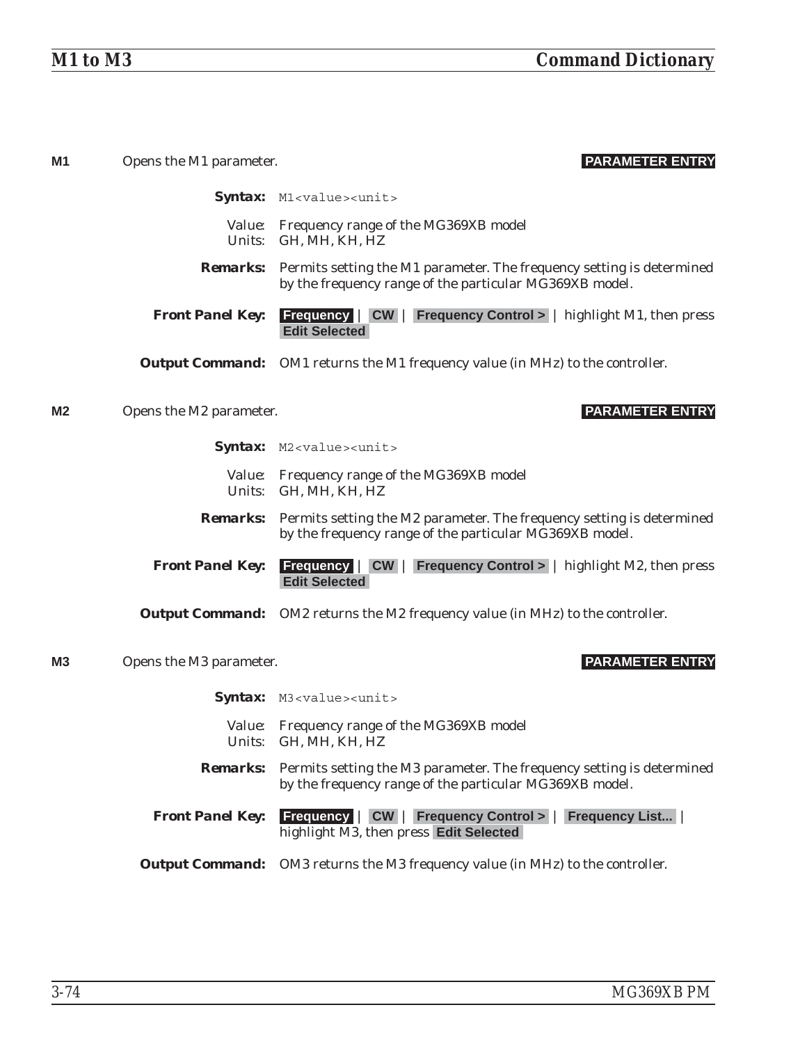**M1** Opens the M1 parameter. **PARAMETER ENTRY**

***Syntax:*** `M1<value><unit>`

Value: Frequency range of the MG369XB model
Units: GH, MH, KH, HZ

***Remarks:*** Permits setting the M1 parameter. The frequency setting is determined by the frequency range of the particular MG369XB model.

***Front Panel Key:*** **Frequency** | **CW** | **Frequency Control >** | highlight M1, then press **Edit Selected**

***Output Command:*** OM1 returns the M1 frequency value (in MHz) to the controller.

**M2** Opens the M2 parameter. **PARAMETER ENTRY**

***Syntax:*** `M2<value><unit>`

Value: Frequency range of the MG369XB model
Units: GH, MH, KH, HZ

***Remarks:*** Permits setting the M2 parameter. The frequency setting is determined by the frequency range of the particular MG369XB model.

***Front Panel Key:*** **Frequency** | **CW** | **Frequency Control >** | highlight M2, then press **Edit Selected**

***Output Command:*** OM2 returns the M2 frequency value (in MHz) to the controller.

**M3** Opens the M3 parameter. **PARAMETER ENTRY**

***Syntax:*** `M3<value><unit>`

Value: Frequency range of the MG369XB model
Units: GH, MH, KH, HZ

***Remarks:*** Permits setting the M3 parameter. The frequency setting is determined by the frequency range of the particular MG369XB model.

***Front Panel Key:*** **Frequency** | **CW** | **Frequency Control >** | **Frequency List...** | highlight M3, then press **Edit Selected**

***Output Command:*** OM3 returns the M3 frequency value (in MHz) to the controller.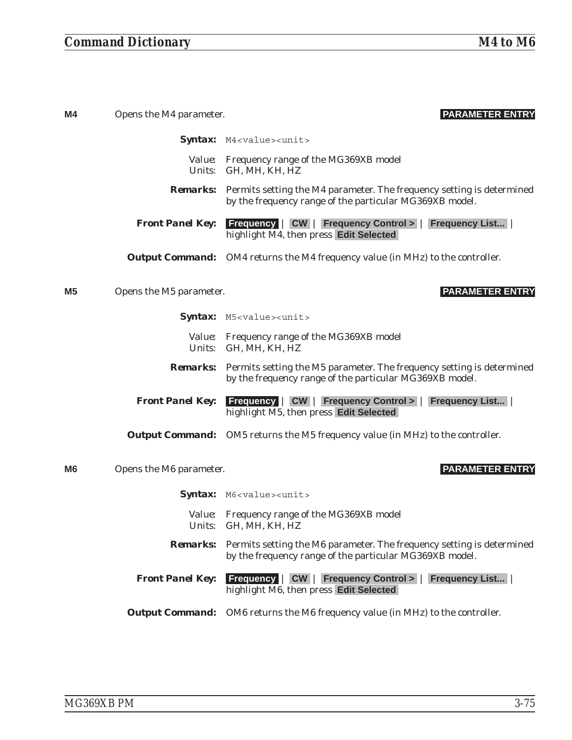**M4** Opens the M4 parameter. **PARAMETER ENTRY**

**Syntax:** `M4<value><unit>`

Value: Frequency range of the MG369XB model
Units: GH, MH, KH, HZ

**Remarks:** Permits setting the M4 parameter. The frequency setting is determined by the frequency range of the particular MG369XB model.

**Front Panel Key:** **Frequency** | **CW** | **Frequency Control >** | **Frequency List...** | highlight M4, then press **Edit Selected**

**Output Command:** OM4 returns the M4 frequency value (in MHz) to the controller.

**M5** Opens the M5 parameter. **PARAMETER ENTRY**

**Syntax:** `M5<value><unit>`

Value: Frequency range of the MG369XB model
Units: GH, MH, KH, HZ

**Remarks:** Permits setting the M5 parameter. The frequency setting is determined by the frequency range of the particular MG369XB model.

**Front Panel Key:** **Frequency** | **CW** | **Frequency Control >** | **Frequency List...** | highlight M5, then press **Edit Selected**

**Output Command:** OM5 returns the M5 frequency value (in MHz) to the controller.

**M6** Opens the M6 parameter. **PARAMETER ENTRY**

**Syntax:** `M6<value><unit>`

Value: Frequency range of the MG369XB model
Units: GH, MH, KH, HZ

**Remarks:** Permits setting the M6 parameter. The frequency setting is determined by the frequency range of the particular MG369XB model.

**Front Panel Key:** **Frequency** | **CW** | **Frequency Control >** | **Frequency List...** | highlight M6, then press **Edit Selected**

**Output Command:** OM6 returns the M6 frequency value (in MHz) to the controller.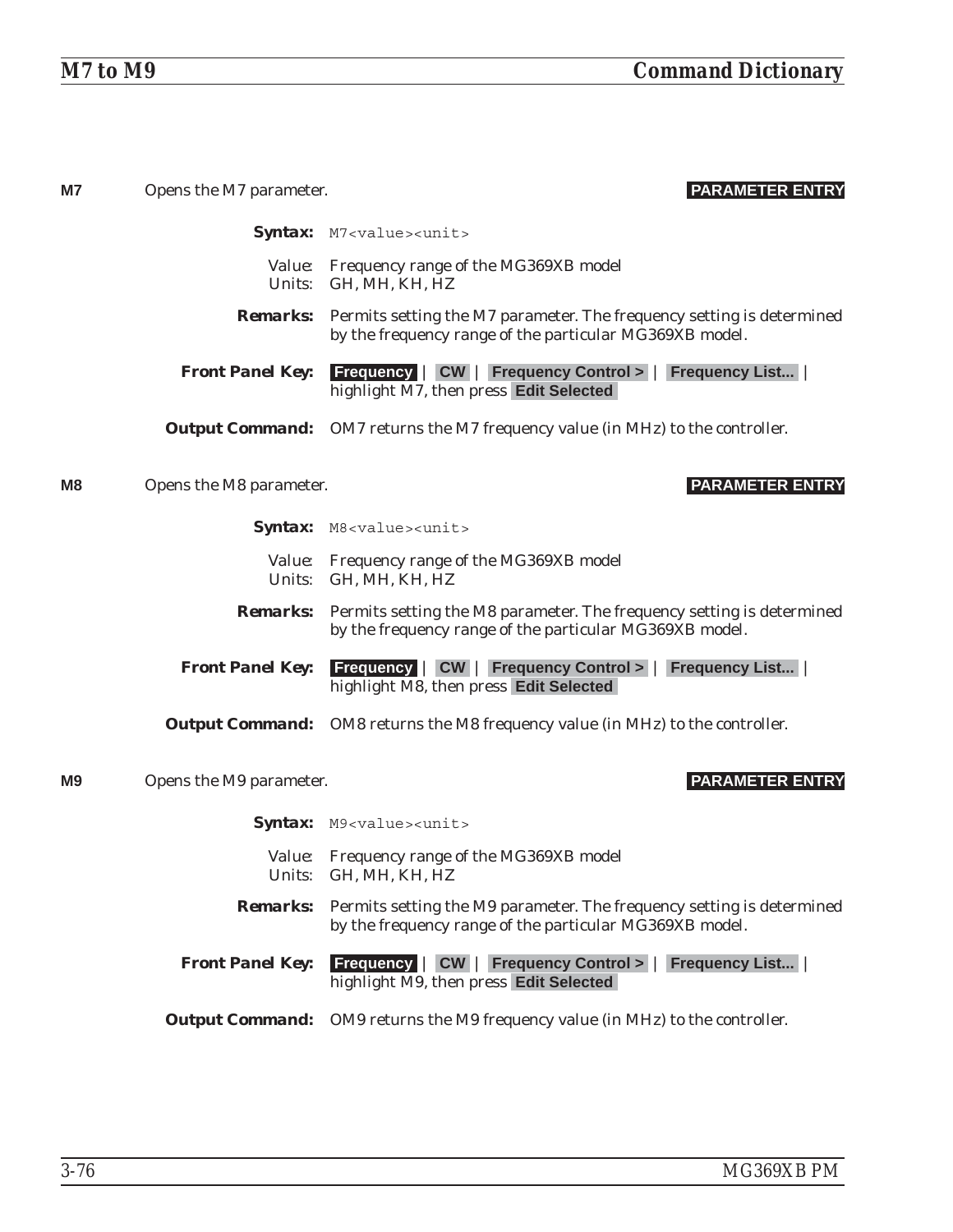**M7** Opens the M7 parameter. **PARAMETER ENTRY**

**Syntax:** `M7<value><unit>`

Value: Frequency range of the MG369XB model
Units: GH, MH, KH, HZ

**Remarks:** Permits setting the M7 parameter. The frequency setting is determined by the frequency range of the particular MG369XB model.

**Front Panel Key:** **Frequency** | **CW** | **Frequency Control >** | **Frequency List...** | highlight M7, then press **Edit Selected**

**Output Command:** OM7 returns the M7 frequency value (in MHz) to the controller.

**M8** Opens the M8 parameter. **PARAMETER ENTRY**

**Syntax:** `M8<value><unit>`

Value: Frequency range of the MG369XB model
Units: GH, MH, KH, HZ

**Remarks:** Permits setting the M8 parameter. The frequency setting is determined by the frequency range of the particular MG369XB model.

**Front Panel Key:** **Frequency** | **CW** | **Frequency Control >** | **Frequency List...** | highlight M8, then press **Edit Selected**

**Output Command:** OM8 returns the M8 frequency value (in MHz) to the controller.

**M9** Opens the M9 parameter. **PARAMETER ENTRY**

**Syntax:** `M9<value><unit>`

Value: Frequency range of the MG369XB model
Units: GH, MH, KH, HZ

**Remarks:** Permits setting the M9 parameter. The frequency setting is determined by the frequency range of the particular MG369XB model.

**Front Panel Key:** **Frequency** | **CW** | **Frequency Control >** | **Frequency List...** | highlight M9, then press **Edit Selected**

**Output Command:** OM9 returns the M9 frequency value (in MHz) to the controller.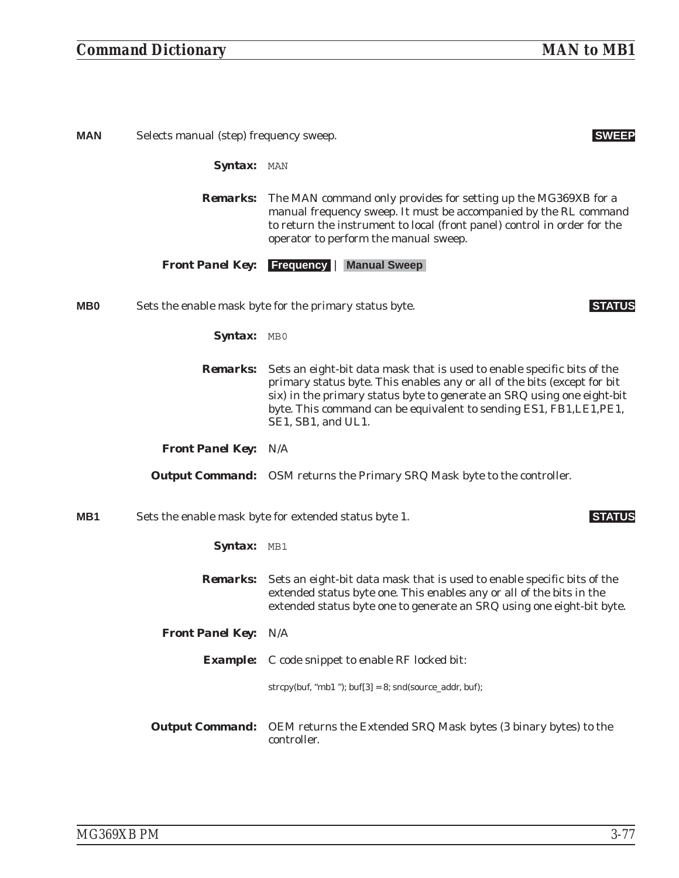**MAN** Selects manual (step) frequency sweep. **SWEEP**

***Syntax:*** `MAN`

***Remarks:*** The MAN command only provides for setting up the MG369XB for a manual frequency sweep. It must be accompanied by the RL command to return the instrument to local (front panel) control in order for the operator to perform the manual sweep.

***Front Panel Key:*** **Frequency** | **Manual Sweep**

**MB0** Sets the enable mask byte for the primary status byte. **STATUS**

***Syntax:*** `MB0`

***Remarks:*** Sets an eight-bit data mask that is used to enable specific bits of the primary status byte. This enables any or all of the bits (except for bit six) in the primary status byte to generate an SRQ using one eight-bit byte. This command can be equivalent to sending ES1, FB1,LE1,PE1, SE1, SB1, and UL1.

***Front Panel Key:*** N/A

***Output Command:*** OSM returns the Primary SRQ Mask byte to the controller.

**MB1** Sets the enable mask byte for extended status byte 1. **STATUS**

***Syntax:*** `MB1`

***Remarks:*** Sets an eight-bit data mask that is used to enable specific bits of the extended status byte one. This enables any or all of the bits in the extended status byte one to generate an SRQ using one eight-bit byte.

***Front Panel Key:*** N/A

***Example:*** C code snippet to enable RF locked bit:

```
strcpy(buf, "mb1 "); buf[3] = 8; snd(source_addr, buf);
```

***Output Command:*** OEM returns the Extended SRQ Mask bytes (3 binary bytes) to the controller.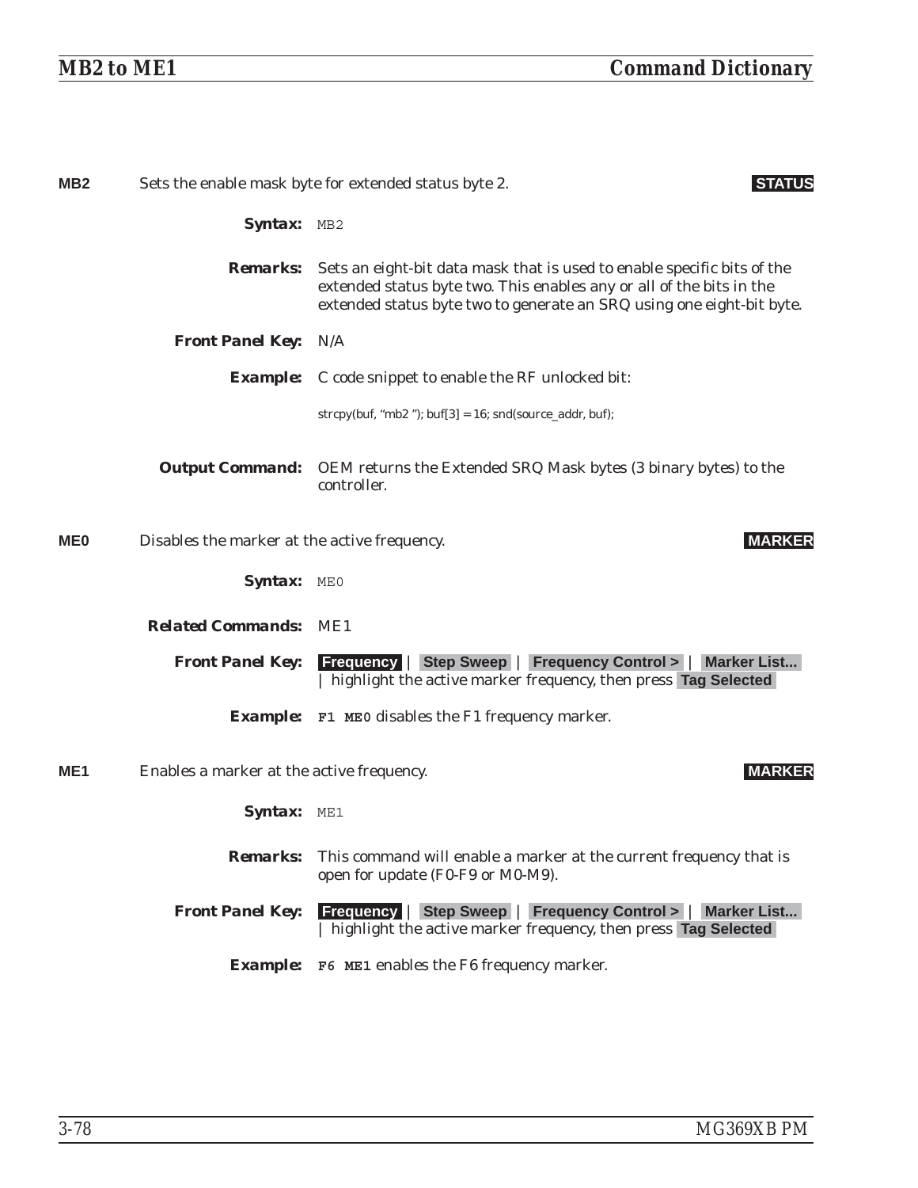**MB2** Sets the enable mask byte for extended status byte 2. **STATUS**

***Syntax:*** `MB2`

***Remarks:*** Sets an eight-bit data mask that is used to enable specific bits of the extended status byte two. This enables any or all of the bits in the extended status byte two to generate an SRQ using one eight-bit byte.

***Front Panel Key:*** N/A

***Example:*** C code snippet to enable the RF unlocked bit:

```
strcpy(buf, "mb2 "); buf[3] = 16; snd(source_addr, buf);
```

***Output Command:*** OEM returns the Extended SRQ Mask bytes (3 binary bytes) to the controller.

**ME0** Disables the marker at the active frequency. **MARKER**

***Syntax:*** `ME0`

***Related Commands:*** ME1

***Front Panel Key:*** **Frequency** | **Step Sweep** | **Frequency Control >** | **Marker List...** | highlight the active marker frequency, then press **Tag Selected**

***Example:*** **`F1 ME0`** disables the F1 frequency marker.

**ME1** Enables a marker at the active frequency. **MARKER**

***Syntax:*** `ME1`

***Remarks:*** This command will enable a marker at the current frequency that is open for update (F0-F9 or M0-M9).

***Front Panel Key:*** **Frequency** | **Step Sweep** | **Frequency Control >** | **Marker List...** | highlight the active marker frequency, then press **Tag Selected**

***Example:*** **`F6 ME1`** enables the F6 frequency marker.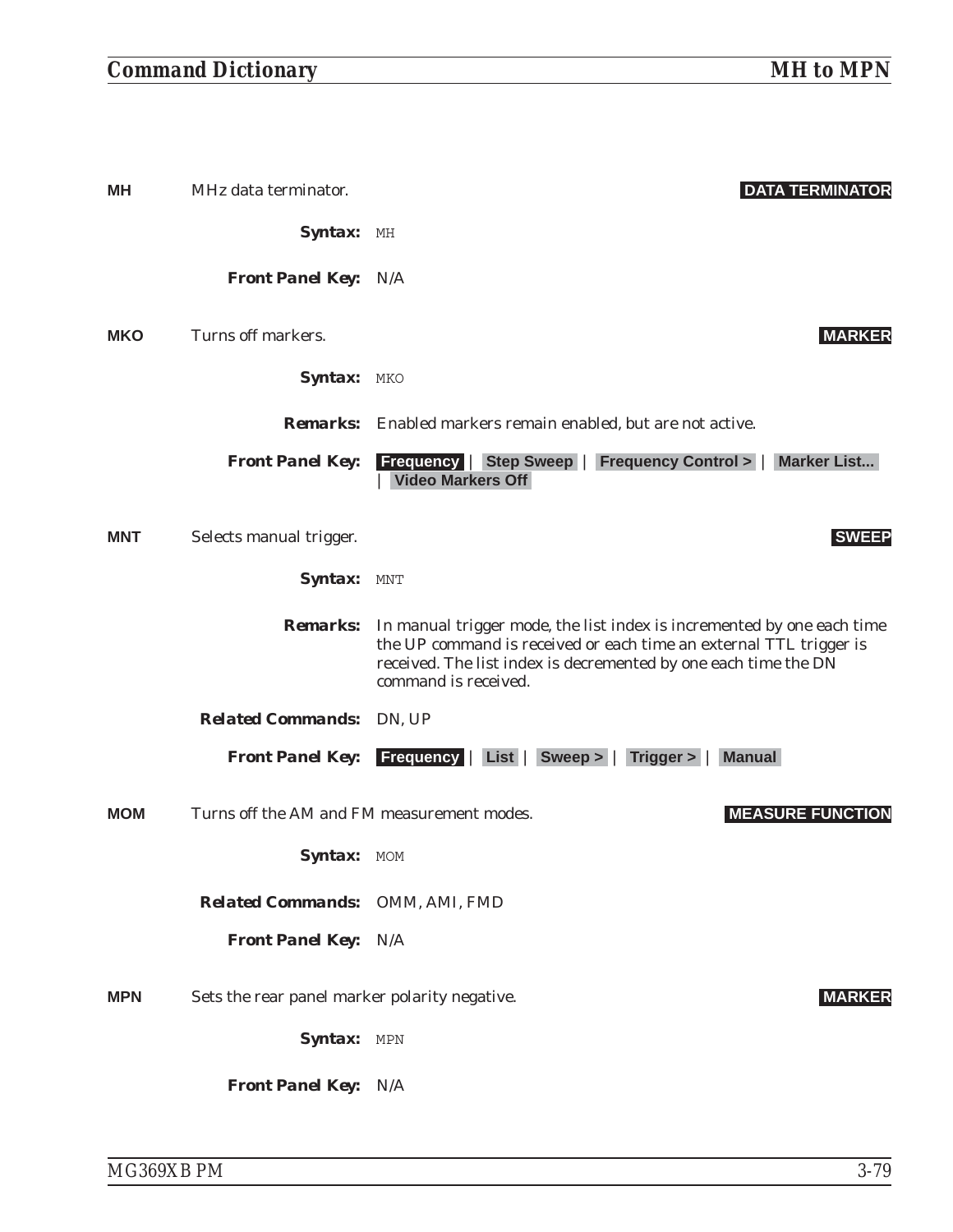**MH** MHz data terminator. **DATA TERMINATOR**

***Syntax:*** `MH`

***Front Panel Key:*** N/A

**MKO** Turns off markers. **MARKER**

***Syntax:*** `MKO`

***Remarks:*** Enabled markers remain enabled, but are not active.

***Front Panel Key:*** **Frequency** | **Step Sweep** | **Frequency Control >** | **Marker List...** | **Video Markers Off**

**MNT** Selects manual trigger. **SWEEP**

***Syntax:*** `MNT`

***Remarks:*** In manual trigger mode, the list index is incremented by one each time the UP command is received or each time an external TTL trigger is received. The list index is decremented by one each time the DN command is received.

***Related Commands:*** DN, UP

***Front Panel Key:*** **Frequency** | **List** | **Sweep >** | **Trigger >** | **Manual**

**MOM** Turns off the AM and FM measurement modes. **MEASURE FUNCTION**

***Syntax:*** `MOM`

***Related Commands:*** OMM, AMI, FMD

***Front Panel Key:*** N/A

**MPN** Sets the rear panel marker polarity negative. **MARKER**

***Syntax:*** `MPN`

***Front Panel Key:*** N/A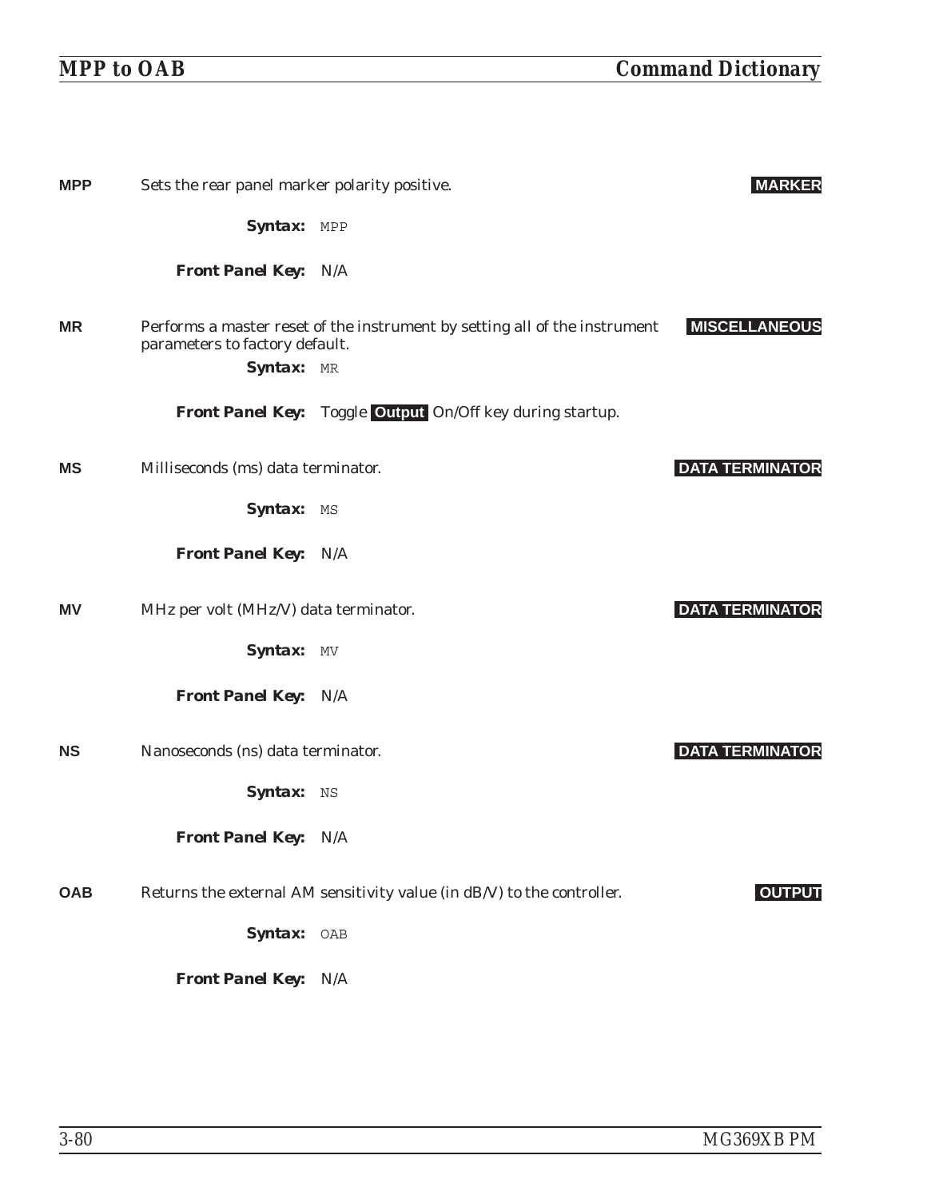**MPP** Sets the rear panel marker polarity positive. **MARKER**

***Syntax:*** `MPP`

***Front Panel Key:*** N/A

**MR** Performs a master reset of the instrument by setting all of the instrument parameters to factory default. **MISCELLANEOUS**

***Syntax:*** `MR`

***Front Panel Key:*** Toggle **Output** On/Off key during startup.

**MS** Milliseconds (ms) data terminator. **DATA TERMINATOR**

***Syntax:*** `MS`

***Front Panel Key:*** N/A

**MV** MHz per volt (MHz/V) data terminator. **DATA TERMINATOR**

***Syntax:*** `MV`

***Front Panel Key:*** N/A

**NS** Nanoseconds (ns) data terminator. **DATA TERMINATOR**

***Syntax:*** `NS`

***Front Panel Key:*** N/A

**OAB** Returns the external AM sensitivity value (in dB/V) to the controller. **OUTPUT**

***Syntax:*** `OAB`

***Front Panel Key:*** N/A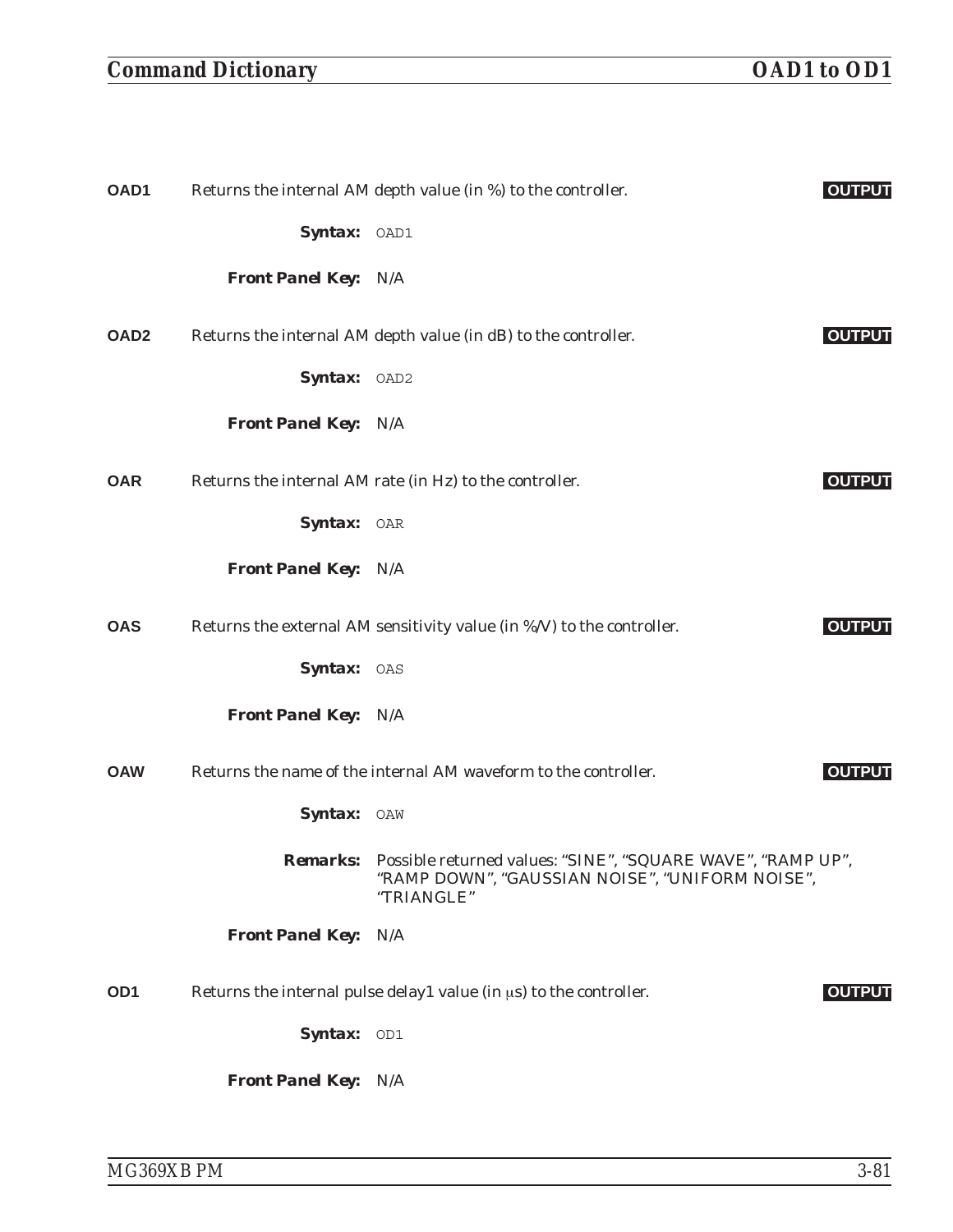**OAD1** Returns the internal AM depth value (in %) to the controller. **OUTPUT**

**Syntax:** `OAD1`

**Front Panel Key:** N/A

**OAD2** Returns the internal AM depth value (in dB) to the controller. **OUTPUT**

**Syntax:** `OAD2`

**Front Panel Key:** N/A

**OAR** Returns the internal AM rate (in Hz) to the controller. **OUTPUT**

**Syntax:** `OAR`

**Front Panel Key:** N/A

**OAS** Returns the external AM sensitivity value (in %/V) to the controller. **OUTPUT**

**Syntax:** `OAS`

**Front Panel Key:** N/A

**OAW** Returns the name of the internal AM waveform to the controller. **OUTPUT**

**Syntax:** `OAW`

**Remarks:** Possible returned values: "SINE", "SQUARE WAVE", "RAMP UP", "RAMP DOWN", "GAUSSIAN NOISE", "UNIFORM NOISE", "TRIANGLE"

**Front Panel Key:** N/A

**OD1** Returns the internal pulse delay1 value (in μs) to the controller. **OUTPUT**

**Syntax:** `OD1`

**Front Panel Key:** N/A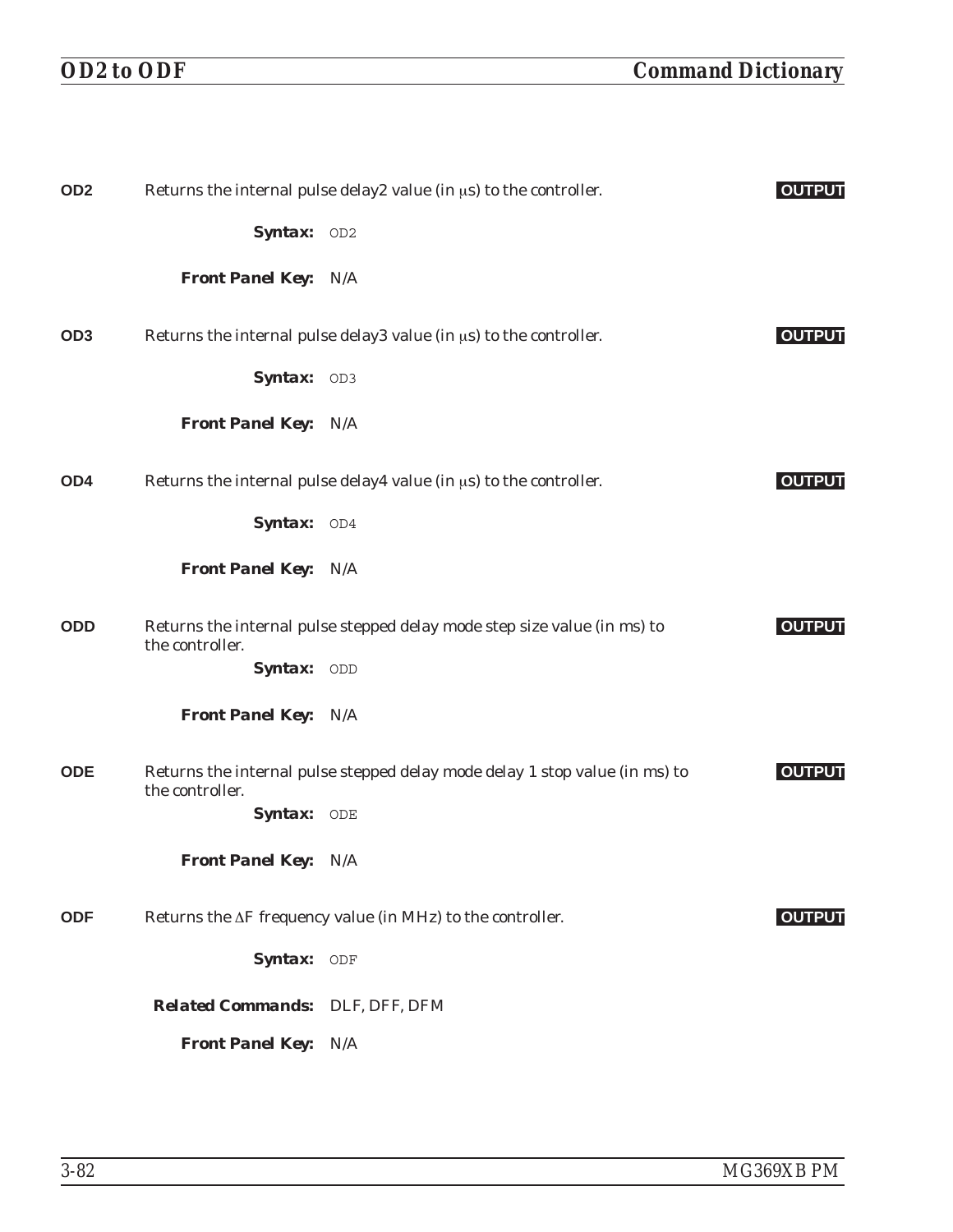**OD2** Returns the internal pulse delay2 value (in μs) to the controller. **OUTPUT**

**Syntax:** `OD2`

**Front Panel Key:** N/A

**OD3** Returns the internal pulse delay3 value (in μs) to the controller. **OUTPUT**

**Syntax:** `OD3`

**Front Panel Key:** N/A

**OD4** Returns the internal pulse delay4 value (in μs) to the controller. **OUTPUT**

**Syntax:** `OD4`

**Front Panel Key:** N/A

**ODD** Returns the internal pulse stepped delay mode step size value (in ms) to the controller. **OUTPUT**

**Syntax:** `ODD`

**Front Panel Key:** N/A

**ODE** Returns the internal pulse stepped delay mode delay 1 stop value (in ms) to the controller. **OUTPUT**

**Syntax:** `ODE`

**Front Panel Key:** N/A

**ODF** Returns the ΔF frequency value (in MHz) to the controller. **OUTPUT**

**Syntax:** `ODF`

**Related Commands:** DLF, DFF, DFM

**Front Panel Key:** N/A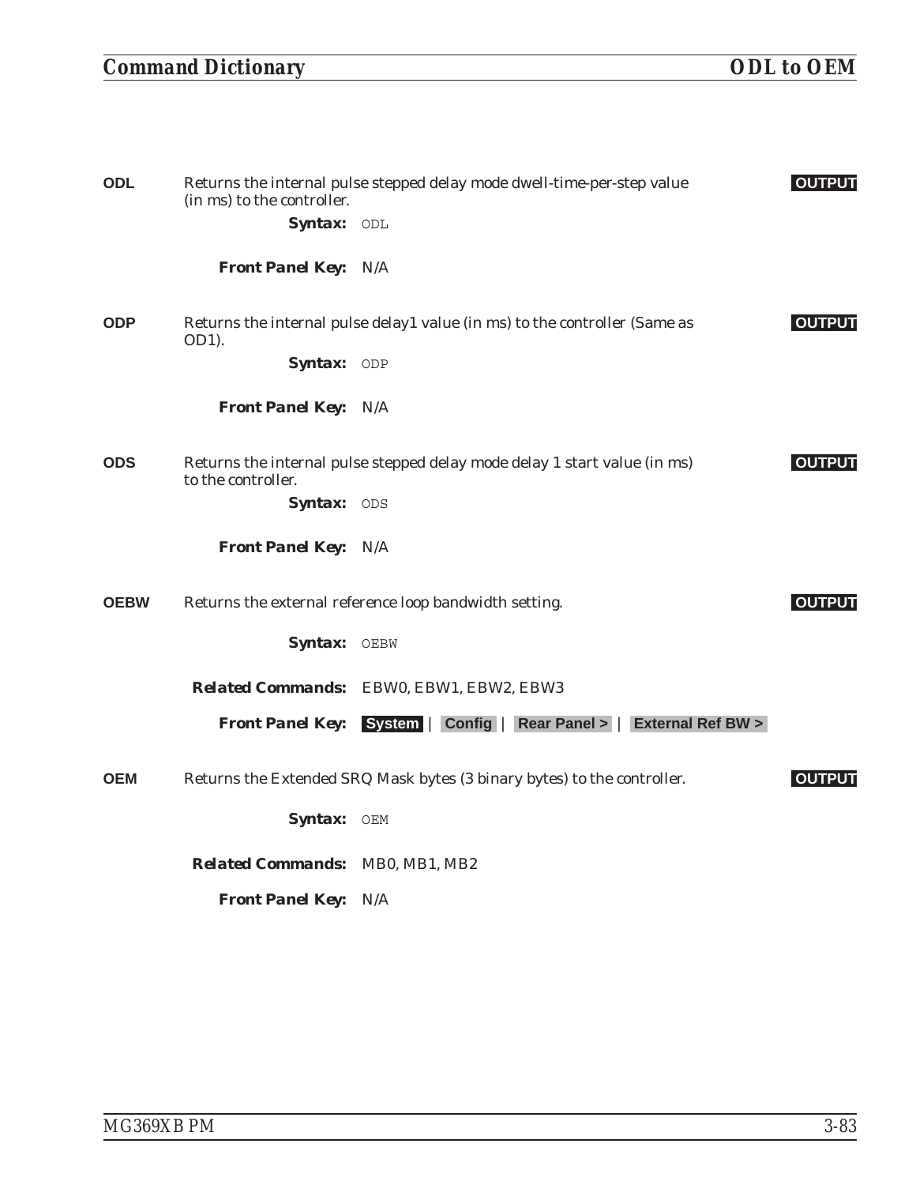**ODL** Returns the internal pulse stepped delay mode dwell-time-per-step value (in ms) to the controller. **OUTPUT**

**Syntax:** `ODL`

**Front Panel Key:** N/A

**ODP** Returns the internal pulse delay1 value (in ms) to the controller (Same as OD1). **OUTPUT**

**Syntax:** `ODP`

**Front Panel Key:** N/A

**ODS** Returns the internal pulse stepped delay mode delay 1 start value (in ms) to the controller. **OUTPUT**

**Syntax:** `ODS`

**Front Panel Key:** N/A

**OEBW** Returns the external reference loop bandwidth setting. **OUTPUT**

**Syntax:** `OEBW`

**Related Commands:** EBW0, EBW1, EBW2, EBW3

**Front Panel Key:** **System** | **Config** | **Rear Panel >** | **External Ref BW >**

**OEM** Returns the Extended SRQ Mask bytes (3 binary bytes) to the controller. **OUTPUT**

**Syntax:** `OEM`

**Related Commands:** MB0, MB1, MB2

**Front Panel Key:** N/A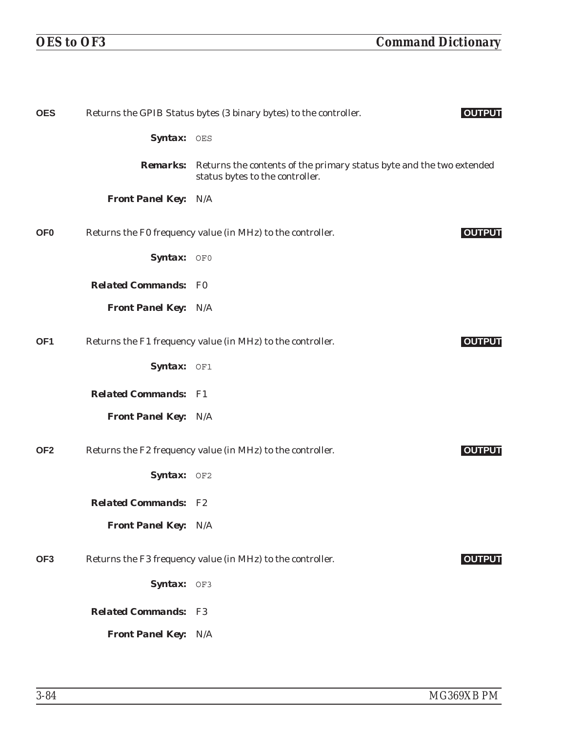**OES** Returns the GPIB Status bytes (3 binary bytes) to the controller. **OUTPUT**

***Syntax:*** `OES`

***Remarks:*** Returns the contents of the primary status byte and the two extended status bytes to the controller.

***Front Panel Key:*** N/A

**OF0** Returns the F0 frequency value (in MHz) to the controller. **OUTPUT**

***Syntax:*** `OF0`

***Related Commands:*** F0

***Front Panel Key:*** N/A

**OF1** Returns the F1 frequency value (in MHz) to the controller. **OUTPUT**

***Syntax:*** `OF1`

***Related Commands:*** F1

***Front Panel Key:*** N/A

**OF2** Returns the F2 frequency value (in MHz) to the controller. **OUTPUT**

***Syntax:*** `OF2`

***Related Commands:*** F2

***Front Panel Key:*** N/A

**OF3** Returns the F3 frequency value (in MHz) to the controller. **OUTPUT**

***Syntax:*** `OF3`

***Related Commands:*** F3

***Front Panel Key:*** N/A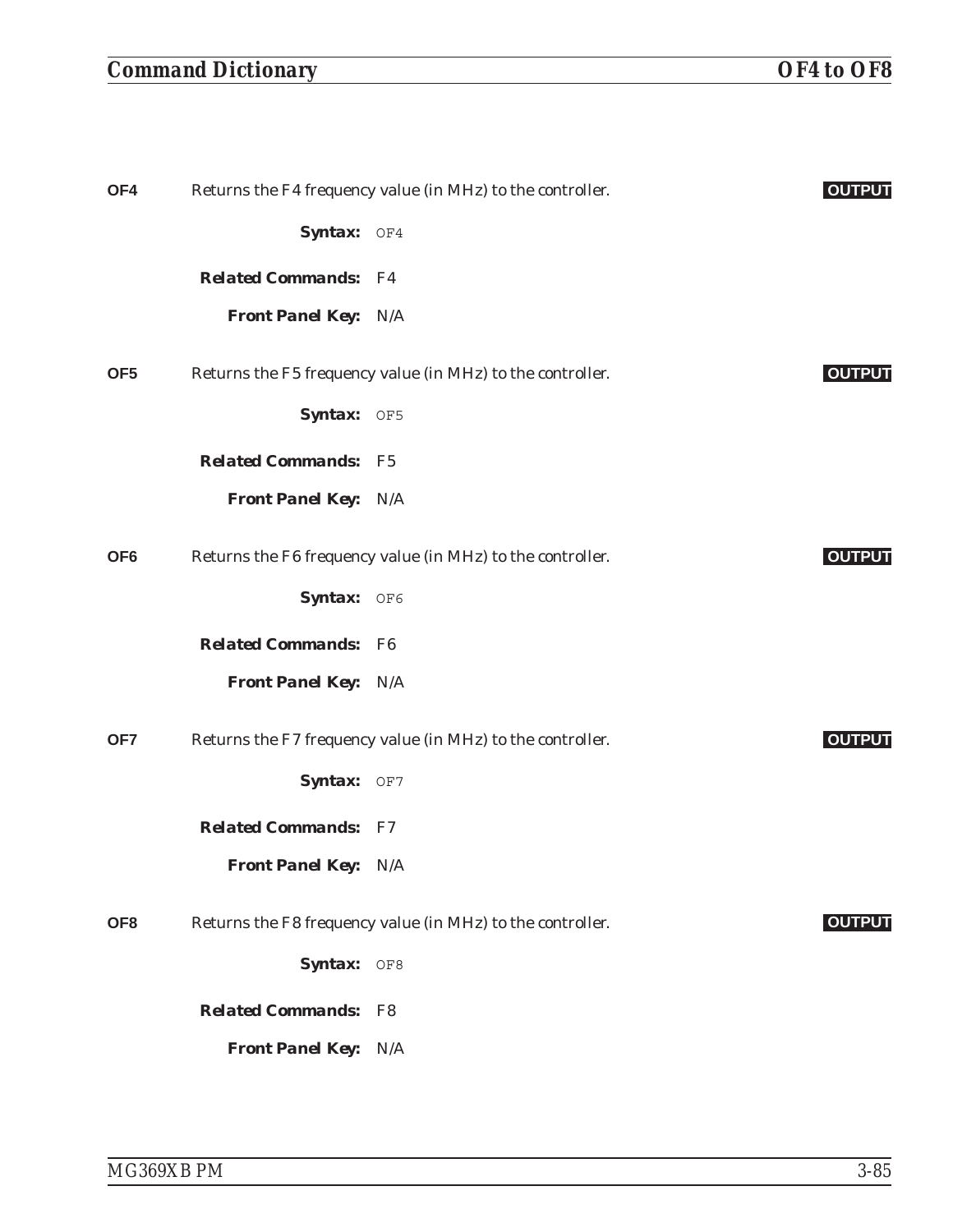**OF4** Returns the F4 frequency value (in MHz) to the controller. **OUTPUT**

**Syntax:** `OF4`

**Related Commands:** F4

**Front Panel Key:** N/A

**OF5** Returns the F5 frequency value (in MHz) to the controller. **OUTPUT**

**Syntax:** `OF5`

**Related Commands:** F5

**Front Panel Key:** N/A

**OF6** Returns the F6 frequency value (in MHz) to the controller. **OUTPUT**

**Syntax:** `OF6`

**Related Commands:** F6

**Front Panel Key:** N/A

**OF7** Returns the F7 frequency value (in MHz) to the controller. **OUTPUT**

**Syntax:** `OF7`

**Related Commands:** F7

**Front Panel Key:** N/A

**OF8** Returns the F8 frequency value (in MHz) to the controller. **OUTPUT**

**Syntax:** `OF8`

**Related Commands:** F8

**Front Panel Key:** N/A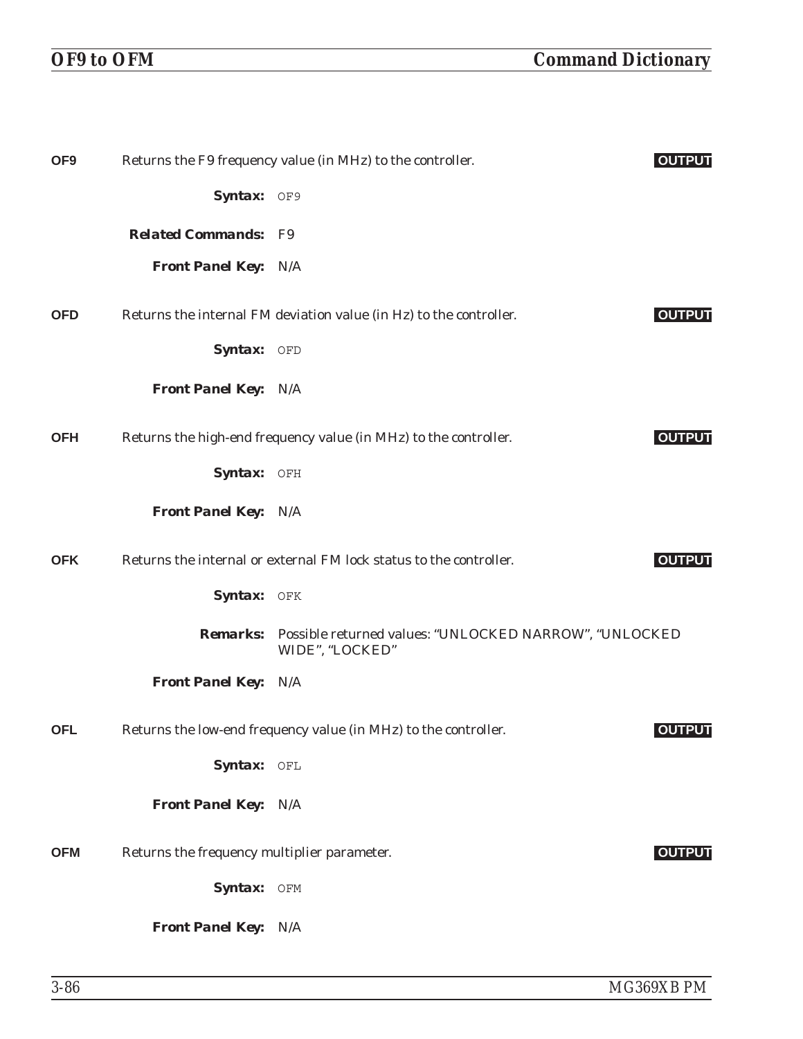**OF9** Returns the F9 frequency value (in MHz) to the controller. **OUTPUT**

**Syntax:** `OF9`

**Related Commands:** F9

**Front Panel Key:** N/A

**OFD** Returns the internal FM deviation value (in Hz) to the controller. **OUTPUT**

**Syntax:** `OFD`

**Front Panel Key:** N/A

**OFH** Returns the high-end frequency value (in MHz) to the controller. **OUTPUT**

**Syntax:** `OFH`

**Front Panel Key:** N/A

**OFK** Returns the internal or external FM lock status to the controller. **OUTPUT**

**Syntax:** `OFK`

**Remarks:** Possible returned values: "UNLOCKED NARROW", "UNLOCKED WIDE", "LOCKED"

**Front Panel Key:** N/A

**OFL** Returns the low-end frequency value (in MHz) to the controller. **OUTPUT**

**Syntax:** `OFL`

**Front Panel Key:** N/A

**OFM** Returns the frequency multiplier parameter. **OUTPUT**

**Syntax:** `OFM`

**Front Panel Key:** N/A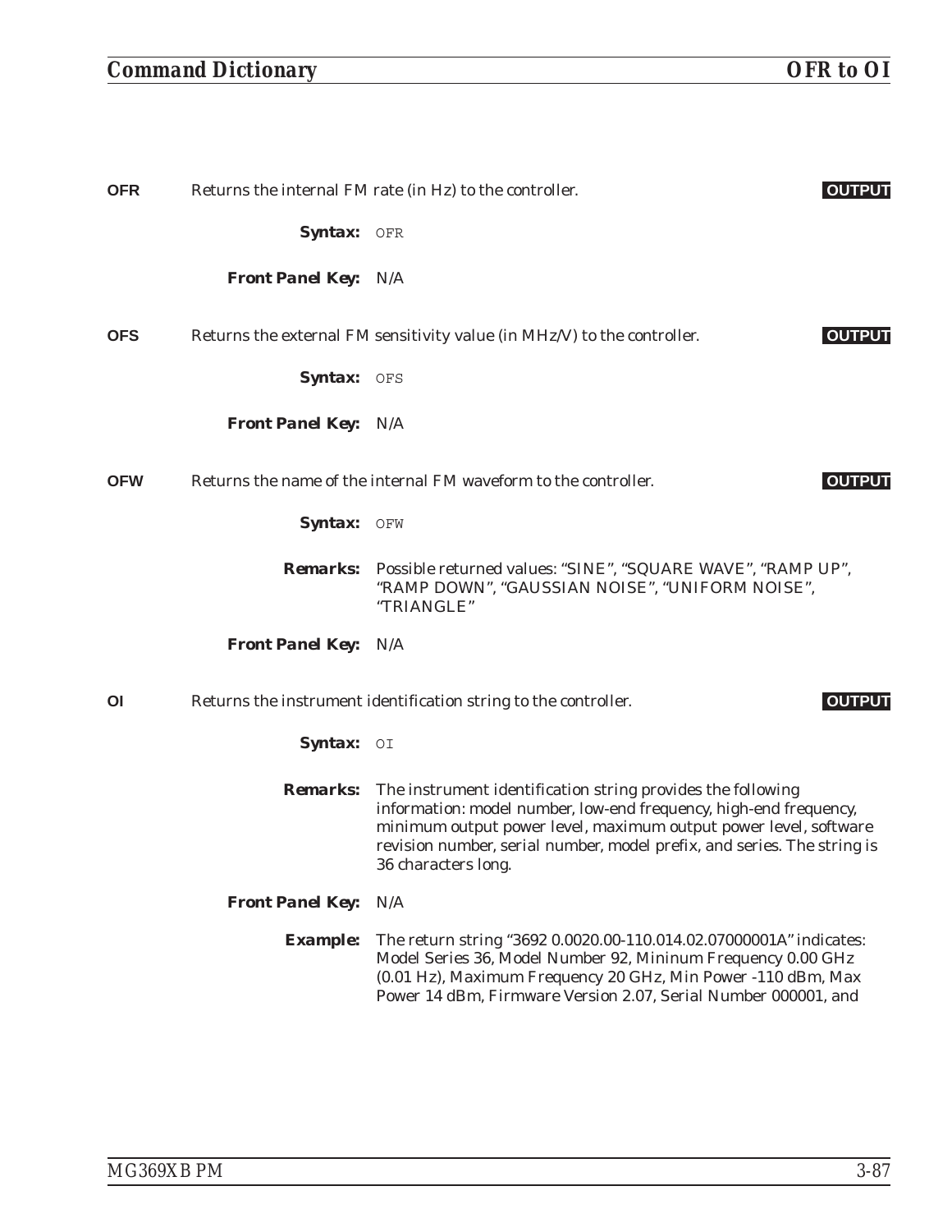**OFR** Returns the internal FM rate (in Hz) to the controller. **OUTPUT**

***Syntax:*** `OFR`

***Front Panel Key:*** N/A

**OFS** Returns the external FM sensitivity value (in MHz/V) to the controller. **OUTPUT**

***Syntax:*** `OFS`

***Front Panel Key:*** N/A

**OFW** Returns the name of the internal FM waveform to the controller. **OUTPUT**

***Syntax:*** `OFW`

***Remarks:*** Possible returned values: “SINE”, “SQUARE WAVE”, “RAMP UP”, “RAMP DOWN”, “GAUSSIAN NOISE”, “UNIFORM NOISE”, “TRIANGLE”

***Front Panel Key:*** N/A

**OI** Returns the instrument identification string to the controller. **OUTPUT**

***Syntax:*** `OI`

***Remarks:*** The instrument identification string provides the following information: model number, low-end frequency, high-end frequency, minimum output power level, maximum output power level, software revision number, serial number, model prefix, and series. The string is 36 characters long.

***Front Panel Key:*** N/A

***Example:*** The return string “3692 0.0020.00-110.014.02.07000001A” indicates: Model Series 36, Model Number 92, Mininum Frequency 0.00 GHz (0.01 Hz), Maximum Frequency 20 GHz, Min Power -110 dBm, Max Power 14 dBm, Firmware Version 2.07, Serial Number 000001, and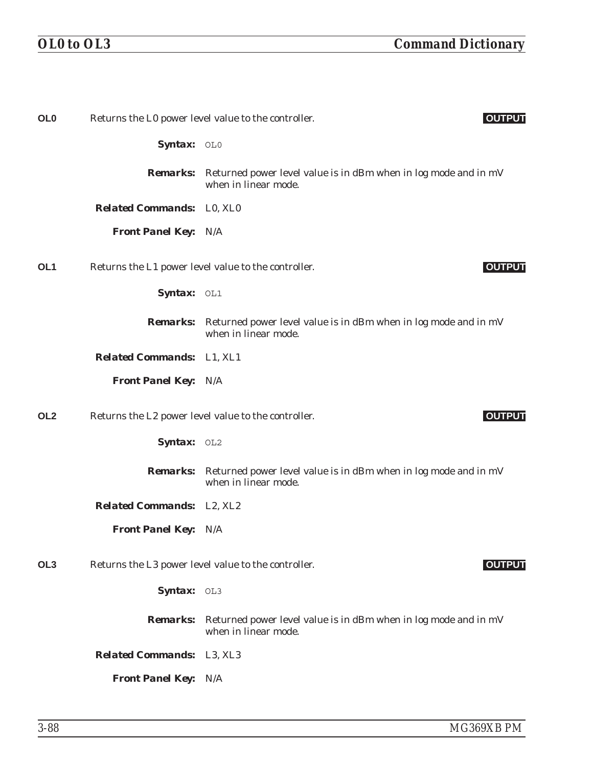**OL0** Returns the L0 power level value to the controller. **OUTPUT**

**Syntax:** `OL0`

**Remarks:** Returned power level value is in dBm when in log mode and in mV when in linear mode.

**Related Commands:** L0, XL0

**Front Panel Key:** N/A

**OL1** Returns the L1 power level value to the controller. **OUTPUT**

**Syntax:** `OL1`

**Remarks:** Returned power level value is in dBm when in log mode and in mV when in linear mode.

**Related Commands:** L1, XL1

**Front Panel Key:** N/A

**OL2** Returns the L2 power level value to the controller. **OUTPUT**

**Syntax:** `OL2`

**Remarks:** Returned power level value is in dBm when in log mode and in mV when in linear mode.

**Related Commands:** L2, XL2

**Front Panel Key:** N/A

**OL3** Returns the L3 power level value to the controller. **OUTPUT**

**Syntax:** `OL3`

**Remarks:** Returned power level value is in dBm when in log mode and in mV when in linear mode.

**Related Commands:** L3, XL3

**Front Panel Key:** N/A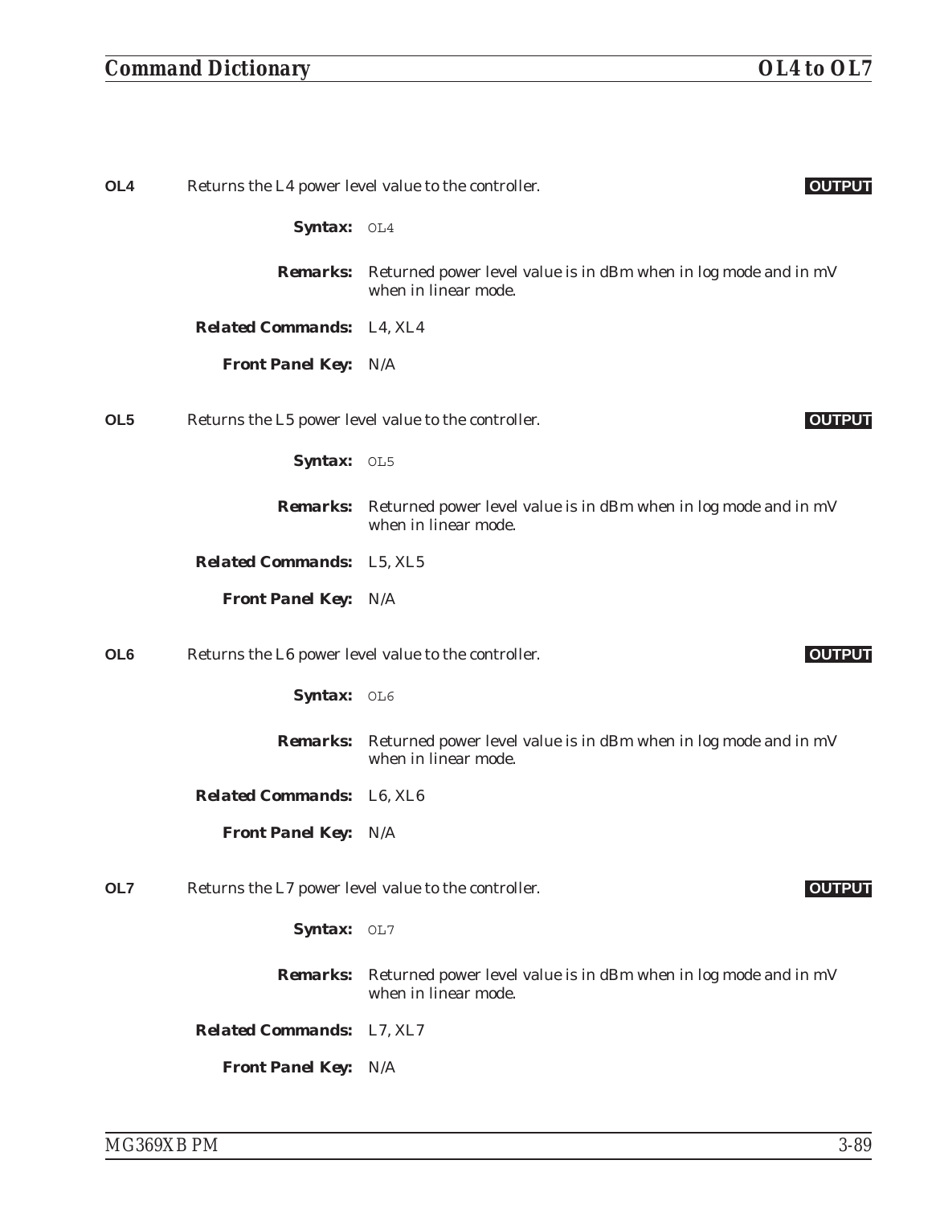**OL4** Returns the L4 power level value to the controller. **OUTPUT**

***Syntax:*** `OL4`

***Remarks:*** Returned power level value is in dBm when in log mode and in mV when in linear mode.

***Related Commands:*** L4, XL4

***Front Panel Key:*** N/A

**OL5** Returns the L5 power level value to the controller. **OUTPUT**

***Syntax:*** `OL5`

***Remarks:*** Returned power level value is in dBm when in log mode and in mV when in linear mode.

***Related Commands:*** L5, XL5

***Front Panel Key:*** N/A

**OL6** Returns the L6 power level value to the controller. **OUTPUT**

***Syntax:*** `OL6`

***Remarks:*** Returned power level value is in dBm when in log mode and in mV when in linear mode.

***Related Commands:*** L6, XL6

***Front Panel Key:*** N/A

**OL7** Returns the L7 power level value to the controller. **OUTPUT**

***Syntax:*** `OL7`

***Remarks:*** Returned power level value is in dBm when in log mode and in mV when in linear mode.

***Related Commands:*** L7, XL7

***Front Panel Key:*** N/A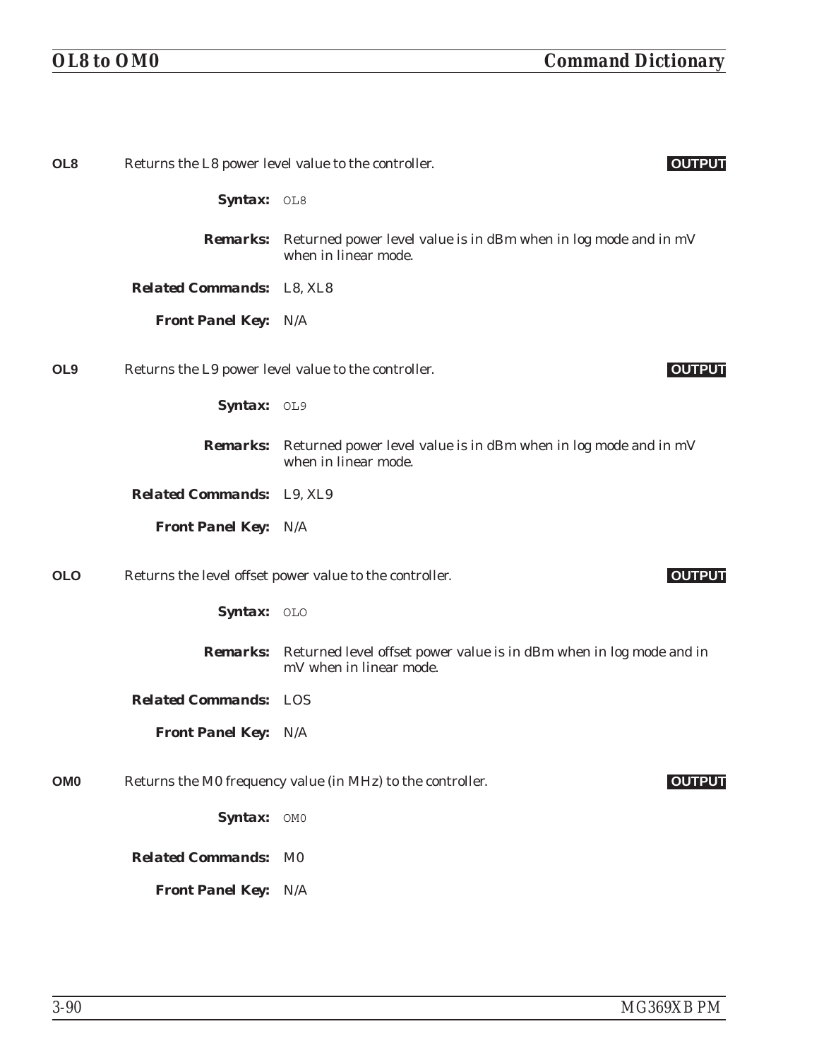**OL8** Returns the L8 power level value to the controller. **OUTPUT**

***Syntax:*** `OL8`

***Remarks:*** Returned power level value is in dBm when in log mode and in mV when in linear mode.

***Related Commands:*** L8, XL8

***Front Panel Key:*** N/A

**OL9** Returns the L9 power level value to the controller. **OUTPUT**

***Syntax:*** `OL9`

***Remarks:*** Returned power level value is in dBm when in log mode and in mV when in linear mode.

***Related Commands:*** L9, XL9

***Front Panel Key:*** N/A

**OLO** Returns the level offset power value to the controller. **OUTPUT**

***Syntax:*** `OLO`

***Remarks:*** Returned level offset power value is in dBm when in log mode and in mV when in linear mode.

***Related Commands:*** LOS

***Front Panel Key:*** N/A

**OM0** Returns the M0 frequency value (in MHz) to the controller. **OUTPUT**

***Syntax:*** `OM0`

***Related Commands:*** M0

***Front Panel Key:*** N/A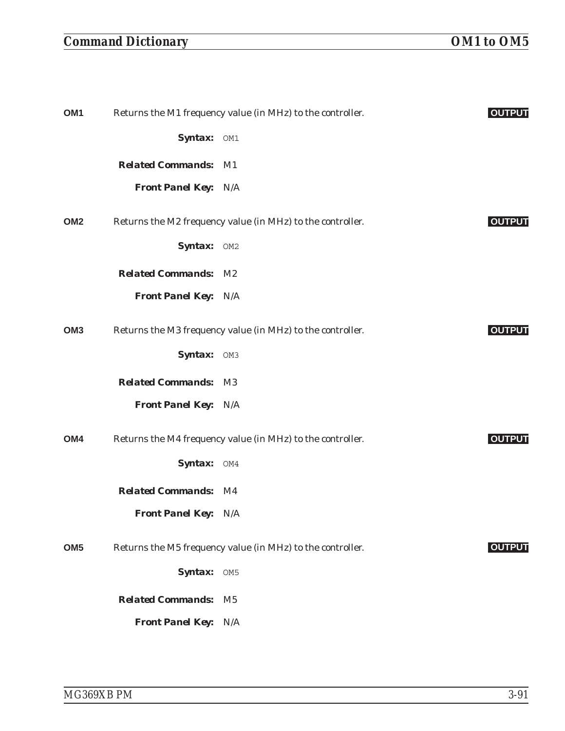**OM1** Returns the M1 frequency value (in MHz) to the controller. **OUTPUT**

**Syntax:** `OM1`

**Related Commands:** M1

**Front Panel Key:** N/A

**OM2** Returns the M2 frequency value (in MHz) to the controller. **OUTPUT**

**Syntax:** `OM2`

**Related Commands:** M2

**Front Panel Key:** N/A

**OM3** Returns the M3 frequency value (in MHz) to the controller. **OUTPUT**

**Syntax:** `OM3`

**Related Commands:** M3

**Front Panel Key:** N/A

**OM4** Returns the M4 frequency value (in MHz) to the controller. **OUTPUT**

**Syntax:** `OM4`

**Related Commands:** M4

**Front Panel Key:** N/A

**OM5** Returns the M5 frequency value (in MHz) to the controller. **OUTPUT**

**Syntax:** `OM5`

**Related Commands:** M5

**Front Panel Key:** N/A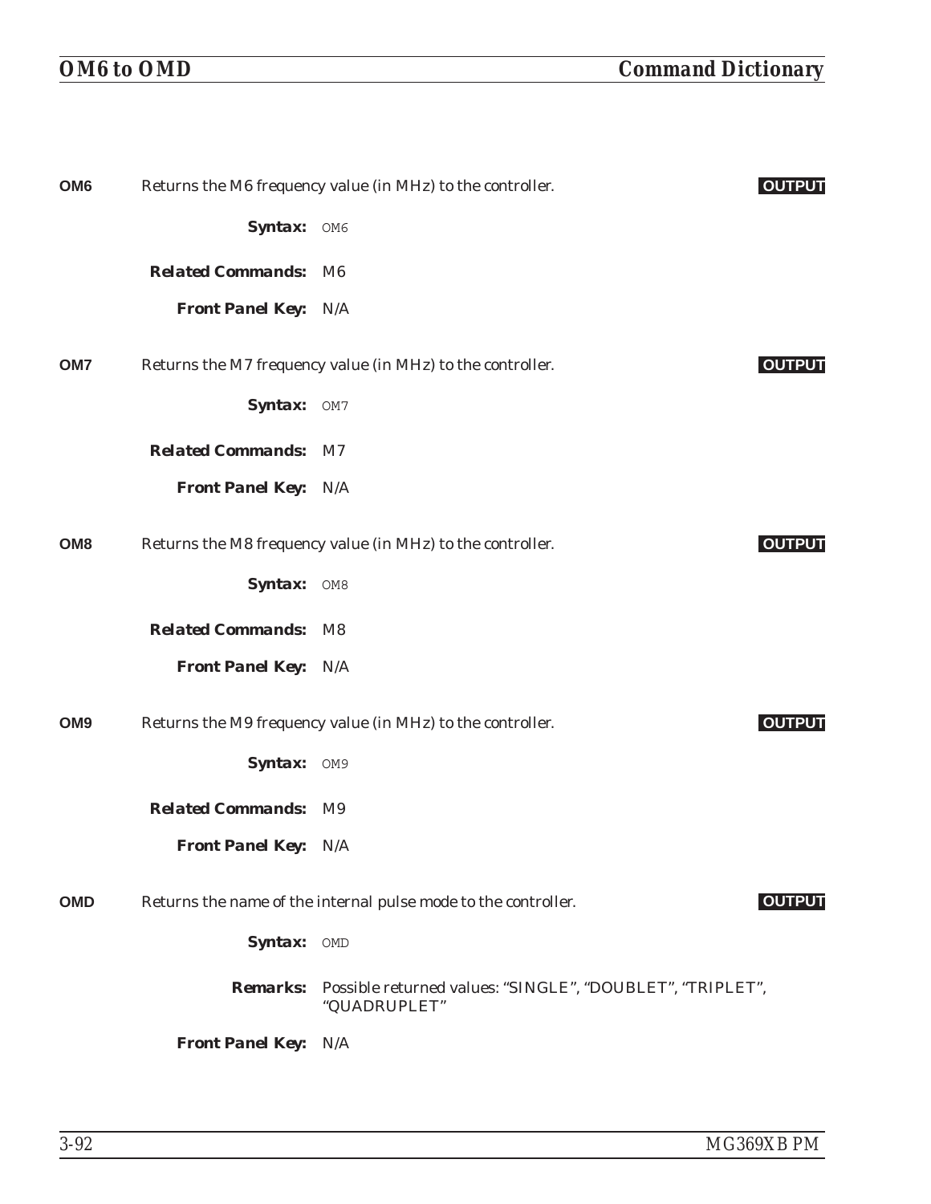**OM6** Returns the M6 frequency value (in MHz) to the controller. **OUTPUT**

**Syntax:** `OM6`

**Related Commands:** M6

**Front Panel Key:** N/A

**OM7** Returns the M7 frequency value (in MHz) to the controller. **OUTPUT**

**Syntax:** `OM7`

**Related Commands:** M7

**Front Panel Key:** N/A

**OM8** Returns the M8 frequency value (in MHz) to the controller. **OUTPUT**

**Syntax:** `OM8`

**Related Commands:** M8

**Front Panel Key:** N/A

**OM9** Returns the M9 frequency value (in MHz) to the controller. **OUTPUT**

**Syntax:** `OM9`

**Related Commands:** M9

**Front Panel Key:** N/A

**OMD** Returns the name of the internal pulse mode to the controller. **OUTPUT**

**Syntax:** `OMD`

**Remarks:** Possible returned values: "SINGLE", "DOUBLET", "TRIPLET", "QUADRUPLET"

**Front Panel Key:** N/A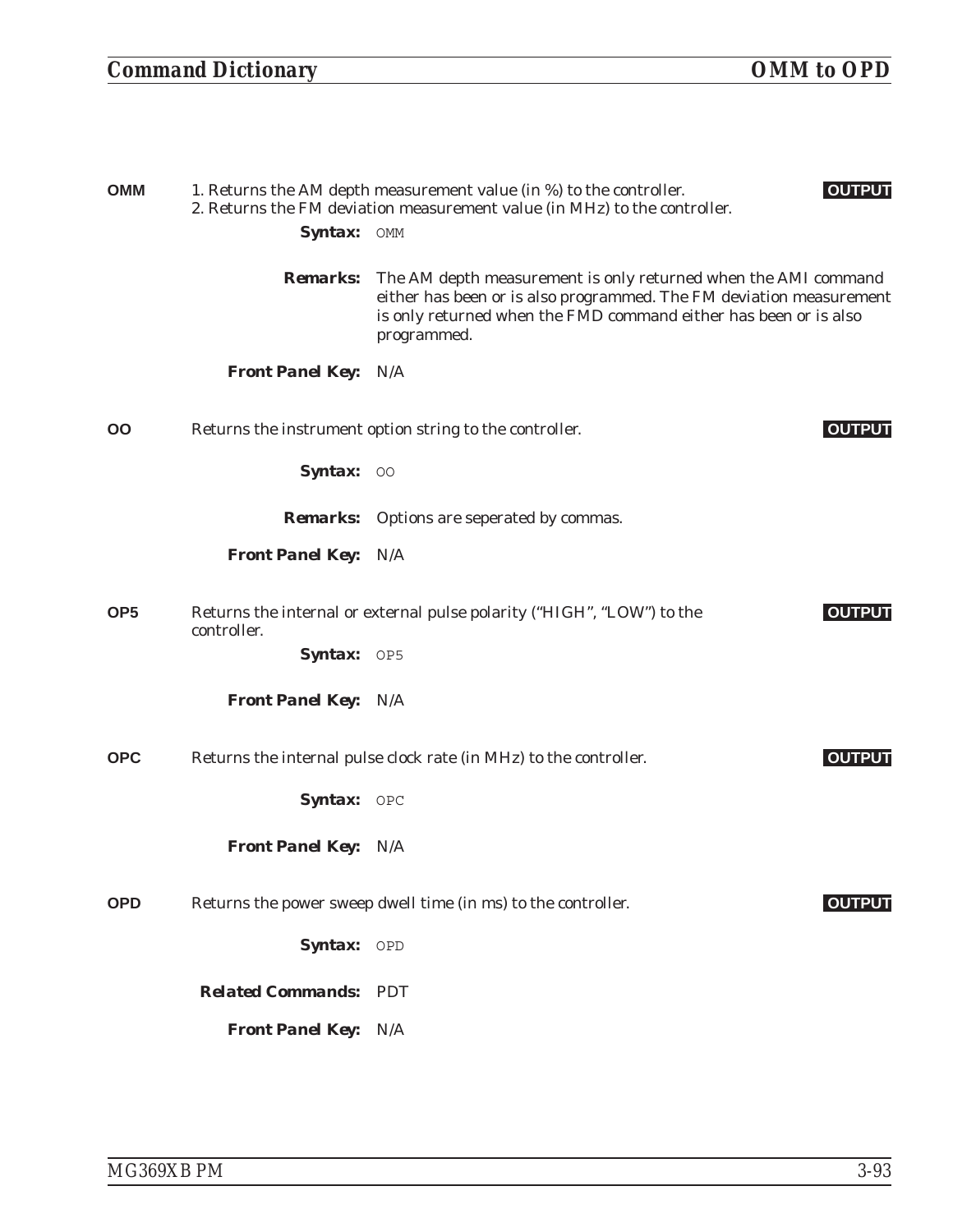**OMM** 1. Returns the AM depth measurement value (in %) to the controller. **OUTPUT**
2. Returns the FM deviation measurement value (in MHz) to the controller.

***Syntax:*** `OMM`

***Remarks:*** The AM depth measurement is only returned when the AMI command either has been or is also programmed. The FM deviation measurement is only returned when the FMD command either has been or is also programmed.

***Front Panel Key:*** N/A

**OO** Returns the instrument option string to the controller. **OUTPUT**

***Syntax:*** `OO`

***Remarks:*** Options are seperated by commas.

***Front Panel Key:*** N/A

**OP5** Returns the internal or external pulse polarity ("HIGH", "LOW") to the controller. **OUTPUT**

***Syntax:*** `OP5`

***Front Panel Key:*** N/A

**OPC** Returns the internal pulse clock rate (in MHz) to the controller. **OUTPUT**

***Syntax:*** `OPC`

***Front Panel Key:*** N/A

**OPD** Returns the power sweep dwell time (in ms) to the controller. **OUTPUT**

***Syntax:*** `OPD`

***Related Commands:*** PDT

***Front Panel Key:*** N/A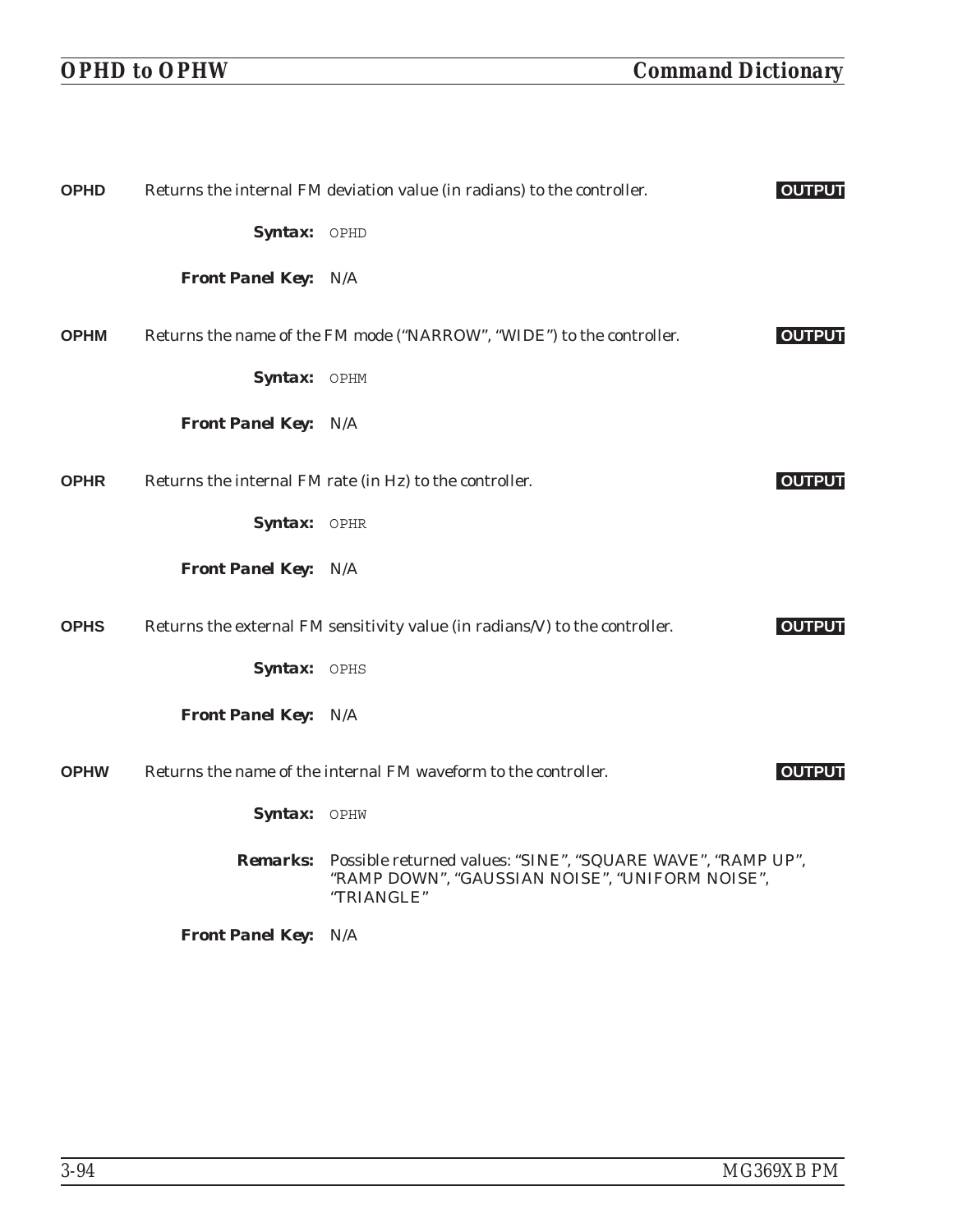**OPHD** Returns the internal FM deviation value (in radians) to the controller. **OUTPUT**

**Syntax:** `OPHD`

**Front Panel Key:** N/A

**OPHM** Returns the name of the FM mode (“NARROW”, “WIDE”) to the controller. **OUTPUT**

**Syntax:** `OPHM`

**Front Panel Key:** N/A

**OPHR** Returns the internal FM rate (in Hz) to the controller. **OUTPUT**

**Syntax:** `OPHR`

**Front Panel Key:** N/A

**OPHS** Returns the external FM sensitivity value (in radians/V) to the controller. **OUTPUT**

**Syntax:** `OPHS`

**Front Panel Key:** N/A

**OPHW** Returns the name of the internal FM waveform to the controller. **OUTPUT**

**Syntax:** `OPHW`

**Remarks:** Possible returned values: “SINE”, “SQUARE WAVE”, “RAMP UP”, “RAMP DOWN”, “GAUSSIAN NOISE”, “UNIFORM NOISE”, “TRIANGLE”

**Front Panel Key:** N/A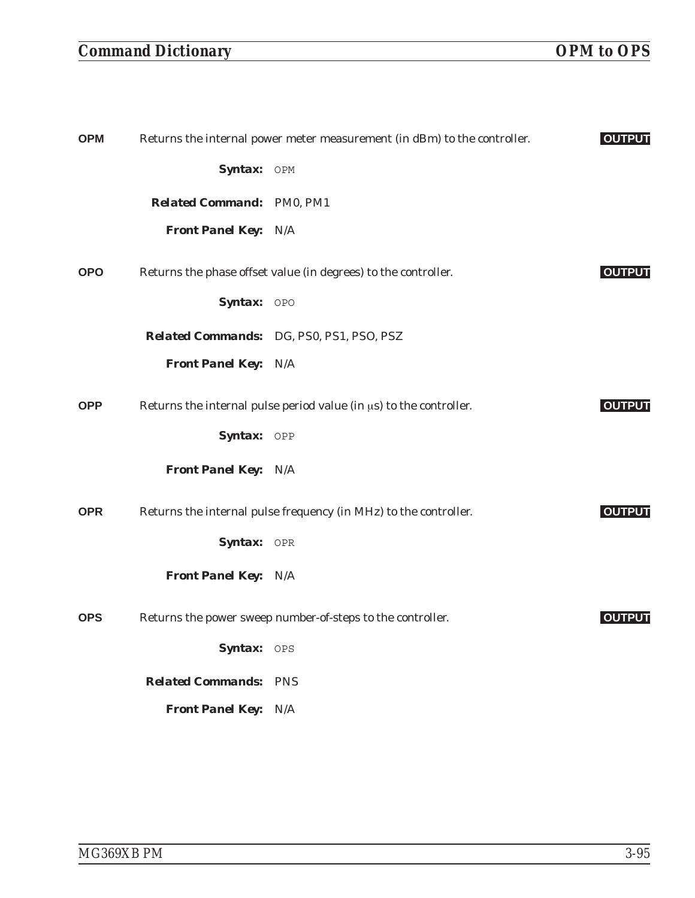**OPM** Returns the internal power meter measurement (in dBm) to the controller. **OUTPUT**

***Syntax:*** `OPM`

***Related Command:*** PM0, PM1

***Front Panel Key:*** N/A

**OPO** Returns the phase offset value (in degrees) to the controller. **OUTPUT**

***Syntax:*** `OPO`

***Related Commands:*** DG, PS0, PS1, PSO, PSZ

***Front Panel Key:*** N/A

**OPP** Returns the internal pulse period value (in μs) to the controller. **OUTPUT**

***Syntax:*** `OPP`

***Front Panel Key:*** N/A

**OPR** Returns the internal pulse frequency (in MHz) to the controller. **OUTPUT**

***Syntax:*** `OPR`

***Front Panel Key:*** N/A

**OPS** Returns the power sweep number-of-steps to the controller. **OUTPUT**

***Syntax:*** `OPS`

***Related Commands:*** PNS

***Front Panel Key:*** N/A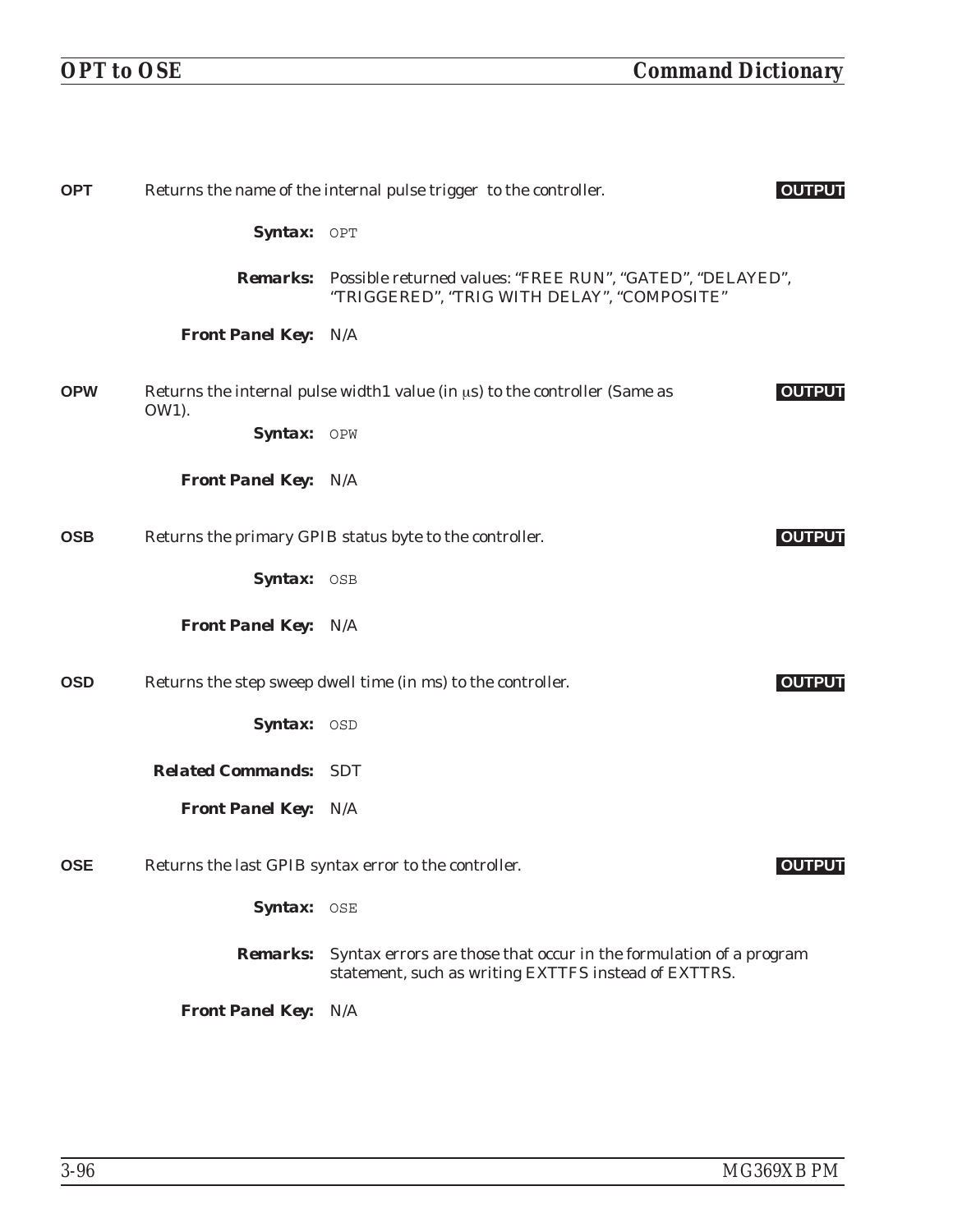**OPT** Returns the name of the internal pulse trigger to the controller. **OUTPUT**

***Syntax:*** `OPT`

***Remarks:*** Possible returned values: "FREE RUN", "GATED", "DELAYED", "TRIGGERED", "TRIG WITH DELAY", "COMPOSITE"

***Front Panel Key:*** N/A

**OPW** Returns the internal pulse width1 value (in μs) to the controller (Same as OW1). **OUTPUT**

***Syntax:*** `OPW`

***Front Panel Key:*** N/A

**OSB** Returns the primary GPIB status byte to the controller. **OUTPUT**

***Syntax:*** `OSB`

***Front Panel Key:*** N/A

**OSD** Returns the step sweep dwell time (in ms) to the controller. **OUTPUT**

***Syntax:*** `OSD`

***Related Commands:*** SDT

***Front Panel Key:*** N/A

**OSE** Returns the last GPIB syntax error to the controller. **OUTPUT**

***Syntax:*** `OSE`

***Remarks:*** Syntax errors are those that occur in the formulation of a program statement, such as writing EXTTFS instead of EXTTRS.

***Front Panel Key:*** N/A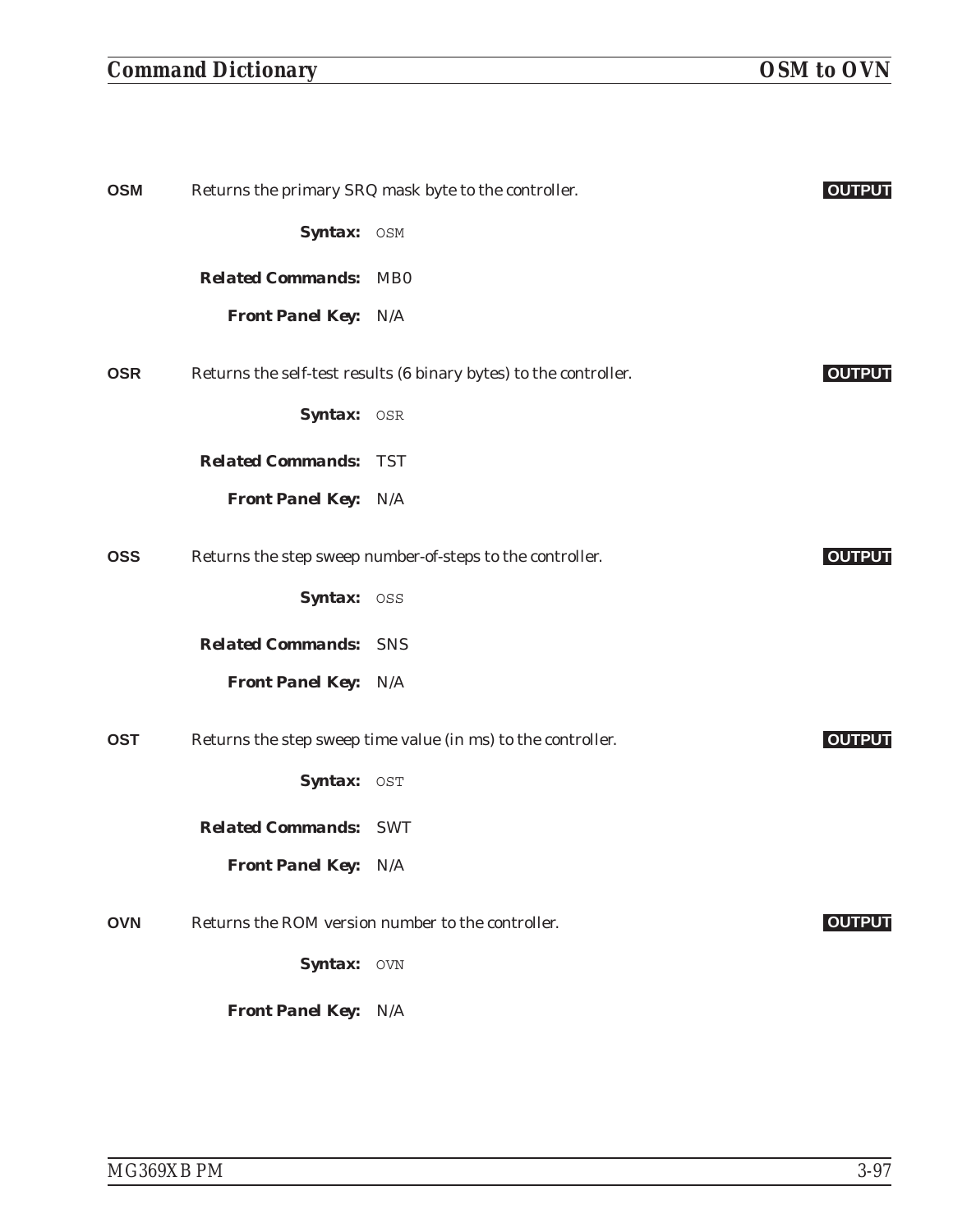**OSM** Returns the primary SRQ mask byte to the controller. **OUTPUT**

**Syntax:** `OSM`

**Related Commands:** MB0

**Front Panel Key:** N/A

**OSR** Returns the self-test results (6 binary bytes) to the controller. **OUTPUT**

**Syntax:** `OSR`

**Related Commands:** TST

**Front Panel Key:** N/A

**OSS** Returns the step sweep number-of-steps to the controller. **OUTPUT**

**Syntax:** `OSS`

**Related Commands:** SNS

**Front Panel Key:** N/A

**OST** Returns the step sweep time value (in ms) to the controller. **OUTPUT**

**Syntax:** `OST`

**Related Commands:** SWT

**Front Panel Key:** N/A

**OVN** Returns the ROM version number to the controller. **OUTPUT**

**Syntax:** `OVN`

**Front Panel Key:** N/A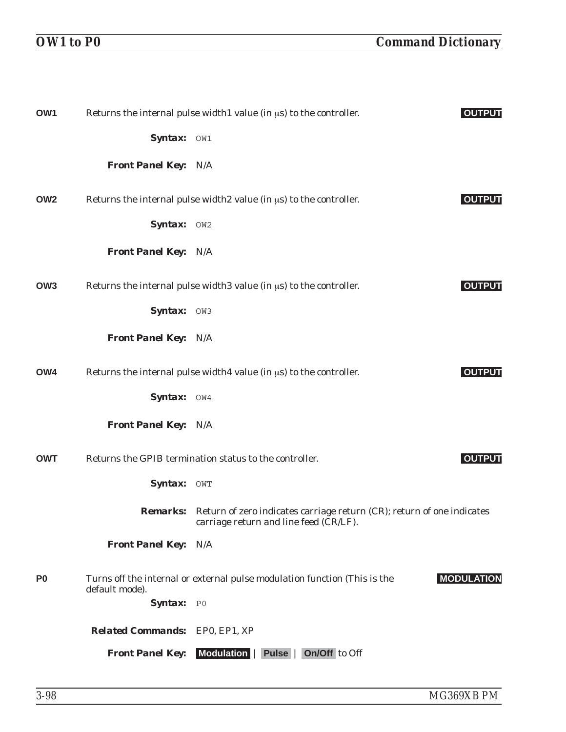**OW1** Returns the internal pulse width1 value (in μs) to the controller. **OUTPUT**

***Syntax:*** `OW1`

***Front Panel Key:*** N/A

**OW2** Returns the internal pulse width2 value (in μs) to the controller. **OUTPUT**

***Syntax:*** `OW2`

***Front Panel Key:*** N/A

**OW3** Returns the internal pulse width3 value (in μs) to the controller. **OUTPUT**

***Syntax:*** `OW3`

***Front Panel Key:*** N/A

**OW4** Returns the internal pulse width4 value (in μs) to the controller. **OUTPUT**

***Syntax:*** `OW4`

***Front Panel Key:*** N/A

**OWT** Returns the GPIB termination status to the controller. **OUTPUT**

***Syntax:*** `OWT`

***Remarks:*** Return of zero indicates carriage return (CR); return of one indicates carriage return and line feed (CR/LF).

***Front Panel Key:*** N/A

**P0** Turns off the internal or external pulse modulation function (This is the default mode). **MODULATION**

***Syntax:*** `P0`

***Related Commands:*** EP0, EP1, XP

***Front Panel Key:*** **Modulation** | **Pulse** | **On/Off** to Off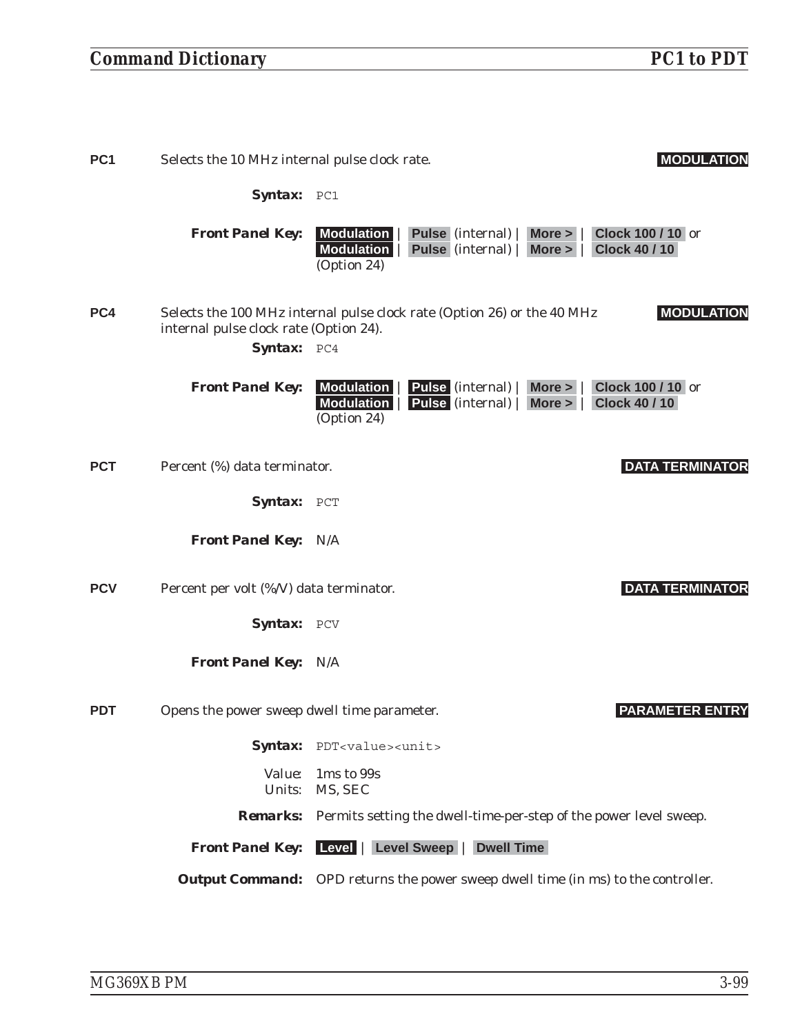**PC1** Selects the 10 MHz internal pulse clock rate. **MODULATION**

***Syntax:*** `PC1`

***Front Panel Key:*** **Modulation** | **Pulse** (internal) | **More >** | **Clock 100 / 10** or **Modulation** | **Pulse** (internal) | **More >** | **Clock 40 / 10** (Option 24)

**PC4** Selects the 100 MHz internal pulse clock rate (Option 26) or the 40 MHz internal pulse clock rate (Option 24). **MODULATION**

***Syntax:*** `PC4`

***Front Panel Key:*** **Modulation** | **Pulse** (internal) | **More >** | **Clock 100 / 10** or **Modulation** | **Pulse** (internal) | **More >** | **Clock 40 / 10** (Option 24)

**PCT** Percent (%) data terminator. **DATA TERMINATOR**

***Syntax:*** `PCT`

***Front Panel Key:*** N/A

**PCV** Percent per volt (%/V) data terminator. **DATA TERMINATOR**

***Syntax:*** `PCV`

***Front Panel Key:*** N/A

**PDT** Opens the power sweep dwell time parameter. **PARAMETER ENTRY**

***Syntax:*** `PDT<value><unit>`

Value: 1ms to 99s
Units: MS, SEC

***Remarks:*** Permits setting the dwell-time-per-step of the power level sweep.

***Front Panel Key:*** **Level** | **Level Sweep** | **Dwell Time**

***Output Command:*** OPD returns the power sweep dwell time (in ms) to the controller.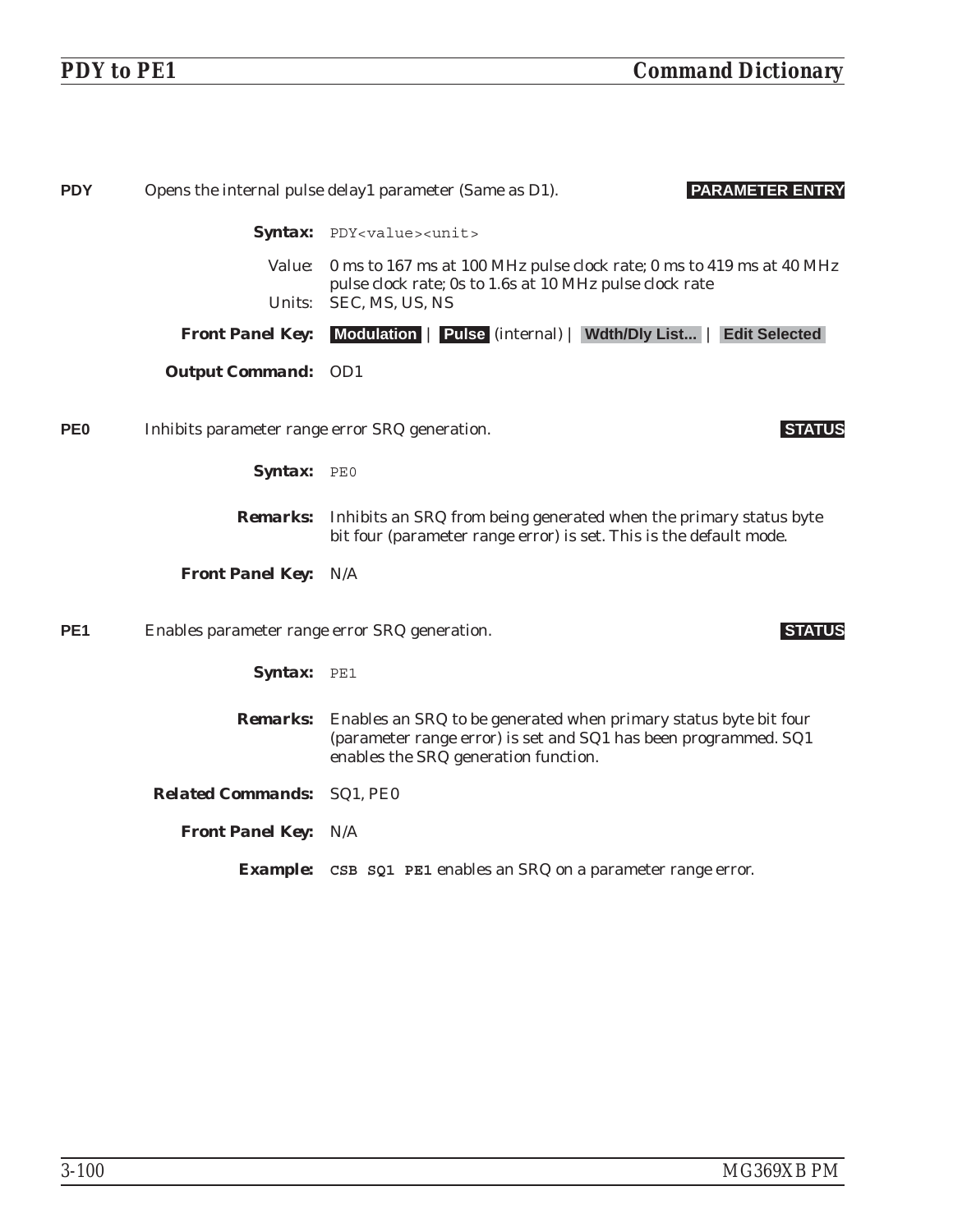**PDY** Opens the internal pulse delay1 parameter (Same as D1). **PARAMETER ENTRY**

***Syntax:*** `PDY<value><unit>`

Value: 0 ms to 167 ms at 100 MHz pulse clock rate; 0 ms to 419 ms at 40 MHz pulse clock rate; 0s to 1.6s at 10 MHz pulse clock rate

Units: SEC, MS, US, NS

***Front Panel Key:*** **Modulation** | **Pulse** (internal) | **Wdth/Dly List...** | **Edit Selected**

***Output Command:*** OD1

**PE0** Inhibits parameter range error SRQ generation. **STATUS**

***Syntax:*** `PE0`

***Remarks:*** Inhibits an SRQ from being generated when the primary status byte bit four (parameter range error) is set. This is the default mode.

***Front Panel Key:*** N/A

**PE1** Enables parameter range error SRQ generation. **STATUS**

***Syntax:*** `PE1`

***Remarks:*** Enables an SRQ to be generated when primary status byte bit four (parameter range error) is set and SQ1 has been programmed. SQ1 enables the SRQ generation function.

***Related Commands:*** SQ1, PE0

***Front Panel Key:*** N/A

***Example:*** **`CSB SQ1 PE1`** enables an SRQ on a parameter range error.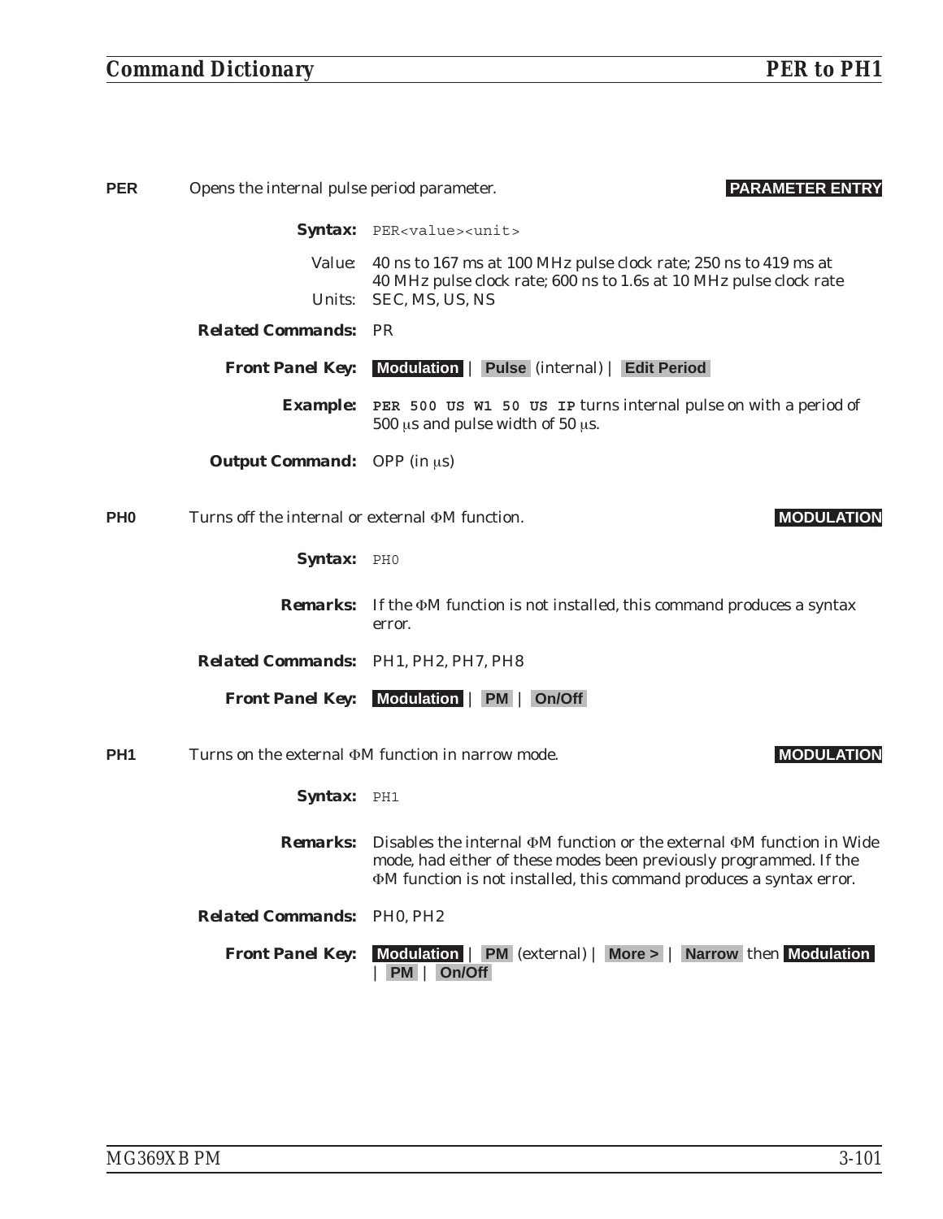**PER** Opens the internal pulse period parameter. **PARAMETER ENTRY**

**Syntax:** `PER<value><unit>`

Value: 40 ns to 167 ms at 100 MHz pulse clock rate; 250 ns to 419 ms at 40 MHz pulse clock rate; 600 ns to 1.6s at 10 MHz pulse clock rate

Units: SEC, MS, US, NS

**Related Commands:** PR

**Front Panel Key:** **Modulation** | **Pulse** (internal) | **Edit Period**

**Example:** **`PER 500 US W1 50 US IP`** turns internal pulse on with a period of 500 μs and pulse width of 50 μs.

**Output Command:** OPP (in μs)

**PH0** Turns off the internal or external ΦM function. **MODULATION**

**Syntax:** `PH0`

**Remarks:** If the ΦM function is not installed, this command produces a syntax error.

**Related Commands:** PH1, PH2, PH7, PH8

**Front Panel Key:** **Modulation** | **PM** | **On/Off**

**PH1** Turns on the external ΦM function in narrow mode. **MODULATION**

**Syntax:** `PH1`

**Remarks:** Disables the internal ΦM function or the external ΦM function in Wide mode, had either of these modes been previously programmed. If the ΦM function is not installed, this command produces a syntax error.

**Related Commands:** PH0, PH2

**Front Panel Key:** **Modulation** | **PM** (external) | **More >** | **Narrow** then **Modulation** | **PM** | **On/Off**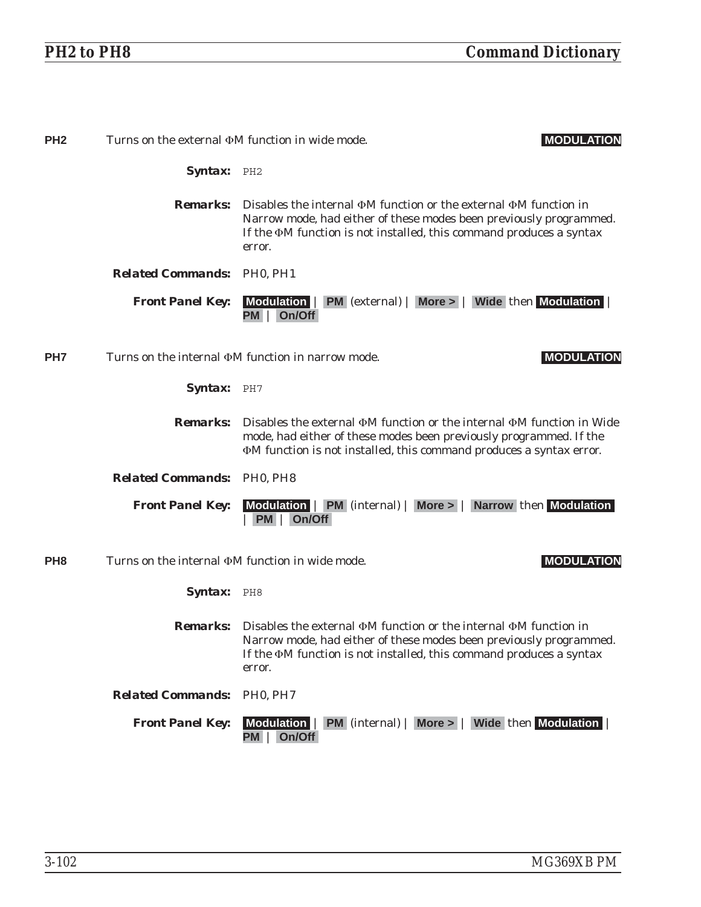**PH2** Turns on the external ΦM function in wide mode. **MODULATION**

**Syntax:** `PH2`

**Remarks:** Disables the internal ΦM function or the external ΦM function in Narrow mode, had either of these modes been previously programmed. If the ΦM function is not installed, this command produces a syntax error.

**Related Commands:** PH0, PH1

**Front Panel Key:** **Modulation** | **PM** (external) | **More >** | **Wide** then **Modulation** | **PM** | **On/Off**

**PH7** Turns on the internal ΦM function in narrow mode. **MODULATION**

**Syntax:** `PH7`

**Remarks:** Disables the external ΦM function or the internal ΦM function in Wide mode, had either of these modes been previously programmed. If the ΦM function is not installed, this command produces a syntax error.

**Related Commands:** PH0, PH8

**Front Panel Key:** **Modulation** | **PM** (internal) | **More >** | **Narrow** then **Modulation** | **PM** | **On/Off**

**PH8** Turns on the internal ΦM function in wide mode. **MODULATION**

**Syntax:** `PH8`

**Remarks:** Disables the external ΦM function or the internal ΦM function in Narrow mode, had either of these modes been previously programmed. If the ΦM function is not installed, this command produces a syntax error.

**Related Commands:** PH0, PH7

**Front Panel Key:** **Modulation** | **PM** (internal) | **More >** | **Wide** then **Modulation** | **PM** | **On/Off**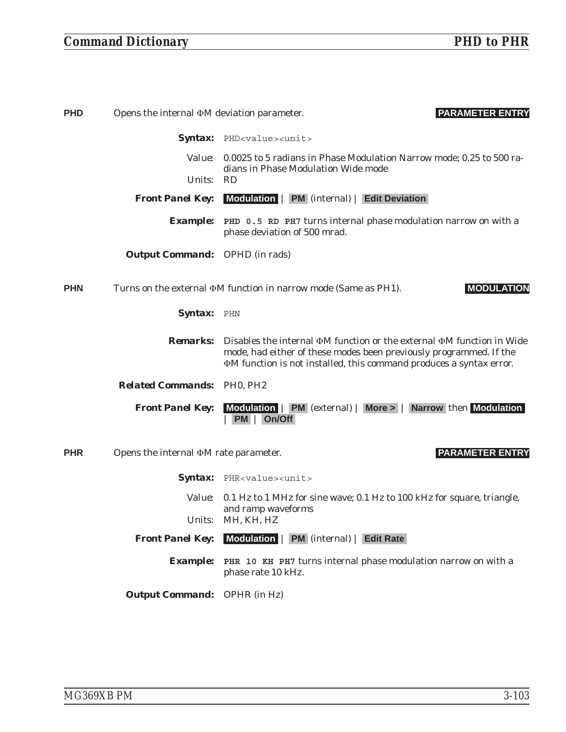**PHD** Opens the internal ΦM deviation parameter. **PARAMETER ENTRY**

***Syntax:*** `PHD<value><unit>`

Value: 0.0025 to 5 radians in Phase Modulation Narrow mode; 0.25 to 500 radians in Phase Modulation Wide mode

Units: RD

***Front Panel Key:*** **Modulation** | **PM** (internal) | **Edit Deviation**

***Example:*** **`PHD 0.5 RD PH7`** turns internal phase modulation narrow on with a phase deviation of 500 mrad.

***Output Command:*** OPHD (in rads)

**PHN** Turns on the external ΦM function in narrow mode (Same as PH1). **MODULATION**

***Syntax:*** `PHN`

***Remarks:*** Disables the internal ΦM function or the external ΦM function in Wide mode, had either of these modes been previously programmed. If the ΦM function is not installed, this command produces a syntax error.

***Related Commands:*** PH0, PH2

***Front Panel Key:*** **Modulation** | **PM** (external) | **More >** | **Narrow** then **Modulation** | **PM** | **On/Off**

**PHR** Opens the internal ΦM rate parameter. **PARAMETER ENTRY**

***Syntax:*** `PHR<value><unit>`

Value: 0.1 Hz to 1 MHz for sine wave; 0.1 Hz to 100 kHz for square, triangle, and ramp waveforms

Units: MH, KH, HZ

***Front Panel Key:*** **Modulation** | **PM** (internal) | **Edit Rate**

***Example:*** **`PHR 10 KH PH7`** turns internal phase modulation narrow on with a phase rate 10 kHz.

***Output Command:*** OPHR (in Hz)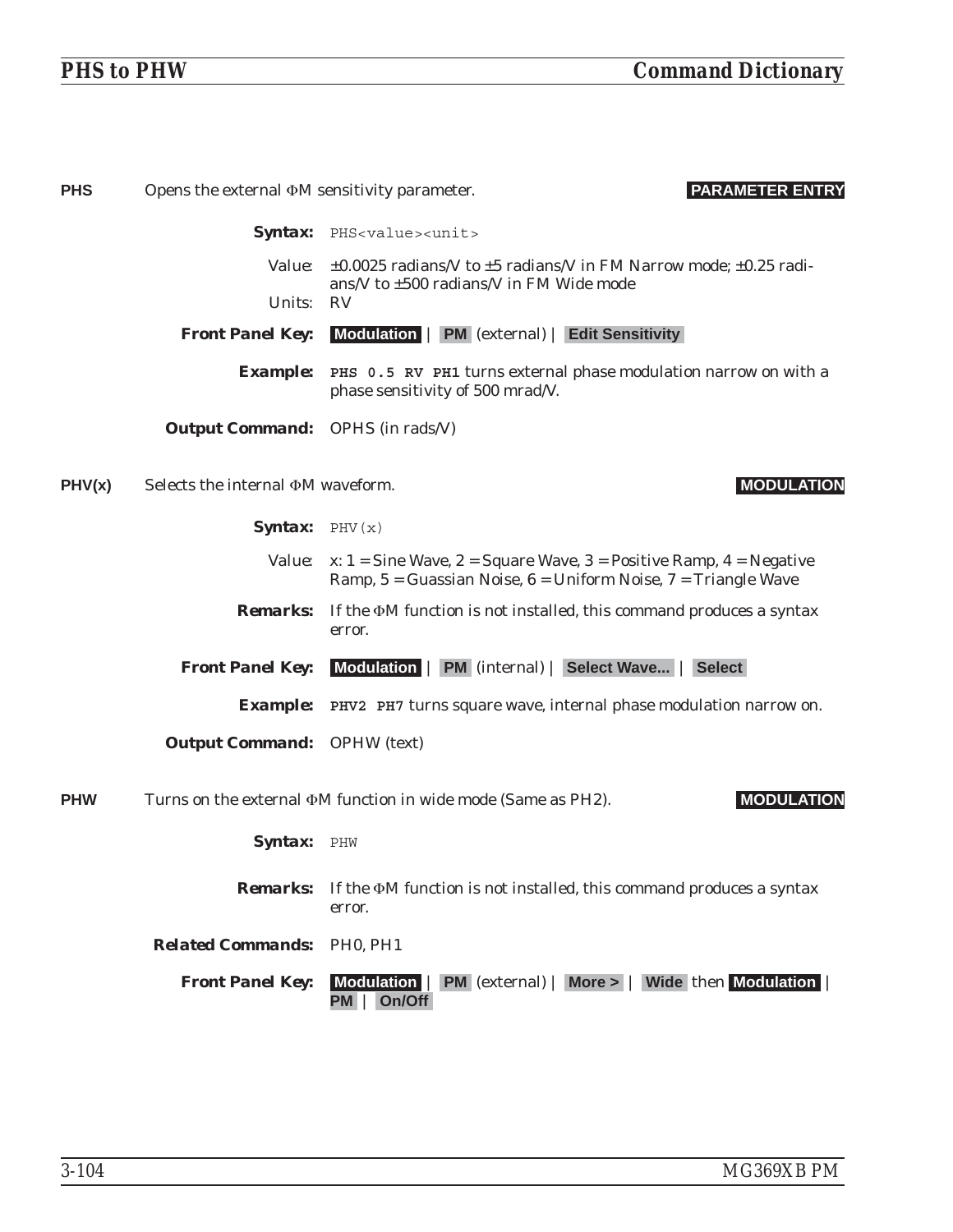**PHS** Opens the external ΦM sensitivity parameter. **PARAMETER ENTRY**

**Syntax:** `PHS<value><unit>`

Value: ±0.0025 radians/V to ±5 radians/V in FM Narrow mode; ±0.25 radians/V to ±500 radians/V in FM Wide mode

Units: RV

**Front Panel Key:** **Modulation** | **PM** (external) | **Edit Sensitivity**

**Example:** **PHS 0.5 RV PH1** turns external phase modulation narrow on with a phase sensitivity of 500 mrad/V.

**Output Command:** OPHS (in rads/V)

**PHV(x)** Selects the internal ΦM waveform. **MODULATION**

**Syntax:** `PHV(x)`

Value: x: 1 = Sine Wave, 2 = Square Wave, 3 = Positive Ramp, 4 = Negative Ramp, 5 = Guassian Noise, 6 = Uniform Noise, 7 = Triangle Wave

**Remarks:** If the ΦM function is not installed, this command produces a syntax error.

**Front Panel Key:** **Modulation** | **PM** (internal) | **Select Wave...** | **Select**

**Example:** **PHV2 PH7** turns square wave, internal phase modulation narrow on.

**Output Command:** OPHW (text)

**PHW** Turns on the external ΦM function in wide mode (Same as PH2). **MODULATION**

**Syntax:** `PHW`

**Remarks:** If the ΦM function is not installed, this command produces a syntax error.

**Related Commands:** PH0, PH1

**Front Panel Key:** **Modulation** | **PM** (external) | **More >** | **Wide** then **Modulation** | **PM** | **On/Off**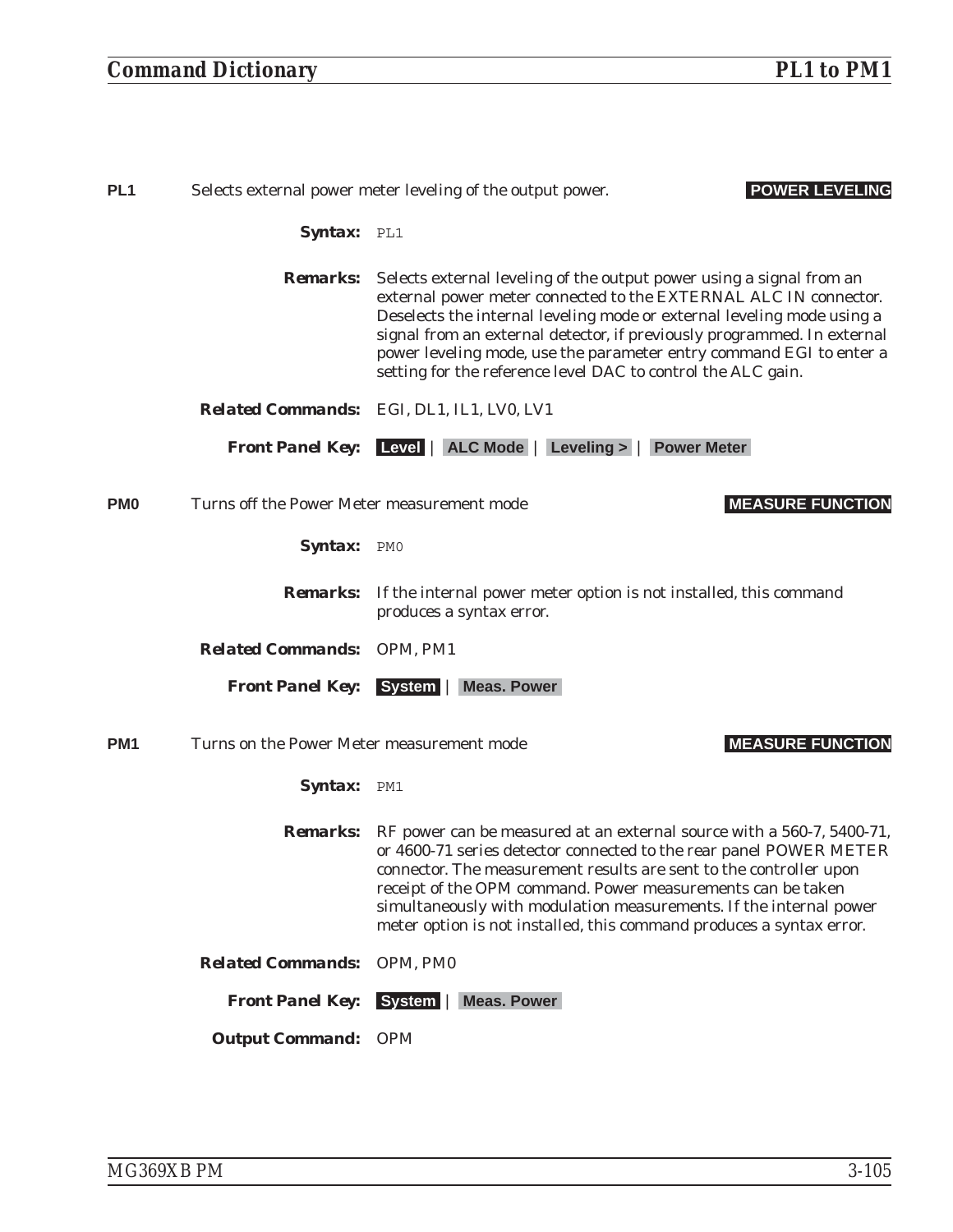**PL1** Selects external power meter leveling of the output power. **POWER LEVELING**

***Syntax:*** `PL1`

***Remarks:*** Selects external leveling of the output power using a signal from an external power meter connected to the EXTERNAL ALC IN connector. Deselects the internal leveling mode or external leveling mode using a signal from an external detector, if previously programmed. In external power leveling mode, use the parameter entry command EGI to enter a setting for the reference level DAC to control the ALC gain.

***Related Commands:*** EGI, DL1, IL1, LV0, LV1

***Front Panel Key:*** **Level** | **ALC Mode** | **Leveling >** | **Power Meter**

**PM0** Turns off the Power Meter measurement mode **MEASURE FUNCTION**

***Syntax:*** `PM0`

***Remarks:*** If the internal power meter option is not installed, this command produces a syntax error.

***Related Commands:*** OPM, PM1

***Front Panel Key:*** **System** | **Meas. Power**

**PM1** Turns on the Power Meter measurement mode **MEASURE FUNCTION**

***Syntax:*** `PM1`

***Remarks:*** RF power can be measured at an external source with a 560-7, 5400-71, or 4600-71 series detector connected to the rear panel POWER METER connector. The measurement results are sent to the controller upon receipt of the OPM command. Power measurements can be taken simultaneously with modulation measurements. If the internal power meter option is not installed, this command produces a syntax error.

***Related Commands:*** OPM, PM0

***Front Panel Key:*** **System** | **Meas. Power**

***Output Command:*** OPM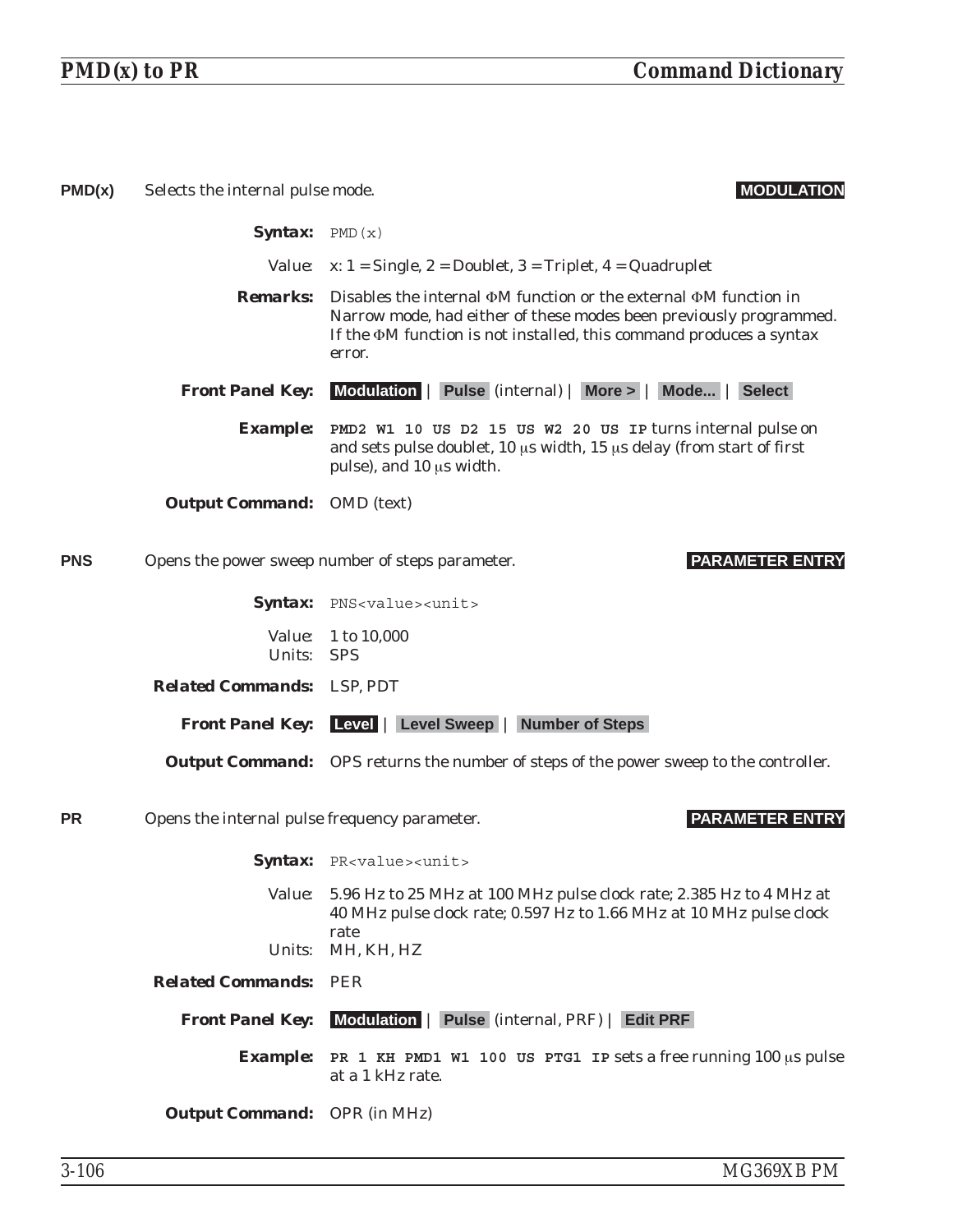**PMD(x)** Selects the internal pulse mode. **MODULATION**

**Syntax:** `PMD(x)`

Value: x: 1 = Single, 2 = Doublet, 3 = Triplet, 4 = Quadruplet

**Remarks:** Disables the internal ΦM function or the external ΦM function in Narrow mode, had either of these modes been previously programmed. If the ΦM function is not installed, this command produces a syntax error.

**Front Panel Key:** **Modulation** | **Pulse** (internal) | **More >** | **Mode...** | **Select**

**Example:** **`PMD2 W1 10 US D2 15 US W2 20 US IP`** turns internal pulse on and sets pulse doublet, 10 μs width, 15 μs delay (from start of first pulse), and 10 μs width.

**Output Command:** OMD (text)

**PNS** Opens the power sweep number of steps parameter. **PARAMETER ENTRY**

**Syntax:** `PNS<value><unit>`

Value: 1 to 10,000
Units: SPS

**Related Commands:** LSP, PDT

**Front Panel Key:** **Level** | **Level Sweep** | **Number of Steps**

**Output Command:** OPS returns the number of steps of the power sweep to the controller.

**PR** Opens the internal pulse frequency parameter. **PARAMETER ENTRY**

**Syntax:** `PR<value><unit>`

Value: 5.96 Hz to 25 MHz at 100 MHz pulse clock rate; 2.385 Hz to 4 MHz at 40 MHz pulse clock rate; 0.597 Hz to 1.66 MHz at 10 MHz pulse clock rate
Units: MH, KH, HZ

**Related Commands:** PER

**Front Panel Key:** **Modulation** | **Pulse** (internal, PRF) | **Edit PRF**

**Example:** **`PR 1 KH PMD1 W1 100 US PTG1 IP`** sets a free running 100 μs pulse at a 1 kHz rate.

**Output Command:** OPR (in MHz)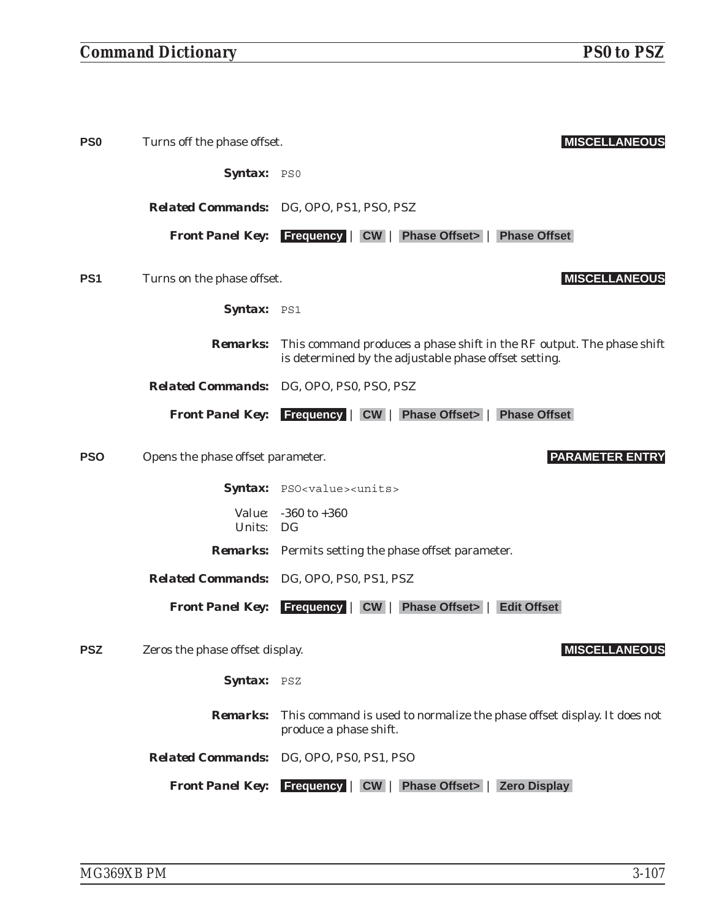**PS0** Turns off the phase offset. **MISCELLANEOUS**

**Syntax:** `PS0`

**Related Commands:** DG, OPO, PS1, PSO, PSZ

**Front Panel Key:** **Frequency** | **CW** | **Phase Offset>** | **Phase Offset**

**PS1** Turns on the phase offset. **MISCELLANEOUS**

**Syntax:** `PS1`

**Remarks:** This command produces a phase shift in the RF output. The phase shift is determined by the adjustable phase offset setting.

**Related Commands:** DG, OPO, PS0, PSO, PSZ

**Front Panel Key:** **Frequency** | **CW** | **Phase Offset>** | **Phase Offset**

**PSO** Opens the phase offset parameter. **PARAMETER ENTRY**

**Syntax:** `PSO<value><units>`

Value: -360 to +360
Units: DG

**Remarks:** Permits setting the phase offset parameter.

**Related Commands:** DG, OPO, PS0, PS1, PSZ

**Front Panel Key:** **Frequency** | **CW** | **Phase Offset>** | **Edit Offset**

**PSZ** Zeros the phase offset display. **MISCELLANEOUS**

**Syntax:** `PSZ`

**Remarks:** This command is used to normalize the phase offset display. It does not produce a phase shift.

**Related Commands:** DG, OPO, PS0, PS1, PSO

**Front Panel Key:** **Frequency** | **CW** | **Phase Offset>** | **Zero Display**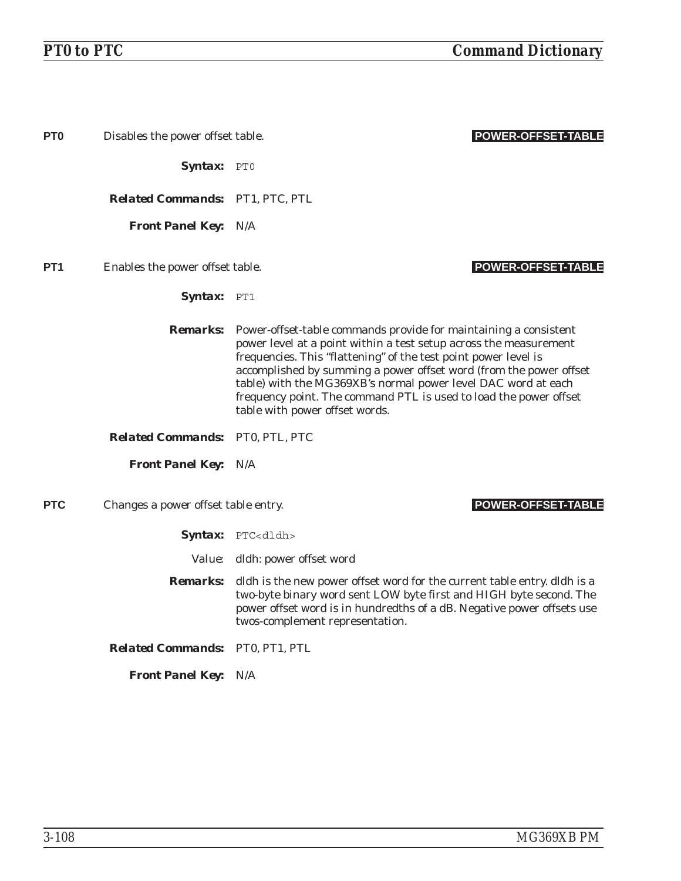**PT0** Disables the power offset table. **POWER-OFFSET-TABLE**

**Syntax:** `PT0`

**Related Commands:** PT1, PTC, PTL

**Front Panel Key:** N/A

**PT1** Enables the power offset table. **POWER-OFFSET-TABLE**

**Syntax:** `PT1`

**Remarks:** Power-offset-table commands provide for maintaining a consistent power level at a point within a test setup across the measurement frequencies. This "flattening" of the test point power level is accomplished by summing a power offset word (from the power offset table) with the MG369XB's normal power level DAC word at each frequency point. The command PTL is used to load the power offset table with power offset words.

**Related Commands:** PT0, PTL, PTC

**Front Panel Key:** N/A

**PTC** Changes a power offset table entry. **POWER-OFFSET-TABLE**

**Syntax:** `PTC<dldh>`

Value: dldh: power offset word

**Remarks:** dldh is the new power offset word for the current table entry. dldh is a two-byte binary word sent LOW byte first and HIGH byte second. The power offset word is in hundredths of a dB. Negative power offsets use twos-complement representation.

**Related Commands:** PT0, PT1, PTL

**Front Panel Key:** N/A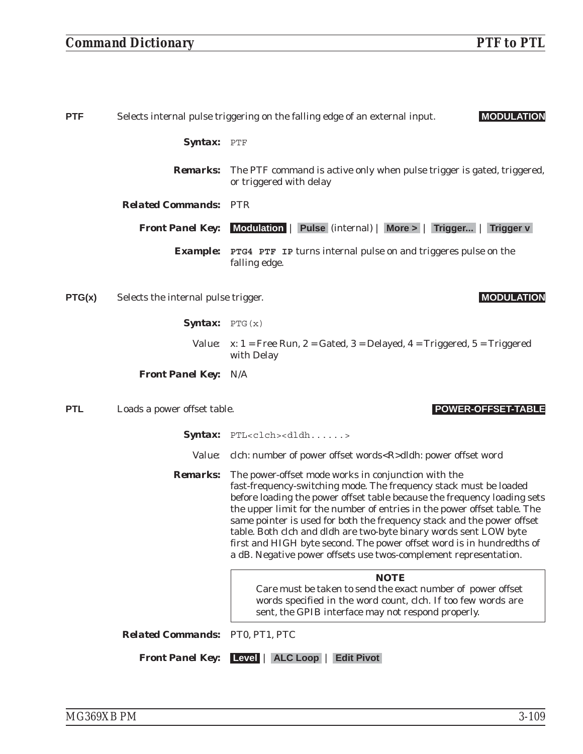**PTF** Selects internal pulse triggering on the falling edge of an external input. **MODULATION**

**Syntax:** `PTF`

**Remarks:** The PTF command is active only when pulse trigger is gated, triggered, or triggered with delay

**Related Commands:** PTR

**Front Panel Key:** **Modulation** | **Pulse** (internal) | **More >** | **Trigger...** | **Trigger v**

**Example:** **`PTG4 PTF IP`** turns internal pulse on and triggeres pulse on the falling edge.

**PTG(x)** Selects the internal pulse trigger. **MODULATION**

**Syntax:** `PTG(x)`

Value: x: 1 = Free Run, 2 = Gated, 3 = Delayed, 4 = Triggered, 5 = Triggered with Delay

**Front Panel Key:** N/A

**PTL** Loads a power offset table. **POWER-OFFSET-TABLE**

**Syntax:** `PTL<clch><dldh......>`

Value: clch: number of power offset words<R>dldh: power offset word

**Remarks:** The power-offset mode works in conjunction with the fast-frequency-switching mode. The frequency stack must be loaded before loading the power offset table because the frequency loading sets the upper limit for the number of entries in the power offset table. The same pointer is used for both the frequency stack and the power offset table. Both clch and dldh are two-byte binary words sent LOW byte first and HIGH byte second. The power offset word is in hundredths of a dB. Negative power offsets use twos-complement representation.

> **NOTE**
> Care must be taken to send the exact number of power offset words specified in the word count, clch. If too few words are sent, the GPIB interface may not respond properly.

**Related Commands:** PT0, PT1, PTC

**Front Panel Key:** **Level** | **ALC Loop** | **Edit Pivot**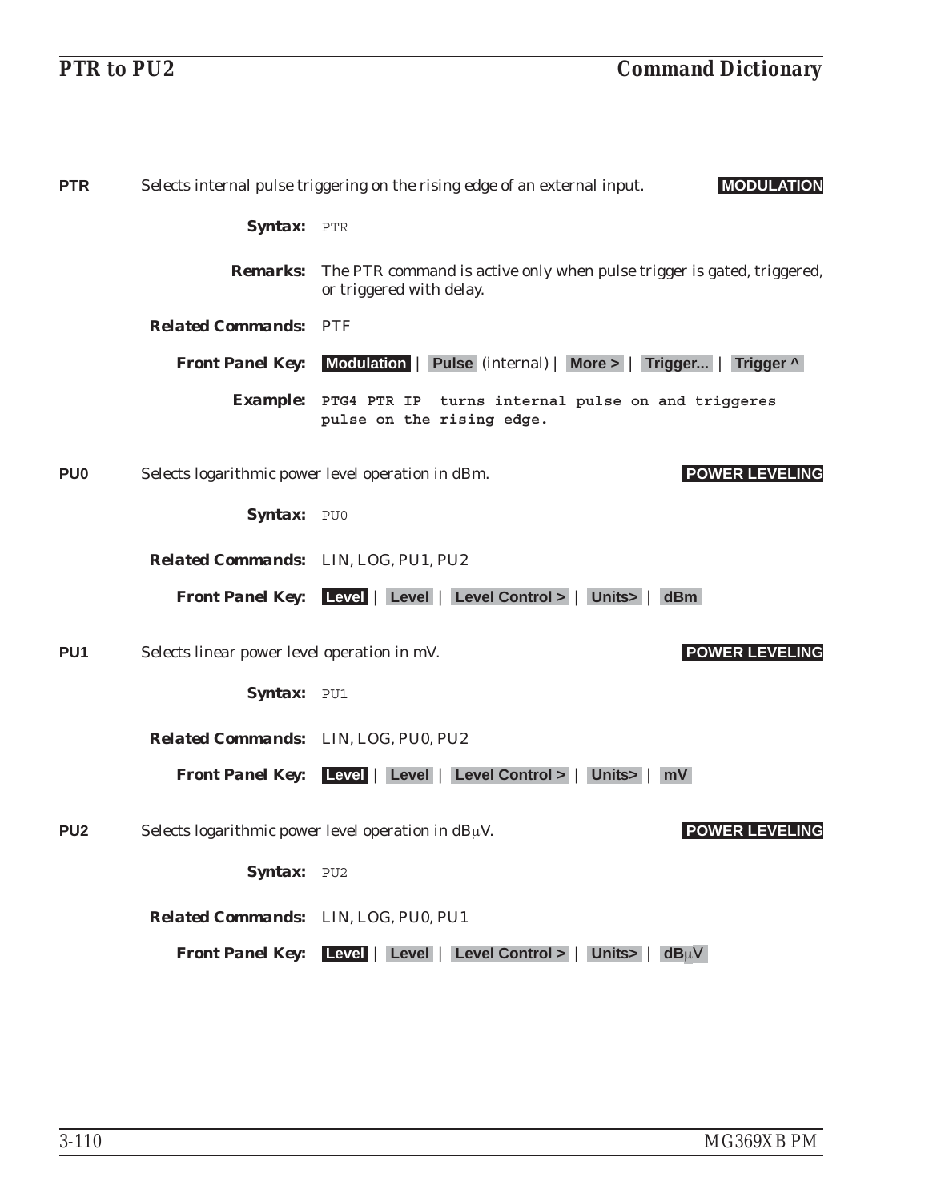**PTR** Selects internal pulse triggering on the rising edge of an external input. **MODULATION**

**Syntax:** PTR

**Remarks:** The PTR command is active only when pulse trigger is gated, triggered, or triggered with delay.

**Related Commands:** PTF

**Front Panel Key:** **Modulation** | **Pulse** (internal) | **More >** | **Trigger...** | **Trigger ^**

**Example:** **PTG4 PTR IP turns internal pulse on and triggeres pulse on the rising edge.**

**PU0** Selects logarithmic power level operation in dBm. **POWER LEVELING**

**Syntax:** PU0

**Related Commands:** LIN, LOG, PU1, PU2

**Front Panel Key:** **Level** | **Level** | **Level Control >** | **Units>** | **dBm**

**PU1** Selects linear power level operation in mV. **POWER LEVELING**

**Syntax:** PU1

**Related Commands:** LIN, LOG, PU0, PU2

**Front Panel Key:** **Level** | **Level** | **Level Control >** | **Units>** | **mV**

**PU2** Selects logarithmic power level operation in dBμV. **POWER LEVELING**

**Syntax:** PU2

**Related Commands:** LIN, LOG, PU0, PU1

**Front Panel Key:** **Level** | **Level** | **Level Control >** | **Units>** | **dBμV**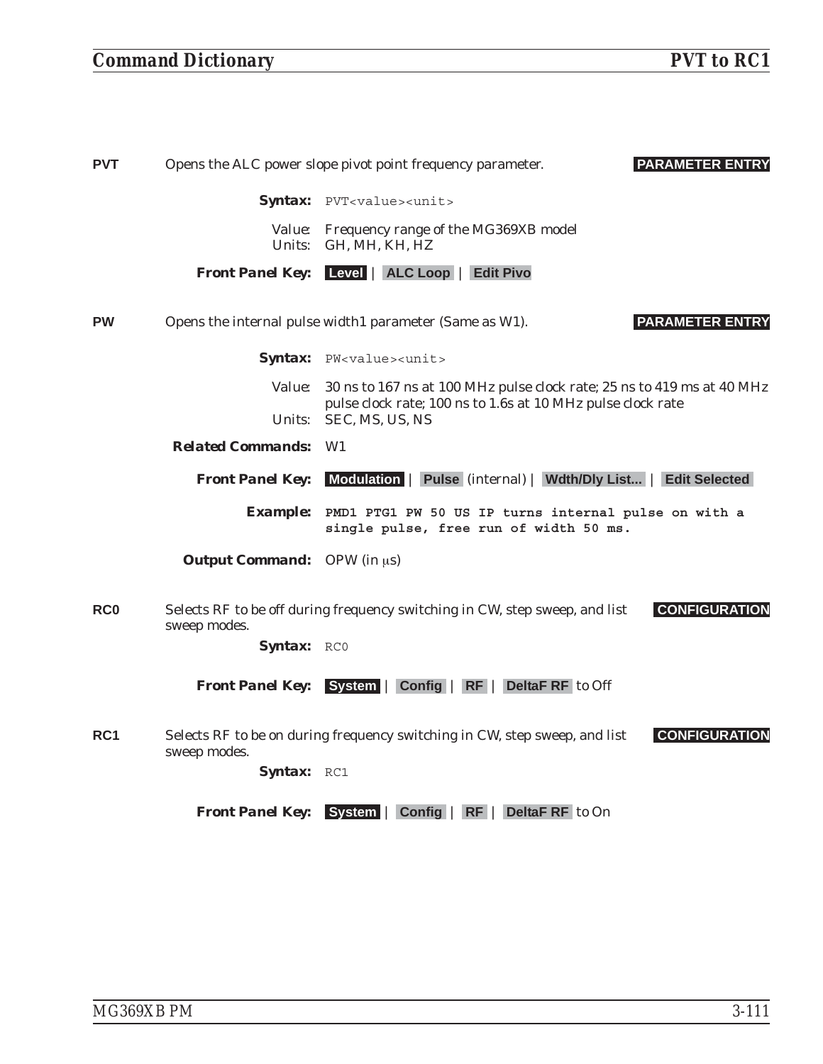**PVT** Opens the ALC power slope pivot point frequency parameter. **PARAMETER ENTRY**

**Syntax:** `PVT<value><unit>`

Value: Frequency range of the MG369XB model
Units: GH, MH, KH, HZ

**Front Panel Key:** **Level** | **ALC Loop** | **Edit Pivo**

**PW** Opens the internal pulse width1 parameter (Same as W1). **PARAMETER ENTRY**

**Syntax:** `PW<value><unit>`

Value: 30 ns to 167 ns at 100 MHz pulse clock rate; 25 ns to 419 ms at 40 MHz pulse clock rate; 100 ns to 1.6s at 10 MHz pulse clock rate
Units: SEC, MS, US, NS

**Related Commands:** W1

**Front Panel Key:** **Modulation** | **Pulse** (internal) | **Wdth/Dly List...** | **Edit Selected**

**Example:** **PMD1 PTG1 PW 50 US IP turns internal pulse on with a single pulse, free run of width 50 ms.**

**Output Command:** OPW (in μs)

**RC0** Selects RF to be off during frequency switching in CW, step sweep, and list sweep modes. **CONFIGURATION**

**Syntax:** `RC0`

**Front Panel Key:** **System** | **Config** | **RF** | **DeltaF RF** to Off

**RC1** Selects RF to be on during frequency switching in CW, step sweep, and list sweep modes. **CONFIGURATION**

**Syntax:** `RC1`

**Front Panel Key:** **System** | **Config** | **RF** | **DeltaF RF** to On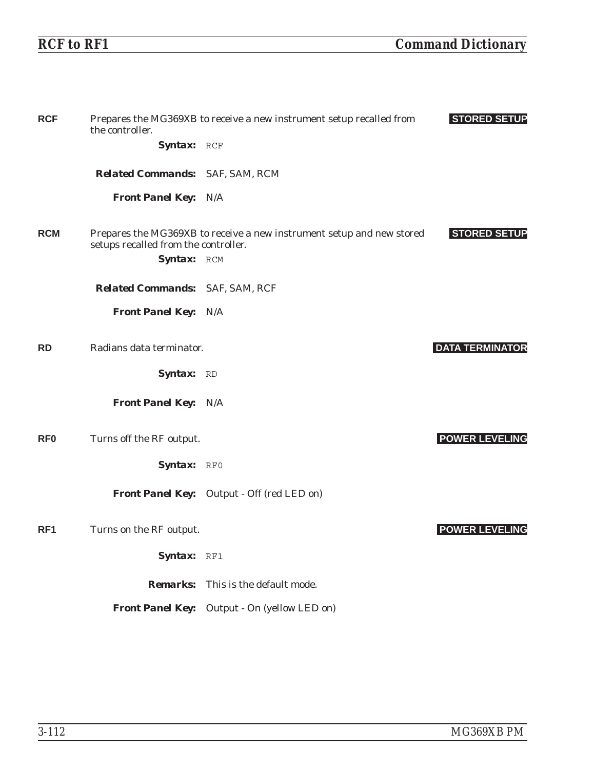**RCF** Prepares the MG369XB to receive a new instrument setup recalled from the controller. **STORED SETUP**

***Syntax:*** `RCF`

***Related Commands:*** SAF, SAM, RCM

***Front Panel Key:*** N/A

**RCM** Prepares the MG369XB to receive a new instrument setup and new stored setups recalled from the controller. **STORED SETUP**

***Syntax:*** `RCM`

***Related Commands:*** SAF, SAM, RCF

***Front Panel Key:*** N/A

**RD** Radians data terminator. **DATA TERMINATOR**

***Syntax:*** `RD`

***Front Panel Key:*** N/A

**RF0** Turns off the RF output. **POWER LEVELING**

***Syntax:*** `RF0`

***Front Panel Key:*** Output - Off (red LED on)

**RF1** Turns on the RF output. **POWER LEVELING**

***Syntax:*** `RF1`

***Remarks:*** This is the default mode.

***Front Panel Key:*** Output - On (yellow LED on)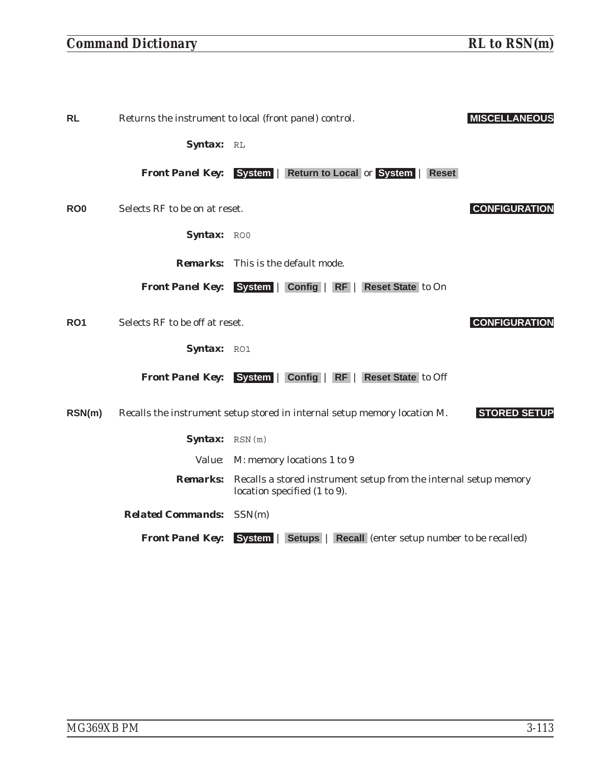**RL** Returns the instrument to local (front panel) control. **MISCELLANEOUS**

**Syntax:** `RL`

**Front Panel Key:** **System** | **Return to Local** or **System** | **Reset**

**RO0** Selects RF to be on at reset. **CONFIGURATION**

**Syntax:** `RO0`

**Remarks:** This is the default mode.

**Front Panel Key:** **System** | **Config** | **RF** | **Reset State** to On

**RO1** Selects RF to be off at reset. **CONFIGURATION**

**Syntax:** `RO1`

**Front Panel Key:** **System** | **Config** | **RF** | **Reset State** to Off

**RSN(m)** Recalls the instrument setup stored in internal setup memory location M. **STORED SETUP**

**Syntax:** `RSN(m)`

Value: M: memory locations 1 to 9

**Remarks:** Recalls a stored instrument setup from the internal setup memory location specified (1 to 9).

**Related Commands:** SSN(m)

**Front Panel Key:** **System** | **Setups** | **Recall** (enter setup number to be recalled)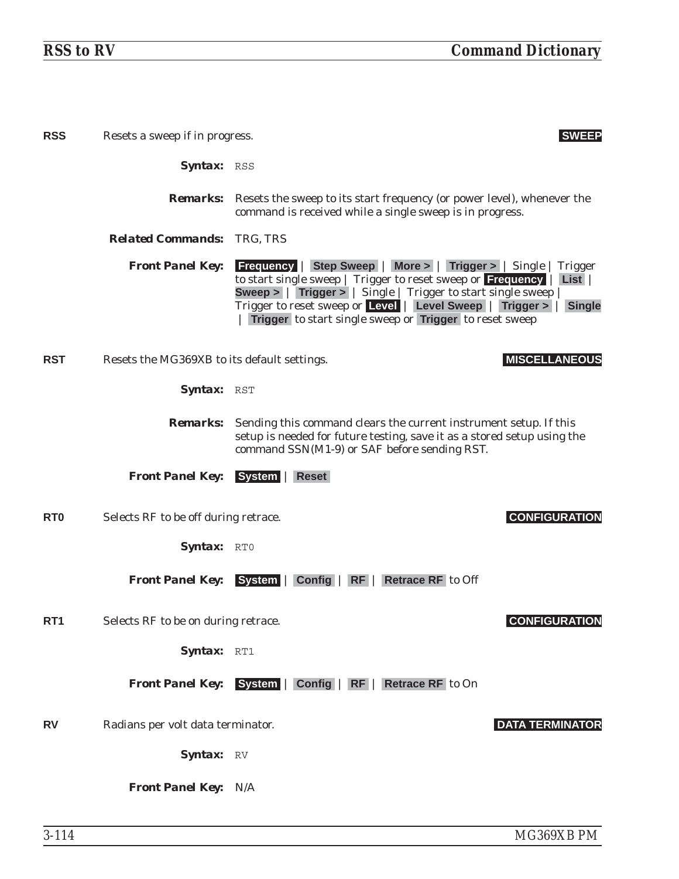**RSS** Resets a sweep if in progress. **SWEEP**

**Syntax:** `RSS`

**Remarks:** Resets the sweep to its start frequency (or power level), whenever the command is received while a single sweep is in progress.

**Related Commands:** TRG, TRS

**Front Panel Key:** **Frequency** | **Step Sweep** | **More >** | **Trigger >** | Single | Trigger to start single sweep | Trigger to reset sweep or **Frequency** | **List** | **Sweep >** | **Trigger >** | Single | Trigger to start single sweep | Trigger to reset sweep or **Level** | **Level Sweep** | **Trigger >** | **Single** | **Trigger** to start single sweep or **Trigger** to reset sweep

**RST** Resets the MG369XB to its default settings. **MISCELLANEOUS**

**Syntax:** `RST`

**Remarks:** Sending this command clears the current instrument setup. If this setup is needed for future testing, save it as a stored setup using the command SSN(M1-9) or SAF before sending RST.

**Front Panel Key:** **System** | **Reset**

**RT0** Selects RF to be off during retrace. **CONFIGURATION**

**Syntax:** `RT0`

**Front Panel Key:** **System** | **Config** | **RF** | **Retrace RF** to Off

**RT1** Selects RF to be on during retrace. **CONFIGURATION**

**Syntax:** `RT1`

**Front Panel Key:** **System** | **Config** | **RF** | **Retrace RF** to On

**RV** Radians per volt data terminator. **DATA TERMINATOR**

**Syntax:** `RV`

**Front Panel Key:** N/A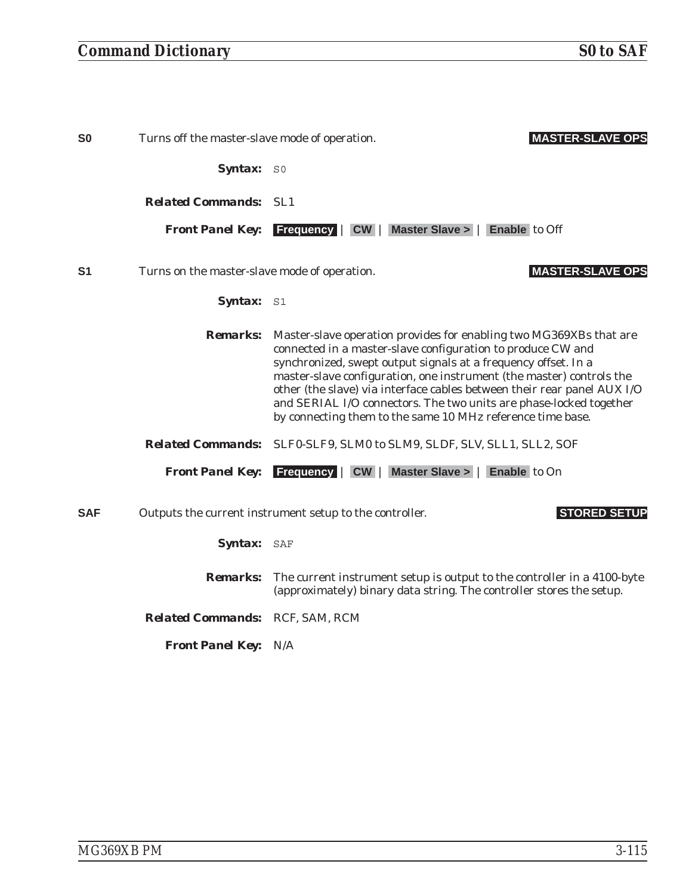**S0** Turns off the master-slave mode of operation. **MASTER-SLAVE OPS**

***Syntax:*** `S0`

***Related Commands:*** SL1

***Front Panel Key:*** **Frequency** | **CW** | **Master Slave >** | **Enable** to Off

**S1** Turns on the master-slave mode of operation. **MASTER-SLAVE OPS**

***Syntax:*** `S1`

***Remarks:*** Master-slave operation provides for enabling two MG369XBs that are connected in a master-slave configuration to produce CW and synchronized, swept output signals at a frequency offset. In a master-slave configuration, one instrument (the master) controls the other (the slave) via interface cables between their rear panel AUX I/O and SERIAL I/O connectors. The two units are phase-locked together by connecting them to the same 10 MHz reference time base.

***Related Commands:*** SLF0-SLF9, SLM0 to SLM9, SLDF, SLV, SLL1, SLL2, SOF

***Front Panel Key:*** **Frequency** | **CW** | **Master Slave >** | **Enable** to On

**SAF** Outputs the current instrument setup to the controller. **STORED SETUP**

***Syntax:*** `SAF`

***Remarks:*** The current instrument setup is output to the controller in a 4100-byte (approximately) binary data string. The controller stores the setup.

***Related Commands:*** RCF, SAM, RCM

***Front Panel Key:*** N/A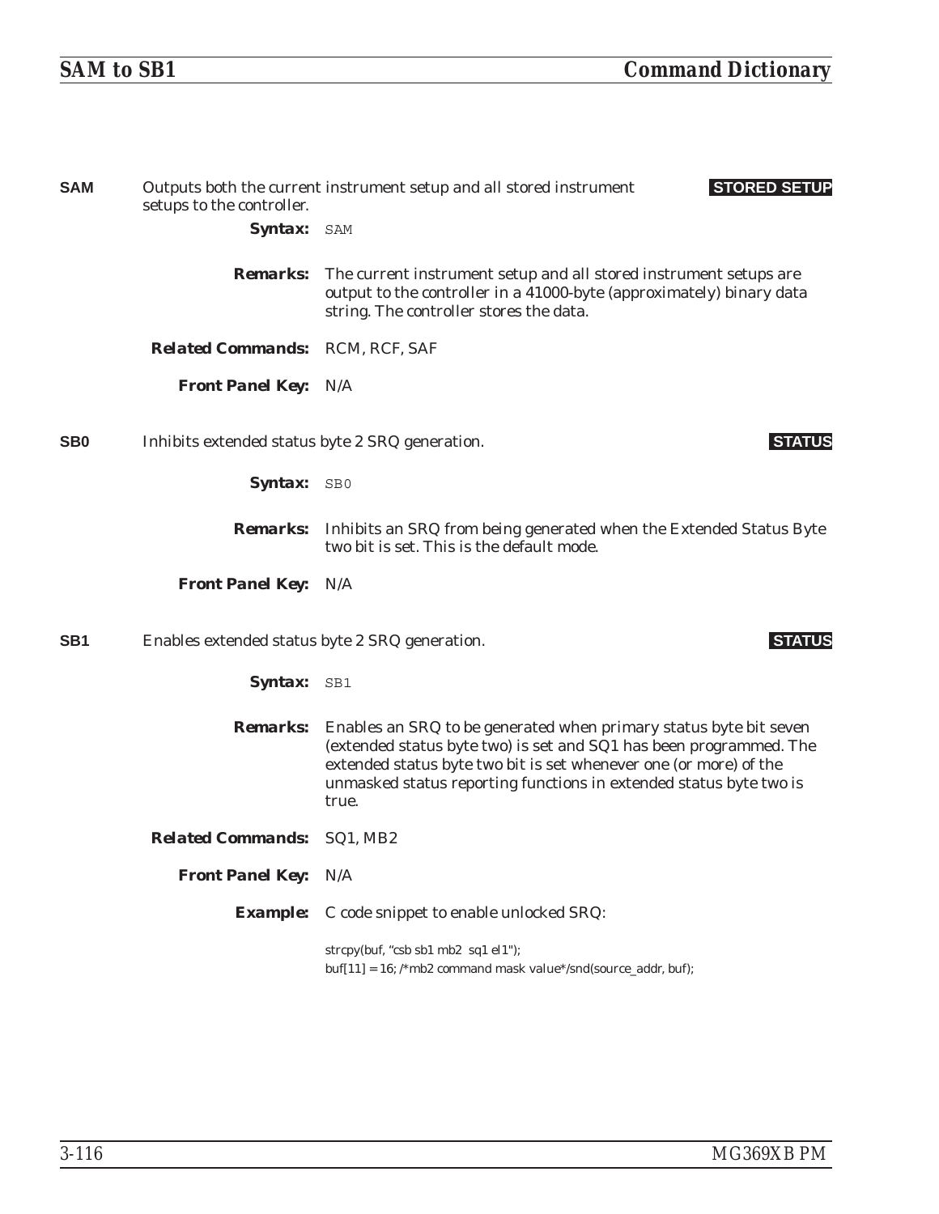**SAM** Outputs both the current instrument setup and all stored instrument setups to the controller. **STORED SETUP**

***Syntax:*** `SAM`

***Remarks:*** The current instrument setup and all stored instrument setups are output to the controller in a 41000-byte (approximately) binary data string. The controller stores the data.

***Related Commands:*** RCM, RCF, SAF

***Front Panel Key:*** N/A

**SB0** Inhibits extended status byte 2 SRQ generation. **STATUS**

***Syntax:*** `SB0`

***Remarks:*** Inhibits an SRQ from being generated when the Extended Status Byte two bit is set. This is the default mode.

***Front Panel Key:*** N/A

**SB1** Enables extended status byte 2 SRQ generation. **STATUS**

***Syntax:*** `SB1`

***Remarks:*** Enables an SRQ to be generated when primary status byte bit seven (extended status byte two) is set and SQ1 has been programmed. The extended status byte two bit is set whenever one (or more) of the unmasked status reporting functions in extended status byte two is true.

***Related Commands:*** SQ1, MB2

***Front Panel Key:*** N/A

***Example:*** C code snippet to enable unlocked SRQ:

```
strcpy(buf, "csb sb1 mb2  sq1 el1");
buf[11] = 16; /*mb2 command mask value*/snd(source_addr, buf);
```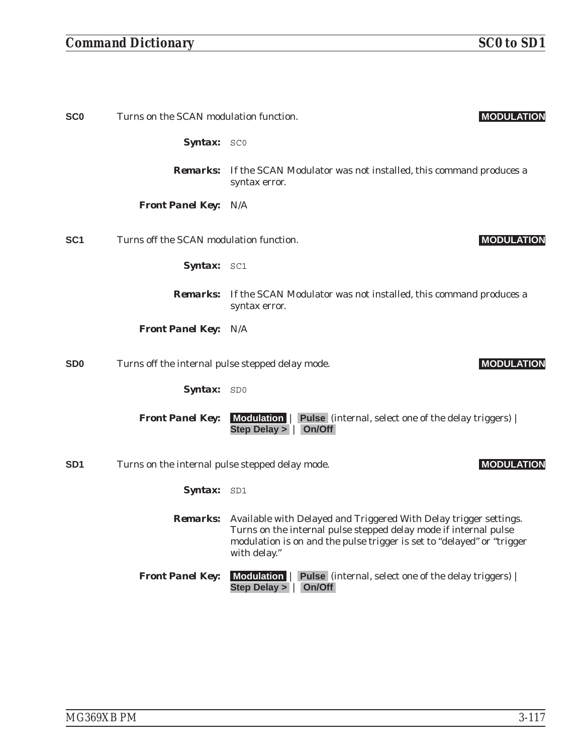**SC0** Turns on the SCAN modulation function. **MODULATION**

***Syntax:*** `SC0`

***Remarks:*** If the SCAN Modulator was not installed, this command produces a syntax error.

***Front Panel Key:*** N/A

**SC1** Turns off the SCAN modulation function. **MODULATION**

***Syntax:*** `SC1`

***Remarks:*** If the SCAN Modulator was not installed, this command produces a syntax error.

***Front Panel Key:*** N/A

**SD0** Turns off the internal pulse stepped delay mode. **MODULATION**

***Syntax:*** `SD0`

***Front Panel Key:*** **Modulation** | **Pulse** (internal, select one of the delay triggers) | **Step Delay >** | **On/Off**

**SD1** Turns on the internal pulse stepped delay mode. **MODULATION**

***Syntax:*** `SD1`

***Remarks:*** Available with Delayed and Triggered With Delay trigger settings. Turns on the internal pulse stepped delay mode if internal pulse modulation is on and the pulse trigger is set to "delayed" or "trigger with delay."

***Front Panel Key:*** **Modulation** | **Pulse** (internal, select one of the delay triggers) | **Step Delay >** | **On/Off**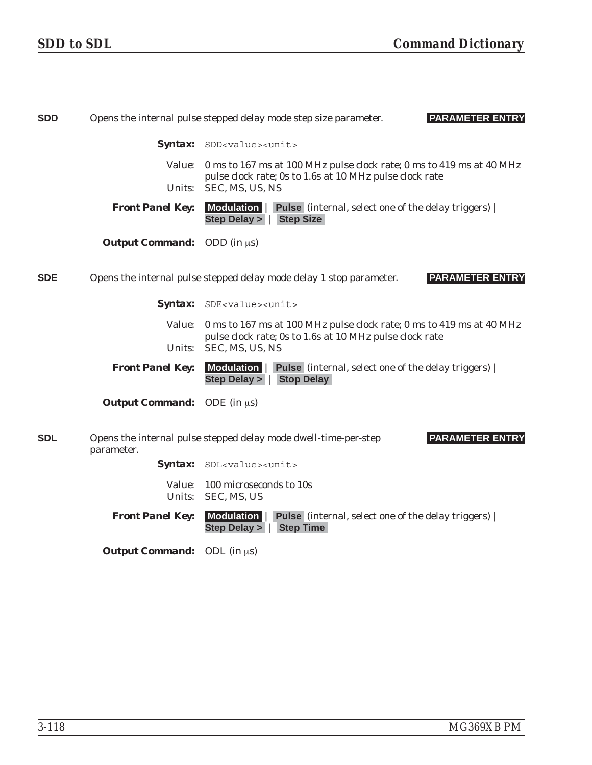**SDD** Opens the internal pulse stepped delay mode step size parameter. **PARAMETER ENTRY**

**Syntax:** `SDD<value><unit>`

Value: 0 ms to 167 ms at 100 MHz pulse clock rate; 0 ms to 419 ms at 40 MHz pulse clock rate; 0s to 1.6s at 10 MHz pulse clock rate
Units: SEC, MS, US, NS

**Front Panel Key:** **Modulation** | **Pulse** (internal, select one of the delay triggers) | **Step Delay >** | **Step Size**

**Output Command:** ODD (in μs)

**SDE** Opens the internal pulse stepped delay mode delay 1 stop parameter. **PARAMETER ENTRY**

**Syntax:** `SDE<value><unit>`

Value: 0 ms to 167 ms at 100 MHz pulse clock rate; 0 ms to 419 ms at 40 MHz pulse clock rate; 0s to 1.6s at 10 MHz pulse clock rate
Units: SEC, MS, US, NS

**Front Panel Key:** **Modulation** | **Pulse** (internal, select one of the delay triggers) | **Step Delay >** | **Stop Delay**

**Output Command:** ODE (in μs)

**SDL** Opens the internal pulse stepped delay mode dwell-time-per-step parameter. **PARAMETER ENTRY**

**Syntax:** `SDL<value><unit>`

Value: 100 microseconds to 10s
Units: SEC, MS, US

**Front Panel Key:** **Modulation** | **Pulse** (internal, select one of the delay triggers) | **Step Delay >** | **Step Time**

**Output Command:** ODL (in μs)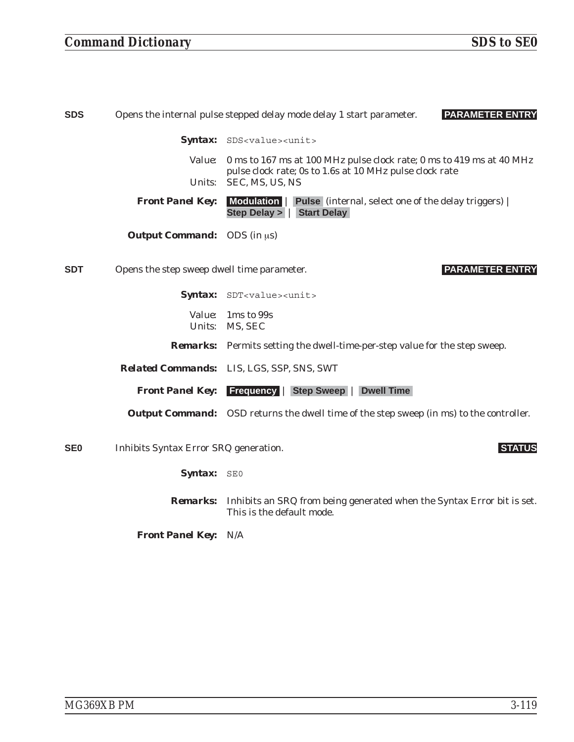**SDS** Opens the internal pulse stepped delay mode delay 1 start parameter. **PARAMETER ENTRY**

***Syntax:*** `SDS<value><unit>`

Value: 0 ms to 167 ms at 100 MHz pulse clock rate; 0 ms to 419 ms at 40 MHz pulse clock rate; 0s to 1.6s at 10 MHz pulse clock rate
Units: SEC, MS, US, NS

***Front Panel Key:*** **Modulation** | **Pulse** (internal, select one of the delay triggers) | **Step Delay >** | **Start Delay**

***Output Command:*** ODS (in μs)

**SDT** Opens the step sweep dwell time parameter. **PARAMETER ENTRY**

***Syntax:*** `SDT<value><unit>`

Value: 1ms to 99s
Units: MS, SEC

***Remarks:*** Permits setting the dwell-time-per-step value for the step sweep.

***Related Commands:*** LIS, LGS, SSP, SNS, SWT

***Front Panel Key:*** **Frequency** | **Step Sweep** | **Dwell Time**

***Output Command:*** OSD returns the dwell time of the step sweep (in ms) to the controller.

**SE0** Inhibits Syntax Error SRQ generation. **STATUS**

***Syntax:*** `SE0`

***Remarks:*** Inhibits an SRQ from being generated when the Syntax Error bit is set. This is the default mode.

***Front Panel Key:*** N/A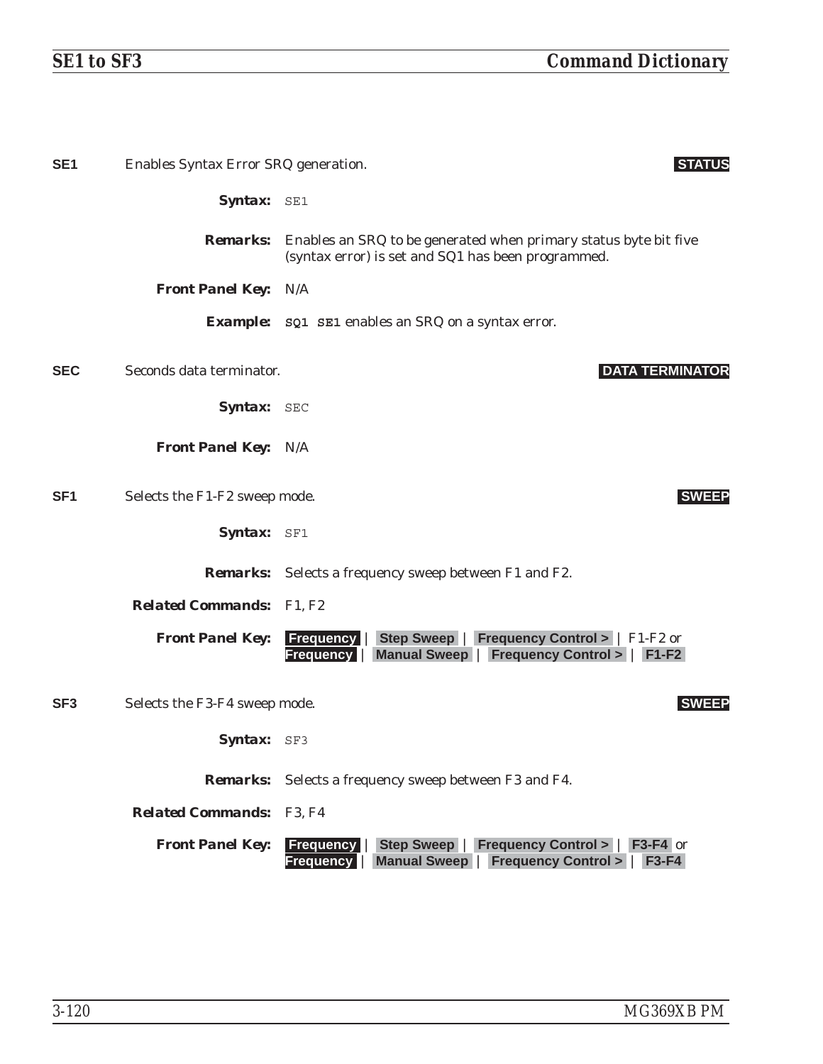**SE1** Enables Syntax Error SRQ generation. **STATUS**

**Syntax:** `SE1`

**Remarks:** Enables an SRQ to be generated when primary status byte bit five (syntax error) is set and SQ1 has been programmed.

**Front Panel Key:** N/A

**Example:** **`SQ1 SE1`** enables an SRQ on a syntax error.

**SEC** Seconds data terminator. **DATA TERMINATOR**

**Syntax:** `SEC`

**Front Panel Key:** N/A

**SF1** Selects the F1-F2 sweep mode. **SWEEP**

**Syntax:** `SF1`

**Remarks:** Selects a frequency sweep between F1 and F2.

**Related Commands:** F1, F2

**Front Panel Key:** **Frequency** | **Step Sweep** | **Frequency Control >** | F1-F2 or **Frequency** | **Manual Sweep** | **Frequency Control >** | **F1-F2**

**SF3** Selects the F3-F4 sweep mode. **SWEEP**

**Syntax:** `SF3`

**Remarks:** Selects a frequency sweep between F3 and F4.

**Related Commands:** F3, F4

**Front Panel Key:** **Frequency** | **Step Sweep** | **Frequency Control >** | **F3-F4** or **Frequency** | **Manual Sweep** | **Frequency Control >** | **F3-F4**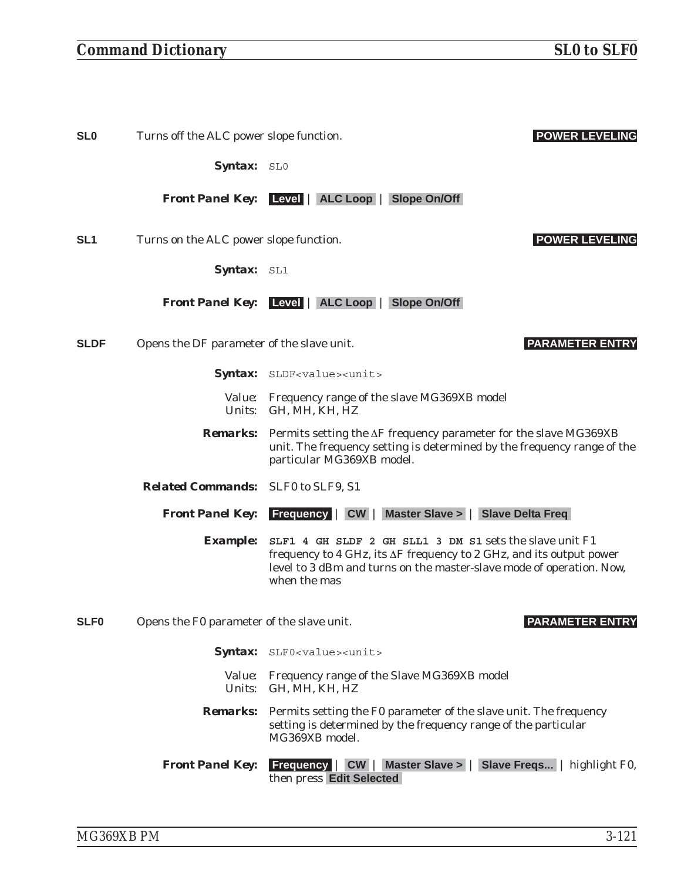**SL0** Turns off the ALC power slope function. **POWER LEVELING**

***Syntax:*** `SL0`

***Front Panel Key:*** **Level** | **ALC Loop** | **Slope On/Off**

**SL1** Turns on the ALC power slope function. **POWER LEVELING**

***Syntax:*** `SL1`

***Front Panel Key:*** **Level** | **ALC Loop** | **Slope On/Off**

**SLDF** Opens the DF parameter of the slave unit. **PARAMETER ENTRY**

***Syntax:*** `SLDF<value><unit>`

Value: Frequency range of the slave MG369XB model
Units: GH, MH, KH, HZ

***Remarks:*** Permits setting the ΔF frequency parameter for the slave MG369XB unit. The frequency setting is determined by the frequency range of the particular MG369XB model.

***Related Commands:*** SLF0 to SLF9, S1

***Front Panel Key:*** **Frequency** | **CW** | **Master Slave >** | **Slave Delta Freq**

***Example:*** **`SLF1 4 GH SLDF 2 GH SLL1 3 DM S1`** sets the slave unit F1 frequency to 4 GHz, its ΔF frequency to 2 GHz, and its output power level to 3 dBm and turns on the master-slave mode of operation. Now, when the mas

**SLF0** Opens the F0 parameter of the slave unit. **PARAMETER ENTRY**

***Syntax:*** `SLF0<value><unit>`

Value: Frequency range of the Slave MG369XB model
Units: GH, MH, KH, HZ

***Remarks:*** Permits setting the F0 parameter of the slave unit. The frequency setting is determined by the frequency range of the particular MG369XB model.

***Front Panel Key:*** **Frequency** | **CW** | **Master Slave >** | **Slave Freqs...** | highlight F0, then press **Edit Selected**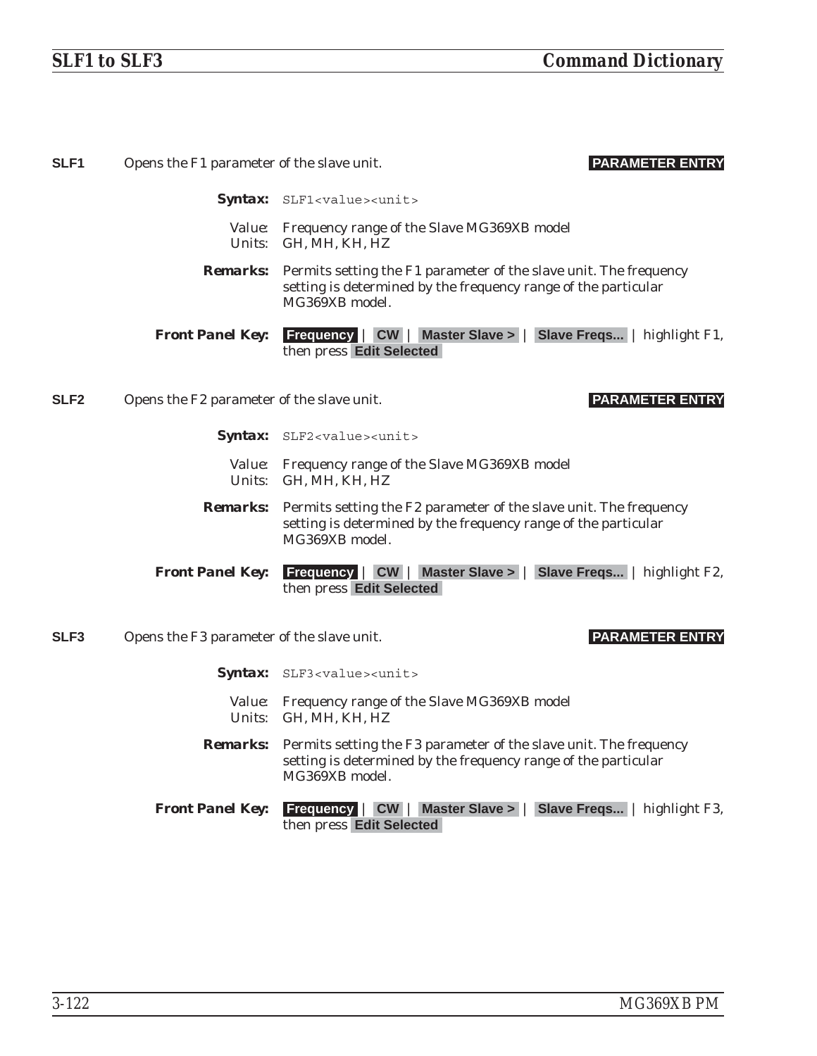**SLF1** Opens the F1 parameter of the slave unit. **PARAMETER ENTRY**

***Syntax:*** `SLF1<value><unit>`

Value: Frequency range of the Slave MG369XB model
Units: GH, MH, KH, HZ

***Remarks:*** Permits setting the F1 parameter of the slave unit. The frequency setting is determined by the frequency range of the particular MG369XB model.

***Front Panel Key:*** **Frequency** | **CW** | **Master Slave >** | **Slave Freqs...** | highlight F1, then press **Edit Selected**

**SLF2** Opens the F2 parameter of the slave unit. **PARAMETER ENTRY**

***Syntax:*** `SLF2<value><unit>`

Value: Frequency range of the Slave MG369XB model
Units: GH, MH, KH, HZ

***Remarks:*** Permits setting the F2 parameter of the slave unit. The frequency setting is determined by the frequency range of the particular MG369XB model.

***Front Panel Key:*** **Frequency** | **CW** | **Master Slave >** | **Slave Freqs...** | highlight F2, then press **Edit Selected**

**SLF3** Opens the F3 parameter of the slave unit. **PARAMETER ENTRY**

***Syntax:*** `SLF3<value><unit>`

Value: Frequency range of the Slave MG369XB model
Units: GH, MH, KH, HZ

***Remarks:*** Permits setting the F3 parameter of the slave unit. The frequency setting is determined by the frequency range of the particular MG369XB model.

***Front Panel Key:*** **Frequency** | **CW** | **Master Slave >** | **Slave Freqs...** | highlight F3, then press **Edit Selected**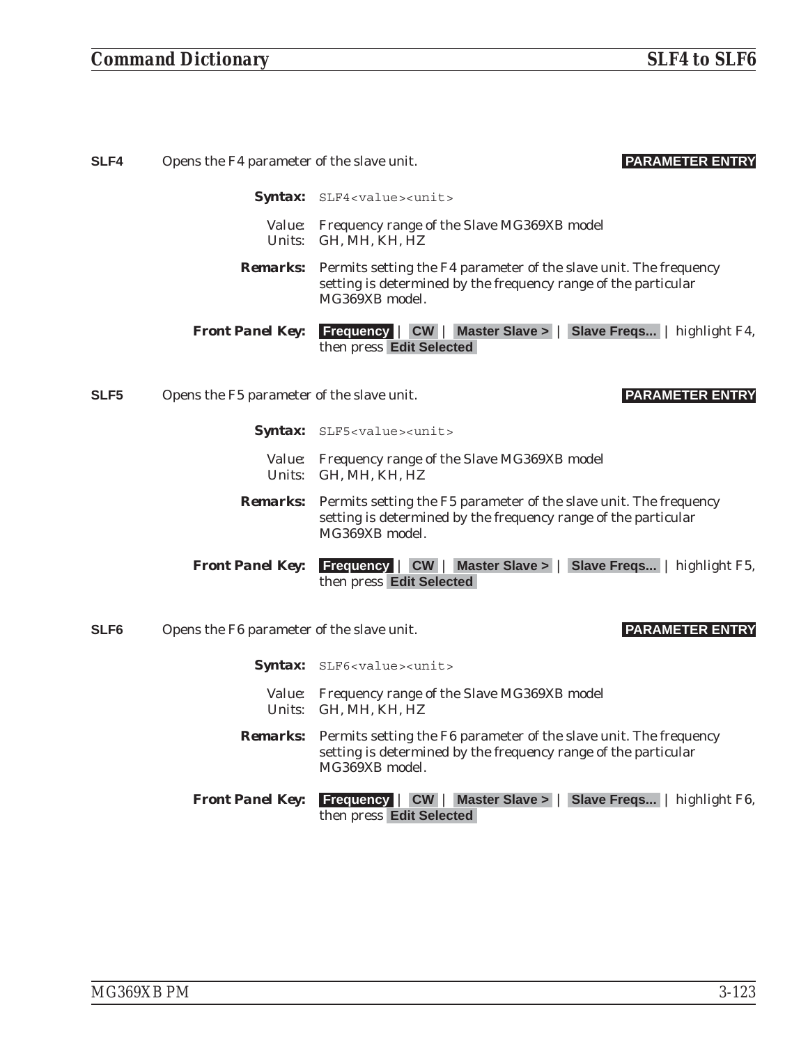**SLF4** Opens the F4 parameter of the slave unit. **PARAMETER ENTRY**

**Syntax:** `SLF4<value><unit>`

Value: Frequency range of the Slave MG369XB model
Units: GH, MH, KH, HZ

**Remarks:** Permits setting the F4 parameter of the slave unit. The frequency setting is determined by the frequency range of the particular MG369XB model.

**Front Panel Key:** **Frequency** | **CW** | **Master Slave >** | **Slave Freqs...** | highlight F4, then press **Edit Selected**

**SLF5** Opens the F5 parameter of the slave unit. **PARAMETER ENTRY**

**Syntax:** `SLF5<value><unit>`

Value: Frequency range of the Slave MG369XB model
Units: GH, MH, KH, HZ

**Remarks:** Permits setting the F5 parameter of the slave unit. The frequency setting is determined by the frequency range of the particular MG369XB model.

**Front Panel Key:** **Frequency** | **CW** | **Master Slave >** | **Slave Freqs...** | highlight F5, then press **Edit Selected**

**SLF6** Opens the F6 parameter of the slave unit. **PARAMETER ENTRY**

**Syntax:** `SLF6<value><unit>`

Value: Frequency range of the Slave MG369XB model
Units: GH, MH, KH, HZ

**Remarks:** Permits setting the F6 parameter of the slave unit. The frequency setting is determined by the frequency range of the particular MG369XB model.

**Front Panel Key:** **Frequency** | **CW** | **Master Slave >** | **Slave Freqs...** | highlight F6, then press **Edit Selected**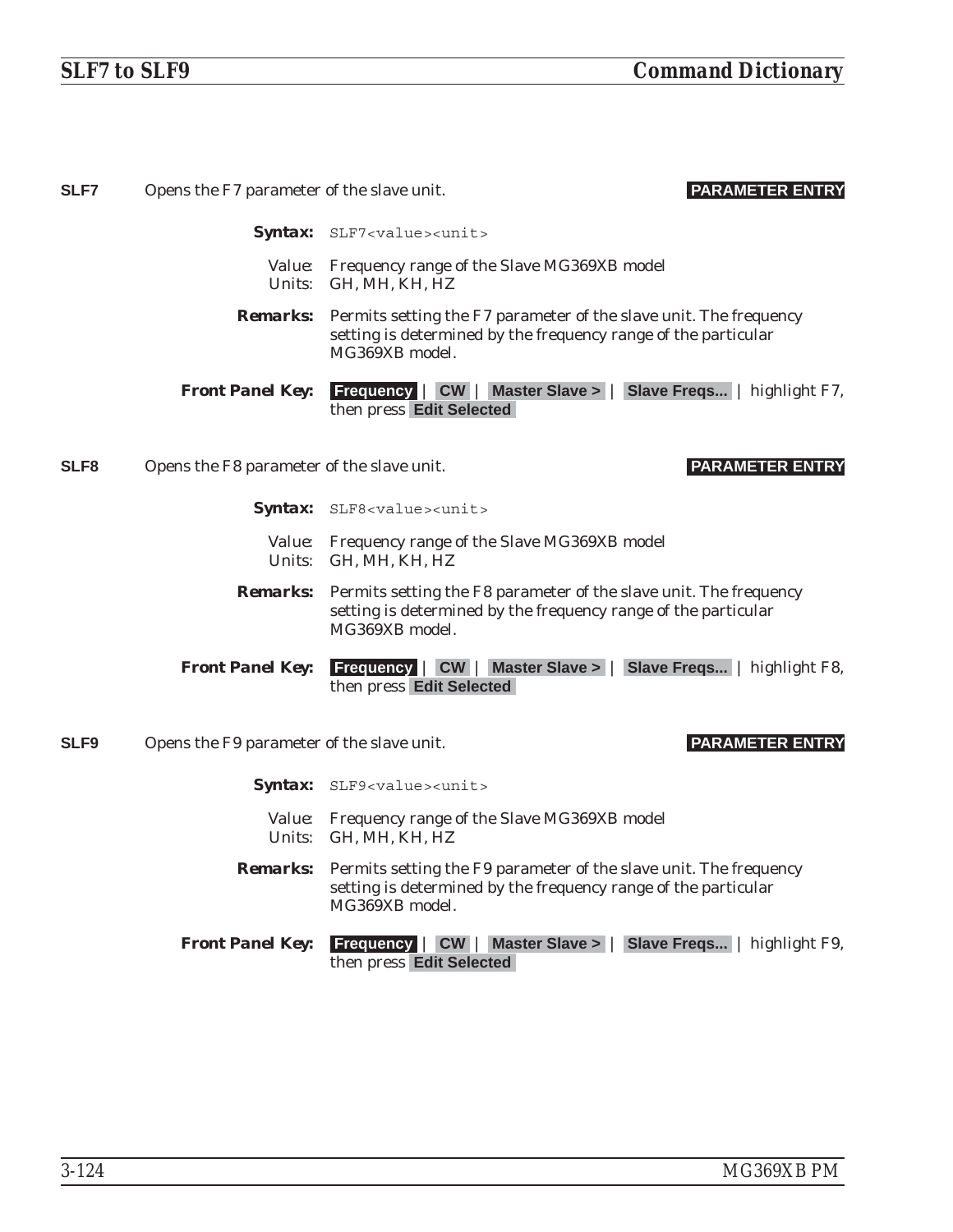**SLF7** Opens the F7 parameter of the slave unit. **PARAMETER ENTRY**

***Syntax:*** `SLF7<value><unit>`

Value: Frequency range of the Slave MG369XB model
Units: GH, MH, KH, HZ

***Remarks:*** Permits setting the F7 parameter of the slave unit. The frequency setting is determined by the frequency range of the particular MG369XB model.

***Front Panel Key:*** **Frequency** | **CW** | **Master Slave >** | **Slave Freqs...** | highlight F7, then press **Edit Selected**

**SLF8** Opens the F8 parameter of the slave unit. **PARAMETER ENTRY**

***Syntax:*** `SLF8<value><unit>`

Value: Frequency range of the Slave MG369XB model
Units: GH, MH, KH, HZ

***Remarks:*** Permits setting the F8 parameter of the slave unit. The frequency setting is determined by the frequency range of the particular MG369XB model.

***Front Panel Key:*** **Frequency** | **CW** | **Master Slave >** | **Slave Freqs...** | highlight F8, then press **Edit Selected**

**SLF9** Opens the F9 parameter of the slave unit. **PARAMETER ENTRY**

***Syntax:*** `SLF9<value><unit>`

Value: Frequency range of the Slave MG369XB model
Units: GH, MH, KH, HZ

***Remarks:*** Permits setting the F9 parameter of the slave unit. The frequency setting is determined by the frequency range of the particular MG369XB model.

***Front Panel Key:*** **Frequency** | **CW** | **Master Slave >** | **Slave Freqs...** | highlight F9, then press **Edit Selected**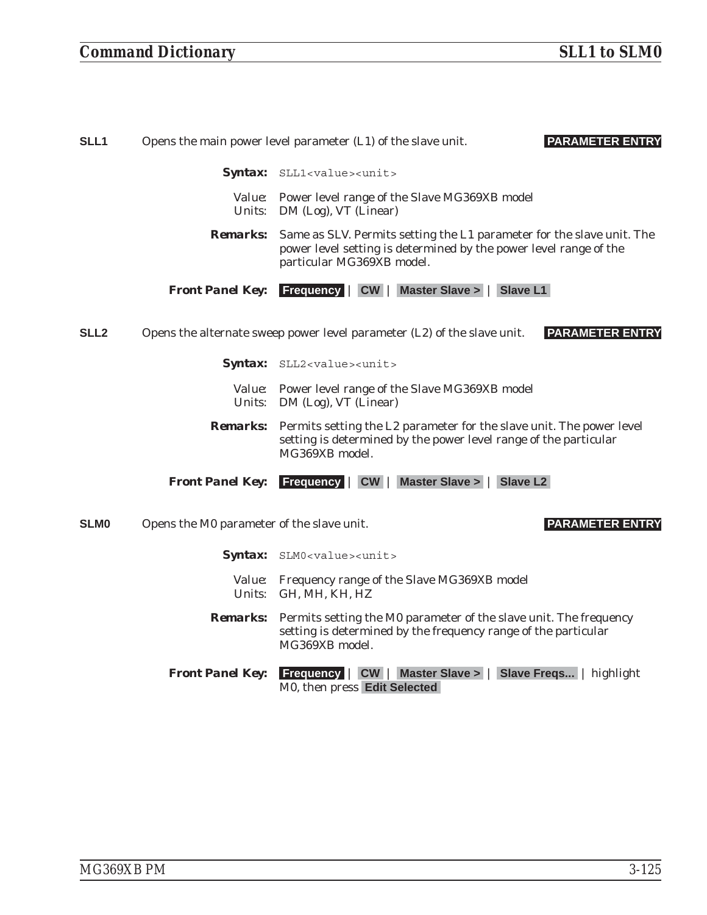**SLL1** Opens the main power level parameter (L1) of the slave unit. **PARAMETER ENTRY**

***Syntax:*** `SLL1<value><unit>`

Value: Power level range of the Slave MG369XB model
Units: DM (Log), VT (Linear)

***Remarks:*** Same as SLV. Permits setting the L1 parameter for the slave unit. The power level setting is determined by the power level range of the particular MG369XB model.

***Front Panel Key:*** **Frequency** | **CW** | **Master Slave >** | **Slave L1**

**SLL2** Opens the alternate sweep power level parameter (L2) of the slave unit. **PARAMETER ENTRY**

***Syntax:*** `SLL2<value><unit>`

Value: Power level range of the Slave MG369XB model
Units: DM (Log), VT (Linear)

***Remarks:*** Permits setting the L2 parameter for the slave unit. The power level setting is determined by the power level range of the particular MG369XB model.

***Front Panel Key:*** **Frequency** | **CW** | **Master Slave >** | **Slave L2**

**SLM0** Opens the M0 parameter of the slave unit. **PARAMETER ENTRY**

***Syntax:*** `SLM0<value><unit>`

Value: Frequency range of the Slave MG369XB model
Units: GH, MH, KH, HZ

***Remarks:*** Permits setting the M0 parameter of the slave unit. The frequency setting is determined by the frequency range of the particular MG369XB model.

***Front Panel Key:*** **Frequency** | **CW** | **Master Slave >** | **Slave Freqs...** | highlight M0, then press **Edit Selected**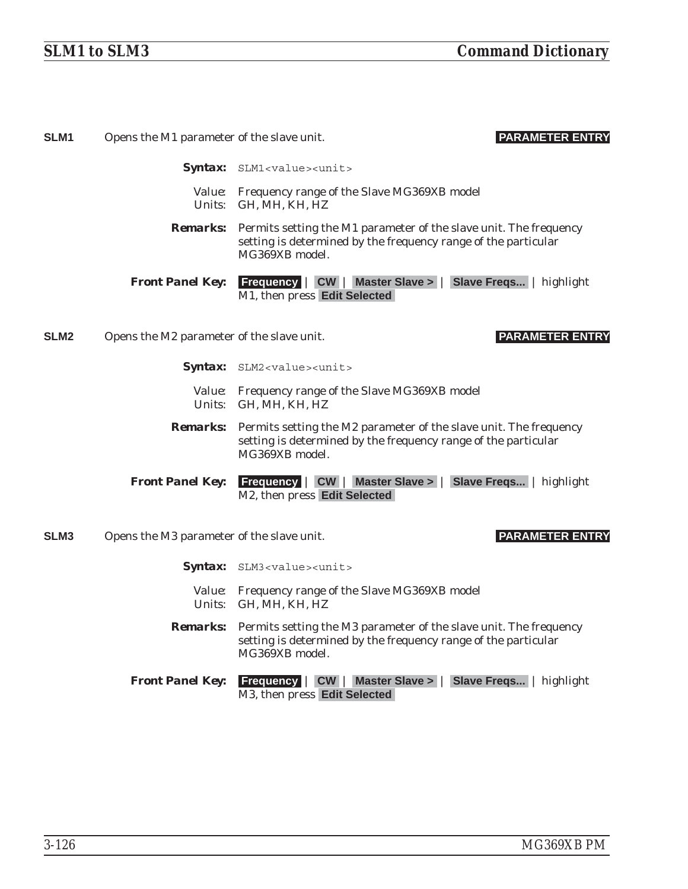**SLM1** Opens the M1 parameter of the slave unit. **PARAMETER ENTRY**

**Syntax:** `SLM1<value><unit>`

Value: Frequency range of the Slave MG369XB model
Units: GH, MH, KH, HZ

**Remarks:** Permits setting the M1 parameter of the slave unit. The frequency setting is determined by the frequency range of the particular MG369XB model.

**Front Panel Key:** **Frequency** | **CW** | **Master Slave >** | **Slave Freqs...** | highlight M1, then press **Edit Selected**

**SLM2** Opens the M2 parameter of the slave unit. **PARAMETER ENTRY**

**Syntax:** `SLM2<value><unit>`

Value: Frequency range of the Slave MG369XB model
Units: GH, MH, KH, HZ

**Remarks:** Permits setting the M2 parameter of the slave unit. The frequency setting is determined by the frequency range of the particular MG369XB model.

**Front Panel Key:** **Frequency** | **CW** | **Master Slave >** | **Slave Freqs...** | highlight M2, then press **Edit Selected**

**SLM3** Opens the M3 parameter of the slave unit. **PARAMETER ENTRY**

**Syntax:** `SLM3<value><unit>`

Value: Frequency range of the Slave MG369XB model
Units: GH, MH, KH, HZ

**Remarks:** Permits setting the M3 parameter of the slave unit. The frequency setting is determined by the frequency range of the particular MG369XB model.

**Front Panel Key:** **Frequency** | **CW** | **Master Slave >** | **Slave Freqs...** | highlight M3, then press **Edit Selected**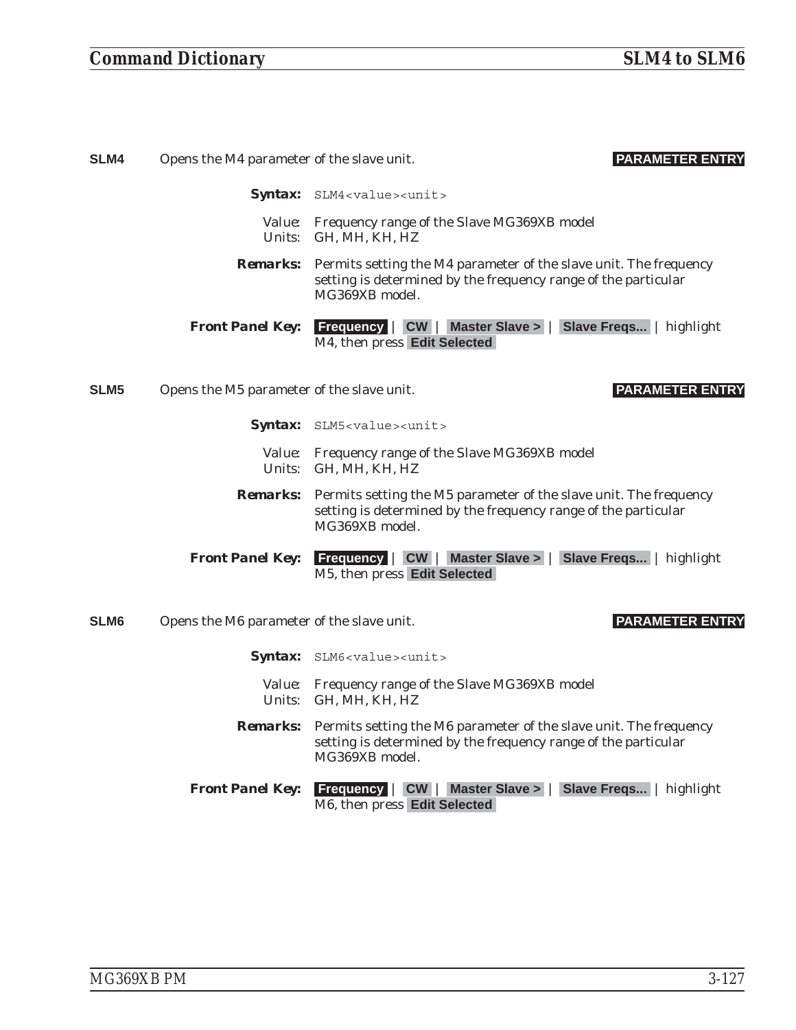**SLM4** Opens the M4 parameter of the slave unit. **PARAMETER ENTRY**

***Syntax:*** `SLM4<value><unit>`

Value: Frequency range of the Slave MG369XB model
Units: GH, MH, KH, HZ

***Remarks:*** Permits setting the M4 parameter of the slave unit. The frequency setting is determined by the frequency range of the particular MG369XB model.

***Front Panel Key:*** **Frequency** | **CW** | **Master Slave >** | **Slave Freqs...** | highlight M4, then press **Edit Selected**

**SLM5** Opens the M5 parameter of the slave unit. **PARAMETER ENTRY**

***Syntax:*** `SLM5<value><unit>`

Value: Frequency range of the Slave MG369XB model
Units: GH, MH, KH, HZ

***Remarks:*** Permits setting the M5 parameter of the slave unit. The frequency setting is determined by the frequency range of the particular MG369XB model.

***Front Panel Key:*** **Frequency** | **CW** | **Master Slave >** | **Slave Freqs...** | highlight M5, then press **Edit Selected**

**SLM6** Opens the M6 parameter of the slave unit. **PARAMETER ENTRY**

***Syntax:*** `SLM6<value><unit>`

Value: Frequency range of the Slave MG369XB model
Units: GH, MH, KH, HZ

***Remarks:*** Permits setting the M6 parameter of the slave unit. The frequency setting is determined by the frequency range of the particular MG369XB model.

***Front Panel Key:*** **Frequency** | **CW** | **Master Slave >** | **Slave Freqs...** | highlight M6, then press **Edit Selected**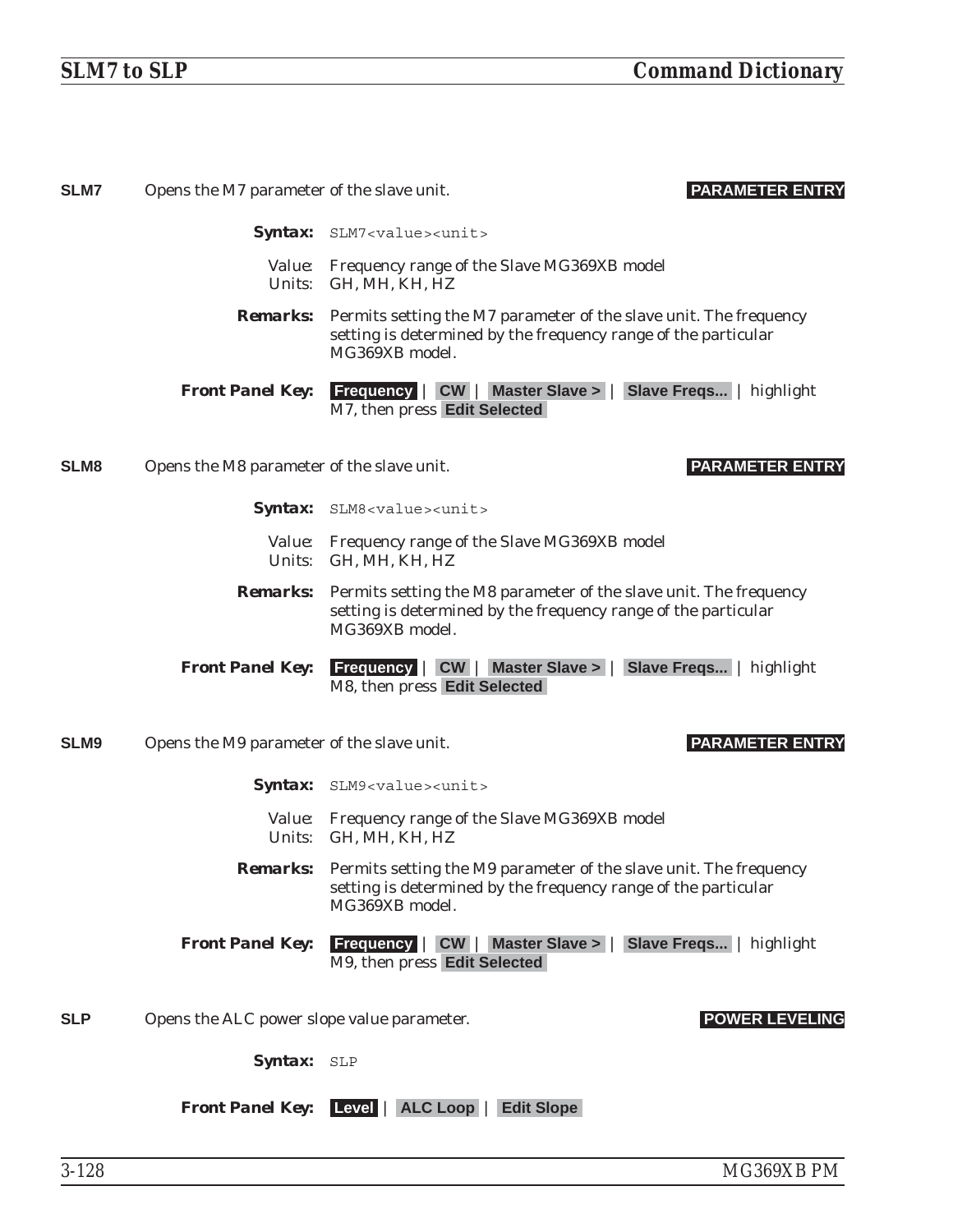**SLM7** Opens the M7 parameter of the slave unit. **PARAMETER ENTRY**

**Syntax:** `SLM7<value><unit>`

Value: Frequency range of the Slave MG369XB model
Units: GH, MH, KH, HZ

**Remarks:** Permits setting the M7 parameter of the slave unit. The frequency setting is determined by the frequency range of the particular MG369XB model.

**Front Panel Key:** **Frequency** | **CW** | **Master Slave >** | **Slave Freqs...** | highlight M7, then press **Edit Selected**

**SLM8** Opens the M8 parameter of the slave unit. **PARAMETER ENTRY**

**Syntax:** `SLM8<value><unit>`

Value: Frequency range of the Slave MG369XB model
Units: GH, MH, KH, HZ

**Remarks:** Permits setting the M8 parameter of the slave unit. The frequency setting is determined by the frequency range of the particular MG369XB model.

**Front Panel Key:** **Frequency** | **CW** | **Master Slave >** | **Slave Freqs...** | highlight M8, then press **Edit Selected**

**SLM9** Opens the M9 parameter of the slave unit. **PARAMETER ENTRY**

**Syntax:** `SLM9<value><unit>`

Value: Frequency range of the Slave MG369XB model
Units: GH, MH, KH, HZ

**Remarks:** Permits setting the M9 parameter of the slave unit. The frequency setting is determined by the frequency range of the particular MG369XB model.

**Front Panel Key:** **Frequency** | **CW** | **Master Slave >** | **Slave Freqs...** | highlight M9, then press **Edit Selected**

**SLP** Opens the ALC power slope value parameter. **POWER LEVELING**

**Syntax:** `SLP`

**Front Panel Key:** **Level** | **ALC Loop** | **Edit Slope**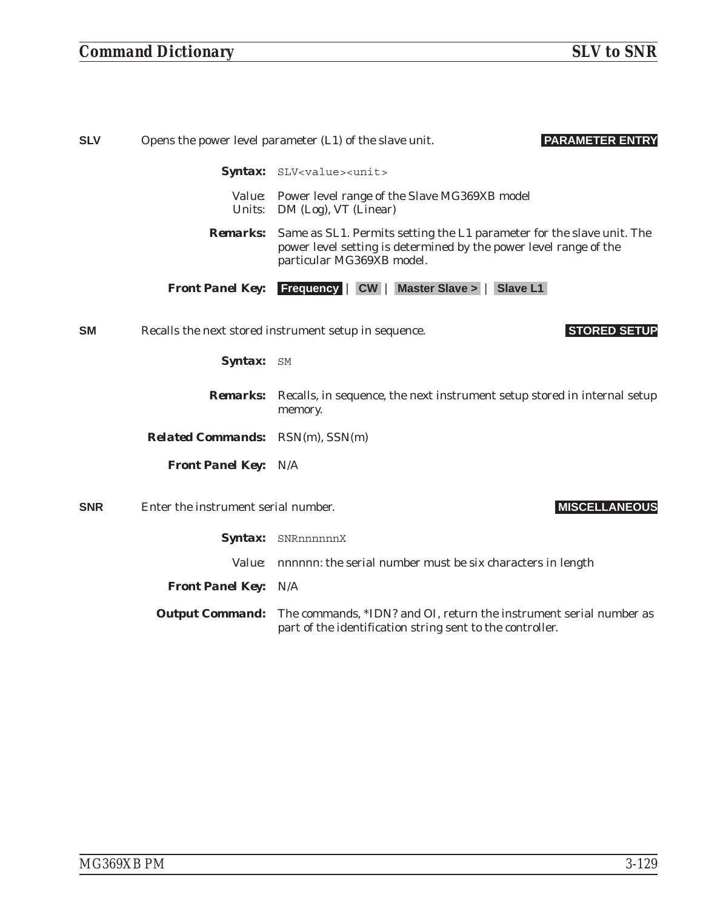**SLV** Opens the power level parameter (L1) of the slave unit. **PARAMETER ENTRY**

**Syntax:** `SLV<value><unit>`

Value: Power level range of the Slave MG369XB model
Units: DM (Log), VT (Linear)

**Remarks:** Same as SL1. Permits setting the L1 parameter for the slave unit. The power level setting is determined by the power level range of the particular MG369XB model.

**Front Panel Key:** **Frequency** | **CW** | **Master Slave >** | **Slave L1**

**SM** Recalls the next stored instrument setup in sequence. **STORED SETUP**

**Syntax:** `SM`

**Remarks:** Recalls, in sequence, the next instrument setup stored in internal setup memory.

**Related Commands:** RSN(m), SSN(m)

**Front Panel Key:** N/A

**SNR** Enter the instrument serial number. **MISCELLANEOUS**

**Syntax:** `SNRnnnnnnX`

Value: nnnnnn: the serial number must be six characters in length

**Front Panel Key:** N/A

**Output Command:** The commands, *IDN? and OI, return the instrument serial number as part of the identification string sent to the controller.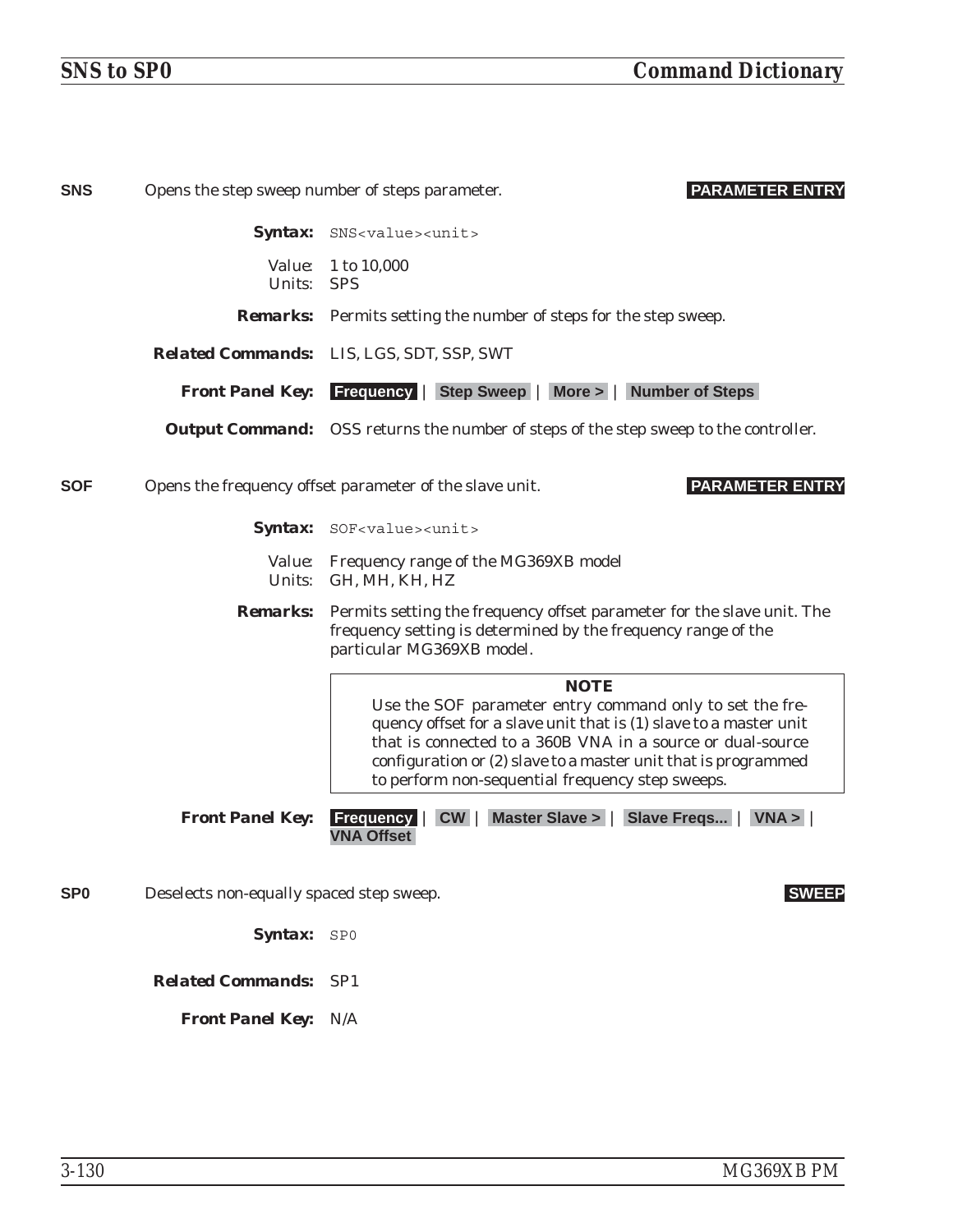**SNS** Opens the step sweep number of steps parameter. **PARAMETER ENTRY**

**Syntax:** `SNS<value><unit>`

Value: 1 to 10,000
Units: SPS

**Remarks:** Permits setting the number of steps for the step sweep.

**Related Commands:** LIS, LGS, SDT, SSP, SWT

**Front Panel Key:** **Frequency** | **Step Sweep** | **More >** | **Number of Steps**

**Output Command:** OSS returns the number of steps of the step sweep to the controller.

**SOF** Opens the frequency offset parameter of the slave unit. **PARAMETER ENTRY**

**Syntax:** `SOF<value><unit>`

Value: Frequency range of the MG369XB model
Units: GH, MH, KH, HZ

**Remarks:** Permits setting the frequency offset parameter for the slave unit. The frequency setting is determined by the frequency range of the particular MG369XB model.

> **NOTE**
> Use the SOF parameter entry command only to set the frequency offset for a slave unit that is (1) slave to a master unit that is connected to a 360B VNA in a source or dual-source configuration or (2) slave to a master unit that is programmed to perform non-sequential frequency step sweeps.

**Front Panel Key:** **Frequency** | **CW** | **Master Slave >** | **Slave Freqs...** | **VNA >** | **VNA Offset**

**SP0** Deselects non-equally spaced step sweep. **SWEEP**

**Syntax:** `SP0`

**Related Commands:** SP1

**Front Panel Key:** N/A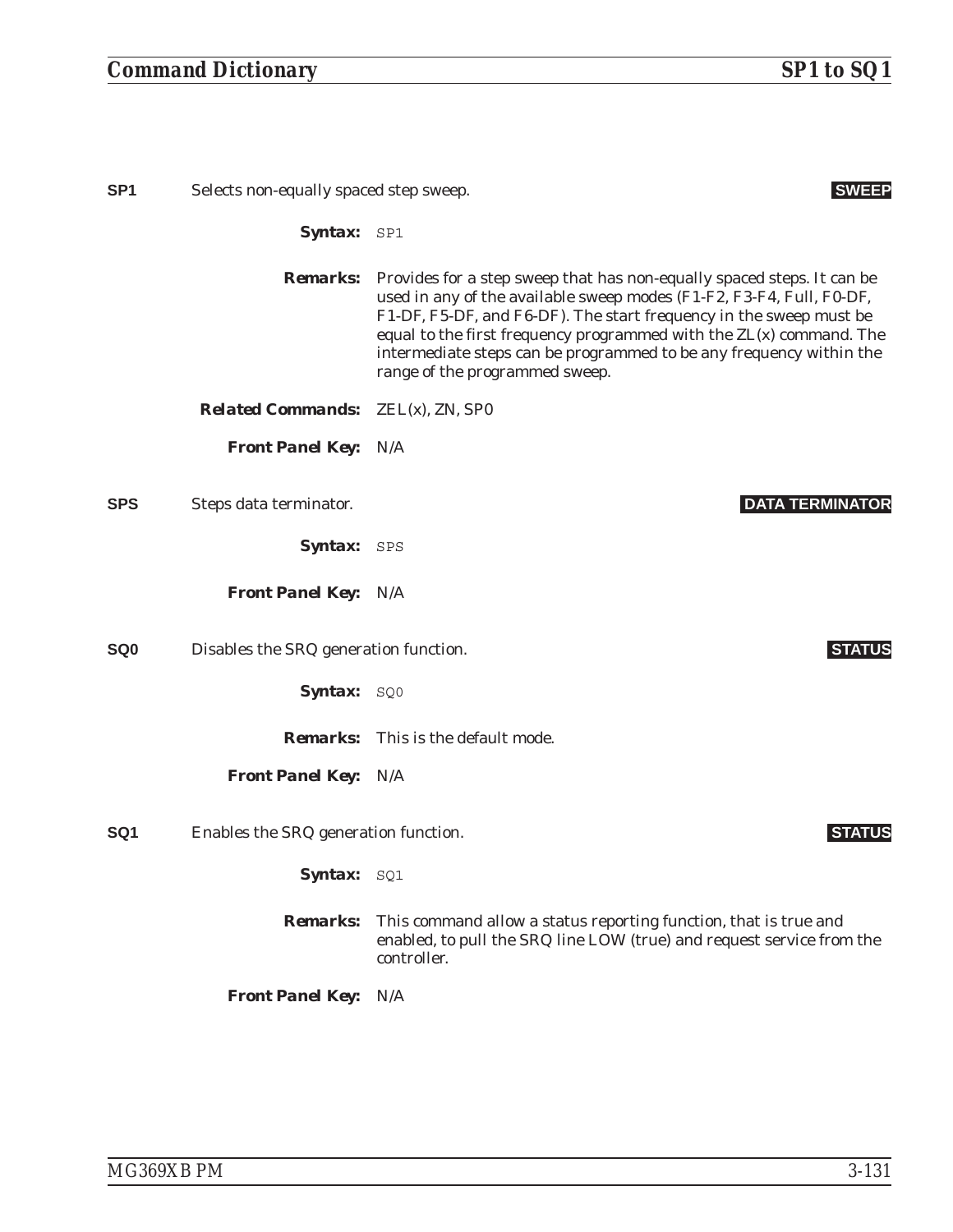**SP1** Selects non-equally spaced step sweep. **SWEEP**

***Syntax:*** `SP1`

***Remarks:*** Provides for a step sweep that has non-equally spaced steps. It can be used in any of the available sweep modes (F1-F2, F3-F4, Full, F0-DF, F1-DF, F5-DF, and F6-DF). The start frequency in the sweep must be equal to the first frequency programmed with the ZL(x) command. The intermediate steps can be programmed to be any frequency within the range of the programmed sweep.

***Related Commands:*** ZEL(x), ZN, SP0

***Front Panel Key:*** N/A

**SPS** Steps data terminator. **DATA TERMINATOR**

***Syntax:*** `SPS`

***Front Panel Key:*** N/A

**SQ0** Disables the SRQ generation function. **STATUS**

***Syntax:*** `SQ0`

***Remarks:*** This is the default mode.

***Front Panel Key:*** N/A

**SQ1** Enables the SRQ generation function. **STATUS**

***Syntax:*** `SQ1`

***Remarks:*** This command allow a status reporting function, that is true and enabled, to pull the SRQ line LOW (true) and request service from the controller.

***Front Panel Key:*** N/A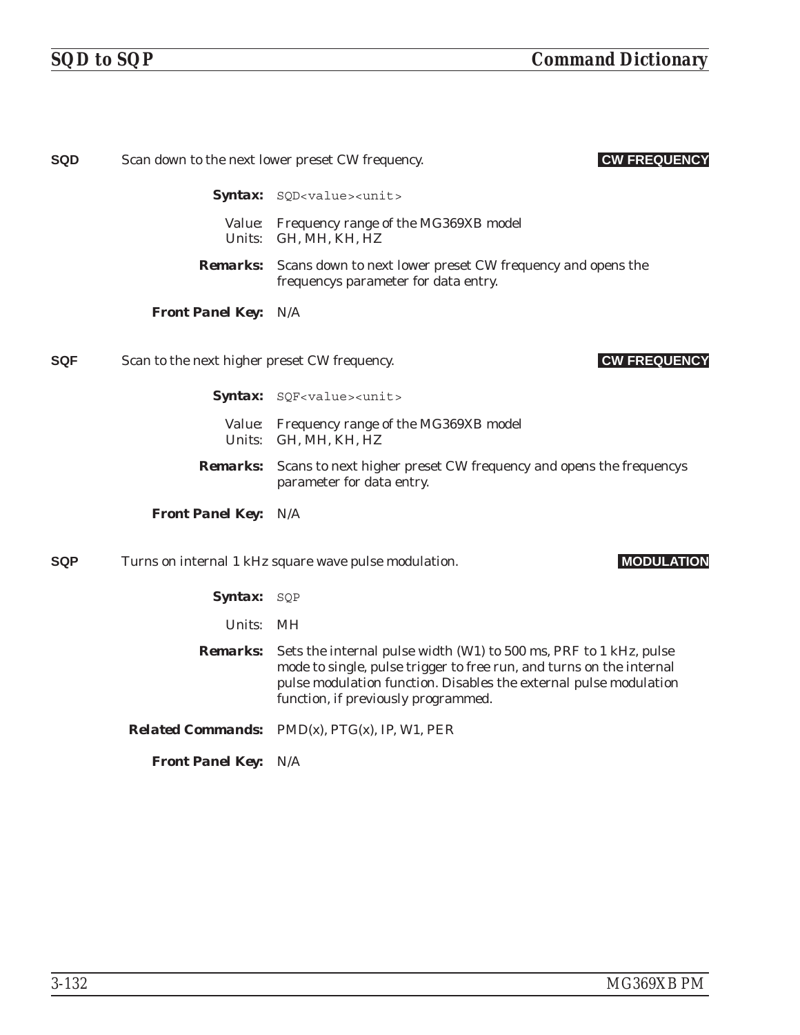**SQD** Scan down to the next lower preset CW frequency. **CW FREQUENCY**

**Syntax:** `SQD<value><unit>`

Value: Frequency range of the MG369XB model
Units: GH, MH, KH, HZ

**Remarks:** Scans down to next lower preset CW frequency and opens the frequencys parameter for data entry.

**Front Panel Key:** N/A

**SQF** Scan to the next higher preset CW frequency. **CW FREQUENCY**

**Syntax:** `SQF<value><unit>`

Value: Frequency range of the MG369XB model
Units: GH, MH, KH, HZ

**Remarks:** Scans to next higher preset CW frequency and opens the frequencys parameter for data entry.

**Front Panel Key:** N/A

**SQP** Turns on internal 1 kHz square wave pulse modulation. **MODULATION**

**Syntax:** `SQP`

Units: MH

**Remarks:** Sets the internal pulse width (W1) to 500 ms, PRF to 1 kHz, pulse mode to single, pulse trigger to free run, and turns on the internal pulse modulation function. Disables the external pulse modulation function, if previously programmed.

**Related Commands:** PMD(x), PTG(x), IP, W1, PER

**Front Panel Key:** N/A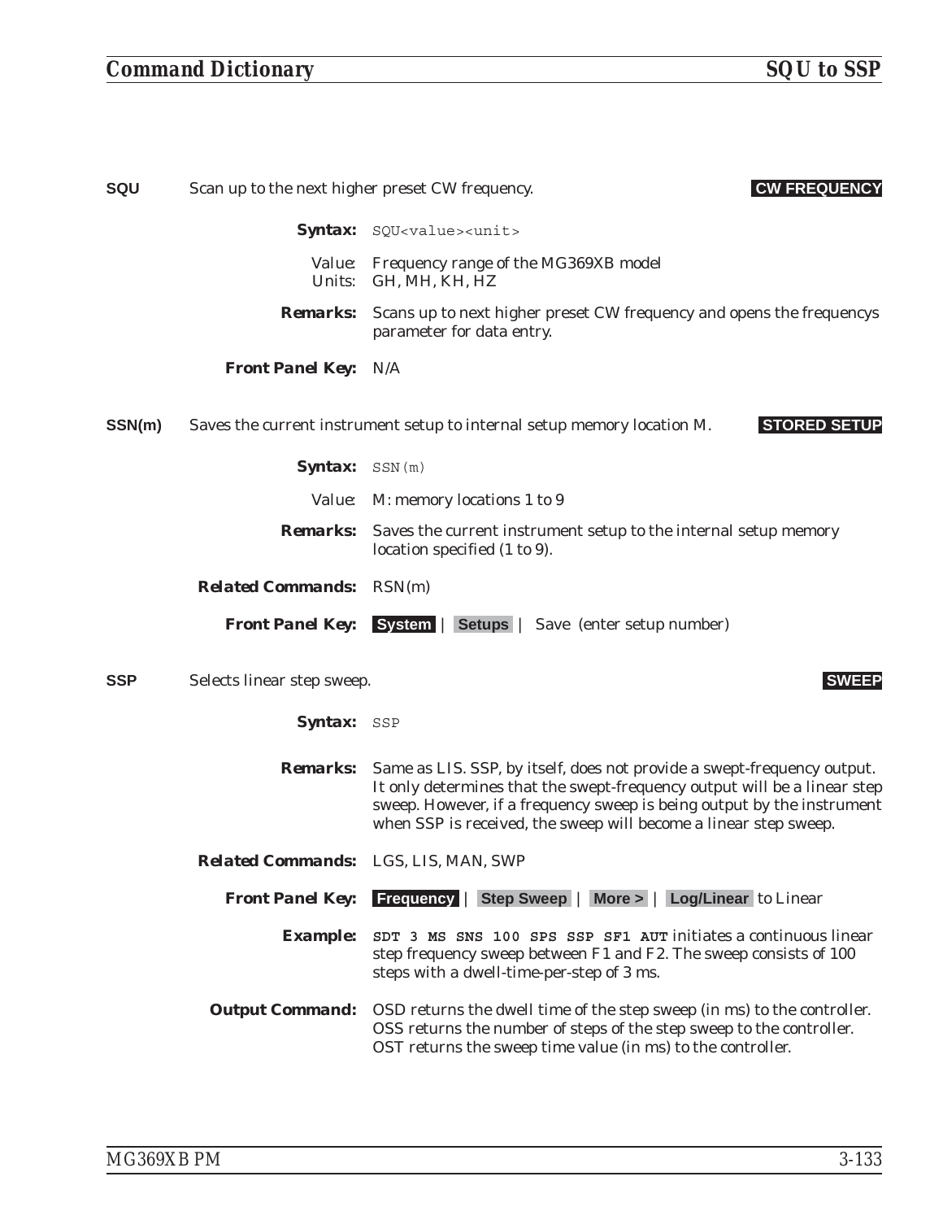**SQU** Scan up to the next higher preset CW frequency. **CW FREQUENCY**

**Syntax:** `SQU<value><unit>`

Value: Frequency range of the MG369XB model
Units: GH, MH, KH, HZ

**Remarks:** Scans up to next higher preset CW frequency and opens the frequencys parameter for data entry.

**Front Panel Key:** N/A

**SSN(m)** Saves the current instrument setup to internal setup memory location M. **STORED SETUP**

**Syntax:** `SSN(m)`

Value: M: memory locations 1 to 9

**Remarks:** Saves the current instrument setup to the internal setup memory location specified (1 to 9).

**Related Commands:** RSN(m)

**Front Panel Key:** **System** | **Setups** | Save (enter setup number)

**SSP** Selects linear step sweep. **SWEEP**

**Syntax:** `SSP`

**Remarks:** Same as LIS. SSP, by itself, does not provide a swept-frequency output. It only determines that the swept-frequency output will be a linear step sweep. However, if a frequency sweep is being output by the instrument when SSP is received, the sweep will become a linear step sweep.

**Related Commands:** LGS, LIS, MAN, SWP

**Front Panel Key:** **Frequency** | **Step Sweep** | **More >** | **Log/Linear** to Linear

**Example:** **`SDT 3 MS SNS 100 SPS SSP SF1 AUT`** initiates a continuous linear step frequency sweep between F1 and F2. The sweep consists of 100 steps with a dwell-time-per-step of 3 ms.

**Output Command:** OSD returns the dwell time of the step sweep (in ms) to the controller. OSS returns the number of steps of the step sweep to the controller. OST returns the sweep time value (in ms) to the controller.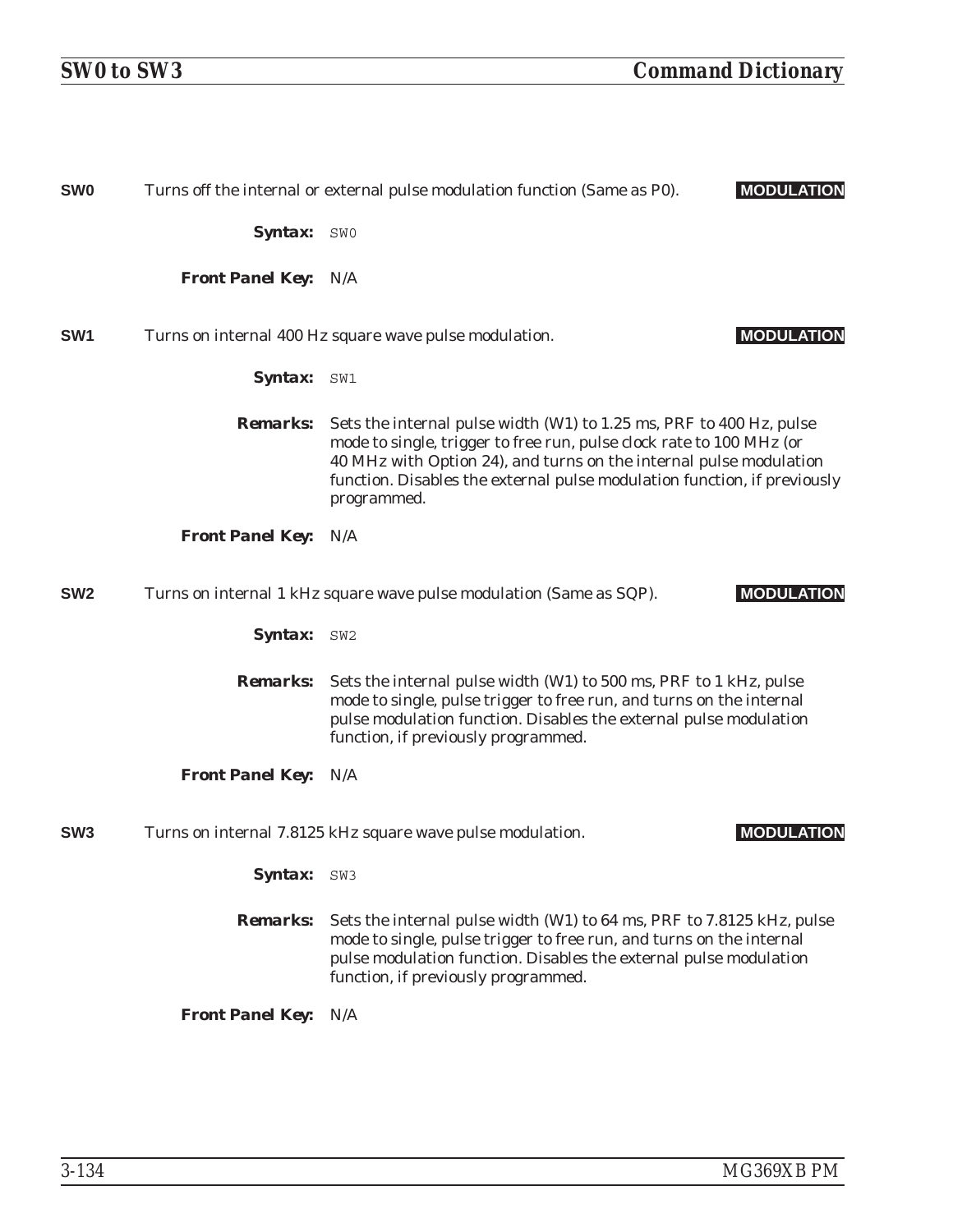**SW0** Turns off the internal or external pulse modulation function (Same as P0). **MODULATION**

***Syntax:*** `SW0`

***Front Panel Key:*** N/A

**SW1** Turns on internal 400 Hz square wave pulse modulation. **MODULATION**

***Syntax:*** `SW1`

***Remarks:*** Sets the internal pulse width (W1) to 1.25 ms, PRF to 400 Hz, pulse mode to single, trigger to free run, pulse clock rate to 100 MHz (or 40 MHz with Option 24), and turns on the internal pulse modulation function. Disables the external pulse modulation function, if previously programmed.

***Front Panel Key:*** N/A

**SW2** Turns on internal 1 kHz square wave pulse modulation (Same as SQP). **MODULATION**

***Syntax:*** `SW2`

***Remarks:*** Sets the internal pulse width (W1) to 500 ms, PRF to 1 kHz, pulse mode to single, pulse trigger to free run, and turns on the internal pulse modulation function. Disables the external pulse modulation function, if previously programmed.

***Front Panel Key:*** N/A

**SW3** Turns on internal 7.8125 kHz square wave pulse modulation. **MODULATION**

***Syntax:*** `SW3`

***Remarks:*** Sets the internal pulse width (W1) to 64 ms, PRF to 7.8125 kHz, pulse mode to single, pulse trigger to free run, and turns on the internal pulse modulation function. Disables the external pulse modulation function, if previously programmed.

***Front Panel Key:*** N/A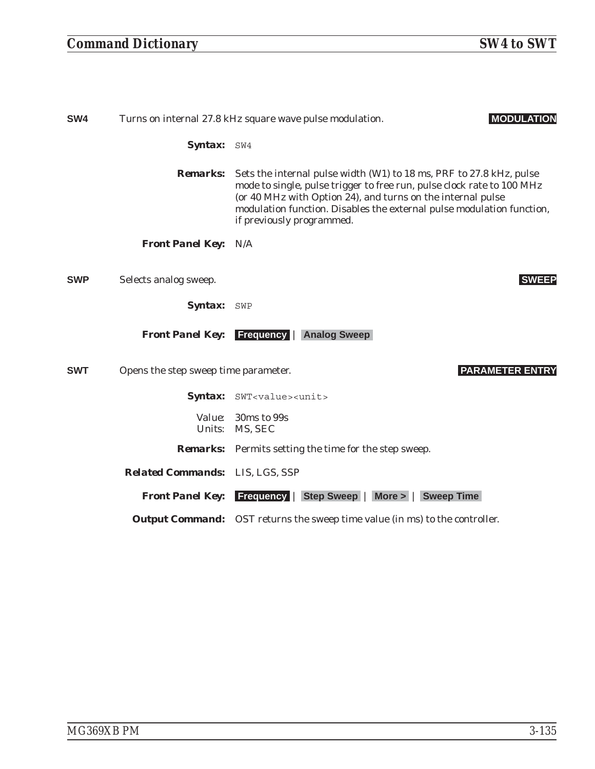**SW4** Turns on internal 27.8 kHz square wave pulse modulation. **MODULATION**

**Syntax:** `SW4`

**Remarks:** Sets the internal pulse width (W1) to 18 ms, PRF to 27.8 kHz, pulse mode to single, pulse trigger to free run, pulse clock rate to 100 MHz (or 40 MHz with Option 24), and turns on the internal pulse modulation function. Disables the external pulse modulation function, if previously programmed.

**Front Panel Key:** N/A

**SWP** Selects analog sweep. **SWEEP**

**Syntax:** `SWP`

**Front Panel Key:** **Frequency** | **Analog Sweep**

**SWT** Opens the step sweep time parameter. **PARAMETER ENTRY**

**Syntax:** `SWT<value><unit>`

Value: 30ms to 99s
Units: MS, SEC

**Remarks:** Permits setting the time for the step sweep.

**Related Commands:** LIS, LGS, SSP

**Front Panel Key:** **Frequency** | **Step Sweep** | **More >** | **Sweep Time**

**Output Command:** OST returns the sweep time value (in ms) to the controller.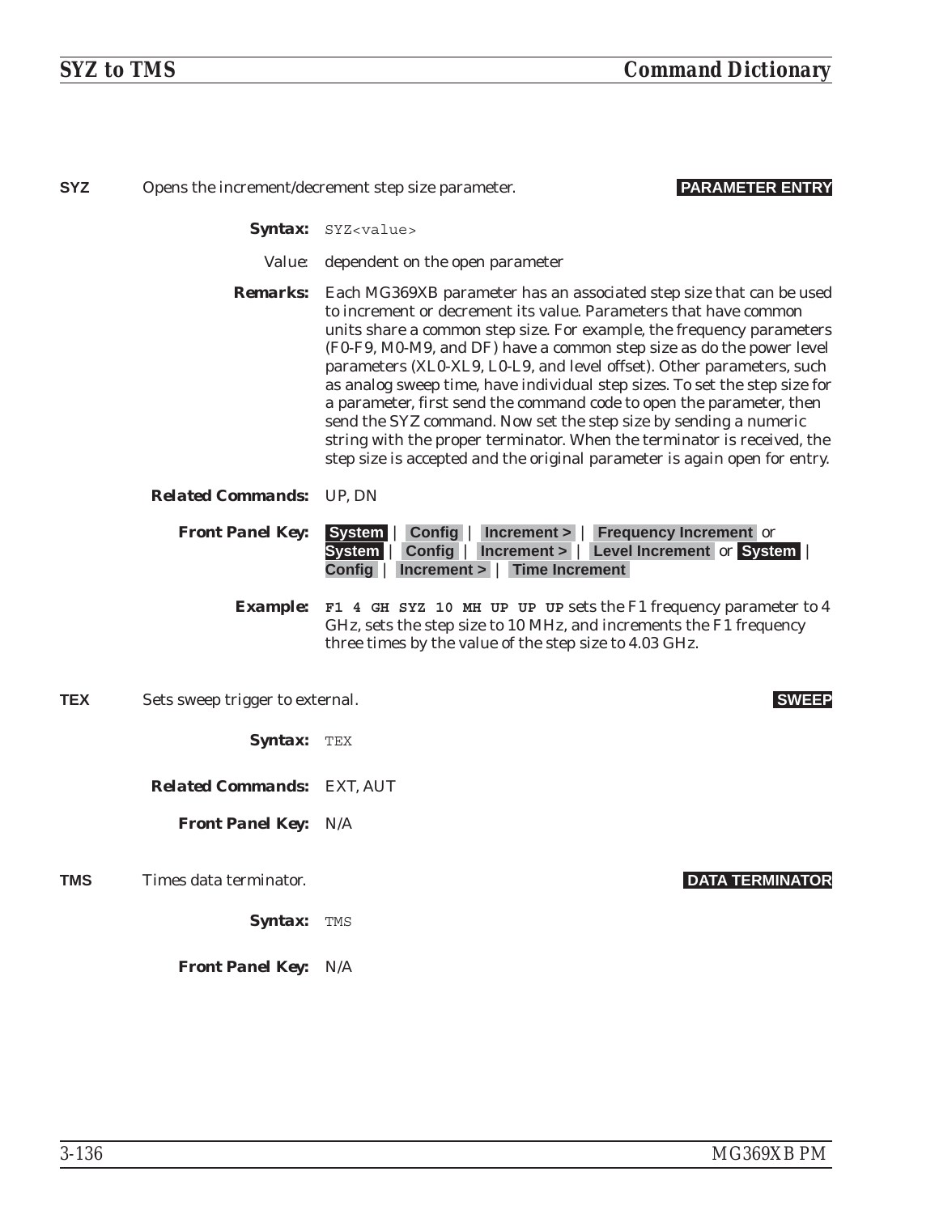**SYZ** Opens the increment/decrement step size parameter. **PARAMETER ENTRY**

***Syntax:*** `SYZ<value>`

Value: dependent on the open parameter

***Remarks:*** Each MG369XB parameter has an associated step size that can be used to increment or decrement its value. Parameters that have common units share a common step size. For example, the frequency parameters (F0-F9, M0-M9, and DF) have a common step size as do the power level parameters (XL0-XL9, L0-L9, and level offset). Other parameters, such as analog sweep time, have individual step sizes. To set the step size for a parameter, first send the command code to open the parameter, then send the SYZ command. Now set the step size by sending a numeric string with the proper terminator. When the terminator is received, the step size is accepted and the original parameter is again open for entry.

***Related Commands:*** UP, DN

***Front Panel Key:*** **System** | **Config** | **Increment >** | **Frequency Increment** or **System** | **Config** | **Increment >** | **Level Increment** or **System** | **Config** | **Increment >** | **Time Increment**

***Example:*** **`F1 4 GH SYZ 10 MH UP UP UP`** sets the F1 frequency parameter to 4 GHz, sets the step size to 10 MHz, and increments the F1 frequency three times by the value of the step size to 4.03 GHz.

**TEX** Sets sweep trigger to external. **SWEEP**

***Syntax:*** `TEX`

***Related Commands:*** EXT, AUT

***Front Panel Key:*** N/A

**TMS** Times data terminator. **DATA TERMINATOR**

***Syntax:*** `TMS`

***Front Panel Key:*** N/A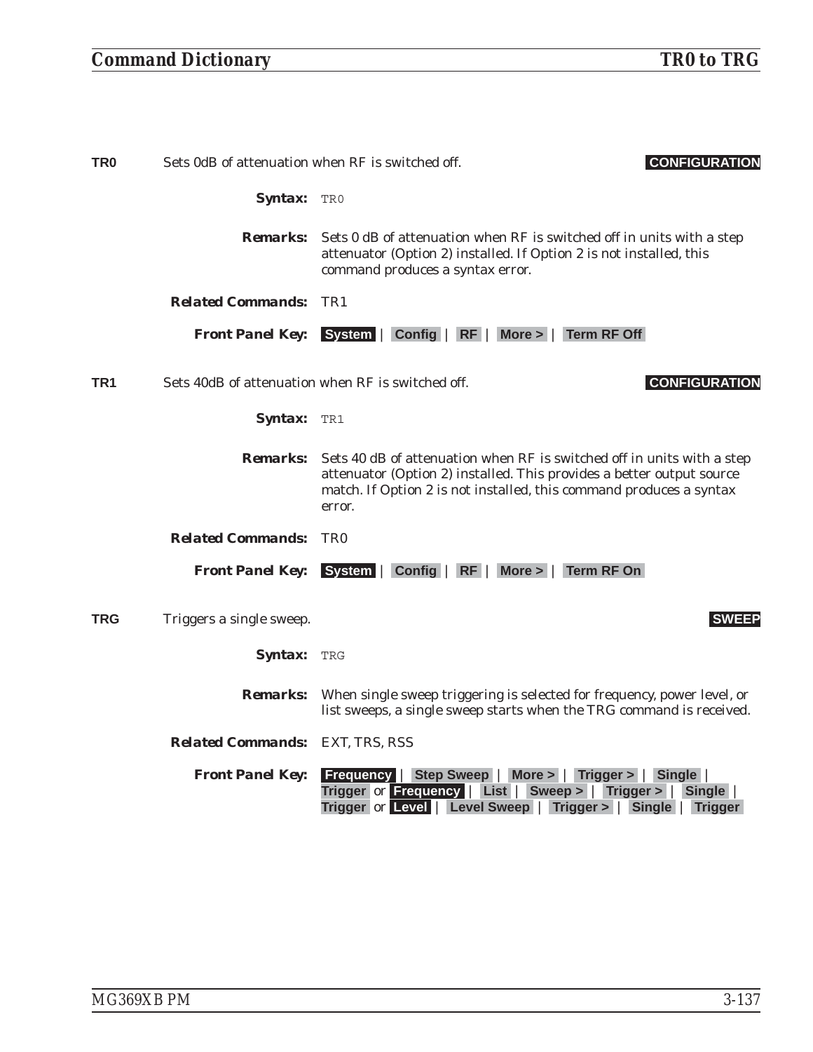**TR0** Sets 0dB of attenuation when RF is switched off. **CONFIGURATION**

***Syntax:*** `TR0`

***Remarks:*** Sets 0 dB of attenuation when RF is switched off in units with a step attenuator (Option 2) installed. If Option 2 is not installed, this command produces a syntax error.

***Related Commands:*** TR1

***Front Panel Key:*** **System** | **Config** | **RF** | **More >** | **Term RF Off**

**TR1** Sets 40dB of attenuation when RF is switched off. **CONFIGURATION**

***Syntax:*** `TR1`

***Remarks:*** Sets 40 dB of attenuation when RF is switched off in units with a step attenuator (Option 2) installed. This provides a better output source match. If Option 2 is not installed, this command produces a syntax error.

***Related Commands:*** TR0

***Front Panel Key:*** **System** | **Config** | **RF** | **More >** | **Term RF On**

**TRG** Triggers a single sweep. **SWEEP**

***Syntax:*** `TRG`

***Remarks:*** When single sweep triggering is selected for frequency, power level, or list sweeps, a single sweep starts when the TRG command is received.

***Related Commands:*** EXT, TRS, RSS

***Front Panel Key:*** **Frequency** | **Step Sweep** | **More >** | **Trigger >** | **Single** | **Trigger** or **Frequency** | **List** | **Sweep >** | **Trigger >** | **Single** | **Trigger** or **Level** | **Level Sweep** | **Trigger >** | **Single** | **Trigger**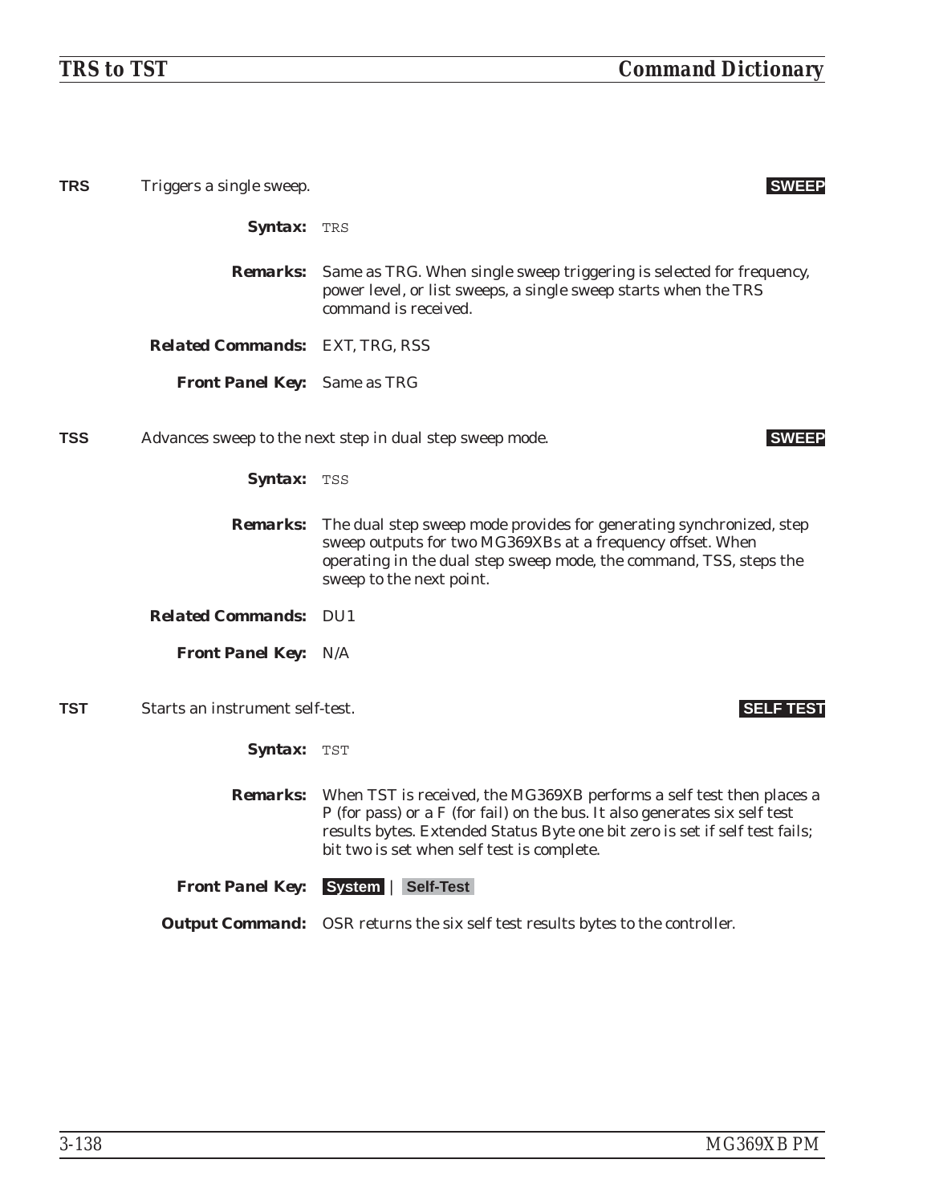**TRS** Triggers a single sweep. **SWEEP**

**Syntax:** `TRS`

**Remarks:** Same as TRG. When single sweep triggering is selected for frequency, power level, or list sweeps, a single sweep starts when the TRS command is received.

**Related Commands:** EXT, TRG, RSS

**Front Panel Key:** Same as TRG

**TSS** Advances sweep to the next step in dual step sweep mode. **SWEEP**

**Syntax:** `TSS`

**Remarks:** The dual step sweep mode provides for generating synchronized, step sweep outputs for two MG369XBs at a frequency offset. When operating in the dual step sweep mode, the command, TSS, steps the sweep to the next point.

**Related Commands:** DU1

**Front Panel Key:** N/A

**TST** Starts an instrument self-test. **SELF TEST**

**Syntax:** `TST`

**Remarks:** When TST is received, the MG369XB performs a self test then places a P (for pass) or a F (for fail) on the bus. It also generates six self test results bytes. Extended Status Byte one bit zero is set if self test fails; bit two is set when self test is complete.

**Front Panel Key:** **System** | **Self-Test**

**Output Command:** OSR returns the six self test results bytes to the controller.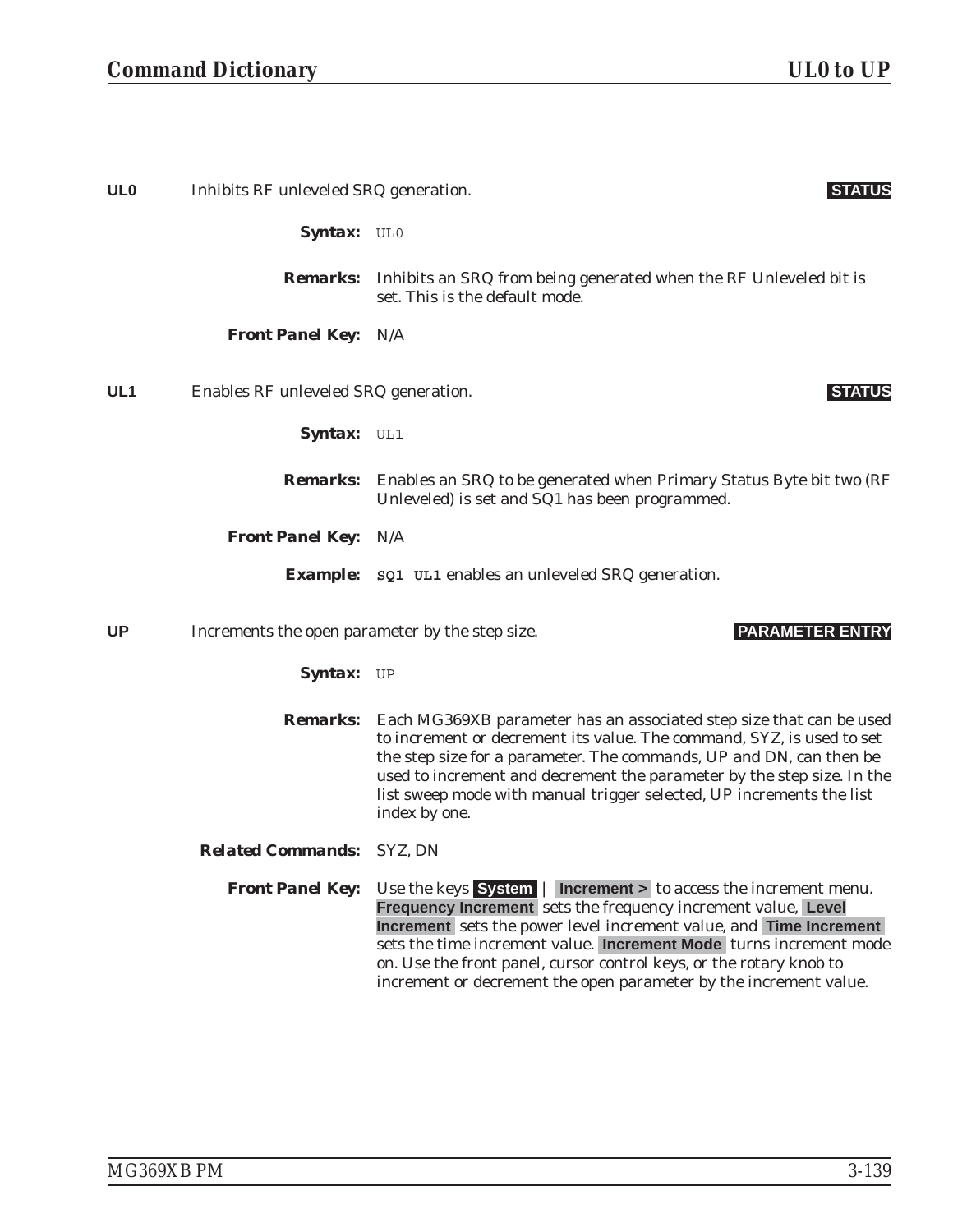**UL0** Inhibits RF unleveled SRQ generation. **STATUS**

***Syntax:*** `UL0`

***Remarks:*** Inhibits an SRQ from being generated when the RF Unleveled bit is set. This is the default mode.

***Front Panel Key:*** N/A

**UL1** Enables RF unleveled SRQ generation. **STATUS**

***Syntax:*** `UL1`

***Remarks:*** Enables an SRQ to be generated when Primary Status Byte bit two (RF Unleveled) is set and SQ1 has been programmed.

***Front Panel Key:*** N/A

***Example:*** **`SQ1 UL1`** enables an unleveled SRQ generation.

**UP** Increments the open parameter by the step size. **PARAMETER ENTRY**

***Syntax:*** `UP`

***Remarks:*** Each MG369XB parameter has an associated step size that can be used to increment or decrement its value. The command, SYZ, is used to set the step size for a parameter. The commands, UP and DN, can then be used to increment and decrement the parameter by the step size. In the list sweep mode with manual trigger selected, UP increments the list index by one.

***Related Commands:*** SYZ, DN

***Front Panel Key:*** Use the keys **System** | **Increment >** to access the increment menu. **Frequency Increment** sets the frequency increment value, **Level Increment** sets the power level increment value, and **Time Increment** sets the time increment value. **Increment Mode** turns increment mode on. Use the front panel, cursor control keys, or the rotary knob to increment or decrement the open parameter by the increment value.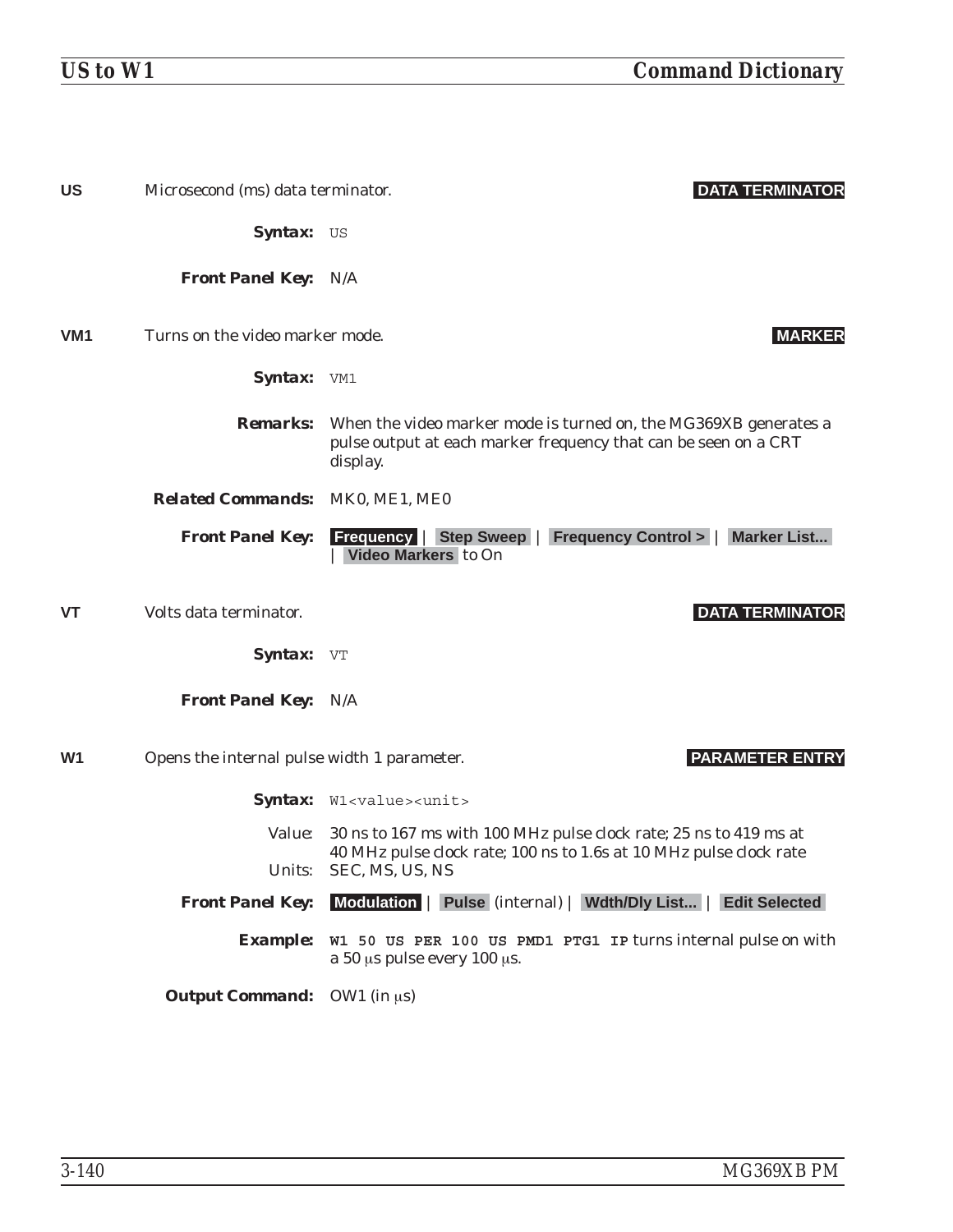**US** Microsecond (ms) data terminator. **DATA TERMINATOR**

**Syntax:** `US`

**Front Panel Key:** N/A

**VM1** Turns on the video marker mode. **MARKER**

**Syntax:** `VM1`

**Remarks:** When the video marker mode is turned on, the MG369XB generates a pulse output at each marker frequency that can be seen on a CRT display.

**Related Commands:** MK0, ME1, ME0

**Front Panel Key:** **Frequency** | **Step Sweep** | **Frequency Control >** | **Marker List...** | **Video Markers** to On

**VT** Volts data terminator. **DATA TERMINATOR**

**Syntax:** `VT`

**Front Panel Key:** N/A

**W1** Opens the internal pulse width 1 parameter. **PARAMETER ENTRY**

**Syntax:** `W1<value><unit>`

Value: 30 ns to 167 ms with 100 MHz pulse clock rate; 25 ns to 419 ms at 40 MHz pulse clock rate; 100 ns to 1.6s at 10 MHz pulse clock rate

Units: SEC, MS, US, NS

**Front Panel Key:** **Modulation** | **Pulse** (internal) | **Wdth/Dly List...** | **Edit Selected**

**Example:** `W1 50 US PER 100 US PMD1 PTG1 IP` turns internal pulse on with a 50 μs pulse every 100 μs.

**Output Command:** OW1 (in μs)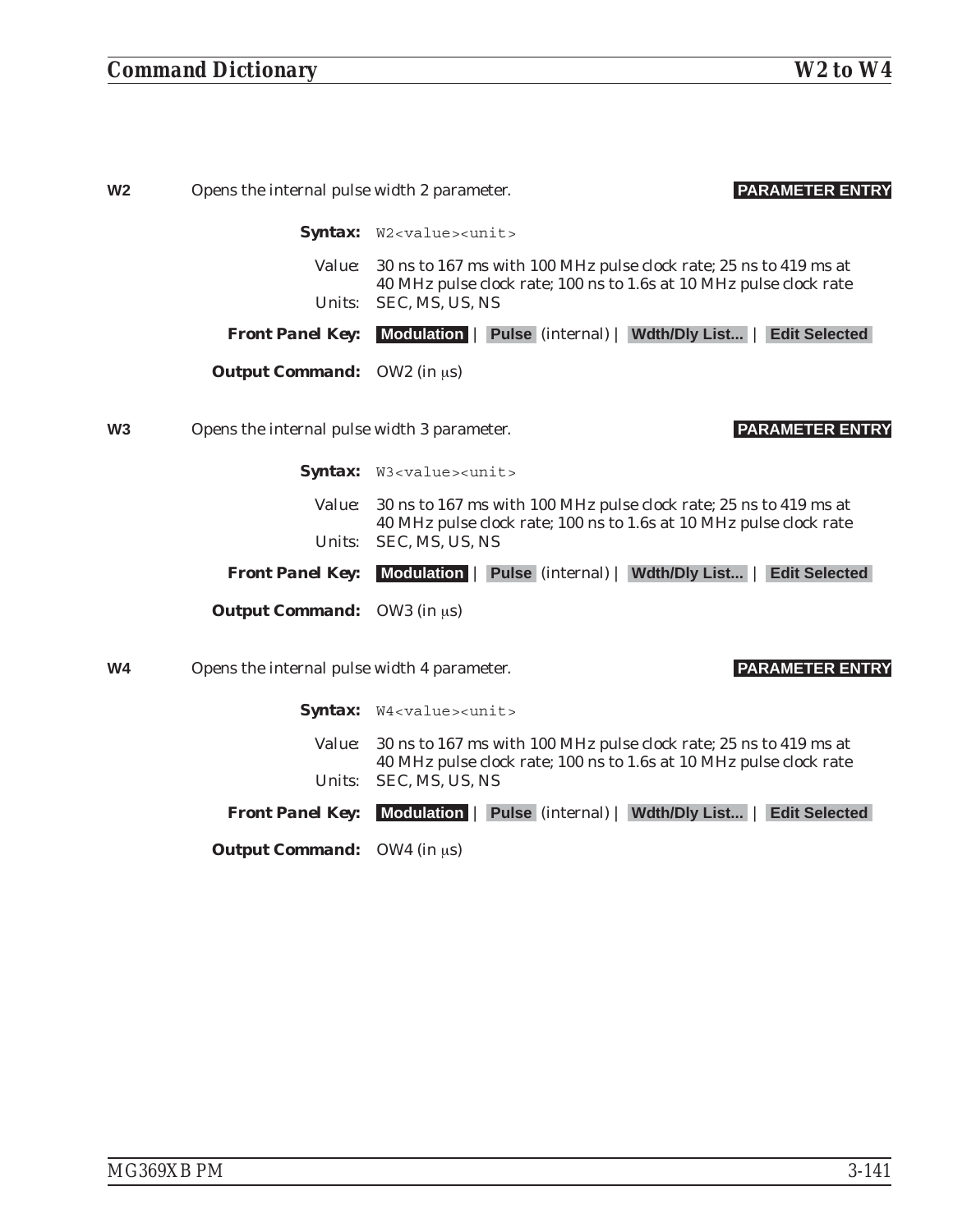**W2** Opens the internal pulse width 2 parameter. **PARAMETER ENTRY**

**Syntax:** `W2<value><unit>`

Value: 30 ns to 167 ms with 100 MHz pulse clock rate; 25 ns to 419 ms at 40 MHz pulse clock rate; 100 ns to 1.6s at 10 MHz pulse clock rate
Units: SEC, MS, US, NS

**Front Panel Key:** **Modulation** | **Pulse** (internal) | **Wdth/Dly List...** | **Edit Selected**

**Output Command:** OW2 (in μs)

**W3** Opens the internal pulse width 3 parameter. **PARAMETER ENTRY**

**Syntax:** `W3<value><unit>`

Value: 30 ns to 167 ms with 100 MHz pulse clock rate; 25 ns to 419 ms at 40 MHz pulse clock rate; 100 ns to 1.6s at 10 MHz pulse clock rate
Units: SEC, MS, US, NS

**Front Panel Key:** **Modulation** | **Pulse** (internal) | **Wdth/Dly List...** | **Edit Selected**

**Output Command:** OW3 (in μs)

**W4** Opens the internal pulse width 4 parameter. **PARAMETER ENTRY**

**Syntax:** `W4<value><unit>`

Value: 30 ns to 167 ms with 100 MHz pulse clock rate; 25 ns to 419 ms at 40 MHz pulse clock rate; 100 ns to 1.6s at 10 MHz pulse clock rate
Units: SEC, MS, US, NS

**Front Panel Key:** **Modulation** | **Pulse** (internal) | **Wdth/Dly List...** | **Edit Selected**

**Output Command:** OW4 (in μs)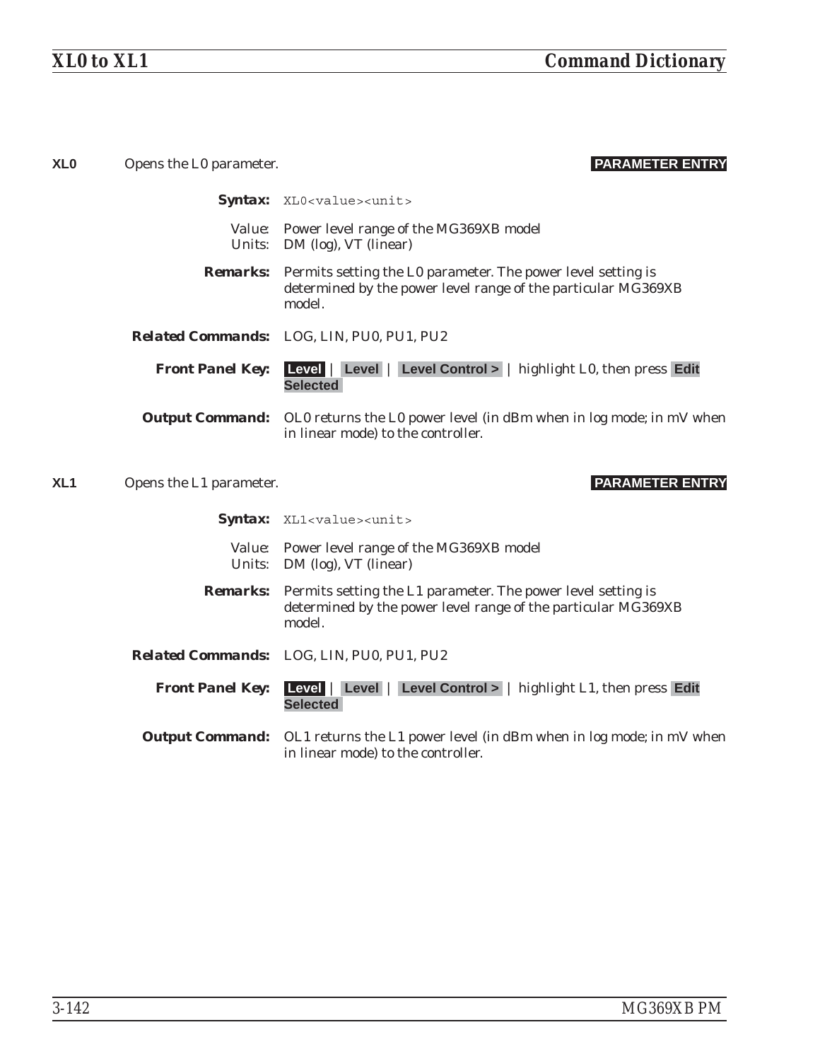**XL0** Opens the L0 parameter. **PARAMETER ENTRY**

**Syntax:** `XL0<value><unit>`

Value: Power level range of the MG369XB model
Units: DM (log), VT (linear)

**Remarks:** Permits setting the L0 parameter. The power level setting is determined by the power level range of the particular MG369XB model.

**Related Commands:** LOG, LIN, PU0, PU1, PU2

**Front Panel Key:** **Level** | **Level** | **Level Control >** | highlight L0, then press **Edit Selected**

**Output Command:** OL0 returns the L0 power level (in dBm when in log mode; in mV when in linear mode) to the controller.

**XL1** Opens the L1 parameter. **PARAMETER ENTRY**

**Syntax:** `XL1<value><unit>`

Value: Power level range of the MG369XB model
Units: DM (log), VT (linear)

**Remarks:** Permits setting the L1 parameter. The power level setting is determined by the power level range of the particular MG369XB model.

**Related Commands:** LOG, LIN, PU0, PU1, PU2

**Front Panel Key:** **Level** | **Level** | **Level Control >** | highlight L1, then press **Edit Selected**

**Output Command:** OL1 returns the L1 power level (in dBm when in log mode; in mV when in linear mode) to the controller.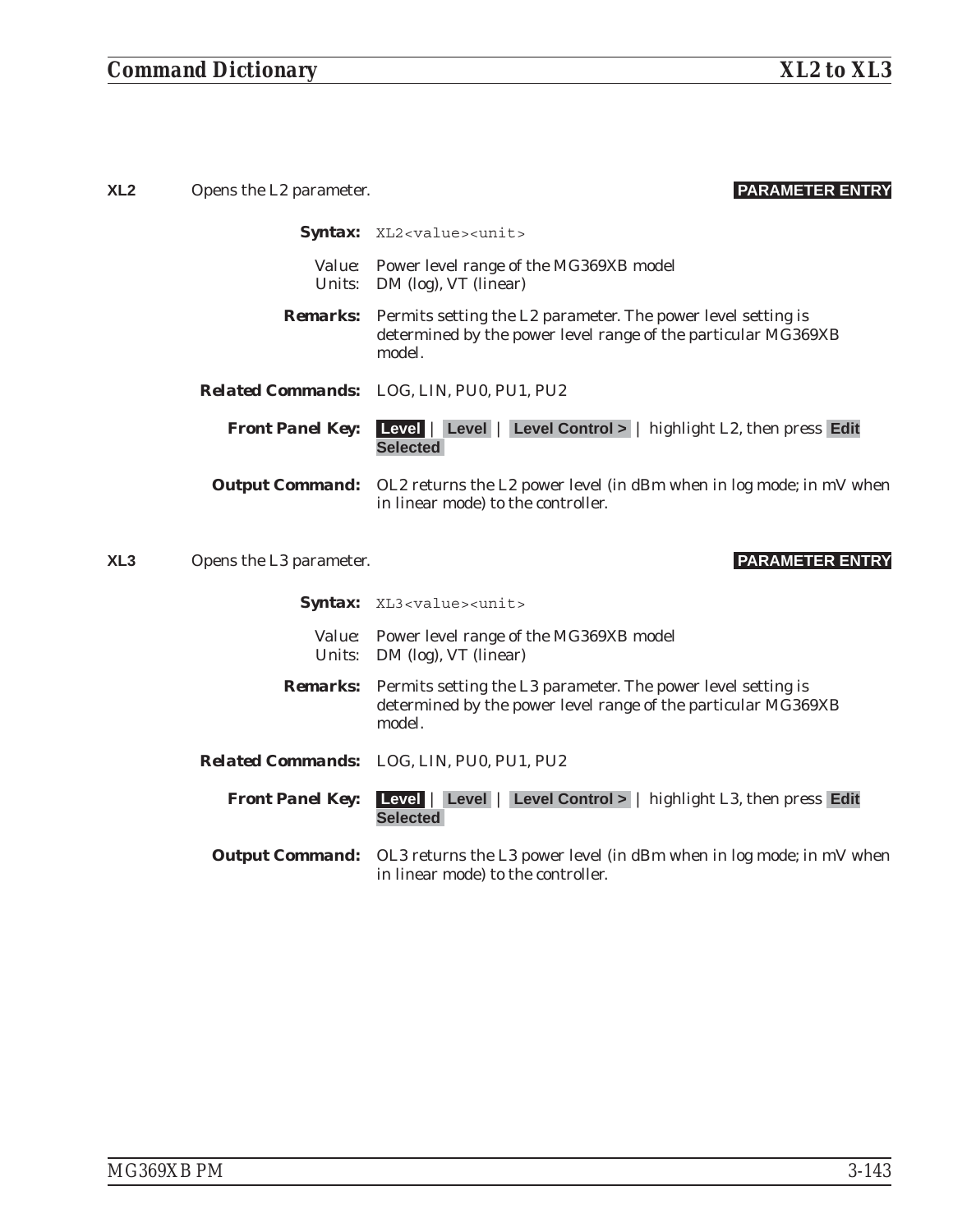**XL2** Opens the L2 parameter. **PARAMETER ENTRY**

**Syntax:** `XL2<value><unit>`

Value: Power level range of the MG369XB model
Units: DM (log), VT (linear)

**Remarks:** Permits setting the L2 parameter. The power level setting is determined by the power level range of the particular MG369XB model.

**Related Commands:** LOG, LIN, PU0, PU1, PU2

**Front Panel Key:** **Level** | **Level** | **Level Control >** | highlight L2, then press **Edit Selected**

**Output Command:** OL2 returns the L2 power level (in dBm when in log mode; in mV when in linear mode) to the controller.

**XL3** Opens the L3 parameter. **PARAMETER ENTRY**

**Syntax:** `XL3<value><unit>`

Value: Power level range of the MG369XB model
Units: DM (log), VT (linear)

**Remarks:** Permits setting the L3 parameter. The power level setting is determined by the power level range of the particular MG369XB model.

**Related Commands:** LOG, LIN, PU0, PU1, PU2

**Front Panel Key:** **Level** | **Level** | **Level Control >** | highlight L3, then press **Edit Selected**

**Output Command:** OL3 returns the L3 power level (in dBm when in log mode; in mV when in linear mode) to the controller.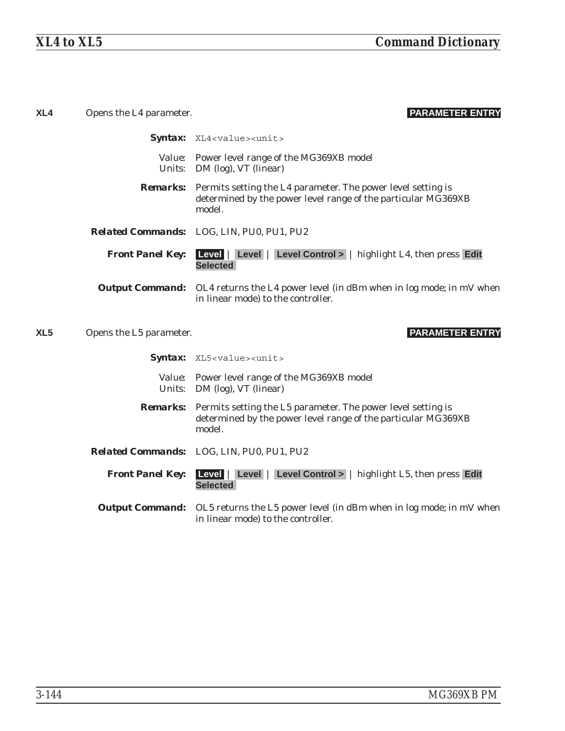**XL4** Opens the L4 parameter. **PARAMETER ENTRY**

**Syntax:** `XL4<value><unit>`

Value: Power level range of the MG369XB model
Units: DM (log), VT (linear)

**Remarks:** Permits setting the L4 parameter. The power level setting is determined by the power level range of the particular MG369XB model.

**Related Commands:** LOG, LIN, PU0, PU1, PU2

**Front Panel Key:** **Level** | **Level** | **Level Control >** | highlight L4, then press **Edit Selected**

**Output Command:** OL4 returns the L4 power level (in dBm when in log mode; in mV when in linear mode) to the controller.

**XL5** Opens the L5 parameter. **PARAMETER ENTRY**

**Syntax:** `XL5<value><unit>`

Value: Power level range of the MG369XB model
Units: DM (log), VT (linear)

**Remarks:** Permits setting the L5 parameter. The power level setting is determined by the power level range of the particular MG369XB model.

**Related Commands:** LOG, LIN, PU0, PU1, PU2

**Front Panel Key:** **Level** | **Level** | **Level Control >** | highlight L5, then press **Edit Selected**

**Output Command:** OL5 returns the L5 power level (in dBm when in log mode; in mV when in linear mode) to the controller.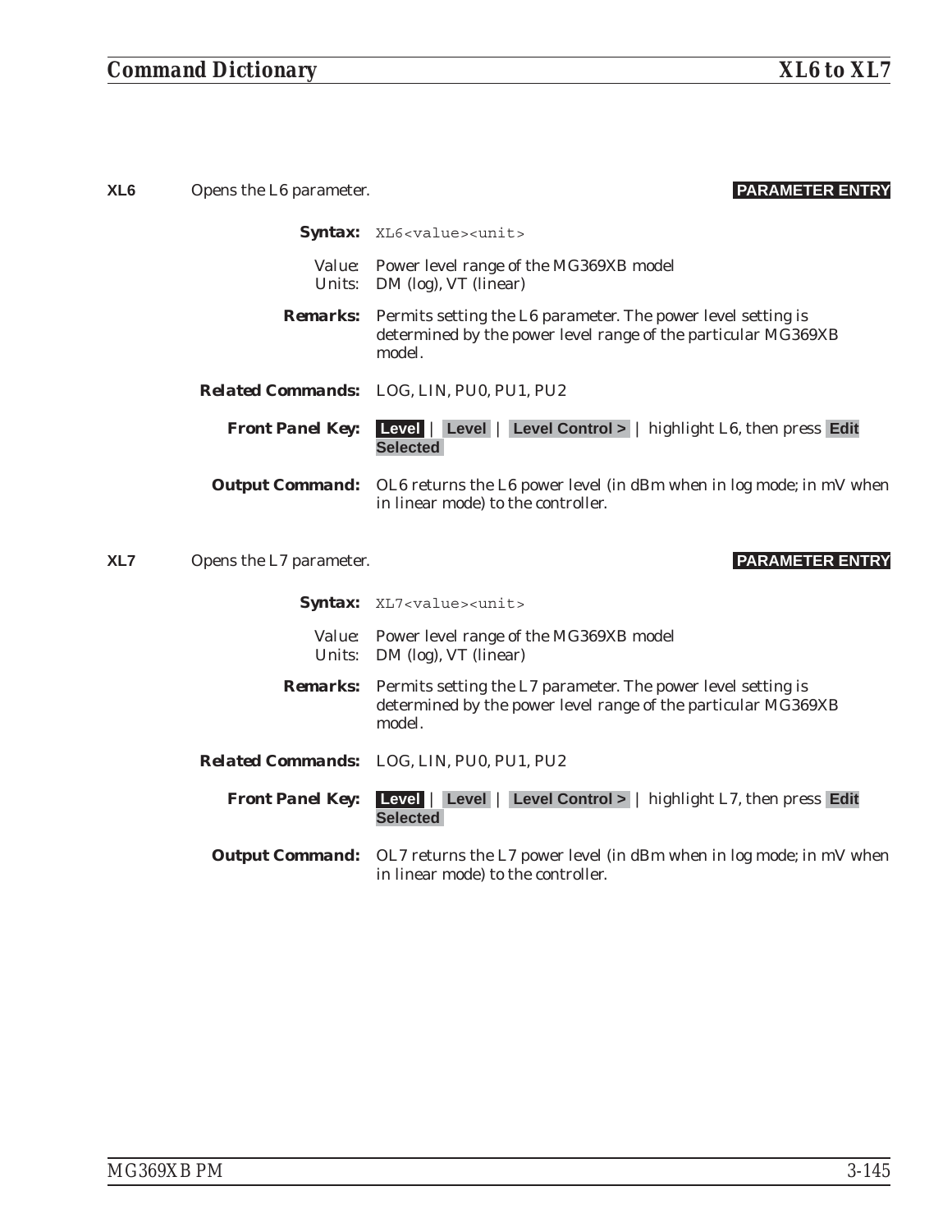**XL6** Opens the L6 parameter. **PARAMETER ENTRY**

**Syntax:** `XL6<value><unit>`

Value: Power level range of the MG369XB model
Units: DM (log), VT (linear)

**Remarks:** Permits setting the L6 parameter. The power level setting is determined by the power level range of the particular MG369XB model.

**Related Commands:** LOG, LIN, PU0, PU1, PU2

**Front Panel Key:** **Level** | **Level** | **Level Control >** | highlight L6, then press **Edit Selected**

**Output Command:** OL6 returns the L6 power level (in dBm when in log mode; in mV when in linear mode) to the controller.

**XL7** Opens the L7 parameter. **PARAMETER ENTRY**

**Syntax:** `XL7<value><unit>`

Value: Power level range of the MG369XB model
Units: DM (log), VT (linear)

**Remarks:** Permits setting the L7 parameter. The power level setting is determined by the power level range of the particular MG369XB model.

**Related Commands:** LOG, LIN, PU0, PU1, PU2

**Front Panel Key:** **Level** | **Level** | **Level Control >** | highlight L7, then press **Edit Selected**

**Output Command:** OL7 returns the L7 power level (in dBm when in log mode; in mV when in linear mode) to the controller.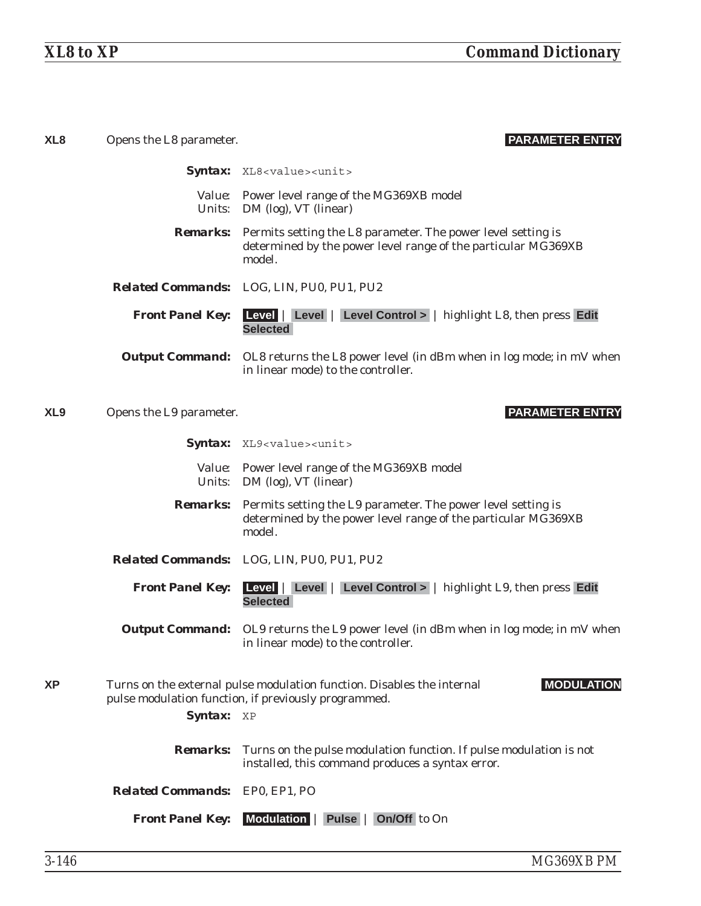**XL8** Opens the L8 parameter. **PARAMETER ENTRY**

**Syntax:** `XL8<value><unit>`

Value: Power level range of the MG369XB model
Units: DM (log), VT (linear)

**Remarks:** Permits setting the L8 parameter. The power level setting is determined by the power level range of the particular MG369XB model.

**Related Commands:** LOG, LIN, PU0, PU1, PU2

**Front Panel Key:** **Level** | **Level** | **Level Control >** | highlight L8, then press **Edit Selected**

**Output Command:** OL8 returns the L8 power level (in dBm when in log mode; in mV when in linear mode) to the controller.

**XL9** Opens the L9 parameter. **PARAMETER ENTRY**

**Syntax:** `XL9<value><unit>`

Value: Power level range of the MG369XB model
Units: DM (log), VT (linear)

**Remarks:** Permits setting the L9 parameter. The power level setting is determined by the power level range of the particular MG369XB model.

**Related Commands:** LOG, LIN, PU0, PU1, PU2

**Front Panel Key:** **Level** | **Level** | **Level Control >** | highlight L9, then press **Edit Selected**

**Output Command:** OL9 returns the L9 power level (in dBm when in log mode; in mV when in linear mode) to the controller.

**XP** Turns on the external pulse modulation function. Disables the internal pulse modulation function, if previously programmed. **MODULATION**

**Syntax:** `XP`

**Remarks:** Turns on the pulse modulation function. If pulse modulation is not installed, this command produces a syntax error.

**Related Commands:** EP0, EP1, PO

**Front Panel Key:** **Modulation** | **Pulse** | **On/Off** to On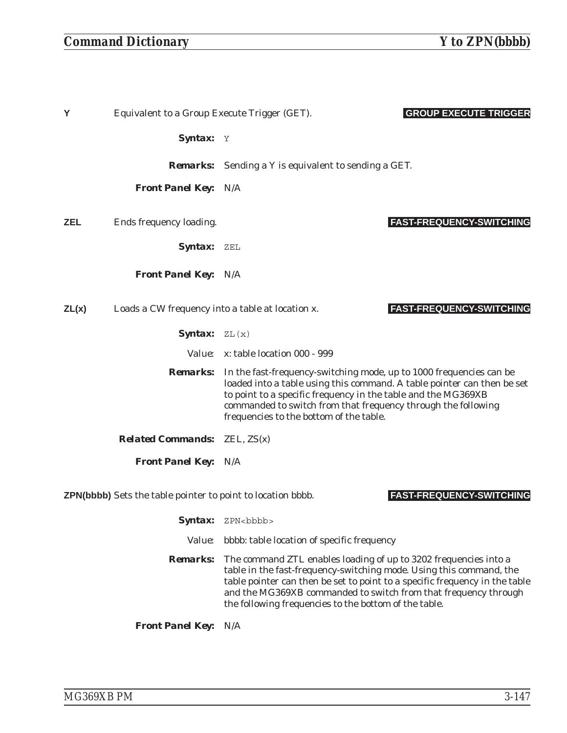**Y** Equivalent to a Group Execute Trigger (GET). **GROUP EXECUTE TRIGGER**

**Syntax:** `Y`

**Remarks:** Sending a Y is equivalent to sending a GET.

**Front Panel Key:** N/A

**ZEL** Ends frequency loading. **FAST-FREQUENCY-SWITCHING**

**Syntax:** `ZEL`

**Front Panel Key:** N/A

**ZL(x)** Loads a CW frequency into a table at location x. **FAST-FREQUENCY-SWITCHING**

**Syntax:** `ZL(x)`

Value: x: table location 000 - 999

**Remarks:** In the fast-frequency-switching mode, up to 1000 frequencies can be loaded into a table using this command. A table pointer can then be set to point to a specific frequency in the table and the MG369XB commanded to switch from that frequency through the following frequencies to the bottom of the table.

**Related Commands:** ZEL, ZS(x)

**Front Panel Key:** N/A

**ZPN(bbbb)** Sets the table pointer to point to location bbbb. **FAST-FREQUENCY-SWITCHING**

**Syntax:** `ZPN<bbbb>`

Value: bbbb: table location of specific frequency

**Remarks:** The command ZTL enables loading of up to 3202 frequencies into a table in the fast-frequency-switching mode. Using this command, the table pointer can then be set to point to a specific frequency in the table and the MG369XB commanded to switch from that frequency through the following frequencies to the bottom of the table.

**Front Panel Key:** N/A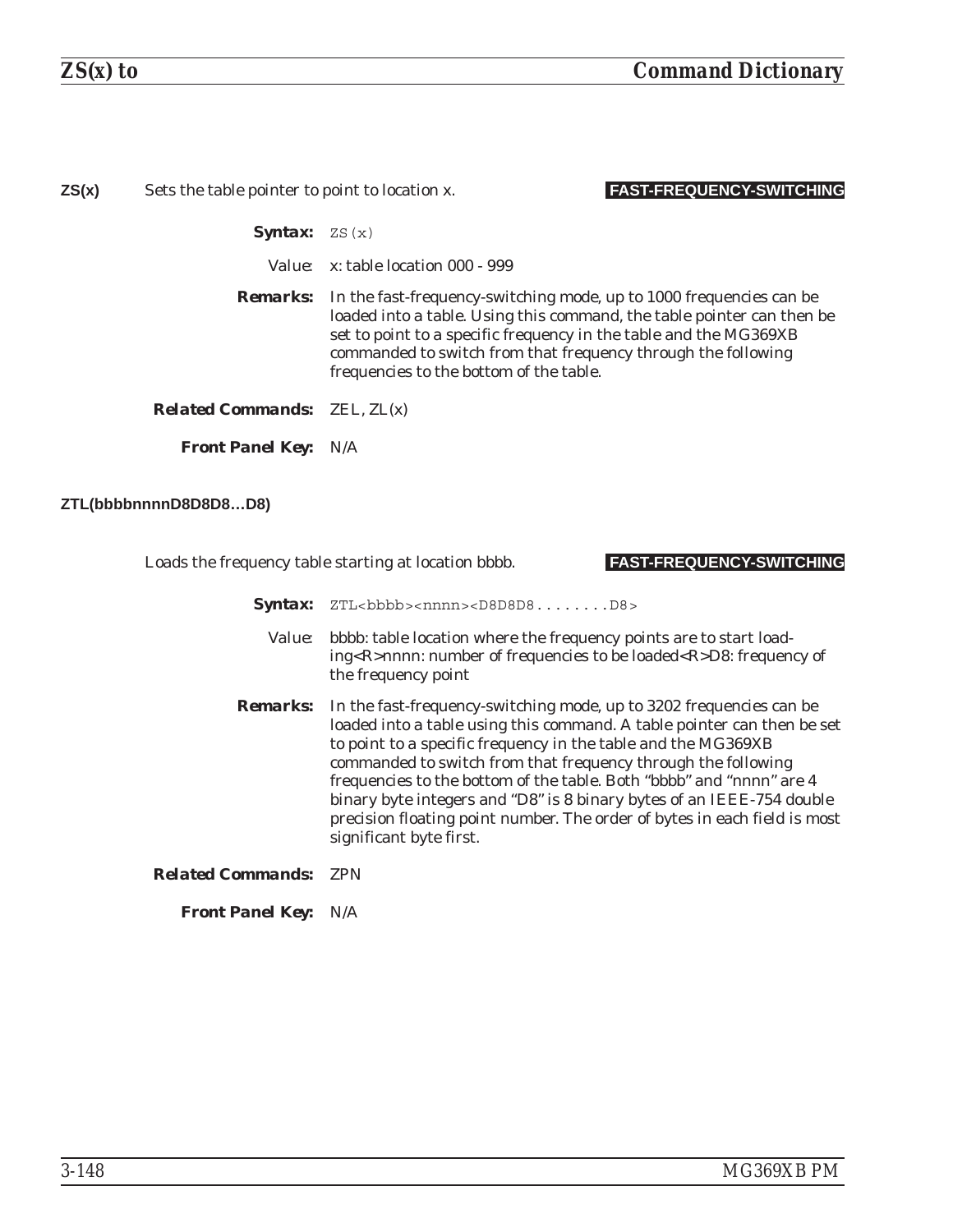**ZS(x)** Sets the table pointer to point to location x. **FAST-FREQUENCY-SWITCHING**

**Syntax:** `ZS(x)`

Value: x: table location 000 - 999

**Remarks:** In the fast-frequency-switching mode, up to 1000 frequencies can be loaded into a table. Using this command, the table pointer can then be set to point to a specific frequency in the table and the MG369XB commanded to switch from that frequency through the following frequencies to the bottom of the table.

**Related Commands:** ZEL, ZL(x)

**Front Panel Key:** N/A

**ZTL(bbbbnnnnD8D8D8…D8)**

Loads the frequency table starting at location bbbb. **FAST-FREQUENCY-SWITCHING**

**Syntax:** `ZTL<bbbb><nnnn><D8D8D8........D8>`

Value: bbbb: table location where the frequency points are to start loading<R>nnnn: number of frequencies to be loaded<R>D8: frequency of the frequency point

**Remarks:** In the fast-frequency-switching mode, up to 3202 frequencies can be loaded into a table using this command. A table pointer can then be set to point to a specific frequency in the table and the MG369XB commanded to switch from that frequency through the following frequencies to the bottom of the table. Both "bbbb" and "nnnn" are 4 binary byte integers and "D8" is 8 binary bytes of an IEEE-754 double precision floating point number. The order of bytes in each field is most significant byte first.

**Related Commands:** ZPN

**Front Panel Key:** N/A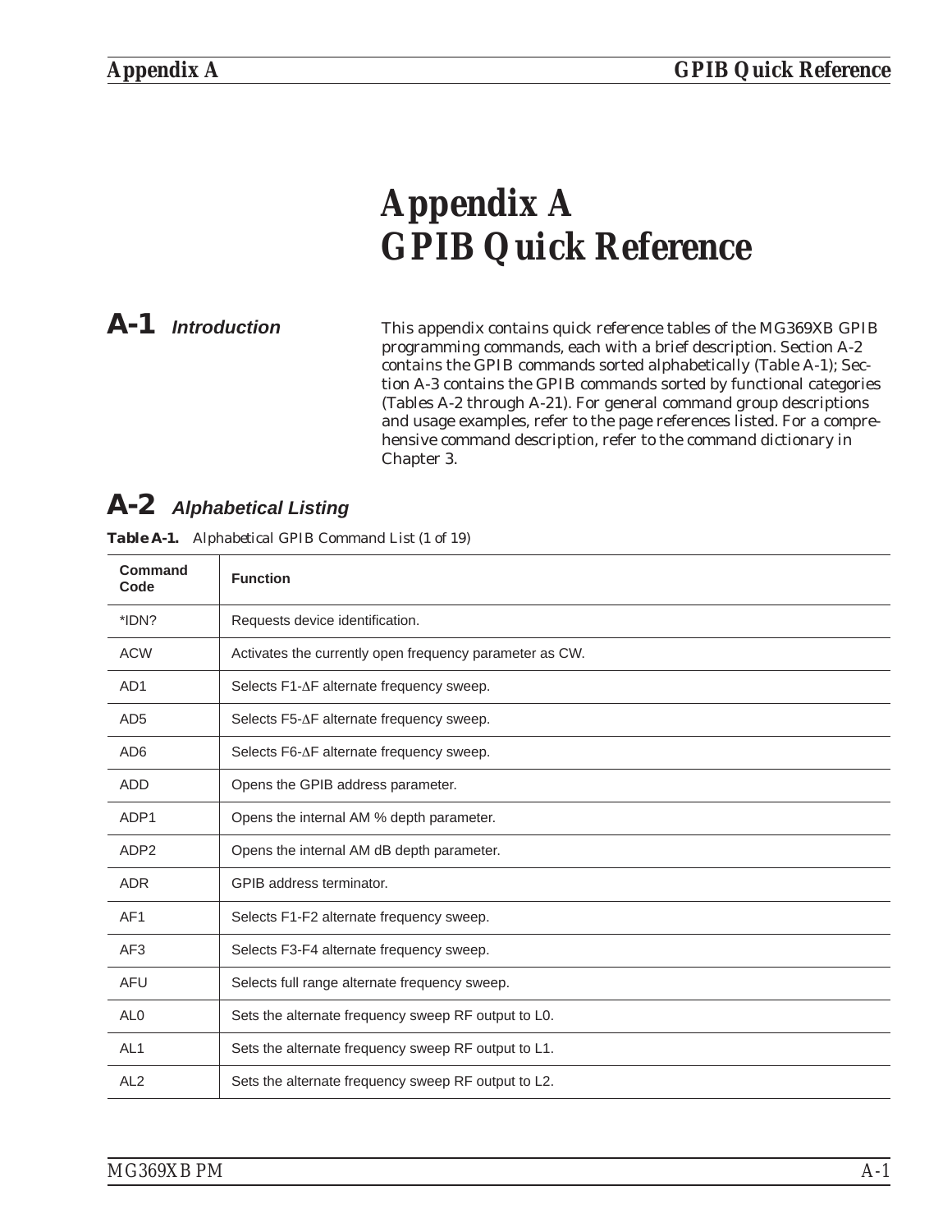# Appendix A
# GPIB Quick Reference

## A-1 *Introduction*

This appendix contains quick reference tables of the MG369XB GPIB programming commands, each with a brief description. Section A-2 contains the GPIB commands sorted alphabetically (Table A-1); Section A-3 contains the GPIB commands sorted by functional categories (Tables A-2 through A-21). For general command group descriptions and usage examples, refer to the page references listed. For a comprehensive command description, refer to the command dictionary in Chapter 3.

## A-2 *Alphabetical Listing*

**Table A-1.** *Alphabetical GPIB Command List (1 of 19)*

| Command Code | Function |
|---|---|
| *IDN? | Requests device identification. |
| ACW | Activates the currently open frequency parameter as CW. |
| AD1 | Selects F1-ΔF alternate frequency sweep. |
| AD5 | Selects F5-ΔF alternate frequency sweep. |
| AD6 | Selects F6-ΔF alternate frequency sweep. |
| ADD | Opens the GPIB address parameter. |
| ADP1 | Opens the internal AM % depth parameter. |
| ADP2 | Opens the internal AM dB depth parameter. |
| ADR | GPIB address terminator. |
| AF1 | Selects F1-F2 alternate frequency sweep. |
| AF3 | Selects F3-F4 alternate frequency sweep. |
| AFU | Selects full range alternate frequency sweep. |
| AL0 | Sets the alternate frequency sweep RF output to L0. |
| AL1 | Sets the alternate frequency sweep RF output to L1. |
| AL2 | Sets the alternate frequency sweep RF output to L2. |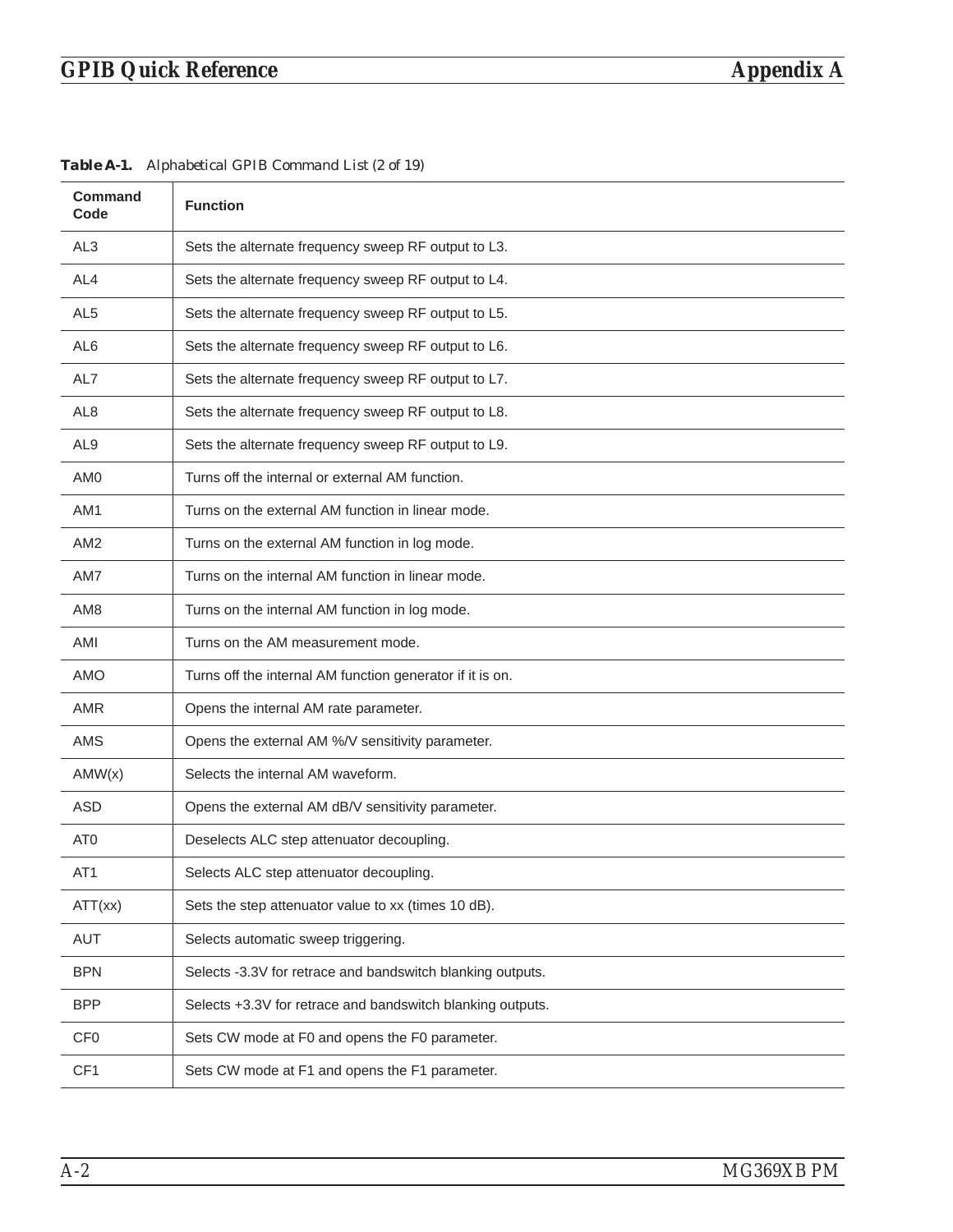**Table A-1.** *Alphabetical GPIB Command List (2 of 19)*

| Command Code | Function |
|---|---|
| AL3 | Sets the alternate frequency sweep RF output to L3. |
| AL4 | Sets the alternate frequency sweep RF output to L4. |
| AL5 | Sets the alternate frequency sweep RF output to L5. |
| AL6 | Sets the alternate frequency sweep RF output to L6. |
| AL7 | Sets the alternate frequency sweep RF output to L7. |
| AL8 | Sets the alternate frequency sweep RF output to L8. |
| AL9 | Sets the alternate frequency sweep RF output to L9. |
| AM0 | Turns off the internal or external AM function. |
| AM1 | Turns on the external AM function in linear mode. |
| AM2 | Turns on the external AM function in log mode. |
| AM7 | Turns on the internal AM function in linear mode. |
| AM8 | Turns on the internal AM function in log mode. |
| AMI | Turns on the AM measurement mode. |
| AMO | Turns off the internal AM function generator if it is on. |
| AMR | Opens the internal AM rate parameter. |
| AMS | Opens the external AM %/V sensitivity parameter. |
| AMW(x) | Selects the internal AM waveform. |
| ASD | Opens the external AM dB/V sensitivity parameter. |
| AT0 | Deselects ALC step attenuator decoupling. |
| AT1 | Selects ALC step attenuator decoupling. |
| ATT(xx) | Sets the step attenuator value to xx (times 10 dB). |
| AUT | Selects automatic sweep triggering. |
| BPN | Selects -3.3V for retrace and bandswitch blanking outputs. |
| BPP | Selects +3.3V for retrace and bandswitch blanking outputs. |
| CF0 | Sets CW mode at F0 and opens the F0 parameter. |
| CF1 | Sets CW mode at F1 and opens the F1 parameter. |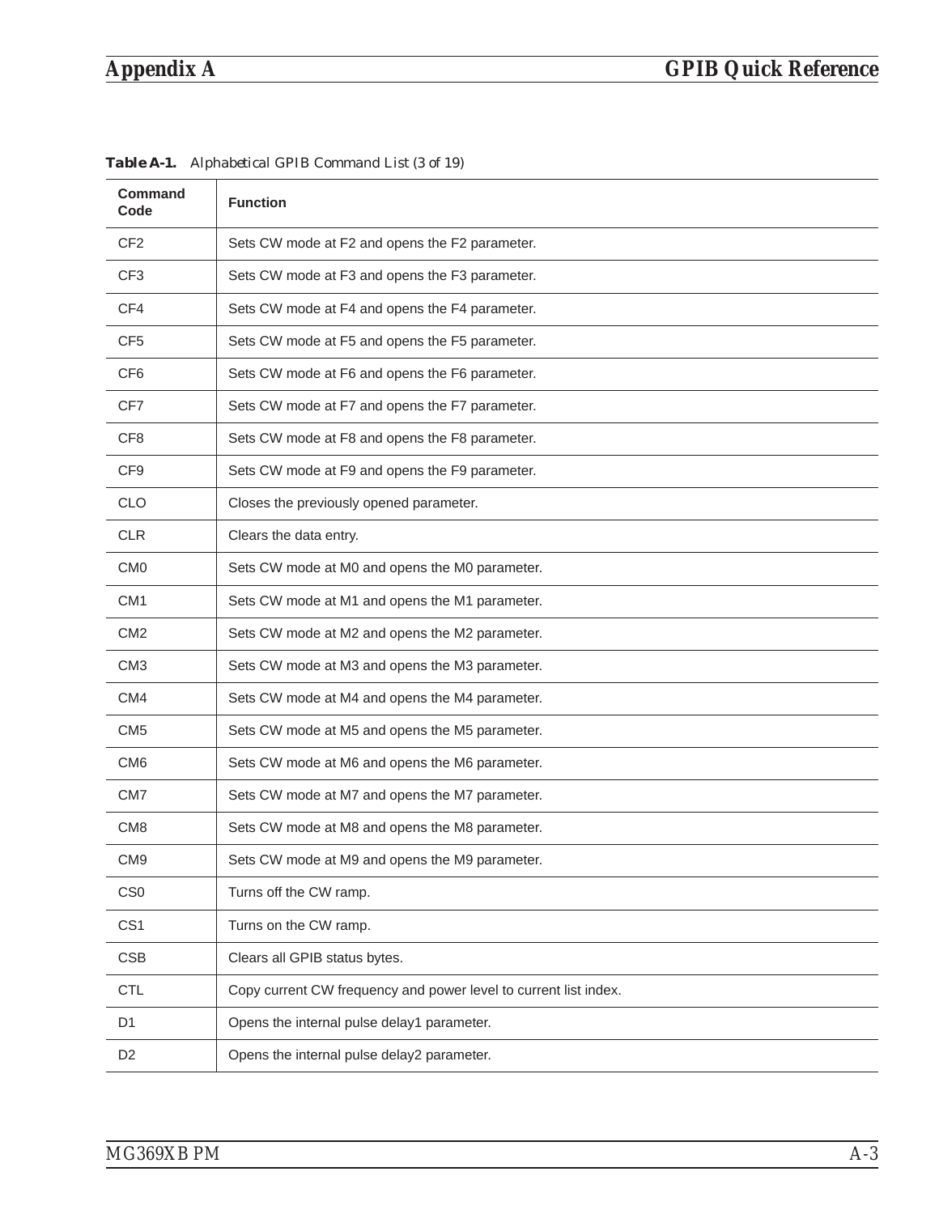**Table A-1.** *Alphabetical GPIB Command List (3 of 19)*

| Command Code | Function |
|---|---|
| CF2 | Sets CW mode at F2 and opens the F2 parameter. |
| CF3 | Sets CW mode at F3 and opens the F3 parameter. |
| CF4 | Sets CW mode at F4 and opens the F4 parameter. |
| CF5 | Sets CW mode at F5 and opens the F5 parameter. |
| CF6 | Sets CW mode at F6 and opens the F6 parameter. |
| CF7 | Sets CW mode at F7 and opens the F7 parameter. |
| CF8 | Sets CW mode at F8 and opens the F8 parameter. |
| CF9 | Sets CW mode at F9 and opens the F9 parameter. |
| CLO | Closes the previously opened parameter. |
| CLR | Clears the data entry. |
| CM0 | Sets CW mode at M0 and opens the M0 parameter. |
| CM1 | Sets CW mode at M1 and opens the M1 parameter. |
| CM2 | Sets CW mode at M2 and opens the M2 parameter. |
| CM3 | Sets CW mode at M3 and opens the M3 parameter. |
| CM4 | Sets CW mode at M4 and opens the M4 parameter. |
| CM5 | Sets CW mode at M5 and opens the M5 parameter. |
| CM6 | Sets CW mode at M6 and opens the M6 parameter. |
| CM7 | Sets CW mode at M7 and opens the M7 parameter. |
| CM8 | Sets CW mode at M8 and opens the M8 parameter. |
| CM9 | Sets CW mode at M9 and opens the M9 parameter. |
| CS0 | Turns off the CW ramp. |
| CS1 | Turns on the CW ramp. |
| CSB | Clears all GPIB status bytes. |
| CTL | Copy current CW frequency and power level to current list index. |
| D1 | Opens the internal pulse delay1 parameter. |
| D2 | Opens the internal pulse delay2 parameter. |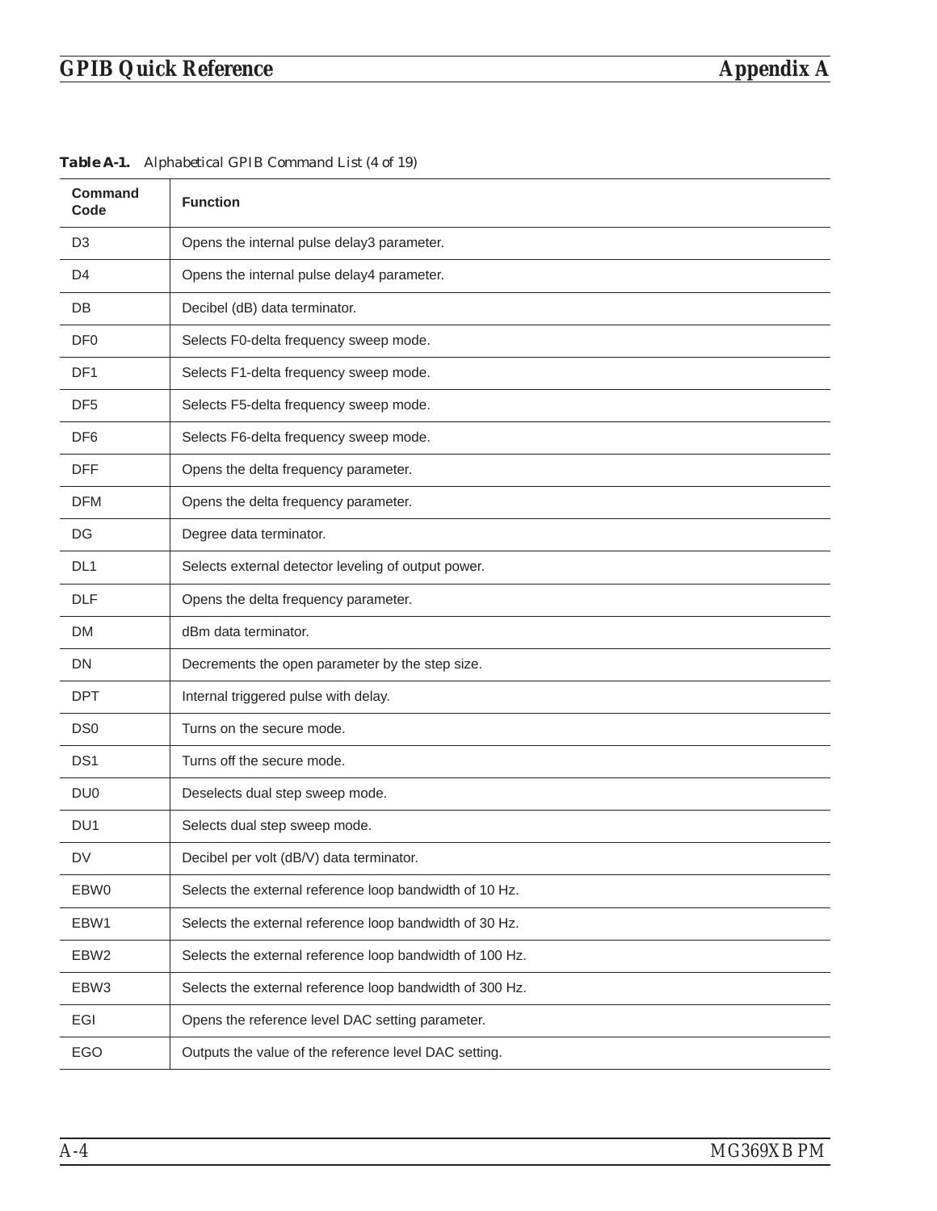**Table A-1.** *Alphabetical GPIB Command List (4 of 19)*

| Command Code | Function |
|---|---|
| D3 | Opens the internal pulse delay3 parameter. |
| D4 | Opens the internal pulse delay4 parameter. |
| DB | Decibel (dB) data terminator. |
| DF0 | Selects F0-delta frequency sweep mode. |
| DF1 | Selects F1-delta frequency sweep mode. |
| DF5 | Selects F5-delta frequency sweep mode. |
| DF6 | Selects F6-delta frequency sweep mode. |
| DFF | Opens the delta frequency parameter. |
| DFM | Opens the delta frequency parameter. |
| DG | Degree data terminator. |
| DL1 | Selects external detector leveling of output power. |
| DLF | Opens the delta frequency parameter. |
| DM | dBm data terminator. |
| DN | Decrements the open parameter by the step size. |
| DPT | Internal triggered pulse with delay. |
| DS0 | Turns on the secure mode. |
| DS1 | Turns off the secure mode. |
| DU0 | Deselects dual step sweep mode. |
| DU1 | Selects dual step sweep mode. |
| DV | Decibel per volt (dB/V) data terminator. |
| EBW0 | Selects the external reference loop bandwidth of 10 Hz. |
| EBW1 | Selects the external reference loop bandwidth of 30 Hz. |
| EBW2 | Selects the external reference loop bandwidth of 100 Hz. |
| EBW3 | Selects the external reference loop bandwidth of 300 Hz. |
| EGI | Opens the reference level DAC setting parameter. |
| EGO | Outputs the value of the reference level DAC setting. |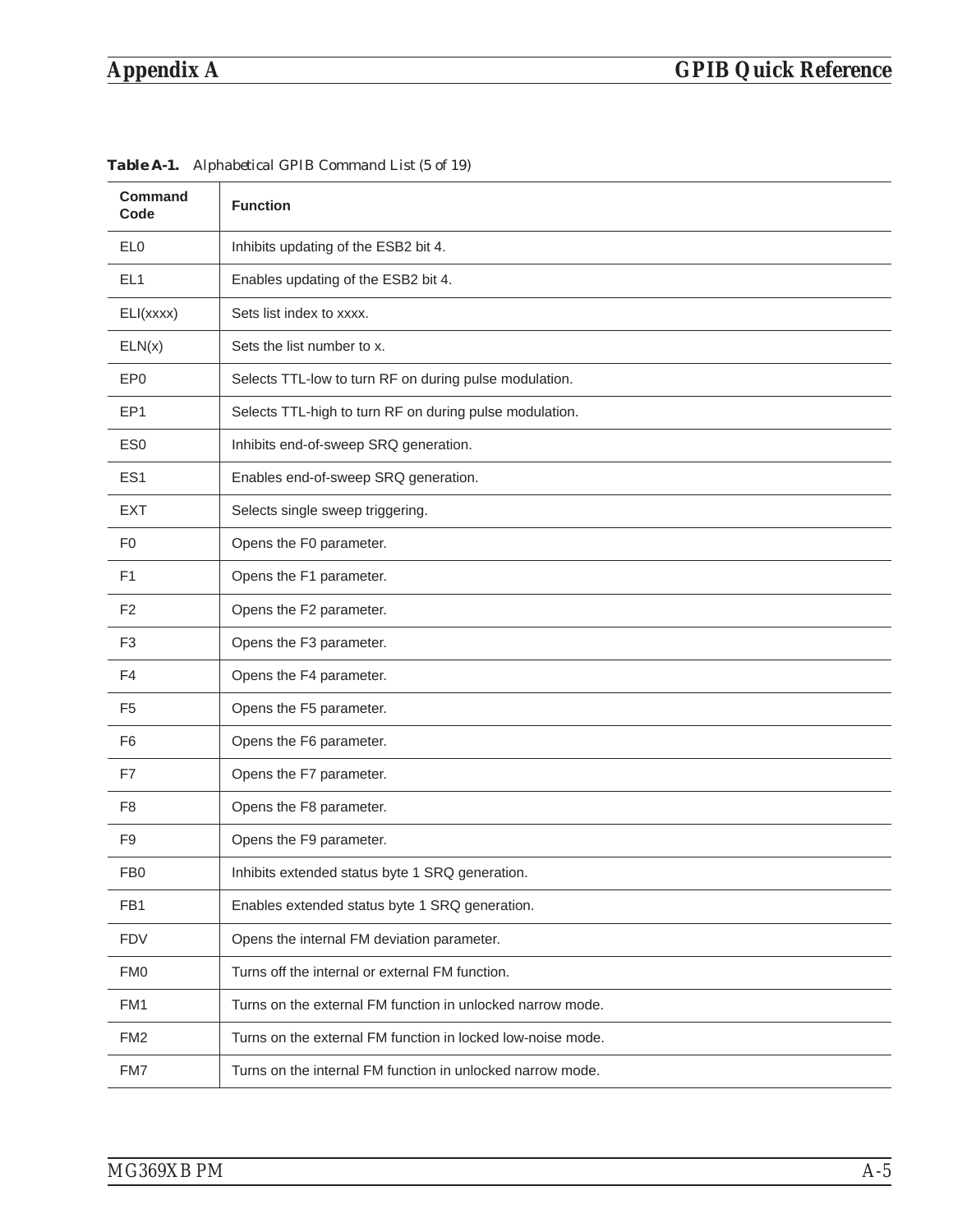**Table A-1.** *Alphabetical GPIB Command List (5 of 19)*

| Command Code | Function |
|---|---|
| EL0 | Inhibits updating of the ESB2 bit 4. |
| EL1 | Enables updating of the ESB2 bit 4. |
| ELI(xxxx) | Sets list index to xxxx. |
| ELN(x) | Sets the list number to x. |
| EP0 | Selects TTL-low to turn RF on during pulse modulation. |
| EP1 | Selects TTL-high to turn RF on during pulse modulation. |
| ES0 | Inhibits end-of-sweep SRQ generation. |
| ES1 | Enables end-of-sweep SRQ generation. |
| EXT | Selects single sweep triggering. |
| F0 | Opens the F0 parameter. |
| F1 | Opens the F1 parameter. |
| F2 | Opens the F2 parameter. |
| F3 | Opens the F3 parameter. |
| F4 | Opens the F4 parameter. |
| F5 | Opens the F5 parameter. |
| F6 | Opens the F6 parameter. |
| F7 | Opens the F7 parameter. |
| F8 | Opens the F8 parameter. |
| F9 | Opens the F9 parameter. |
| FB0 | Inhibits extended status byte 1 SRQ generation. |
| FB1 | Enables extended status byte 1 SRQ generation. |
| FDV | Opens the internal FM deviation parameter. |
| FM0 | Turns off the internal or external FM function. |
| FM1 | Turns on the external FM function in unlocked narrow mode. |
| FM2 | Turns on the external FM function in locked low-noise mode. |
| FM7 | Turns on the internal FM function in unlocked narrow mode. |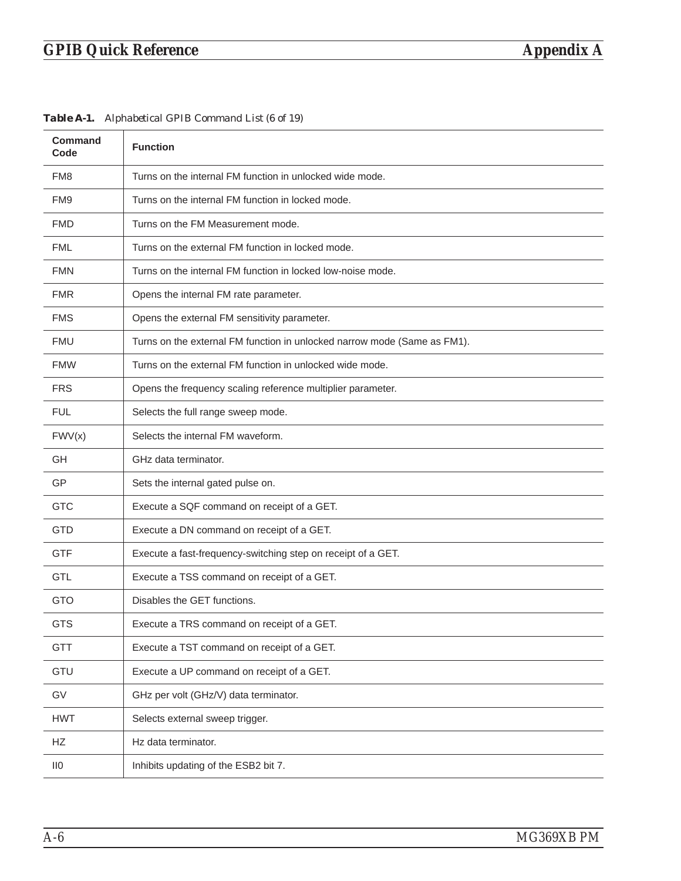**Table A-1.** *Alphabetical GPIB Command List (6 of 19)*

| Command Code | Function |
|---|---|
| FM8 | Turns on the internal FM function in unlocked wide mode. |
| FM9 | Turns on the internal FM function in locked mode. |
| FMD | Turns on the FM Measurement mode. |
| FML | Turns on the external FM function in locked mode. |
| FMN | Turns on the internal FM function in locked low-noise mode. |
| FMR | Opens the internal FM rate parameter. |
| FMS | Opens the external FM sensitivity parameter. |
| FMU | Turns on the external FM function in unlocked narrow mode (Same as FM1). |
| FMW | Turns on the external FM function in unlocked wide mode. |
| FRS | Opens the frequency scaling reference multiplier parameter. |
| FUL | Selects the full range sweep mode. |
| FWV(x) | Selects the internal FM waveform. |
| GH | GHz data terminator. |
| GP | Sets the internal gated pulse on. |
| GTC | Execute a SQF command on receipt of a GET. |
| GTD | Execute a DN command on receipt of a GET. |
| GTF | Execute a fast-frequency-switching step on receipt of a GET. |
| GTL | Execute a TSS command on receipt of a GET. |
| GTO | Disables the GET functions. |
| GTS | Execute a TRS command on receipt of a GET. |
| GTT | Execute a TST command on receipt of a GET. |
| GTU | Execute a UP command on receipt of a GET. |
| GV | GHz per volt (GHz/V) data terminator. |
| HWT | Selects external sweep trigger. |
| HZ | Hz data terminator. |
| II0 | Inhibits updating of the ESB2 bit 7. |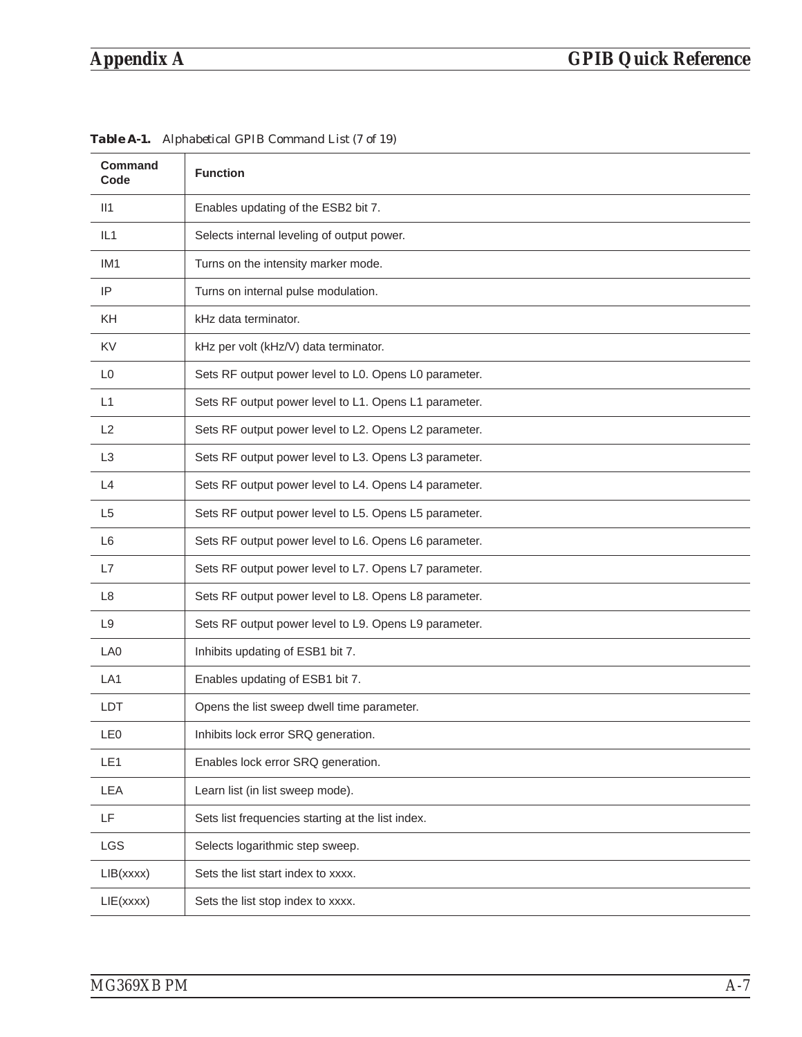**Table A-1.** *Alphabetical GPIB Command List (7 of 19)*

| Command Code | Function |
|---|---|
| II1 | Enables updating of the ESB2 bit 7. |
| IL1 | Selects internal leveling of output power. |
| IM1 | Turns on the intensity marker mode. |
| IP | Turns on internal pulse modulation. |
| KH | kHz data terminator. |
| KV | kHz per volt (kHz/V) data terminator. |
| L0 | Sets RF output power level to L0. Opens L0 parameter. |
| L1 | Sets RF output power level to L1. Opens L1 parameter. |
| L2 | Sets RF output power level to L2. Opens L2 parameter. |
| L3 | Sets RF output power level to L3. Opens L3 parameter. |
| L4 | Sets RF output power level to L4. Opens L4 parameter. |
| L5 | Sets RF output power level to L5. Opens L5 parameter. |
| L6 | Sets RF output power level to L6. Opens L6 parameter. |
| L7 | Sets RF output power level to L7. Opens L7 parameter. |
| L8 | Sets RF output power level to L8. Opens L8 parameter. |
| L9 | Sets RF output power level to L9. Opens L9 parameter. |
| LA0 | Inhibits updating of ESB1 bit 7. |
| LA1 | Enables updating of ESB1 bit 7. |
| LDT | Opens the list sweep dwell time parameter. |
| LE0 | Inhibits lock error SRQ generation. |
| LE1 | Enables lock error SRQ generation. |
| LEA | Learn list (in list sweep mode). |
| LF | Sets list frequencies starting at the list index. |
| LGS | Selects logarithmic step sweep. |
| LIB(xxxx) | Sets the list start index to xxxx. |
| LIE(xxxx) | Sets the list stop index to xxxx. |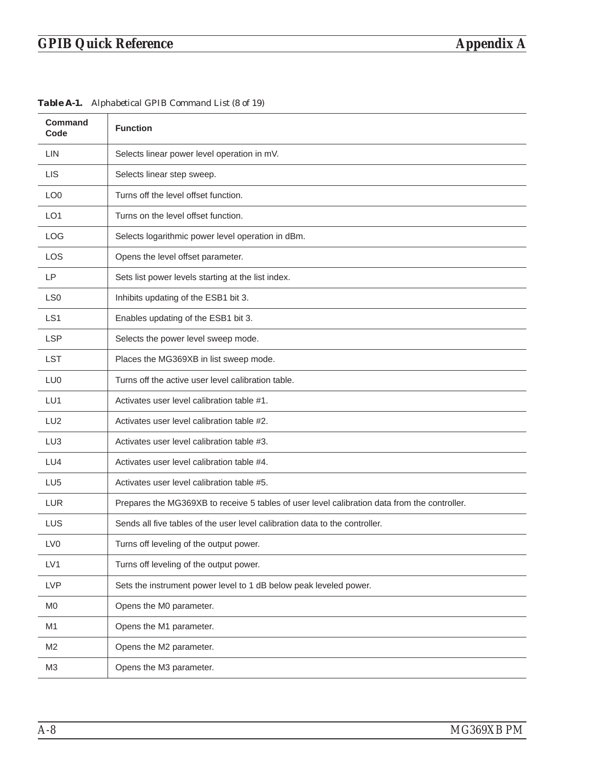**Table A-1.** *Alphabetical GPIB Command List (8 of 19)*

| Command Code | Function |
|---|---|
| LIN | Selects linear power level operation in mV. |
| LIS | Selects linear step sweep. |
| LO0 | Turns off the level offset function. |
| LO1 | Turns on the level offset function. |
| LOG | Selects logarithmic power level operation in dBm. |
| LOS | Opens the level offset parameter. |
| LP | Sets list power levels starting at the list index. |
| LS0 | Inhibits updating of the ESB1 bit 3. |
| LS1 | Enables updating of the ESB1 bit 3. |
| LSP | Selects the power level sweep mode. |
| LST | Places the MG369XB in list sweep mode. |
| LU0 | Turns off the active user level calibration table. |
| LU1 | Activates user level calibration table #1. |
| LU2 | Activates user level calibration table #2. |
| LU3 | Activates user level calibration table #3. |
| LU4 | Activates user level calibration table #4. |
| LU5 | Activates user level calibration table #5. |
| LUR | Prepares the MG369XB to receive 5 tables of user level calibration data from the controller. |
| LUS | Sends all five tables of the user level calibration data to the controller. |
| LV0 | Turns off leveling of the output power. |
| LV1 | Turns off leveling of the output power. |
| LVP | Sets the instrument power level to 1 dB below peak leveled power. |
| M0 | Opens the M0 parameter. |
| M1 | Opens the M1 parameter. |
| M2 | Opens the M2 parameter. |
| M3 | Opens the M3 parameter. |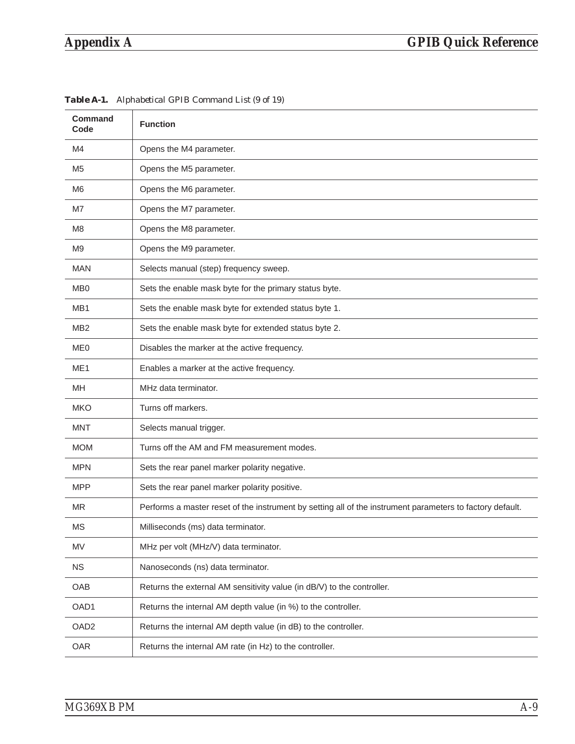**Table A-1.** *Alphabetical GPIB Command List (9 of 19)*

| Command Code | Function |
|---|---|
| M4 | Opens the M4 parameter. |
| M5 | Opens the M5 parameter. |
| M6 | Opens the M6 parameter. |
| M7 | Opens the M7 parameter. |
| M8 | Opens the M8 parameter. |
| M9 | Opens the M9 parameter. |
| MAN | Selects manual (step) frequency sweep. |
| MB0 | Sets the enable mask byte for the primary status byte. |
| MB1 | Sets the enable mask byte for extended status byte 1. |
| MB2 | Sets the enable mask byte for extended status byte 2. |
| ME0 | Disables the marker at the active frequency. |
| ME1 | Enables a marker at the active frequency. |
| MH | MHz data terminator. |
| MKO | Turns off markers. |
| MNT | Selects manual trigger. |
| MOM | Turns off the AM and FM measurement modes. |
| MPN | Sets the rear panel marker polarity negative. |
| MPP | Sets the rear panel marker polarity positive. |
| MR | Performs a master reset of the instrument by setting all of the instrument parameters to factory default. |
| MS | Milliseconds (ms) data terminator. |
| MV | MHz per volt (MHz/V) data terminator. |
| NS | Nanoseconds (ns) data terminator. |
| OAB | Returns the external AM sensitivity value (in dB/V) to the controller. |
| OAD1 | Returns the internal AM depth value (in %) to the controller. |
| OAD2 | Returns the internal AM depth value (in dB) to the controller. |
| OAR | Returns the internal AM rate (in Hz) to the controller. |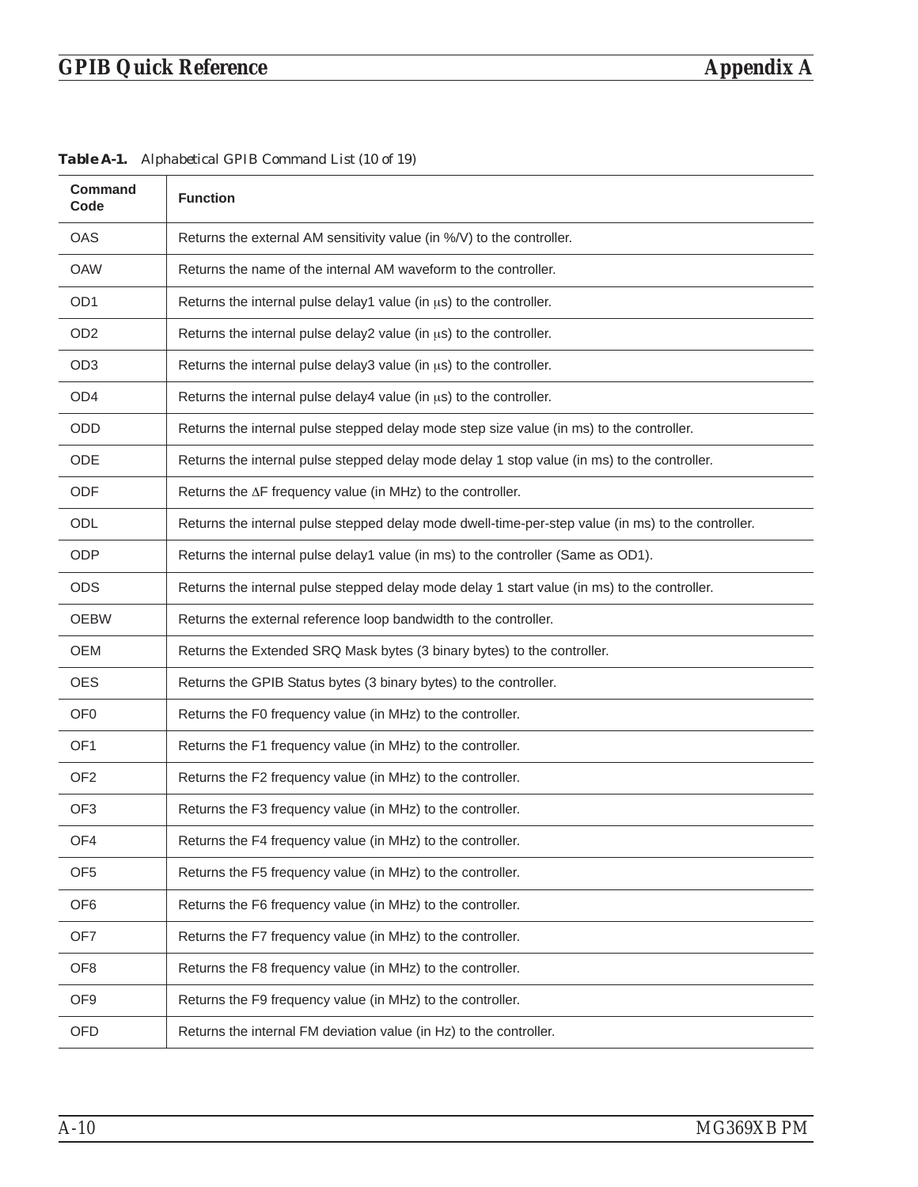**Table A-1.** *Alphabetical GPIB Command List (10 of 19)*

| Command Code | Function |
|---|---|
| OAS | Returns the external AM sensitivity value (in %/V) to the controller. |
| OAW | Returns the name of the internal AM waveform to the controller. |
| OD1 | Returns the internal pulse delay1 value (in μs) to the controller. |
| OD2 | Returns the internal pulse delay2 value (in μs) to the controller. |
| OD3 | Returns the internal pulse delay3 value (in μs) to the controller. |
| OD4 | Returns the internal pulse delay4 value (in μs) to the controller. |
| ODD | Returns the internal pulse stepped delay mode step size value (in ms) to the controller. |
| ODE | Returns the internal pulse stepped delay mode delay 1 stop value (in ms) to the controller. |
| ODF | Returns the ΔF frequency value (in MHz) to the controller. |
| ODL | Returns the internal pulse stepped delay mode dwell-time-per-step value (in ms) to the controller. |
| ODP | Returns the internal pulse delay1 value (in ms) to the controller (Same as OD1). |
| ODS | Returns the internal pulse stepped delay mode delay 1 start value (in ms) to the controller. |
| OEBW | Returns the external reference loop bandwidth to the controller. |
| OEM | Returns the Extended SRQ Mask bytes (3 binary bytes) to the controller. |
| OES | Returns the GPIB Status bytes (3 binary bytes) to the controller. |
| OF0 | Returns the F0 frequency value (in MHz) to the controller. |
| OF1 | Returns the F1 frequency value (in MHz) to the controller. |
| OF2 | Returns the F2 frequency value (in MHz) to the controller. |
| OF3 | Returns the F3 frequency value (in MHz) to the controller. |
| OF4 | Returns the F4 frequency value (in MHz) to the controller. |
| OF5 | Returns the F5 frequency value (in MHz) to the controller. |
| OF6 | Returns the F6 frequency value (in MHz) to the controller. |
| OF7 | Returns the F7 frequency value (in MHz) to the controller. |
| OF8 | Returns the F8 frequency value (in MHz) to the controller. |
| OF9 | Returns the F9 frequency value (in MHz) to the controller. |
| OFD | Returns the internal FM deviation value (in Hz) to the controller. |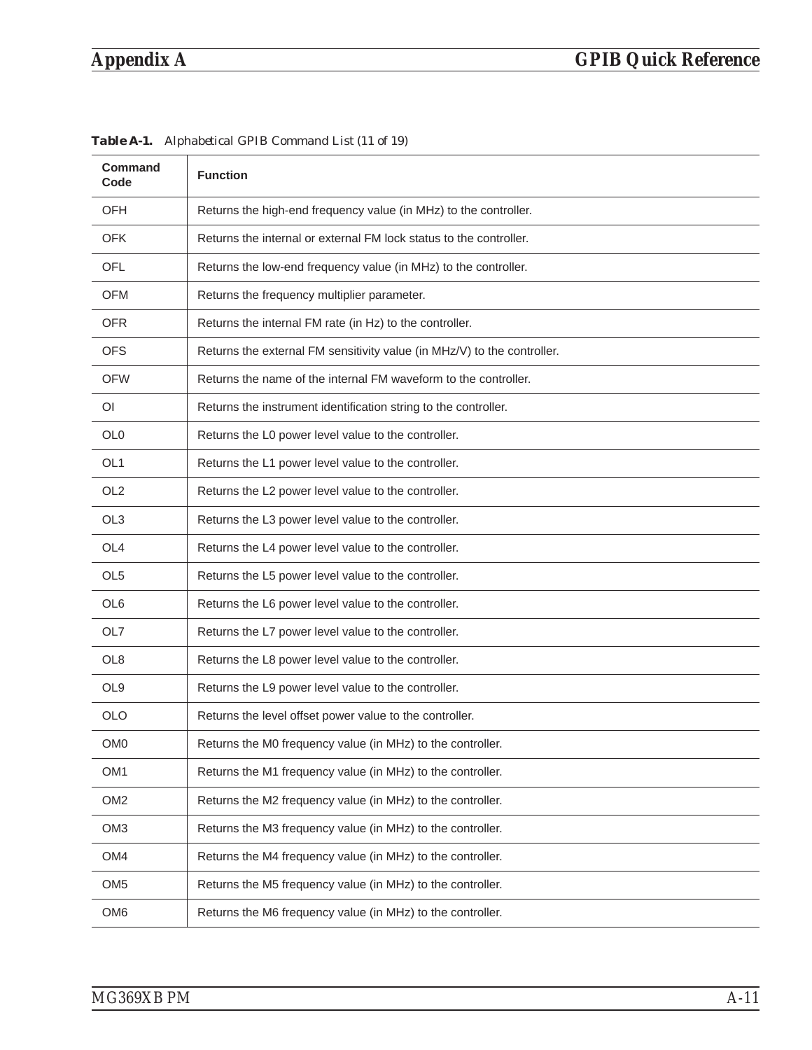**Table A-1.** *Alphabetical GPIB Command List (11 of 19)*

| Command Code | Function |
|---|---|
| OFH | Returns the high-end frequency value (in MHz) to the controller. |
| OFK | Returns the internal or external FM lock status to the controller. |
| OFL | Returns the low-end frequency value (in MHz) to the controller. |
| OFM | Returns the frequency multiplier parameter. |
| OFR | Returns the internal FM rate (in Hz) to the controller. |
| OFS | Returns the external FM sensitivity value (in MHz/V) to the controller. |
| OFW | Returns the name of the internal FM waveform to the controller. |
| OI | Returns the instrument identification string to the controller. |
| OL0 | Returns the L0 power level value to the controller. |
| OL1 | Returns the L1 power level value to the controller. |
| OL2 | Returns the L2 power level value to the controller. |
| OL3 | Returns the L3 power level value to the controller. |
| OL4 | Returns the L4 power level value to the controller. |
| OL5 | Returns the L5 power level value to the controller. |
| OL6 | Returns the L6 power level value to the controller. |
| OL7 | Returns the L7 power level value to the controller. |
| OL8 | Returns the L8 power level value to the controller. |
| OL9 | Returns the L9 power level value to the controller. |
| OLO | Returns the level offset power value to the controller. |
| OM0 | Returns the M0 frequency value (in MHz) to the controller. |
| OM1 | Returns the M1 frequency value (in MHz) to the controller. |
| OM2 | Returns the M2 frequency value (in MHz) to the controller. |
| OM3 | Returns the M3 frequency value (in MHz) to the controller. |
| OM4 | Returns the M4 frequency value (in MHz) to the controller. |
| OM5 | Returns the M5 frequency value (in MHz) to the controller. |
| OM6 | Returns the M6 frequency value (in MHz) to the controller. |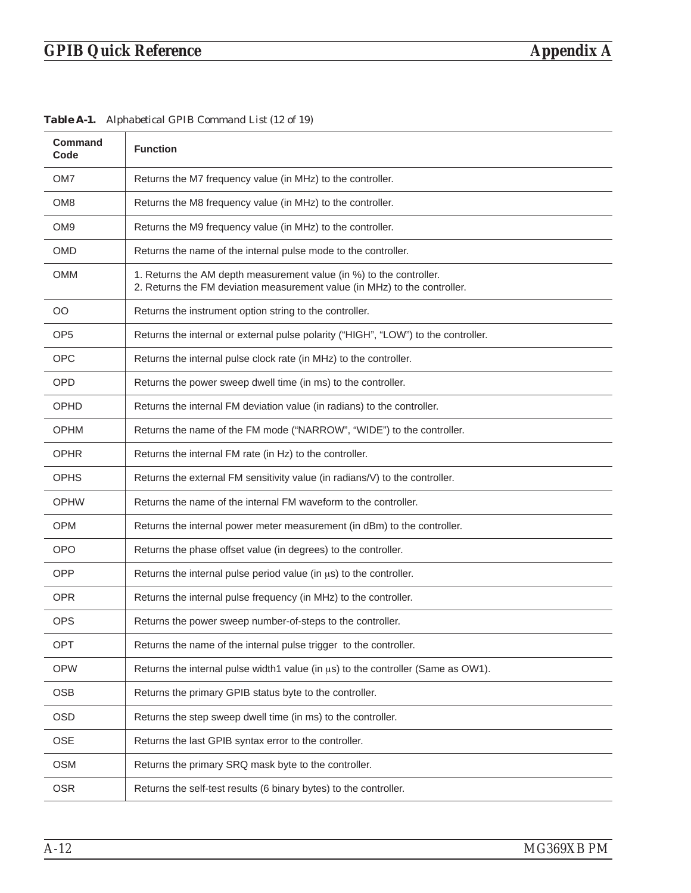**Table A-1.** *Alphabetical GPIB Command List (12 of 19)*

| Command Code | Function |
|---|---|
| OM7 | Returns the M7 frequency value (in MHz) to the controller. |
| OM8 | Returns the M8 frequency value (in MHz) to the controller. |
| OM9 | Returns the M9 frequency value (in MHz) to the controller. |
| OMD | Returns the name of the internal pulse mode to the controller. |
| OMM | 1. Returns the AM depth measurement value (in %) to the controller.<br>2. Returns the FM deviation measurement value (in MHz) to the controller. |
| OO | Returns the instrument option string to the controller. |
| OP5 | Returns the internal or external pulse polarity (“HIGH”, “LOW”) to the controller. |
| OPC | Returns the internal pulse clock rate (in MHz) to the controller. |
| OPD | Returns the power sweep dwell time (in ms) to the controller. |
| OPHD | Returns the internal FM deviation value (in radians) to the controller. |
| OPHM | Returns the name of the FM mode (“NARROW”, “WIDE”) to the controller. |
| OPHR | Returns the internal FM rate (in Hz) to the controller. |
| OPHS | Returns the external FM sensitivity value (in radians/V) to the controller. |
| OPHW | Returns the name of the internal FM waveform to the controller. |
| OPM | Returns the internal power meter measurement (in dBm) to the controller. |
| OPO | Returns the phase offset value (in degrees) to the controller. |
| OPP | Returns the internal pulse period value (in μs) to the controller. |
| OPR | Returns the internal pulse frequency (in MHz) to the controller. |
| OPS | Returns the power sweep number-of-steps to the controller. |
| OPT | Returns the name of the internal pulse trigger to the controller. |
| OPW | Returns the internal pulse width1 value (in μs) to the controller (Same as OW1). |
| OSB | Returns the primary GPIB status byte to the controller. |
| OSD | Returns the step sweep dwell time (in ms) to the controller. |
| OSE | Returns the last GPIB syntax error to the controller. |
| OSM | Returns the primary SRQ mask byte to the controller. |
| OSR | Returns the self-test results (6 binary bytes) to the controller. |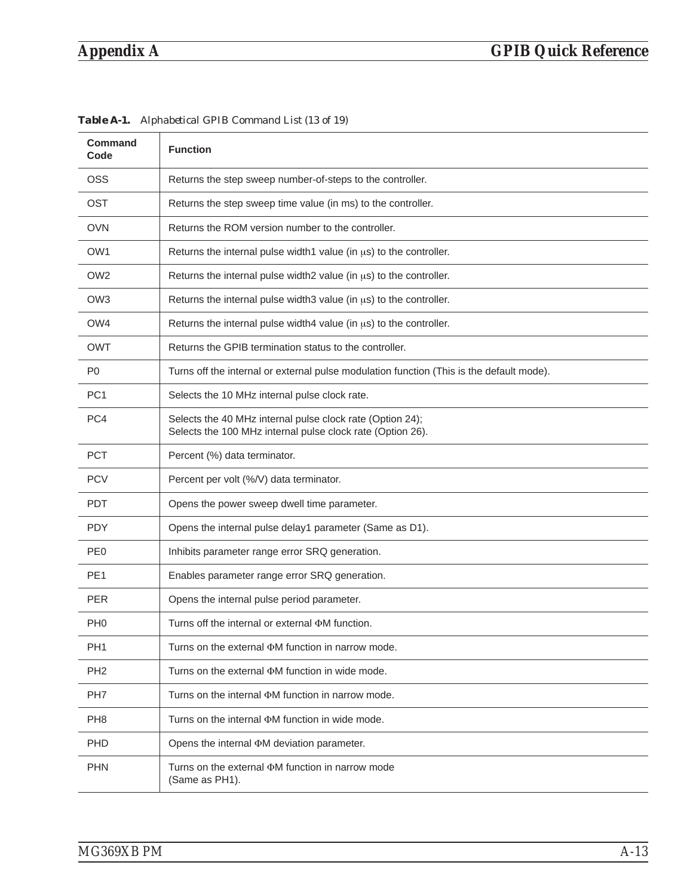**Table A-1.** *Alphabetical GPIB Command List (13 of 19)*

| Command Code | Function |
| --- | --- |
| OSS | Returns the step sweep number-of-steps to the controller. |
| OST | Returns the step sweep time value (in ms) to the controller. |
| OVN | Returns the ROM version number to the controller. |
| OW1 | Returns the internal pulse width1 value (in μs) to the controller. |
| OW2 | Returns the internal pulse width2 value (in μs) to the controller. |
| OW3 | Returns the internal pulse width3 value (in μs) to the controller. |
| OW4 | Returns the internal pulse width4 value (in μs) to the controller. |
| OWT | Returns the GPIB termination status to the controller. |
| P0 | Turns off the internal or external pulse modulation function (This is the default mode). |
| PC1 | Selects the 10 MHz internal pulse clock rate. |
| PC4 | Selects the 40 MHz internal pulse clock rate (Option 24);<br>Selects the 100 MHz internal pulse clock rate (Option 26). |
| PCT | Percent (%) data terminator. |
| PCV | Percent per volt (%/V) data terminator. |
| PDT | Opens the power sweep dwell time parameter. |
| PDY | Opens the internal pulse delay1 parameter (Same as D1). |
| PE0 | Inhibits parameter range error SRQ generation. |
| PE1 | Enables parameter range error SRQ generation. |
| PER | Opens the internal pulse period parameter. |
| PH0 | Turns off the internal or external ΦM function. |
| PH1 | Turns on the external ΦM function in narrow mode. |
| PH2 | Turns on the external ΦM function in wide mode. |
| PH7 | Turns on the internal ΦM function in narrow mode. |
| PH8 | Turns on the internal ΦM function in wide mode. |
| PHD | Opens the internal ΦM deviation parameter. |
| PHN | Turns on the external ΦM function in narrow mode<br>(Same as PH1). |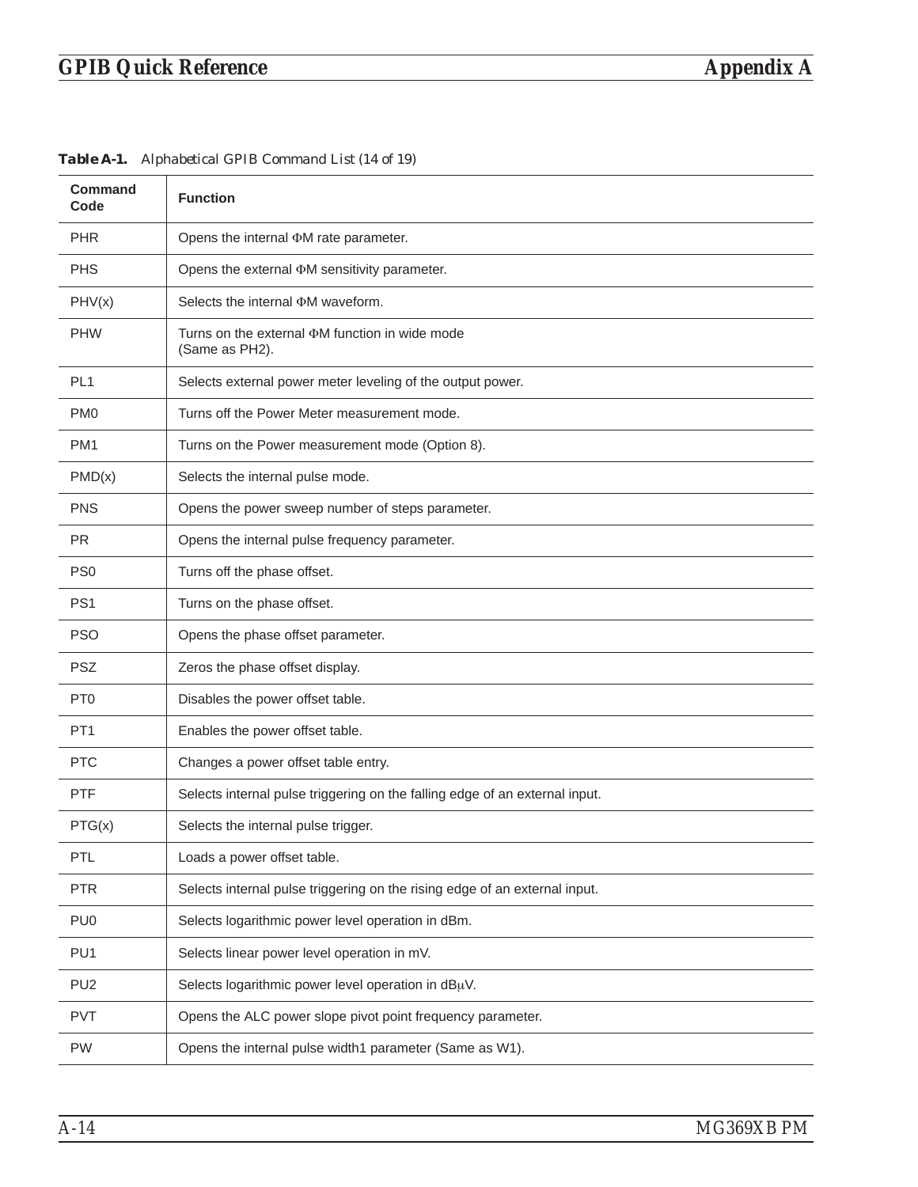**Table A-1.** *Alphabetical GPIB Command List (14 of 19)*

| Command Code | Function |
|---|---|
| PHR | Opens the internal ΦM rate parameter. |
| PHS | Opens the external ΦM sensitivity parameter. |
| PHV(x) | Selects the internal ΦM waveform. |
| PHW | Turns on the external ΦM function in wide mode (Same as PH2). |
| PL1 | Selects external power meter leveling of the output power. |
| PM0 | Turns off the Power Meter measurement mode. |
| PM1 | Turns on the Power measurement mode (Option 8). |
| PMD(x) | Selects the internal pulse mode. |
| PNS | Opens the power sweep number of steps parameter. |
| PR | Opens the internal pulse frequency parameter. |
| PS0 | Turns off the phase offset. |
| PS1 | Turns on the phase offset. |
| PSO | Opens the phase offset parameter. |
| PSZ | Zeros the phase offset display. |
| PT0 | Disables the power offset table. |
| PT1 | Enables the power offset table. |
| PTC | Changes a power offset table entry. |
| PTF | Selects internal pulse triggering on the falling edge of an external input. |
| PTG(x) | Selects the internal pulse trigger. |
| PTL | Loads a power offset table. |
| PTR | Selects internal pulse triggering on the rising edge of an external input. |
| PU0 | Selects logarithmic power level operation in dBm. |
| PU1 | Selects linear power level operation in mV. |
| PU2 | Selects logarithmic power level operation in dBμV. |
| PVT | Opens the ALC power slope pivot point frequency parameter. |
| PW | Opens the internal pulse width1 parameter (Same as W1). |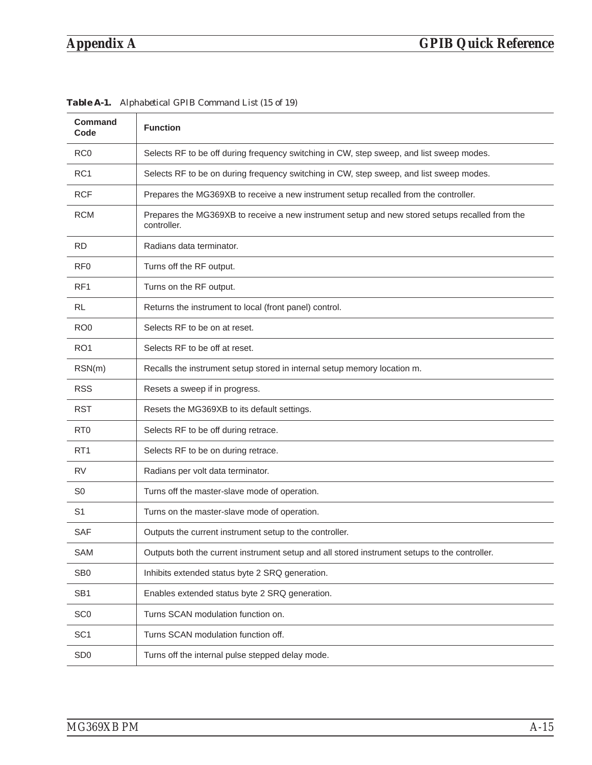**Table A-1.** *Alphabetical GPIB Command List (15 of 19)*

| Command Code | Function |
|---|---|
| RC0 | Selects RF to be off during frequency switching in CW, step sweep, and list sweep modes. |
| RC1 | Selects RF to be on during frequency switching in CW, step sweep, and list sweep modes. |
| RCF | Prepares the MG369XB to receive a new instrument setup recalled from the controller. |
| RCM | Prepares the MG369XB to receive a new instrument setup and new stored setups recalled from the controller. |
| RD | Radians data terminator. |
| RF0 | Turns off the RF output. |
| RF1 | Turns on the RF output. |
| RL | Returns the instrument to local (front panel) control. |
| RO0 | Selects RF to be on at reset. |
| RO1 | Selects RF to be off at reset. |
| RSN(m) | Recalls the instrument setup stored in internal setup memory location m. |
| RSS | Resets a sweep if in progress. |
| RST | Resets the MG369XB to its default settings. |
| RT0 | Selects RF to be off during retrace. |
| RT1 | Selects RF to be on during retrace. |
| RV | Radians per volt data terminator. |
| S0 | Turns off the master-slave mode of operation. |
| S1 | Turns on the master-slave mode of operation. |
| SAF | Outputs the current instrument setup to the controller. |
| SAM | Outputs both the current instrument setup and all stored instrument setups to the controller. |
| SB0 | Inhibits extended status byte 2 SRQ generation. |
| SB1 | Enables extended status byte 2 SRQ generation. |
| SC0 | Turns SCAN modulation function on. |
| SC1 | Turns SCAN modulation function off. |
| SD0 | Turns off the internal pulse stepped delay mode. |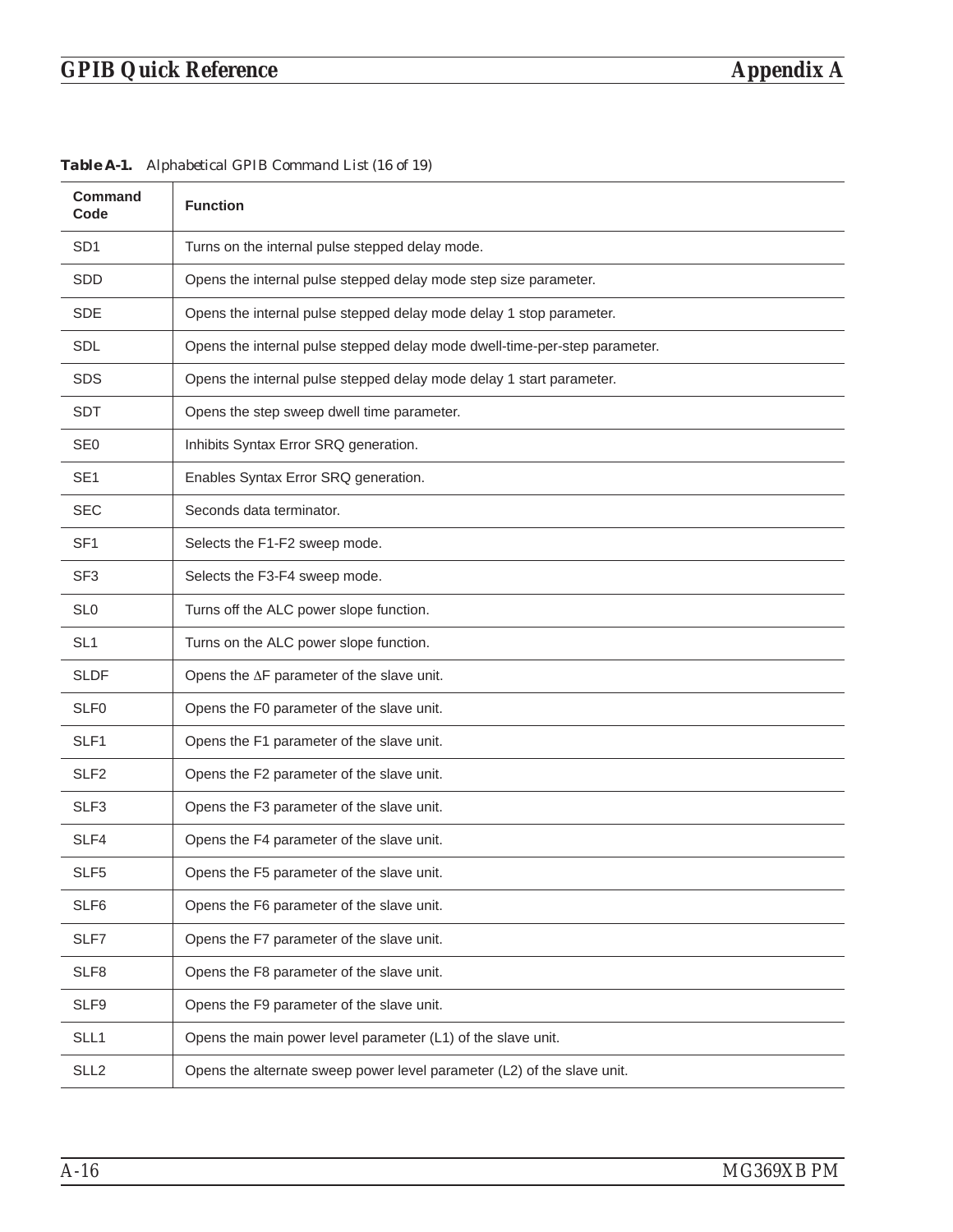**Table A-1.** *Alphabetical GPIB Command List (16 of 19)*

| Command Code | Function |
|---|---|
| SD1 | Turns on the internal pulse stepped delay mode. |
| SDD | Opens the internal pulse stepped delay mode step size parameter. |
| SDE | Opens the internal pulse stepped delay mode delay 1 stop parameter. |
| SDL | Opens the internal pulse stepped delay mode dwell-time-per-step parameter. |
| SDS | Opens the internal pulse stepped delay mode delay 1 start parameter. |
| SDT | Opens the step sweep dwell time parameter. |
| SE0 | Inhibits Syntax Error SRQ generation. |
| SE1 | Enables Syntax Error SRQ generation. |
| SEC | Seconds data terminator. |
| SF1 | Selects the F1-F2 sweep mode. |
| SF3 | Selects the F3-F4 sweep mode. |
| SL0 | Turns off the ALC power slope function. |
| SL1 | Turns on the ALC power slope function. |
| SLDF | Opens the ΔF parameter of the slave unit. |
| SLF0 | Opens the F0 parameter of the slave unit. |
| SLF1 | Opens the F1 parameter of the slave unit. |
| SLF2 | Opens the F2 parameter of the slave unit. |
| SLF3 | Opens the F3 parameter of the slave unit. |
| SLF4 | Opens the F4 parameter of the slave unit. |
| SLF5 | Opens the F5 parameter of the slave unit. |
| SLF6 | Opens the F6 parameter of the slave unit. |
| SLF7 | Opens the F7 parameter of the slave unit. |
| SLF8 | Opens the F8 parameter of the slave unit. |
| SLF9 | Opens the F9 parameter of the slave unit. |
| SLL1 | Opens the main power level parameter (L1) of the slave unit. |
| SLL2 | Opens the alternate sweep power level parameter (L2) of the slave unit. |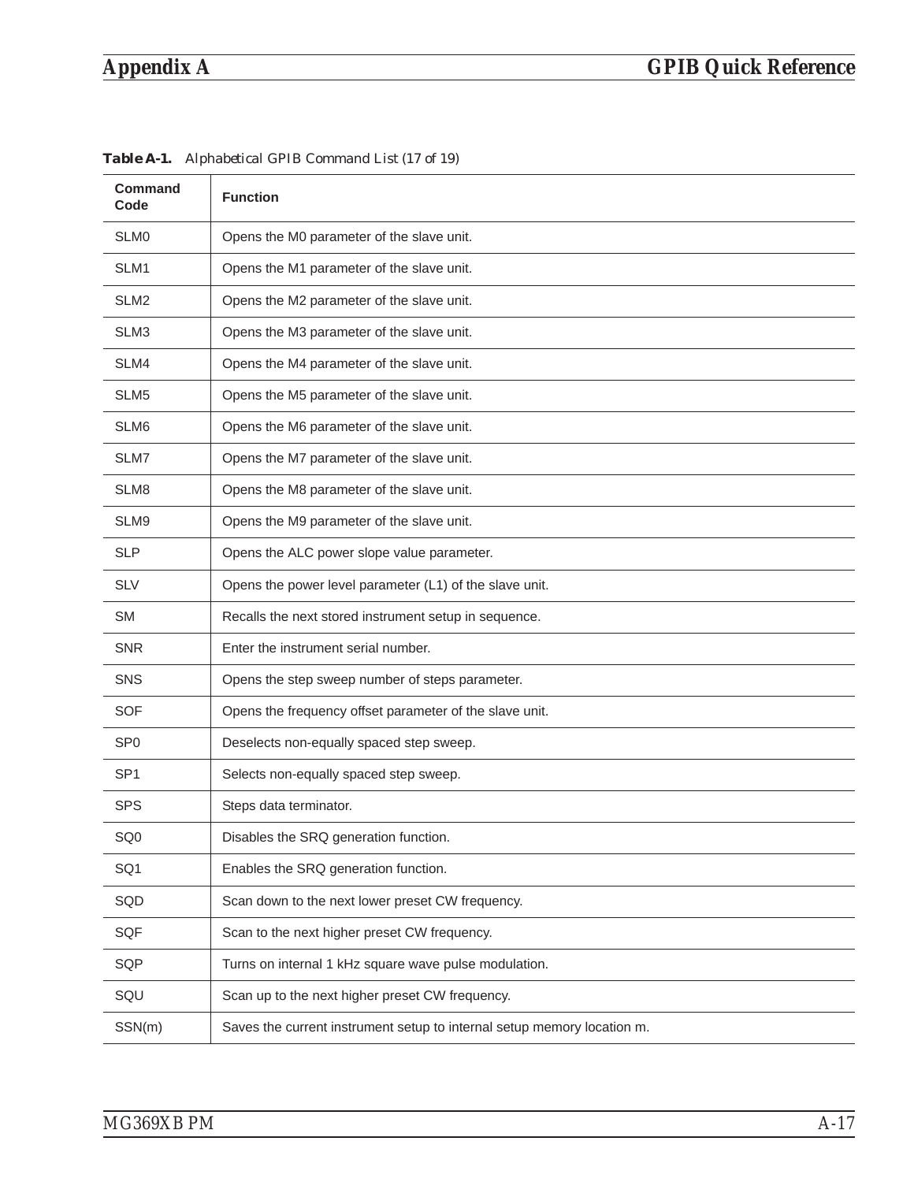**Table A-1.** *Alphabetical GPIB Command List (17 of 19)*

| Command Code | Function |
|---|---|
| SLM0 | Opens the M0 parameter of the slave unit. |
| SLM1 | Opens the M1 parameter of the slave unit. |
| SLM2 | Opens the M2 parameter of the slave unit. |
| SLM3 | Opens the M3 parameter of the slave unit. |
| SLM4 | Opens the M4 parameter of the slave unit. |
| SLM5 | Opens the M5 parameter of the slave unit. |
| SLM6 | Opens the M6 parameter of the slave unit. |
| SLM7 | Opens the M7 parameter of the slave unit. |
| SLM8 | Opens the M8 parameter of the slave unit. |
| SLM9 | Opens the M9 parameter of the slave unit. |
| SLP | Opens the ALC power slope value parameter. |
| SLV | Opens the power level parameter (L1) of the slave unit. |
| SM | Recalls the next stored instrument setup in sequence. |
| SNR | Enter the instrument serial number. |
| SNS | Opens the step sweep number of steps parameter. |
| SOF | Opens the frequency offset parameter of the slave unit. |
| SP0 | Deselects non-equally spaced step sweep. |
| SP1 | Selects non-equally spaced step sweep. |
| SPS | Steps data terminator. |
| SQ0 | Disables the SRQ generation function. |
| SQ1 | Enables the SRQ generation function. |
| SQD | Scan down to the next lower preset CW frequency. |
| SQF | Scan to the next higher preset CW frequency. |
| SQP | Turns on internal 1 kHz square wave pulse modulation. |
| SQU | Scan up to the next higher preset CW frequency. |
| SSN(m) | Saves the current instrument setup to internal setup memory location m. |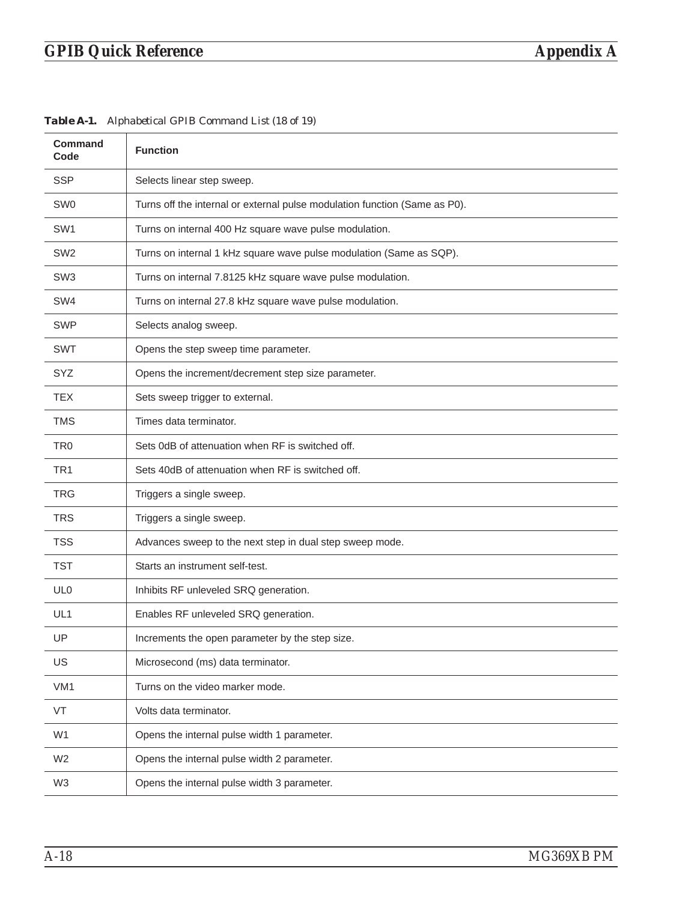**Table A-1.** *Alphabetical GPIB Command List (18 of 19)*

| Command Code | Function |
|---|---|
| SSP | Selects linear step sweep. |
| SW0 | Turns off the internal or external pulse modulation function (Same as P0). |
| SW1 | Turns on internal 400 Hz square wave pulse modulation. |
| SW2 | Turns on internal 1 kHz square wave pulse modulation (Same as SQP). |
| SW3 | Turns on internal 7.8125 kHz square wave pulse modulation. |
| SW4 | Turns on internal 27.8 kHz square wave pulse modulation. |
| SWP | Selects analog sweep. |
| SWT | Opens the step sweep time parameter. |
| SYZ | Opens the increment/decrement step size parameter. |
| TEX | Sets sweep trigger to external. |
| TMS | Times data terminator. |
| TR0 | Sets 0dB of attenuation when RF is switched off. |
| TR1 | Sets 40dB of attenuation when RF is switched off. |
| TRG | Triggers a single sweep. |
| TRS | Triggers a single sweep. |
| TSS | Advances sweep to the next step in dual step sweep mode. |
| TST | Starts an instrument self-test. |
| UL0 | Inhibits RF unleveled SRQ generation. |
| UL1 | Enables RF unleveled SRQ generation. |
| UP | Increments the open parameter by the step size. |
| US | Microsecond (ms) data terminator. |
| VM1 | Turns on the video marker mode. |
| VT | Volts data terminator. |
| W1 | Opens the internal pulse width 1 parameter. |
| W2 | Opens the internal pulse width 2 parameter. |
| W3 | Opens the internal pulse width 3 parameter. |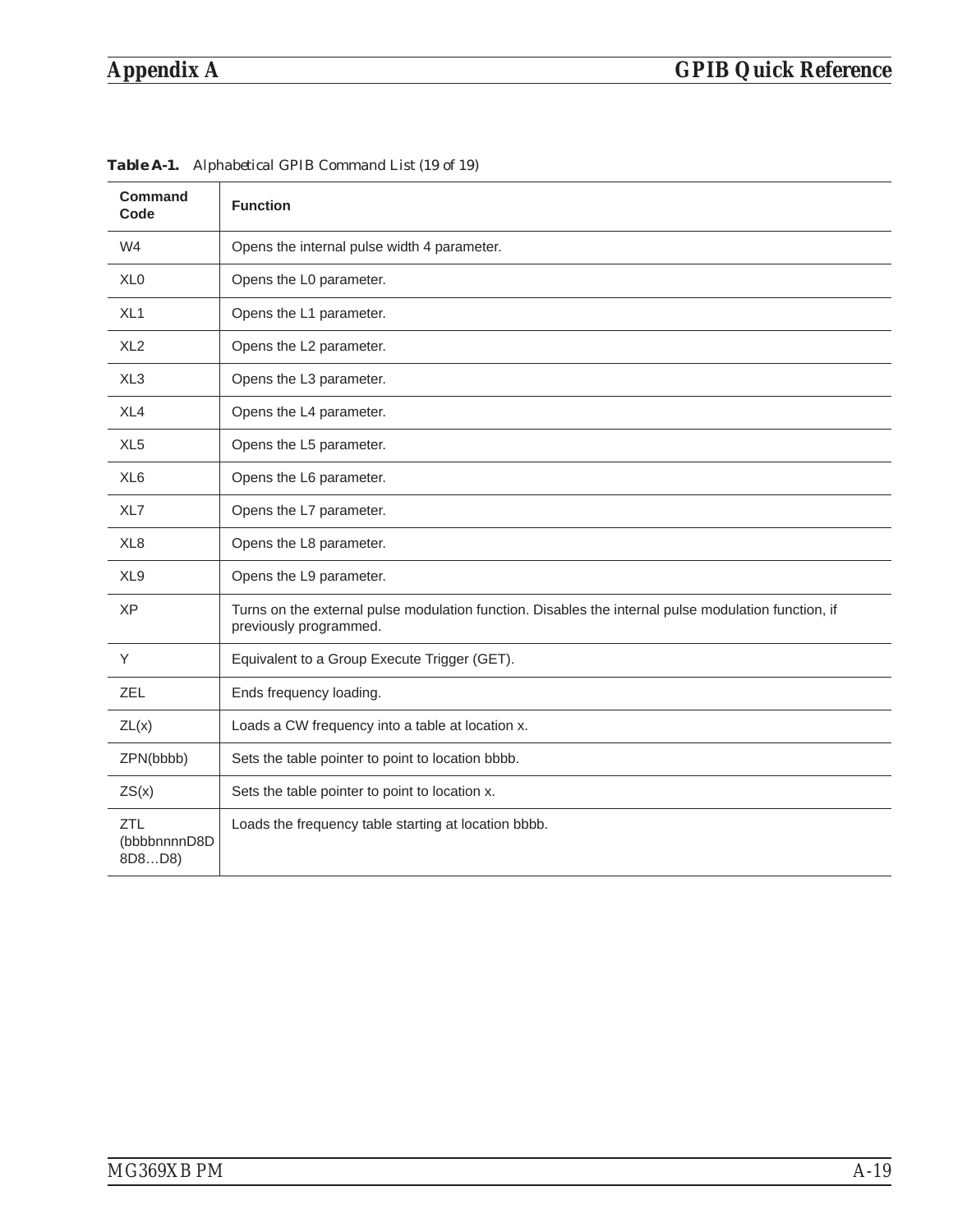**Table A-1.** *Alphabetical GPIB Command List (19 of 19)*

| Command Code | Function |
|---|---|
| W4 | Opens the internal pulse width 4 parameter. |
| XL0 | Opens the L0 parameter. |
| XL1 | Opens the L1 parameter. |
| XL2 | Opens the L2 parameter. |
| XL3 | Opens the L3 parameter. |
| XL4 | Opens the L4 parameter. |
| XL5 | Opens the L5 parameter. |
| XL6 | Opens the L6 parameter. |
| XL7 | Opens the L7 parameter. |
| XL8 | Opens the L8 parameter. |
| XL9 | Opens the L9 parameter. |
| XP | Turns on the external pulse modulation function. Disables the internal pulse modulation function, if previously programmed. |
| Y | Equivalent to a Group Execute Trigger (GET). |
| ZEL | Ends frequency loading. |
| ZL(x) | Loads a CW frequency into a table at location x. |
| ZPN(bbbb) | Sets the table pointer to point to location bbbb. |
| ZS(x) | Sets the table pointer to point to location x. |
| ZTL (bbbbnnnnD8D8D8…D8) | Loads the frequency table starting at location bbbb. |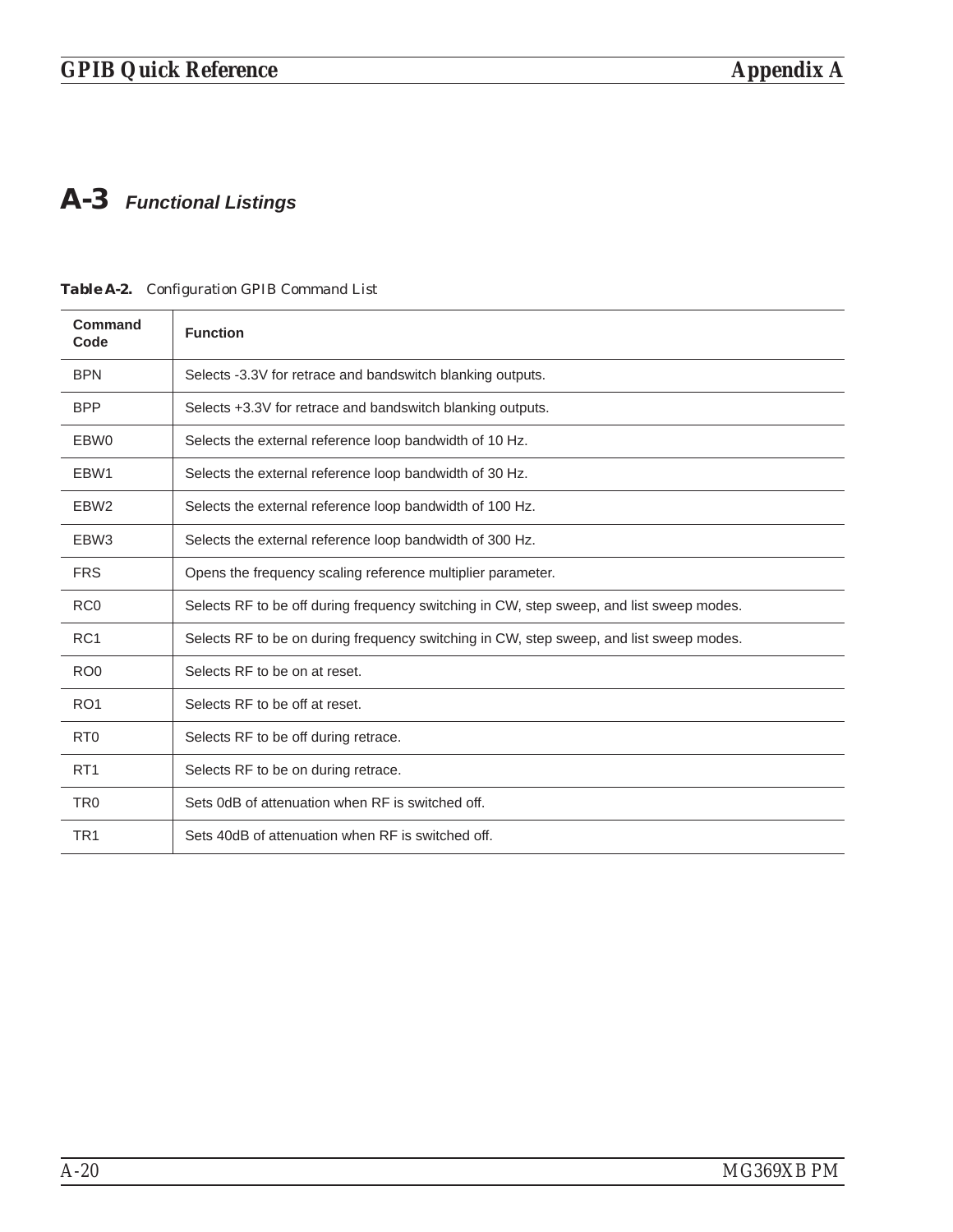## A-3 *Functional Listings*

**Table A-2.** Configuration GPIB Command List

| Command Code | Function |
|---|---|
| BPN | Selects -3.3V for retrace and bandswitch blanking outputs. |
| BPP | Selects +3.3V for retrace and bandswitch blanking outputs. |
| EBW0 | Selects the external reference loop bandwidth of 10 Hz. |
| EBW1 | Selects the external reference loop bandwidth of 30 Hz. |
| EBW2 | Selects the external reference loop bandwidth of 100 Hz. |
| EBW3 | Selects the external reference loop bandwidth of 300 Hz. |
| FRS | Opens the frequency scaling reference multiplier parameter. |
| RC0 | Selects RF to be off during frequency switching in CW, step sweep, and list sweep modes. |
| RC1 | Selects RF to be on during frequency switching in CW, step sweep, and list sweep modes. |
| RO0 | Selects RF to be on at reset. |
| RO1 | Selects RF to be off at reset. |
| RT0 | Selects RF to be off during retrace. |
| RT1 | Selects RF to be on during retrace. |
| TR0 | Sets 0dB of attenuation when RF is switched off. |
| TR1 | Sets 40dB of attenuation when RF is switched off. |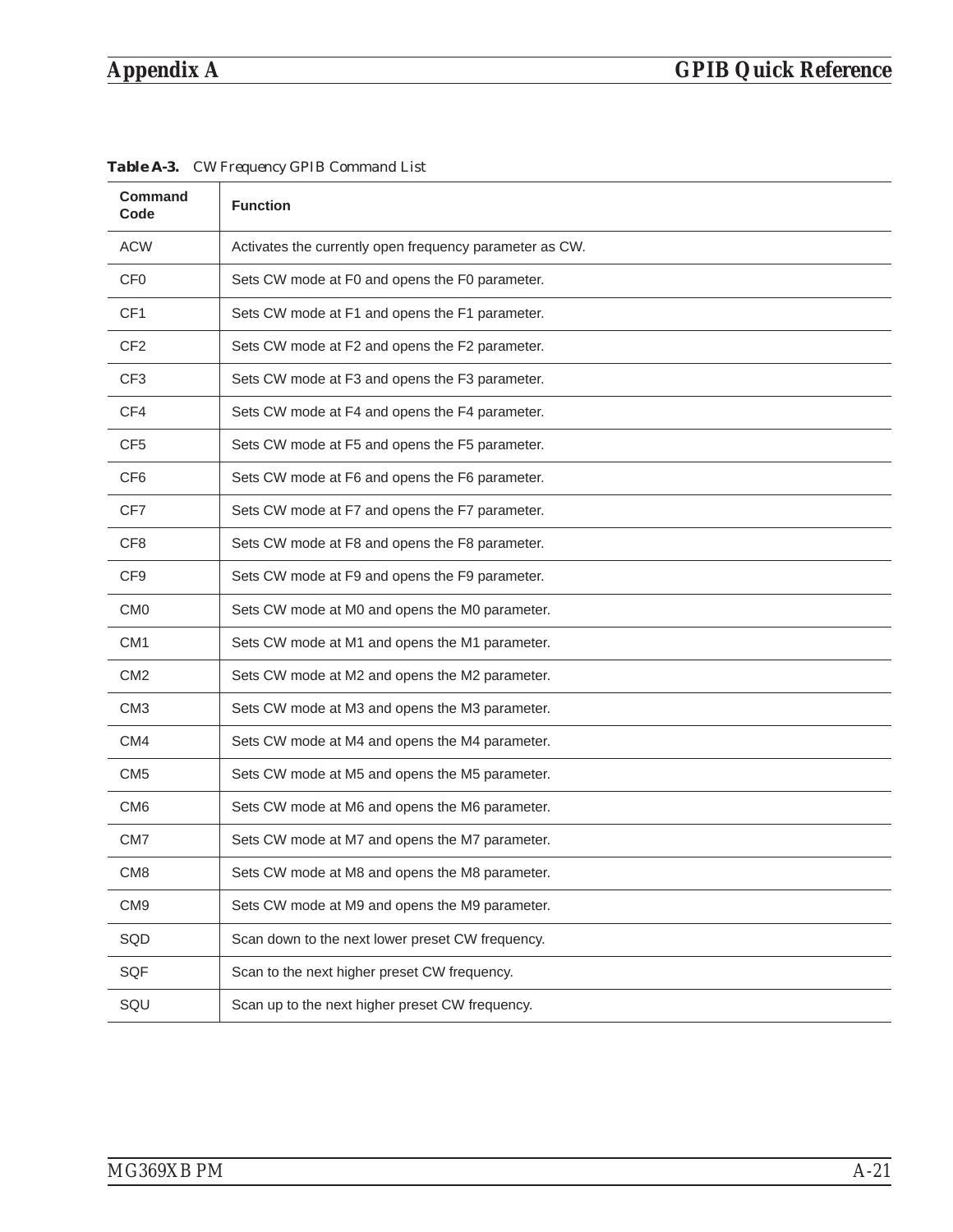**Table A-3.** *CW Frequency GPIB Command List*

| Command Code | Function |
|---|---|
| ACW | Activates the currently open frequency parameter as CW. |
| CF0 | Sets CW mode at F0 and opens the F0 parameter. |
| CF1 | Sets CW mode at F1 and opens the F1 parameter. |
| CF2 | Sets CW mode at F2 and opens the F2 parameter. |
| CF3 | Sets CW mode at F3 and opens the F3 parameter. |
| CF4 | Sets CW mode at F4 and opens the F4 parameter. |
| CF5 | Sets CW mode at F5 and opens the F5 parameter. |
| CF6 | Sets CW mode at F6 and opens the F6 parameter. |
| CF7 | Sets CW mode at F7 and opens the F7 parameter. |
| CF8 | Sets CW mode at F8 and opens the F8 parameter. |
| CF9 | Sets CW mode at F9 and opens the F9 parameter. |
| CM0 | Sets CW mode at M0 and opens the M0 parameter. |
| CM1 | Sets CW mode at M1 and opens the M1 parameter. |
| CM2 | Sets CW mode at M2 and opens the M2 parameter. |
| CM3 | Sets CW mode at M3 and opens the M3 parameter. |
| CM4 | Sets CW mode at M4 and opens the M4 parameter. |
| CM5 | Sets CW mode at M5 and opens the M5 parameter. |
| CM6 | Sets CW mode at M6 and opens the M6 parameter. |
| CM7 | Sets CW mode at M7 and opens the M7 parameter. |
| CM8 | Sets CW mode at M8 and opens the M8 parameter. |
| CM9 | Sets CW mode at M9 and opens the M9 parameter. |
| SQD | Scan down to the next lower preset CW frequency. |
| SQF | Scan to the next higher preset CW frequency. |
| SQU | Scan up to the next higher preset CW frequency. |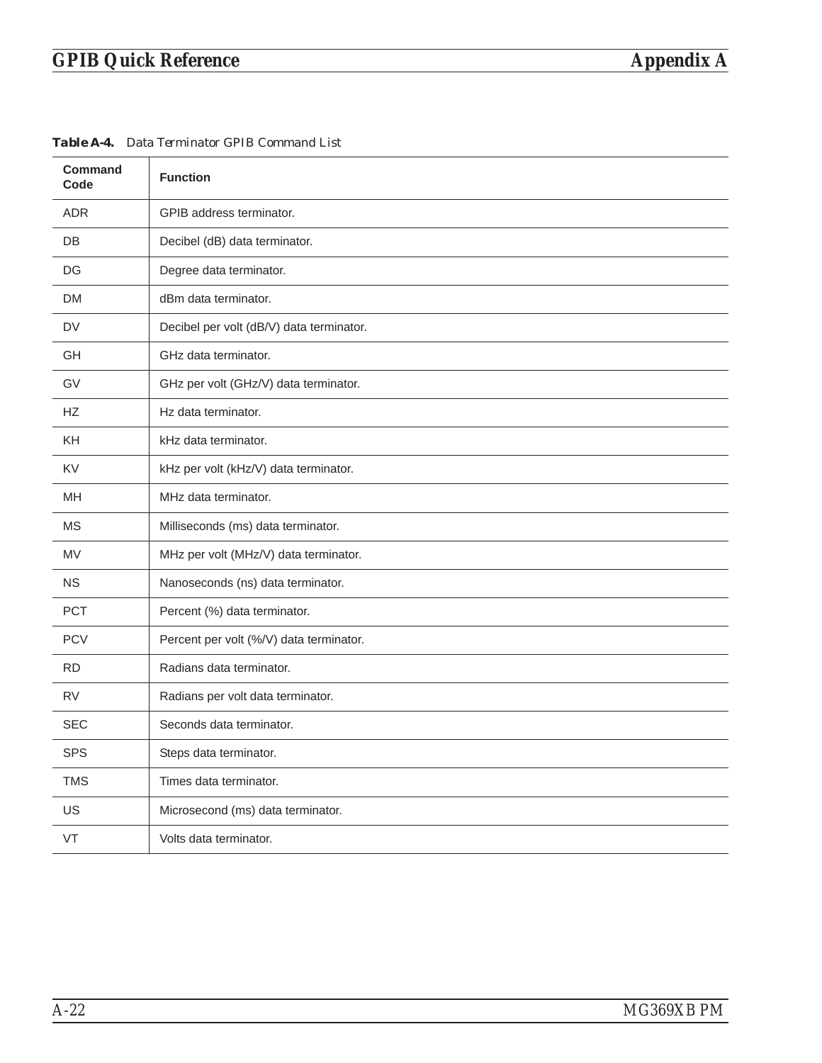**Table A-4.** Data Terminator GPIB Command List

| Command Code | Function |
|---|---|
| ADR | GPIB address terminator. |
| DB | Decibel (dB) data terminator. |
| DG | Degree data terminator. |
| DM | dBm data terminator. |
| DV | Decibel per volt (dB/V) data terminator. |
| GH | GHz data terminator. |
| GV | GHz per volt (GHz/V) data terminator. |
| HZ | Hz data terminator. |
| KH | kHz data terminator. |
| KV | kHz per volt (kHz/V) data terminator. |
| MH | MHz data terminator. |
| MS | Milliseconds (ms) data terminator. |
| MV | MHz per volt (MHz/V) data terminator. |
| NS | Nanoseconds (ns) data terminator. |
| PCT | Percent (%) data terminator. |
| PCV | Percent per volt (%/V) data terminator. |
| RD | Radians data terminator. |
| RV | Radians per volt data terminator. |
| SEC | Seconds data terminator. |
| SPS | Steps data terminator. |
| TMS | Times data terminator. |
| US | Microsecond (ms) data terminator. |
| VT | Volts data terminator. |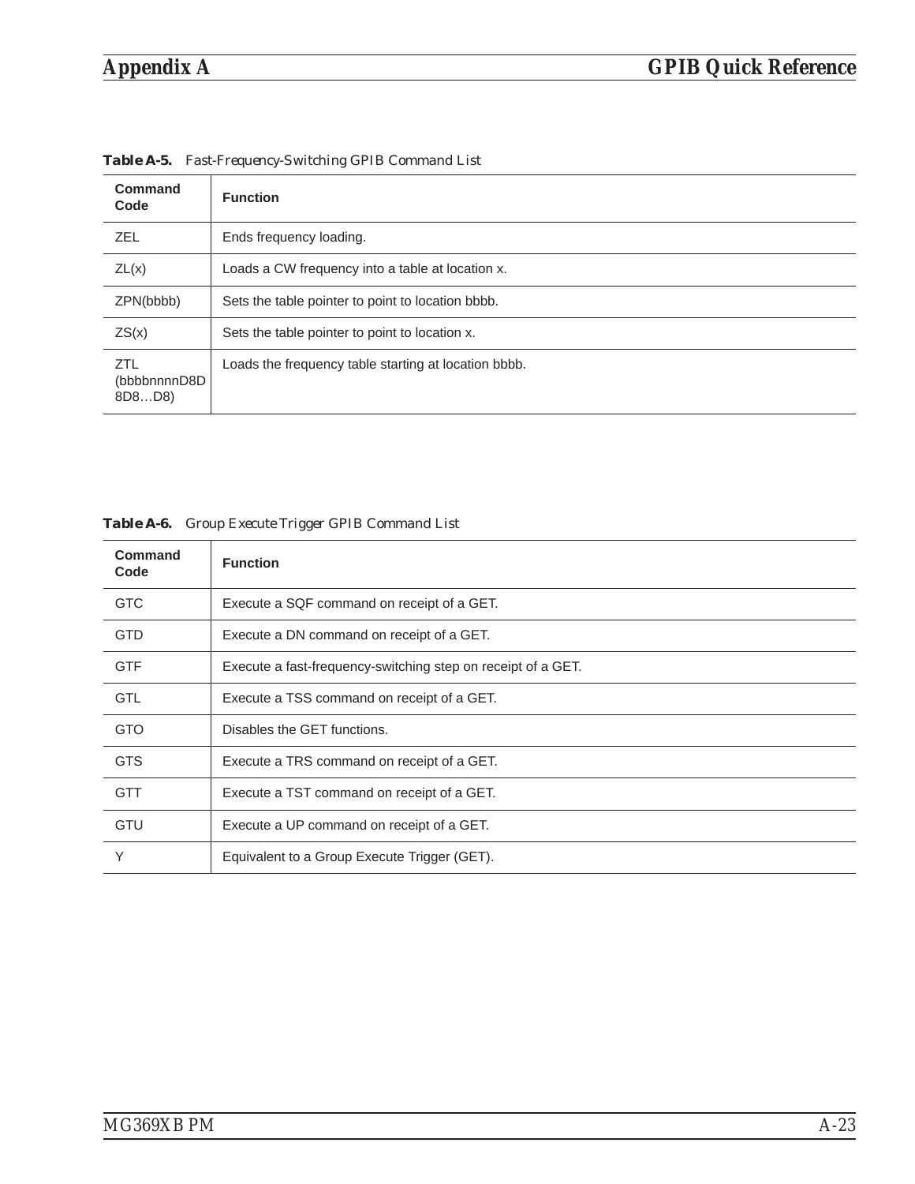**Table A-5.** *Fast-Frequency-Switching GPIB Command List*

| Command Code | Function |
|---|---|
| ZEL | Ends frequency loading. |
| ZL(x) | Loads a CW frequency into a table at location x. |
| ZPN(bbbb) | Sets the table pointer to point to location bbbb. |
| ZS(x) | Sets the table pointer to point to location x. |
| ZTL (bbbbnnnnD8D8D8…D8) | Loads the frequency table starting at location bbbb. |

**Table A-6.** *Group Execute Trigger GPIB Command List*

| Command Code | Function |
|---|---|
| GTC | Execute a SQF command on receipt of a GET. |
| GTD | Execute a DN command on receipt of a GET. |
| GTF | Execute a fast-frequency-switching step on receipt of a GET. |
| GTL | Execute a TSS command on receipt of a GET. |
| GTO | Disables the GET functions. |
| GTS | Execute a TRS command on receipt of a GET. |
| GTT | Execute a TST command on receipt of a GET. |
| GTU | Execute a UP command on receipt of a GET. |
| Y | Equivalent to a Group Execute Trigger (GET). |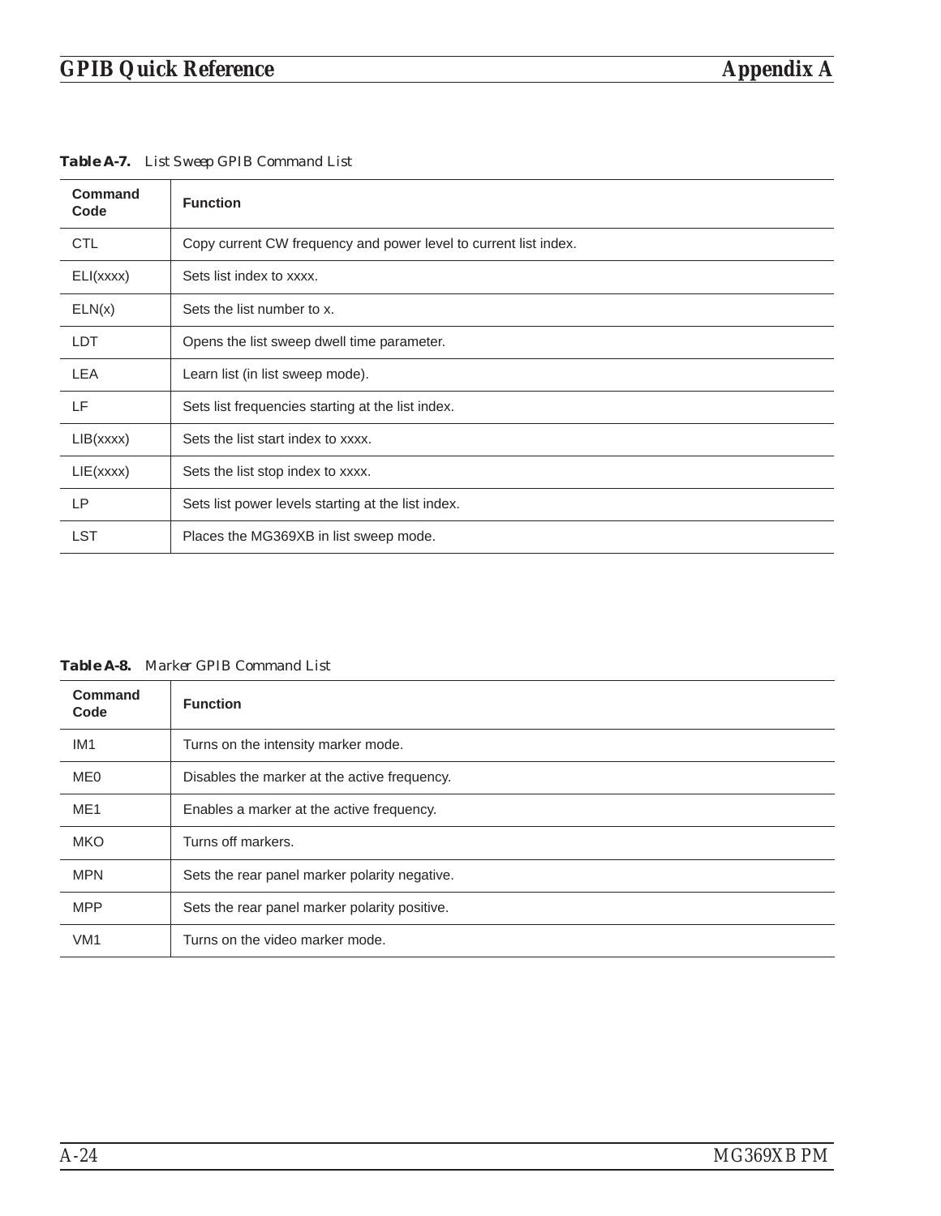**Table A-7.** *List Sweep GPIB Command List*

| Command Code | Function |
|---|---|
| CTL | Copy current CW frequency and power level to current list index. |
| ELI(xxxx) | Sets list index to xxxx. |
| ELN(x) | Sets the list number to x. |
| LDT | Opens the list sweep dwell time parameter. |
| LEA | Learn list (in list sweep mode). |
| LF | Sets list frequencies starting at the list index. |
| LIB(xxxx) | Sets the list start index to xxxx. |
| LIE(xxxx) | Sets the list stop index to xxxx. |
| LP | Sets list power levels starting at the list index. |
| LST | Places the MG369XB in list sweep mode. |

**Table A-8.** *Marker GPIB Command List*

| Command Code | Function |
|---|---|
| IM1 | Turns on the intensity marker mode. |
| ME0 | Disables the marker at the active frequency. |
| ME1 | Enables a marker at the active frequency. |
| MKO | Turns off markers. |
| MPN | Sets the rear panel marker polarity negative. |
| MPP | Sets the rear panel marker polarity positive. |
| VM1 | Turns on the video marker mode. |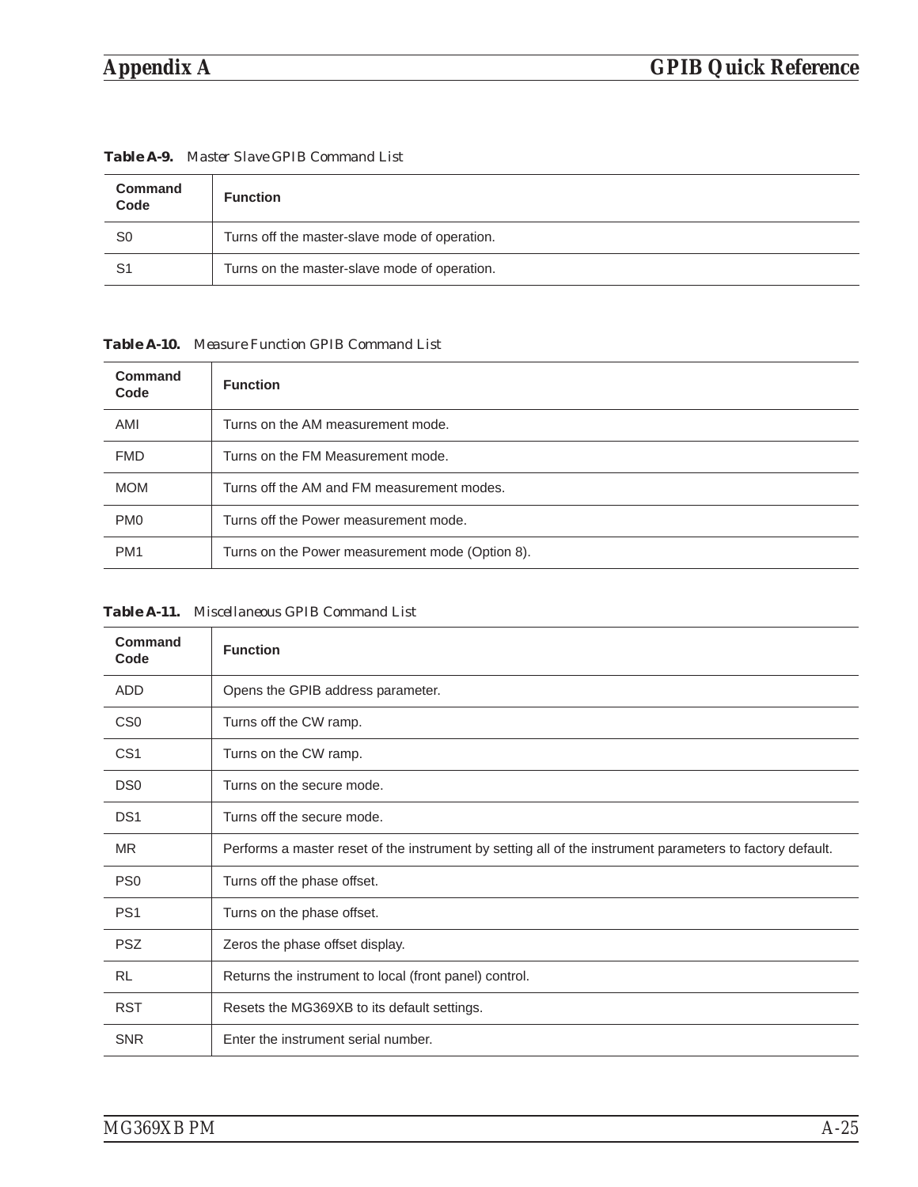**Table A-9.** *Master Slave GPIB Command List*

| Command Code | Function |
|---|---|
| S0 | Turns off the master-slave mode of operation. |
| S1 | Turns on the master-slave mode of operation. |

**Table A-10.** *Measure Function GPIB Command List*

| Command Code | Function |
|---|---|
| AMI | Turns on the AM measurement mode. |
| FMD | Turns on the FM Measurement mode. |
| MOM | Turns off the AM and FM measurement modes. |
| PM0 | Turns off the Power measurement mode. |
| PM1 | Turns on the Power measurement mode (Option 8). |

**Table A-11.** *Miscellaneous GPIB Command List*

| Command Code | Function |
|---|---|
| ADD | Opens the GPIB address parameter. |
| CS0 | Turns off the CW ramp. |
| CS1 | Turns on the CW ramp. |
| DS0 | Turns on the secure mode. |
| DS1 | Turns off the secure mode. |
| MR | Performs a master reset of the instrument by setting all of the instrument parameters to factory default. |
| PS0 | Turns off the phase offset. |
| PS1 | Turns on the phase offset. |
| PSZ | Zeros the phase offset display. |
| RL | Returns the instrument to local (front panel) control. |
| RST | Resets the MG369XB to its default settings. |
| SNR | Enter the instrument serial number. |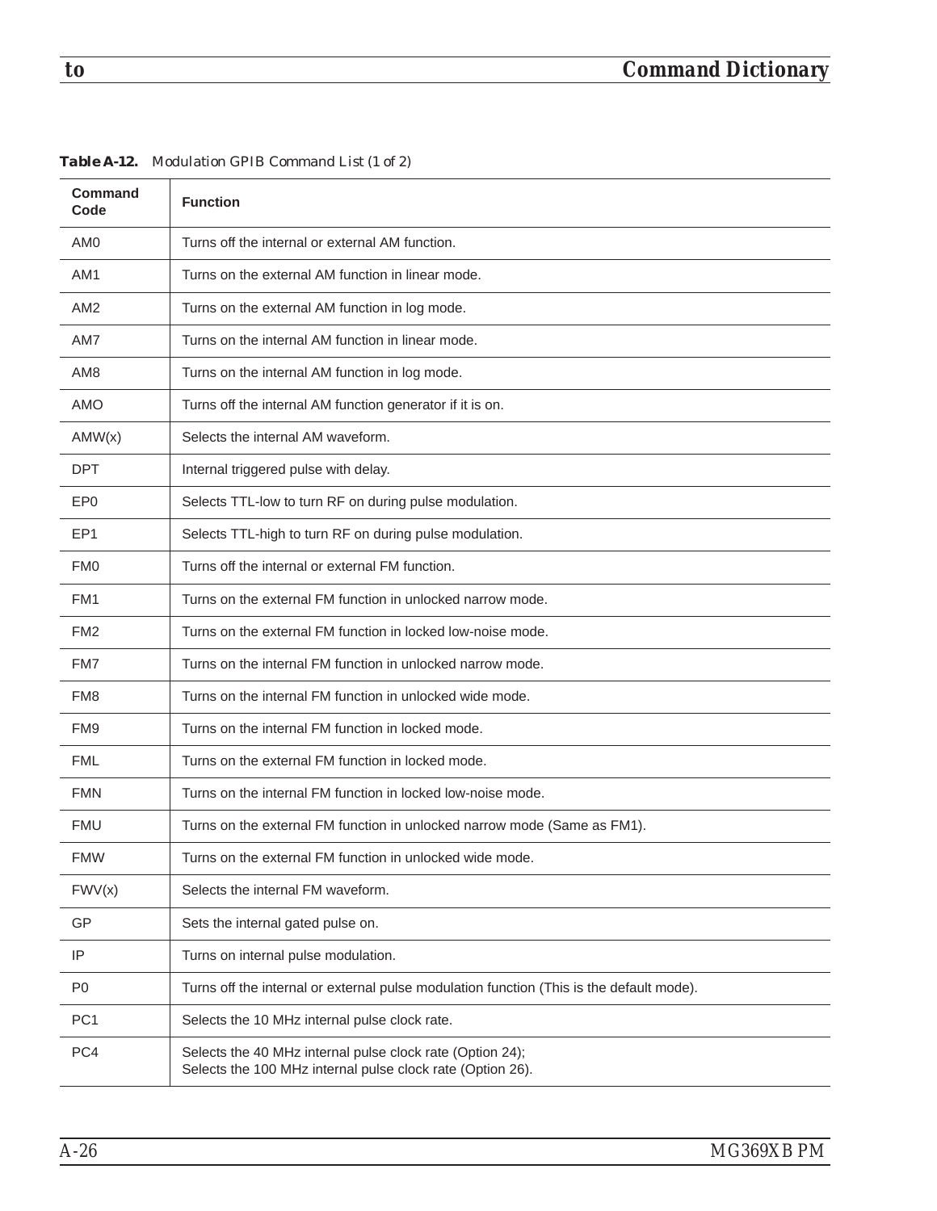**Table A-12.** *Modulation GPIB Command List (1 of 2)*

| Command Code | Function |
|---|---|
| AM0 | Turns off the internal or external AM function. |
| AM1 | Turns on the external AM function in linear mode. |
| AM2 | Turns on the external AM function in log mode. |
| AM7 | Turns on the internal AM function in linear mode. |
| AM8 | Turns on the internal AM function in log mode. |
| AMO | Turns off the internal AM function generator if it is on. |
| AMW(x) | Selects the internal AM waveform. |
| DPT | Internal triggered pulse with delay. |
| EP0 | Selects TTL-low to turn RF on during pulse modulation. |
| EP1 | Selects TTL-high to turn RF on during pulse modulation. |
| FM0 | Turns off the internal or external FM function. |
| FM1 | Turns on the external FM function in unlocked narrow mode. |
| FM2 | Turns on the external FM function in locked low-noise mode. |
| FM7 | Turns on the internal FM function in unlocked narrow mode. |
| FM8 | Turns on the internal FM function in unlocked wide mode. |
| FM9 | Turns on the internal FM function in locked mode. |
| FML | Turns on the external FM function in locked mode. |
| FMN | Turns on the internal FM function in locked low-noise mode. |
| FMU | Turns on the external FM function in unlocked narrow mode (Same as FM1). |
| FMW | Turns on the external FM function in unlocked wide mode. |
| FWV(x) | Selects the internal FM waveform. |
| GP | Sets the internal gated pulse on. |
| IP | Turns on internal pulse modulation. |
| P0 | Turns off the internal or external pulse modulation function (This is the default mode). |
| PC1 | Selects the 10 MHz internal pulse clock rate. |
| PC4 | Selects the 40 MHz internal pulse clock rate (Option 24);<br>Selects the 100 MHz internal pulse clock rate (Option 26). |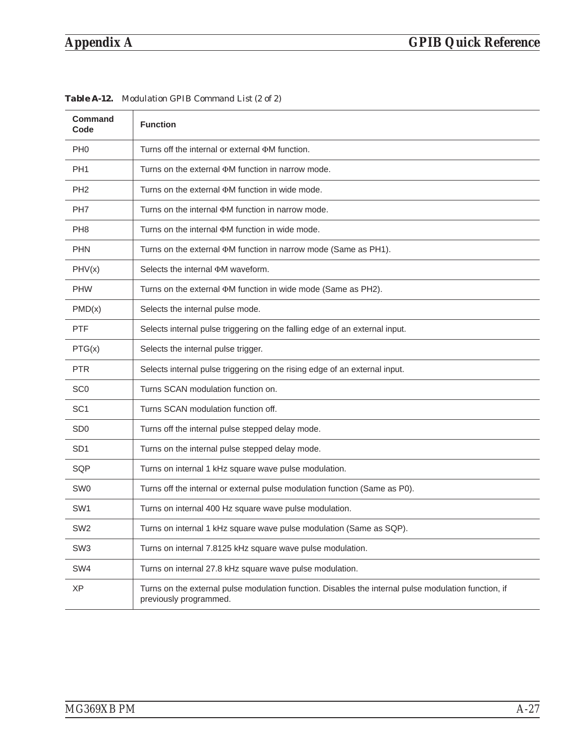**Table A-12.** *Modulation GPIB Command List (2 of 2)*

| Command Code | Function |
|---|---|
| PH0 | Turns off the internal or external ΦM function. |
| PH1 | Turns on the external ΦM function in narrow mode. |
| PH2 | Turns on the external ΦM function in wide mode. |
| PH7 | Turns on the internal ΦM function in narrow mode. |
| PH8 | Turns on the internal ΦM function in wide mode. |
| PHN | Turns on the external ΦM function in narrow mode (Same as PH1). |
| PHV(x) | Selects the internal ΦM waveform. |
| PHW | Turns on the external ΦM function in wide mode (Same as PH2). |
| PMD(x) | Selects the internal pulse mode. |
| PTF | Selects internal pulse triggering on the falling edge of an external input. |
| PTG(x) | Selects the internal pulse trigger. |
| PTR | Selects internal pulse triggering on the rising edge of an external input. |
| SC0 | Turns SCAN modulation function on. |
| SC1 | Turns SCAN modulation function off. |
| SD0 | Turns off the internal pulse stepped delay mode. |
| SD1 | Turns on the internal pulse stepped delay mode. |
| SQP | Turns on internal 1 kHz square wave pulse modulation. |
| SW0 | Turns off the internal or external pulse modulation function (Same as P0). |
| SW1 | Turns on internal 400 Hz square wave pulse modulation. |
| SW2 | Turns on internal 1 kHz square wave pulse modulation (Same as SQP). |
| SW3 | Turns on internal 7.8125 kHz square wave pulse modulation. |
| SW4 | Turns on internal 27.8 kHz square wave pulse modulation. |
| XP | Turns on the external pulse modulation function. Disables the internal pulse modulation function, if previously programmed. |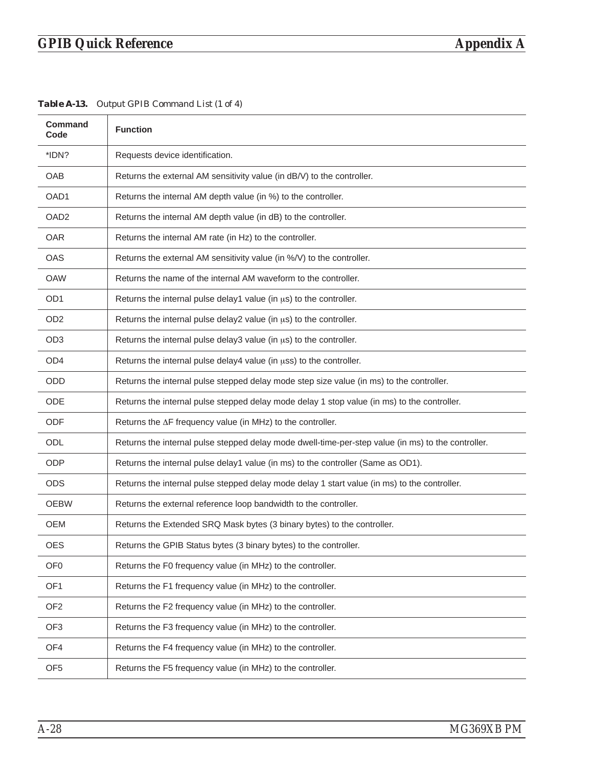**Table A-13.** Output GPIB Command List (1 of 4)

| Command Code | Function |
|---|---|
| *IDN? | Requests device identification. |
| OAB | Returns the external AM sensitivity value (in dB/V) to the controller. |
| OAD1 | Returns the internal AM depth value (in %) to the controller. |
| OAD2 | Returns the internal AM depth value (in dB) to the controller. |
| OAR | Returns the internal AM rate (in Hz) to the controller. |
| OAS | Returns the external AM sensitivity value (in %/V) to the controller. |
| OAW | Returns the name of the internal AM waveform to the controller. |
| OD1 | Returns the internal pulse delay1 value (in μs) to the controller. |
| OD2 | Returns the internal pulse delay2 value (in μs) to the controller. |
| OD3 | Returns the internal pulse delay3 value (in μs) to the controller. |
| OD4 | Returns the internal pulse delay4 value (in μss) to the controller. |
| ODD | Returns the internal pulse stepped delay mode step size value (in ms) to the controller. |
| ODE | Returns the internal pulse stepped delay mode delay 1 stop value (in ms) to the controller. |
| ODF | Returns the ΔF frequency value (in MHz) to the controller. |
| ODL | Returns the internal pulse stepped delay mode dwell-time-per-step value (in ms) to the controller. |
| ODP | Returns the internal pulse delay1 value (in ms) to the controller (Same as OD1). |
| ODS | Returns the internal pulse stepped delay mode delay 1 start value (in ms) to the controller. |
| OEBW | Returns the external reference loop bandwidth to the controller. |
| OEM | Returns the Extended SRQ Mask bytes (3 binary bytes) to the controller. |
| OES | Returns the GPIB Status bytes (3 binary bytes) to the controller. |
| OF0 | Returns the F0 frequency value (in MHz) to the controller. |
| OF1 | Returns the F1 frequency value (in MHz) to the controller. |
| OF2 | Returns the F2 frequency value (in MHz) to the controller. |
| OF3 | Returns the F3 frequency value (in MHz) to the controller. |
| OF4 | Returns the F4 frequency value (in MHz) to the controller. |
| OF5 | Returns the F5 frequency value (in MHz) to the controller. |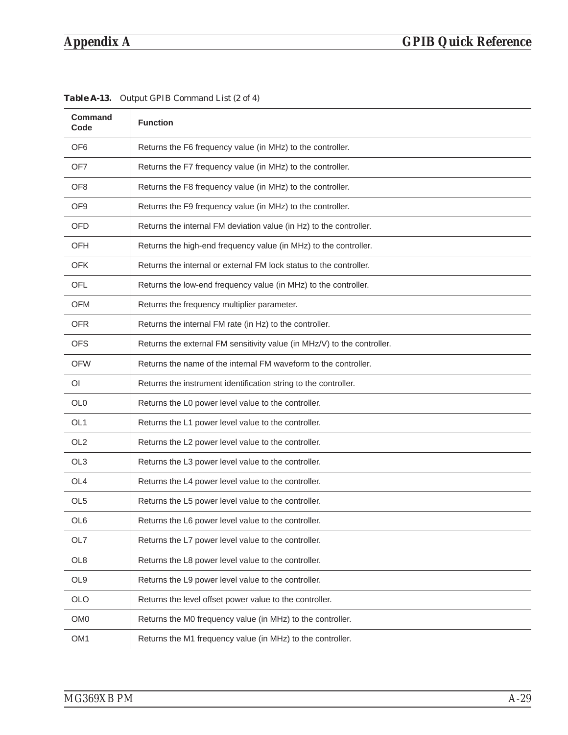**Table A-13.** Output GPIB Command List (2 of 4)

| Command Code | Function |
|---|---|
| OF6 | Returns the F6 frequency value (in MHz) to the controller. |
| OF7 | Returns the F7 frequency value (in MHz) to the controller. |
| OF8 | Returns the F8 frequency value (in MHz) to the controller. |
| OF9 | Returns the F9 frequency value (in MHz) to the controller. |
| OFD | Returns the internal FM deviation value (in Hz) to the controller. |
| OFH | Returns the high-end frequency value (in MHz) to the controller. |
| OFK | Returns the internal or external FM lock status to the controller. |
| OFL | Returns the low-end frequency value (in MHz) to the controller. |
| OFM | Returns the frequency multiplier parameter. |
| OFR | Returns the internal FM rate (in Hz) to the controller. |
| OFS | Returns the external FM sensitivity value (in MHz/V) to the controller. |
| OFW | Returns the name of the internal FM waveform to the controller. |
| OI | Returns the instrument identification string to the controller. |
| OL0 | Returns the L0 power level value to the controller. |
| OL1 | Returns the L1 power level value to the controller. |
| OL2 | Returns the L2 power level value to the controller. |
| OL3 | Returns the L3 power level value to the controller. |
| OL4 | Returns the L4 power level value to the controller. |
| OL5 | Returns the L5 power level value to the controller. |
| OL6 | Returns the L6 power level value to the controller. |
| OL7 | Returns the L7 power level value to the controller. |
| OL8 | Returns the L8 power level value to the controller. |
| OL9 | Returns the L9 power level value to the controller. |
| OLO | Returns the level offset power value to the controller. |
| OM0 | Returns the M0 frequency value (in MHz) to the controller. |
| OM1 | Returns the M1 frequency value (in MHz) to the controller. |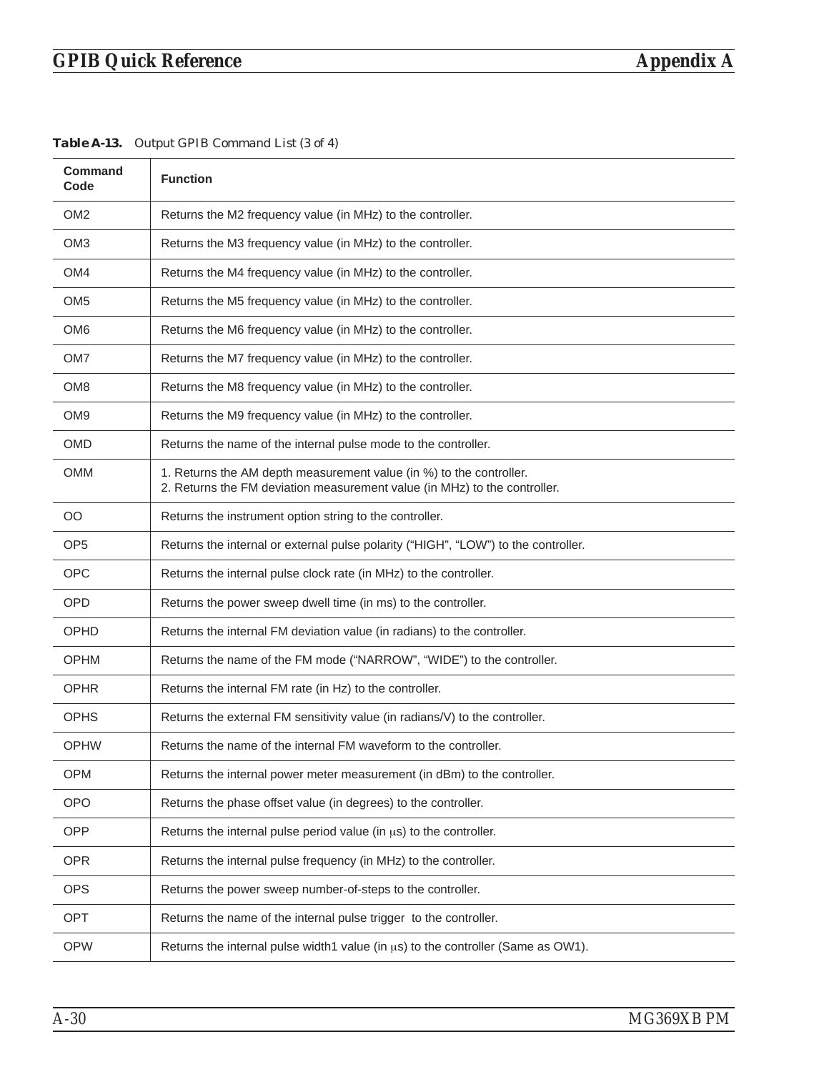**Table A-13.** Output GPIB Command List (3 of 4)

| Command Code | Function |
|---|---|
| OM2 | Returns the M2 frequency value (in MHz) to the controller. |
| OM3 | Returns the M3 frequency value (in MHz) to the controller. |
| OM4 | Returns the M4 frequency value (in MHz) to the controller. |
| OM5 | Returns the M5 frequency value (in MHz) to the controller. |
| OM6 | Returns the M6 frequency value (in MHz) to the controller. |
| OM7 | Returns the M7 frequency value (in MHz) to the controller. |
| OM8 | Returns the M8 frequency value (in MHz) to the controller. |
| OM9 | Returns the M9 frequency value (in MHz) to the controller. |
| OMD | Returns the name of the internal pulse mode to the controller. |
| OMM | 1. Returns the AM depth measurement value (in %) to the controller.<br>2. Returns the FM deviation measurement value (in MHz) to the controller. |
| OO | Returns the instrument option string to the controller. |
| OP5 | Returns the internal or external pulse polarity (“HIGH”, “LOW”) to the controller. |
| OPC | Returns the internal pulse clock rate (in MHz) to the controller. |
| OPD | Returns the power sweep dwell time (in ms) to the controller. |
| OPHD | Returns the internal FM deviation value (in radians) to the controller. |
| OPHM | Returns the name of the FM mode (“NARROW”, “WIDE”) to the controller. |
| OPHR | Returns the internal FM rate (in Hz) to the controller. |
| OPHS | Returns the external FM sensitivity value (in radians/V) to the controller. |
| OPHW | Returns the name of the internal FM waveform to the controller. |
| OPM | Returns the internal power meter measurement (in dBm) to the controller. |
| OPO | Returns the phase offset value (in degrees) to the controller. |
| OPP | Returns the internal pulse period value (in μs) to the controller. |
| OPR | Returns the internal pulse frequency (in MHz) to the controller. |
| OPS | Returns the power sweep number-of-steps to the controller. |
| OPT | Returns the name of the internal pulse trigger to the controller. |
| OPW | Returns the internal pulse width1 value (in μs) to the controller (Same as OW1). |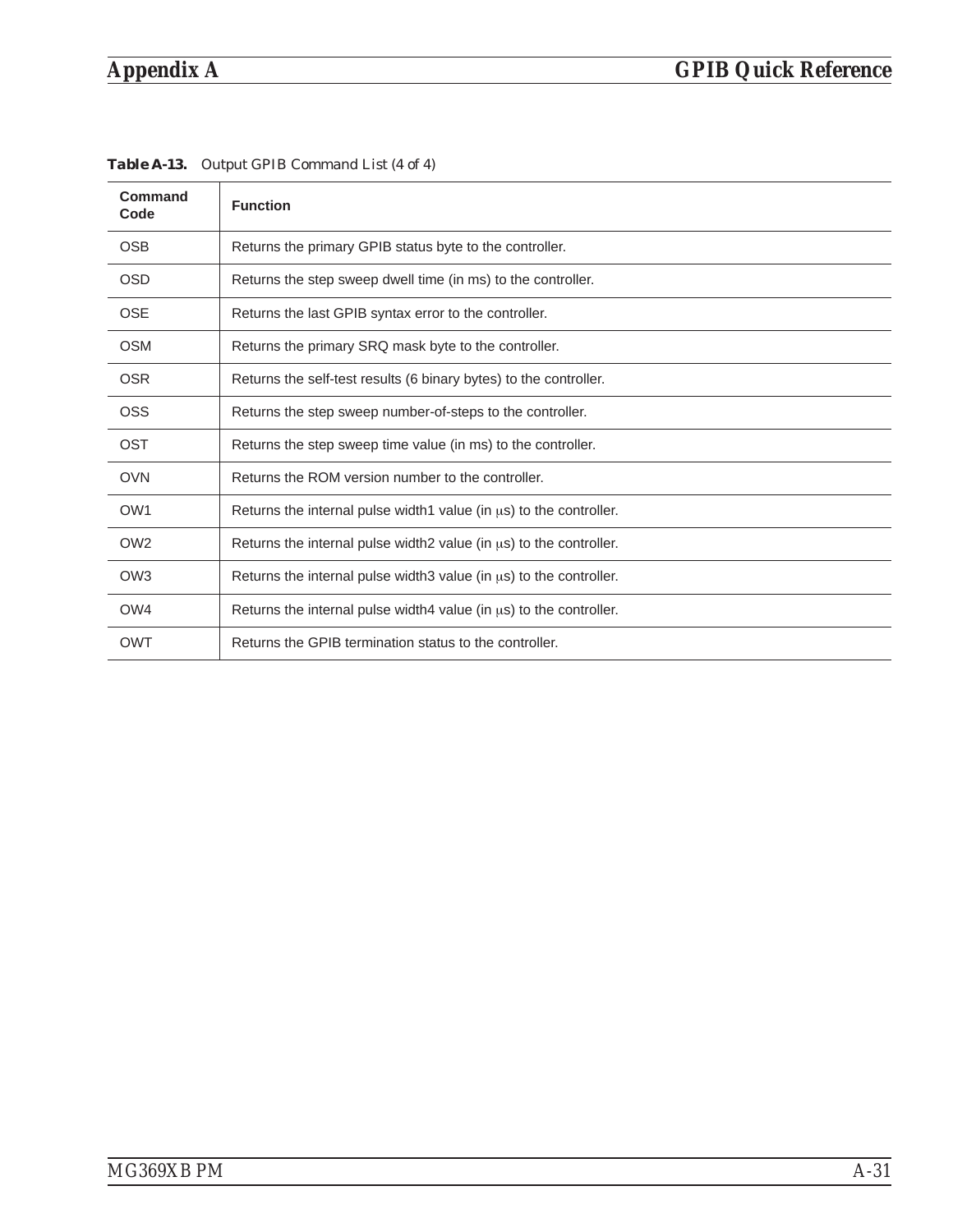**Table A-13.** Output GPIB Command List (4 of 4)

| Command Code | Function |
|---|---|
| OSB | Returns the primary GPIB status byte to the controller. |
| OSD | Returns the step sweep dwell time (in ms) to the controller. |
| OSE | Returns the last GPIB syntax error to the controller. |
| OSM | Returns the primary SRQ mask byte to the controller. |
| OSR | Returns the self-test results (6 binary bytes) to the controller. |
| OSS | Returns the step sweep number-of-steps to the controller. |
| OST | Returns the step sweep time value (in ms) to the controller. |
| OVN | Returns the ROM version number to the controller. |
| OW1 | Returns the internal pulse width1 value (in μs) to the controller. |
| OW2 | Returns the internal pulse width2 value (in μs) to the controller. |
| OW3 | Returns the internal pulse width3 value (in μs) to the controller. |
| OW4 | Returns the internal pulse width4 value (in μs) to the controller. |
| OWT | Returns the GPIB termination status to the controller. |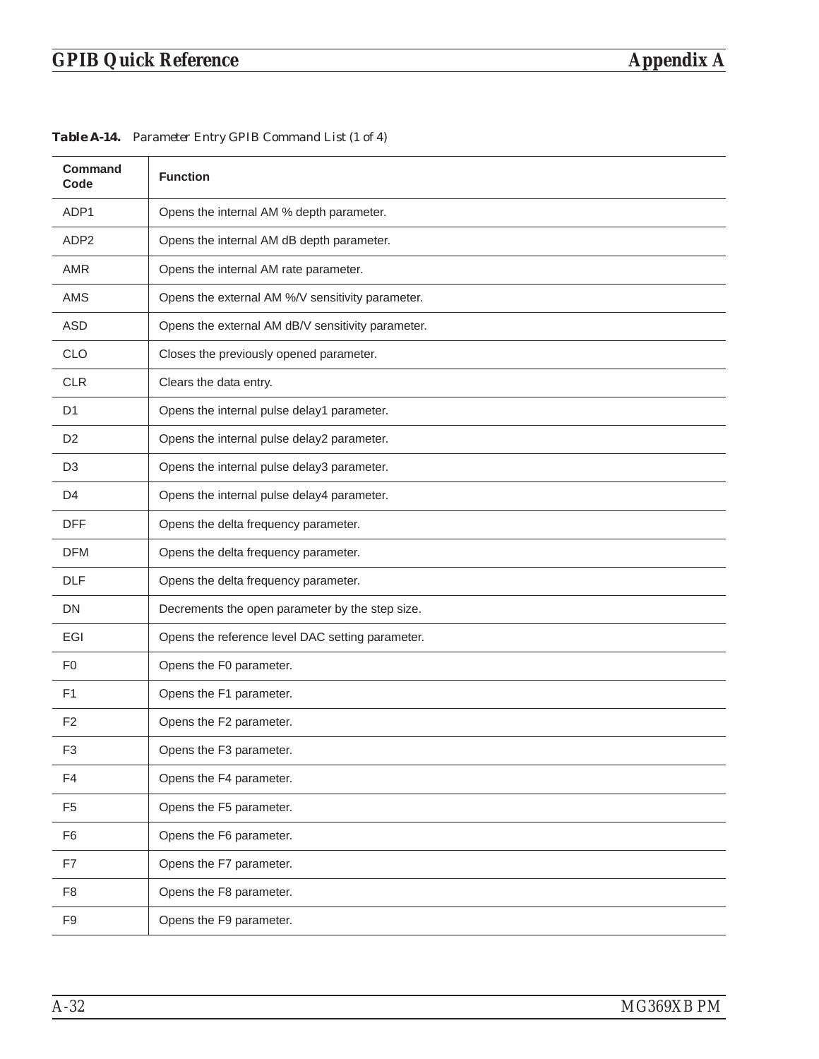**Table A-14.** *Parameter Entry GPIB Command List (1 of 4)*

| Command Code | Function |
|---|---|
| ADP1 | Opens the internal AM % depth parameter. |
| ADP2 | Opens the internal AM dB depth parameter. |
| AMR | Opens the internal AM rate parameter. |
| AMS | Opens the external AM %/V sensitivity parameter. |
| ASD | Opens the external AM dB/V sensitivity parameter. |
| CLO | Closes the previously opened parameter. |
| CLR | Clears the data entry. |
| D1 | Opens the internal pulse delay1 parameter. |
| D2 | Opens the internal pulse delay2 parameter. |
| D3 | Opens the internal pulse delay3 parameter. |
| D4 | Opens the internal pulse delay4 parameter. |
| DFF | Opens the delta frequency parameter. |
| DFM | Opens the delta frequency parameter. |
| DLF | Opens the delta frequency parameter. |
| DN | Decrements the open parameter by the step size. |
| EGI | Opens the reference level DAC setting parameter. |
| F0 | Opens the F0 parameter. |
| F1 | Opens the F1 parameter. |
| F2 | Opens the F2 parameter. |
| F3 | Opens the F3 parameter. |
| F4 | Opens the F4 parameter. |
| F5 | Opens the F5 parameter. |
| F6 | Opens the F6 parameter. |
| F7 | Opens the F7 parameter. |
| F8 | Opens the F8 parameter. |
| F9 | Opens the F9 parameter. |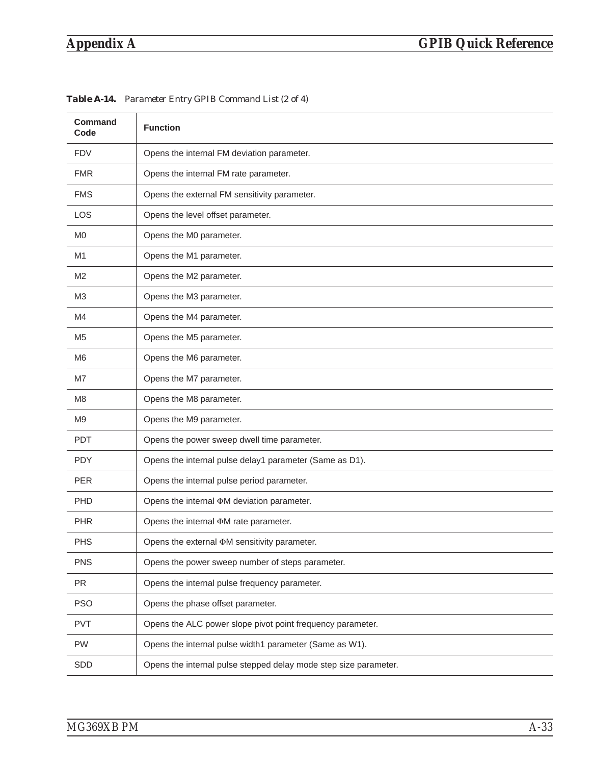**Table A-14.** *Parameter Entry GPIB Command List (2 of 4)*

| Command Code | Function |
|---|---|
| FDV | Opens the internal FM deviation parameter. |
| FMR | Opens the internal FM rate parameter. |
| FMS | Opens the external FM sensitivity parameter. |
| LOS | Opens the level offset parameter. |
| M0 | Opens the M0 parameter. |
| M1 | Opens the M1 parameter. |
| M2 | Opens the M2 parameter. |
| M3 | Opens the M3 parameter. |
| M4 | Opens the M4 parameter. |
| M5 | Opens the M5 parameter. |
| M6 | Opens the M6 parameter. |
| M7 | Opens the M7 parameter. |
| M8 | Opens the M8 parameter. |
| M9 | Opens the M9 parameter. |
| PDT | Opens the power sweep dwell time parameter. |
| PDY | Opens the internal pulse delay1 parameter (Same as D1). |
| PER | Opens the internal pulse period parameter. |
| PHD | Opens the internal ΦM deviation parameter. |
| PHR | Opens the internal ΦM rate parameter. |
| PHS | Opens the external ΦM sensitivity parameter. |
| PNS | Opens the power sweep number of steps parameter. |
| PR | Opens the internal pulse frequency parameter. |
| PSO | Opens the phase offset parameter. |
| PVT | Opens the ALC power slope pivot point frequency parameter. |
| PW | Opens the internal pulse width1 parameter (Same as W1). |
| SDD | Opens the internal pulse stepped delay mode step size parameter. |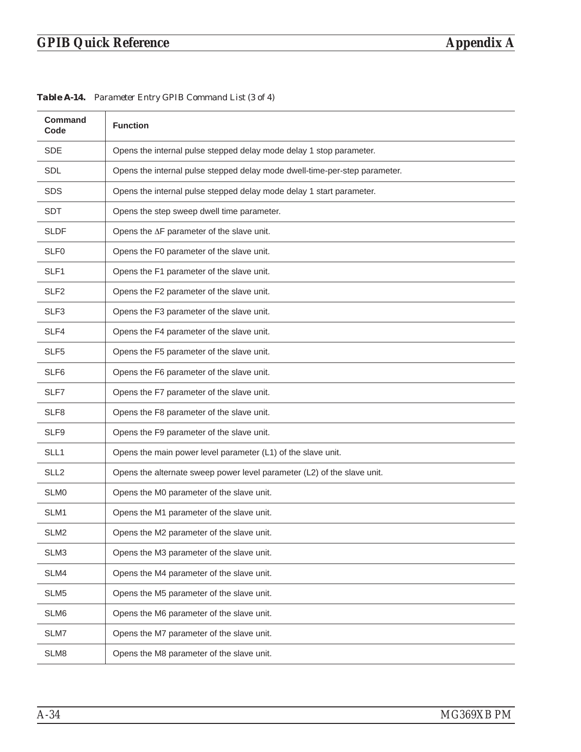**Table A-14.** *Parameter Entry GPIB Command List (3 of 4)*

| Command Code | Function |
|---|---|
| SDE | Opens the internal pulse stepped delay mode delay 1 stop parameter. |
| SDL | Opens the internal pulse stepped delay mode dwell-time-per-step parameter. |
| SDS | Opens the internal pulse stepped delay mode delay 1 start parameter. |
| SDT | Opens the step sweep dwell time parameter. |
| SLDF | Opens the ΔF parameter of the slave unit. |
| SLF0 | Opens the F0 parameter of the slave unit. |
| SLF1 | Opens the F1 parameter of the slave unit. |
| SLF2 | Opens the F2 parameter of the slave unit. |
| SLF3 | Opens the F3 parameter of the slave unit. |
| SLF4 | Opens the F4 parameter of the slave unit. |
| SLF5 | Opens the F5 parameter of the slave unit. |
| SLF6 | Opens the F6 parameter of the slave unit. |
| SLF7 | Opens the F7 parameter of the slave unit. |
| SLF8 | Opens the F8 parameter of the slave unit. |
| SLF9 | Opens the F9 parameter of the slave unit. |
| SLL1 | Opens the main power level parameter (L1) of the slave unit. |
| SLL2 | Opens the alternate sweep power level parameter (L2) of the slave unit. |
| SLM0 | Opens the M0 parameter of the slave unit. |
| SLM1 | Opens the M1 parameter of the slave unit. |
| SLM2 | Opens the M2 parameter of the slave unit. |
| SLM3 | Opens the M3 parameter of the slave unit. |
| SLM4 | Opens the M4 parameter of the slave unit. |
| SLM5 | Opens the M5 parameter of the slave unit. |
| SLM6 | Opens the M6 parameter of the slave unit. |
| SLM7 | Opens the M7 parameter of the slave unit. |
| SLM8 | Opens the M8 parameter of the slave unit. |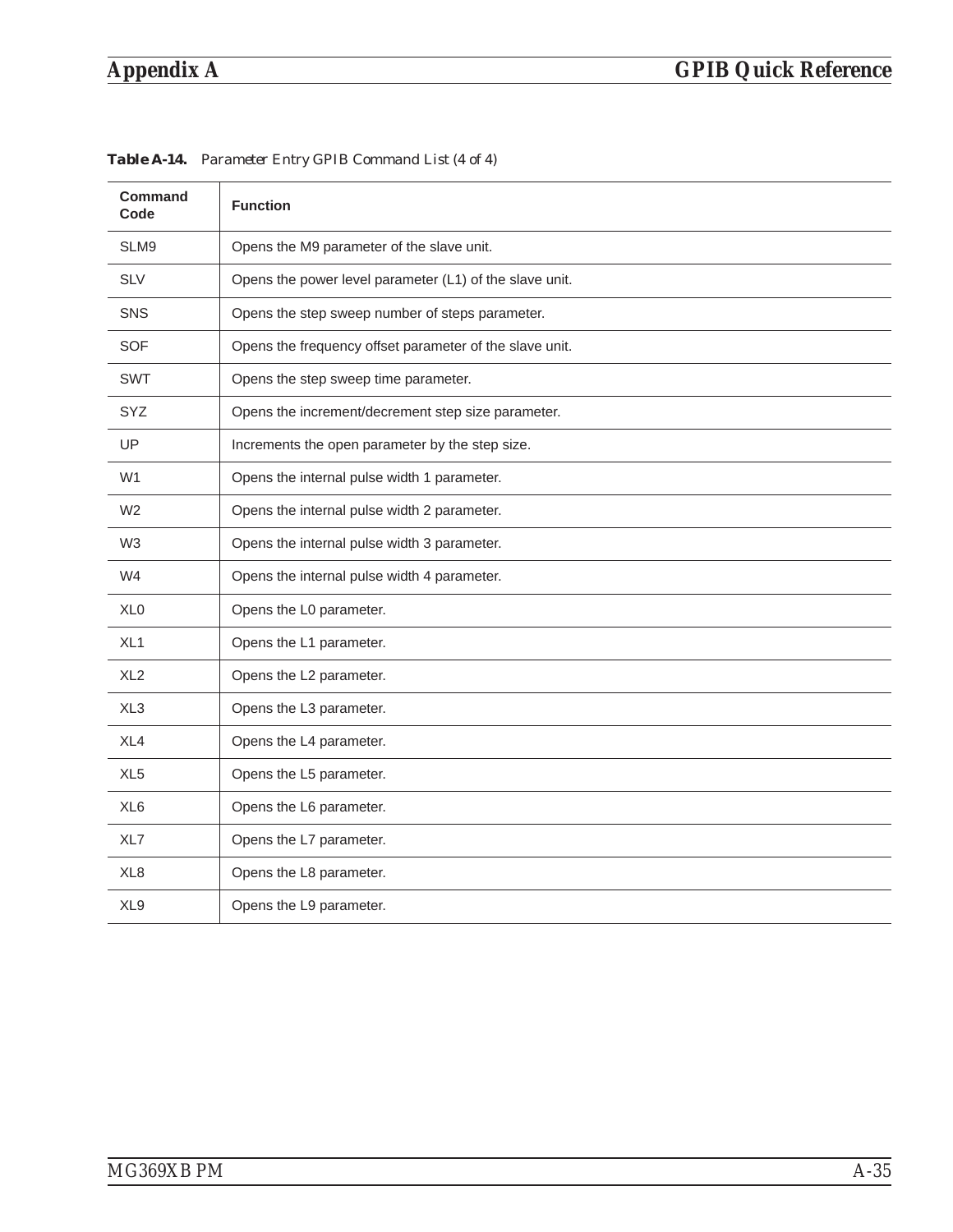**Table A-14.** *Parameter Entry GPIB Command List (4 of 4)*

| Command Code | Function |
|---|---|
| SLM9 | Opens the M9 parameter of the slave unit. |
| SLV | Opens the power level parameter (L1) of the slave unit. |
| SNS | Opens the step sweep number of steps parameter. |
| SOF | Opens the frequency offset parameter of the slave unit. |
| SWT | Opens the step sweep time parameter. |
| SYZ | Opens the increment/decrement step size parameter. |
| UP | Increments the open parameter by the step size. |
| W1 | Opens the internal pulse width 1 parameter. |
| W2 | Opens the internal pulse width 2 parameter. |
| W3 | Opens the internal pulse width 3 parameter. |
| W4 | Opens the internal pulse width 4 parameter. |
| XL0 | Opens the L0 parameter. |
| XL1 | Opens the L1 parameter. |
| XL2 | Opens the L2 parameter. |
| XL3 | Opens the L3 parameter. |
| XL4 | Opens the L4 parameter. |
| XL5 | Opens the L5 parameter. |
| XL6 | Opens the L6 parameter. |
| XL7 | Opens the L7 parameter. |
| XL8 | Opens the L8 parameter. |
| XL9 | Opens the L9 parameter. |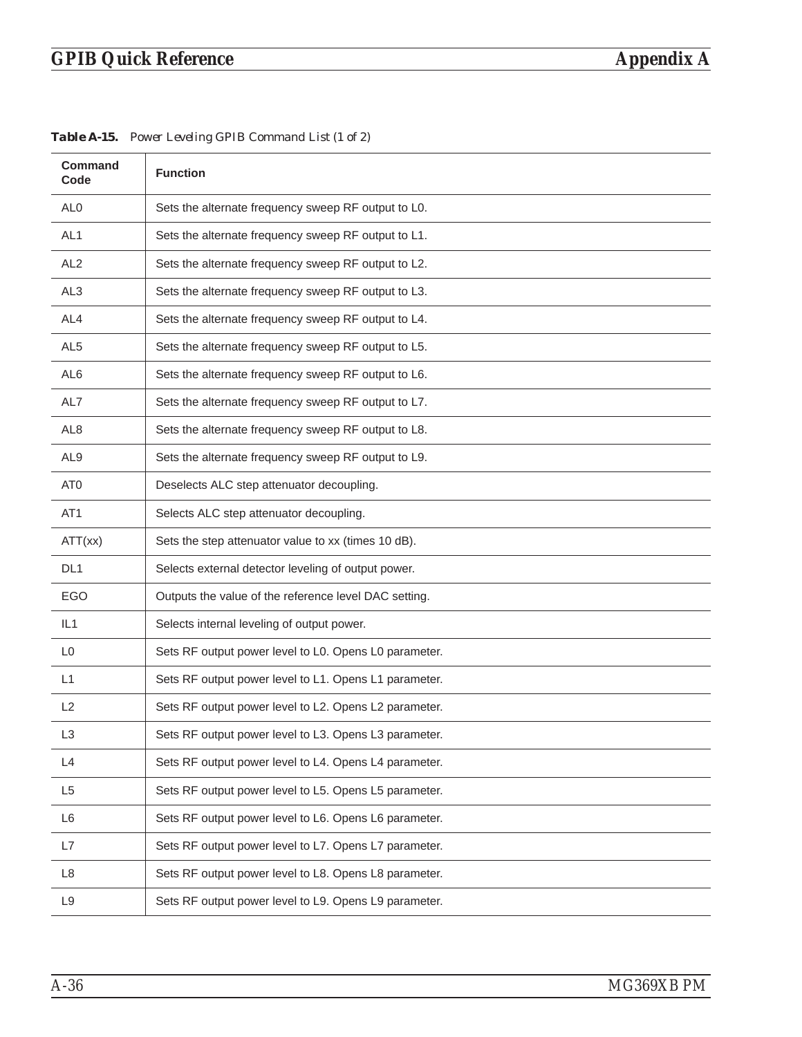**Table A-15.** *Power Leveling GPIB Command List (1 of 2)*

| Command Code | Function |
|---|---|
| AL0 | Sets the alternate frequency sweep RF output to L0. |
| AL1 | Sets the alternate frequency sweep RF output to L1. |
| AL2 | Sets the alternate frequency sweep RF output to L2. |
| AL3 | Sets the alternate frequency sweep RF output to L3. |
| AL4 | Sets the alternate frequency sweep RF output to L4. |
| AL5 | Sets the alternate frequency sweep RF output to L5. |
| AL6 | Sets the alternate frequency sweep RF output to L6. |
| AL7 | Sets the alternate frequency sweep RF output to L7. |
| AL8 | Sets the alternate frequency sweep RF output to L8. |
| AL9 | Sets the alternate frequency sweep RF output to L9. |
| AT0 | Deselects ALC step attenuator decoupling. |
| AT1 | Selects ALC step attenuator decoupling. |
| ATT(xx) | Sets the step attenuator value to xx (times 10 dB). |
| DL1 | Selects external detector leveling of output power. |
| EGO | Outputs the value of the reference level DAC setting. |
| IL1 | Selects internal leveling of output power. |
| L0 | Sets RF output power level to L0. Opens L0 parameter. |
| L1 | Sets RF output power level to L1. Opens L1 parameter. |
| L2 | Sets RF output power level to L2. Opens L2 parameter. |
| L3 | Sets RF output power level to L3. Opens L3 parameter. |
| L4 | Sets RF output power level to L4. Opens L4 parameter. |
| L5 | Sets RF output power level to L5. Opens L5 parameter. |
| L6 | Sets RF output power level to L6. Opens L6 parameter. |
| L7 | Sets RF output power level to L7. Opens L7 parameter. |
| L8 | Sets RF output power level to L8. Opens L8 parameter. |
| L9 | Sets RF output power level to L9. Opens L9 parameter. |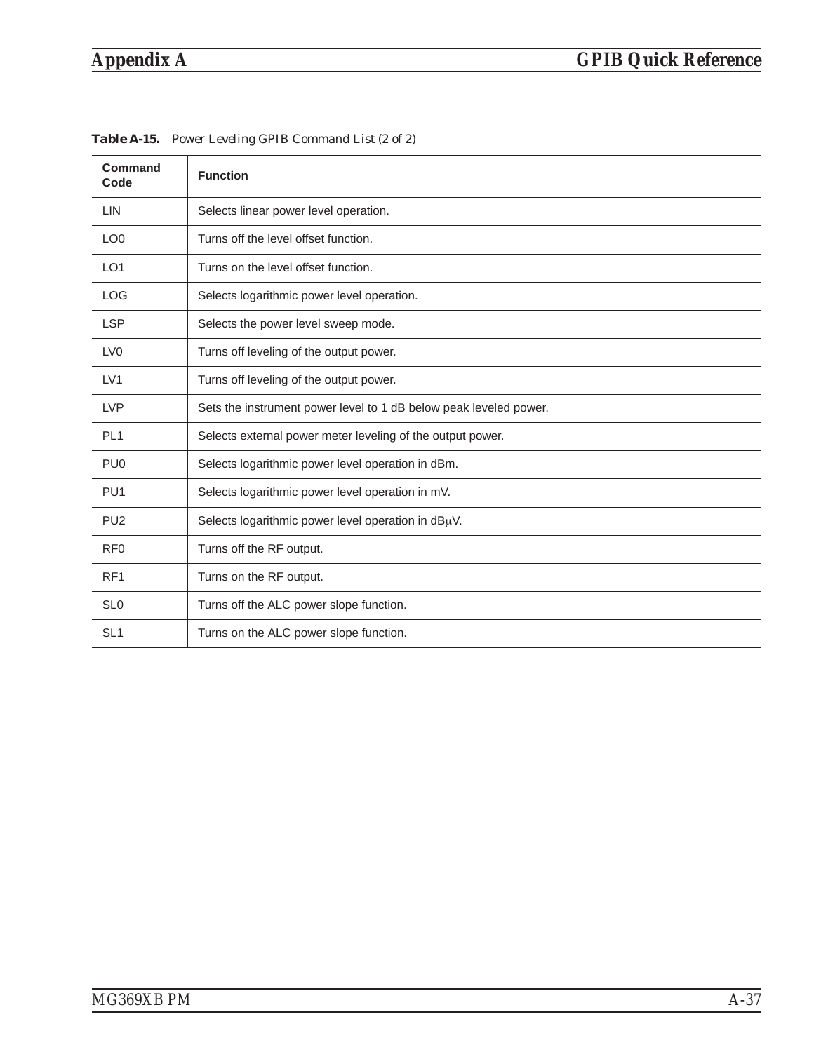**Table A-15.** *Power Leveling GPIB Command List (2 of 2)*

| Command Code | Function |
|---|---|
| LIN | Selects linear power level operation. |
| LO0 | Turns off the level offset function. |
| LO1 | Turns on the level offset function. |
| LOG | Selects logarithmic power level operation. |
| LSP | Selects the power level sweep mode. |
| LV0 | Turns off leveling of the output power. |
| LV1 | Turns off leveling of the output power. |
| LVP | Sets the instrument power level to 1 dB below peak leveled power. |
| PL1 | Selects external power meter leveling of the output power. |
| PU0 | Selects logarithmic power level operation in dBm. |
| PU1 | Selects logarithmic power level operation in mV. |
| PU2 | Selects logarithmic power level operation in dBμV. |
| RF0 | Turns off the RF output. |
| RF1 | Turns on the RF output. |
| SL0 | Turns off the ALC power slope function. |
| SL1 | Turns on the ALC power slope function. |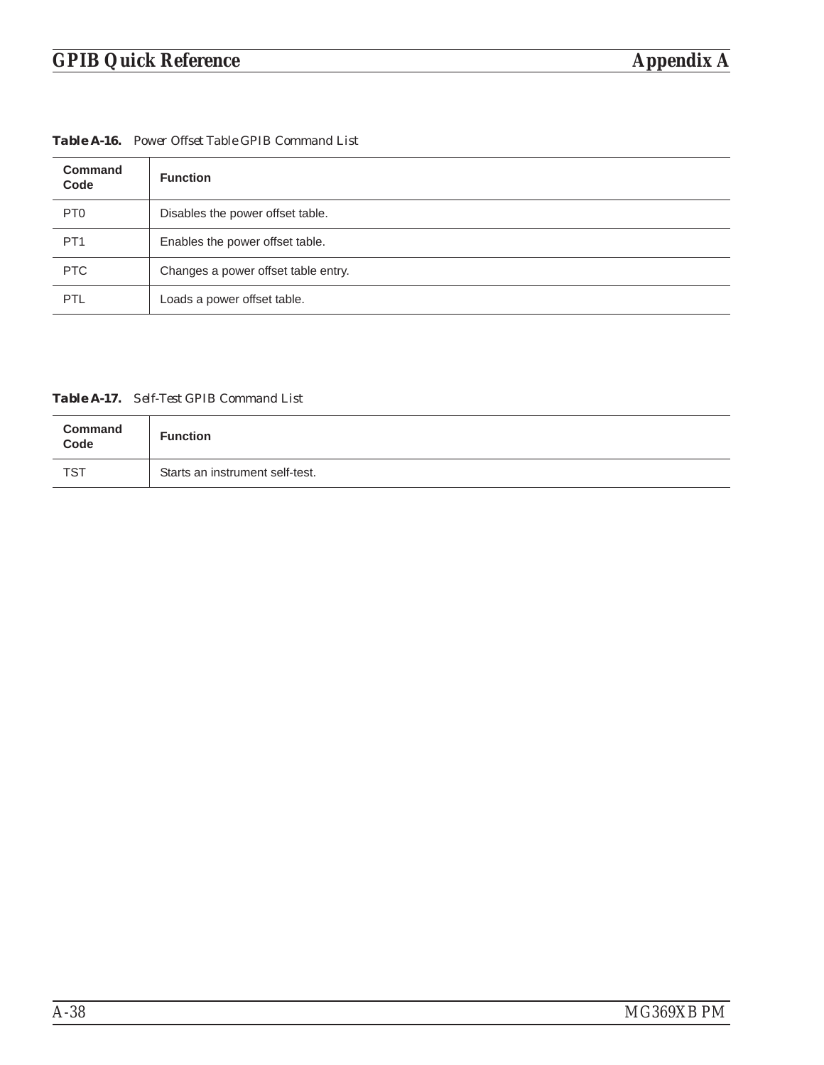**Table A-16.** *Power Offset Table GPIB Command List*

| Command Code | Function |
|---|---|
| PT0 | Disables the power offset table. |
| PT1 | Enables the power offset table. |
| PTC | Changes a power offset table entry. |
| PTL | Loads a power offset table. |

**Table A-17.** *Self-Test GPIB Command List*

| Command Code | Function |
|---|---|
| TST | Starts an instrument self-test. |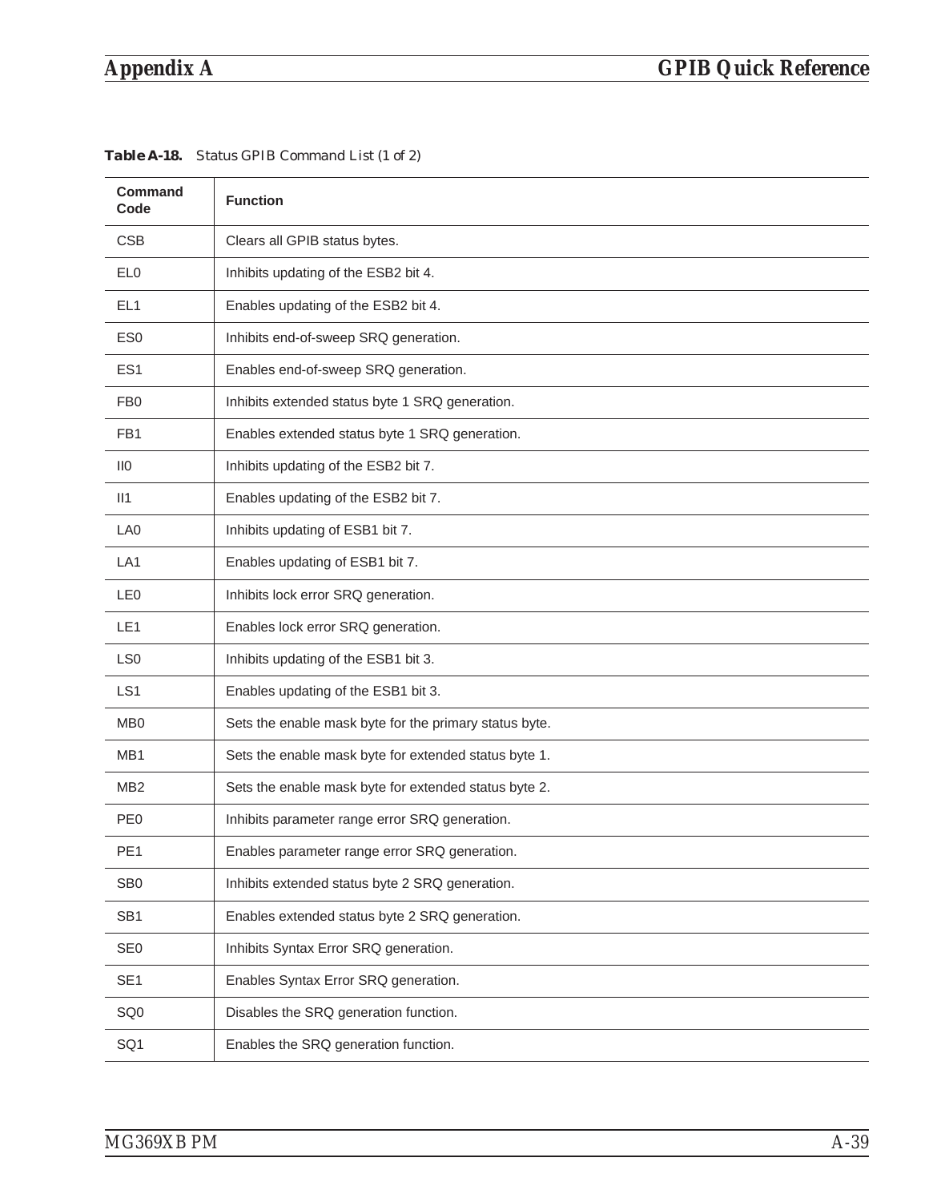**Table A-18.** Status GPIB Command List (1 of 2)

| Command Code | Function |
|---|---|
| CSB | Clears all GPIB status bytes. |
| EL0 | Inhibits updating of the ESB2 bit 4. |
| EL1 | Enables updating of the ESB2 bit 4. |
| ES0 | Inhibits end-of-sweep SRQ generation. |
| ES1 | Enables end-of-sweep SRQ generation. |
| FB0 | Inhibits extended status byte 1 SRQ generation. |
| FB1 | Enables extended status byte 1 SRQ generation. |
| II0 | Inhibits updating of the ESB2 bit 7. |
| II1 | Enables updating of the ESB2 bit 7. |
| LA0 | Inhibits updating of ESB1 bit 7. |
| LA1 | Enables updating of ESB1 bit 7. |
| LE0 | Inhibits lock error SRQ generation. |
| LE1 | Enables lock error SRQ generation. |
| LS0 | Inhibits updating of the ESB1 bit 3. |
| LS1 | Enables updating of the ESB1 bit 3. |
| MB0 | Sets the enable mask byte for the primary status byte. |
| MB1 | Sets the enable mask byte for extended status byte 1. |
| MB2 | Sets the enable mask byte for extended status byte 2. |
| PE0 | Inhibits parameter range error SRQ generation. |
| PE1 | Enables parameter range error SRQ generation. |
| SB0 | Inhibits extended status byte 2 SRQ generation. |
| SB1 | Enables extended status byte 2 SRQ generation. |
| SE0 | Inhibits Syntax Error SRQ generation. |
| SE1 | Enables Syntax Error SRQ generation. |
| SQ0 | Disables the SRQ generation function. |
| SQ1 | Enables the SRQ generation function. |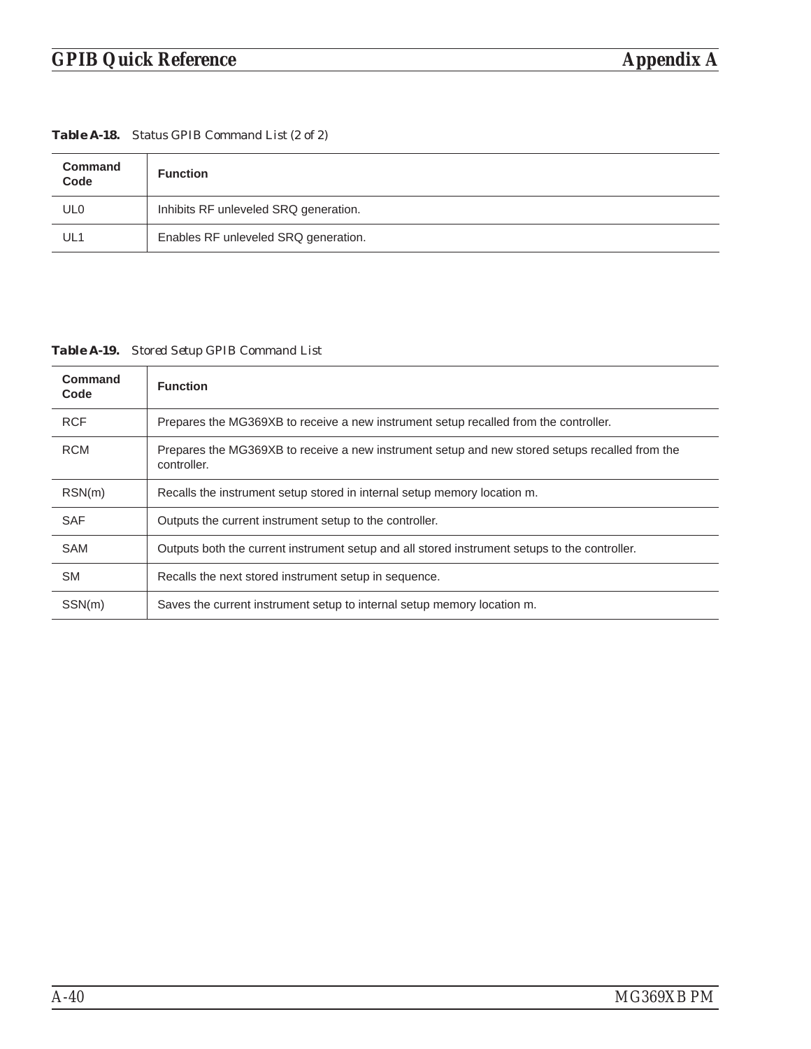**Table A-18.** *Status GPIB Command List (2 of 2)*

| Command Code | Function |
|---|---|
| UL0 | Inhibits RF unleveled SRQ generation. |
| UL1 | Enables RF unleveled SRQ generation. |

**Table A-19.** *Stored Setup GPIB Command List*

| Command Code | Function |
|---|---|
| RCF | Prepares the MG369XB to receive a new instrument setup recalled from the controller. |
| RCM | Prepares the MG369XB to receive a new instrument setup and new stored setups recalled from the controller. |
| RSN(m) | Recalls the instrument setup stored in internal setup memory location m. |
| SAF | Outputs the current instrument setup to the controller. |
| SAM | Outputs both the current instrument setup and all stored instrument setups to the controller. |
| SM | Recalls the next stored instrument setup in sequence. |
| SSN(m) | Saves the current instrument setup to internal setup memory location m. |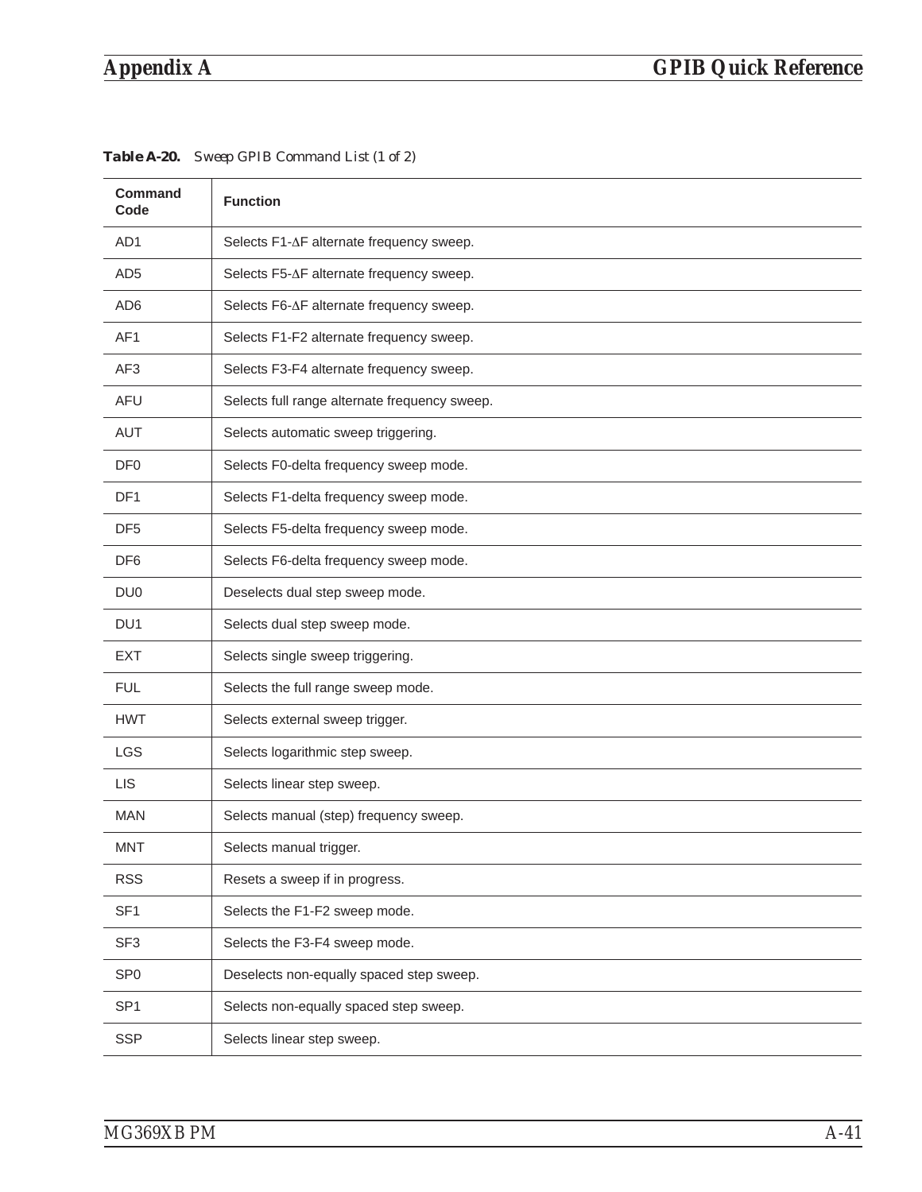**Table A-20.** *Sweep GPIB Command List (1 of 2)*

| Command Code | Function |
|---|---|
| AD1 | Selects F1-ΔF alternate frequency sweep. |
| AD5 | Selects F5-ΔF alternate frequency sweep. |
| AD6 | Selects F6-ΔF alternate frequency sweep. |
| AF1 | Selects F1-F2 alternate frequency sweep. |
| AF3 | Selects F3-F4 alternate frequency sweep. |
| AFU | Selects full range alternate frequency sweep. |
| AUT | Selects automatic sweep triggering. |
| DF0 | Selects F0-delta frequency sweep mode. |
| DF1 | Selects F1-delta frequency sweep mode. |
| DF5 | Selects F5-delta frequency sweep mode. |
| DF6 | Selects F6-delta frequency sweep mode. |
| DU0 | Deselects dual step sweep mode. |
| DU1 | Selects dual step sweep mode. |
| EXT | Selects single sweep triggering. |
| FUL | Selects the full range sweep mode. |
| HWT | Selects external sweep trigger. |
| LGS | Selects logarithmic step sweep. |
| LIS | Selects linear step sweep. |
| MAN | Selects manual (step) frequency sweep. |
| MNT | Selects manual trigger. |
| RSS | Resets a sweep if in progress. |
| SF1 | Selects the F1-F2 sweep mode. |
| SF3 | Selects the F3-F4 sweep mode. |
| SP0 | Deselects non-equally spaced step sweep. |
| SP1 | Selects non-equally spaced step sweep. |
| SSP | Selects linear step sweep. |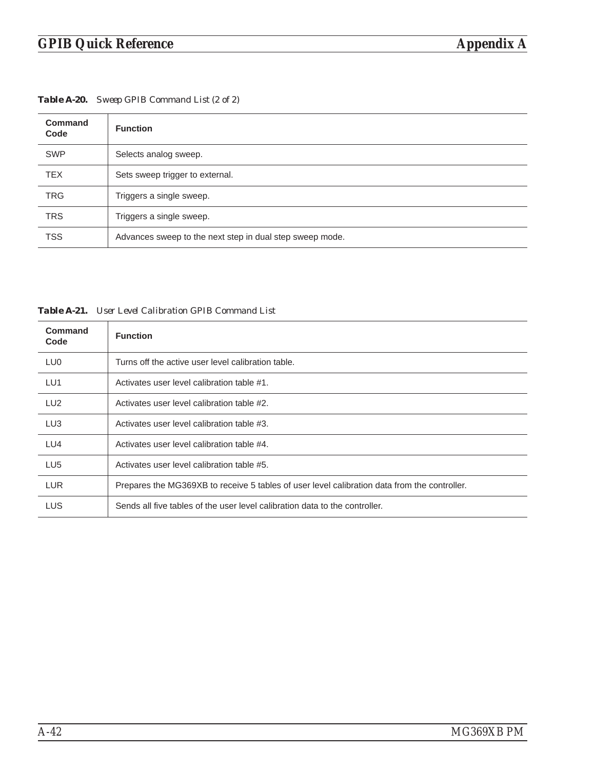**Table A-20.** *Sweep GPIB Command List (2 of 2)*

| Command Code | Function |
| --- | --- |
| SWP | Selects analog sweep. |
| TEX | Sets sweep trigger to external. |
| TRG | Triggers a single sweep. |
| TRS | Triggers a single sweep. |
| TSS | Advances sweep to the next step in dual step sweep mode. |

**Table A-21.** *User Level Calibration GPIB Command List*

| Command Code | Function |
| --- | --- |
| LU0 | Turns off the active user level calibration table. |
| LU1 | Activates user level calibration table #1. |
| LU2 | Activates user level calibration table #2. |
| LU3 | Activates user level calibration table #3. |
| LU4 | Activates user level calibration table #4. |
| LU5 | Activates user level calibration table #5. |
| LUR | Prepares the MG369XB to receive 5 tables of user level calibration data from the controller. |
| LUS | Sends all five tables of the user level calibration data to the controller. |